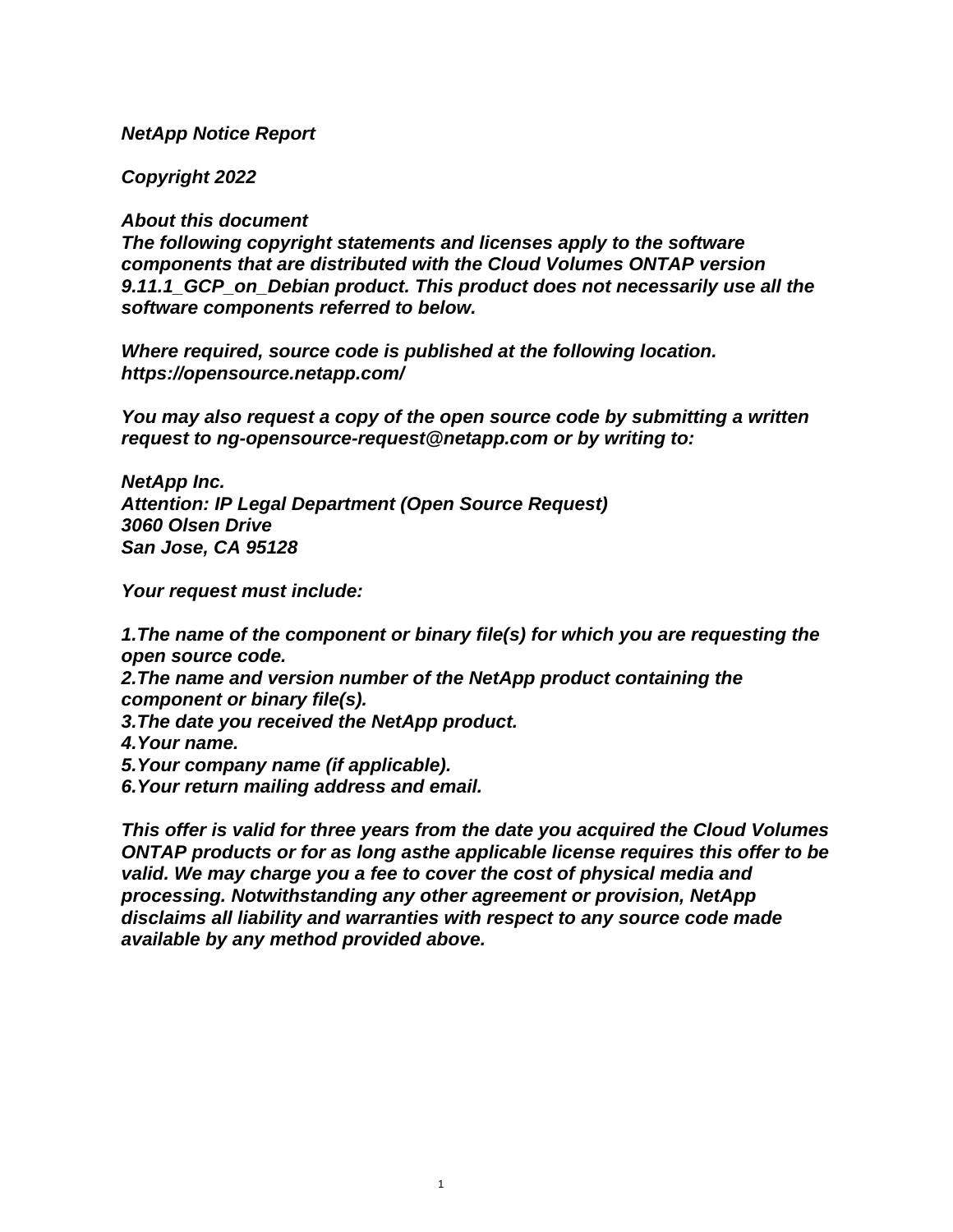***NetApp Notice Report***

***Copyright 2022***

***About this document***
***The following copyright statements and licenses apply to the software components that are distributed with the Cloud Volumes ONTAP version 9.11.1_GCP_on_Debian product. This product does not necessarily use all the software components referred to below.***

***Where required, source code is published at the following location.***
***https://opensource.netapp.com/***

***You may also request a copy of the open source code by submitting a written request to ng-opensource-request@netapp.com or by writing to:***

***NetApp Inc.***
***Attention: IP Legal Department (Open Source Request)***
***3060 Olsen Drive***
***San Jose, CA 95128***

***Your request must include:***

***1.The name of the component or binary file(s) for which you are requesting the open source code.***
***2.The name and version number of the NetApp product containing the component or binary file(s).***
***3.The date you received the NetApp product.***
***4.Your name.***
***5.Your company name (if applicable).***
***6.Your return mailing address and email.***

***This offer is valid for three years from the date you acquired the Cloud Volumes ONTAP products or for as long asthe applicable license requires this offer to be valid. We may charge you a fee to cover the cost of physical media and processing. Notwithstanding any other agreement or provision, NetApp disclaims all liability and warranties with respect to any source code made available by any method provided above.***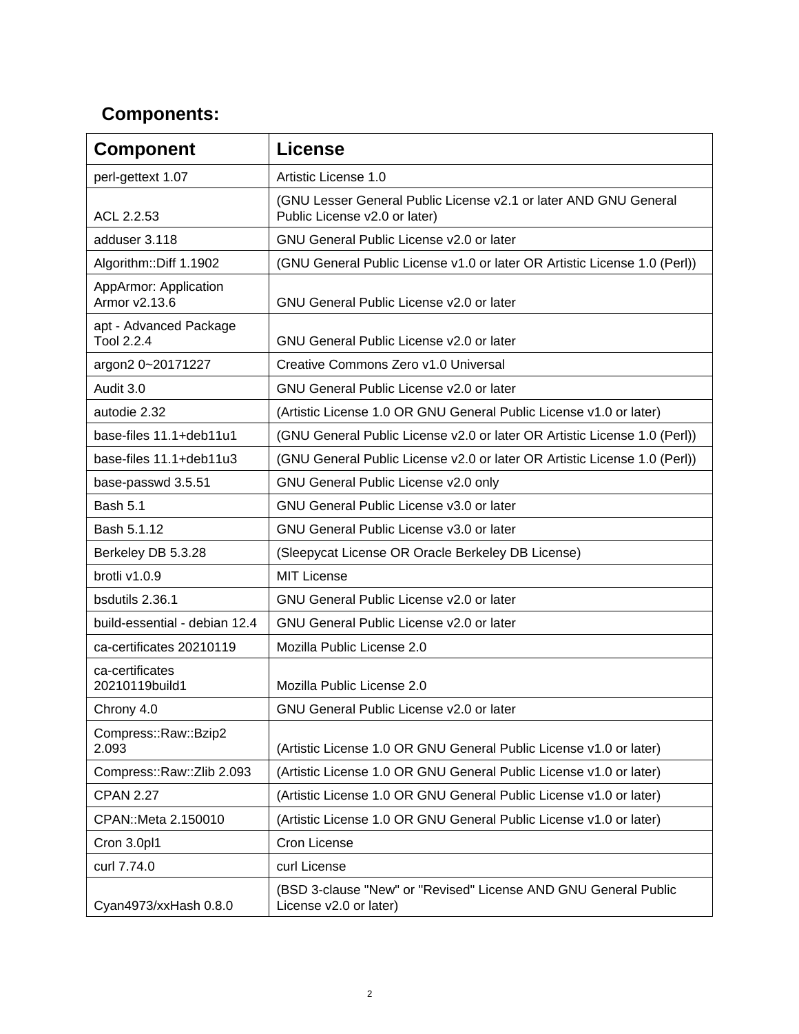## Components:

| Component | License |
| --- | --- |
| perl-gettext 1.07 | Artistic License 1.0 |
| ACL 2.2.53 | (GNU Lesser General Public License v2.1 or later AND GNU General Public License v2.0 or later) |
| adduser 3.118 | GNU General Public License v2.0 or later |
| Algorithm::Diff 1.1902 | (GNU General Public License v1.0 or later OR Artistic License 1.0 (Perl)) |
| AppArmor: Application Armor v2.13.6 | GNU General Public License v2.0 or later |
| apt - Advanced Package Tool 2.2.4 | GNU General Public License v2.0 or later |
| argon2 0~20171227 | Creative Commons Zero v1.0 Universal |
| Audit 3.0 | GNU General Public License v2.0 or later |
| autodie 2.32 | (Artistic License 1.0 OR GNU General Public License v1.0 or later) |
| base-files 11.1+deb11u1 | (GNU General Public License v2.0 or later OR Artistic License 1.0 (Perl)) |
| base-files 11.1+deb11u3 | (GNU General Public License v2.0 or later OR Artistic License 1.0 (Perl)) |
| base-passwd 3.5.51 | GNU General Public License v2.0 only |
| Bash 5.1 | GNU General Public License v3.0 or later |
| Bash 5.1.12 | GNU General Public License v3.0 or later |
| Berkeley DB 5.3.28 | (Sleepycat License OR Oracle Berkeley DB License) |
| brotli v1.0.9 | MIT License |
| bsdutils 2.36.1 | GNU General Public License v2.0 or later |
| build-essential - debian 12.4 | GNU General Public License v2.0 or later |
| ca-certificates 20210119 | Mozilla Public License 2.0 |
| ca-certificates 20210119build1 | Mozilla Public License 2.0 |
| Chrony 4.0 | GNU General Public License v2.0 or later |
| Compress::Raw::Bzip2 2.093 | (Artistic License 1.0 OR GNU General Public License v1.0 or later) |
| Compress::Raw::Zlib 2.093 | (Artistic License 1.0 OR GNU General Public License v1.0 or later) |
| CPAN 2.27 | (Artistic License 1.0 OR GNU General Public License v1.0 or later) |
| CPAN::Meta 2.150010 | (Artistic License 1.0 OR GNU General Public License v1.0 or later) |
| Cron 3.0pl1 | Cron License |
| curl 7.74.0 | curl License |
| Cyan4973/xxHash 0.8.0 | (BSD 3-clause "New" or "Revised" License AND GNU General Public License v2.0 or later) |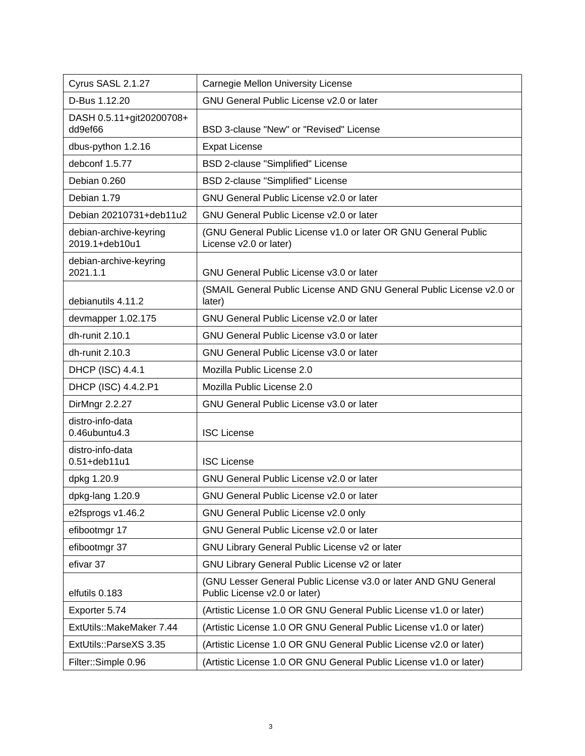| | |
|---|---|
| Cyrus SASL 2.1.27 | Carnegie Mellon University License |
| D-Bus 1.12.20 | GNU General Public License v2.0 or later |
| DASH 0.5.11+git20200708+dd9ef66 | BSD 3-clause "New" or "Revised" License |
| dbus-python 1.2.16 | Expat License |
| debconf 1.5.77 | BSD 2-clause "Simplified" License |
| Debian 0.260 | BSD 2-clause "Simplified" License |
| Debian 1.79 | GNU General Public License v2.0 or later |
| Debian 20210731+deb11u2 | GNU General Public License v2.0 or later |
| debian-archive-keyring 2019.1+deb10u1 | (GNU General Public License v1.0 or later OR GNU General Public License v2.0 or later) |
| debian-archive-keyring 2021.1.1 | GNU General Public License v3.0 or later |
| debianutils 4.11.2 | (SMAIL General Public License AND GNU General Public License v2.0 or later) |
| devmapper 1.02.175 | GNU General Public License v2.0 or later |
| dh-runit 2.10.1 | GNU General Public License v3.0 or later |
| dh-runit 2.10.3 | GNU General Public License v3.0 or later |
| DHCP (ISC) 4.4.1 | Mozilla Public License 2.0 |
| DHCP (ISC) 4.4.2.P1 | Mozilla Public License 2.0 |
| DirMngr 2.2.27 | GNU General Public License v3.0 or later |
| distro-info-data 0.46ubuntu4.3 | ISC License |
| distro-info-data 0.51+deb11u1 | ISC License |
| dpkg 1.20.9 | GNU General Public License v2.0 or later |
| dpkg-lang 1.20.9 | GNU General Public License v2.0 or later |
| e2fsprogs v1.46.2 | GNU General Public License v2.0 only |
| efibootmgr 17 | GNU General Public License v2.0 or later |
| efibootmgr 37 | GNU Library General Public License v2 or later |
| efivar 37 | GNU Library General Public License v2 or later |
| elfutils 0.183 | (GNU Lesser General Public License v3.0 or later AND GNU General Public License v2.0 or later) |
| Exporter 5.74 | (Artistic License 1.0 OR GNU General Public License v1.0 or later) |
| ExtUtils::MakeMaker 7.44 | (Artistic License 1.0 OR GNU General Public License v1.0 or later) |
| ExtUtils::ParseXS 3.35 | (Artistic License 1.0 OR GNU General Public License v2.0 or later) |
| Filter::Simple 0.96 | (Artistic License 1.0 OR GNU General Public License v1.0 or later) |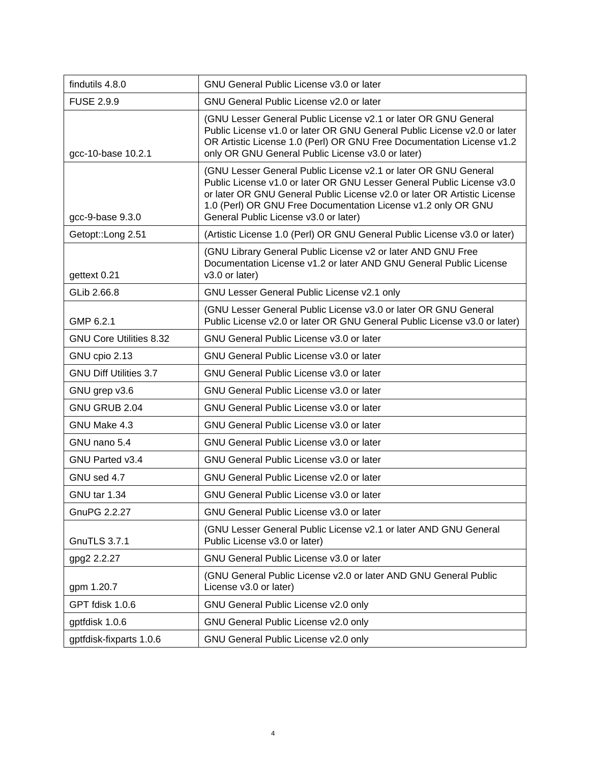| findutils 4.8.0 | GNU General Public License v3.0 or later |
|---|---|
| FUSE 2.9.9 | GNU General Public License v2.0 or later |
| gcc-10-base 10.2.1 | (GNU Lesser General Public License v2.1 or later OR GNU General Public License v1.0 or later OR GNU General Public License v2.0 or later OR Artistic License 1.0 (Perl) OR GNU Free Documentation License v1.2 only OR GNU General Public License v3.0 or later) |
| gcc-9-base 9.3.0 | (GNU Lesser General Public License v2.1 or later OR GNU General Public License v1.0 or later OR GNU Lesser General Public License v3.0 or later OR GNU General Public License v2.0 or later OR Artistic License 1.0 (Perl) OR GNU Free Documentation License v1.2 only OR GNU General Public License v3.0 or later) |
| Getopt::Long 2.51 | (Artistic License 1.0 (Perl) OR GNU General Public License v3.0 or later) |
| gettext 0.21 | (GNU Library General Public License v2 or later AND GNU Free Documentation License v1.2 or later AND GNU General Public License v3.0 or later) |
| GLib 2.66.8 | GNU Lesser General Public License v2.1 only |
| GMP 6.2.1 | (GNU Lesser General Public License v3.0 or later OR GNU General Public License v2.0 or later OR GNU General Public License v3.0 or later) |
| GNU Core Utilities 8.32 | GNU General Public License v3.0 or later |
| GNU cpio 2.13 | GNU General Public License v3.0 or later |
| GNU Diff Utilities 3.7 | GNU General Public License v3.0 or later |
| GNU grep v3.6 | GNU General Public License v3.0 or later |
| GNU GRUB 2.04 | GNU General Public License v3.0 or later |
| GNU Make 4.3 | GNU General Public License v3.0 or later |
| GNU nano 5.4 | GNU General Public License v3.0 or later |
| GNU Parted v3.4 | GNU General Public License v3.0 or later |
| GNU sed 4.7 | GNU General Public License v2.0 or later |
| GNU tar 1.34 | GNU General Public License v3.0 or later |
| GnuPG 2.2.27 | GNU General Public License v3.0 or later |
| GnuTLS 3.7.1 | (GNU Lesser General Public License v2.1 or later AND GNU General Public License v3.0 or later) |
| gpg2 2.2.27 | GNU General Public License v3.0 or later |
| gpm 1.20.7 | (GNU General Public License v2.0 or later AND GNU General Public License v3.0 or later) |
| GPT fdisk 1.0.6 | GNU General Public License v2.0 only |
| gptfdisk 1.0.6 | GNU General Public License v2.0 only |
| gptfdisk-fixparts 1.0.6 | GNU General Public License v2.0 only |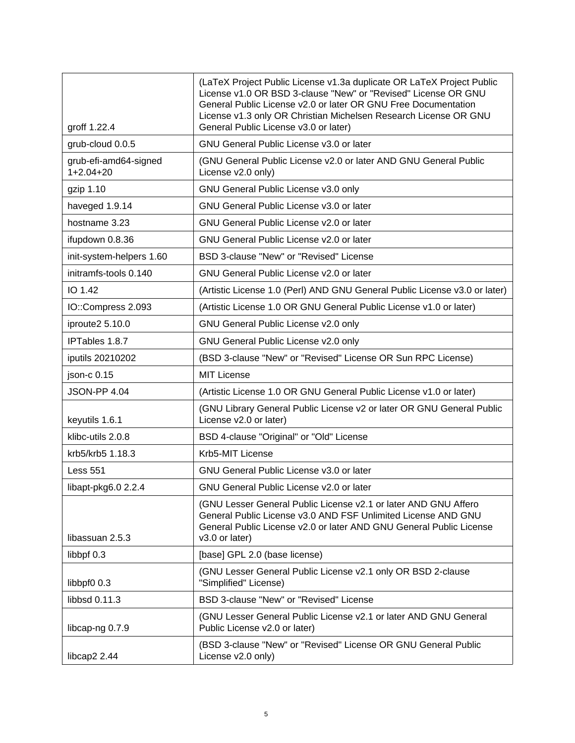| | |
|---|---|
| groff 1.22.4 | (LaTeX Project Public License v1.3a duplicate OR LaTeX Project Public License v1.0 OR BSD 3-clause "New" or "Revised" License OR GNU General Public License v2.0 or later OR GNU Free Documentation License v1.3 only OR Christian Michelsen Research License OR GNU General Public License v3.0 or later) |
| grub-cloud 0.0.5 | GNU General Public License v3.0 or later |
| grub-efi-amd64-signed 1+2.04+20 | (GNU General Public License v2.0 or later AND GNU General Public License v2.0 only) |
| gzip 1.10 | GNU General Public License v3.0 only |
| haveged 1.9.14 | GNU General Public License v3.0 or later |
| hostname 3.23 | GNU General Public License v2.0 or later |
| ifupdown 0.8.36 | GNU General Public License v2.0 or later |
| init-system-helpers 1.60 | BSD 3-clause "New" or "Revised" License |
| initramfs-tools 0.140 | GNU General Public License v2.0 or later |
| IO 1.42 | (Artistic License 1.0 (Perl) AND GNU General Public License v3.0 or later) |
| IO::Compress 2.093 | (Artistic License 1.0 OR GNU General Public License v1.0 or later) |
| iproute2 5.10.0 | GNU General Public License v2.0 only |
| IPTables 1.8.7 | GNU General Public License v2.0 only |
| iputils 20210202 | (BSD 3-clause "New" or "Revised" License OR Sun RPC License) |
| json-c 0.15 | MIT License |
| JSON-PP 4.04 | (Artistic License 1.0 OR GNU General Public License v1.0 or later) |
| keyutils 1.6.1 | (GNU Library General Public License v2 or later OR GNU General Public License v2.0 or later) |
| klibc-utils 2.0.8 | BSD 4-clause "Original" or "Old" License |
| krb5/krb5 1.18.3 | Krb5-MIT License |
| Less 551 | GNU General Public License v3.0 or later |
| libapt-pkg6.0 2.2.4 | GNU General Public License v2.0 or later |
| libassuan 2.5.3 | (GNU Lesser General Public License v2.1 or later AND GNU Affero General Public License v3.0 AND FSF Unlimited License AND GNU General Public License v2.0 or later AND GNU General Public License v3.0 or later) |
| libbpf 0.3 | [base] GPL 2.0 (base license) |
| libbpf0 0.3 | (GNU Lesser General Public License v2.1 only OR BSD 2-clause "Simplified" License) |
| libbsd 0.11.3 | BSD 3-clause "New" or "Revised" License |
| libcap-ng 0.7.9 | (GNU Lesser General Public License v2.1 or later AND GNU General Public License v2.0 or later) |
| libcap2 2.44 | (BSD 3-clause "New" or "Revised" License OR GNU General Public License v2.0 only) |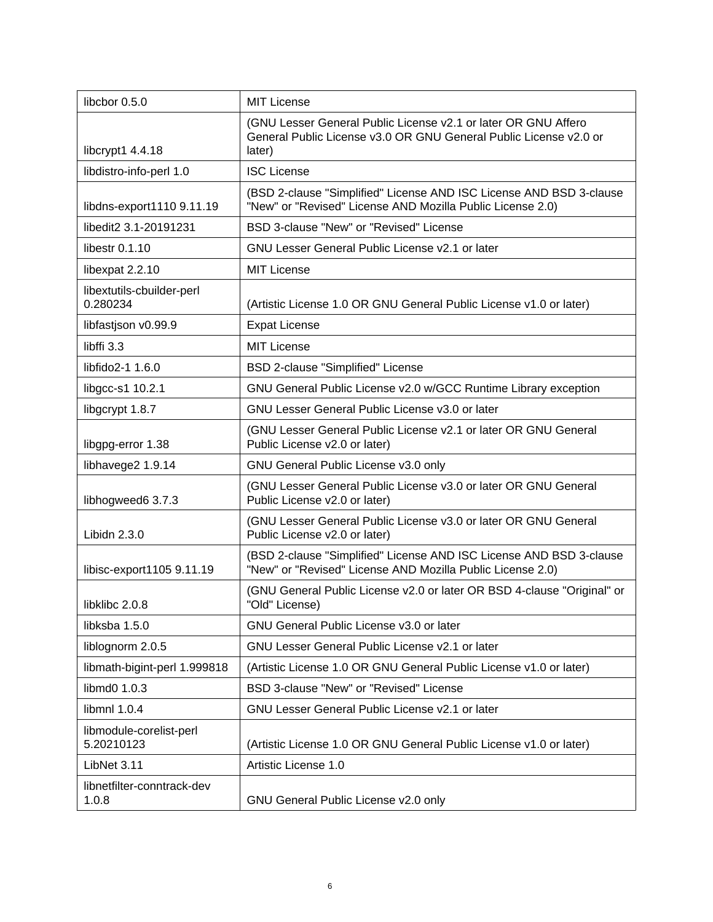| | |
|---|---|
| libcbor 0.5.0 | MIT License |
| libcrypt1 4.4.18 | (GNU Lesser General Public License v2.1 or later OR GNU Affero General Public License v3.0 OR GNU General Public License v2.0 or later) |
| libdistro-info-perl 1.0 | ISC License |
| libdns-export1110 9.11.19 | (BSD 2-clause "Simplified" License AND ISC License AND BSD 3-clause "New" or "Revised" License AND Mozilla Public License 2.0) |
| libedit2 3.1-20191231 | BSD 3-clause "New" or "Revised" License |
| libestr 0.1.10 | GNU Lesser General Public License v2.1 or later |
| libexpat 2.2.10 | MIT License |
| libextutils-cbuilder-perl 0.280234 | (Artistic License 1.0 OR GNU General Public License v1.0 or later) |
| libfastjson v0.99.9 | Expat License |
| libffi 3.3 | MIT License |
| libfido2-1 1.6.0 | BSD 2-clause "Simplified" License |
| libgcc-s1 10.2.1 | GNU General Public License v2.0 w/GCC Runtime Library exception |
| libgcrypt 1.8.7 | GNU Lesser General Public License v3.0 or later |
| libgpg-error 1.38 | (GNU Lesser General Public License v2.1 or later OR GNU General Public License v2.0 or later) |
| libhavege2 1.9.14 | GNU General Public License v3.0 only |
| libhogweed6 3.7.3 | (GNU Lesser General Public License v3.0 or later OR GNU General Public License v2.0 or later) |
| Libidn 2.3.0 | (GNU Lesser General Public License v3.0 or later OR GNU General Public License v2.0 or later) |
| libisc-export1105 9.11.19 | (BSD 2-clause "Simplified" License AND ISC License AND BSD 3-clause "New" or "Revised" License AND Mozilla Public License 2.0) |
| libklibc 2.0.8 | (GNU General Public License v2.0 or later OR BSD 4-clause "Original" or "Old" License) |
| libksba 1.5.0 | GNU General Public License v3.0 or later |
| liblognorm 2.0.5 | GNU Lesser General Public License v2.1 or later |
| libmath-bigint-perl 1.999818 | (Artistic License 1.0 OR GNU General Public License v1.0 or later) |
| libmd0 1.0.3 | BSD 3-clause "New" or "Revised" License |
| libmnl 1.0.4 | GNU Lesser General Public License v2.1 or later |
| libmodule-corelist-perl 5.20210123 | (Artistic License 1.0 OR GNU General Public License v1.0 or later) |
| LibNet 3.11 | Artistic License 1.0 |
| libnetfilter-conntrack-dev 1.0.8 | GNU General Public License v2.0 only |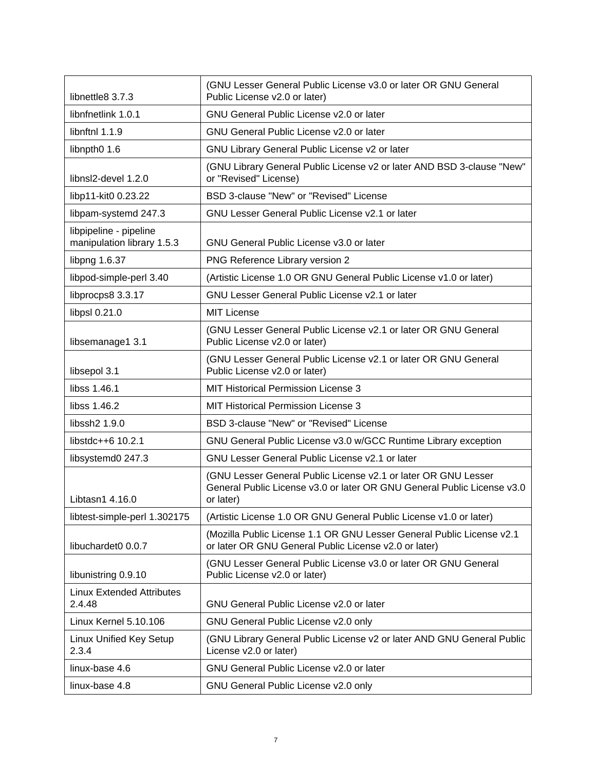| | |
|---|---|
| libnettle8 3.7.3 | (GNU Lesser General Public License v3.0 or later OR GNU General Public License v2.0 or later) |
| libnfnetlink 1.0.1 | GNU General Public License v2.0 or later |
| libnftnl 1.1.9 | GNU General Public License v2.0 or later |
| libnpth0 1.6 | GNU Library General Public License v2 or later |
| libnsl2-devel 1.2.0 | (GNU Library General Public License v2 or later AND BSD 3-clause "New" or "Revised" License) |
| libp11-kit0 0.23.22 | BSD 3-clause "New" or "Revised" License |
| libpam-systemd 247.3 | GNU Lesser General Public License v2.1 or later |
| libpipeline - pipeline manipulation library 1.5.3 | GNU General Public License v3.0 or later |
| libpng 1.6.37 | PNG Reference Library version 2 |
| libpod-simple-perl 3.40 | (Artistic License 1.0 OR GNU General Public License v1.0 or later) |
| libprocps8 3.3.17 | GNU Lesser General Public License v2.1 or later |
| libpsl 0.21.0 | MIT License |
| libsemanage1 3.1 | (GNU Lesser General Public License v2.1 or later OR GNU General Public License v2.0 or later) |
| libsepol 3.1 | (GNU Lesser General Public License v2.1 or later OR GNU General Public License v2.0 or later) |
| libss 1.46.1 | MIT Historical Permission License 3 |
| libss 1.46.2 | MIT Historical Permission License 3 |
| libssh2 1.9.0 | BSD 3-clause "New" or "Revised" License |
| libstdc++6 10.2.1 | GNU General Public License v3.0 w/GCC Runtime Library exception |
| libsystemd0 247.3 | GNU Lesser General Public License v2.1 or later |
| Libtasn1 4.16.0 | (GNU Lesser General Public License v2.1 or later OR GNU Lesser General Public License v3.0 or later OR GNU General Public License v3.0 or later) |
| libtest-simple-perl 1.302175 | (Artistic License 1.0 OR GNU General Public License v1.0 or later) |
| libuchardet0 0.0.7 | (Mozilla Public License 1.1 OR GNU Lesser General Public License v2.1 or later OR GNU General Public License v2.0 or later) |
| libunistring 0.9.10 | (GNU Lesser General Public License v3.0 or later OR GNU General Public License v2.0 or later) |
| Linux Extended Attributes 2.4.48 | GNU General Public License v2.0 or later |
| Linux Kernel 5.10.106 | GNU General Public License v2.0 only |
| Linux Unified Key Setup 2.3.4 | (GNU Library General Public License v2 or later AND GNU General Public License v2.0 or later) |
| linux-base 4.6 | GNU General Public License v2.0 or later |
| linux-base 4.8 | GNU General Public License v2.0 only |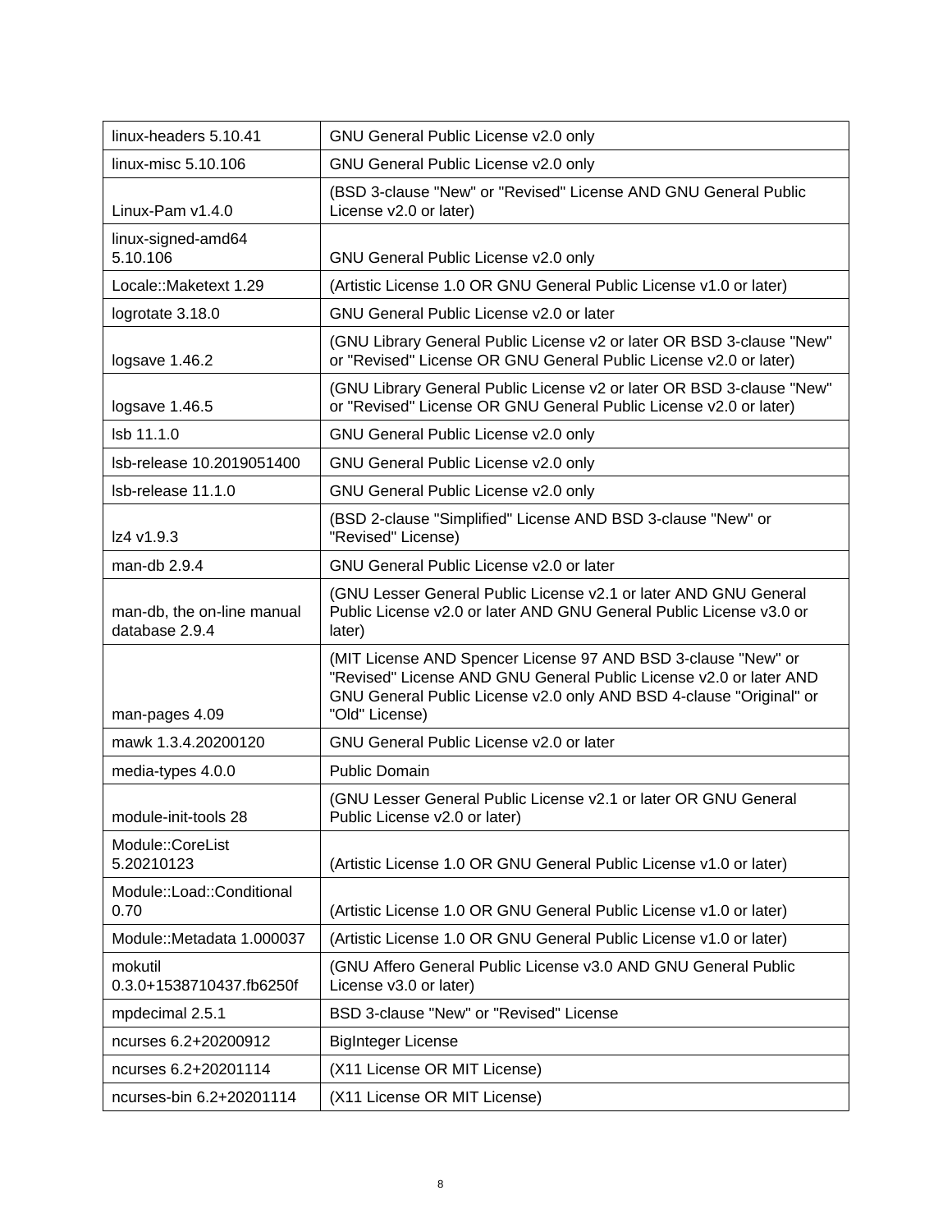| | |
|---|---|
| linux-headers 5.10.41 | GNU General Public License v2.0 only |
| linux-misc 5.10.106 | GNU General Public License v2.0 only |
| Linux-Pam v1.4.0 | (BSD 3-clause "New" or "Revised" License AND GNU General Public License v2.0 or later) |
| linux-signed-amd64 5.10.106 | GNU General Public License v2.0 only |
| Locale::Maketext 1.29 | (Artistic License 1.0 OR GNU General Public License v1.0 or later) |
| logrotate 3.18.0 | GNU General Public License v2.0 or later |
| logsave 1.46.2 | (GNU Library General Public License v2 or later OR BSD 3-clause "New" or "Revised" License OR GNU General Public License v2.0 or later) |
| logsave 1.46.5 | (GNU Library General Public License v2 or later OR BSD 3-clause "New" or "Revised" License OR GNU General Public License v2.0 or later) |
| lsb 11.1.0 | GNU General Public License v2.0 only |
| lsb-release 10.2019051400 | GNU General Public License v2.0 only |
| lsb-release 11.1.0 | GNU General Public License v2.0 only |
| lz4 v1.9.3 | (BSD 2-clause "Simplified" License AND BSD 3-clause "New" or "Revised" License) |
| man-db 2.9.4 | GNU General Public License v2.0 or later |
| man-db, the on-line manual database 2.9.4 | (GNU Lesser General Public License v2.1 or later AND GNU General Public License v2.0 or later AND GNU General Public License v3.0 or later) |
| man-pages 4.09 | (MIT License AND Spencer License 97 AND BSD 3-clause "New" or "Revised" License AND GNU General Public License v2.0 or later AND GNU General Public License v2.0 only AND BSD 4-clause "Original" or "Old" License) |
| mawk 1.3.4.20200120 | GNU General Public License v2.0 or later |
| media-types 4.0.0 | Public Domain |
| module-init-tools 28 | (GNU Lesser General Public License v2.1 or later OR GNU General Public License v2.0 or later) |
| Module::CoreList 5.20210123 | (Artistic License 1.0 OR GNU General Public License v1.0 or later) |
| Module::Load::Conditional 0.70 | (Artistic License 1.0 OR GNU General Public License v1.0 or later) |
| Module::Metadata 1.000037 | (Artistic License 1.0 OR GNU General Public License v1.0 or later) |
| mokutil 0.3.0+1538710437.fb6250f | (GNU Affero General Public License v3.0 AND GNU General Public License v3.0 or later) |
| mpdecimal 2.5.1 | BSD 3-clause "New" or "Revised" License |
| ncurses 6.2+20200912 | BigInteger License |
| ncurses 6.2+20201114 | (X11 License OR MIT License) |
| ncurses-bin 6.2+20201114 | (X11 License OR MIT License) |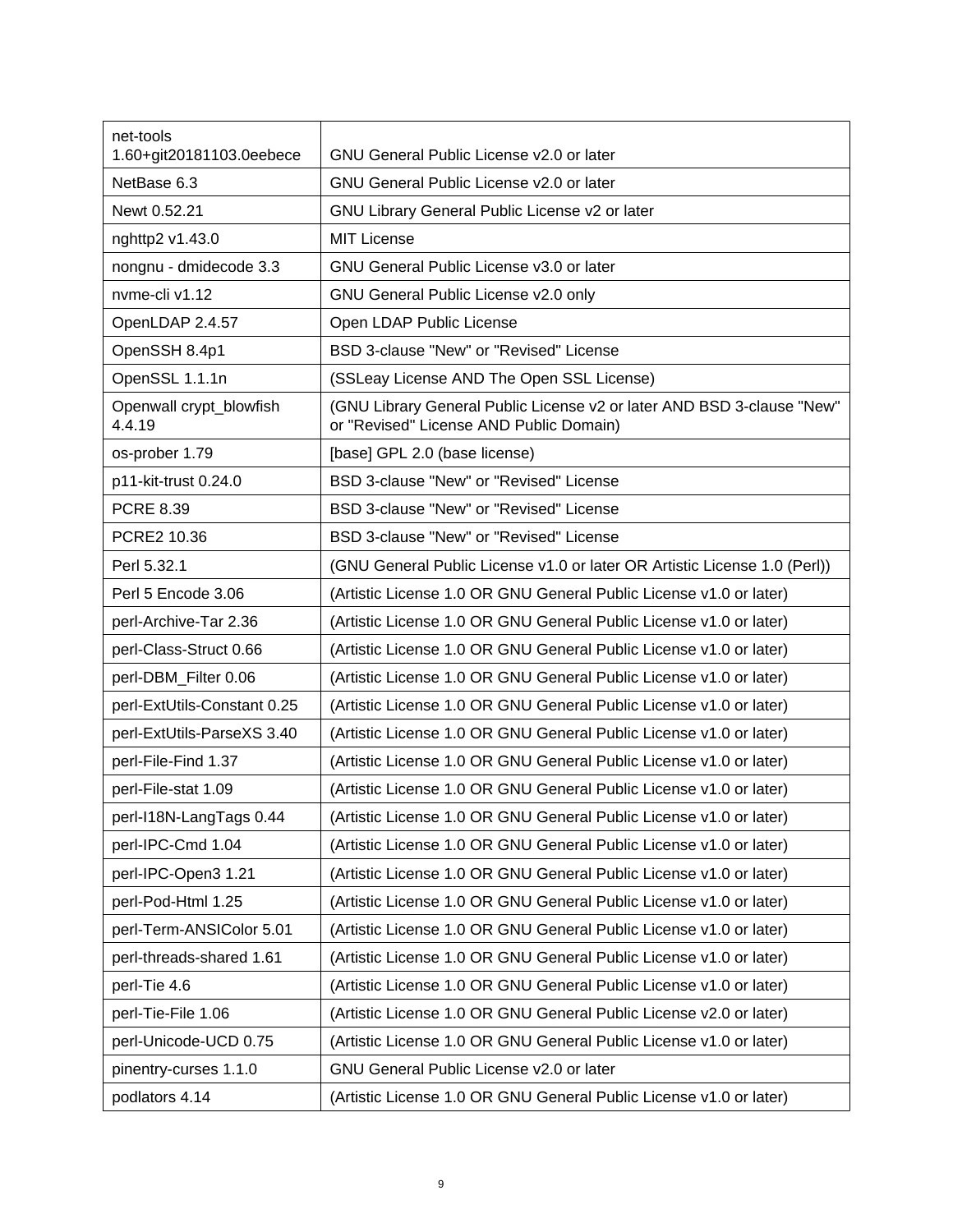| | |
|---|---|
| net-tools 1.60+git20181103.0eebece | GNU General Public License v2.0 or later |
| NetBase 6.3 | GNU General Public License v2.0 or later |
| Newt 0.52.21 | GNU Library General Public License v2 or later |
| nghttp2 v1.43.0 | MIT License |
| nongnu - dmidecode 3.3 | GNU General Public License v3.0 or later |
| nvme-cli v1.12 | GNU General Public License v2.0 only |
| OpenLDAP 2.4.57 | Open LDAP Public License |
| OpenSSH 8.4p1 | BSD 3-clause "New" or "Revised" License |
| OpenSSL 1.1.1n | (SSLeay License AND The Open SSL License) |
| Openwall crypt_blowfish 4.4.19 | (GNU Library General Public License v2 or later AND BSD 3-clause "New" or "Revised" License AND Public Domain) |
| os-prober 1.79 | [base] GPL 2.0 (base license) |
| p11-kit-trust 0.24.0 | BSD 3-clause "New" or "Revised" License |
| PCRE 8.39 | BSD 3-clause "New" or "Revised" License |
| PCRE2 10.36 | BSD 3-clause "New" or "Revised" License |
| Perl 5.32.1 | (GNU General Public License v1.0 or later OR Artistic License 1.0 (Perl)) |
| Perl 5 Encode 3.06 | (Artistic License 1.0 OR GNU General Public License v1.0 or later) |
| perl-Archive-Tar 2.36 | (Artistic License 1.0 OR GNU General Public License v1.0 or later) |
| perl-Class-Struct 0.66 | (Artistic License 1.0 OR GNU General Public License v1.0 or later) |
| perl-DBM_Filter 0.06 | (Artistic License 1.0 OR GNU General Public License v1.0 or later) |
| perl-ExtUtils-Constant 0.25 | (Artistic License 1.0 OR GNU General Public License v1.0 or later) |
| perl-ExtUtils-ParseXS 3.40 | (Artistic License 1.0 OR GNU General Public License v1.0 or later) |
| perl-File-Find 1.37 | (Artistic License 1.0 OR GNU General Public License v1.0 or later) |
| perl-File-stat 1.09 | (Artistic License 1.0 OR GNU General Public License v1.0 or later) |
| perl-I18N-LangTags 0.44 | (Artistic License 1.0 OR GNU General Public License v1.0 or later) |
| perl-IPC-Cmd 1.04 | (Artistic License 1.0 OR GNU General Public License v1.0 or later) |
| perl-IPC-Open3 1.21 | (Artistic License 1.0 OR GNU General Public License v1.0 or later) |
| perl-Pod-Html 1.25 | (Artistic License 1.0 OR GNU General Public License v1.0 or later) |
| perl-Term-ANSIColor 5.01 | (Artistic License 1.0 OR GNU General Public License v1.0 or later) |
| perl-threads-shared 1.61 | (Artistic License 1.0 OR GNU General Public License v1.0 or later) |
| perl-Tie 4.6 | (Artistic License 1.0 OR GNU General Public License v1.0 or later) |
| perl-Tie-File 1.06 | (Artistic License 1.0 OR GNU General Public License v2.0 or later) |
| perl-Unicode-UCD 0.75 | (Artistic License 1.0 OR GNU General Public License v1.0 or later) |
| pinentry-curses 1.1.0 | GNU General Public License v2.0 or later |
| podlators 4.14 | (Artistic License 1.0 OR GNU General Public License v1.0 or later) |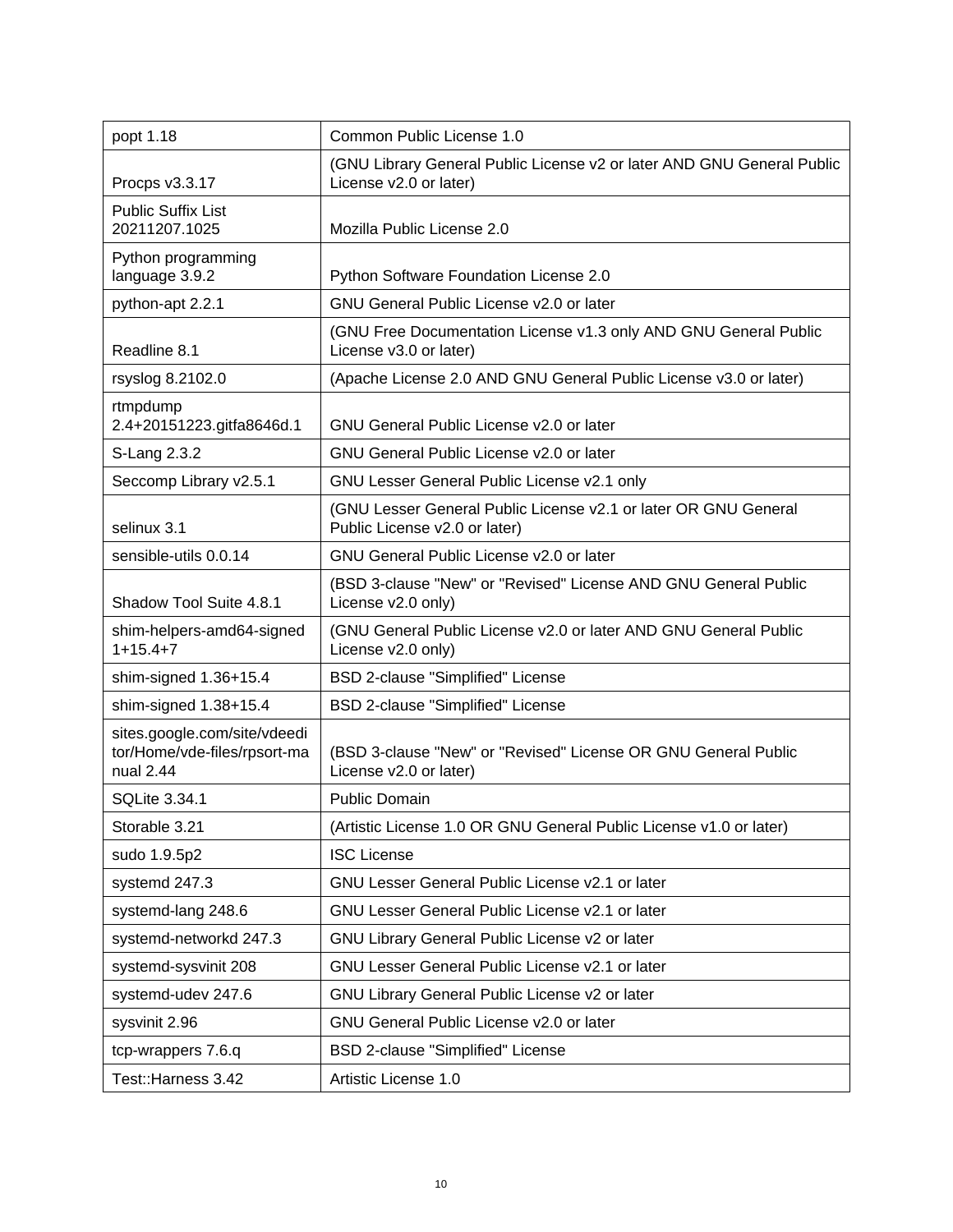| | |
|---|---|
| popt 1.18 | Common Public License 1.0 |
| Procps v3.3.17 | (GNU Library General Public License v2 or later AND GNU General Public License v2.0 or later) |
| Public Suffix List 20211207.1025 | Mozilla Public License 2.0 |
| Python programming language 3.9.2 | Python Software Foundation License 2.0 |
| python-apt 2.2.1 | GNU General Public License v2.0 or later |
| Readline 8.1 | (GNU Free Documentation License v1.3 only AND GNU General Public License v3.0 or later) |
| rsyslog 8.2102.0 | (Apache License 2.0 AND GNU General Public License v3.0 or later) |
| rtmpdump 2.4+20151223.gitfa8646d.1 | GNU General Public License v2.0 or later |
| S-Lang 2.3.2 | GNU General Public License v2.0 or later |
| Seccomp Library v2.5.1 | GNU Lesser General Public License v2.1 only |
| selinux 3.1 | (GNU Lesser General Public License v2.1 or later OR GNU General Public License v2.0 or later) |
| sensible-utils 0.0.14 | GNU General Public License v2.0 or later |
| Shadow Tool Suite 4.8.1 | (BSD 3-clause "New" or "Revised" License AND GNU General Public License v2.0 only) |
| shim-helpers-amd64-signed 1+15.4+7 | (GNU General Public License v2.0 or later AND GNU General Public License v2.0 only) |
| shim-signed 1.36+15.4 | BSD 2-clause "Simplified" License |
| shim-signed 1.38+15.4 | BSD 2-clause "Simplified" License |
| sites.google.com/site/vdeeditor/Home/vde-files/rpsort-manual 2.44 | (BSD 3-clause "New" or "Revised" License OR GNU General Public License v2.0 or later) |
| SQLite 3.34.1 | Public Domain |
| Storable 3.21 | (Artistic License 1.0 OR GNU General Public License v1.0 or later) |
| sudo 1.9.5p2 | ISC License |
| systemd 247.3 | GNU Lesser General Public License v2.1 or later |
| systemd-lang 248.6 | GNU Lesser General Public License v2.1 or later |
| systemd-networkd 247.3 | GNU Library General Public License v2 or later |
| systemd-sysvinit 208 | GNU Lesser General Public License v2.1 or later |
| systemd-udev 247.6 | GNU Library General Public License v2 or later |
| sysvinit 2.96 | GNU General Public License v2.0 or later |
| tcp-wrappers 7.6.q | BSD 2-clause "Simplified" License |
| Test::Harness 3.42 | Artistic License 1.0 |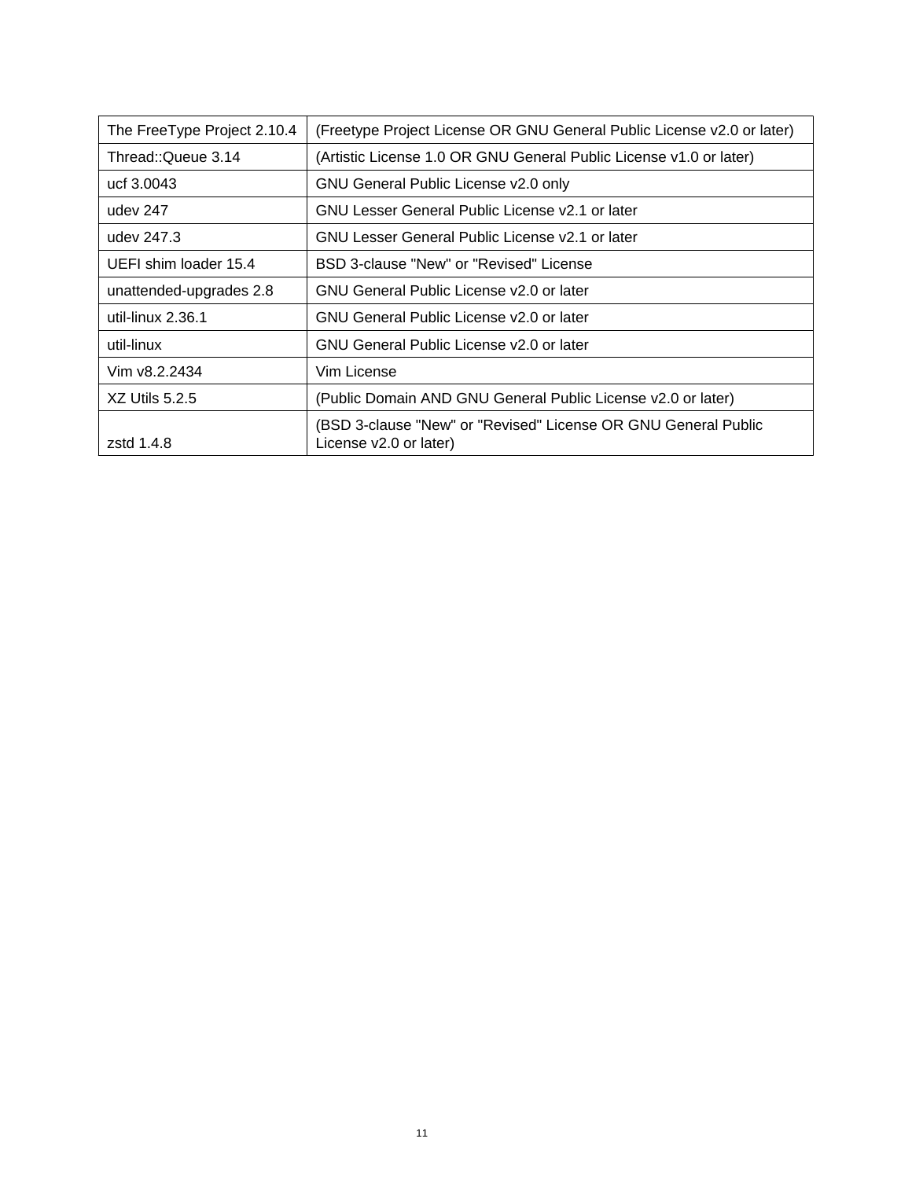| | |
|---|---|
| The FreeType Project 2.10.4 | (Freetype Project License OR GNU General Public License v2.0 or later) |
| Thread::Queue 3.14 | (Artistic License 1.0 OR GNU General Public License v1.0 or later) |
| ucf 3.0043 | GNU General Public License v2.0 only |
| udev 247 | GNU Lesser General Public License v2.1 or later |
| udev 247.3 | GNU Lesser General Public License v2.1 or later |
| UEFI shim loader 15.4 | BSD 3-clause "New" or "Revised" License |
| unattended-upgrades 2.8 | GNU General Public License v2.0 or later |
| util-linux 2.36.1 | GNU General Public License v2.0 or later |
| util-linux | GNU General Public License v2.0 or later |
| Vim v8.2.2434 | Vim License |
| XZ Utils 5.2.5 | (Public Domain AND GNU General Public License v2.0 or later) |
| zstd 1.4.8 | (BSD 3-clause "New" or "Revised" License OR GNU General Public License v2.0 or later) |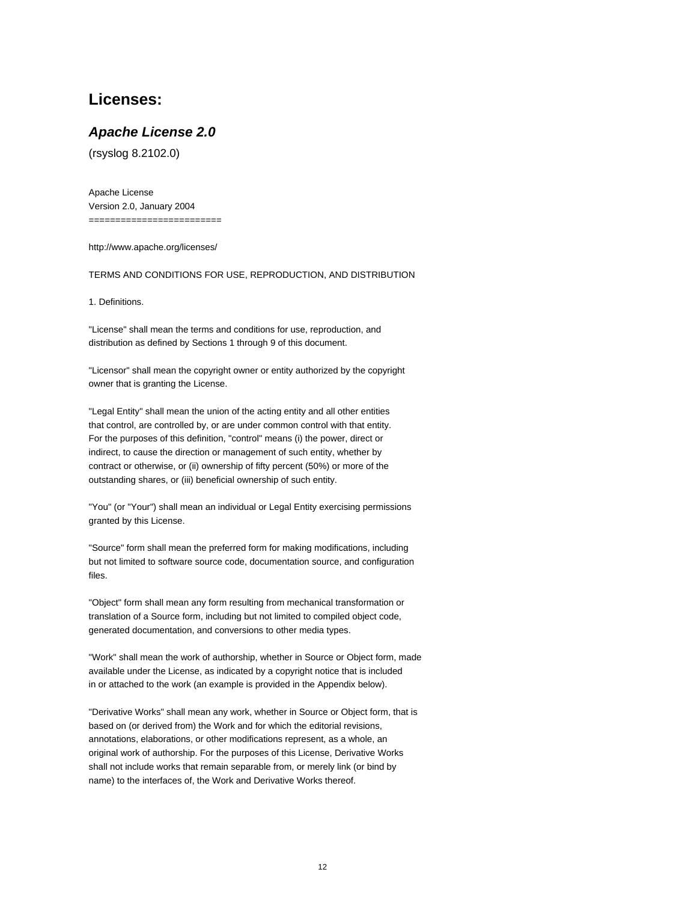## Licenses:

### *Apache License 2.0*

(rsyslog 8.2102.0)

Apache License
Version 2.0, January 2004
========================

http://www.apache.org/licenses/

TERMS AND CONDITIONS FOR USE, REPRODUCTION, AND DISTRIBUTION

1. Definitions.

"License" shall mean the terms and conditions for use, reproduction, and distribution as defined by Sections 1 through 9 of this document.

"Licensor" shall mean the copyright owner or entity authorized by the copyright owner that is granting the License.

"Legal Entity" shall mean the union of the acting entity and all other entities that control, are controlled by, or are under common control with that entity. For the purposes of this definition, "control" means (i) the power, direct or indirect, to cause the direction or management of such entity, whether by contract or otherwise, or (ii) ownership of fifty percent (50%) or more of the outstanding shares, or (iii) beneficial ownership of such entity.

"You" (or "Your") shall mean an individual or Legal Entity exercising permissions granted by this License.

"Source" form shall mean the preferred form for making modifications, including but not limited to software source code, documentation source, and configuration files.

"Object" form shall mean any form resulting from mechanical transformation or translation of a Source form, including but not limited to compiled object code, generated documentation, and conversions to other media types.

"Work" shall mean the work of authorship, whether in Source or Object form, made available under the License, as indicated by a copyright notice that is included in or attached to the work (an example is provided in the Appendix below).

"Derivative Works" shall mean any work, whether in Source or Object form, that is based on (or derived from) the Work and for which the editorial revisions, annotations, elaborations, or other modifications represent, as a whole, an original work of authorship. For the purposes of this License, Derivative Works shall not include works that remain separable from, or merely link (or bind by name) to the interfaces of, the Work and Derivative Works thereof.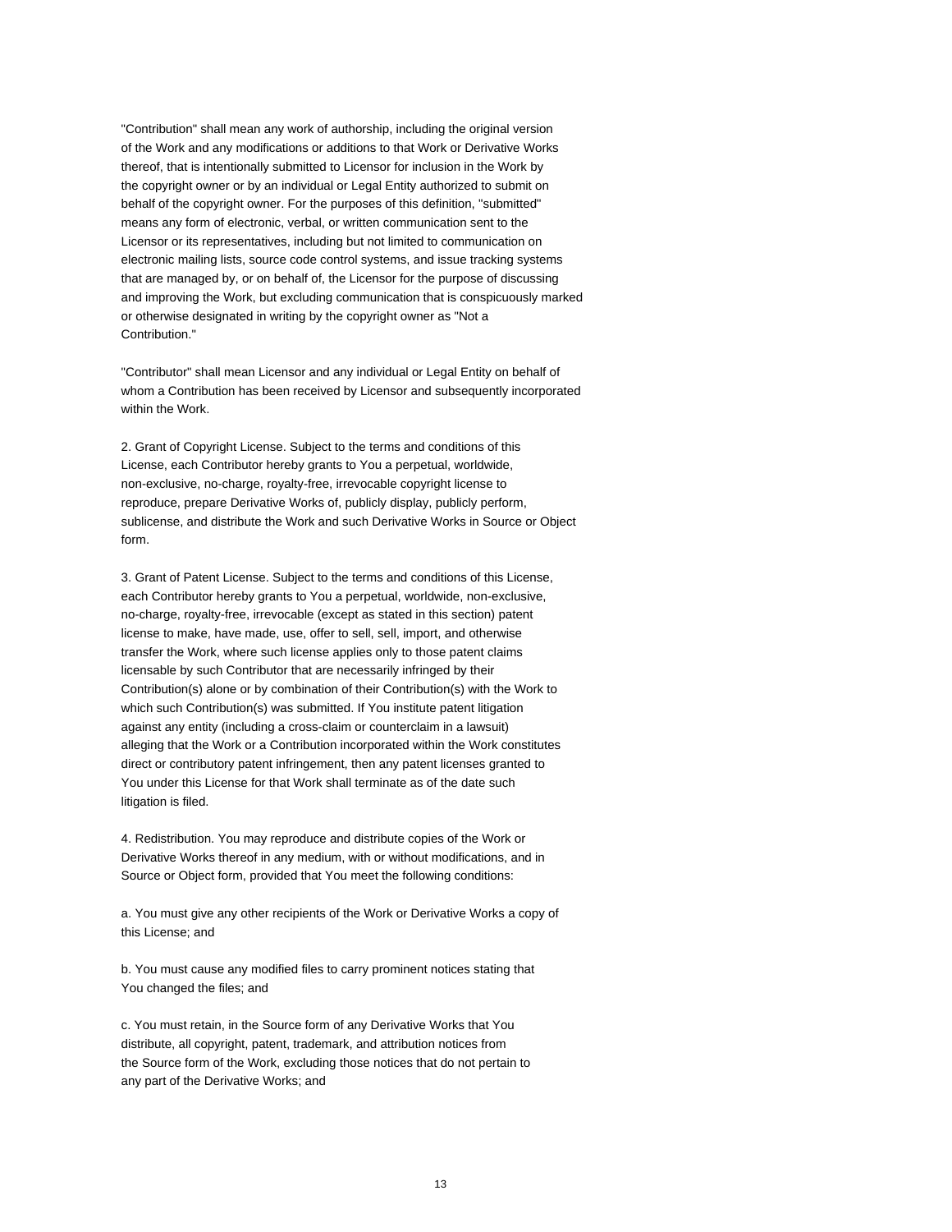"Contribution" shall mean any work of authorship, including the original version of the Work and any modifications or additions to that Work or Derivative Works thereof, that is intentionally submitted to Licensor for inclusion in the Work by the copyright owner or by an individual or Legal Entity authorized to submit on behalf of the copyright owner. For the purposes of this definition, "submitted" means any form of electronic, verbal, or written communication sent to the Licensor or its representatives, including but not limited to communication on electronic mailing lists, source code control systems, and issue tracking systems that are managed by, or on behalf of, the Licensor for the purpose of discussing and improving the Work, but excluding communication that is conspicuously marked or otherwise designated in writing by the copyright owner as "Not a Contribution."

"Contributor" shall mean Licensor and any individual or Legal Entity on behalf of whom a Contribution has been received by Licensor and subsequently incorporated within the Work.

2. Grant of Copyright License. Subject to the terms and conditions of this License, each Contributor hereby grants to You a perpetual, worldwide, non-exclusive, no-charge, royalty-free, irrevocable copyright license to reproduce, prepare Derivative Works of, publicly display, publicly perform, sublicense, and distribute the Work and such Derivative Works in Source or Object form.

3. Grant of Patent License. Subject to the terms and conditions of this License, each Contributor hereby grants to You a perpetual, worldwide, non-exclusive, no-charge, royalty-free, irrevocable (except as stated in this section) patent license to make, have made, use, offer to sell, sell, import, and otherwise transfer the Work, where such license applies only to those patent claims licensable by such Contributor that are necessarily infringed by their Contribution(s) alone or by combination of their Contribution(s) with the Work to which such Contribution(s) was submitted. If You institute patent litigation against any entity (including a cross-claim or counterclaim in a lawsuit) alleging that the Work or a Contribution incorporated within the Work constitutes direct or contributory patent infringement, then any patent licenses granted to You under this License for that Work shall terminate as of the date such litigation is filed.

4. Redistribution. You may reproduce and distribute copies of the Work or Derivative Works thereof in any medium, with or without modifications, and in Source or Object form, provided that You meet the following conditions:

a. You must give any other recipients of the Work or Derivative Works a copy of this License; and

b. You must cause any modified files to carry prominent notices stating that You changed the files; and

c. You must retain, in the Source form of any Derivative Works that You distribute, all copyright, patent, trademark, and attribution notices from the Source form of the Work, excluding those notices that do not pertain to any part of the Derivative Works; and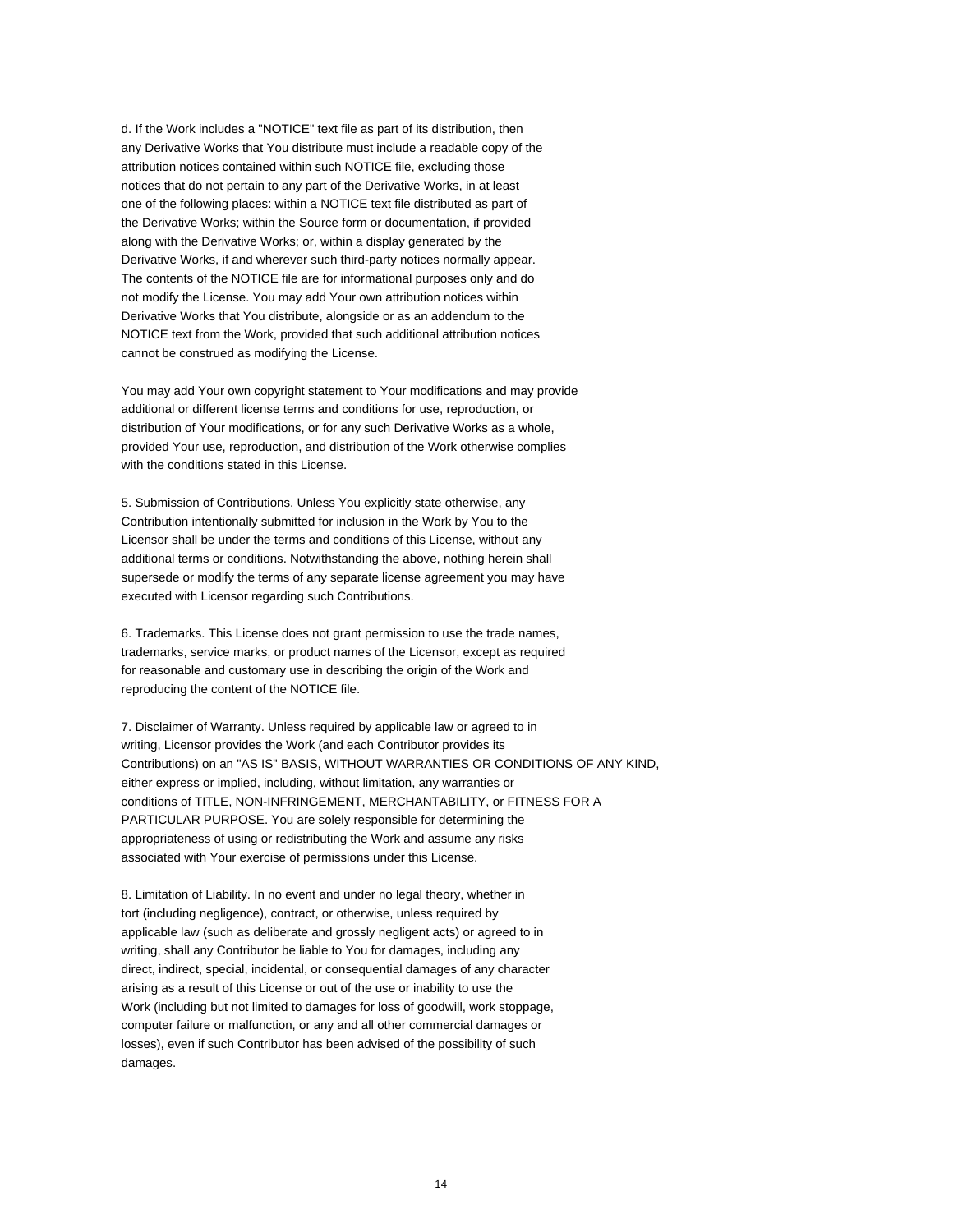d. If the Work includes a "NOTICE" text file as part of its distribution, then any Derivative Works that You distribute must include a readable copy of the attribution notices contained within such NOTICE file, excluding those notices that do not pertain to any part of the Derivative Works, in at least one of the following places: within a NOTICE text file distributed as part of the Derivative Works; within the Source form or documentation, if provided along with the Derivative Works; or, within a display generated by the Derivative Works, if and wherever such third-party notices normally appear. The contents of the NOTICE file are for informational purposes only and do not modify the License. You may add Your own attribution notices within Derivative Works that You distribute, alongside or as an addendum to the NOTICE text from the Work, provided that such additional attribution notices cannot be construed as modifying the License.

You may add Your own copyright statement to Your modifications and may provide additional or different license terms and conditions for use, reproduction, or distribution of Your modifications, or for any such Derivative Works as a whole, provided Your use, reproduction, and distribution of the Work otherwise complies with the conditions stated in this License.

5. Submission of Contributions. Unless You explicitly state otherwise, any Contribution intentionally submitted for inclusion in the Work by You to the Licensor shall be under the terms and conditions of this License, without any additional terms or conditions. Notwithstanding the above, nothing herein shall supersede or modify the terms of any separate license agreement you may have executed with Licensor regarding such Contributions.

6. Trademarks. This License does not grant permission to use the trade names, trademarks, service marks, or product names of the Licensor, except as required for reasonable and customary use in describing the origin of the Work and reproducing the content of the NOTICE file.

7. Disclaimer of Warranty. Unless required by applicable law or agreed to in writing, Licensor provides the Work (and each Contributor provides its Contributions) on an "AS IS" BASIS, WITHOUT WARRANTIES OR CONDITIONS OF ANY KIND, either express or implied, including, without limitation, any warranties or conditions of TITLE, NON-INFRINGEMENT, MERCHANTABILITY, or FITNESS FOR A PARTICULAR PURPOSE. You are solely responsible for determining the appropriateness of using or redistributing the Work and assume any risks associated with Your exercise of permissions under this License.

8. Limitation of Liability. In no event and under no legal theory, whether in tort (including negligence), contract, or otherwise, unless required by applicable law (such as deliberate and grossly negligent acts) or agreed to in writing, shall any Contributor be liable to You for damages, including any direct, indirect, special, incidental, or consequential damages of any character arising as a result of this License or out of the use or inability to use the Work (including but not limited to damages for loss of goodwill, work stoppage, computer failure or malfunction, or any and all other commercial damages or losses), even if such Contributor has been advised of the possibility of such damages.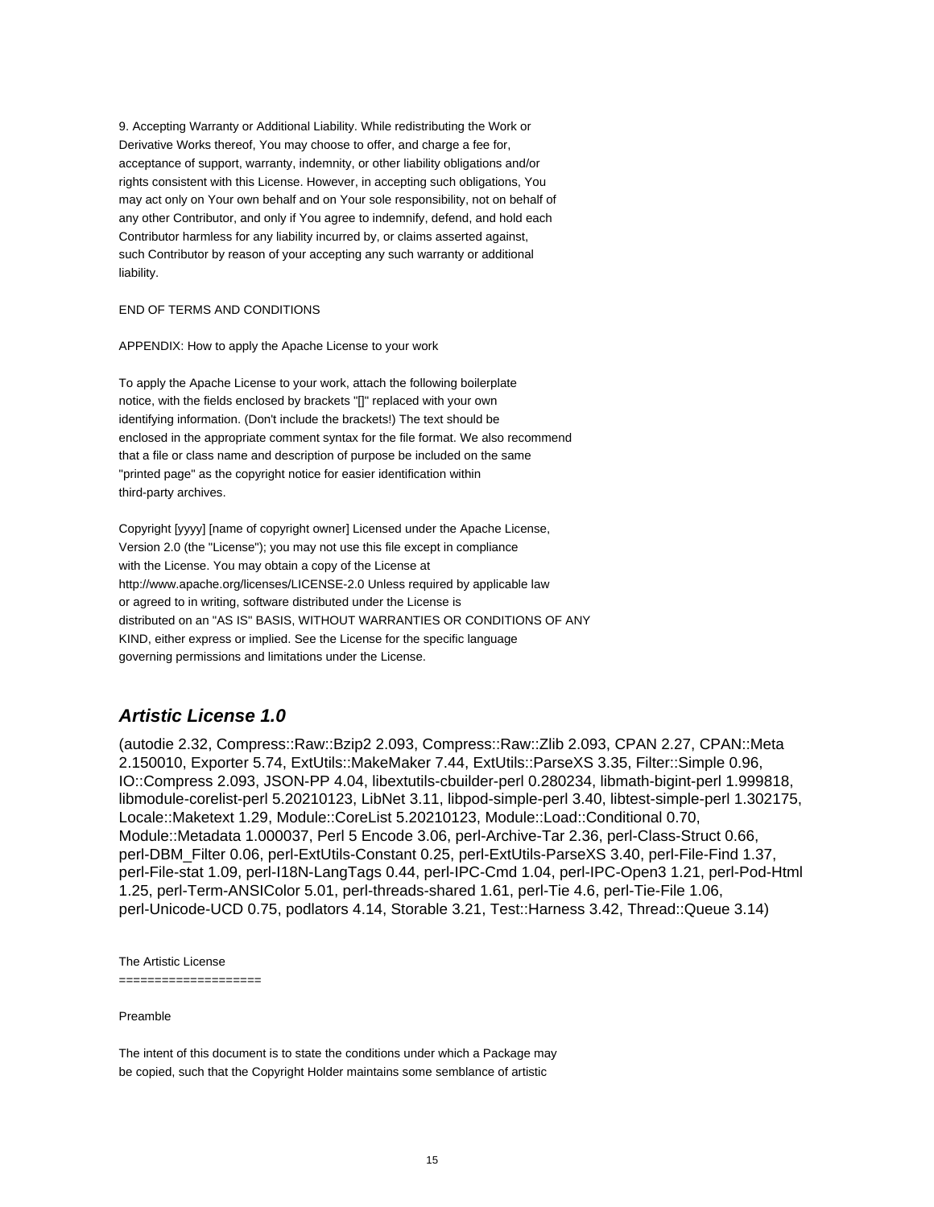9. Accepting Warranty or Additional Liability. While redistributing the Work or Derivative Works thereof, You may choose to offer, and charge a fee for, acceptance of support, warranty, indemnity, or other liability obligations and/or rights consistent with this License. However, in accepting such obligations, You may act only on Your own behalf and on Your sole responsibility, not on behalf of any other Contributor, and only if You agree to indemnify, defend, and hold each Contributor harmless for any liability incurred by, or claims asserted against, such Contributor by reason of your accepting any such warranty or additional liability.

END OF TERMS AND CONDITIONS

APPENDIX: How to apply the Apache License to your work

To apply the Apache License to your work, attach the following boilerplate notice, with the fields enclosed by brackets "[]" replaced with your own identifying information. (Don't include the brackets!) The text should be enclosed in the appropriate comment syntax for the file format. We also recommend that a file or class name and description of purpose be included on the same "printed page" as the copyright notice for easier identification within third-party archives.

Copyright [yyyy] [name of copyright owner] Licensed under the Apache License, Version 2.0 (the "License"); you may not use this file except in compliance with the License. You may obtain a copy of the License at http://www.apache.org/licenses/LICENSE-2.0 Unless required by applicable law or agreed to in writing, software distributed under the License is distributed on an "AS IS" BASIS, WITHOUT WARRANTIES OR CONDITIONS OF ANY KIND, either express or implied. See the License for the specific language governing permissions and limitations under the License.

## *Artistic License 1.0*

(autodie 2.32, Compress::Raw::Bzip2 2.093, Compress::Raw::Zlib 2.093, CPAN 2.27, CPAN::Meta 2.150010, Exporter 5.74, ExtUtils::MakeMaker 7.44, ExtUtils::ParseXS 3.35, Filter::Simple 0.96, IO::Compress 2.093, JSON-PP 4.04, libextutils-cbuilder-perl 0.280234, libmath-bigint-perl 1.999818, libmodule-corelist-perl 5.20210123, LibNet 3.11, libpod-simple-perl 3.40, libtest-simple-perl 1.302175, Locale::Maketext 1.29, Module::CoreList 5.20210123, Module::Load::Conditional 0.70, Module::Metadata 1.000037, Perl 5 Encode 3.06, perl-Archive-Tar 2.36, perl-Class-Struct 0.66, perl-DBM_Filter 0.06, perl-ExtUtils-Constant 0.25, perl-ExtUtils-ParseXS 3.40, perl-File-Find 1.37, perl-File-stat 1.09, perl-I18N-LangTags 0.44, perl-IPC-Cmd 1.04, perl-IPC-Open3 1.21, perl-Pod-Html 1.25, perl-Term-ANSIColor 5.01, perl-threads-shared 1.61, perl-Tie 4.6, perl-Tie-File 1.06, perl-Unicode-UCD 0.75, podlators 4.14, Storable 3.21, Test::Harness 3.42, Thread::Queue 3.14)

The Artistic License
====================

Preamble

The intent of this document is to state the conditions under which a Package may be copied, such that the Copyright Holder maintains some semblance of artistic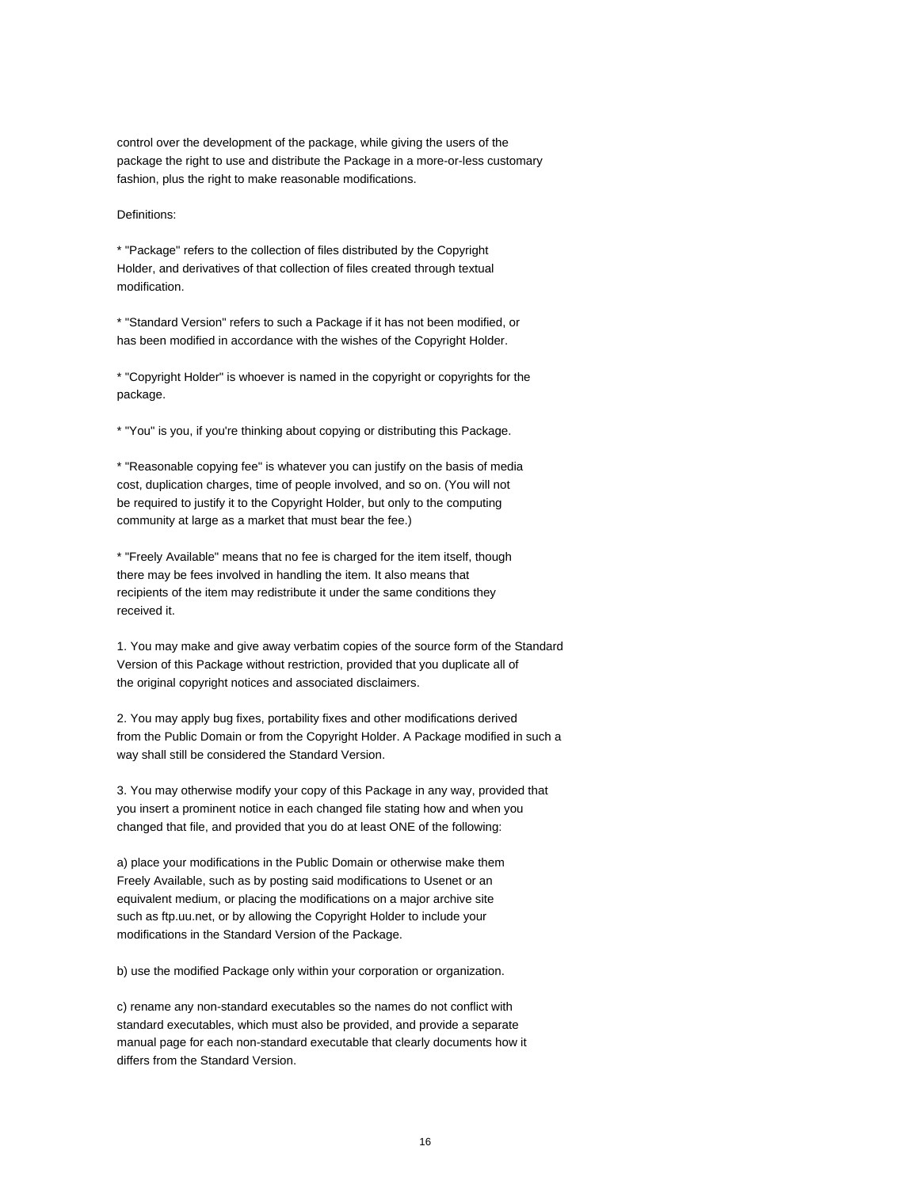control over the development of the package, while giving the users of the package the right to use and distribute the Package in a more-or-less customary fashion, plus the right to make reasonable modifications.

Definitions:

* "Package" refers to the collection of files distributed by the Copyright Holder, and derivatives of that collection of files created through textual modification.

* "Standard Version" refers to such a Package if it has not been modified, or has been modified in accordance with the wishes of the Copyright Holder.

* "Copyright Holder" is whoever is named in the copyright or copyrights for the package.

* "You" is you, if you're thinking about copying or distributing this Package.

* "Reasonable copying fee" is whatever you can justify on the basis of media cost, duplication charges, time of people involved, and so on. (You will not be required to justify it to the Copyright Holder, but only to the computing community at large as a market that must bear the fee.)

* "Freely Available" means that no fee is charged for the item itself, though there may be fees involved in handling the item. It also means that recipients of the item may redistribute it under the same conditions they received it.

1. You may make and give away verbatim copies of the source form of the Standard Version of this Package without restriction, provided that you duplicate all of the original copyright notices and associated disclaimers.

2. You may apply bug fixes, portability fixes and other modifications derived from the Public Domain or from the Copyright Holder. A Package modified in such a way shall still be considered the Standard Version.

3. You may otherwise modify your copy of this Package in any way, provided that you insert a prominent notice in each changed file stating how and when you changed that file, and provided that you do at least ONE of the following:

a) place your modifications in the Public Domain or otherwise make them Freely Available, such as by posting said modifications to Usenet or an equivalent medium, or placing the modifications on a major archive site such as ftp.uu.net, or by allowing the Copyright Holder to include your modifications in the Standard Version of the Package.

b) use the modified Package only within your corporation or organization.

c) rename any non-standard executables so the names do not conflict with standard executables, which must also be provided, and provide a separate manual page for each non-standard executable that clearly documents how it differs from the Standard Version.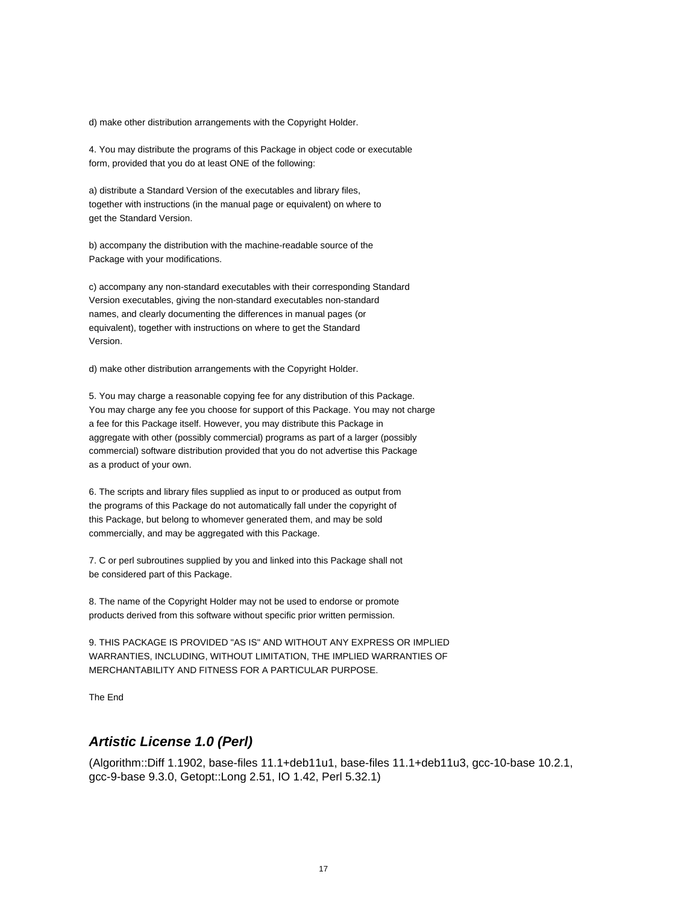d) make other distribution arrangements with the Copyright Holder.

4. You may distribute the programs of this Package in object code or executable form, provided that you do at least ONE of the following:

a) distribute a Standard Version of the executables and library files, together with instructions (in the manual page or equivalent) on where to get the Standard Version.

b) accompany the distribution with the machine-readable source of the Package with your modifications.

c) accompany any non-standard executables with their corresponding Standard Version executables, giving the non-standard executables non-standard names, and clearly documenting the differences in manual pages (or equivalent), together with instructions on where to get the Standard Version.

d) make other distribution arrangements with the Copyright Holder.

5. You may charge a reasonable copying fee for any distribution of this Package. You may charge any fee you choose for support of this Package. You may not charge a fee for this Package itself. However, you may distribute this Package in aggregate with other (possibly commercial) programs as part of a larger (possibly commercial) software distribution provided that you do not advertise this Package as a product of your own.

6. The scripts and library files supplied as input to or produced as output from the programs of this Package do not automatically fall under the copyright of this Package, but belong to whomever generated them, and may be sold commercially, and may be aggregated with this Package.

7. C or perl subroutines supplied by you and linked into this Package shall not be considered part of this Package.

8. The name of the Copyright Holder may not be used to endorse or promote products derived from this software without specific prior written permission.

9. THIS PACKAGE IS PROVIDED "AS IS" AND WITHOUT ANY EXPRESS OR IMPLIED WARRANTIES, INCLUDING, WITHOUT LIMITATION, THE IMPLIED WARRANTIES OF MERCHANTABILITY AND FITNESS FOR A PARTICULAR PURPOSE.

The End

## *Artistic License 1.0 (Perl)*

(Algorithm::Diff 1.1902, base-files 11.1+deb11u1, base-files 11.1+deb11u3, gcc-10-base 10.2.1, gcc-9-base 9.3.0, Getopt::Long 2.51, IO 1.42, Perl 5.32.1)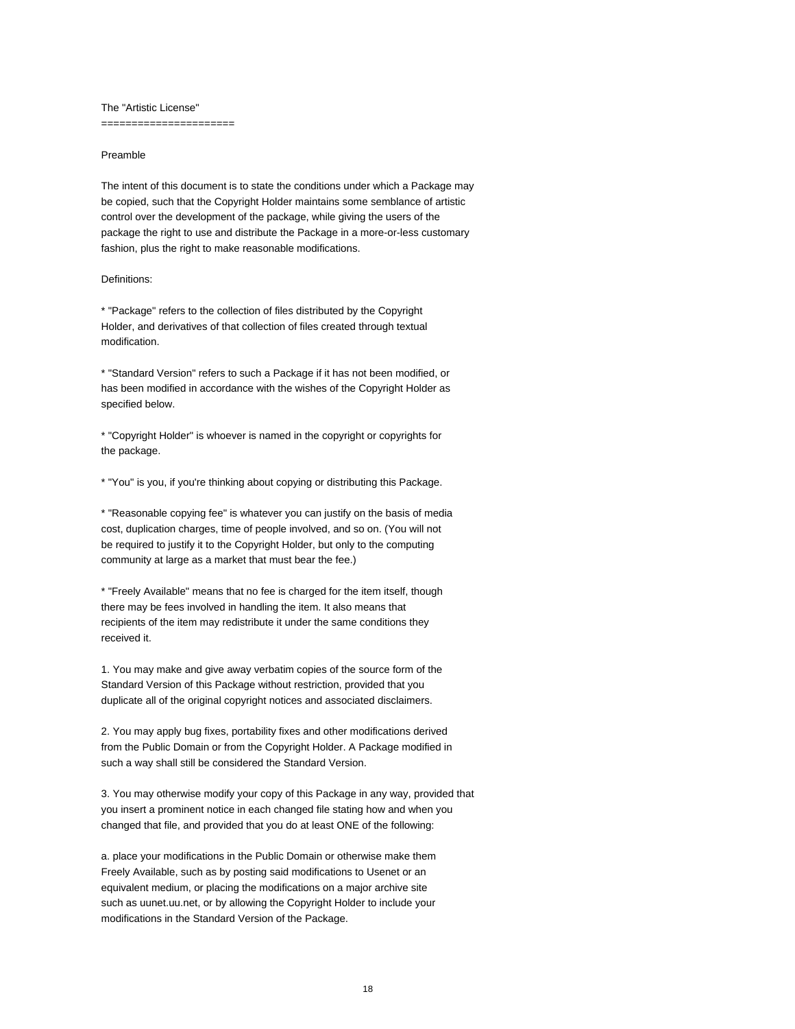The "Artistic License"

======================

Preamble

The intent of this document is to state the conditions under which a Package may be copied, such that the Copyright Holder maintains some semblance of artistic control over the development of the package, while giving the users of the package the right to use and distribute the Package in a more-or-less customary fashion, plus the right to make reasonable modifications.

Definitions:

* "Package" refers to the collection of files distributed by the Copyright Holder, and derivatives of that collection of files created through textual modification.

* "Standard Version" refers to such a Package if it has not been modified, or has been modified in accordance with the wishes of the Copyright Holder as specified below.

* "Copyright Holder" is whoever is named in the copyright or copyrights for the package.

* "You" is you, if you're thinking about copying or distributing this Package.

* "Reasonable copying fee" is whatever you can justify on the basis of media cost, duplication charges, time of people involved, and so on. (You will not be required to justify it to the Copyright Holder, but only to the computing community at large as a market that must bear the fee.)

* "Freely Available" means that no fee is charged for the item itself, though there may be fees involved in handling the item. It also means that recipients of the item may redistribute it under the same conditions they received it.

1. You may make and give away verbatim copies of the source form of the Standard Version of this Package without restriction, provided that you duplicate all of the original copyright notices and associated disclaimers.

2. You may apply bug fixes, portability fixes and other modifications derived from the Public Domain or from the Copyright Holder. A Package modified in such a way shall still be considered the Standard Version.

3. You may otherwise modify your copy of this Package in any way, provided that you insert a prominent notice in each changed file stating how and when you changed that file, and provided that you do at least ONE of the following:

a. place your modifications in the Public Domain or otherwise make them Freely Available, such as by posting said modifications to Usenet or an equivalent medium, or placing the modifications on a major archive site such as uunet.uu.net, or by allowing the Copyright Holder to include your modifications in the Standard Version of the Package.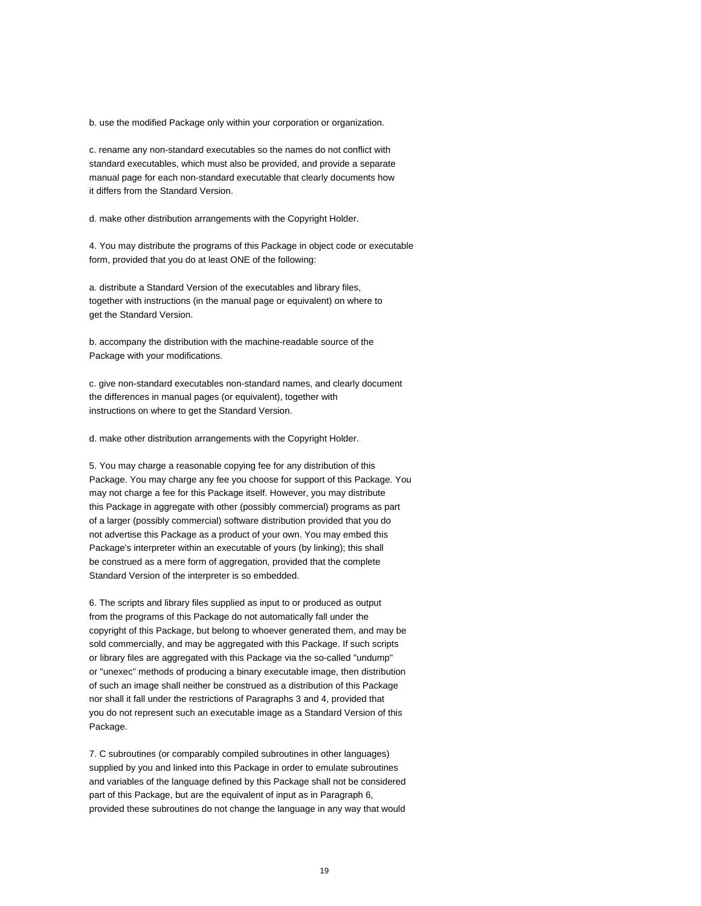b. use the modified Package only within your corporation or organization.

c. rename any non-standard executables so the names do not conflict with standard executables, which must also be provided, and provide a separate manual page for each non-standard executable that clearly documents how it differs from the Standard Version.

d. make other distribution arrangements with the Copyright Holder.

4. You may distribute the programs of this Package in object code or executable form, provided that you do at least ONE of the following:

a. distribute a Standard Version of the executables and library files, together with instructions (in the manual page or equivalent) on where to get the Standard Version.

b. accompany the distribution with the machine-readable source of the Package with your modifications.

c. give non-standard executables non-standard names, and clearly document the differences in manual pages (or equivalent), together with instructions on where to get the Standard Version.

d. make other distribution arrangements with the Copyright Holder.

5. You may charge a reasonable copying fee for any distribution of this Package. You may charge any fee you choose for support of this Package. You may not charge a fee for this Package itself. However, you may distribute this Package in aggregate with other (possibly commercial) programs as part of a larger (possibly commercial) software distribution provided that you do not advertise this Package as a product of your own. You may embed this Package's interpreter within an executable of yours (by linking); this shall be construed as a mere form of aggregation, provided that the complete Standard Version of the interpreter is so embedded.

6. The scripts and library files supplied as input to or produced as output from the programs of this Package do not automatically fall under the copyright of this Package, but belong to whoever generated them, and may be sold commercially, and may be aggregated with this Package. If such scripts or library files are aggregated with this Package via the so-called "undump" or "unexec" methods of producing a binary executable image, then distribution of such an image shall neither be construed as a distribution of this Package nor shall it fall under the restrictions of Paragraphs 3 and 4, provided that you do not represent such an executable image as a Standard Version of this Package.

7. C subroutines (or comparably compiled subroutines in other languages) supplied by you and linked into this Package in order to emulate subroutines and variables of the language defined by this Package shall not be considered part of this Package, but are the equivalent of input as in Paragraph 6, provided these subroutines do not change the language in any way that would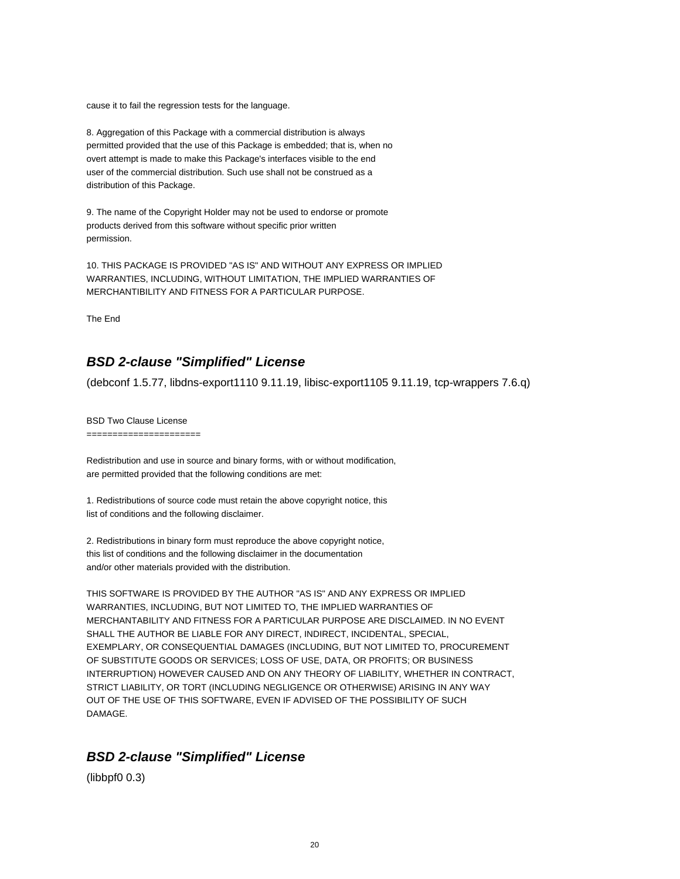cause it to fail the regression tests for the language.

8. Aggregation of this Package with a commercial distribution is always
permitted provided that the use of this Package is embedded; that is, when no
overt attempt is made to make this Package's interfaces visible to the end
user of the commercial distribution. Such use shall not be construed as a
distribution of this Package.

9. The name of the Copyright Holder may not be used to endorse or promote
products derived from this software without specific prior written
permission.

10. THIS PACKAGE IS PROVIDED "AS IS" AND WITHOUT ANY EXPRESS OR IMPLIED
WARRANTIES, INCLUDING, WITHOUT LIMITATION, THE IMPLIED WARRANTIES OF
MERCHANTIBILITY AND FITNESS FOR A PARTICULAR PURPOSE.

The End

## *BSD 2-clause "Simplified" License*

(debconf 1.5.77, libdns-export1110 9.11.19, libisc-export1105 9.11.19, tcp-wrappers 7.6.q)

BSD Two Clause License
======================

Redistribution and use in source and binary forms, with or without modification,
are permitted provided that the following conditions are met:

1. Redistributions of source code must retain the above copyright notice, this
list of conditions and the following disclaimer.

2. Redistributions in binary form must reproduce the above copyright notice,
this list of conditions and the following disclaimer in the documentation
and/or other materials provided with the distribution.

THIS SOFTWARE IS PROVIDED BY THE AUTHOR "AS IS" AND ANY EXPRESS OR IMPLIED
WARRANTIES, INCLUDING, BUT NOT LIMITED TO, THE IMPLIED WARRANTIES OF
MERCHANTABILITY AND FITNESS FOR A PARTICULAR PURPOSE ARE DISCLAIMED. IN NO EVENT
SHALL THE AUTHOR BE LIABLE FOR ANY DIRECT, INDIRECT, INCIDENTAL, SPECIAL,
EXEMPLARY, OR CONSEQUENTIAL DAMAGES (INCLUDING, BUT NOT LIMITED TO, PROCUREMENT
OF SUBSTITUTE GOODS OR SERVICES; LOSS OF USE, DATA, OR PROFITS; OR BUSINESS
INTERRUPTION) HOWEVER CAUSED AND ON ANY THEORY OF LIABILITY, WHETHER IN CONTRACT,
STRICT LIABILITY, OR TORT (INCLUDING NEGLIGENCE OR OTHERWISE) ARISING IN ANY WAY
OUT OF THE USE OF THIS SOFTWARE, EVEN IF ADVISED OF THE POSSIBILITY OF SUCH
DAMAGE.

## *BSD 2-clause "Simplified" License*

(libbpf0 0.3)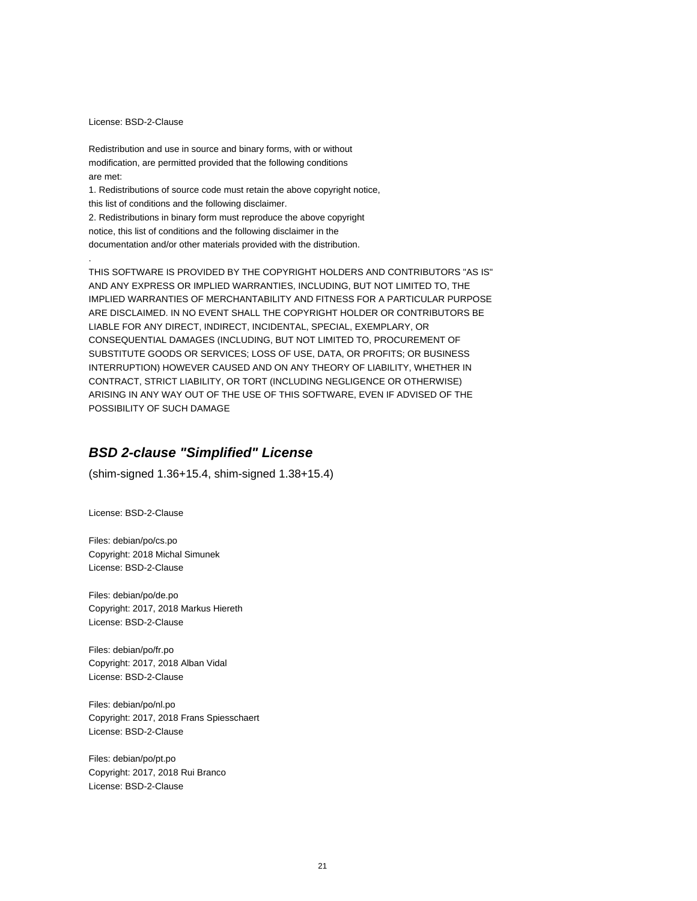License: BSD-2-Clause

Redistribution and use in source and binary forms, with or without
modification, are permitted provided that the following conditions
are met:

1. Redistributions of source code must retain the above copyright notice,
this list of conditions and the following disclaimer.
2. Redistributions in binary form must reproduce the above copyright
notice, this list of conditions and the following disclaimer in the
documentation and/or other materials provided with the distribution.

.

THIS SOFTWARE IS PROVIDED BY THE COPYRIGHT HOLDERS AND CONTRIBUTORS "AS IS"
AND ANY EXPRESS OR IMPLIED WARRANTIES, INCLUDING, BUT NOT LIMITED TO, THE
IMPLIED WARRANTIES OF MERCHANTABILITY AND FITNESS FOR A PARTICULAR PURPOSE
ARE DISCLAIMED. IN NO EVENT SHALL THE COPYRIGHT HOLDER OR CONTRIBUTORS BE
LIABLE FOR ANY DIRECT, INDIRECT, INCIDENTAL, SPECIAL, EXEMPLARY, OR
CONSEQUENTIAL DAMAGES (INCLUDING, BUT NOT LIMITED TO, PROCUREMENT OF
SUBSTITUTE GOODS OR SERVICES; LOSS OF USE, DATA, OR PROFITS; OR BUSINESS
INTERRUPTION) HOWEVER CAUSED AND ON ANY THEORY OF LIABILITY, WHETHER IN
CONTRACT, STRICT LIABILITY, OR TORT (INCLUDING NEGLIGENCE OR OTHERWISE)
ARISING IN ANY WAY OUT OF THE USE OF THIS SOFTWARE, EVEN IF ADVISED OF THE
POSSIBILITY OF SUCH DAMAGE

## *BSD 2-clause "Simplified" License*

(shim-signed 1.36+15.4, shim-signed 1.38+15.4)

License: BSD-2-Clause

Files: debian/po/cs.po
Copyright: 2018 Michal Simunek
License: BSD-2-Clause

Files: debian/po/de.po
Copyright: 2017, 2018 Markus Hiereth
License: BSD-2-Clause

Files: debian/po/fr.po
Copyright: 2017, 2018 Alban Vidal
License: BSD-2-Clause

Files: debian/po/nl.po
Copyright: 2017, 2018 Frans Spiesschaert
License: BSD-2-Clause

Files: debian/po/pt.po
Copyright: 2017, 2018 Rui Branco
License: BSD-2-Clause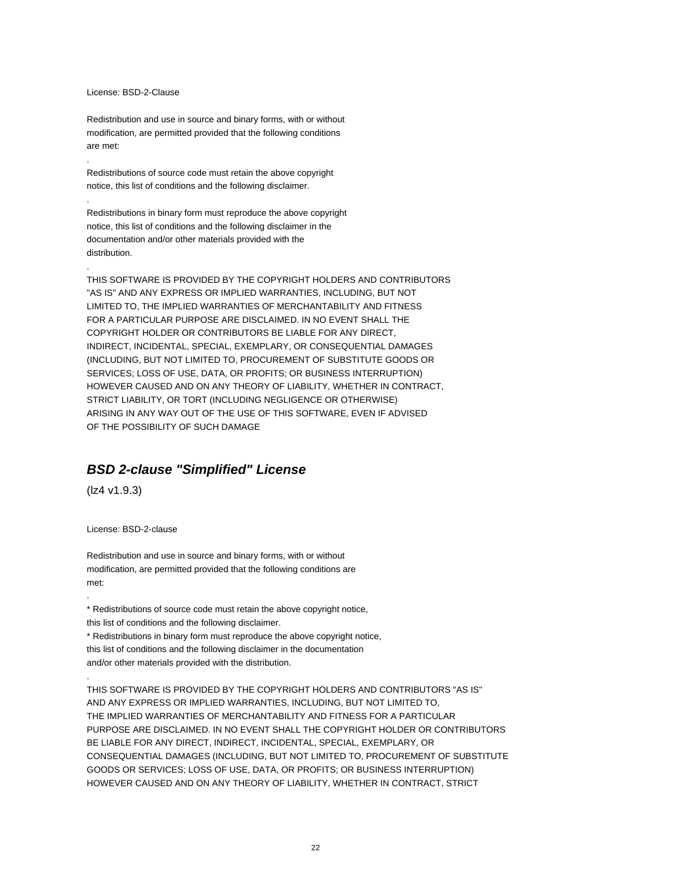License: BSD-2-Clause

Redistribution and use in source and binary forms, with or without
modification, are permitted provided that the following conditions
are met:

.

Redistributions of source code must retain the above copyright
notice, this list of conditions and the following disclaimer.

.

Redistributions in binary form must reproduce the above copyright
notice, this list of conditions and the following disclaimer in the
documentation and/or other materials provided with the
distribution.

.

THIS SOFTWARE IS PROVIDED BY THE COPYRIGHT HOLDERS AND CONTRIBUTORS
"AS IS" AND ANY EXPRESS OR IMPLIED WARRANTIES, INCLUDING, BUT NOT
LIMITED TO, THE IMPLIED WARRANTIES OF MERCHANTABILITY AND FITNESS
FOR A PARTICULAR PURPOSE ARE DISCLAIMED. IN NO EVENT SHALL THE
COPYRIGHT HOLDER OR CONTRIBUTORS BE LIABLE FOR ANY DIRECT,
INDIRECT, INCIDENTAL, SPECIAL, EXEMPLARY, OR CONSEQUENTIAL DAMAGES
(INCLUDING, BUT NOT LIMITED TO, PROCUREMENT OF SUBSTITUTE GOODS OR
SERVICES; LOSS OF USE, DATA, OR PROFITS; OR BUSINESS INTERRUPTION)
HOWEVER CAUSED AND ON ANY THEORY OF LIABILITY, WHETHER IN CONTRACT,
STRICT LIABILITY, OR TORT (INCLUDING NEGLIGENCE OR OTHERWISE)
ARISING IN ANY WAY OUT OF THE USE OF THIS SOFTWARE, EVEN IF ADVISED
OF THE POSSIBILITY OF SUCH DAMAGE

## *BSD 2-clause "Simplified" License*

(lz4 v1.9.3)

License: BSD-2-clause

Redistribution and use in source and binary forms, with or without
modification, are permitted provided that the following conditions are
met:

.

* Redistributions of source code must retain the above copyright notice,
this list of conditions and the following disclaimer.
* Redistributions in binary form must reproduce the above copyright notice,
this list of conditions and the following disclaimer in the documentation
and/or other materials provided with the distribution.

.

THIS SOFTWARE IS PROVIDED BY THE COPYRIGHT HOLDERS AND CONTRIBUTORS "AS IS"
AND ANY EXPRESS OR IMPLIED WARRANTIES, INCLUDING, BUT NOT LIMITED TO,
THE IMPLIED WARRANTIES OF MERCHANTABILITY AND FITNESS FOR A PARTICULAR
PURPOSE ARE DISCLAIMED. IN NO EVENT SHALL THE COPYRIGHT HOLDER OR CONTRIBUTORS
BE LIABLE FOR ANY DIRECT, INDIRECT, INCIDENTAL, SPECIAL, EXEMPLARY, OR
CONSEQUENTIAL DAMAGES (INCLUDING, BUT NOT LIMITED TO, PROCUREMENT OF SUBSTITUTE
GOODS OR SERVICES; LOSS OF USE, DATA, OR PROFITS; OR BUSINESS INTERRUPTION)
HOWEVER CAUSED AND ON ANY THEORY OF LIABILITY, WHETHER IN CONTRACT, STRICT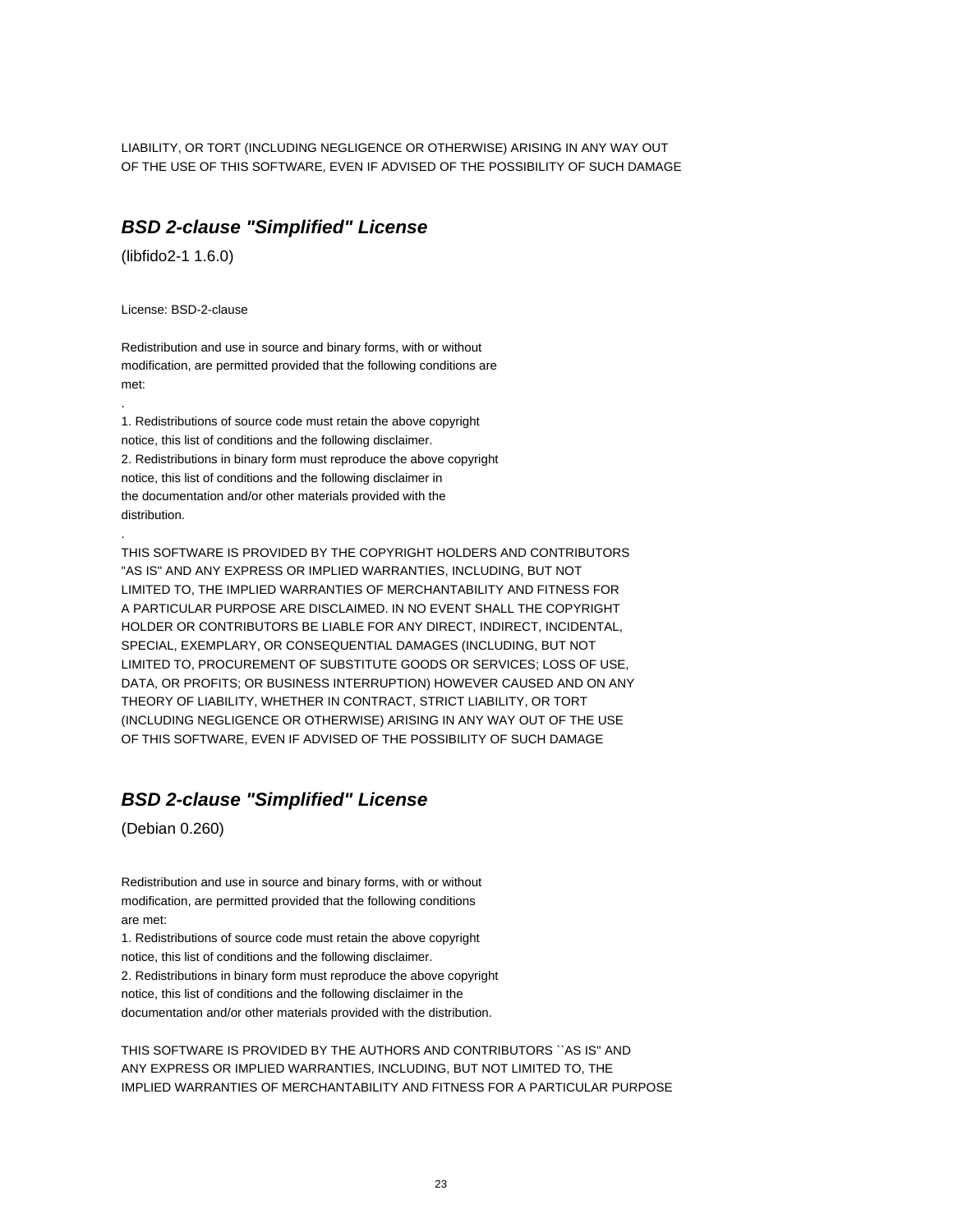LIABILITY, OR TORT (INCLUDING NEGLIGENCE OR OTHERWISE) ARISING IN ANY WAY OUT
OF THE USE OF THIS SOFTWARE, EVEN IF ADVISED OF THE POSSIBILITY OF SUCH DAMAGE

## ***BSD 2-clause "Simplified" License***

(libfido2-1 1.6.0)

License: BSD-2-clause

Redistribution and use in source and binary forms, with or without
modification, are permitted provided that the following conditions are
met:

.

1. Redistributions of source code must retain the above copyright
notice, this list of conditions and the following disclaimer.
2. Redistributions in binary form must reproduce the above copyright
notice, this list of conditions and the following disclaimer in
the documentation and/or other materials provided with the
distribution.

.

THIS SOFTWARE IS PROVIDED BY THE COPYRIGHT HOLDERS AND CONTRIBUTORS
"AS IS" AND ANY EXPRESS OR IMPLIED WARRANTIES, INCLUDING, BUT NOT
LIMITED TO, THE IMPLIED WARRANTIES OF MERCHANTABILITY AND FITNESS FOR
A PARTICULAR PURPOSE ARE DISCLAIMED. IN NO EVENT SHALL THE COPYRIGHT
HOLDER OR CONTRIBUTORS BE LIABLE FOR ANY DIRECT, INDIRECT, INCIDENTAL,
SPECIAL, EXEMPLARY, OR CONSEQUENTIAL DAMAGES (INCLUDING, BUT NOT
LIMITED TO, PROCUREMENT OF SUBSTITUTE GOODS OR SERVICES; LOSS OF USE,
DATA, OR PROFITS; OR BUSINESS INTERRUPTION) HOWEVER CAUSED AND ON ANY
THEORY OF LIABILITY, WHETHER IN CONTRACT, STRICT LIABILITY, OR TORT
(INCLUDING NEGLIGENCE OR OTHERWISE) ARISING IN ANY WAY OUT OF THE USE
OF THIS SOFTWARE, EVEN IF ADVISED OF THE POSSIBILITY OF SUCH DAMAGE

## ***BSD 2-clause "Simplified" License***

(Debian 0.260)

Redistribution and use in source and binary forms, with or without
modification, are permitted provided that the following conditions
are met:
1. Redistributions of source code must retain the above copyright
notice, this list of conditions and the following disclaimer.
2. Redistributions in binary form must reproduce the above copyright
notice, this list of conditions and the following disclaimer in the
documentation and/or other materials provided with the distribution.

THIS SOFTWARE IS PROVIDED BY THE AUTHORS AND CONTRIBUTORS ``AS IS'' AND
ANY EXPRESS OR IMPLIED WARRANTIES, INCLUDING, BUT NOT LIMITED TO, THE
IMPLIED WARRANTIES OF MERCHANTABILITY AND FITNESS FOR A PARTICULAR PURPOSE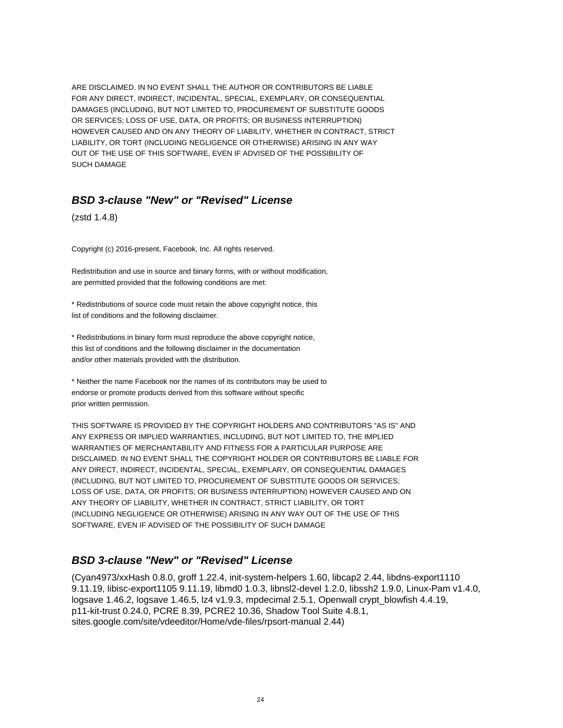ARE DISCLAIMED. IN NO EVENT SHALL THE AUTHOR OR CONTRIBUTORS BE LIABLE
FOR ANY DIRECT, INDIRECT, INCIDENTAL, SPECIAL, EXEMPLARY, OR CONSEQUENTIAL
DAMAGES (INCLUDING, BUT NOT LIMITED TO, PROCUREMENT OF SUBSTITUTE GOODS
OR SERVICES; LOSS OF USE, DATA, OR PROFITS; OR BUSINESS INTERRUPTION)
HOWEVER CAUSED AND ON ANY THEORY OF LIABILITY, WHETHER IN CONTRACT, STRICT
LIABILITY, OR TORT (INCLUDING NEGLIGENCE OR OTHERWISE) ARISING IN ANY WAY
OUT OF THE USE OF THIS SOFTWARE, EVEN IF ADVISED OF THE POSSIBILITY OF
SUCH DAMAGE

## *BSD 3-clause "New" or "Revised" License*

(zstd 1.4.8)

Copyright (c) 2016-present, Facebook, Inc. All rights reserved.

Redistribution and use in source and binary forms, with or without modification,
are permitted provided that the following conditions are met:

* Redistributions of source code must retain the above copyright notice, this
list of conditions and the following disclaimer.

* Redistributions in binary form must reproduce the above copyright notice,
this list of conditions and the following disclaimer in the documentation
and/or other materials provided with the distribution.

* Neither the name Facebook nor the names of its contributors may be used to
endorse or promote products derived from this software without specific
prior written permission.

THIS SOFTWARE IS PROVIDED BY THE COPYRIGHT HOLDERS AND CONTRIBUTORS "AS IS" AND
ANY EXPRESS OR IMPLIED WARRANTIES, INCLUDING, BUT NOT LIMITED TO, THE IMPLIED
WARRANTIES OF MERCHANTABILITY AND FITNESS FOR A PARTICULAR PURPOSE ARE
DISCLAIMED. IN NO EVENT SHALL THE COPYRIGHT HOLDER OR CONTRIBUTORS BE LIABLE FOR
ANY DIRECT, INDIRECT, INCIDENTAL, SPECIAL, EXEMPLARY, OR CONSEQUENTIAL DAMAGES
(INCLUDING, BUT NOT LIMITED TO, PROCUREMENT OF SUBSTITUTE GOODS OR SERVICES;
LOSS OF USE, DATA, OR PROFITS; OR BUSINESS INTERRUPTION) HOWEVER CAUSED AND ON
ANY THEORY OF LIABILITY, WHETHER IN CONTRACT, STRICT LIABILITY, OR TORT
(INCLUDING NEGLIGENCE OR OTHERWISE) ARISING IN ANY WAY OUT OF THE USE OF THIS
SOFTWARE, EVEN IF ADVISED OF THE POSSIBILITY OF SUCH DAMAGE

## *BSD 3-clause "New" or "Revised" License*

(Cyan4973/xxHash 0.8.0, groff 1.22.4, init-system-helpers 1.60, libcap2 2.44, libdns-export1110 9.11.19, libisc-export1105 9.11.19, libmd0 1.0.3, libnsl2-devel 1.2.0, libssh2 1.9.0, Linux-Pam v1.4.0, logsave 1.46.2, logsave 1.46.5, lz4 v1.9.3, mpdecimal 2.5.1, Openwall crypt_blowfish 4.4.19, p11-kit-trust 0.24.0, PCRE 8.39, PCRE2 10.36, Shadow Tool Suite 4.8.1, sites.google.com/site/vdeeditor/Home/vde-files/rpsort-manual 2.44)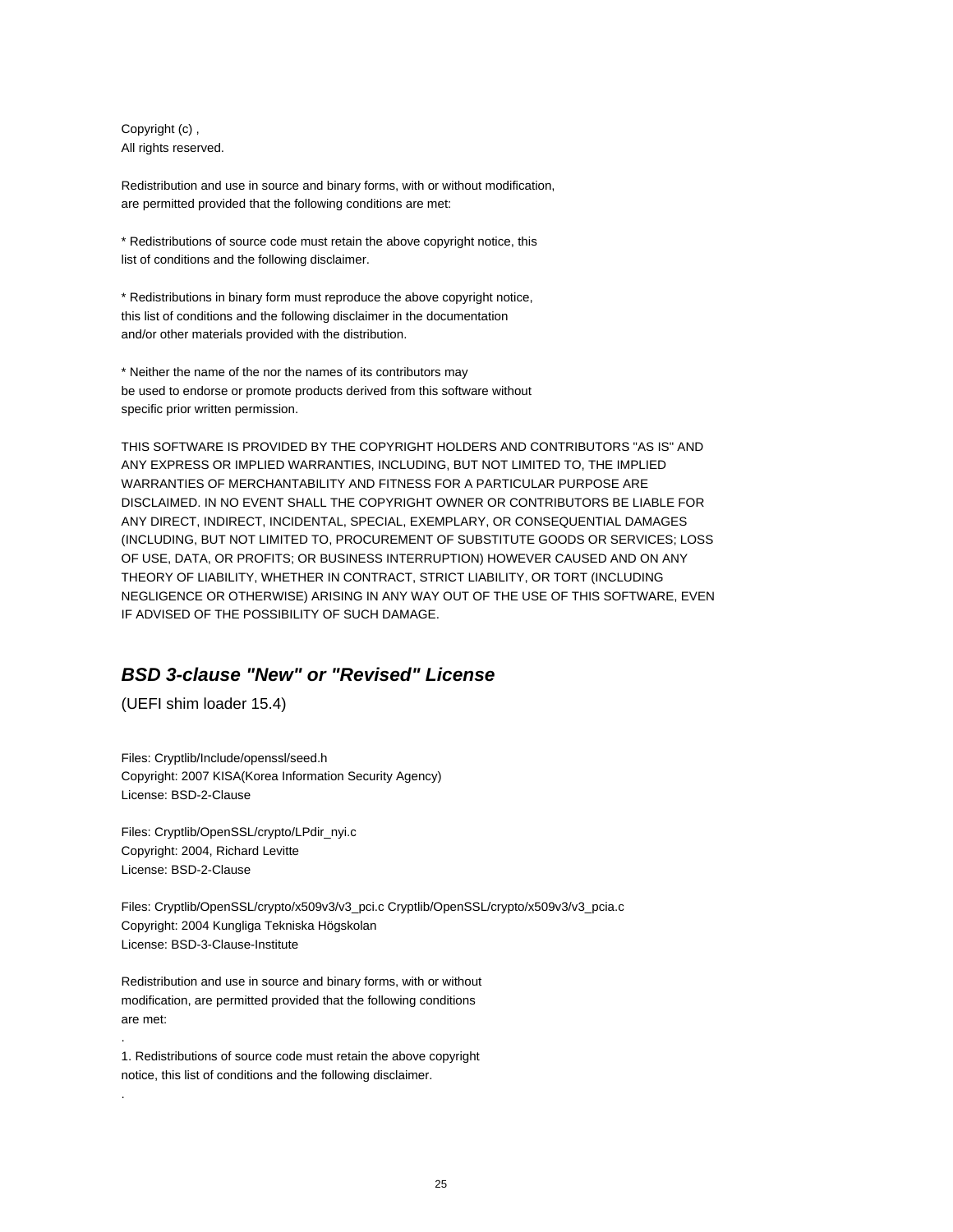Copyright (c) ,
All rights reserved.

Redistribution and use in source and binary forms, with or without modification,
are permitted provided that the following conditions are met:

* Redistributions of source code must retain the above copyright notice, this
list of conditions and the following disclaimer.

* Redistributions in binary form must reproduce the above copyright notice,
this list of conditions and the following disclaimer in the documentation
and/or other materials provided with the distribution.

* Neither the name of the nor the names of its contributors may
be used to endorse or promote products derived from this software without
specific prior written permission.

THIS SOFTWARE IS PROVIDED BY THE COPYRIGHT HOLDERS AND CONTRIBUTORS "AS IS" AND
ANY EXPRESS OR IMPLIED WARRANTIES, INCLUDING, BUT NOT LIMITED TO, THE IMPLIED
WARRANTIES OF MERCHANTABILITY AND FITNESS FOR A PARTICULAR PURPOSE ARE
DISCLAIMED. IN NO EVENT SHALL THE COPYRIGHT OWNER OR CONTRIBUTORS BE LIABLE FOR
ANY DIRECT, INDIRECT, INCIDENTAL, SPECIAL, EXEMPLARY, OR CONSEQUENTIAL DAMAGES
(INCLUDING, BUT NOT LIMITED TO, PROCUREMENT OF SUBSTITUTE GOODS OR SERVICES; LOSS
OF USE, DATA, OR PROFITS; OR BUSINESS INTERRUPTION) HOWEVER CAUSED AND ON ANY
THEORY OF LIABILITY, WHETHER IN CONTRACT, STRICT LIABILITY, OR TORT (INCLUDING
NEGLIGENCE OR OTHERWISE) ARISING IN ANY WAY OUT OF THE USE OF THIS SOFTWARE, EVEN
IF ADVISED OF THE POSSIBILITY OF SUCH DAMAGE.

## ***BSD 3-clause "New" or "Revised" License***

(UEFI shim loader 15.4)

Files: Cryptlib/Include/openssl/seed.h
Copyright: 2007 KISA(Korea Information Security Agency)
License: BSD-2-Clause

Files: Cryptlib/OpenSSL/crypto/LPdir_nyi.c
Copyright: 2004, Richard Levitte
License: BSD-2-Clause

Files: Cryptlib/OpenSSL/crypto/x509v3/v3_pci.c Cryptlib/OpenSSL/crypto/x509v3/v3_pcia.c
Copyright: 2004 Kungliga Tekniska Högskolan
License: BSD-3-Clause-Institute

Redistribution and use in source and binary forms, with or without
modification, are permitted provided that the following conditions
are met:

.

1. Redistributions of source code must retain the above copyright
notice, this list of conditions and the following disclaimer.

.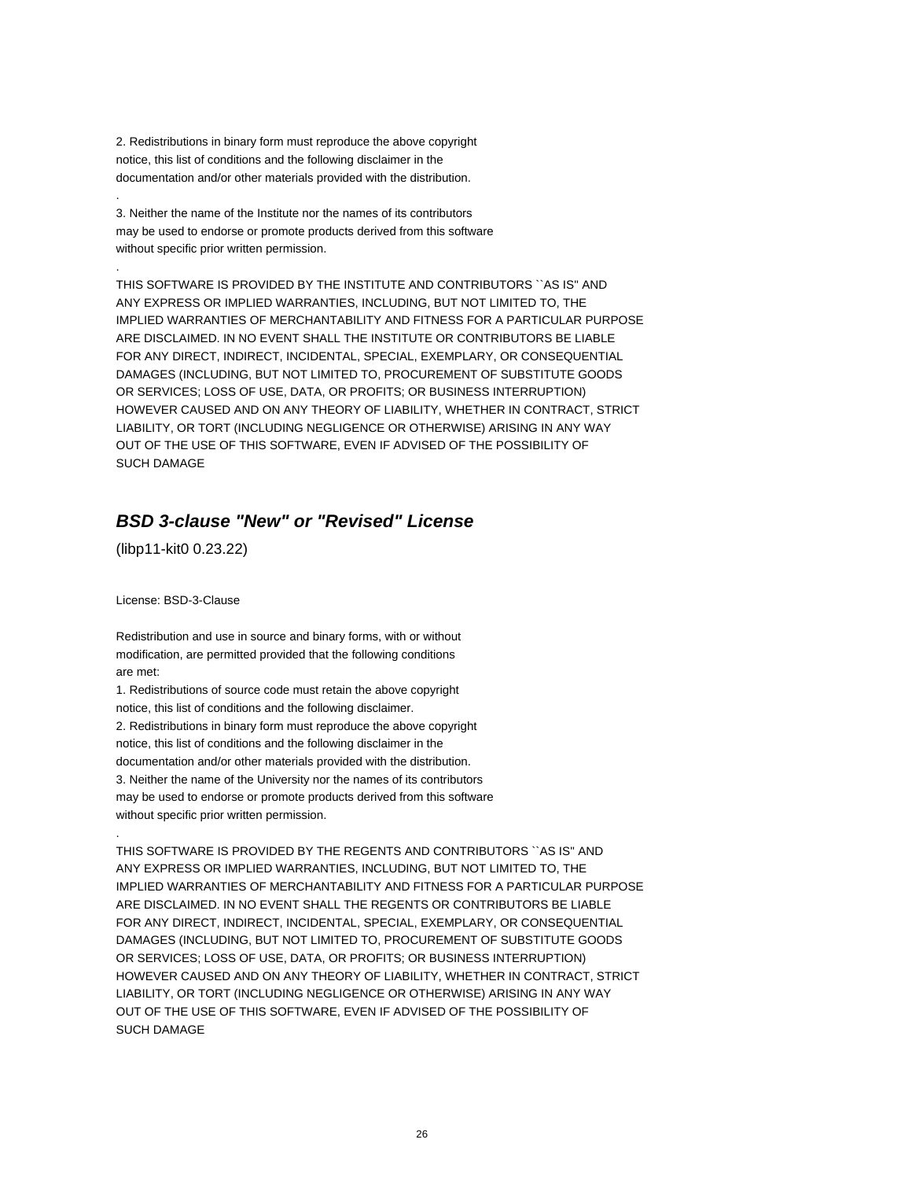2. Redistributions in binary form must reproduce the above copyright
notice, this list of conditions and the following disclaimer in the
documentation and/or other materials provided with the distribution.

.

3. Neither the name of the Institute nor the names of its contributors
may be used to endorse or promote products derived from this software
without specific prior written permission.

.

THIS SOFTWARE IS PROVIDED BY THE INSTITUTE AND CONTRIBUTORS ``AS IS'' AND
ANY EXPRESS OR IMPLIED WARRANTIES, INCLUDING, BUT NOT LIMITED TO, THE
IMPLIED WARRANTIES OF MERCHANTABILITY AND FITNESS FOR A PARTICULAR PURPOSE
ARE DISCLAIMED. IN NO EVENT SHALL THE INSTITUTE OR CONTRIBUTORS BE LIABLE
FOR ANY DIRECT, INDIRECT, INCIDENTAL, SPECIAL, EXEMPLARY, OR CONSEQUENTIAL
DAMAGES (INCLUDING, BUT NOT LIMITED TO, PROCUREMENT OF SUBSTITUTE GOODS
OR SERVICES; LOSS OF USE, DATA, OR PROFITS; OR BUSINESS INTERRUPTION)
HOWEVER CAUSED AND ON ANY THEORY OF LIABILITY, WHETHER IN CONTRACT, STRICT
LIABILITY, OR TORT (INCLUDING NEGLIGENCE OR OTHERWISE) ARISING IN ANY WAY
OUT OF THE USE OF THIS SOFTWARE, EVEN IF ADVISED OF THE POSSIBILITY OF
SUCH DAMAGE

## *BSD 3-clause "New" or "Revised" License*

(libp11-kit0 0.23.22)

License: BSD-3-Clause

Redistribution and use in source and binary forms, with or without
modification, are permitted provided that the following conditions
are met:
1. Redistributions of source code must retain the above copyright
notice, this list of conditions and the following disclaimer.
2. Redistributions in binary form must reproduce the above copyright
notice, this list of conditions and the following disclaimer in the
documentation and/or other materials provided with the distribution.
3. Neither the name of the University nor the names of its contributors
may be used to endorse or promote products derived from this software
without specific prior written permission.

.

THIS SOFTWARE IS PROVIDED BY THE REGENTS AND CONTRIBUTORS ``AS IS'' AND
ANY EXPRESS OR IMPLIED WARRANTIES, INCLUDING, BUT NOT LIMITED TO, THE
IMPLIED WARRANTIES OF MERCHANTABILITY AND FITNESS FOR A PARTICULAR PURPOSE
ARE DISCLAIMED. IN NO EVENT SHALL THE REGENTS OR CONTRIBUTORS BE LIABLE
FOR ANY DIRECT, INDIRECT, INCIDENTAL, SPECIAL, EXEMPLARY, OR CONSEQUENTIAL
DAMAGES (INCLUDING, BUT NOT LIMITED TO, PROCUREMENT OF SUBSTITUTE GOODS
OR SERVICES; LOSS OF USE, DATA, OR PROFITS; OR BUSINESS INTERRUPTION)
HOWEVER CAUSED AND ON ANY THEORY OF LIABILITY, WHETHER IN CONTRACT, STRICT
LIABILITY, OR TORT (INCLUDING NEGLIGENCE OR OTHERWISE) ARISING IN ANY WAY
OUT OF THE USE OF THIS SOFTWARE, EVEN IF ADVISED OF THE POSSIBILITY OF
SUCH DAMAGE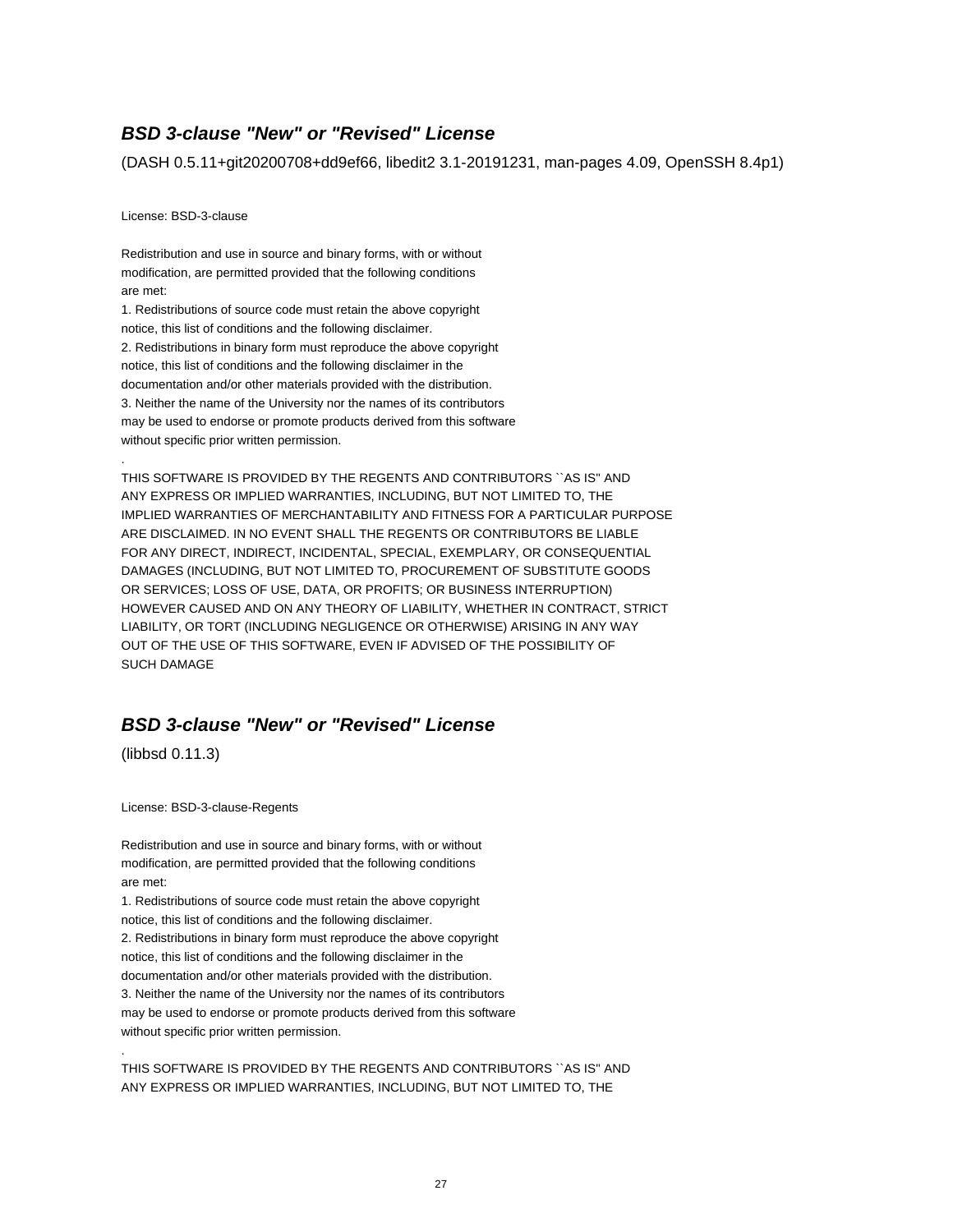## ***BSD 3-clause "New" or "Revised" License***

(DASH 0.5.11+git20200708+dd9ef66, libedit2 3.1-20191231, man-pages 4.09, OpenSSH 8.4p1)

License: BSD-3-clause

Redistribution and use in source and binary forms, with or without
modification, are permitted provided that the following conditions
are met:
1. Redistributions of source code must retain the above copyright
notice, this list of conditions and the following disclaimer.
2. Redistributions in binary form must reproduce the above copyright
notice, this list of conditions and the following disclaimer in the
documentation and/or other materials provided with the distribution.
3. Neither the name of the University nor the names of its contributors
may be used to endorse or promote products derived from this software
without specific prior written permission.
.
THIS SOFTWARE IS PROVIDED BY THE REGENTS AND CONTRIBUTORS ``AS IS'' AND
ANY EXPRESS OR IMPLIED WARRANTIES, INCLUDING, BUT NOT LIMITED TO, THE
IMPLIED WARRANTIES OF MERCHANTABILITY AND FITNESS FOR A PARTICULAR PURPOSE
ARE DISCLAIMED. IN NO EVENT SHALL THE REGENTS OR CONTRIBUTORS BE LIABLE
FOR ANY DIRECT, INDIRECT, INCIDENTAL, SPECIAL, EXEMPLARY, OR CONSEQUENTIAL
DAMAGES (INCLUDING, BUT NOT LIMITED TO, PROCUREMENT OF SUBSTITUTE GOODS
OR SERVICES; LOSS OF USE, DATA, OR PROFITS; OR BUSINESS INTERRUPTION)
HOWEVER CAUSED AND ON ANY THEORY OF LIABILITY, WHETHER IN CONTRACT, STRICT
LIABILITY, OR TORT (INCLUDING NEGLIGENCE OR OTHERWISE) ARISING IN ANY WAY
OUT OF THE USE OF THIS SOFTWARE, EVEN IF ADVISED OF THE POSSIBILITY OF
SUCH DAMAGE

## ***BSD 3-clause "New" or "Revised" License***

(libbsd 0.11.3)

License: BSD-3-clause-Regents

Redistribution and use in source and binary forms, with or without
modification, are permitted provided that the following conditions
are met:
1. Redistributions of source code must retain the above copyright
notice, this list of conditions and the following disclaimer.
2. Redistributions in binary form must reproduce the above copyright
notice, this list of conditions and the following disclaimer in the
documentation and/or other materials provided with the distribution.
3. Neither the name of the University nor the names of its contributors
may be used to endorse or promote products derived from this software
without specific prior written permission.
.
THIS SOFTWARE IS PROVIDED BY THE REGENTS AND CONTRIBUTORS ``AS IS'' AND
ANY EXPRESS OR IMPLIED WARRANTIES, INCLUDING, BUT NOT LIMITED TO, THE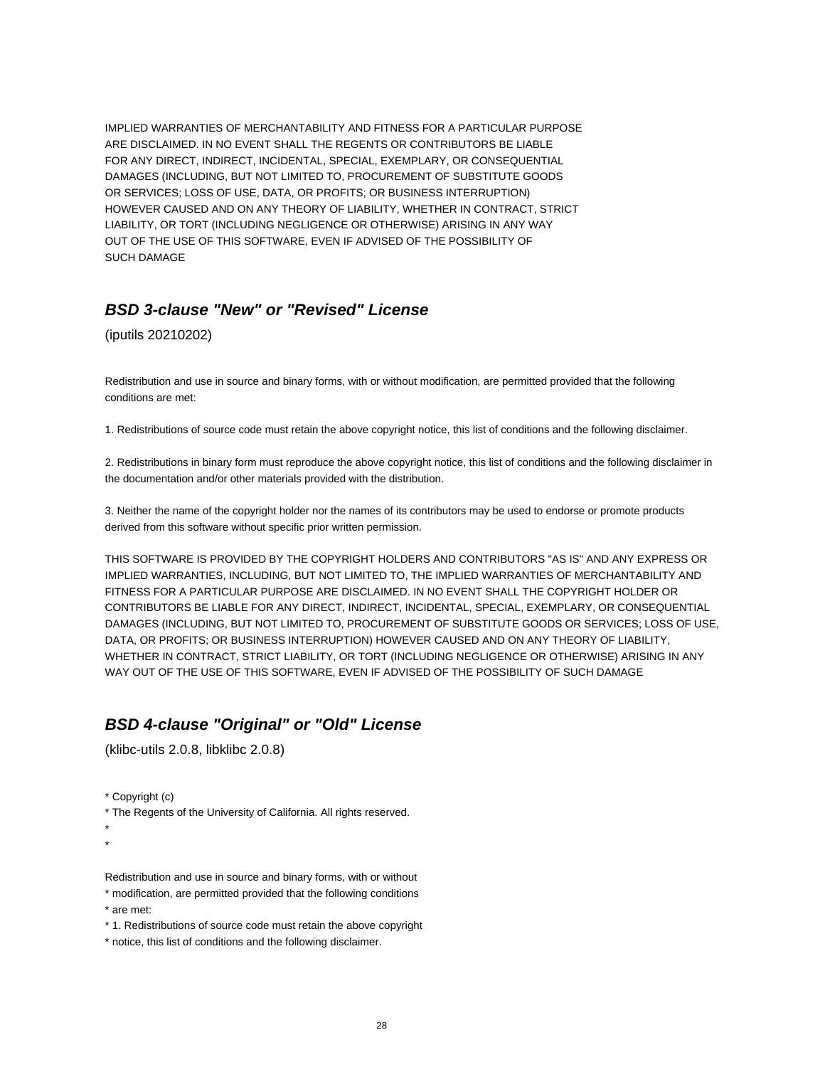IMPLIED WARRANTIES OF MERCHANTABILITY AND FITNESS FOR A PARTICULAR PURPOSE
ARE DISCLAIMED. IN NO EVENT SHALL THE REGENTS OR CONTRIBUTORS BE LIABLE
FOR ANY DIRECT, INDIRECT, INCIDENTAL, SPECIAL, EXEMPLARY, OR CONSEQUENTIAL
DAMAGES (INCLUDING, BUT NOT LIMITED TO, PROCUREMENT OF SUBSTITUTE GOODS
OR SERVICES; LOSS OF USE, DATA, OR PROFITS; OR BUSINESS INTERRUPTION)
HOWEVER CAUSED AND ON ANY THEORY OF LIABILITY, WHETHER IN CONTRACT, STRICT
LIABILITY, OR TORT (INCLUDING NEGLIGENCE OR OTHERWISE) ARISING IN ANY WAY
OUT OF THE USE OF THIS SOFTWARE, EVEN IF ADVISED OF THE POSSIBILITY OF
SUCH DAMAGE

## *BSD 3-clause "New" or "Revised" License*

(iputils 20210202)

Redistribution and use in source and binary forms, with or without modification, are permitted provided that the following conditions are met:

1. Redistributions of source code must retain the above copyright notice, this list of conditions and the following disclaimer.

2. Redistributions in binary form must reproduce the above copyright notice, this list of conditions and the following disclaimer in the documentation and/or other materials provided with the distribution.

3. Neither the name of the copyright holder nor the names of its contributors may be used to endorse or promote products derived from this software without specific prior written permission.

THIS SOFTWARE IS PROVIDED BY THE COPYRIGHT HOLDERS AND CONTRIBUTORS "AS IS" AND ANY EXPRESS OR IMPLIED WARRANTIES, INCLUDING, BUT NOT LIMITED TO, THE IMPLIED WARRANTIES OF MERCHANTABILITY AND FITNESS FOR A PARTICULAR PURPOSE ARE DISCLAIMED. IN NO EVENT SHALL THE COPYRIGHT HOLDER OR CONTRIBUTORS BE LIABLE FOR ANY DIRECT, INDIRECT, INCIDENTAL, SPECIAL, EXEMPLARY, OR CONSEQUENTIAL DAMAGES (INCLUDING, BUT NOT LIMITED TO, PROCUREMENT OF SUBSTITUTE GOODS OR SERVICES; LOSS OF USE, DATA, OR PROFITS; OR BUSINESS INTERRUPTION) HOWEVER CAUSED AND ON ANY THEORY OF LIABILITY, WHETHER IN CONTRACT, STRICT LIABILITY, OR TORT (INCLUDING NEGLIGENCE OR OTHERWISE) ARISING IN ANY WAY OUT OF THE USE OF THIS SOFTWARE, EVEN IF ADVISED OF THE POSSIBILITY OF SUCH DAMAGE

## *BSD 4-clause "Original" or "Old" License*

(klibc-utils 2.0.8, libklibc 2.0.8)

\* Copyright (c)
\* The Regents of the University of California. All rights reserved.
\*
\*

Redistribution and use in source and binary forms, with or without
\* modification, are permitted provided that the following conditions
\* are met:
\* 1. Redistributions of source code must retain the above copyright
\* notice, this list of conditions and the following disclaimer.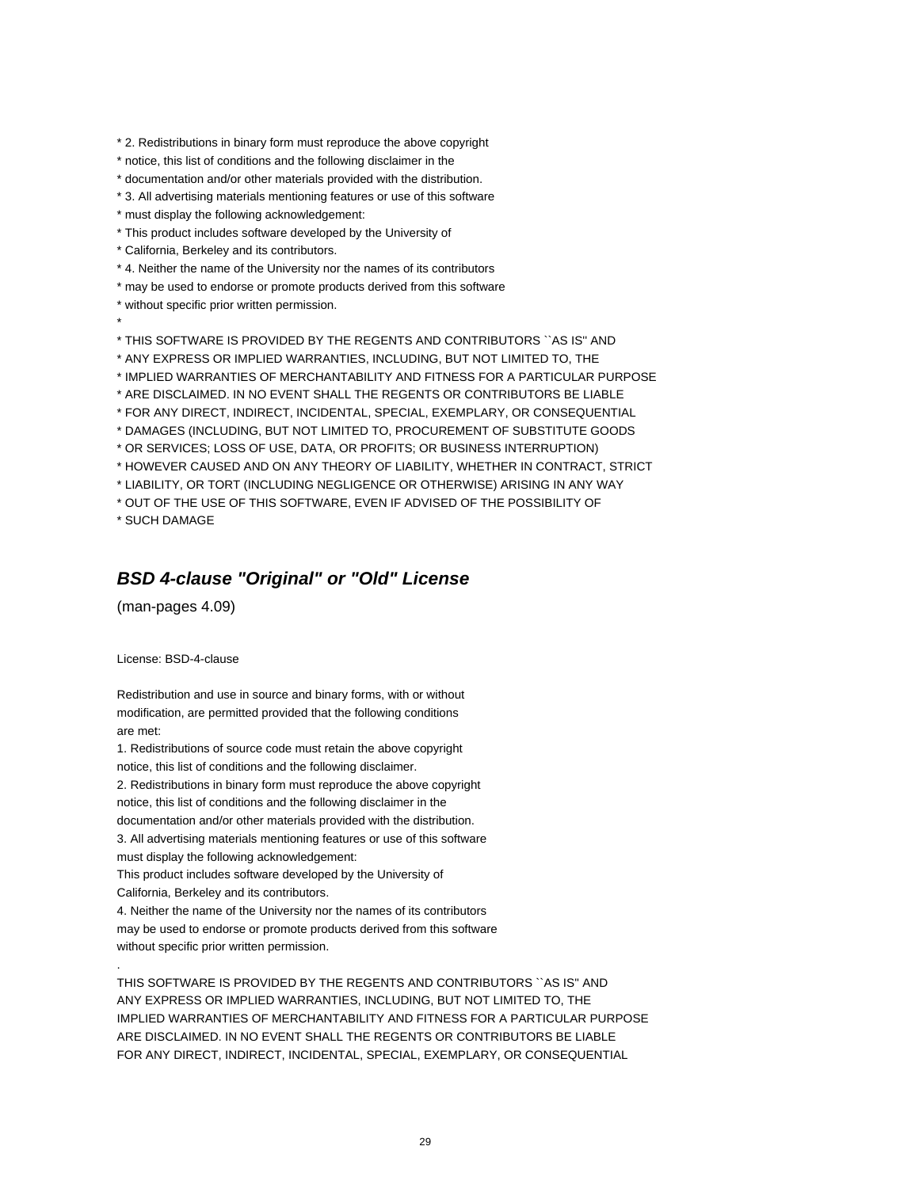* 2. Redistributions in binary form must reproduce the above copyright
* notice, this list of conditions and the following disclaimer in the
* documentation and/or other materials provided with the distribution.
* 3. All advertising materials mentioning features or use of this software
* must display the following acknowledgement:
* This product includes software developed by the University of
* California, Berkeley and its contributors.
* 4. Neither the name of the University nor the names of its contributors
* may be used to endorse or promote products derived from this software
* without specific prior written permission.
*
* THIS SOFTWARE IS PROVIDED BY THE REGENTS AND CONTRIBUTORS ``AS IS'' AND
* ANY EXPRESS OR IMPLIED WARRANTIES, INCLUDING, BUT NOT LIMITED TO, THE
* IMPLIED WARRANTIES OF MERCHANTABILITY AND FITNESS FOR A PARTICULAR PURPOSE
* ARE DISCLAIMED. IN NO EVENT SHALL THE REGENTS OR CONTRIBUTORS BE LIABLE
* FOR ANY DIRECT, INDIRECT, INCIDENTAL, SPECIAL, EXEMPLARY, OR CONSEQUENTIAL
* DAMAGES (INCLUDING, BUT NOT LIMITED TO, PROCUREMENT OF SUBSTITUTE GOODS
* OR SERVICES; LOSS OF USE, DATA, OR PROFITS; OR BUSINESS INTERRUPTION)
* HOWEVER CAUSED AND ON ANY THEORY OF LIABILITY, WHETHER IN CONTRACT, STRICT
* LIABILITY, OR TORT (INCLUDING NEGLIGENCE OR OTHERWISE) ARISING IN ANY WAY
* OUT OF THE USE OF THIS SOFTWARE, EVEN IF ADVISED OF THE POSSIBILITY OF
* SUCH DAMAGE

## *BSD 4-clause "Original" or "Old" License*

(man-pages 4.09)

License: BSD-4-clause

Redistribution and use in source and binary forms, with or without
modification, are permitted provided that the following conditions
are met:
1. Redistributions of source code must retain the above copyright
notice, this list of conditions and the following disclaimer.
2. Redistributions in binary form must reproduce the above copyright
notice, this list of conditions and the following disclaimer in the
documentation and/or other materials provided with the distribution.
3. All advertising materials mentioning features or use of this software
must display the following acknowledgement:
This product includes software developed by the University of
California, Berkeley and its contributors.
4. Neither the name of the University nor the names of its contributors
may be used to endorse or promote products derived from this software
without specific prior written permission.
.
THIS SOFTWARE IS PROVIDED BY THE REGENTS AND CONTRIBUTORS ``AS IS'' AND
ANY EXPRESS OR IMPLIED WARRANTIES, INCLUDING, BUT NOT LIMITED TO, THE
IMPLIED WARRANTIES OF MERCHANTABILITY AND FITNESS FOR A PARTICULAR PURPOSE
ARE DISCLAIMED. IN NO EVENT SHALL THE REGENTS OR CONTRIBUTORS BE LIABLE
FOR ANY DIRECT, INDIRECT, INCIDENTAL, SPECIAL, EXEMPLARY, OR CONSEQUENTIAL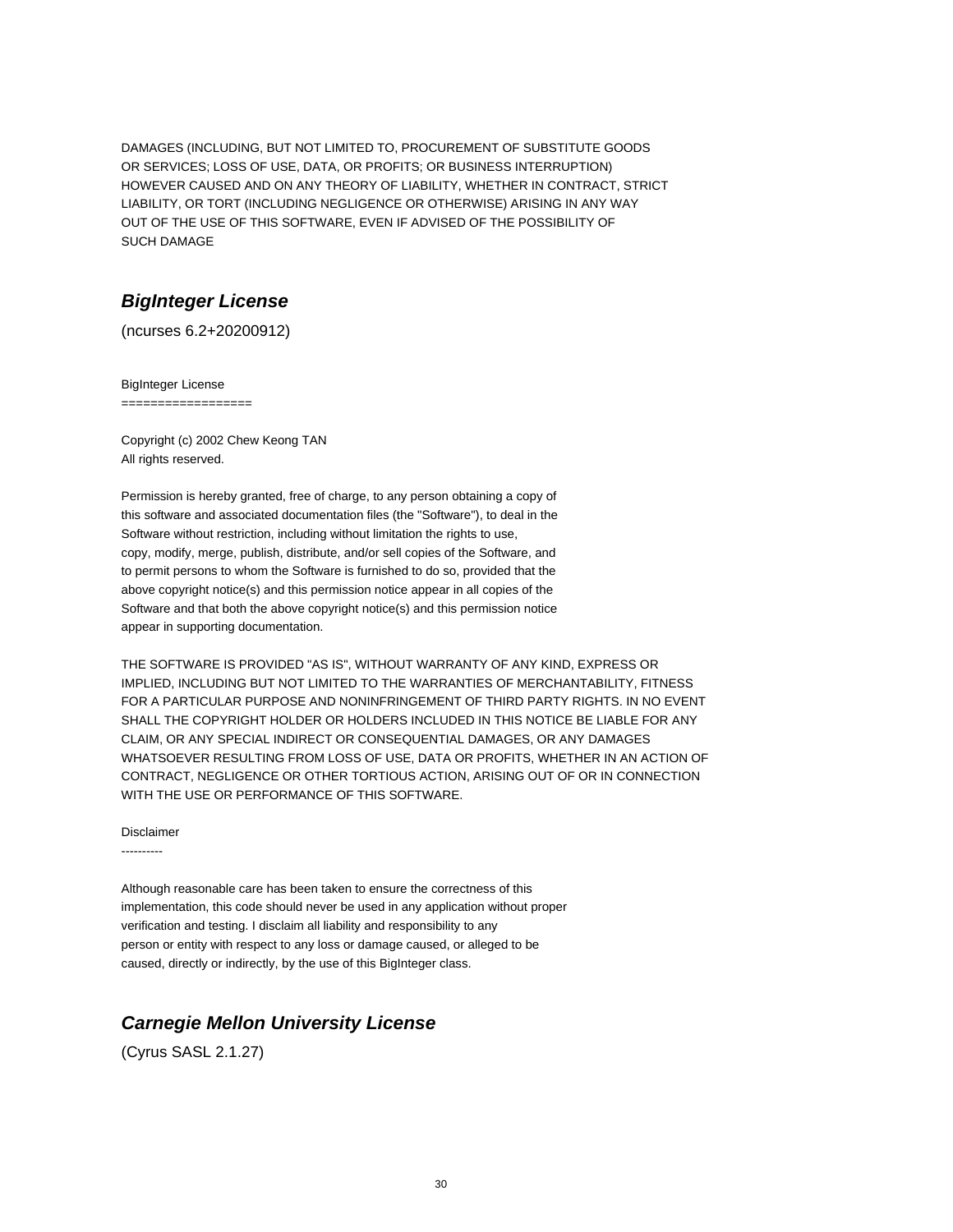DAMAGES (INCLUDING, BUT NOT LIMITED TO, PROCUREMENT OF SUBSTITUTE GOODS
OR SERVICES; LOSS OF USE, DATA, OR PROFITS; OR BUSINESS INTERRUPTION)
HOWEVER CAUSED AND ON ANY THEORY OF LIABILITY, WHETHER IN CONTRACT, STRICT
LIABILITY, OR TORT (INCLUDING NEGLIGENCE OR OTHERWISE) ARISING IN ANY WAY
OUT OF THE USE OF THIS SOFTWARE, EVEN IF ADVISED OF THE POSSIBILITY OF
SUCH DAMAGE

## *BigInteger License*

(ncurses 6.2+20200912)

BigInteger License
==================

Copyright (c) 2002 Chew Keong TAN
All rights reserved.

Permission is hereby granted, free of charge, to any person obtaining a copy of
this software and associated documentation files (the "Software"), to deal in the
Software without restriction, including without limitation the rights to use,
copy, modify, merge, publish, distribute, and/or sell copies of the Software, and
to permit persons to whom the Software is furnished to do so, provided that the
above copyright notice(s) and this permission notice appear in all copies of the
Software and that both the above copyright notice(s) and this permission notice
appear in supporting documentation.

THE SOFTWARE IS PROVIDED "AS IS", WITHOUT WARRANTY OF ANY KIND, EXPRESS OR
IMPLIED, INCLUDING BUT NOT LIMITED TO THE WARRANTIES OF MERCHANTABILITY, FITNESS
FOR A PARTICULAR PURPOSE AND NONINFRINGEMENT OF THIRD PARTY RIGHTS. IN NO EVENT
SHALL THE COPYRIGHT HOLDER OR HOLDERS INCLUDED IN THIS NOTICE BE LIABLE FOR ANY
CLAIM, OR ANY SPECIAL INDIRECT OR CONSEQUENTIAL DAMAGES, OR ANY DAMAGES
WHATSOEVER RESULTING FROM LOSS OF USE, DATA OR PROFITS, WHETHER IN AN ACTION OF
CONTRACT, NEGLIGENCE OR OTHER TORTIOUS ACTION, ARISING OUT OF OR IN CONNECTION
WITH THE USE OR PERFORMANCE OF THIS SOFTWARE.

Disclaimer
----------

Although reasonable care has been taken to ensure the correctness of this
implementation, this code should never be used in any application without proper
verification and testing. I disclaim all liability and responsibility to any
person or entity with respect to any loss or damage caused, or alleged to be
caused, directly or indirectly, by the use of this BigInteger class.

## *Carnegie Mellon University License*

(Cyrus SASL 2.1.27)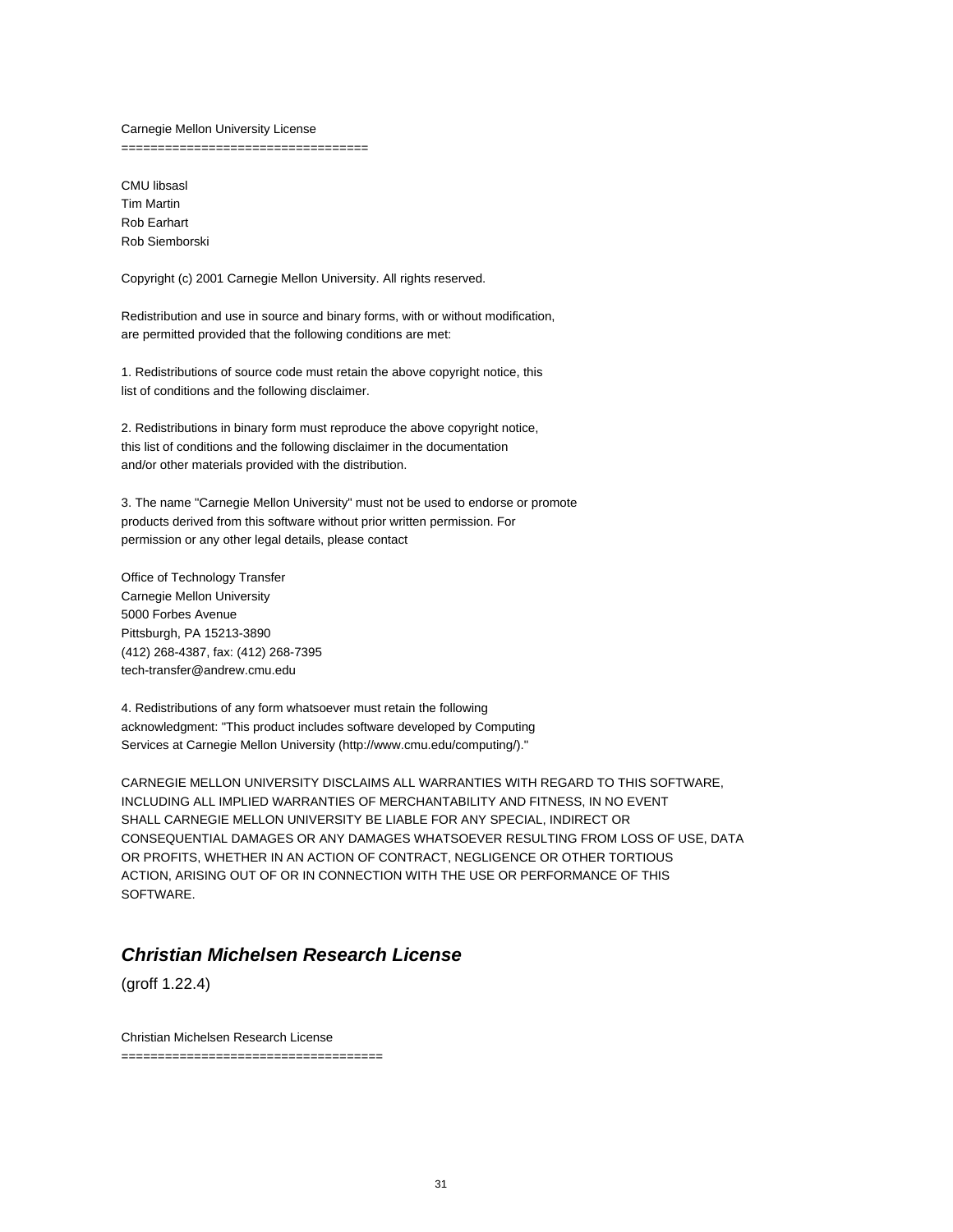Carnegie Mellon University License
==================================

CMU libsasl
Tim Martin
Rob Earhart
Rob Siemborski

Copyright (c) 2001 Carnegie Mellon University. All rights reserved.

Redistribution and use in source and binary forms, with or without modification,
are permitted provided that the following conditions are met:

1. Redistributions of source code must retain the above copyright notice, this
list of conditions and the following disclaimer.

2. Redistributions in binary form must reproduce the above copyright notice,
this list of conditions and the following disclaimer in the documentation
and/or other materials provided with the distribution.

3. The name "Carnegie Mellon University" must not be used to endorse or promote
products derived from this software without prior written permission. For
permission or any other legal details, please contact

Office of Technology Transfer
Carnegie Mellon University
5000 Forbes Avenue
Pittsburgh, PA 15213-3890
(412) 268-4387, fax: (412) 268-7395
tech-transfer@andrew.cmu.edu

4. Redistributions of any form whatsoever must retain the following
acknowledgment: "This product includes software developed by Computing
Services at Carnegie Mellon University (http://www.cmu.edu/computing/)."

CARNEGIE MELLON UNIVERSITY DISCLAIMS ALL WARRANTIES WITH REGARD TO THIS SOFTWARE,
INCLUDING ALL IMPLIED WARRANTIES OF MERCHANTABILITY AND FITNESS, IN NO EVENT
SHALL CARNEGIE MELLON UNIVERSITY BE LIABLE FOR ANY SPECIAL, INDIRECT OR
CONSEQUENTIAL DAMAGES OR ANY DAMAGES WHATSOEVER RESULTING FROM LOSS OF USE, DATA
OR PROFITS, WHETHER IN AN ACTION OF CONTRACT, NEGLIGENCE OR OTHER TORTIOUS
ACTION, ARISING OUT OF OR IN CONNECTION WITH THE USE OR PERFORMANCE OF THIS
SOFTWARE.

## *Christian Michelsen Research License*

(groff 1.22.4)

Christian Michelsen Research License
====================================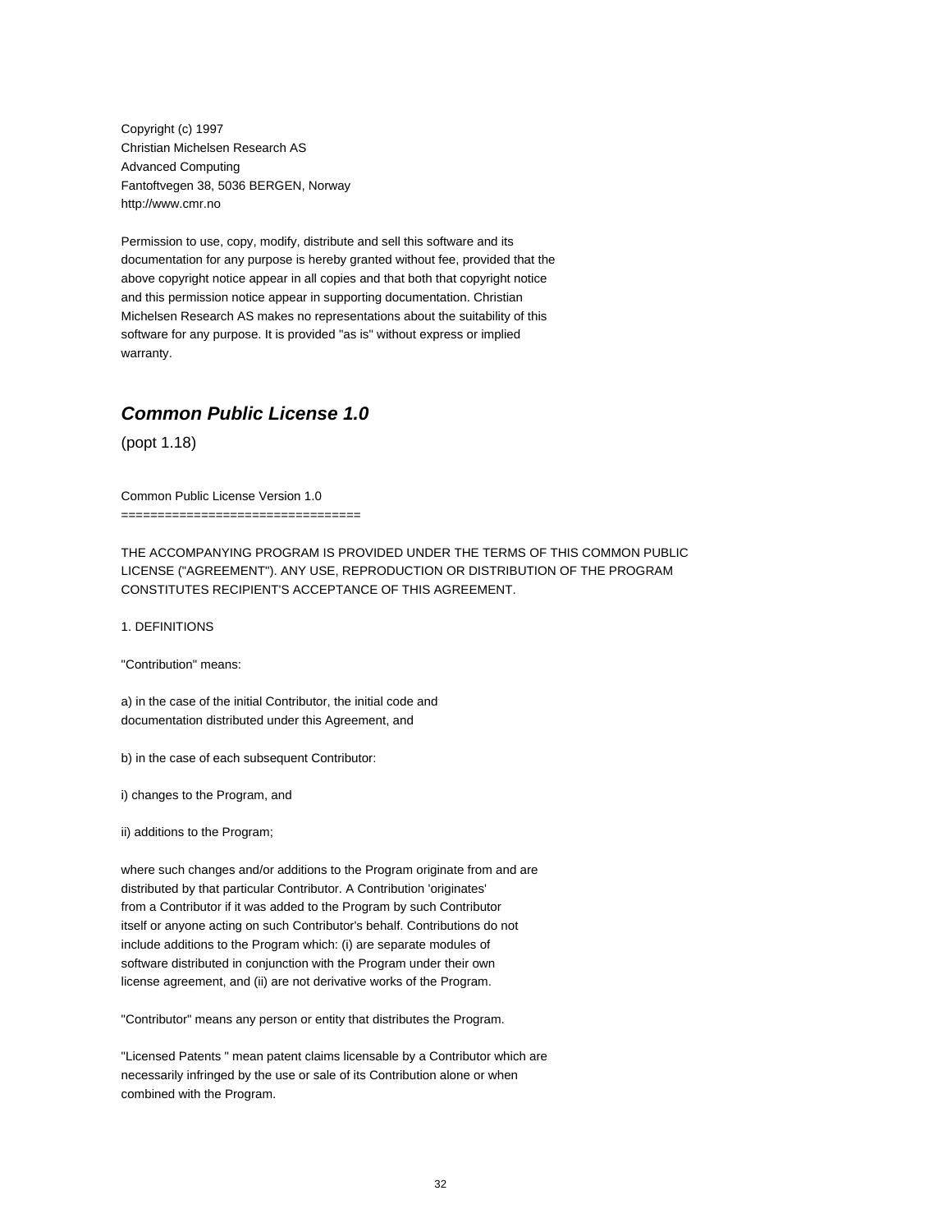Copyright (c) 1997
Christian Michelsen Research AS
Advanced Computing
Fantoftvegen 38, 5036 BERGEN, Norway
http://www.cmr.no

Permission to use, copy, modify, distribute and sell this software and its documentation for any purpose is hereby granted without fee, provided that the above copyright notice appear in all copies and that both that copyright notice and this permission notice appear in supporting documentation. Christian Michelsen Research AS makes no representations about the suitability of this software for any purpose. It is provided "as is" without express or implied warranty.

## ***Common Public License 1.0***

(popt 1.18)

Common Public License Version 1.0
=================================

THE ACCOMPANYING PROGRAM IS PROVIDED UNDER THE TERMS OF THIS COMMON PUBLIC LICENSE ("AGREEMENT"). ANY USE, REPRODUCTION OR DISTRIBUTION OF THE PROGRAM CONSTITUTES RECIPIENT'S ACCEPTANCE OF THIS AGREEMENT.

1. DEFINITIONS

"Contribution" means:

a) in the case of the initial Contributor, the initial code and documentation distributed under this Agreement, and

b) in the case of each subsequent Contributor:

i) changes to the Program, and

ii) additions to the Program;

where such changes and/or additions to the Program originate from and are distributed by that particular Contributor. A Contribution 'originates' from a Contributor if it was added to the Program by such Contributor itself or anyone acting on such Contributor's behalf. Contributions do not include additions to the Program which: (i) are separate modules of software distributed in conjunction with the Program under their own license agreement, and (ii) are not derivative works of the Program.

"Contributor" means any person or entity that distributes the Program.

"Licensed Patents " mean patent claims licensable by a Contributor which are necessarily infringed by the use or sale of its Contribution alone or when combined with the Program.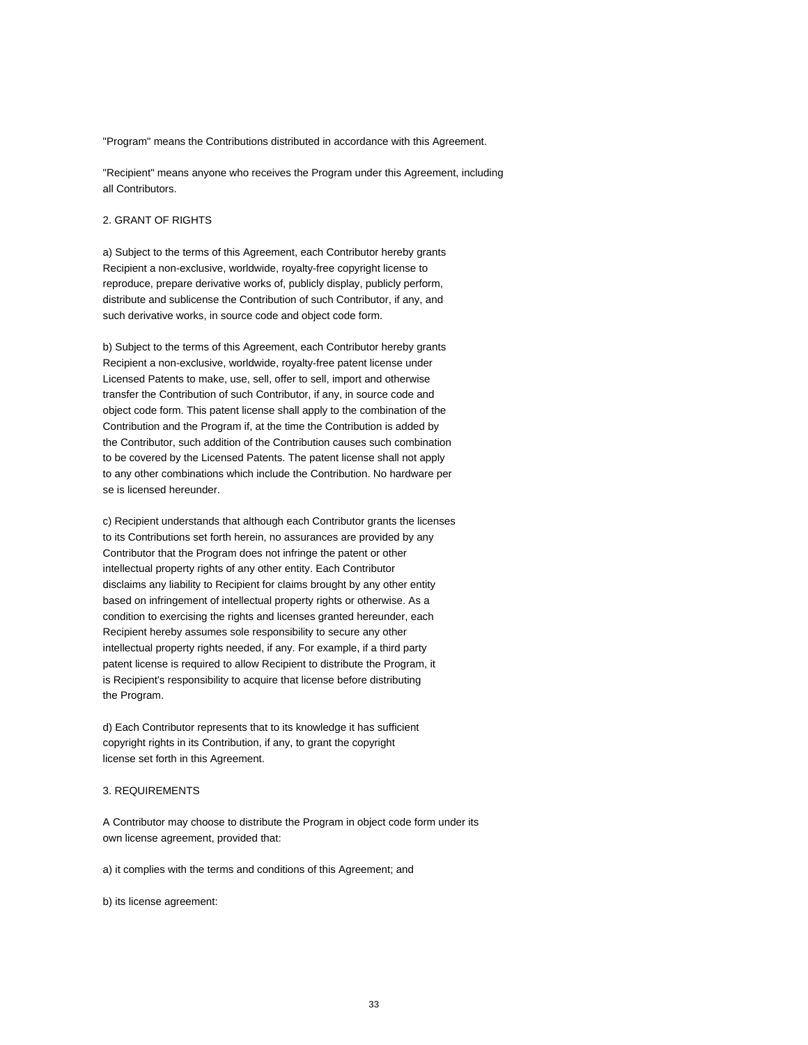"Program" means the Contributions distributed in accordance with this Agreement.

"Recipient" means anyone who receives the Program under this Agreement, including all Contributors.

2. GRANT OF RIGHTS

a) Subject to the terms of this Agreement, each Contributor hereby grants Recipient a non-exclusive, worldwide, royalty-free copyright license to reproduce, prepare derivative works of, publicly display, publicly perform, distribute and sublicense the Contribution of such Contributor, if any, and such derivative works, in source code and object code form.

b) Subject to the terms of this Agreement, each Contributor hereby grants Recipient a non-exclusive, worldwide, royalty-free patent license under Licensed Patents to make, use, sell, offer to sell, import and otherwise transfer the Contribution of such Contributor, if any, in source code and object code form. This patent license shall apply to the combination of the Contribution and the Program if, at the time the Contribution is added by the Contributor, such addition of the Contribution causes such combination to be covered by the Licensed Patents. The patent license shall not apply to any other combinations which include the Contribution. No hardware per se is licensed hereunder.

c) Recipient understands that although each Contributor grants the licenses to its Contributions set forth herein, no assurances are provided by any Contributor that the Program does not infringe the patent or other intellectual property rights of any other entity. Each Contributor disclaims any liability to Recipient for claims brought by any other entity based on infringement of intellectual property rights or otherwise. As a condition to exercising the rights and licenses granted hereunder, each Recipient hereby assumes sole responsibility to secure any other intellectual property rights needed, if any. For example, if a third party patent license is required to allow Recipient to distribute the Program, it is Recipient's responsibility to acquire that license before distributing the Program.

d) Each Contributor represents that to its knowledge it has sufficient copyright rights in its Contribution, if any, to grant the copyright license set forth in this Agreement.

3. REQUIREMENTS

A Contributor may choose to distribute the Program in object code form under its own license agreement, provided that:

a) it complies with the terms and conditions of this Agreement; and

b) its license agreement: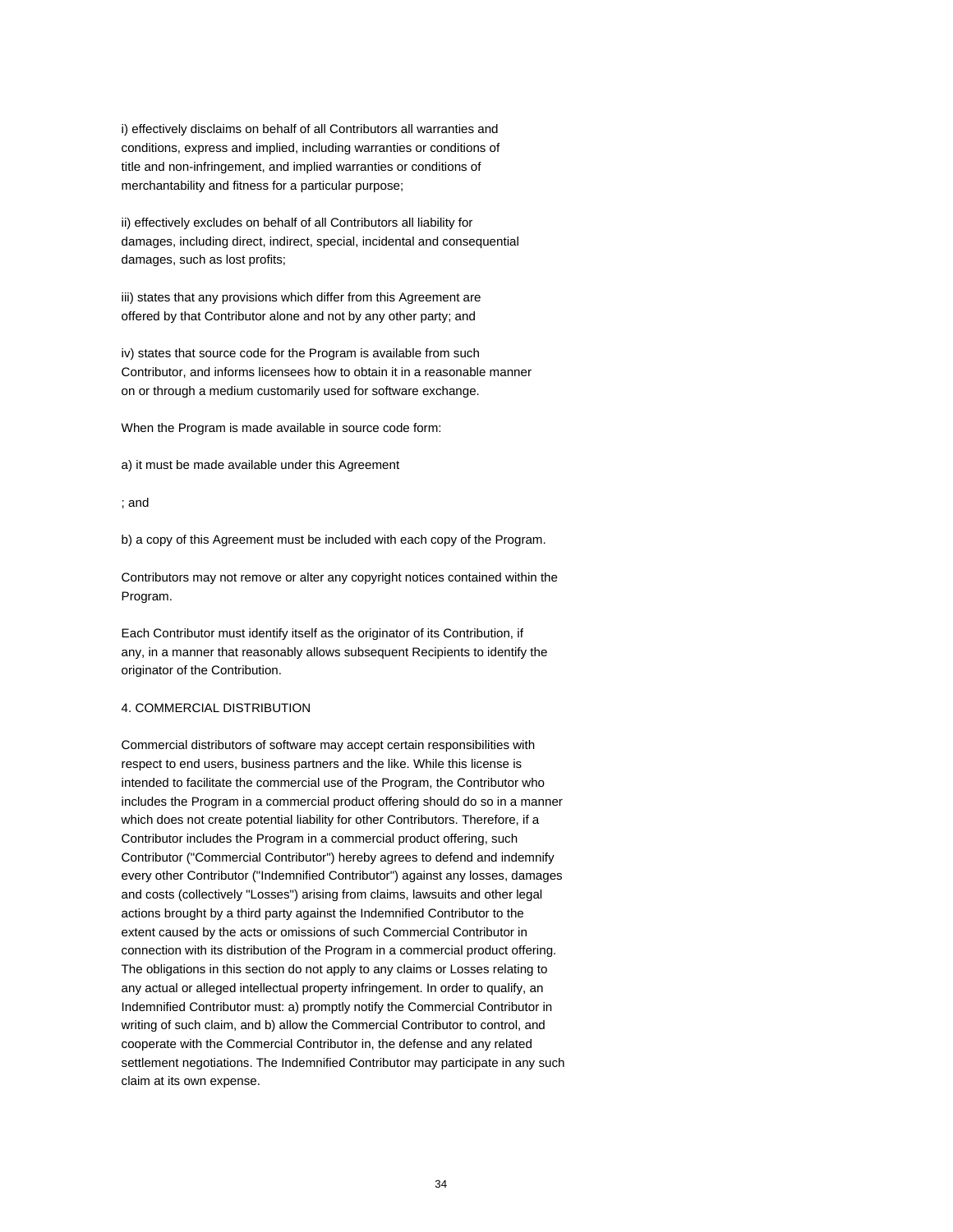i) effectively disclaims on behalf of all Contributors all warranties and conditions, express and implied, including warranties or conditions of title and non-infringement, and implied warranties or conditions of merchantability and fitness for a particular purpose;

ii) effectively excludes on behalf of all Contributors all liability for damages, including direct, indirect, special, incidental and consequential damages, such as lost profits;

iii) states that any provisions which differ from this Agreement are offered by that Contributor alone and not by any other party; and

iv) states that source code for the Program is available from such Contributor, and informs licensees how to obtain it in a reasonable manner on or through a medium customarily used for software exchange.

When the Program is made available in source code form:

a) it must be made available under this Agreement

; and

b) a copy of this Agreement must be included with each copy of the Program.

Contributors may not remove or alter any copyright notices contained within the Program.

Each Contributor must identify itself as the originator of its Contribution, if any, in a manner that reasonably allows subsequent Recipients to identify the originator of the Contribution.

4. COMMERCIAL DISTRIBUTION

Commercial distributors of software may accept certain responsibilities with respect to end users, business partners and the like. While this license is intended to facilitate the commercial use of the Program, the Contributor who includes the Program in a commercial product offering should do so in a manner which does not create potential liability for other Contributors. Therefore, if a Contributor includes the Program in a commercial product offering, such Contributor ("Commercial Contributor") hereby agrees to defend and indemnify every other Contributor ("Indemnified Contributor") against any losses, damages and costs (collectively "Losses") arising from claims, lawsuits and other legal actions brought by a third party against the Indemnified Contributor to the extent caused by the acts or omissions of such Commercial Contributor in connection with its distribution of the Program in a commercial product offering. The obligations in this section do not apply to any claims or Losses relating to any actual or alleged intellectual property infringement. In order to qualify, an Indemnified Contributor must: a) promptly notify the Commercial Contributor in writing of such claim, and b) allow the Commercial Contributor to control, and cooperate with the Commercial Contributor in, the defense and any related settlement negotiations. The Indemnified Contributor may participate in any such claim at its own expense.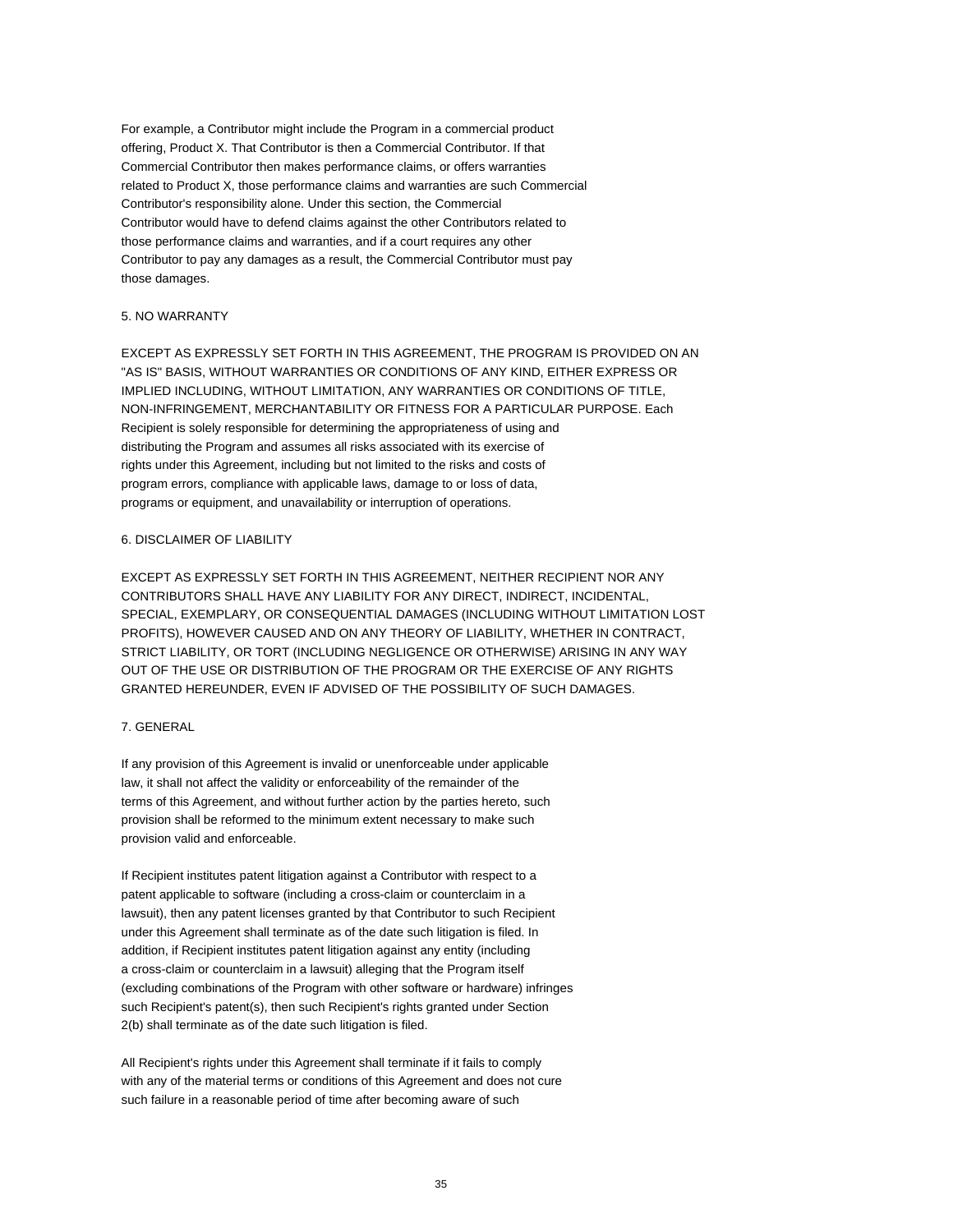For example, a Contributor might include the Program in a commercial product offering, Product X. That Contributor is then a Commercial Contributor. If that Commercial Contributor then makes performance claims, or offers warranties related to Product X, those performance claims and warranties are such Commercial Contributor's responsibility alone. Under this section, the Commercial Contributor would have to defend claims against the other Contributors related to those performance claims and warranties, and if a court requires any other Contributor to pay any damages as a result, the Commercial Contributor must pay those damages.

5. NO WARRANTY

EXCEPT AS EXPRESSLY SET FORTH IN THIS AGREEMENT, THE PROGRAM IS PROVIDED ON AN "AS IS" BASIS, WITHOUT WARRANTIES OR CONDITIONS OF ANY KIND, EITHER EXPRESS OR IMPLIED INCLUDING, WITHOUT LIMITATION, ANY WARRANTIES OR CONDITIONS OF TITLE, NON-INFRINGEMENT, MERCHANTABILITY OR FITNESS FOR A PARTICULAR PURPOSE. Each Recipient is solely responsible for determining the appropriateness of using and distributing the Program and assumes all risks associated with its exercise of rights under this Agreement, including but not limited to the risks and costs of program errors, compliance with applicable laws, damage to or loss of data, programs or equipment, and unavailability or interruption of operations.

6. DISCLAIMER OF LIABILITY

EXCEPT AS EXPRESSLY SET FORTH IN THIS AGREEMENT, NEITHER RECIPIENT NOR ANY CONTRIBUTORS SHALL HAVE ANY LIABILITY FOR ANY DIRECT, INDIRECT, INCIDENTAL, SPECIAL, EXEMPLARY, OR CONSEQUENTIAL DAMAGES (INCLUDING WITHOUT LIMITATION LOST PROFITS), HOWEVER CAUSED AND ON ANY THEORY OF LIABILITY, WHETHER IN CONTRACT, STRICT LIABILITY, OR TORT (INCLUDING NEGLIGENCE OR OTHERWISE) ARISING IN ANY WAY OUT OF THE USE OR DISTRIBUTION OF THE PROGRAM OR THE EXERCISE OF ANY RIGHTS GRANTED HEREUNDER, EVEN IF ADVISED OF THE POSSIBILITY OF SUCH DAMAGES.

7. GENERAL

If any provision of this Agreement is invalid or unenforceable under applicable law, it shall not affect the validity or enforceability of the remainder of the terms of this Agreement, and without further action by the parties hereto, such provision shall be reformed to the minimum extent necessary to make such provision valid and enforceable.

If Recipient institutes patent litigation against a Contributor with respect to a patent applicable to software (including a cross-claim or counterclaim in a lawsuit), then any patent licenses granted by that Contributor to such Recipient under this Agreement shall terminate as of the date such litigation is filed. In addition, if Recipient institutes patent litigation against any entity (including a cross-claim or counterclaim in a lawsuit) alleging that the Program itself (excluding combinations of the Program with other software or hardware) infringes such Recipient's patent(s), then such Recipient's rights granted under Section 2(b) shall terminate as of the date such litigation is filed.

All Recipient's rights under this Agreement shall terminate if it fails to comply with any of the material terms or conditions of this Agreement and does not cure such failure in a reasonable period of time after becoming aware of such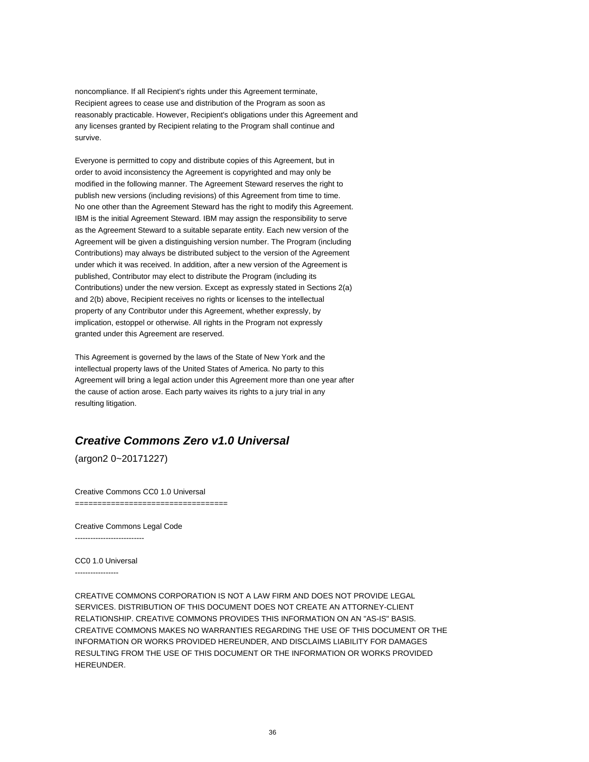noncompliance. If all Recipient's rights under this Agreement terminate, Recipient agrees to cease use and distribution of the Program as soon as reasonably practicable. However, Recipient's obligations under this Agreement and any licenses granted by Recipient relating to the Program shall continue and survive.

Everyone is permitted to copy and distribute copies of this Agreement, but in order to avoid inconsistency the Agreement is copyrighted and may only be modified in the following manner. The Agreement Steward reserves the right to publish new versions (including revisions) of this Agreement from time to time. No one other than the Agreement Steward has the right to modify this Agreement. IBM is the initial Agreement Steward. IBM may assign the responsibility to serve as the Agreement Steward to a suitable separate entity. Each new version of the Agreement will be given a distinguishing version number. The Program (including Contributions) may always be distributed subject to the version of the Agreement under which it was received. In addition, after a new version of the Agreement is published, Contributor may elect to distribute the Program (including its Contributions) under the new version. Except as expressly stated in Sections 2(a) and 2(b) above, Recipient receives no rights or licenses to the intellectual property of any Contributor under this Agreement, whether expressly, by implication, estoppel or otherwise. All rights in the Program not expressly granted under this Agreement are reserved.

This Agreement is governed by the laws of the State of New York and the intellectual property laws of the United States of America. No party to this Agreement will bring a legal action under this Agreement more than one year after the cause of action arose. Each party waives its rights to a jury trial in any resulting litigation.

## *Creative Commons Zero v1.0 Universal*

(argon2 0~20171227)

Creative Commons CC0 1.0 Universal
==================================

Creative Commons Legal Code
---------------------------

CC0 1.0 Universal
-----------------

CREATIVE COMMONS CORPORATION IS NOT A LAW FIRM AND DOES NOT PROVIDE LEGAL SERVICES. DISTRIBUTION OF THIS DOCUMENT DOES NOT CREATE AN ATTORNEY-CLIENT RELATIONSHIP. CREATIVE COMMONS PROVIDES THIS INFORMATION ON AN "AS-IS" BASIS. CREATIVE COMMONS MAKES NO WARRANTIES REGARDING THE USE OF THIS DOCUMENT OR THE INFORMATION OR WORKS PROVIDED HEREUNDER, AND DISCLAIMS LIABILITY FOR DAMAGES RESULTING FROM THE USE OF THIS DOCUMENT OR THE INFORMATION OR WORKS PROVIDED HEREUNDER.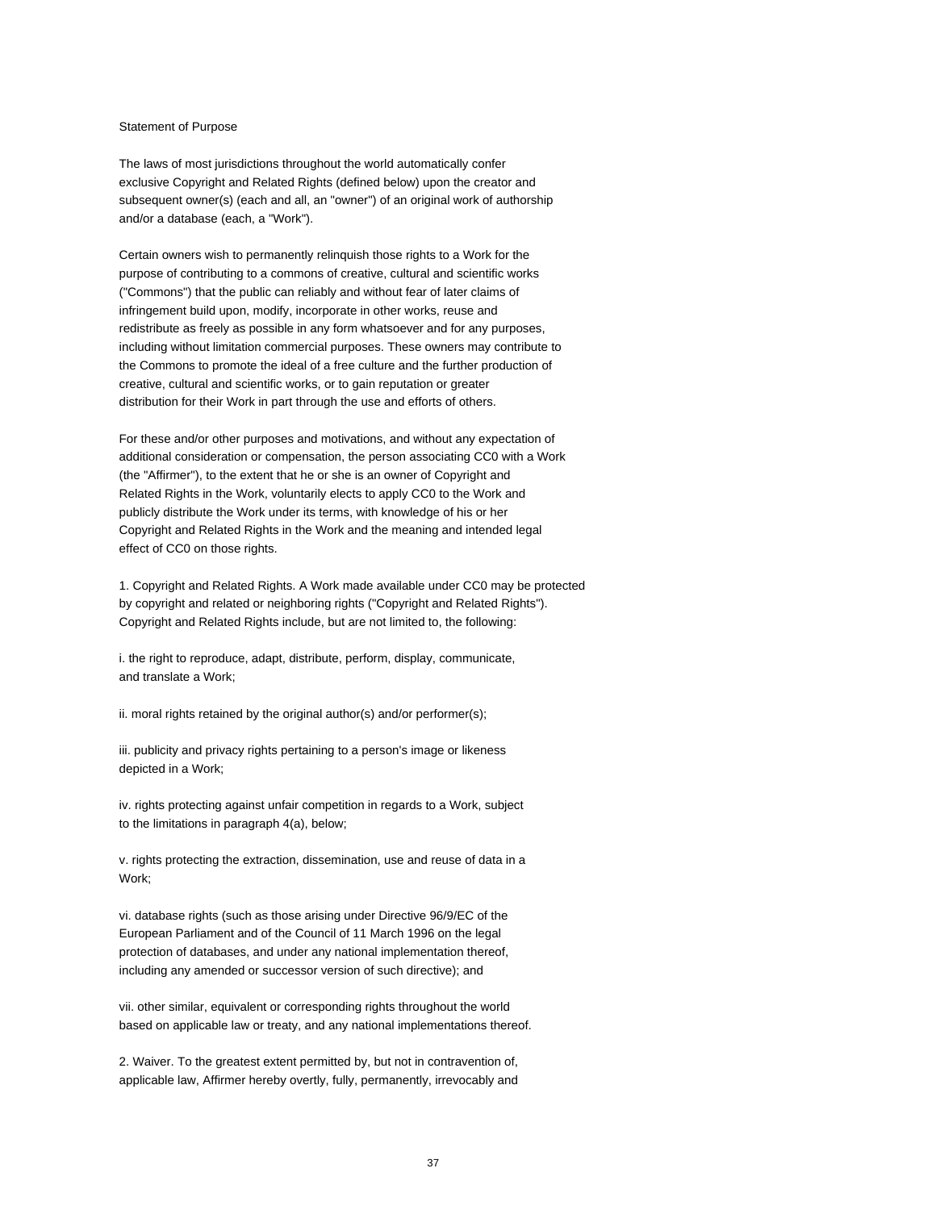Statement of Purpose

The laws of most jurisdictions throughout the world automatically confer exclusive Copyright and Related Rights (defined below) upon the creator and subsequent owner(s) (each and all, an "owner") of an original work of authorship and/or a database (each, a "Work").

Certain owners wish to permanently relinquish those rights to a Work for the purpose of contributing to a commons of creative, cultural and scientific works ("Commons") that the public can reliably and without fear of later claims of infringement build upon, modify, incorporate in other works, reuse and redistribute as freely as possible in any form whatsoever and for any purposes, including without limitation commercial purposes. These owners may contribute to the Commons to promote the ideal of a free culture and the further production of creative, cultural and scientific works, or to gain reputation or greater distribution for their Work in part through the use and efforts of others.

For these and/or other purposes and motivations, and without any expectation of additional consideration or compensation, the person associating CC0 with a Work (the "Affirmer"), to the extent that he or she is an owner of Copyright and Related Rights in the Work, voluntarily elects to apply CC0 to the Work and publicly distribute the Work under its terms, with knowledge of his or her Copyright and Related Rights in the Work and the meaning and intended legal effect of CC0 on those rights.

1. Copyright and Related Rights. A Work made available under CC0 may be protected by copyright and related or neighboring rights ("Copyright and Related Rights"). Copyright and Related Rights include, but are not limited to, the following:

i. the right to reproduce, adapt, distribute, perform, display, communicate, and translate a Work;

ii. moral rights retained by the original author(s) and/or performer(s);

iii. publicity and privacy rights pertaining to a person's image or likeness depicted in a Work;

iv. rights protecting against unfair competition in regards to a Work, subject to the limitations in paragraph 4(a), below;

v. rights protecting the extraction, dissemination, use and reuse of data in a Work;

vi. database rights (such as those arising under Directive 96/9/EC of the European Parliament and of the Council of 11 March 1996 on the legal protection of databases, and under any national implementation thereof, including any amended or successor version of such directive); and

vii. other similar, equivalent or corresponding rights throughout the world based on applicable law or treaty, and any national implementations thereof.

2. Waiver. To the greatest extent permitted by, but not in contravention of, applicable law, Affirmer hereby overtly, fully, permanently, irrevocably and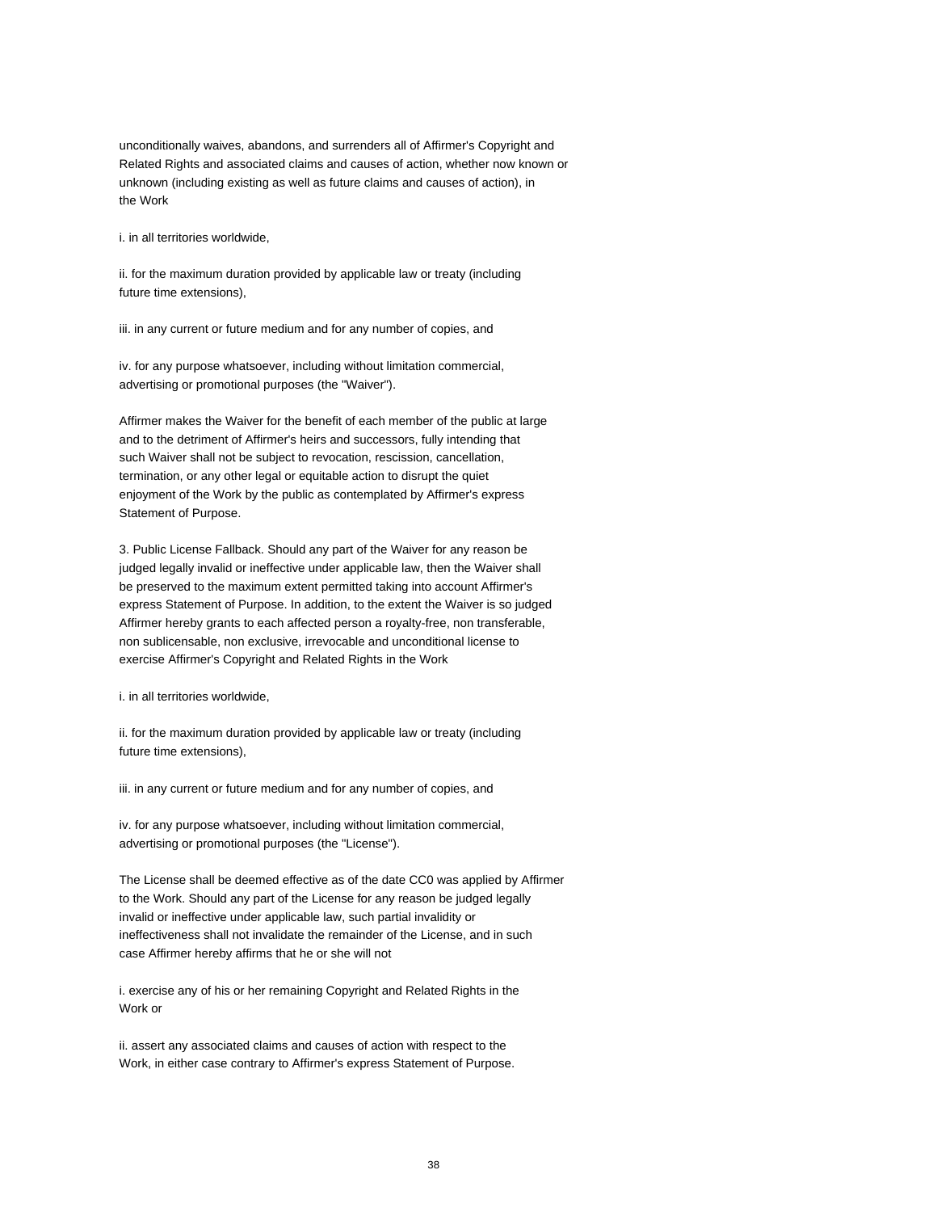unconditionally waives, abandons, and surrenders all of Affirmer's Copyright and Related Rights and associated claims and causes of action, whether now known or unknown (including existing as well as future claims and causes of action), in the Work

i. in all territories worldwide,

ii. for the maximum duration provided by applicable law or treaty (including future time extensions),

iii. in any current or future medium and for any number of copies, and

iv. for any purpose whatsoever, including without limitation commercial, advertising or promotional purposes (the "Waiver").

Affirmer makes the Waiver for the benefit of each member of the public at large and to the detriment of Affirmer's heirs and successors, fully intending that such Waiver shall not be subject to revocation, rescission, cancellation, termination, or any other legal or equitable action to disrupt the quiet enjoyment of the Work by the public as contemplated by Affirmer's express Statement of Purpose.

3. Public License Fallback. Should any part of the Waiver for any reason be judged legally invalid or ineffective under applicable law, then the Waiver shall be preserved to the maximum extent permitted taking into account Affirmer's express Statement of Purpose. In addition, to the extent the Waiver is so judged Affirmer hereby grants to each affected person a royalty-free, non transferable, non sublicensable, non exclusive, irrevocable and unconditional license to exercise Affirmer's Copyright and Related Rights in the Work

i. in all territories worldwide,

ii. for the maximum duration provided by applicable law or treaty (including future time extensions),

iii. in any current or future medium and for any number of copies, and

iv. for any purpose whatsoever, including without limitation commercial, advertising or promotional purposes (the "License").

The License shall be deemed effective as of the date CC0 was applied by Affirmer to the Work. Should any part of the License for any reason be judged legally invalid or ineffective under applicable law, such partial invalidity or ineffectiveness shall not invalidate the remainder of the License, and in such case Affirmer hereby affirms that he or she will not

i. exercise any of his or her remaining Copyright and Related Rights in the Work or

ii. assert any associated claims and causes of action with respect to the Work, in either case contrary to Affirmer's express Statement of Purpose.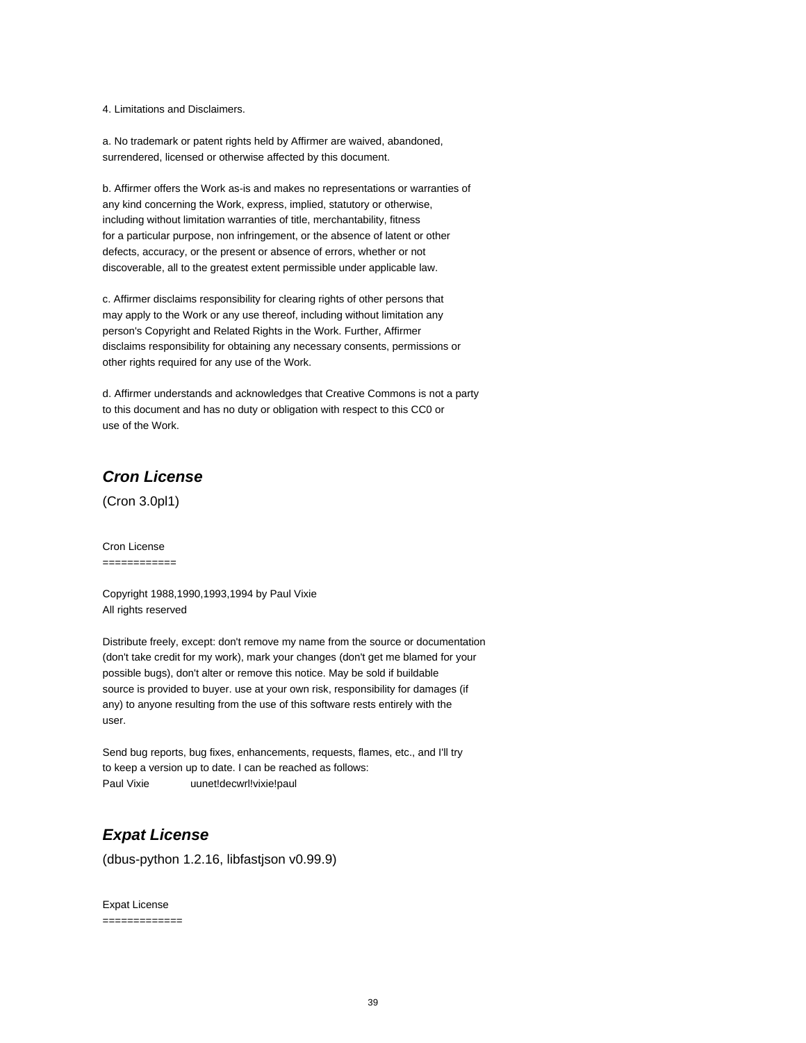4. Limitations and Disclaimers.

a. No trademark or patent rights held by Affirmer are waived, abandoned, surrendered, licensed or otherwise affected by this document.

b. Affirmer offers the Work as-is and makes no representations or warranties of any kind concerning the Work, express, implied, statutory or otherwise, including without limitation warranties of title, merchantability, fitness for a particular purpose, non infringement, or the absence of latent or other defects, accuracy, or the present or absence of errors, whether or not discoverable, all to the greatest extent permissible under applicable law.

c. Affirmer disclaims responsibility for clearing rights of other persons that may apply to the Work or any use thereof, including without limitation any person's Copyright and Related Rights in the Work. Further, Affirmer disclaims responsibility for obtaining any necessary consents, permissions or other rights required for any use of the Work.

d. Affirmer understands and acknowledges that Creative Commons is not a party to this document and has no duty or obligation with respect to this CC0 or use of the Work.

## *Cron License*

(Cron 3.0pl1)

Cron License
============

Copyright 1988,1990,1993,1994 by Paul Vixie
All rights reserved

Distribute freely, except: don't remove my name from the source or documentation (don't take credit for my work), mark your changes (don't get me blamed for your possible bugs), don't alter or remove this notice. May be sold if buildable source is provided to buyer. use at your own risk, responsibility for damages (if any) to anyone resulting from the use of this software rests entirely with the user.

Send bug reports, bug fixes, enhancements, requests, flames, etc., and I'll try to keep a version up to date. I can be reached as follows:
Paul Vixie uunet!decwrl!vixie!paul

## *Expat License*

(dbus-python 1.2.16, libfastjson v0.99.9)

Expat License
=============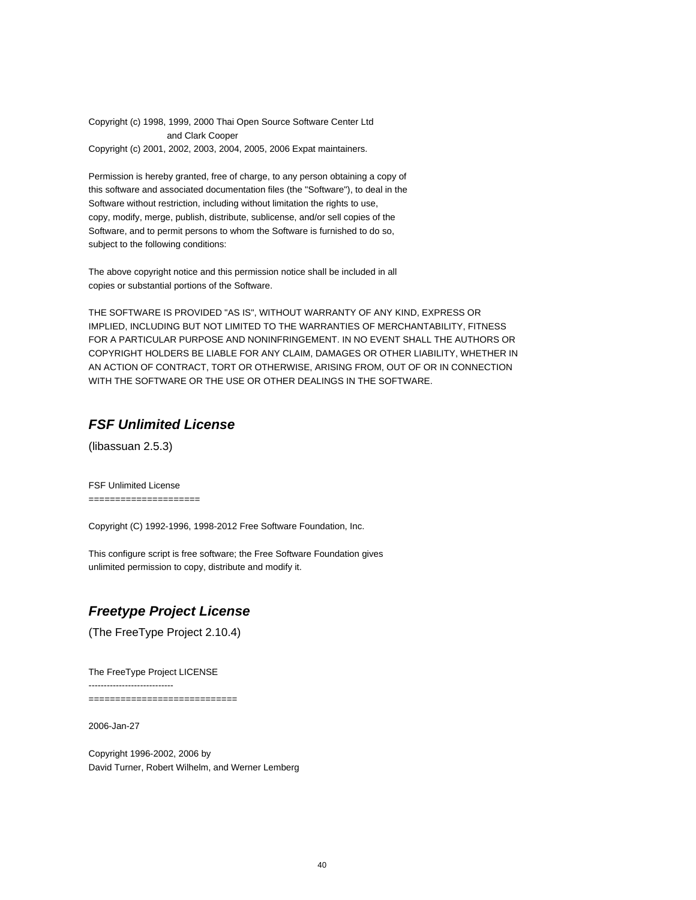Copyright (c) 1998, 1999, 2000 Thai Open Source Software Center Ltd
and Clark Cooper
Copyright (c) 2001, 2002, 2003, 2004, 2005, 2006 Expat maintainers.

Permission is hereby granted, free of charge, to any person obtaining a copy of this software and associated documentation files (the "Software"), to deal in the Software without restriction, including without limitation the rights to use, copy, modify, merge, publish, distribute, sublicense, and/or sell copies of the Software, and to permit persons to whom the Software is furnished to do so, subject to the following conditions:

The above copyright notice and this permission notice shall be included in all copies or substantial portions of the Software.

THE SOFTWARE IS PROVIDED "AS IS", WITHOUT WARRANTY OF ANY KIND, EXPRESS OR IMPLIED, INCLUDING BUT NOT LIMITED TO THE WARRANTIES OF MERCHANTABILITY, FITNESS FOR A PARTICULAR PURPOSE AND NONINFRINGEMENT. IN NO EVENT SHALL THE AUTHORS OR COPYRIGHT HOLDERS BE LIABLE FOR ANY CLAIM, DAMAGES OR OTHER LIABILITY, WHETHER IN AN ACTION OF CONTRACT, TORT OR OTHERWISE, ARISING FROM, OUT OF OR IN CONNECTION WITH THE SOFTWARE OR THE USE OR OTHER DEALINGS IN THE SOFTWARE.

## *FSF Unlimited License*

(libassuan 2.5.3)

FSF Unlimited License
=====================

Copyright (C) 1992-1996, 1998-2012 Free Software Foundation, Inc.

This configure script is free software; the Free Software Foundation gives unlimited permission to copy, distribute and modify it.

## *Freetype Project License*

(The FreeType Project 2.10.4)

The FreeType Project LICENSE
----------------------------
============================

2006-Jan-27

Copyright 1996-2002, 2006 by
David Turner, Robert Wilhelm, and Werner Lemberg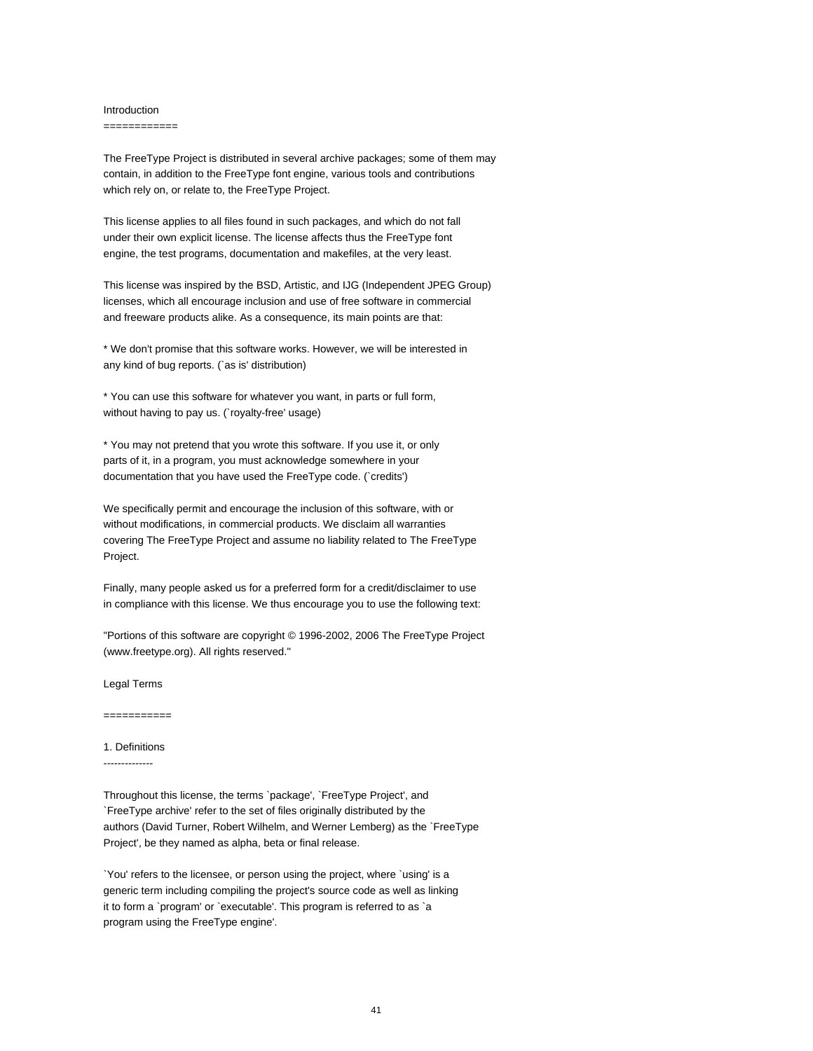Introduction
============

The FreeType Project is distributed in several archive packages; some of them may contain, in addition to the FreeType font engine, various tools and contributions which rely on, or relate to, the FreeType Project.

This license applies to all files found in such packages, and which do not fall under their own explicit license. The license affects thus the FreeType font engine, the test programs, documentation and makefiles, at the very least.

This license was inspired by the BSD, Artistic, and IJG (Independent JPEG Group) licenses, which all encourage inclusion and use of free software in commercial and freeware products alike. As a consequence, its main points are that:

* We don't promise that this software works. However, we will be interested in any kind of bug reports. (`as is' distribution)

* You can use this software for whatever you want, in parts or full form, without having to pay us. (`royalty-free' usage)

* You may not pretend that you wrote this software. If you use it, or only parts of it, in a program, you must acknowledge somewhere in your documentation that you have used the FreeType code. (`credits')

We specifically permit and encourage the inclusion of this software, with or without modifications, in commercial products. We disclaim all warranties covering The FreeType Project and assume no liability related to The FreeType Project.

Finally, many people asked us for a preferred form for a credit/disclaimer to use in compliance with this license. We thus encourage you to use the following text:

"Portions of this software are copyright © 1996-2002, 2006 The FreeType Project (www.freetype.org). All rights reserved."

Legal Terms

===========

1. Definitions
--------------

Throughout this license, the terms `package', `FreeType Project', and `FreeType archive' refer to the set of files originally distributed by the authors (David Turner, Robert Wilhelm, and Werner Lemberg) as the `FreeType Project', be they named as alpha, beta or final release.

`You' refers to the licensee, or person using the project, where `using' is a generic term including compiling the project's source code as well as linking it to form a `program' or `executable'. This program is referred to as `a program using the FreeType engine'.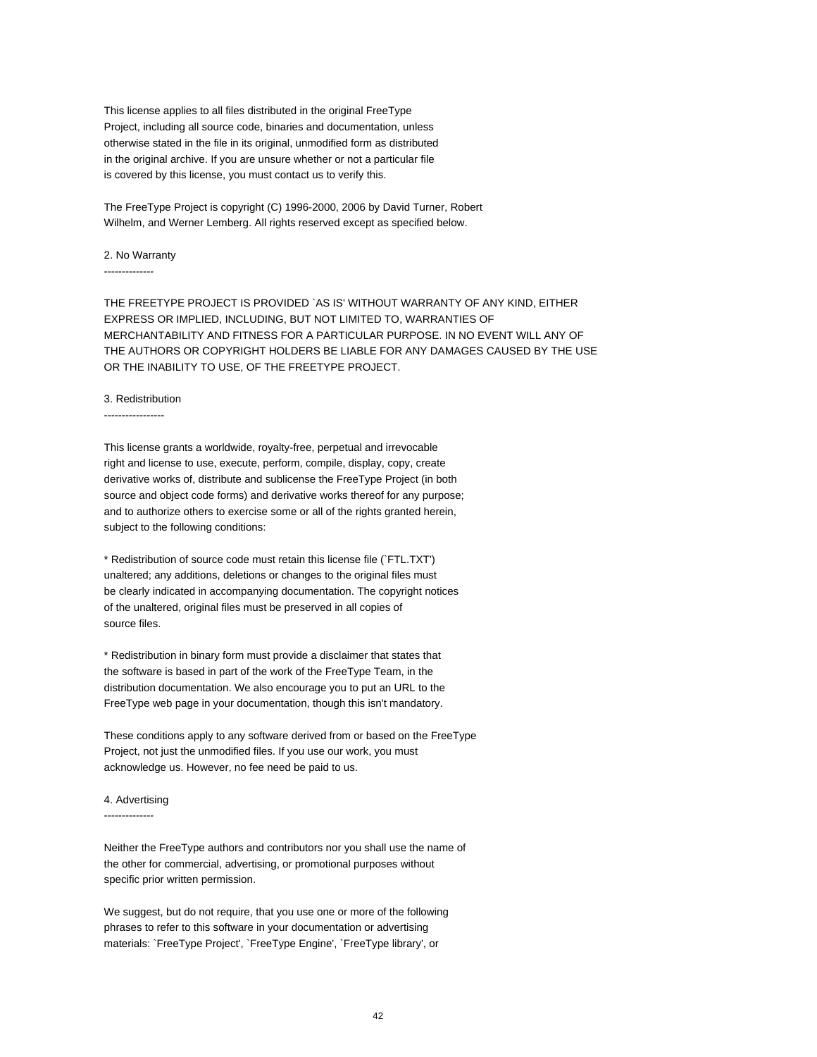This license applies to all files distributed in the original FreeType Project, including all source code, binaries and documentation, unless otherwise stated in the file in its original, unmodified form as distributed in the original archive. If you are unsure whether or not a particular file is covered by this license, you must contact us to verify this.

The FreeType Project is copyright (C) 1996-2000, 2006 by David Turner, Robert Wilhelm, and Werner Lemberg. All rights reserved except as specified below.

## 2. No Warranty

THE FREETYPE PROJECT IS PROVIDED `AS IS' WITHOUT WARRANTY OF ANY KIND, EITHER EXPRESS OR IMPLIED, INCLUDING, BUT NOT LIMITED TO, WARRANTIES OF MERCHANTABILITY AND FITNESS FOR A PARTICULAR PURPOSE. IN NO EVENT WILL ANY OF THE AUTHORS OR COPYRIGHT HOLDERS BE LIABLE FOR ANY DAMAGES CAUSED BY THE USE OR THE INABILITY TO USE, OF THE FREETYPE PROJECT.

## 3. Redistribution

This license grants a worldwide, royalty-free, perpetual and irrevocable right and license to use, execute, perform, compile, display, copy, create derivative works of, distribute and sublicense the FreeType Project (in both source and object code forms) and derivative works thereof for any purpose; and to authorize others to exercise some or all of the rights granted herein, subject to the following conditions:

* Redistribution of source code must retain this license file (`FTL.TXT') unaltered; any additions, deletions or changes to the original files must be clearly indicated in accompanying documentation. The copyright notices of the unaltered, original files must be preserved in all copies of source files.

* Redistribution in binary form must provide a disclaimer that states that the software is based in part of the work of the FreeType Team, in the distribution documentation. We also encourage you to put an URL to the FreeType web page in your documentation, though this isn't mandatory.

These conditions apply to any software derived from or based on the FreeType Project, not just the unmodified files. If you use our work, you must acknowledge us. However, no fee need be paid to us.

## 4. Advertising

Neither the FreeType authors and contributors nor you shall use the name of the other for commercial, advertising, or promotional purposes without specific prior written permission.

We suggest, but do not require, that you use one or more of the following phrases to refer to this software in your documentation or advertising materials: `FreeType Project', `FreeType Engine', `FreeType library', or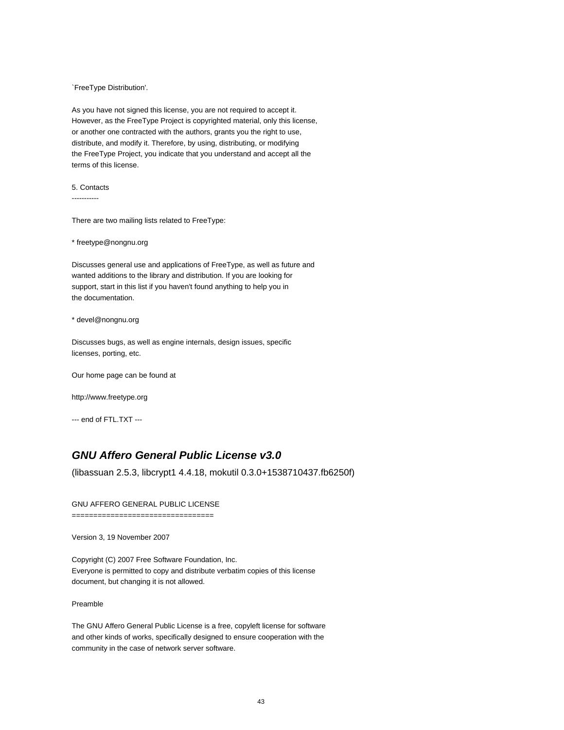`FreeType Distribution'.

As you have not signed this license, you are not required to accept it. However, as the FreeType Project is copyrighted material, only this license, or another one contracted with the authors, grants you the right to use, distribute, and modify it. Therefore, by using, distributing, or modifying the FreeType Project, you indicate that you understand and accept all the terms of this license.

5. Contacts
-----------

There are two mailing lists related to FreeType:

* freetype@nongnu.org

Discusses general use and applications of FreeType, as well as future and wanted additions to the library and distribution. If you are looking for support, start in this list if you haven't found anything to help you in the documentation.

* devel@nongnu.org

Discusses bugs, as well as engine internals, design issues, specific licenses, porting, etc.

Our home page can be found at

http://www.freetype.org

--- end of FTL.TXT ---

## ***GNU Affero General Public License v3.0***

(libassuan 2.5.3, libcrypt1 4.4.18, mokutil 0.3.0+1538710437.fb6250f)

GNU AFFERO GENERAL PUBLIC LICENSE
=================================

Version 3, 19 November 2007

Copyright (C) 2007 Free Software Foundation, Inc.
Everyone is permitted to copy and distribute verbatim copies of this license document, but changing it is not allowed.

Preamble

The GNU Affero General Public License is a free, copyleft license for software and other kinds of works, specifically designed to ensure cooperation with the community in the case of network server software.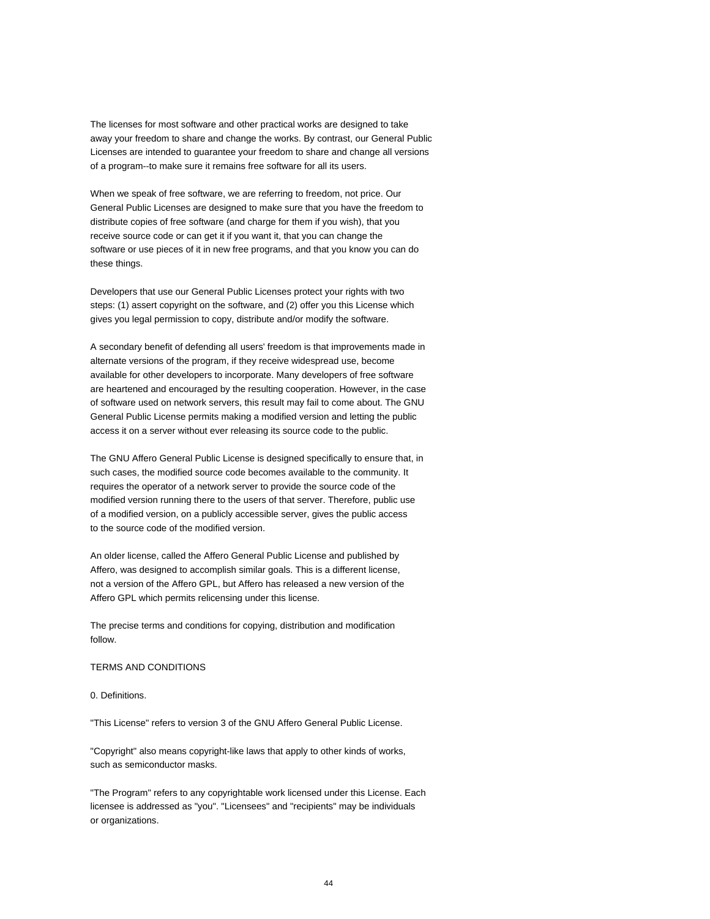The licenses for most software and other practical works are designed to take away your freedom to share and change the works. By contrast, our General Public Licenses are intended to guarantee your freedom to share and change all versions of a program--to make sure it remains free software for all its users.

When we speak of free software, we are referring to freedom, not price. Our General Public Licenses are designed to make sure that you have the freedom to distribute copies of free software (and charge for them if you wish), that you receive source code or can get it if you want it, that you can change the software or use pieces of it in new free programs, and that you know you can do these things.

Developers that use our General Public Licenses protect your rights with two steps: (1) assert copyright on the software, and (2) offer you this License which gives you legal permission to copy, distribute and/or modify the software.

A secondary benefit of defending all users' freedom is that improvements made in alternate versions of the program, if they receive widespread use, become available for other developers to incorporate. Many developers of free software are heartened and encouraged by the resulting cooperation. However, in the case of software used on network servers, this result may fail to come about. The GNU General Public License permits making a modified version and letting the public access it on a server without ever releasing its source code to the public.

The GNU Affero General Public License is designed specifically to ensure that, in such cases, the modified source code becomes available to the community. It requires the operator of a network server to provide the source code of the modified version running there to the users of that server. Therefore, public use of a modified version, on a publicly accessible server, gives the public access to the source code of the modified version.

An older license, called the Affero General Public License and published by Affero, was designed to accomplish similar goals. This is a different license, not a version of the Affero GPL, but Affero has released a new version of the Affero GPL which permits relicensing under this license.

The precise terms and conditions for copying, distribution and modification follow.

TERMS AND CONDITIONS

0. Definitions.

"This License" refers to version 3 of the GNU Affero General Public License.

"Copyright" also means copyright-like laws that apply to other kinds of works, such as semiconductor masks.

"The Program" refers to any copyrightable work licensed under this License. Each licensee is addressed as "you". "Licensees" and "recipients" may be individuals or organizations.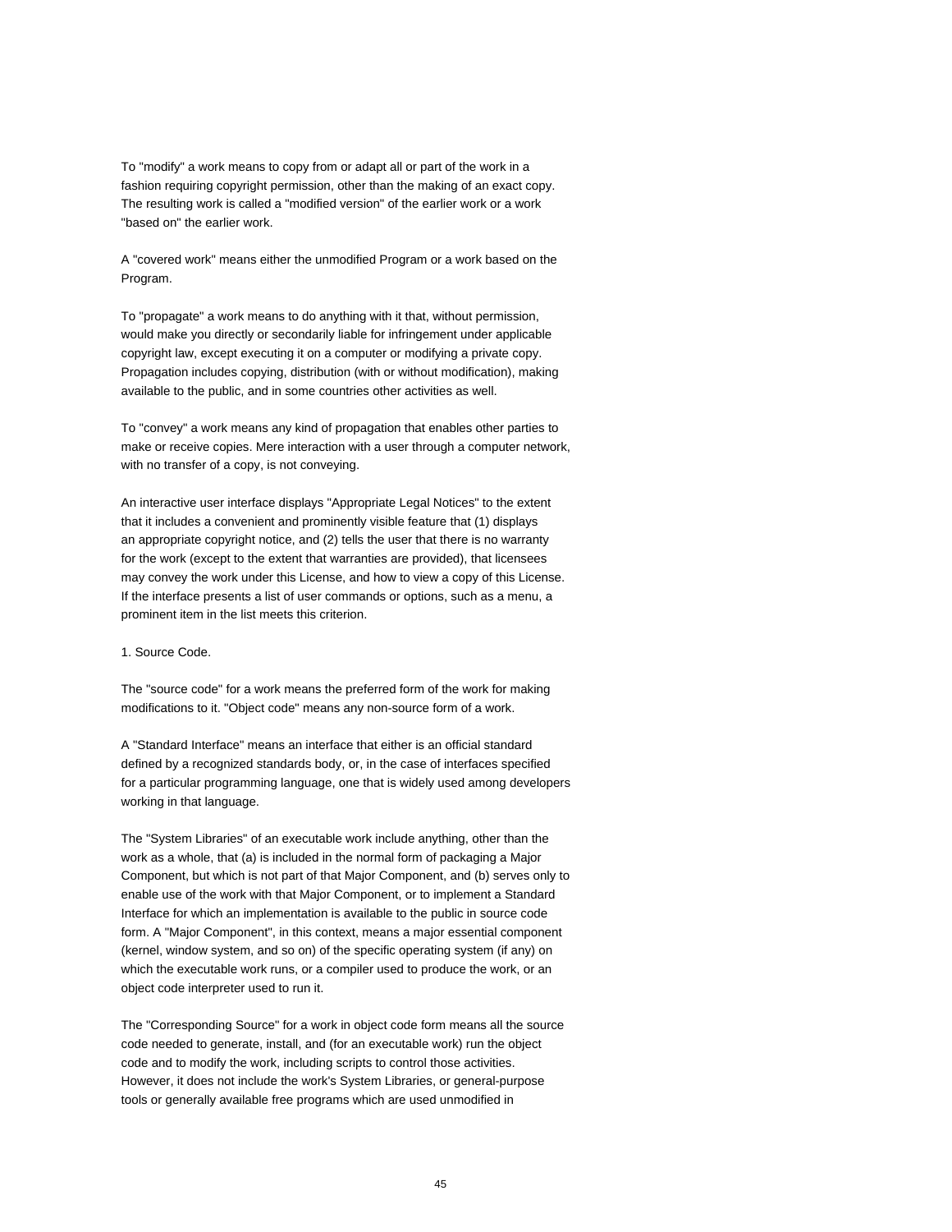To "modify" a work means to copy from or adapt all or part of the work in a fashion requiring copyright permission, other than the making of an exact copy. The resulting work is called a "modified version" of the earlier work or a work "based on" the earlier work.

A "covered work" means either the unmodified Program or a work based on the Program.

To "propagate" a work means to do anything with it that, without permission, would make you directly or secondarily liable for infringement under applicable copyright law, except executing it on a computer or modifying a private copy. Propagation includes copying, distribution (with or without modification), making available to the public, and in some countries other activities as well.

To "convey" a work means any kind of propagation that enables other parties to make or receive copies. Mere interaction with a user through a computer network, with no transfer of a copy, is not conveying.

An interactive user interface displays "Appropriate Legal Notices" to the extent that it includes a convenient and prominently visible feature that (1) displays an appropriate copyright notice, and (2) tells the user that there is no warranty for the work (except to the extent that warranties are provided), that licensees may convey the work under this License, and how to view a copy of this License. If the interface presents a list of user commands or options, such as a menu, a prominent item in the list meets this criterion.

1. Source Code.

The "source code" for a work means the preferred form of the work for making modifications to it. "Object code" means any non-source form of a work.

A "Standard Interface" means an interface that either is an official standard defined by a recognized standards body, or, in the case of interfaces specified for a particular programming language, one that is widely used among developers working in that language.

The "System Libraries" of an executable work include anything, other than the work as a whole, that (a) is included in the normal form of packaging a Major Component, but which is not part of that Major Component, and (b) serves only to enable use of the work with that Major Component, or to implement a Standard Interface for which an implementation is available to the public in source code form. A "Major Component", in this context, means a major essential component (kernel, window system, and so on) of the specific operating system (if any) on which the executable work runs, or a compiler used to produce the work, or an object code interpreter used to run it.

The "Corresponding Source" for a work in object code form means all the source code needed to generate, install, and (for an executable work) run the object code and to modify the work, including scripts to control those activities. However, it does not include the work's System Libraries, or general-purpose tools or generally available free programs which are used unmodified in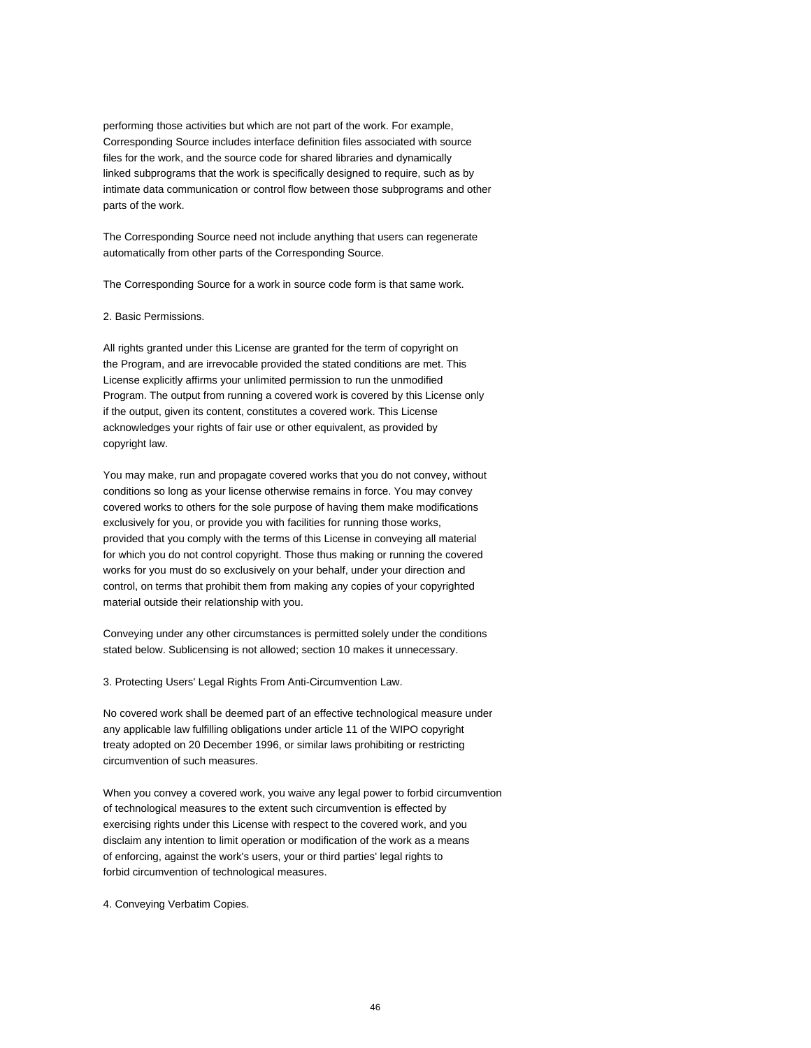performing those activities but which are not part of the work. For example, Corresponding Source includes interface definition files associated with source files for the work, and the source code for shared libraries and dynamically linked subprograms that the work is specifically designed to require, such as by intimate data communication or control flow between those subprograms and other parts of the work.

The Corresponding Source need not include anything that users can regenerate automatically from other parts of the Corresponding Source.

The Corresponding Source for a work in source code form is that same work.

2. Basic Permissions.

All rights granted under this License are granted for the term of copyright on the Program, and are irrevocable provided the stated conditions are met. This License explicitly affirms your unlimited permission to run the unmodified Program. The output from running a covered work is covered by this License only if the output, given its content, constitutes a covered work. This License acknowledges your rights of fair use or other equivalent, as provided by copyright law.

You may make, run and propagate covered works that you do not convey, without conditions so long as your license otherwise remains in force. You may convey covered works to others for the sole purpose of having them make modifications exclusively for you, or provide you with facilities for running those works, provided that you comply with the terms of this License in conveying all material for which you do not control copyright. Those thus making or running the covered works for you must do so exclusively on your behalf, under your direction and control, on terms that prohibit them from making any copies of your copyrighted material outside their relationship with you.

Conveying under any other circumstances is permitted solely under the conditions stated below. Sublicensing is not allowed; section 10 makes it unnecessary.

3. Protecting Users' Legal Rights From Anti-Circumvention Law.

No covered work shall be deemed part of an effective technological measure under any applicable law fulfilling obligations under article 11 of the WIPO copyright treaty adopted on 20 December 1996, or similar laws prohibiting or restricting circumvention of such measures.

When you convey a covered work, you waive any legal power to forbid circumvention of technological measures to the extent such circumvention is effected by exercising rights under this License with respect to the covered work, and you disclaim any intention to limit operation or modification of the work as a means of enforcing, against the work's users, your or third parties' legal rights to forbid circumvention of technological measures.

4. Conveying Verbatim Copies.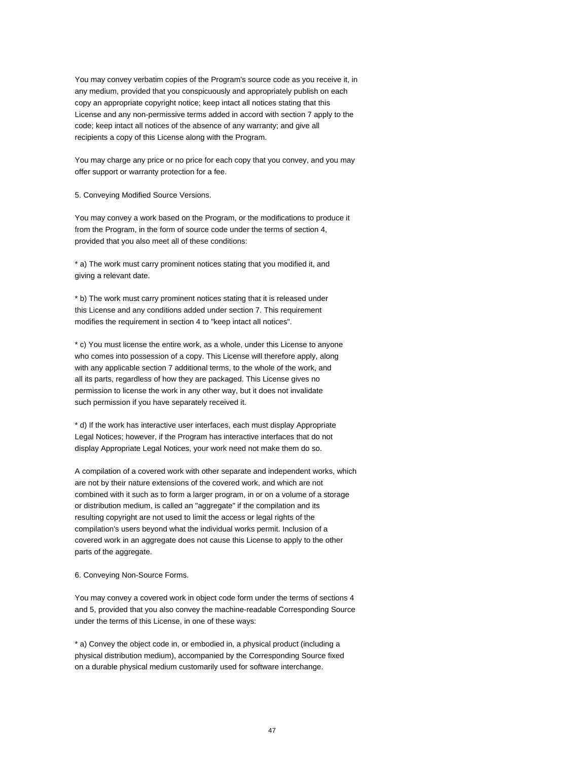You may convey verbatim copies of the Program's source code as you receive it, in any medium, provided that you conspicuously and appropriately publish on each copy an appropriate copyright notice; keep intact all notices stating that this License and any non-permissive terms added in accord with section 7 apply to the code; keep intact all notices of the absence of any warranty; and give all recipients a copy of this License along with the Program.

You may charge any price or no price for each copy that you convey, and you may offer support or warranty protection for a fee.

5. Conveying Modified Source Versions.

You may convey a work based on the Program, or the modifications to produce it from the Program, in the form of source code under the terms of section 4, provided that you also meet all of these conditions:

* a) The work must carry prominent notices stating that you modified it, and giving a relevant date.

* b) The work must carry prominent notices stating that it is released under this License and any conditions added under section 7. This requirement modifies the requirement in section 4 to "keep intact all notices".

* c) You must license the entire work, as a whole, under this License to anyone who comes into possession of a copy. This License will therefore apply, along with any applicable section 7 additional terms, to the whole of the work, and all its parts, regardless of how they are packaged. This License gives no permission to license the work in any other way, but it does not invalidate such permission if you have separately received it.

* d) If the work has interactive user interfaces, each must display Appropriate Legal Notices; however, if the Program has interactive interfaces that do not display Appropriate Legal Notices, your work need not make them do so.

A compilation of a covered work with other separate and independent works, which are not by their nature extensions of the covered work, and which are not combined with it such as to form a larger program, in or on a volume of a storage or distribution medium, is called an "aggregate" if the compilation and its resulting copyright are not used to limit the access or legal rights of the compilation's users beyond what the individual works permit. Inclusion of a covered work in an aggregate does not cause this License to apply to the other parts of the aggregate.

6. Conveying Non-Source Forms.

You may convey a covered work in object code form under the terms of sections 4 and 5, provided that you also convey the machine-readable Corresponding Source under the terms of this License, in one of these ways:

* a) Convey the object code in, or embodied in, a physical product (including a physical distribution medium), accompanied by the Corresponding Source fixed on a durable physical medium customarily used for software interchange.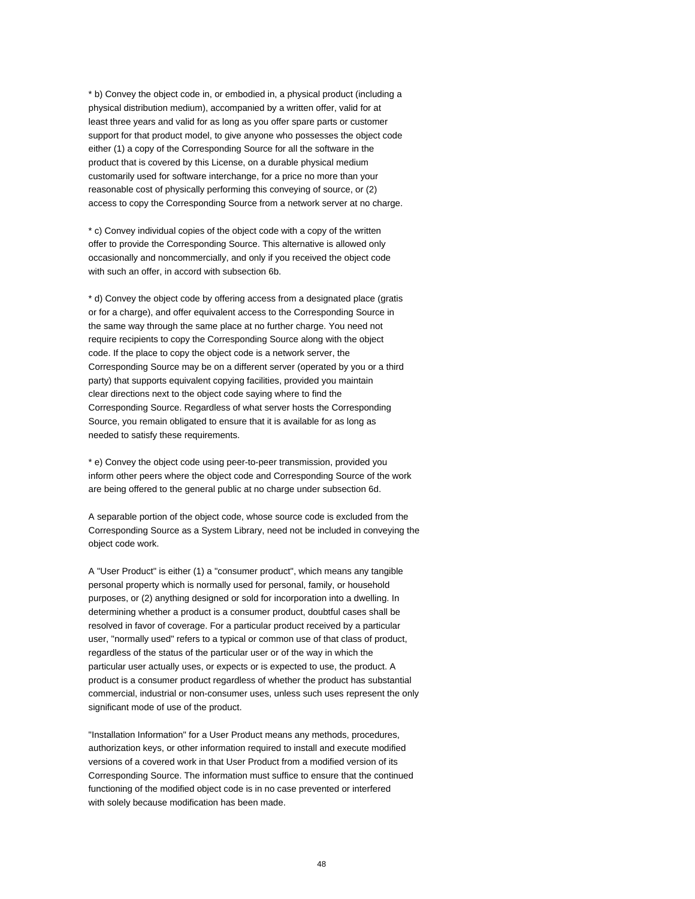* b) Convey the object code in, or embodied in, a physical product (including a physical distribution medium), accompanied by a written offer, valid for at least three years and valid for as long as you offer spare parts or customer support for that product model, to give anyone who possesses the object code either (1) a copy of the Corresponding Source for all the software in the product that is covered by this License, on a durable physical medium customarily used for software interchange, for a price no more than your reasonable cost of physically performing this conveying of source, or (2) access to copy the Corresponding Source from a network server at no charge.

* c) Convey individual copies of the object code with a copy of the written offer to provide the Corresponding Source. This alternative is allowed only occasionally and noncommercially, and only if you received the object code with such an offer, in accord with subsection 6b.

* d) Convey the object code by offering access from a designated place (gratis or for a charge), and offer equivalent access to the Corresponding Source in the same way through the same place at no further charge. You need not require recipients to copy the Corresponding Source along with the object code. If the place to copy the object code is a network server, the Corresponding Source may be on a different server (operated by you or a third party) that supports equivalent copying facilities, provided you maintain clear directions next to the object code saying where to find the Corresponding Source. Regardless of what server hosts the Corresponding Source, you remain obligated to ensure that it is available for as long as needed to satisfy these requirements.

* e) Convey the object code using peer-to-peer transmission, provided you inform other peers where the object code and Corresponding Source of the work are being offered to the general public at no charge under subsection 6d.

A separable portion of the object code, whose source code is excluded from the Corresponding Source as a System Library, need not be included in conveying the object code work.

A "User Product" is either (1) a "consumer product", which means any tangible personal property which is normally used for personal, family, or household purposes, or (2) anything designed or sold for incorporation into a dwelling. In determining whether a product is a consumer product, doubtful cases shall be resolved in favor of coverage. For a particular product received by a particular user, "normally used" refers to a typical or common use of that class of product, regardless of the status of the particular user or of the way in which the particular user actually uses, or expects or is expected to use, the product. A product is a consumer product regardless of whether the product has substantial commercial, industrial or non-consumer uses, unless such uses represent the only significant mode of use of the product.

"Installation Information" for a User Product means any methods, procedures, authorization keys, or other information required to install and execute modified versions of a covered work in that User Product from a modified version of its Corresponding Source. The information must suffice to ensure that the continued functioning of the modified object code is in no case prevented or interfered with solely because modification has been made.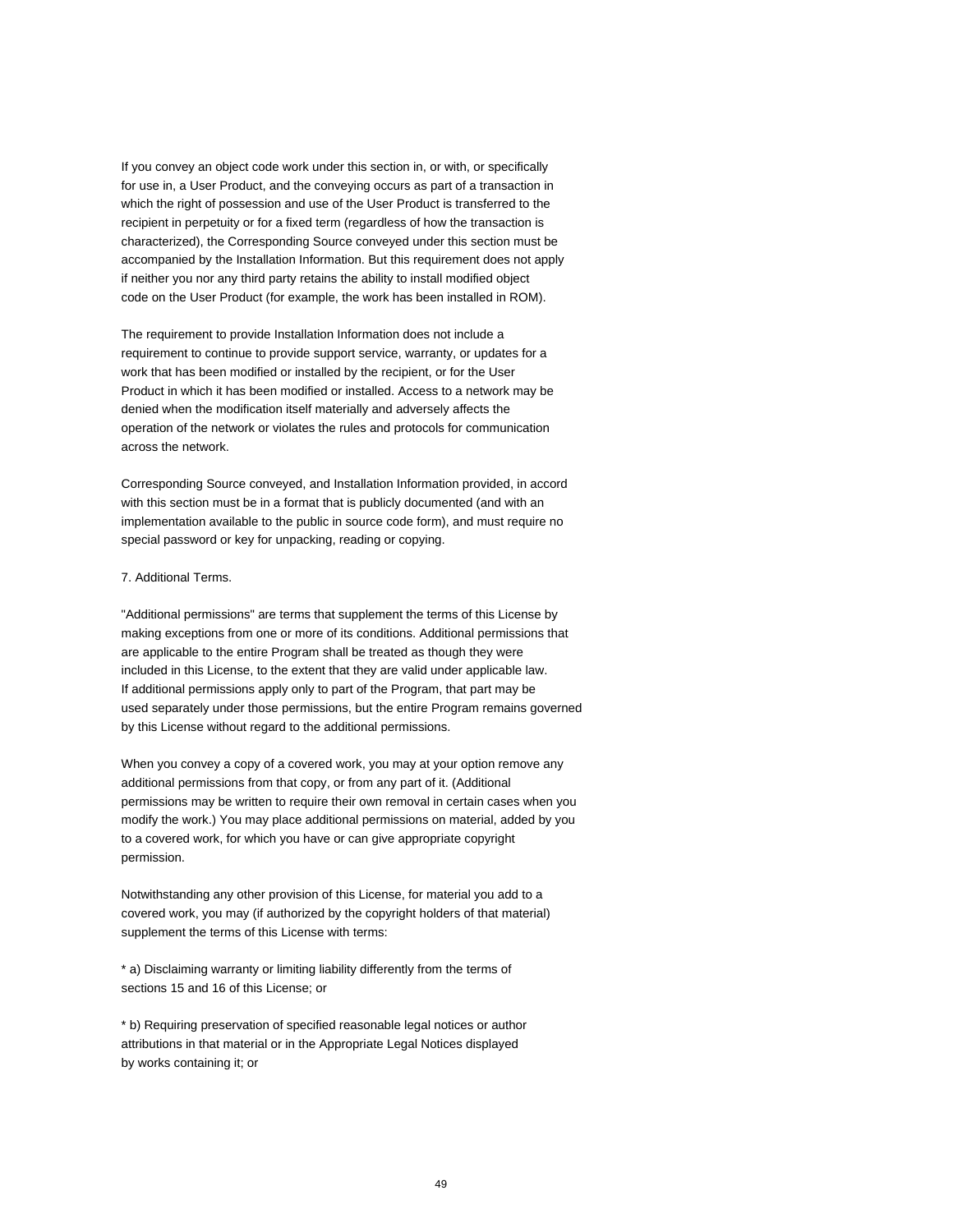If you convey an object code work under this section in, or with, or specifically for use in, a User Product, and the conveying occurs as part of a transaction in which the right of possession and use of the User Product is transferred to the recipient in perpetuity or for a fixed term (regardless of how the transaction is characterized), the Corresponding Source conveyed under this section must be accompanied by the Installation Information. But this requirement does not apply if neither you nor any third party retains the ability to install modified object code on the User Product (for example, the work has been installed in ROM).

The requirement to provide Installation Information does not include a requirement to continue to provide support service, warranty, or updates for a work that has been modified or installed by the recipient, or for the User Product in which it has been modified or installed. Access to a network may be denied when the modification itself materially and adversely affects the operation of the network or violates the rules and protocols for communication across the network.

Corresponding Source conveyed, and Installation Information provided, in accord with this section must be in a format that is publicly documented (and with an implementation available to the public in source code form), and must require no special password or key for unpacking, reading or copying.

7. Additional Terms.

"Additional permissions" are terms that supplement the terms of this License by making exceptions from one or more of its conditions. Additional permissions that are applicable to the entire Program shall be treated as though they were included in this License, to the extent that they are valid under applicable law. If additional permissions apply only to part of the Program, that part may be used separately under those permissions, but the entire Program remains governed by this License without regard to the additional permissions.

When you convey a copy of a covered work, you may at your option remove any additional permissions from that copy, or from any part of it. (Additional permissions may be written to require their own removal in certain cases when you modify the work.) You may place additional permissions on material, added by you to a covered work, for which you have or can give appropriate copyright permission.

Notwithstanding any other provision of this License, for material you add to a covered work, you may (if authorized by the copyright holders of that material) supplement the terms of this License with terms:

* a) Disclaiming warranty or limiting liability differently from the terms of sections 15 and 16 of this License; or

* b) Requiring preservation of specified reasonable legal notices or author attributions in that material or in the Appropriate Legal Notices displayed by works containing it; or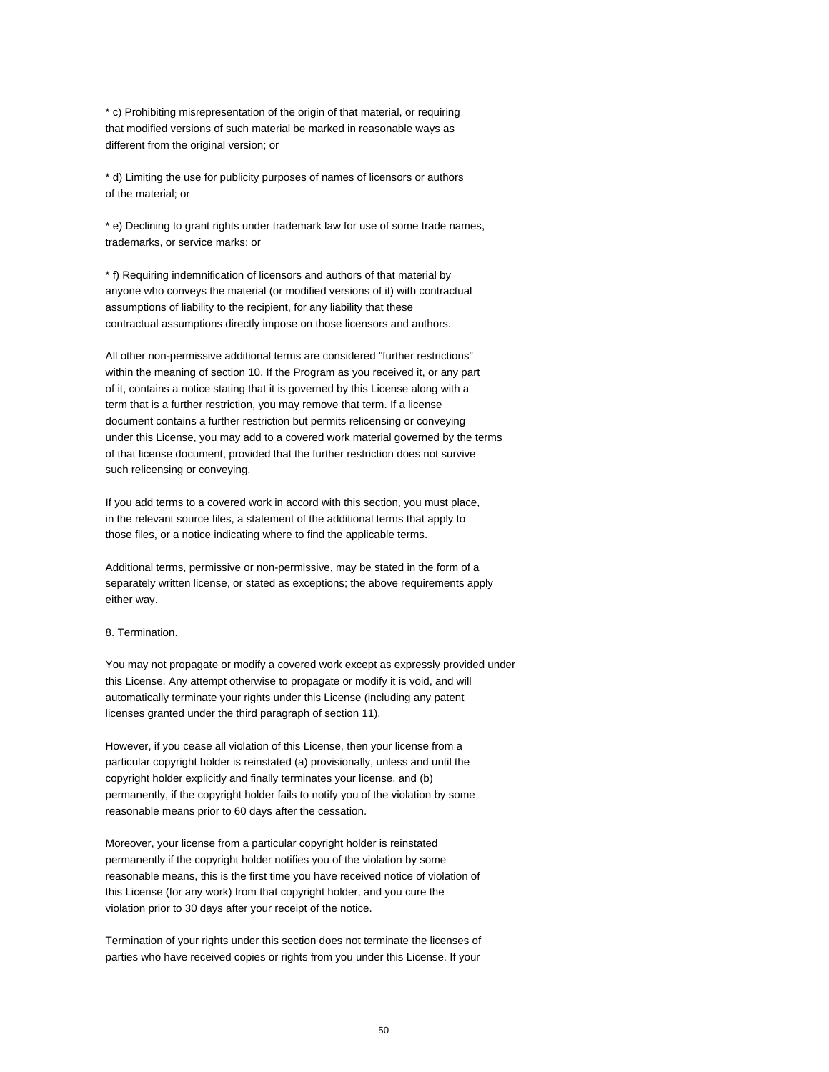* c) Prohibiting misrepresentation of the origin of that material, or requiring that modified versions of such material be marked in reasonable ways as different from the original version; or

* d) Limiting the use for publicity purposes of names of licensors or authors of the material; or

* e) Declining to grant rights under trademark law for use of some trade names, trademarks, or service marks; or

* f) Requiring indemnification of licensors and authors of that material by anyone who conveys the material (or modified versions of it) with contractual assumptions of liability to the recipient, for any liability that these contractual assumptions directly impose on those licensors and authors.

All other non-permissive additional terms are considered "further restrictions" within the meaning of section 10. If the Program as you received it, or any part of it, contains a notice stating that it is governed by this License along with a term that is a further restriction, you may remove that term. If a license document contains a further restriction but permits relicensing or conveying under this License, you may add to a covered work material governed by the terms of that license document, provided that the further restriction does not survive such relicensing or conveying.

If you add terms to a covered work in accord with this section, you must place, in the relevant source files, a statement of the additional terms that apply to those files, or a notice indicating where to find the applicable terms.

Additional terms, permissive or non-permissive, may be stated in the form of a separately written license, or stated as exceptions; the above requirements apply either way.

8. Termination.

You may not propagate or modify a covered work except as expressly provided under this License. Any attempt otherwise to propagate or modify it is void, and will automatically terminate your rights under this License (including any patent licenses granted under the third paragraph of section 11).

However, if you cease all violation of this License, then your license from a particular copyright holder is reinstated (a) provisionally, unless and until the copyright holder explicitly and finally terminates your license, and (b) permanently, if the copyright holder fails to notify you of the violation by some reasonable means prior to 60 days after the cessation.

Moreover, your license from a particular copyright holder is reinstated permanently if the copyright holder notifies you of the violation by some reasonable means, this is the first time you have received notice of violation of this License (for any work) from that copyright holder, and you cure the violation prior to 30 days after your receipt of the notice.

Termination of your rights under this section does not terminate the licenses of parties who have received copies or rights from you under this License. If your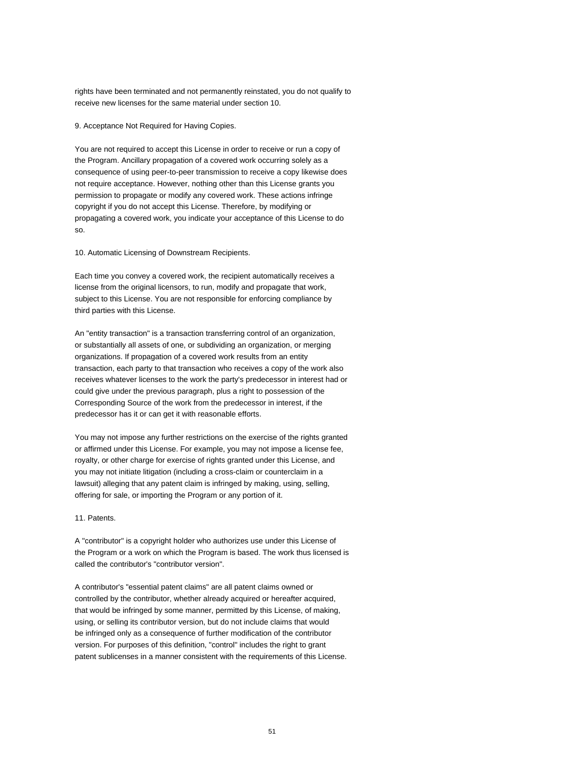rights have been terminated and not permanently reinstated, you do not qualify to receive new licenses for the same material under section 10.

9. Acceptance Not Required for Having Copies.

You are not required to accept this License in order to receive or run a copy of the Program. Ancillary propagation of a covered work occurring solely as a consequence of using peer-to-peer transmission to receive a copy likewise does not require acceptance. However, nothing other than this License grants you permission to propagate or modify any covered work. These actions infringe copyright if you do not accept this License. Therefore, by modifying or propagating a covered work, you indicate your acceptance of this License to do so.

10. Automatic Licensing of Downstream Recipients.

Each time you convey a covered work, the recipient automatically receives a license from the original licensors, to run, modify and propagate that work, subject to this License. You are not responsible for enforcing compliance by third parties with this License.

An "entity transaction" is a transaction transferring control of an organization, or substantially all assets of one, or subdividing an organization, or merging organizations. If propagation of a covered work results from an entity transaction, each party to that transaction who receives a copy of the work also receives whatever licenses to the work the party's predecessor in interest had or could give under the previous paragraph, plus a right to possession of the Corresponding Source of the work from the predecessor in interest, if the predecessor has it or can get it with reasonable efforts.

You may not impose any further restrictions on the exercise of the rights granted or affirmed under this License. For example, you may not impose a license fee, royalty, or other charge for exercise of rights granted under this License, and you may not initiate litigation (including a cross-claim or counterclaim in a lawsuit) alleging that any patent claim is infringed by making, using, selling, offering for sale, or importing the Program or any portion of it.

11. Patents.

A "contributor" is a copyright holder who authorizes use under this License of the Program or a work on which the Program is based. The work thus licensed is called the contributor's "contributor version".

A contributor's "essential patent claims" are all patent claims owned or controlled by the contributor, whether already acquired or hereafter acquired, that would be infringed by some manner, permitted by this License, of making, using, or selling its contributor version, but do not include claims that would be infringed only as a consequence of further modification of the contributor version. For purposes of this definition, "control" includes the right to grant patent sublicenses in a manner consistent with the requirements of this License.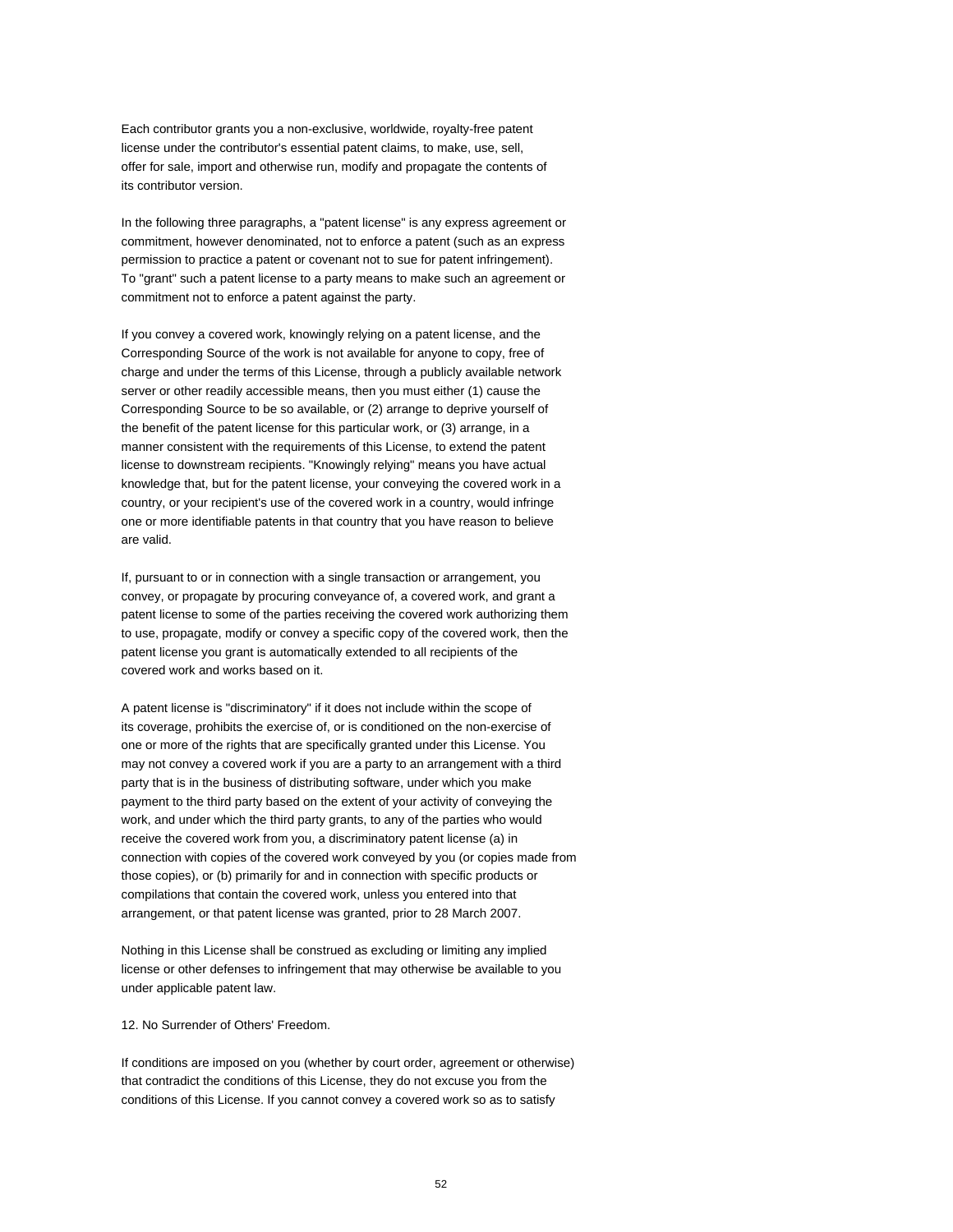Each contributor grants you a non-exclusive, worldwide, royalty-free patent license under the contributor's essential patent claims, to make, use, sell, offer for sale, import and otherwise run, modify and propagate the contents of its contributor version.

In the following three paragraphs, a "patent license" is any express agreement or commitment, however denominated, not to enforce a patent (such as an express permission to practice a patent or covenant not to sue for patent infringement). To "grant" such a patent license to a party means to make such an agreement or commitment not to enforce a patent against the party.

If you convey a covered work, knowingly relying on a patent license, and the Corresponding Source of the work is not available for anyone to copy, free of charge and under the terms of this License, through a publicly available network server or other readily accessible means, then you must either (1) cause the Corresponding Source to be so available, or (2) arrange to deprive yourself of the benefit of the patent license for this particular work, or (3) arrange, in a manner consistent with the requirements of this License, to extend the patent license to downstream recipients. "Knowingly relying" means you have actual knowledge that, but for the patent license, your conveying the covered work in a country, or your recipient's use of the covered work in a country, would infringe one or more identifiable patents in that country that you have reason to believe are valid.

If, pursuant to or in connection with a single transaction or arrangement, you convey, or propagate by procuring conveyance of, a covered work, and grant a patent license to some of the parties receiving the covered work authorizing them to use, propagate, modify or convey a specific copy of the covered work, then the patent license you grant is automatically extended to all recipients of the covered work and works based on it.

A patent license is "discriminatory" if it does not include within the scope of its coverage, prohibits the exercise of, or is conditioned on the non-exercise of one or more of the rights that are specifically granted under this License. You may not convey a covered work if you are a party to an arrangement with a third party that is in the business of distributing software, under which you make payment to the third party based on the extent of your activity of conveying the work, and under which the third party grants, to any of the parties who would receive the covered work from you, a discriminatory patent license (a) in connection with copies of the covered work conveyed by you (or copies made from those copies), or (b) primarily for and in connection with specific products or compilations that contain the covered work, unless you entered into that arrangement, or that patent license was granted, prior to 28 March 2007.

Nothing in this License shall be construed as excluding or limiting any implied license or other defenses to infringement that may otherwise be available to you under applicable patent law.

12. No Surrender of Others' Freedom.

If conditions are imposed on you (whether by court order, agreement or otherwise) that contradict the conditions of this License, they do not excuse you from the conditions of this License. If you cannot convey a covered work so as to satisfy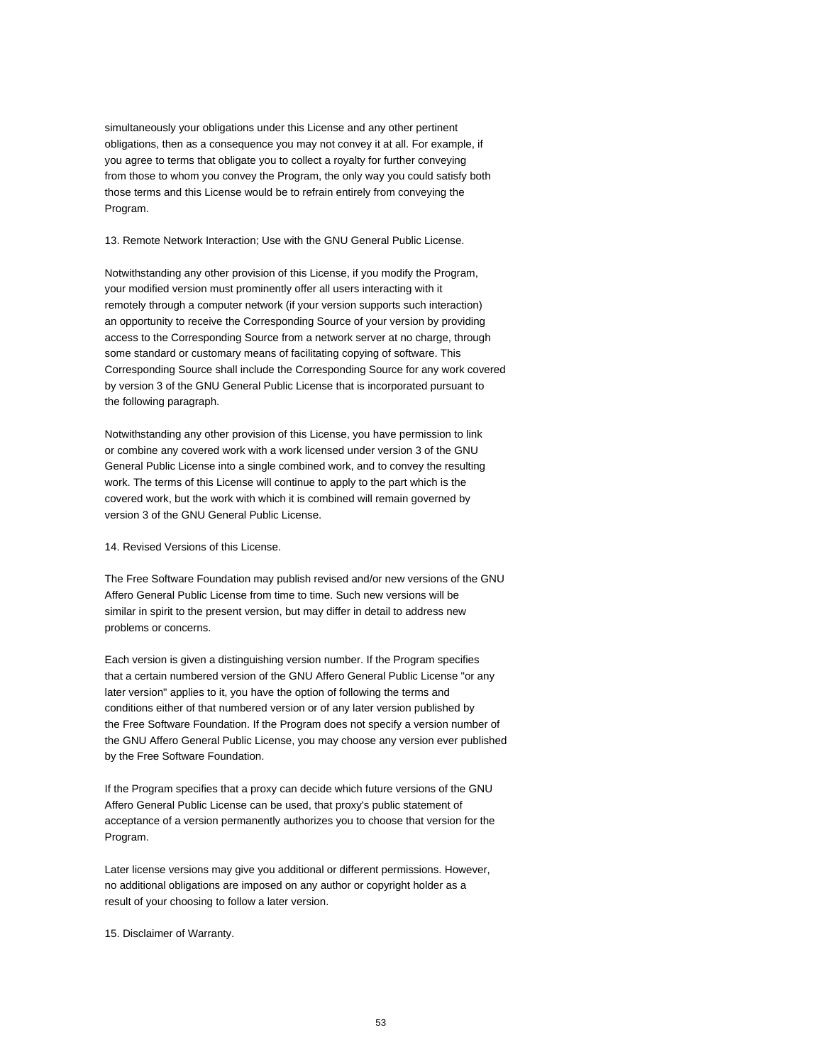simultaneously your obligations under this License and any other pertinent obligations, then as a consequence you may not convey it at all. For example, if you agree to terms that obligate you to collect a royalty for further conveying from those to whom you convey the Program, the only way you could satisfy both those terms and this License would be to refrain entirely from conveying the Program.

13. Remote Network Interaction; Use with the GNU General Public License.

Notwithstanding any other provision of this License, if you modify the Program, your modified version must prominently offer all users interacting with it remotely through a computer network (if your version supports such interaction) an opportunity to receive the Corresponding Source of your version by providing access to the Corresponding Source from a network server at no charge, through some standard or customary means of facilitating copying of software. This Corresponding Source shall include the Corresponding Source for any work covered by version 3 of the GNU General Public License that is incorporated pursuant to the following paragraph.

Notwithstanding any other provision of this License, you have permission to link or combine any covered work with a work licensed under version 3 of the GNU General Public License into a single combined work, and to convey the resulting work. The terms of this License will continue to apply to the part which is the covered work, but the work with which it is combined will remain governed by version 3 of the GNU General Public License.

14. Revised Versions of this License.

The Free Software Foundation may publish revised and/or new versions of the GNU Affero General Public License from time to time. Such new versions will be similar in spirit to the present version, but may differ in detail to address new problems or concerns.

Each version is given a distinguishing version number. If the Program specifies that a certain numbered version of the GNU Affero General Public License "or any later version" applies to it, you have the option of following the terms and conditions either of that numbered version or of any later version published by the Free Software Foundation. If the Program does not specify a version number of the GNU Affero General Public License, you may choose any version ever published by the Free Software Foundation.

If the Program specifies that a proxy can decide which future versions of the GNU Affero General Public License can be used, that proxy's public statement of acceptance of a version permanently authorizes you to choose that version for the Program.

Later license versions may give you additional or different permissions. However, no additional obligations are imposed on any author or copyright holder as a result of your choosing to follow a later version.

15. Disclaimer of Warranty.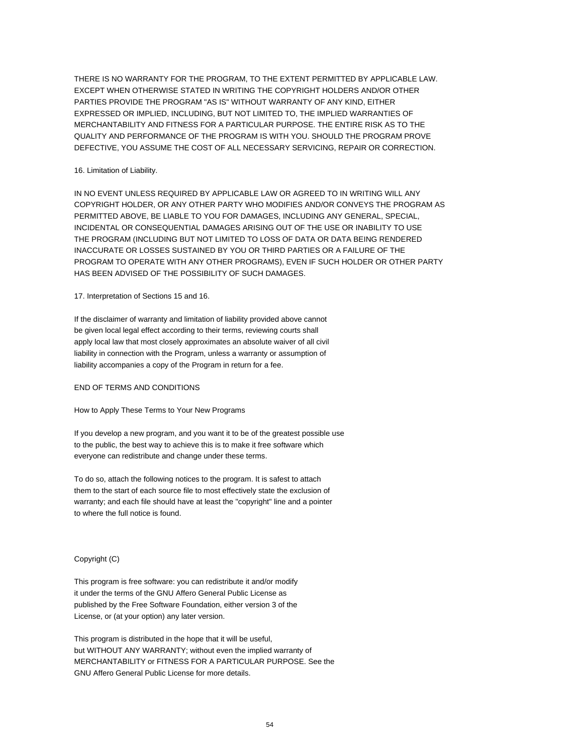THERE IS NO WARRANTY FOR THE PROGRAM, TO THE EXTENT PERMITTED BY APPLICABLE LAW. EXCEPT WHEN OTHERWISE STATED IN WRITING THE COPYRIGHT HOLDERS AND/OR OTHER PARTIES PROVIDE THE PROGRAM "AS IS" WITHOUT WARRANTY OF ANY KIND, EITHER EXPRESSED OR IMPLIED, INCLUDING, BUT NOT LIMITED TO, THE IMPLIED WARRANTIES OF MERCHANTABILITY AND FITNESS FOR A PARTICULAR PURPOSE. THE ENTIRE RISK AS TO THE QUALITY AND PERFORMANCE OF THE PROGRAM IS WITH YOU. SHOULD THE PROGRAM PROVE DEFECTIVE, YOU ASSUME THE COST OF ALL NECESSARY SERVICING, REPAIR OR CORRECTION.

16. Limitation of Liability.

IN NO EVENT UNLESS REQUIRED BY APPLICABLE LAW OR AGREED TO IN WRITING WILL ANY COPYRIGHT HOLDER, OR ANY OTHER PARTY WHO MODIFIES AND/OR CONVEYS THE PROGRAM AS PERMITTED ABOVE, BE LIABLE TO YOU FOR DAMAGES, INCLUDING ANY GENERAL, SPECIAL, INCIDENTAL OR CONSEQUENTIAL DAMAGES ARISING OUT OF THE USE OR INABILITY TO USE THE PROGRAM (INCLUDING BUT NOT LIMITED TO LOSS OF DATA OR DATA BEING RENDERED INACCURATE OR LOSSES SUSTAINED BY YOU OR THIRD PARTIES OR A FAILURE OF THE PROGRAM TO OPERATE WITH ANY OTHER PROGRAMS), EVEN IF SUCH HOLDER OR OTHER PARTY HAS BEEN ADVISED OF THE POSSIBILITY OF SUCH DAMAGES.

17. Interpretation of Sections 15 and 16.

If the disclaimer of warranty and limitation of liability provided above cannot be given local legal effect according to their terms, reviewing courts shall apply local law that most closely approximates an absolute waiver of all civil liability in connection with the Program, unless a warranty or assumption of liability accompanies a copy of the Program in return for a fee.

END OF TERMS AND CONDITIONS

How to Apply These Terms to Your New Programs

If you develop a new program, and you want it to be of the greatest possible use to the public, the best way to achieve this is to make it free software which everyone can redistribute and change under these terms.

To do so, attach the following notices to the program. It is safest to attach them to the start of each source file to most effectively state the exclusion of warranty; and each file should have at least the "copyright" line and a pointer to where the full notice is found.

Copyright (C)

This program is free software: you can redistribute it and/or modify it under the terms of the GNU Affero General Public License as published by the Free Software Foundation, either version 3 of the License, or (at your option) any later version.

This program is distributed in the hope that it will be useful, but WITHOUT ANY WARRANTY; without even the implied warranty of MERCHANTABILITY or FITNESS FOR A PARTICULAR PURPOSE. See the GNU Affero General Public License for more details.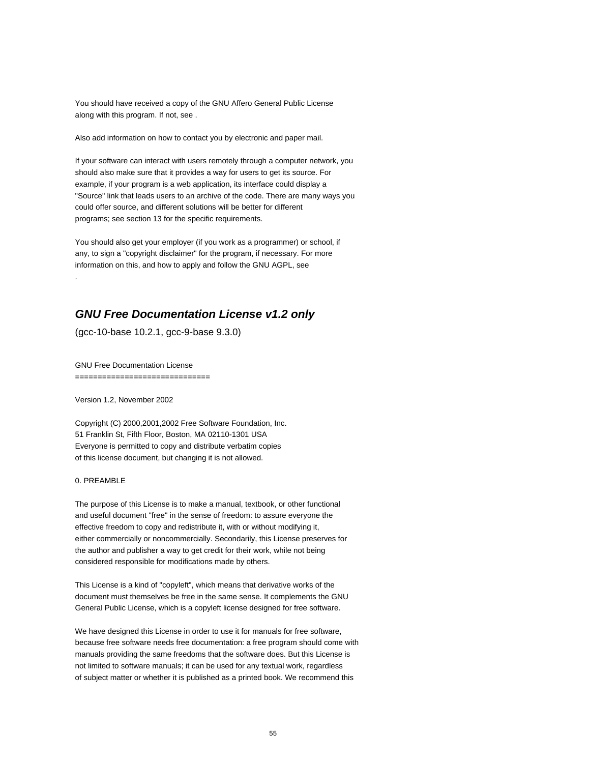You should have received a copy of the GNU Affero General Public License
along with this program. If not, see .

Also add information on how to contact you by electronic and paper mail.

If your software can interact with users remotely through a computer network, you should also make sure that it provides a way for users to get its source. For example, if your program is a web application, its interface could display a "Source" link that leads users to an archive of the code. There are many ways you could offer source, and different solutions will be better for different programs; see section 13 for the specific requirements.

You should also get your employer (if you work as a programmer) or school, if any, to sign a "copyright disclaimer" for the program, if necessary. For more information on this, and how to apply and follow the GNU AGPL, see
.

## *GNU Free Documentation License v1.2 only*

(gcc-10-base 10.2.1, gcc-9-base 9.3.0)

GNU Free Documentation License
==============================

Version 1.2, November 2002

Copyright (C) 2000,2001,2002 Free Software Foundation, Inc.
51 Franklin St, Fifth Floor, Boston, MA 02110-1301 USA
Everyone is permitted to copy and distribute verbatim copies
of this license document, but changing it is not allowed.

0. PREAMBLE

The purpose of this License is to make a manual, textbook, or other functional and useful document "free" in the sense of freedom: to assure everyone the effective freedom to copy and redistribute it, with or without modifying it, either commercially or noncommercially. Secondarily, this License preserves for the author and publisher a way to get credit for their work, while not being considered responsible for modifications made by others.

This License is a kind of "copyleft", which means that derivative works of the document must themselves be free in the same sense. It complements the GNU General Public License, which is a copyleft license designed for free software.

We have designed this License in order to use it for manuals for free software, because free software needs free documentation: a free program should come with manuals providing the same freedoms that the software does. But this License is not limited to software manuals; it can be used for any textual work, regardless of subject matter or whether it is published as a printed book. We recommend this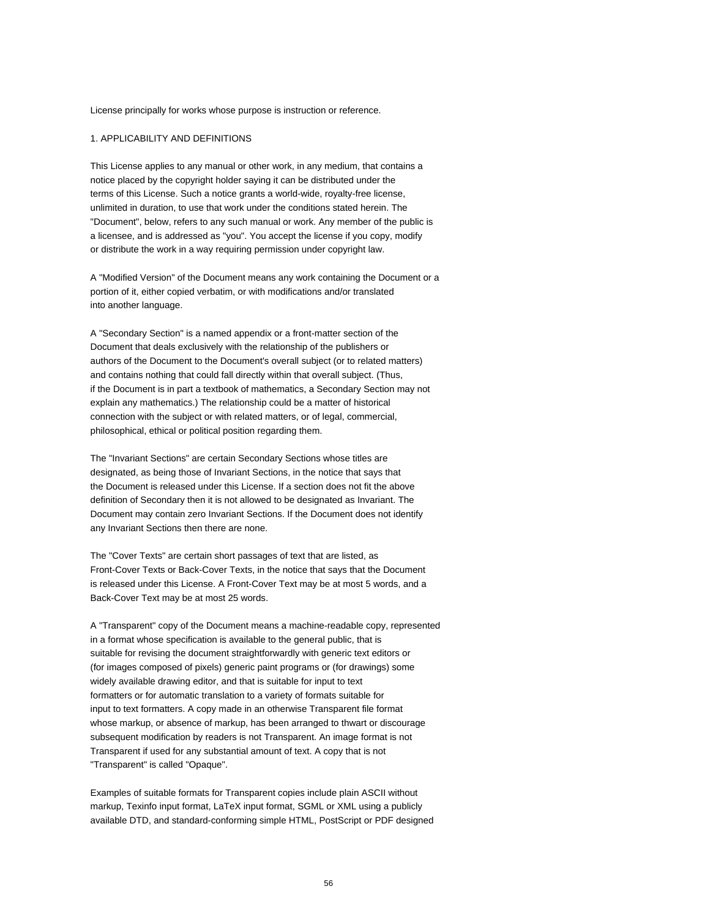License principally for works whose purpose is instruction or reference.

1. APPLICABILITY AND DEFINITIONS

This License applies to any manual or other work, in any medium, that contains a notice placed by the copyright holder saying it can be distributed under the terms of this License. Such a notice grants a world-wide, royalty-free license, unlimited in duration, to use that work under the conditions stated herein. The "Document", below, refers to any such manual or work. Any member of the public is a licensee, and is addressed as "you". You accept the license if you copy, modify or distribute the work in a way requiring permission under copyright law.

A "Modified Version" of the Document means any work containing the Document or a portion of it, either copied verbatim, or with modifications and/or translated into another language.

A "Secondary Section" is a named appendix or a front-matter section of the Document that deals exclusively with the relationship of the publishers or authors of the Document to the Document's overall subject (or to related matters) and contains nothing that could fall directly within that overall subject. (Thus, if the Document is in part a textbook of mathematics, a Secondary Section may not explain any mathematics.) The relationship could be a matter of historical connection with the subject or with related matters, or of legal, commercial, philosophical, ethical or political position regarding them.

The "Invariant Sections" are certain Secondary Sections whose titles are designated, as being those of Invariant Sections, in the notice that says that the Document is released under this License. If a section does not fit the above definition of Secondary then it is not allowed to be designated as Invariant. The Document may contain zero Invariant Sections. If the Document does not identify any Invariant Sections then there are none.

The "Cover Texts" are certain short passages of text that are listed, as Front-Cover Texts or Back-Cover Texts, in the notice that says that the Document is released under this License. A Front-Cover Text may be at most 5 words, and a Back-Cover Text may be at most 25 words.

A "Transparent" copy of the Document means a machine-readable copy, represented in a format whose specification is available to the general public, that is suitable for revising the document straightforwardly with generic text editors or (for images composed of pixels) generic paint programs or (for drawings) some widely available drawing editor, and that is suitable for input to text formatters or for automatic translation to a variety of formats suitable for input to text formatters. A copy made in an otherwise Transparent file format whose markup, or absence of markup, has been arranged to thwart or discourage subsequent modification by readers is not Transparent. An image format is not Transparent if used for any substantial amount of text. A copy that is not "Transparent" is called "Opaque".

Examples of suitable formats for Transparent copies include plain ASCII without markup, Texinfo input format, LaTeX input format, SGML or XML using a publicly available DTD, and standard-conforming simple HTML, PostScript or PDF designed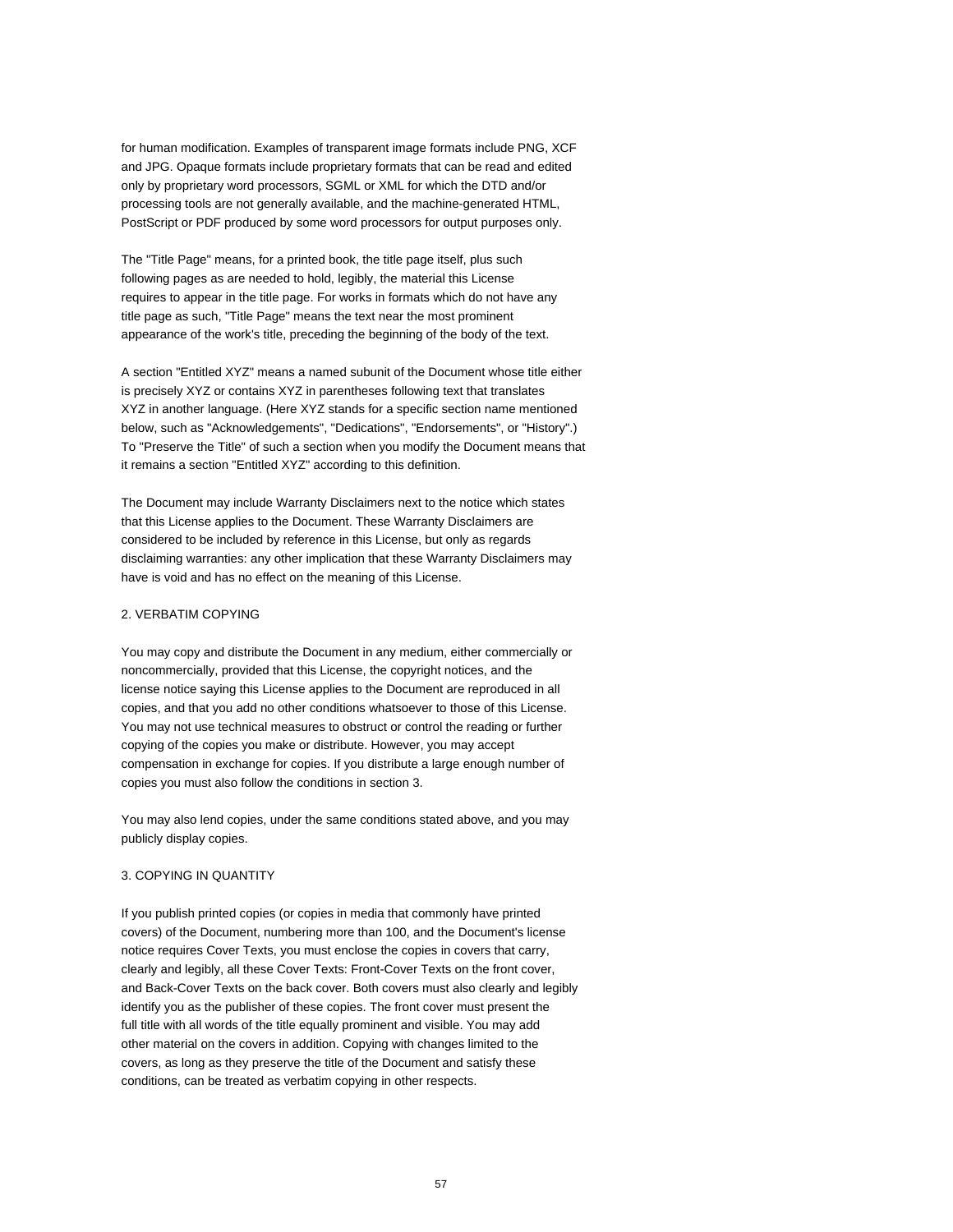for human modification. Examples of transparent image formats include PNG, XCF and JPG. Opaque formats include proprietary formats that can be read and edited only by proprietary word processors, SGML or XML for which the DTD and/or processing tools are not generally available, and the machine-generated HTML, PostScript or PDF produced by some word processors for output purposes only.

The "Title Page" means, for a printed book, the title page itself, plus such following pages as are needed to hold, legibly, the material this License requires to appear in the title page. For works in formats which do not have any title page as such, "Title Page" means the text near the most prominent appearance of the work's title, preceding the beginning of the body of the text.

A section "Entitled XYZ" means a named subunit of the Document whose title either is precisely XYZ or contains XYZ in parentheses following text that translates XYZ in another language. (Here XYZ stands for a specific section name mentioned below, such as "Acknowledgements", "Dedications", "Endorsements", or "History".) To "Preserve the Title" of such a section when you modify the Document means that it remains a section "Entitled XYZ" according to this definition.

The Document may include Warranty Disclaimers next to the notice which states that this License applies to the Document. These Warranty Disclaimers are considered to be included by reference in this License, but only as regards disclaiming warranties: any other implication that these Warranty Disclaimers may have is void and has no effect on the meaning of this License.

## 2. VERBATIM COPYING

You may copy and distribute the Document in any medium, either commercially or noncommercially, provided that this License, the copyright notices, and the license notice saying this License applies to the Document are reproduced in all copies, and that you add no other conditions whatsoever to those of this License. You may not use technical measures to obstruct or control the reading or further copying of the copies you make or distribute. However, you may accept compensation in exchange for copies. If you distribute a large enough number of copies you must also follow the conditions in section 3.

You may also lend copies, under the same conditions stated above, and you may publicly display copies.

## 3. COPYING IN QUANTITY

If you publish printed copies (or copies in media that commonly have printed covers) of the Document, numbering more than 100, and the Document's license notice requires Cover Texts, you must enclose the copies in covers that carry, clearly and legibly, all these Cover Texts: Front-Cover Texts on the front cover, and Back-Cover Texts on the back cover. Both covers must also clearly and legibly identify you as the publisher of these copies. The front cover must present the full title with all words of the title equally prominent and visible. You may add other material on the covers in addition. Copying with changes limited to the covers, as long as they preserve the title of the Document and satisfy these conditions, can be treated as verbatim copying in other respects.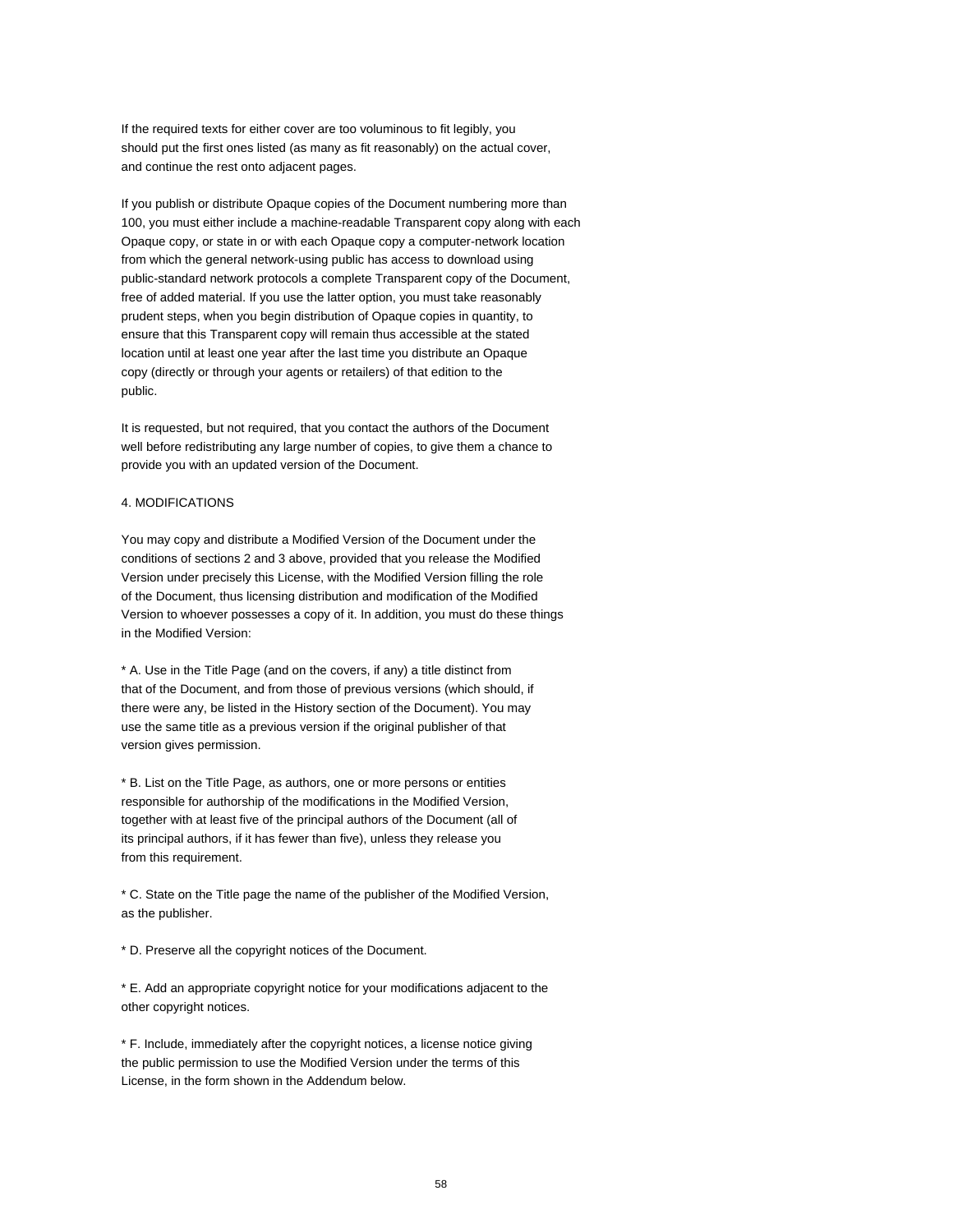If the required texts for either cover are too voluminous to fit legibly, you should put the first ones listed (as many as fit reasonably) on the actual cover, and continue the rest onto adjacent pages.

If you publish or distribute Opaque copies of the Document numbering more than 100, you must either include a machine-readable Transparent copy along with each Opaque copy, or state in or with each Opaque copy a computer-network location from which the general network-using public has access to download using public-standard network protocols a complete Transparent copy of the Document, free of added material. If you use the latter option, you must take reasonably prudent steps, when you begin distribution of Opaque copies in quantity, to ensure that this Transparent copy will remain thus accessible at the stated location until at least one year after the last time you distribute an Opaque copy (directly or through your agents or retailers) of that edition to the public.

It is requested, but not required, that you contact the authors of the Document well before redistributing any large number of copies, to give them a chance to provide you with an updated version of the Document.

4. MODIFICATIONS

You may copy and distribute a Modified Version of the Document under the conditions of sections 2 and 3 above, provided that you release the Modified Version under precisely this License, with the Modified Version filling the role of the Document, thus licensing distribution and modification of the Modified Version to whoever possesses a copy of it. In addition, you must do these things in the Modified Version:

* A. Use in the Title Page (and on the covers, if any) a title distinct from that of the Document, and from those of previous versions (which should, if there were any, be listed in the History section of the Document). You may use the same title as a previous version if the original publisher of that version gives permission.

* B. List on the Title Page, as authors, one or more persons or entities responsible for authorship of the modifications in the Modified Version, together with at least five of the principal authors of the Document (all of its principal authors, if it has fewer than five), unless they release you from this requirement.

* C. State on the Title page the name of the publisher of the Modified Version, as the publisher.

* D. Preserve all the copyright notices of the Document.

* E. Add an appropriate copyright notice for your modifications adjacent to the other copyright notices.

* F. Include, immediately after the copyright notices, a license notice giving the public permission to use the Modified Version under the terms of this License, in the form shown in the Addendum below.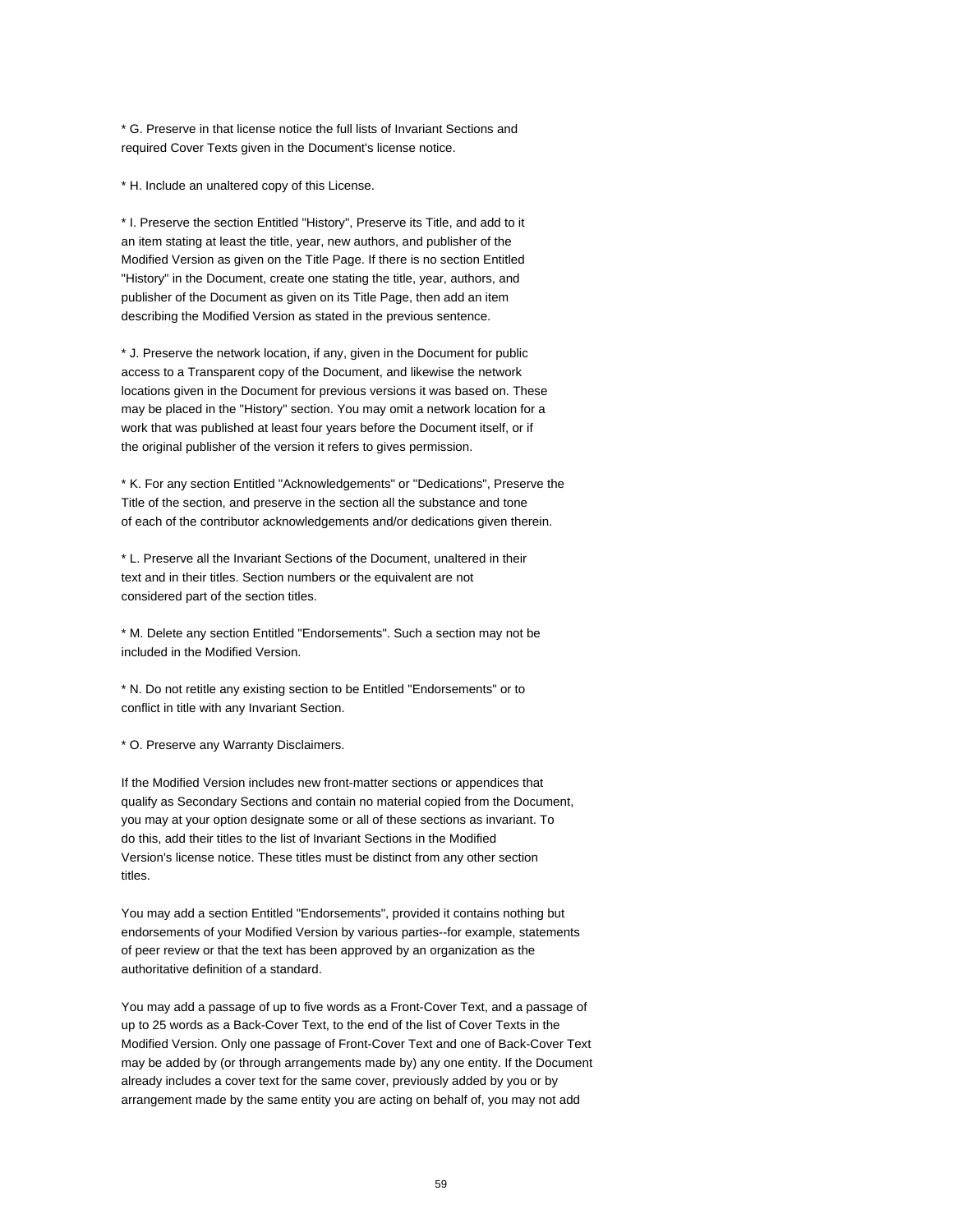* G. Preserve in that license notice the full lists of Invariant Sections and required Cover Texts given in the Document's license notice.

* H. Include an unaltered copy of this License.

* I. Preserve the section Entitled "History", Preserve its Title, and add to it an item stating at least the title, year, new authors, and publisher of the Modified Version as given on the Title Page. If there is no section Entitled "History" in the Document, create one stating the title, year, authors, and publisher of the Document as given on its Title Page, then add an item describing the Modified Version as stated in the previous sentence.

* J. Preserve the network location, if any, given in the Document for public access to a Transparent copy of the Document, and likewise the network locations given in the Document for previous versions it was based on. These may be placed in the "History" section. You may omit a network location for a work that was published at least four years before the Document itself, or if the original publisher of the version it refers to gives permission.

* K. For any section Entitled "Acknowledgements" or "Dedications", Preserve the Title of the section, and preserve in the section all the substance and tone of each of the contributor acknowledgements and/or dedications given therein.

* L. Preserve all the Invariant Sections of the Document, unaltered in their text and in their titles. Section numbers or the equivalent are not considered part of the section titles.

* M. Delete any section Entitled "Endorsements". Such a section may not be included in the Modified Version.

* N. Do not retitle any existing section to be Entitled "Endorsements" or to conflict in title with any Invariant Section.

* O. Preserve any Warranty Disclaimers.

If the Modified Version includes new front-matter sections or appendices that qualify as Secondary Sections and contain no material copied from the Document, you may at your option designate some or all of these sections as invariant. To do this, add their titles to the list of Invariant Sections in the Modified Version's license notice. These titles must be distinct from any other section titles.

You may add a section Entitled "Endorsements", provided it contains nothing but endorsements of your Modified Version by various parties--for example, statements of peer review or that the text has been approved by an organization as the authoritative definition of a standard.

You may add a passage of up to five words as a Front-Cover Text, and a passage of up to 25 words as a Back-Cover Text, to the end of the list of Cover Texts in the Modified Version. Only one passage of Front-Cover Text and one of Back-Cover Text may be added by (or through arrangements made by) any one entity. If the Document already includes a cover text for the same cover, previously added by you or by arrangement made by the same entity you are acting on behalf of, you may not add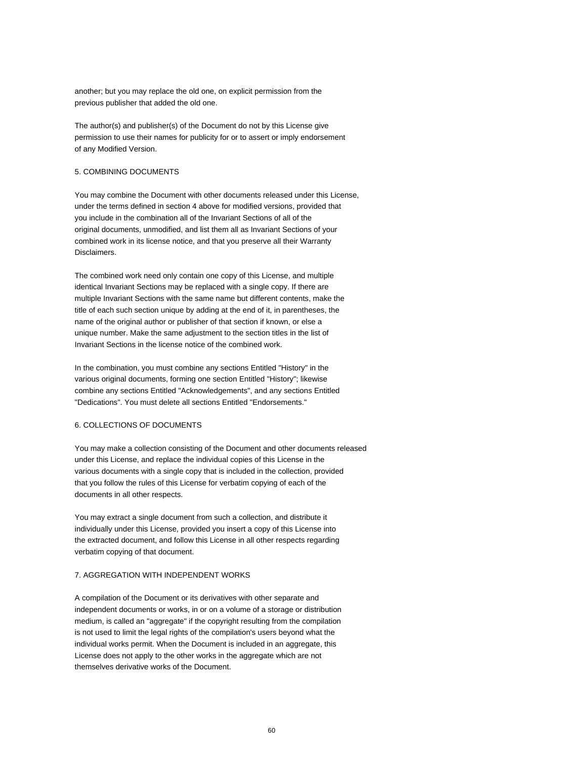another; but you may replace the old one, on explicit permission from the previous publisher that added the old one.

The author(s) and publisher(s) of the Document do not by this License give permission to use their names for publicity for or to assert or imply endorsement of any Modified Version.

## 5. COMBINING DOCUMENTS

You may combine the Document with other documents released under this License, under the terms defined in section 4 above for modified versions, provided that you include in the combination all of the Invariant Sections of all of the original documents, unmodified, and list them all as Invariant Sections of your combined work in its license notice, and that you preserve all their Warranty Disclaimers.

The combined work need only contain one copy of this License, and multiple identical Invariant Sections may be replaced with a single copy. If there are multiple Invariant Sections with the same name but different contents, make the title of each such section unique by adding at the end of it, in parentheses, the name of the original author or publisher of that section if known, or else a unique number. Make the same adjustment to the section titles in the list of Invariant Sections in the license notice of the combined work.

In the combination, you must combine any sections Entitled "History" in the various original documents, forming one section Entitled "History"; likewise combine any sections Entitled "Acknowledgements", and any sections Entitled "Dedications". You must delete all sections Entitled "Endorsements."

## 6. COLLECTIONS OF DOCUMENTS

You may make a collection consisting of the Document and other documents released under this License, and replace the individual copies of this License in the various documents with a single copy that is included in the collection, provided that you follow the rules of this License for verbatim copying of each of the documents in all other respects.

You may extract a single document from such a collection, and distribute it individually under this License, provided you insert a copy of this License into the extracted document, and follow this License in all other respects regarding verbatim copying of that document.

## 7. AGGREGATION WITH INDEPENDENT WORKS

A compilation of the Document or its derivatives with other separate and independent documents or works, in or on a volume of a storage or distribution medium, is called an "aggregate" if the copyright resulting from the compilation is not used to limit the legal rights of the compilation's users beyond what the individual works permit. When the Document is included in an aggregate, this License does not apply to the other works in the aggregate which are not themselves derivative works of the Document.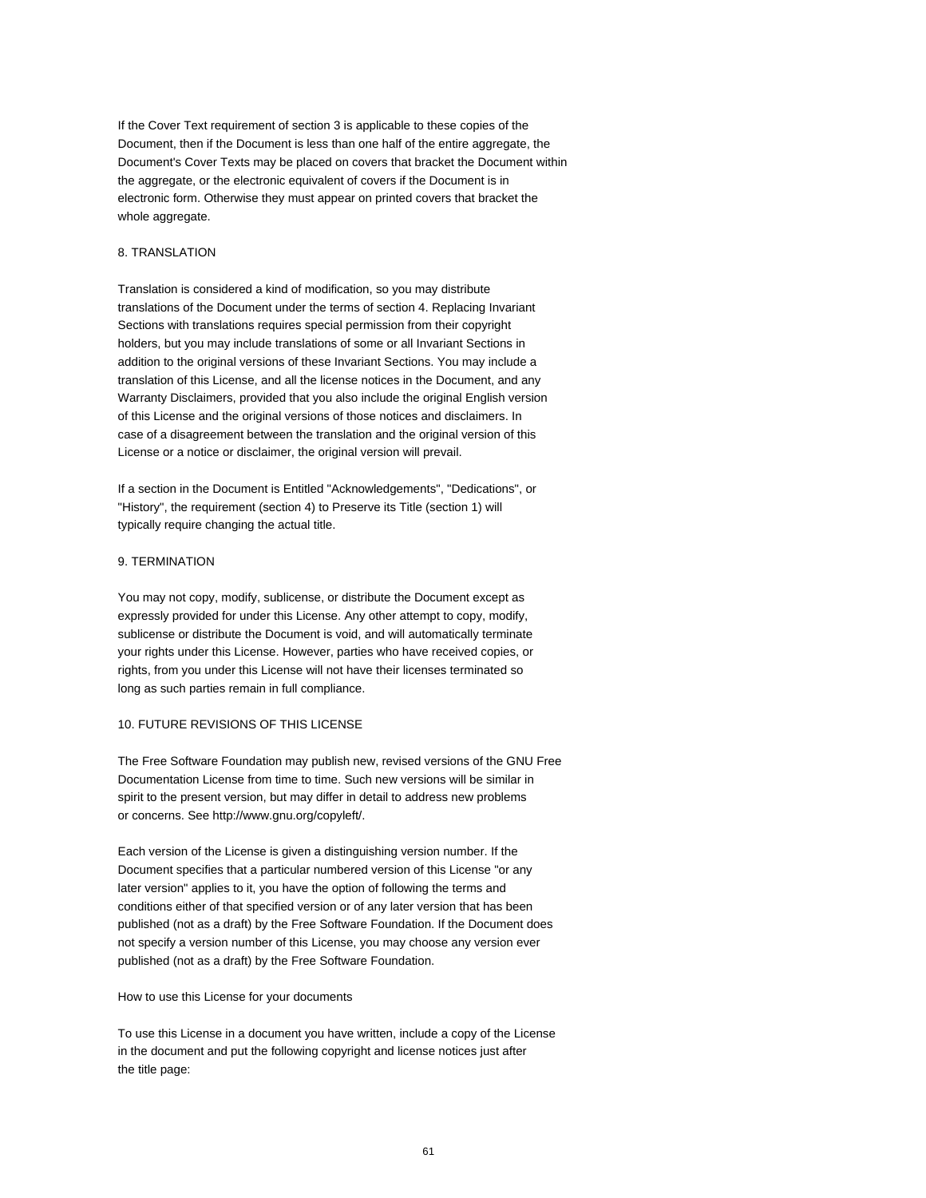If the Cover Text requirement of section 3 is applicable to these copies of the Document, then if the Document is less than one half of the entire aggregate, the Document's Cover Texts may be placed on covers that bracket the Document within the aggregate, or the electronic equivalent of covers if the Document is in electronic form. Otherwise they must appear on printed covers that bracket the whole aggregate.

## 8. TRANSLATION

Translation is considered a kind of modification, so you may distribute translations of the Document under the terms of section 4. Replacing Invariant Sections with translations requires special permission from their copyright holders, but you may include translations of some or all Invariant Sections in addition to the original versions of these Invariant Sections. You may include a translation of this License, and all the license notices in the Document, and any Warranty Disclaimers, provided that you also include the original English version of this License and the original versions of those notices and disclaimers. In case of a disagreement between the translation and the original version of this License or a notice or disclaimer, the original version will prevail.

If a section in the Document is Entitled "Acknowledgements", "Dedications", or "History", the requirement (section 4) to Preserve its Title (section 1) will typically require changing the actual title.

## 9. TERMINATION

You may not copy, modify, sublicense, or distribute the Document except as expressly provided for under this License. Any other attempt to copy, modify, sublicense or distribute the Document is void, and will automatically terminate your rights under this License. However, parties who have received copies, or rights, from you under this License will not have their licenses terminated so long as such parties remain in full compliance.

## 10. FUTURE REVISIONS OF THIS LICENSE

The Free Software Foundation may publish new, revised versions of the GNU Free Documentation License from time to time. Such new versions will be similar in spirit to the present version, but may differ in detail to address new problems or concerns. See http://www.gnu.org/copyleft/.

Each version of the License is given a distinguishing version number. If the Document specifies that a particular numbered version of this License "or any later version" applies to it, you have the option of following the terms and conditions either of that specified version or of any later version that has been published (not as a draft) by the Free Software Foundation. If the Document does not specify a version number of this License, you may choose any version ever published (not as a draft) by the Free Software Foundation.

## How to use this License for your documents

To use this License in a document you have written, include a copy of the License in the document and put the following copyright and license notices just after the title page: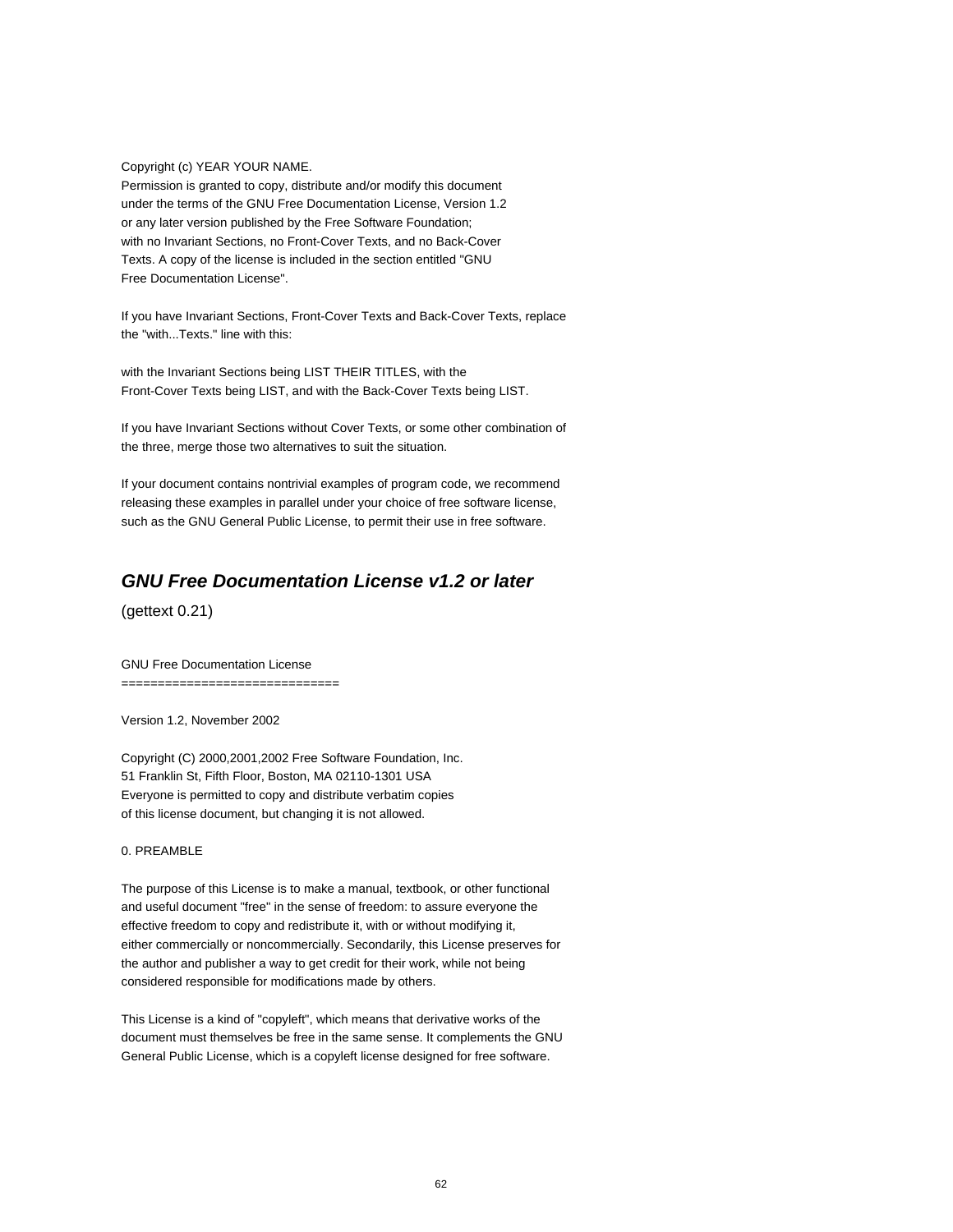Copyright (c) YEAR YOUR NAME.
Permission is granted to copy, distribute and/or modify this document
under the terms of the GNU Free Documentation License, Version 1.2
or any later version published by the Free Software Foundation;
with no Invariant Sections, no Front-Cover Texts, and no Back-Cover
Texts. A copy of the license is included in the section entitled "GNU
Free Documentation License".

If you have Invariant Sections, Front-Cover Texts and Back-Cover Texts, replace
the "with...Texts." line with this:

with the Invariant Sections being LIST THEIR TITLES, with the
Front-Cover Texts being LIST, and with the Back-Cover Texts being LIST.

If you have Invariant Sections without Cover Texts, or some other combination of
the three, merge those two alternatives to suit the situation.

If your document contains nontrivial examples of program code, we recommend
releasing these examples in parallel under your choice of free software license,
such as the GNU General Public License, to permit their use in free software.

## *GNU Free Documentation License v1.2 or later*

(gettext 0.21)

GNU Free Documentation License
==============================

Version 1.2, November 2002

Copyright (C) 2000,2001,2002 Free Software Foundation, Inc.
51 Franklin St, Fifth Floor, Boston, MA 02110-1301 USA
Everyone is permitted to copy and distribute verbatim copies
of this license document, but changing it is not allowed.

0. PREAMBLE

The purpose of this License is to make a manual, textbook, or other functional
and useful document "free" in the sense of freedom: to assure everyone the
effective freedom to copy and redistribute it, with or without modifying it,
either commercially or noncommercially. Secondarily, this License preserves for
the author and publisher a way to get credit for their work, while not being
considered responsible for modifications made by others.

This License is a kind of "copyleft", which means that derivative works of the
document must themselves be free in the same sense. It complements the GNU
General Public License, which is a copyleft license designed for free software.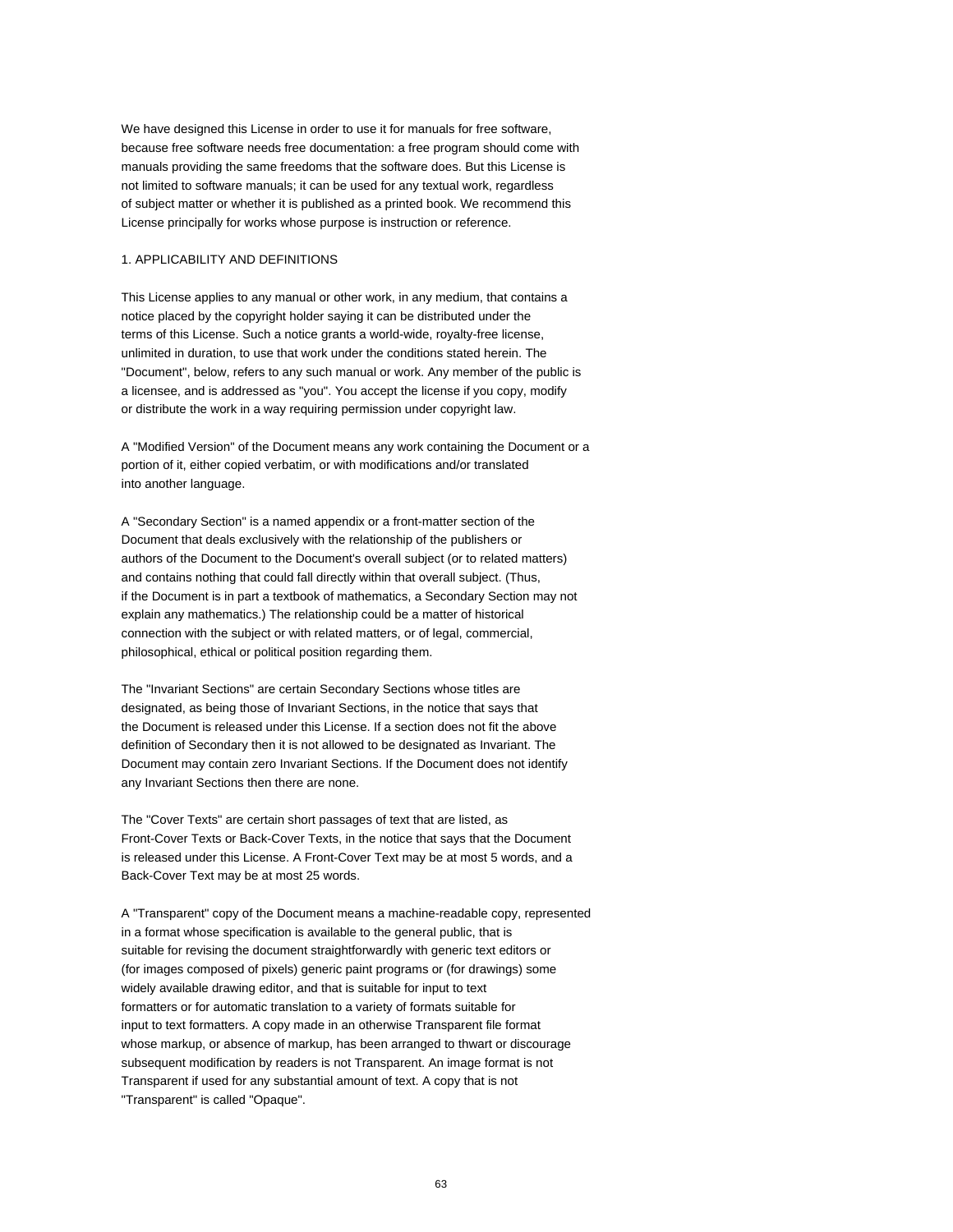We have designed this License in order to use it for manuals for free software, because free software needs free documentation: a free program should come with manuals providing the same freedoms that the software does. But this License is not limited to software manuals; it can be used for any textual work, regardless of subject matter or whether it is published as a printed book. We recommend this License principally for works whose purpose is instruction or reference.

## 1. APPLICABILITY AND DEFINITIONS

This License applies to any manual or other work, in any medium, that contains a notice placed by the copyright holder saying it can be distributed under the terms of this License. Such a notice grants a world-wide, royalty-free license, unlimited in duration, to use that work under the conditions stated herein. The "Document", below, refers to any such manual or work. Any member of the public is a licensee, and is addressed as "you". You accept the license if you copy, modify or distribute the work in a way requiring permission under copyright law.

A "Modified Version" of the Document means any work containing the Document or a portion of it, either copied verbatim, or with modifications and/or translated into another language.

A "Secondary Section" is a named appendix or a front-matter section of the Document that deals exclusively with the relationship of the publishers or authors of the Document to the Document's overall subject (or to related matters) and contains nothing that could fall directly within that overall subject. (Thus, if the Document is in part a textbook of mathematics, a Secondary Section may not explain any mathematics.) The relationship could be a matter of historical connection with the subject or with related matters, or of legal, commercial, philosophical, ethical or political position regarding them.

The "Invariant Sections" are certain Secondary Sections whose titles are designated, as being those of Invariant Sections, in the notice that says that the Document is released under this License. If a section does not fit the above definition of Secondary then it is not allowed to be designated as Invariant. The Document may contain zero Invariant Sections. If the Document does not identify any Invariant Sections then there are none.

The "Cover Texts" are certain short passages of text that are listed, as Front-Cover Texts or Back-Cover Texts, in the notice that says that the Document is released under this License. A Front-Cover Text may be at most 5 words, and a Back-Cover Text may be at most 25 words.

A "Transparent" copy of the Document means a machine-readable copy, represented in a format whose specification is available to the general public, that is suitable for revising the document straightforwardly with generic text editors or (for images composed of pixels) generic paint programs or (for drawings) some widely available drawing editor, and that is suitable for input to text formatters or for automatic translation to a variety of formats suitable for input to text formatters. A copy made in an otherwise Transparent file format whose markup, or absence of markup, has been arranged to thwart or discourage subsequent modification by readers is not Transparent. An image format is not Transparent if used for any substantial amount of text. A copy that is not "Transparent" is called "Opaque".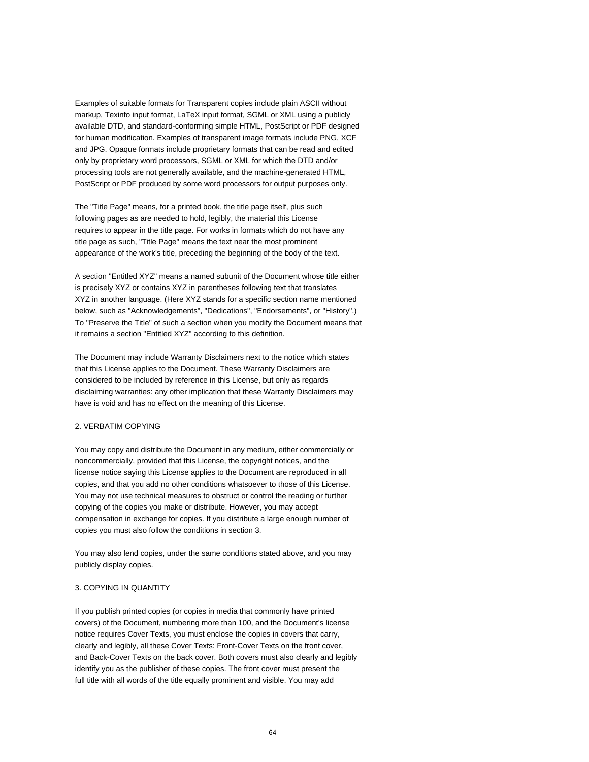Examples of suitable formats for Transparent copies include plain ASCII without markup, Texinfo input format, LaTeX input format, SGML or XML using a publicly available DTD, and standard-conforming simple HTML, PostScript or PDF designed for human modification. Examples of transparent image formats include PNG, XCF and JPG. Opaque formats include proprietary formats that can be read and edited only by proprietary word processors, SGML or XML for which the DTD and/or processing tools are not generally available, and the machine-generated HTML, PostScript or PDF produced by some word processors for output purposes only.

The "Title Page" means, for a printed book, the title page itself, plus such following pages as are needed to hold, legibly, the material this License requires to appear in the title page. For works in formats which do not have any title page as such, "Title Page" means the text near the most prominent appearance of the work's title, preceding the beginning of the body of the text.

A section "Entitled XYZ" means a named subunit of the Document whose title either is precisely XYZ or contains XYZ in parentheses following text that translates XYZ in another language. (Here XYZ stands for a specific section name mentioned below, such as "Acknowledgements", "Dedications", "Endorsements", or "History".) To "Preserve the Title" of such a section when you modify the Document means that it remains a section "Entitled XYZ" according to this definition.

The Document may include Warranty Disclaimers next to the notice which states that this License applies to the Document. These Warranty Disclaimers are considered to be included by reference in this License, but only as regards disclaiming warranties: any other implication that these Warranty Disclaimers may have is void and has no effect on the meaning of this License.

## 2. VERBATIM COPYING

You may copy and distribute the Document in any medium, either commercially or noncommercially, provided that this License, the copyright notices, and the license notice saying this License applies to the Document are reproduced in all copies, and that you add no other conditions whatsoever to those of this License. You may not use technical measures to obstruct or control the reading or further copying of the copies you make or distribute. However, you may accept compensation in exchange for copies. If you distribute a large enough number of copies you must also follow the conditions in section 3.

You may also lend copies, under the same conditions stated above, and you may publicly display copies.

## 3. COPYING IN QUANTITY

If you publish printed copies (or copies in media that commonly have printed covers) of the Document, numbering more than 100, and the Document's license notice requires Cover Texts, you must enclose the copies in covers that carry, clearly and legibly, all these Cover Texts: Front-Cover Texts on the front cover, and Back-Cover Texts on the back cover. Both covers must also clearly and legibly identify you as the publisher of these copies. The front cover must present the full title with all words of the title equally prominent and visible. You may add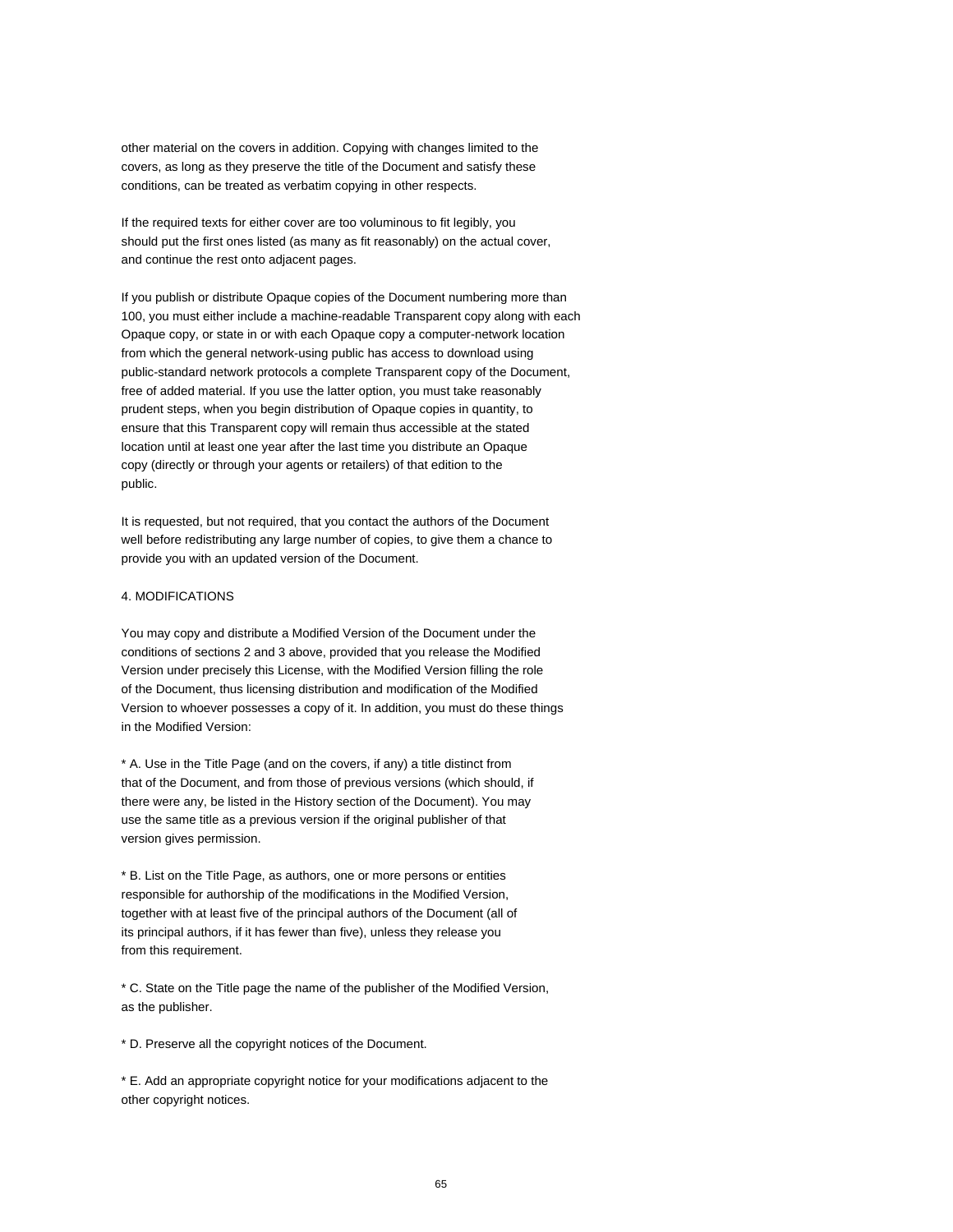other material on the covers in addition. Copying with changes limited to the covers, as long as they preserve the title of the Document and satisfy these conditions, can be treated as verbatim copying in other respects.

If the required texts for either cover are too voluminous to fit legibly, you should put the first ones listed (as many as fit reasonably) on the actual cover, and continue the rest onto adjacent pages.

If you publish or distribute Opaque copies of the Document numbering more than 100, you must either include a machine-readable Transparent copy along with each Opaque copy, or state in or with each Opaque copy a computer-network location from which the general network-using public has access to download using public-standard network protocols a complete Transparent copy of the Document, free of added material. If you use the latter option, you must take reasonably prudent steps, when you begin distribution of Opaque copies in quantity, to ensure that this Transparent copy will remain thus accessible at the stated location until at least one year after the last time you distribute an Opaque copy (directly or through your agents or retailers) of that edition to the public.

It is requested, but not required, that you contact the authors of the Document well before redistributing any large number of copies, to give them a chance to provide you with an updated version of the Document.

4. MODIFICATIONS

You may copy and distribute a Modified Version of the Document under the conditions of sections 2 and 3 above, provided that you release the Modified Version under precisely this License, with the Modified Version filling the role of the Document, thus licensing distribution and modification of the Modified Version to whoever possesses a copy of it. In addition, you must do these things in the Modified Version:

* A. Use in the Title Page (and on the covers, if any) a title distinct from that of the Document, and from those of previous versions (which should, if there were any, be listed in the History section of the Document). You may use the same title as a previous version if the original publisher of that version gives permission.

* B. List on the Title Page, as authors, one or more persons or entities responsible for authorship of the modifications in the Modified Version, together with at least five of the principal authors of the Document (all of its principal authors, if it has fewer than five), unless they release you from this requirement.

* C. State on the Title page the name of the publisher of the Modified Version, as the publisher.

* D. Preserve all the copyright notices of the Document.

* E. Add an appropriate copyright notice for your modifications adjacent to the other copyright notices.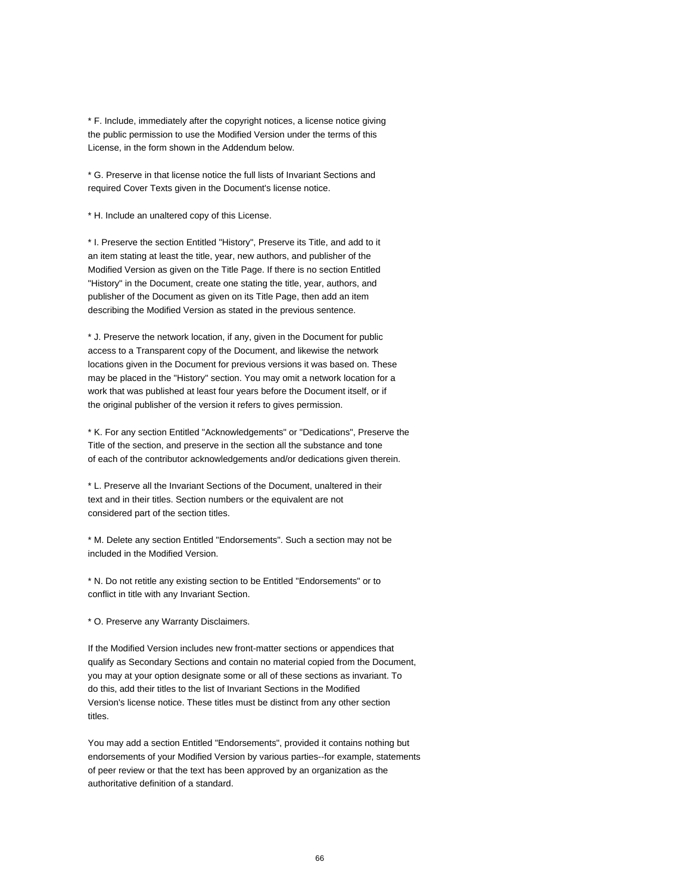* F. Include, immediately after the copyright notices, a license notice giving the public permission to use the Modified Version under the terms of this License, in the form shown in the Addendum below.

* G. Preserve in that license notice the full lists of Invariant Sections and required Cover Texts given in the Document's license notice.

* H. Include an unaltered copy of this License.

* I. Preserve the section Entitled "History", Preserve its Title, and add to it an item stating at least the title, year, new authors, and publisher of the Modified Version as given on the Title Page. If there is no section Entitled "History" in the Document, create one stating the title, year, authors, and publisher of the Document as given on its Title Page, then add an item describing the Modified Version as stated in the previous sentence.

* J. Preserve the network location, if any, given in the Document for public access to a Transparent copy of the Document, and likewise the network locations given in the Document for previous versions it was based on. These may be placed in the "History" section. You may omit a network location for a work that was published at least four years before the Document itself, or if the original publisher of the version it refers to gives permission.

* K. For any section Entitled "Acknowledgements" or "Dedications", Preserve the Title of the section, and preserve in the section all the substance and tone of each of the contributor acknowledgements and/or dedications given therein.

* L. Preserve all the Invariant Sections of the Document, unaltered in their text and in their titles. Section numbers or the equivalent are not considered part of the section titles.

* M. Delete any section Entitled "Endorsements". Such a section may not be included in the Modified Version.

* N. Do not retitle any existing section to be Entitled "Endorsements" or to conflict in title with any Invariant Section.

* O. Preserve any Warranty Disclaimers.

If the Modified Version includes new front-matter sections or appendices that qualify as Secondary Sections and contain no material copied from the Document, you may at your option designate some or all of these sections as invariant. To do this, add their titles to the list of Invariant Sections in the Modified Version's license notice. These titles must be distinct from any other section titles.

You may add a section Entitled "Endorsements", provided it contains nothing but endorsements of your Modified Version by various parties--for example, statements of peer review or that the text has been approved by an organization as the authoritative definition of a standard.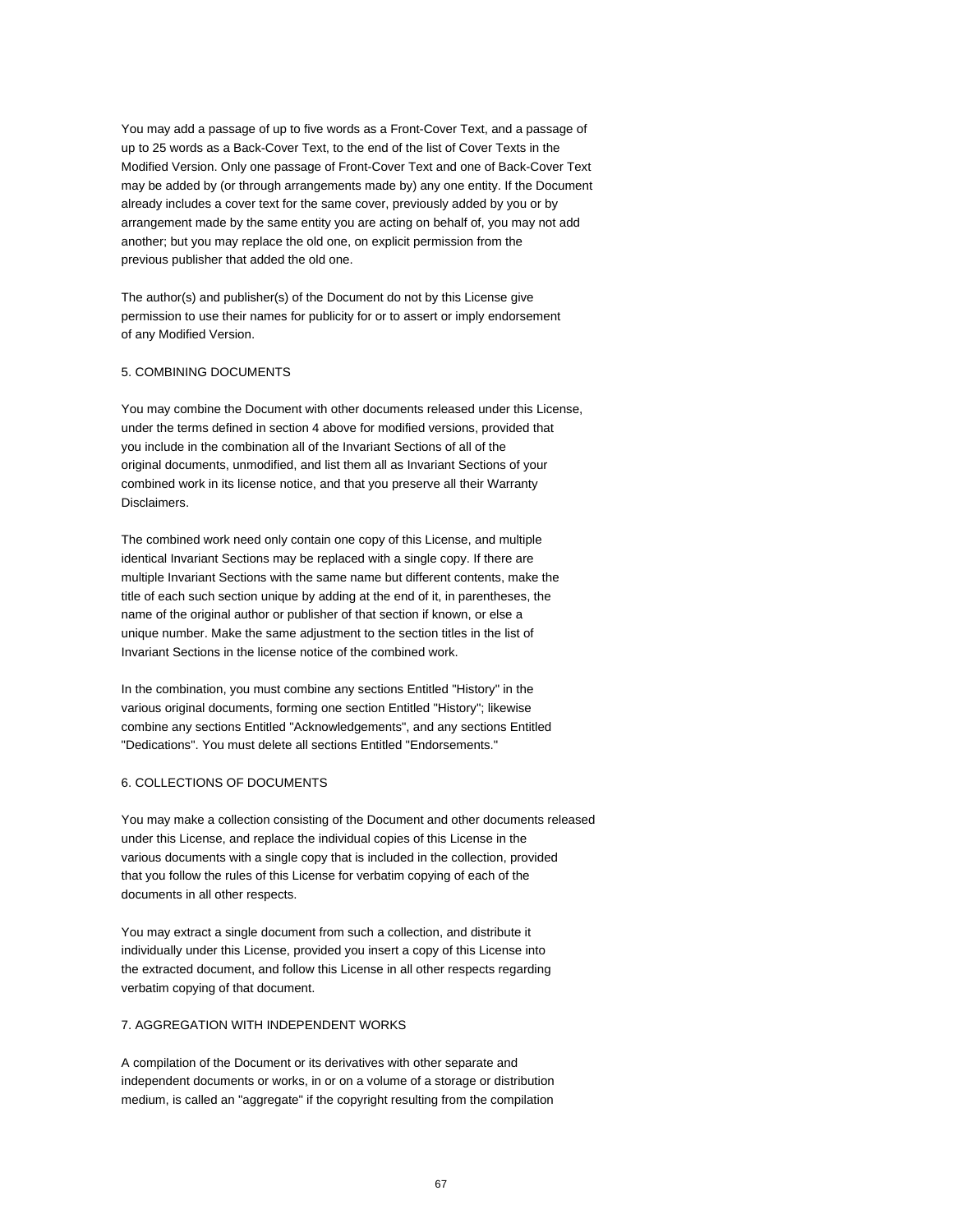You may add a passage of up to five words as a Front-Cover Text, and a passage of up to 25 words as a Back-Cover Text, to the end of the list of Cover Texts in the Modified Version. Only one passage of Front-Cover Text and one of Back-Cover Text may be added by (or through arrangements made by) any one entity. If the Document already includes a cover text for the same cover, previously added by you or by arrangement made by the same entity you are acting on behalf of, you may not add another; but you may replace the old one, on explicit permission from the previous publisher that added the old one.

The author(s) and publisher(s) of the Document do not by this License give permission to use their names for publicity for or to assert or imply endorsement of any Modified Version.

## 5. COMBINING DOCUMENTS

You may combine the Document with other documents released under this License, under the terms defined in section 4 above for modified versions, provided that you include in the combination all of the Invariant Sections of all of the original documents, unmodified, and list them all as Invariant Sections of your combined work in its license notice, and that you preserve all their Warranty Disclaimers.

The combined work need only contain one copy of this License, and multiple identical Invariant Sections may be replaced with a single copy. If there are multiple Invariant Sections with the same name but different contents, make the title of each such section unique by adding at the end of it, in parentheses, the name of the original author or publisher of that section if known, or else a unique number. Make the same adjustment to the section titles in the list of Invariant Sections in the license notice of the combined work.

In the combination, you must combine any sections Entitled "History" in the various original documents, forming one section Entitled "History"; likewise combine any sections Entitled "Acknowledgements", and any sections Entitled "Dedications". You must delete all sections Entitled "Endorsements."

## 6. COLLECTIONS OF DOCUMENTS

You may make a collection consisting of the Document and other documents released under this License, and replace the individual copies of this License in the various documents with a single copy that is included in the collection, provided that you follow the rules of this License for verbatim copying of each of the documents in all other respects.

You may extract a single document from such a collection, and distribute it individually under this License, provided you insert a copy of this License into the extracted document, and follow this License in all other respects regarding verbatim copying of that document.

## 7. AGGREGATION WITH INDEPENDENT WORKS

A compilation of the Document or its derivatives with other separate and independent documents or works, in or on a volume of a storage or distribution medium, is called an "aggregate" if the copyright resulting from the compilation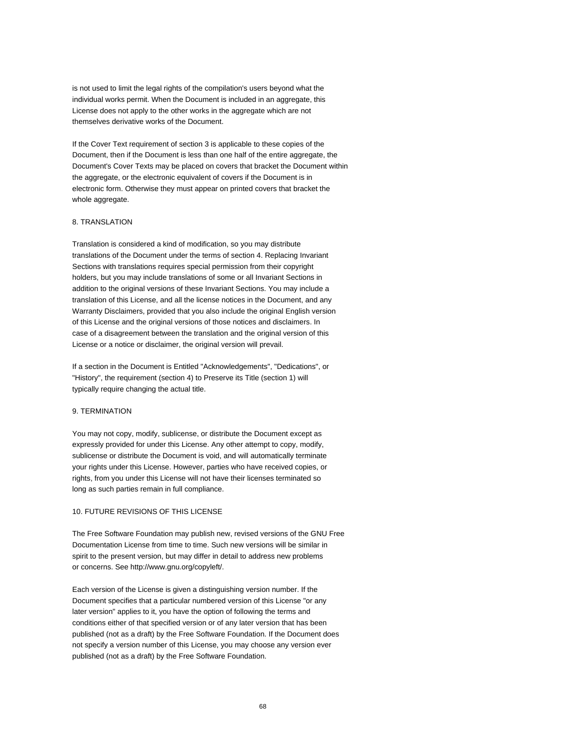is not used to limit the legal rights of the compilation's users beyond what the individual works permit. When the Document is included in an aggregate, this License does not apply to the other works in the aggregate which are not themselves derivative works of the Document.

If the Cover Text requirement of section 3 is applicable to these copies of the Document, then if the Document is less than one half of the entire aggregate, the Document's Cover Texts may be placed on covers that bracket the Document within the aggregate, or the electronic equivalent of covers if the Document is in electronic form. Otherwise they must appear on printed covers that bracket the whole aggregate.

## 8. TRANSLATION

Translation is considered a kind of modification, so you may distribute translations of the Document under the terms of section 4. Replacing Invariant Sections with translations requires special permission from their copyright holders, but you may include translations of some or all Invariant Sections in addition to the original versions of these Invariant Sections. You may include a translation of this License, and all the license notices in the Document, and any Warranty Disclaimers, provided that you also include the original English version of this License and the original versions of those notices and disclaimers. In case of a disagreement between the translation and the original version of this License or a notice or disclaimer, the original version will prevail.

If a section in the Document is Entitled "Acknowledgements", "Dedications", or "History", the requirement (section 4) to Preserve its Title (section 1) will typically require changing the actual title.

## 9. TERMINATION

You may not copy, modify, sublicense, or distribute the Document except as expressly provided for under this License. Any other attempt to copy, modify, sublicense or distribute the Document is void, and will automatically terminate your rights under this License. However, parties who have received copies, or rights, from you under this License will not have their licenses terminated so long as such parties remain in full compliance.

## 10. FUTURE REVISIONS OF THIS LICENSE

The Free Software Foundation may publish new, revised versions of the GNU Free Documentation License from time to time. Such new versions will be similar in spirit to the present version, but may differ in detail to address new problems or concerns. See http://www.gnu.org/copyleft/.

Each version of the License is given a distinguishing version number. If the Document specifies that a particular numbered version of this License "or any later version" applies to it, you have the option of following the terms and conditions either of that specified version or of any later version that has been published (not as a draft) by the Free Software Foundation. If the Document does not specify a version number of this License, you may choose any version ever published (not as a draft) by the Free Software Foundation.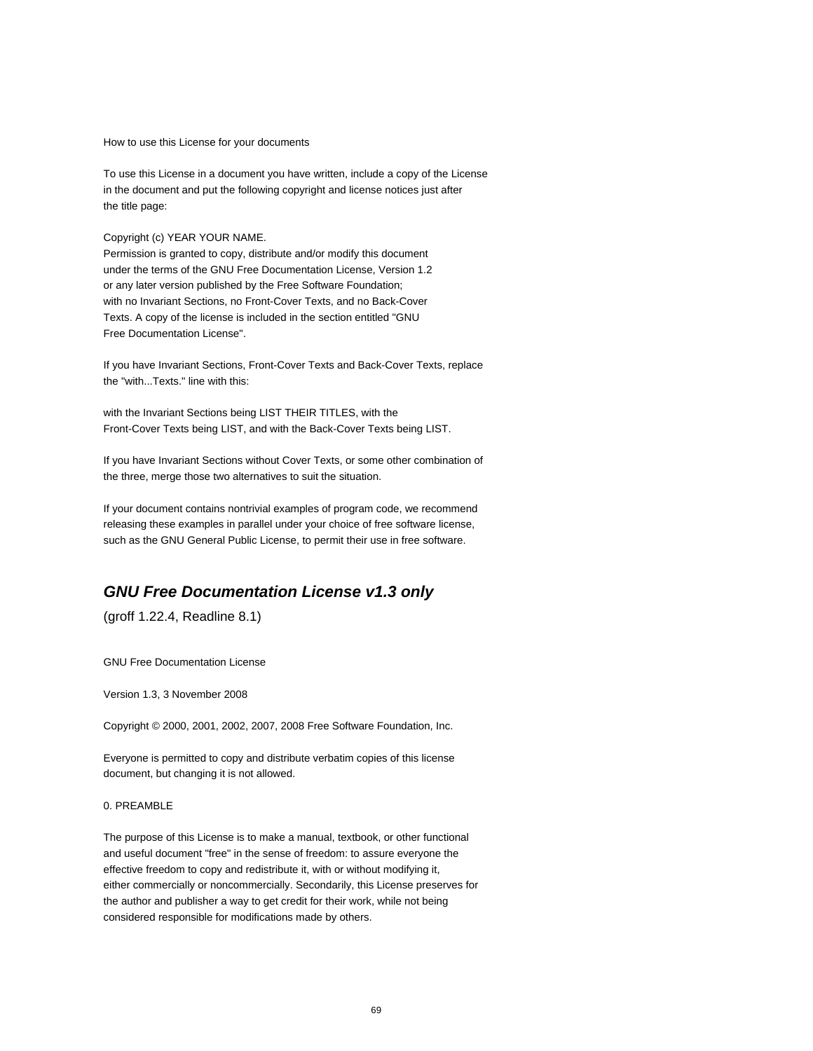How to use this License for your documents

To use this License in a document you have written, include a copy of the License in the document and put the following copyright and license notices just after the title page:

Copyright (c) YEAR YOUR NAME.
Permission is granted to copy, distribute and/or modify this document
under the terms of the GNU Free Documentation License, Version 1.2
or any later version published by the Free Software Foundation;
with no Invariant Sections, no Front-Cover Texts, and no Back-Cover
Texts. A copy of the license is included in the section entitled "GNU
Free Documentation License".

If you have Invariant Sections, Front-Cover Texts and Back-Cover Texts, replace the "with...Texts." line with this:

with the Invariant Sections being LIST THEIR TITLES, with the
Front-Cover Texts being LIST, and with the Back-Cover Texts being LIST.

If you have Invariant Sections without Cover Texts, or some other combination of the three, merge those two alternatives to suit the situation.

If your document contains nontrivial examples of program code, we recommend releasing these examples in parallel under your choice of free software license, such as the GNU General Public License, to permit their use in free software.

## *GNU Free Documentation License v1.3 only*

(groff 1.22.4, Readline 8.1)

GNU Free Documentation License

Version 1.3, 3 November 2008

Copyright © 2000, 2001, 2002, 2007, 2008 Free Software Foundation, Inc.

Everyone is permitted to copy and distribute verbatim copies of this license document, but changing it is not allowed.

0. PREAMBLE

The purpose of this License is to make a manual, textbook, or other functional and useful document "free" in the sense of freedom: to assure everyone the effective freedom to copy and redistribute it, with or without modifying it, either commercially or noncommercially. Secondarily, this License preserves for the author and publisher a way to get credit for their work, while not being considered responsible for modifications made by others.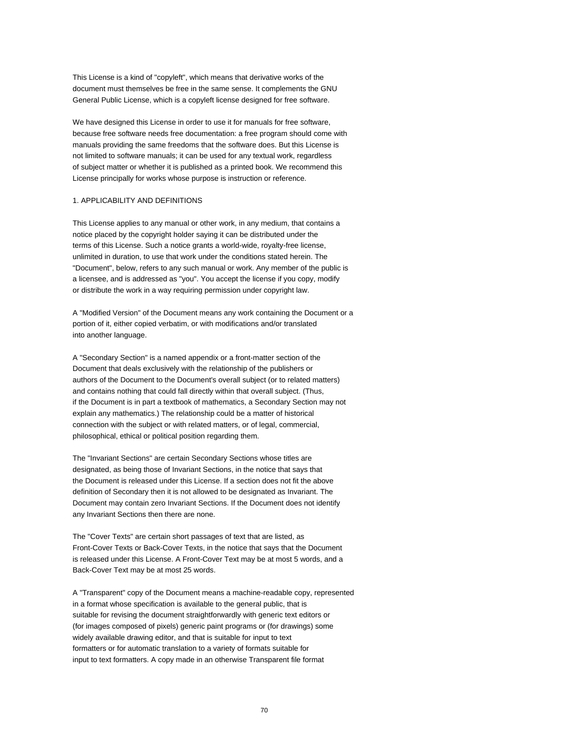This License is a kind of "copyleft", which means that derivative works of the document must themselves be free in the same sense. It complements the GNU General Public License, which is a copyleft license designed for free software.

We have designed this License in order to use it for manuals for free software, because free software needs free documentation: a free program should come with manuals providing the same freedoms that the software does. But this License is not limited to software manuals; it can be used for any textual work, regardless of subject matter or whether it is published as a printed book. We recommend this License principally for works whose purpose is instruction or reference.

1. APPLICABILITY AND DEFINITIONS

This License applies to any manual or other work, in any medium, that contains a notice placed by the copyright holder saying it can be distributed under the terms of this License. Such a notice grants a world-wide, royalty-free license, unlimited in duration, to use that work under the conditions stated herein. The "Document", below, refers to any such manual or work. Any member of the public is a licensee, and is addressed as "you". You accept the license if you copy, modify or distribute the work in a way requiring permission under copyright law.

A "Modified Version" of the Document means any work containing the Document or a portion of it, either copied verbatim, or with modifications and/or translated into another language.

A "Secondary Section" is a named appendix or a front-matter section of the Document that deals exclusively with the relationship of the publishers or authors of the Document to the Document's overall subject (or to related matters) and contains nothing that could fall directly within that overall subject. (Thus, if the Document is in part a textbook of mathematics, a Secondary Section may not explain any mathematics.) The relationship could be a matter of historical connection with the subject or with related matters, or of legal, commercial, philosophical, ethical or political position regarding them.

The "Invariant Sections" are certain Secondary Sections whose titles are designated, as being those of Invariant Sections, in the notice that says that the Document is released under this License. If a section does not fit the above definition of Secondary then it is not allowed to be designated as Invariant. The Document may contain zero Invariant Sections. If the Document does not identify any Invariant Sections then there are none.

The "Cover Texts" are certain short passages of text that are listed, as Front-Cover Texts or Back-Cover Texts, in the notice that says that the Document is released under this License. A Front-Cover Text may be at most 5 words, and a Back-Cover Text may be at most 25 words.

A "Transparent" copy of the Document means a machine-readable copy, represented in a format whose specification is available to the general public, that is suitable for revising the document straightforwardly with generic text editors or (for images composed of pixels) generic paint programs or (for drawings) some widely available drawing editor, and that is suitable for input to text formatters or for automatic translation to a variety of formats suitable for input to text formatters. A copy made in an otherwise Transparent file format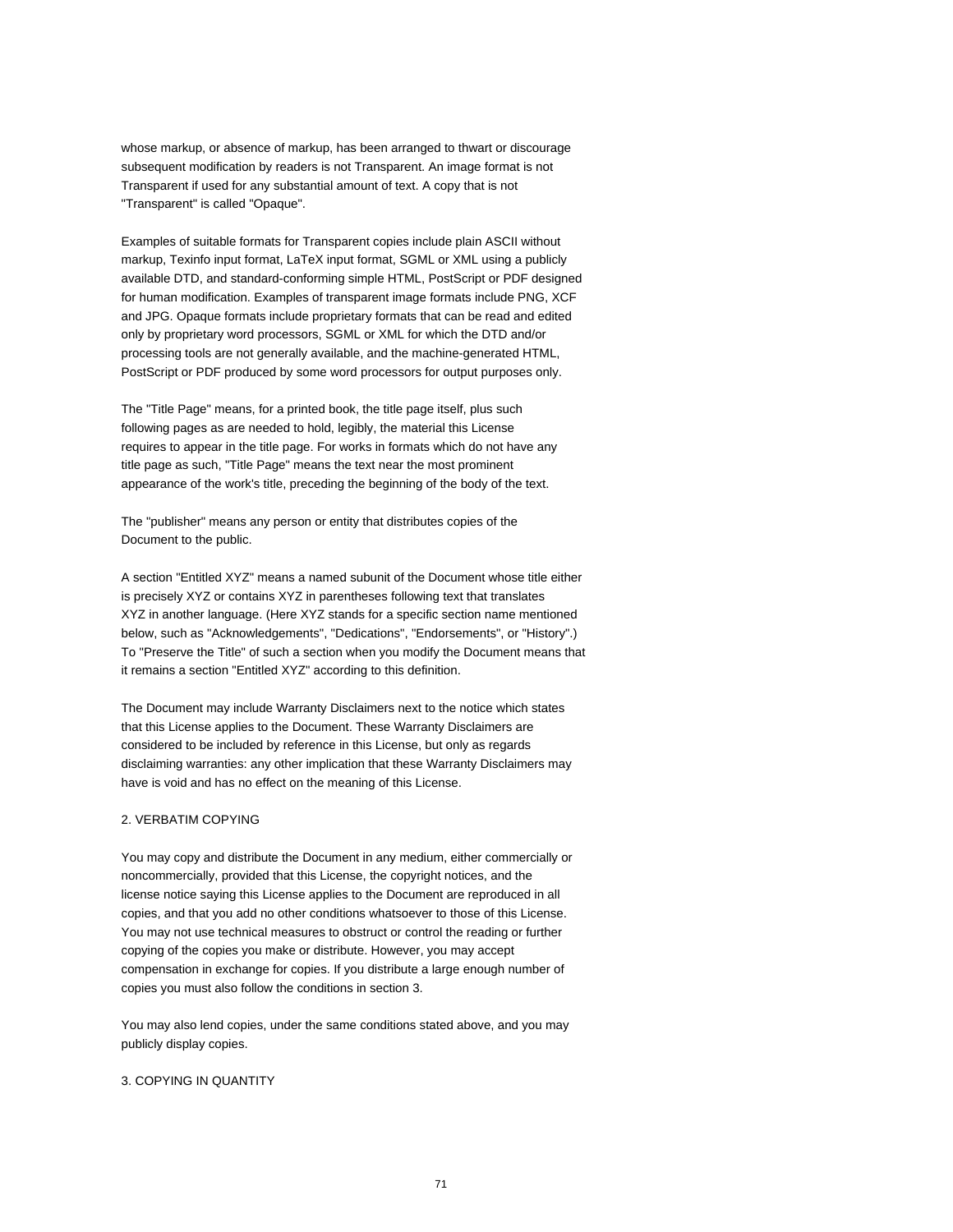whose markup, or absence of markup, has been arranged to thwart or discourage subsequent modification by readers is not Transparent. An image format is not Transparent if used for any substantial amount of text. A copy that is not "Transparent" is called "Opaque".

Examples of suitable formats for Transparent copies include plain ASCII without markup, Texinfo input format, LaTeX input format, SGML or XML using a publicly available DTD, and standard-conforming simple HTML, PostScript or PDF designed for human modification. Examples of transparent image formats include PNG, XCF and JPG. Opaque formats include proprietary formats that can be read and edited only by proprietary word processors, SGML or XML for which the DTD and/or processing tools are not generally available, and the machine-generated HTML, PostScript or PDF produced by some word processors for output purposes only.

The "Title Page" means, for a printed book, the title page itself, plus such following pages as are needed to hold, legibly, the material this License requires to appear in the title page. For works in formats which do not have any title page as such, "Title Page" means the text near the most prominent appearance of the work's title, preceding the beginning of the body of the text.

The "publisher" means any person or entity that distributes copies of the Document to the public.

A section "Entitled XYZ" means a named subunit of the Document whose title either is precisely XYZ or contains XYZ in parentheses following text that translates XYZ in another language. (Here XYZ stands for a specific section name mentioned below, such as "Acknowledgements", "Dedications", "Endorsements", or "History".) To "Preserve the Title" of such a section when you modify the Document means that it remains a section "Entitled XYZ" according to this definition.

The Document may include Warranty Disclaimers next to the notice which states that this License applies to the Document. These Warranty Disclaimers are considered to be included by reference in this License, but only as regards disclaiming warranties: any other implication that these Warranty Disclaimers may have is void and has no effect on the meaning of this License.

2. VERBATIM COPYING

You may copy and distribute the Document in any medium, either commercially or noncommercially, provided that this License, the copyright notices, and the license notice saying this License applies to the Document are reproduced in all copies, and that you add no other conditions whatsoever to those of this License. You may not use technical measures to obstruct or control the reading or further copying of the copies you make or distribute. However, you may accept compensation in exchange for copies. If you distribute a large enough number of copies you must also follow the conditions in section 3.

You may also lend copies, under the same conditions stated above, and you may publicly display copies.

3. COPYING IN QUANTITY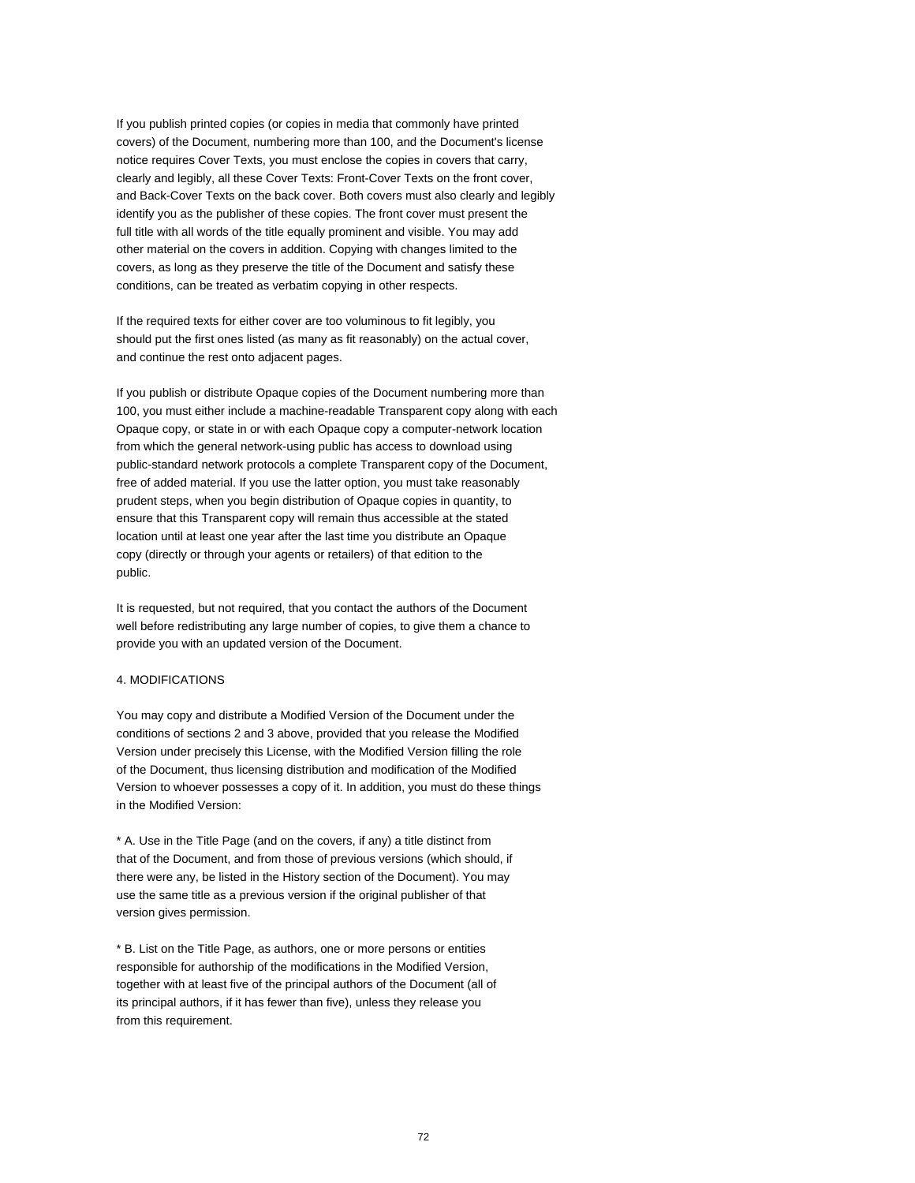If you publish printed copies (or copies in media that commonly have printed covers) of the Document, numbering more than 100, and the Document's license notice requires Cover Texts, you must enclose the copies in covers that carry, clearly and legibly, all these Cover Texts: Front-Cover Texts on the front cover, and Back-Cover Texts on the back cover. Both covers must also clearly and legibly identify you as the publisher of these copies. The front cover must present the full title with all words of the title equally prominent and visible. You may add other material on the covers in addition. Copying with changes limited to the covers, as long as they preserve the title of the Document and satisfy these conditions, can be treated as verbatim copying in other respects.

If the required texts for either cover are too voluminous to fit legibly, you should put the first ones listed (as many as fit reasonably) on the actual cover, and continue the rest onto adjacent pages.

If you publish or distribute Opaque copies of the Document numbering more than 100, you must either include a machine-readable Transparent copy along with each Opaque copy, or state in or with each Opaque copy a computer-network location from which the general network-using public has access to download using public-standard network protocols a complete Transparent copy of the Document, free of added material. If you use the latter option, you must take reasonably prudent steps, when you begin distribution of Opaque copies in quantity, to ensure that this Transparent copy will remain thus accessible at the stated location until at least one year after the last time you distribute an Opaque copy (directly or through your agents or retailers) of that edition to the public.

It is requested, but not required, that you contact the authors of the Document well before redistributing any large number of copies, to give them a chance to provide you with an updated version of the Document.

4. MODIFICATIONS

You may copy and distribute a Modified Version of the Document under the conditions of sections 2 and 3 above, provided that you release the Modified Version under precisely this License, with the Modified Version filling the role of the Document, thus licensing distribution and modification of the Modified Version to whoever possesses a copy of it. In addition, you must do these things in the Modified Version:

* A. Use in the Title Page (and on the covers, if any) a title distinct from that of the Document, and from those of previous versions (which should, if there were any, be listed in the History section of the Document). You may use the same title as a previous version if the original publisher of that version gives permission.

* B. List on the Title Page, as authors, one or more persons or entities responsible for authorship of the modifications in the Modified Version, together with at least five of the principal authors of the Document (all of its principal authors, if it has fewer than five), unless they release you from this requirement.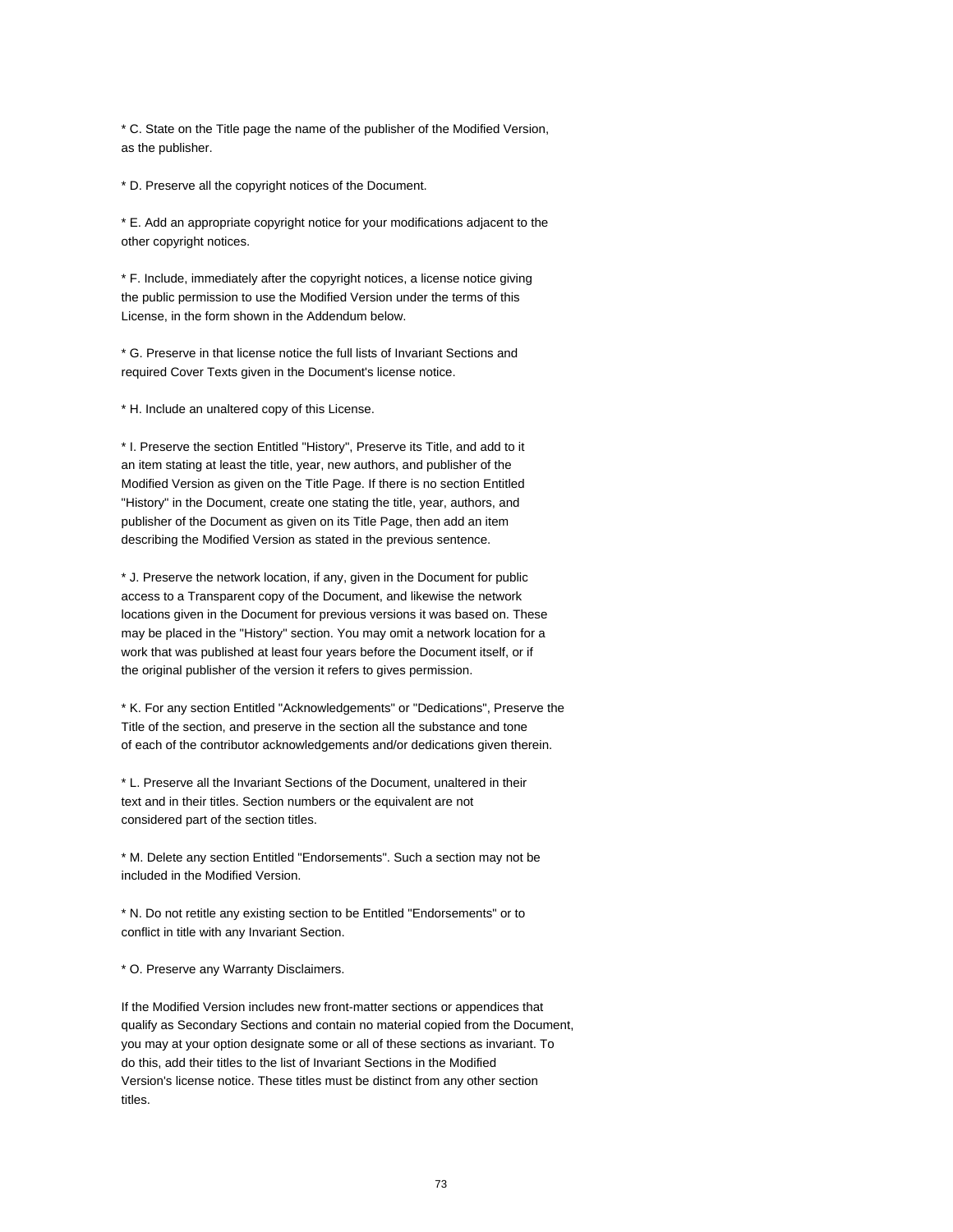* C. State on the Title page the name of the publisher of the Modified Version, as the publisher.

* D. Preserve all the copyright notices of the Document.

* E. Add an appropriate copyright notice for your modifications adjacent to the other copyright notices.

* F. Include, immediately after the copyright notices, a license notice giving the public permission to use the Modified Version under the terms of this License, in the form shown in the Addendum below.

* G. Preserve in that license notice the full lists of Invariant Sections and required Cover Texts given in the Document's license notice.

* H. Include an unaltered copy of this License.

* I. Preserve the section Entitled "History", Preserve its Title, and add to it an item stating at least the title, year, new authors, and publisher of the Modified Version as given on the Title Page. If there is no section Entitled "History" in the Document, create one stating the title, year, authors, and publisher of the Document as given on its Title Page, then add an item describing the Modified Version as stated in the previous sentence.

* J. Preserve the network location, if any, given in the Document for public access to a Transparent copy of the Document, and likewise the network locations given in the Document for previous versions it was based on. These may be placed in the "History" section. You may omit a network location for a work that was published at least four years before the Document itself, or if the original publisher of the version it refers to gives permission.

* K. For any section Entitled "Acknowledgements" or "Dedications", Preserve the Title of the section, and preserve in the section all the substance and tone of each of the contributor acknowledgements and/or dedications given therein.

* L. Preserve all the Invariant Sections of the Document, unaltered in their text and in their titles. Section numbers or the equivalent are not considered part of the section titles.

* M. Delete any section Entitled "Endorsements". Such a section may not be included in the Modified Version.

* N. Do not retitle any existing section to be Entitled "Endorsements" or to conflict in title with any Invariant Section.

* O. Preserve any Warranty Disclaimers.

If the Modified Version includes new front-matter sections or appendices that qualify as Secondary Sections and contain no material copied from the Document, you may at your option designate some or all of these sections as invariant. To do this, add their titles to the list of Invariant Sections in the Modified Version's license notice. These titles must be distinct from any other section titles.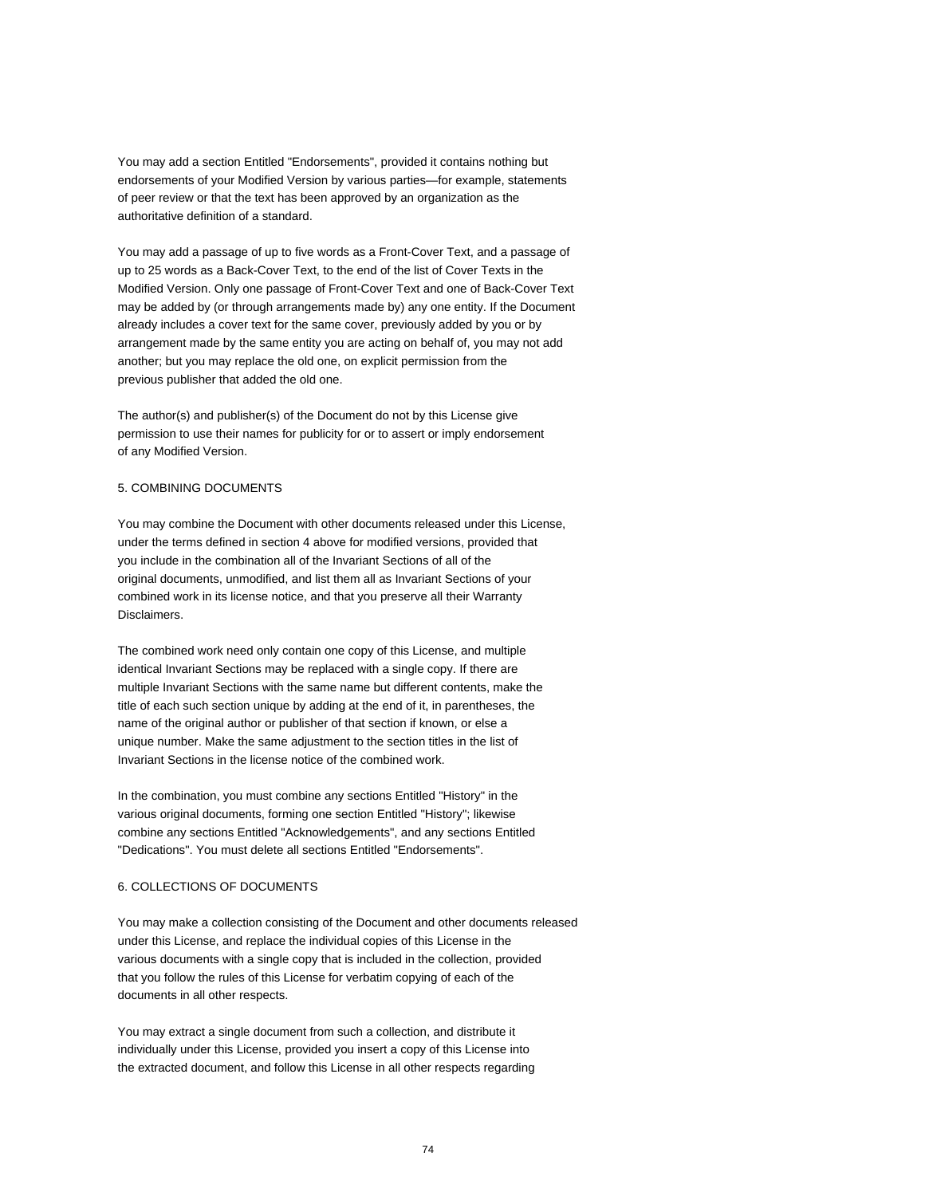You may add a section Entitled "Endorsements", provided it contains nothing but endorsements of your Modified Version by various parties—for example, statements of peer review or that the text has been approved by an organization as the authoritative definition of a standard.

You may add a passage of up to five words as a Front-Cover Text, and a passage of up to 25 words as a Back-Cover Text, to the end of the list of Cover Texts in the Modified Version. Only one passage of Front-Cover Text and one of Back-Cover Text may be added by (or through arrangements made by) any one entity. If the Document already includes a cover text for the same cover, previously added by you or by arrangement made by the same entity you are acting on behalf of, you may not add another; but you may replace the old one, on explicit permission from the previous publisher that added the old one.

The author(s) and publisher(s) of the Document do not by this License give permission to use their names for publicity for or to assert or imply endorsement of any Modified Version.

5. COMBINING DOCUMENTS

You may combine the Document with other documents released under this License, under the terms defined in section 4 above for modified versions, provided that you include in the combination all of the Invariant Sections of all of the original documents, unmodified, and list them all as Invariant Sections of your combined work in its license notice, and that you preserve all their Warranty Disclaimers.

The combined work need only contain one copy of this License, and multiple identical Invariant Sections may be replaced with a single copy. If there are multiple Invariant Sections with the same name but different contents, make the title of each such section unique by adding at the end of it, in parentheses, the name of the original author or publisher of that section if known, or else a unique number. Make the same adjustment to the section titles in the list of Invariant Sections in the license notice of the combined work.

In the combination, you must combine any sections Entitled "History" in the various original documents, forming one section Entitled "History"; likewise combine any sections Entitled "Acknowledgements", and any sections Entitled "Dedications". You must delete all sections Entitled "Endorsements".

6. COLLECTIONS OF DOCUMENTS

You may make a collection consisting of the Document and other documents released under this License, and replace the individual copies of this License in the various documents with a single copy that is included in the collection, provided that you follow the rules of this License for verbatim copying of each of the documents in all other respects.

You may extract a single document from such a collection, and distribute it individually under this License, provided you insert a copy of this License into the extracted document, and follow this License in all other respects regarding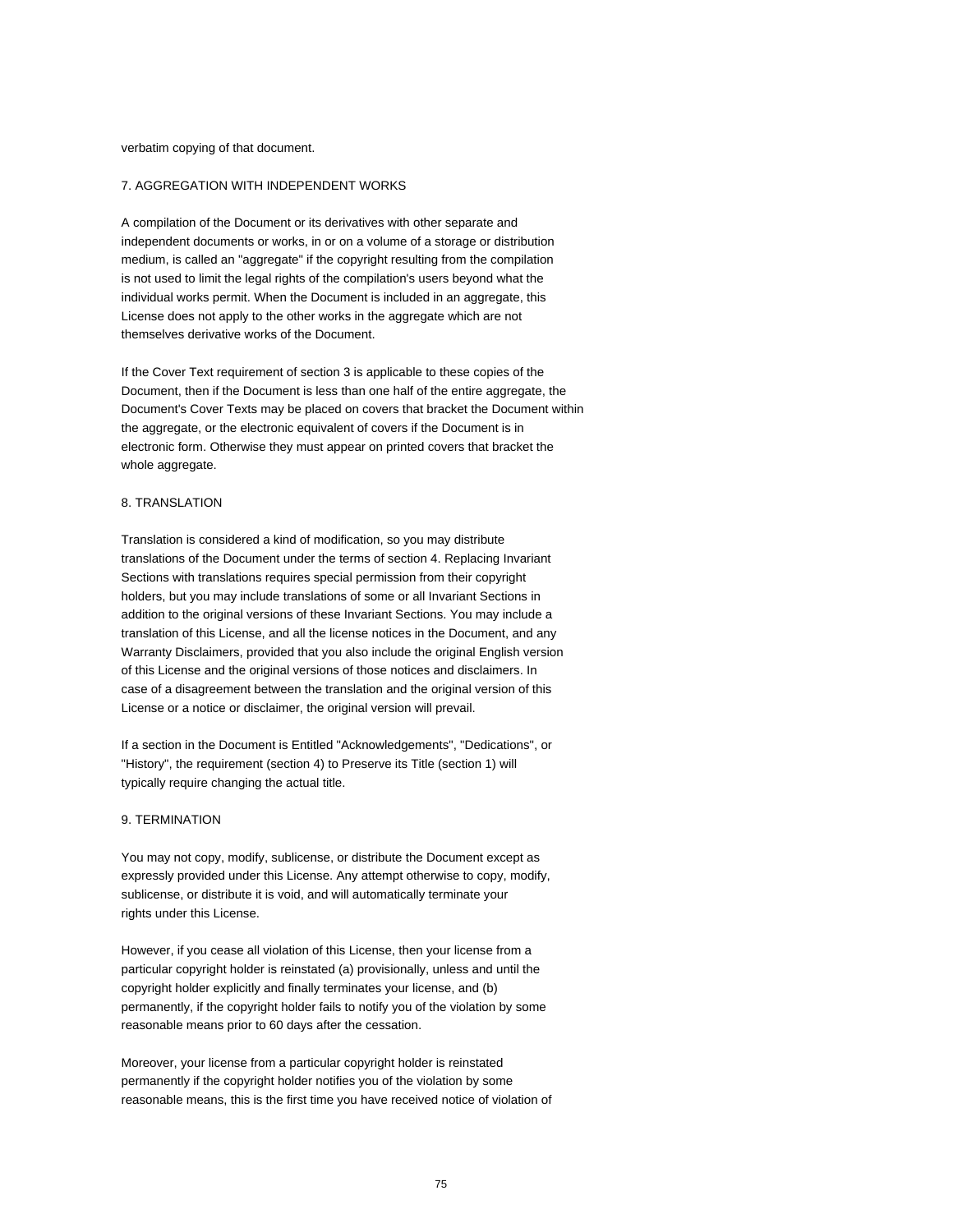verbatim copying of that document.

## 7. AGGREGATION WITH INDEPENDENT WORKS

A compilation of the Document or its derivatives with other separate and independent documents or works, in or on a volume of a storage or distribution medium, is called an "aggregate" if the copyright resulting from the compilation is not used to limit the legal rights of the compilation's users beyond what the individual works permit. When the Document is included in an aggregate, this License does not apply to the other works in the aggregate which are not themselves derivative works of the Document.

If the Cover Text requirement of section 3 is applicable to these copies of the Document, then if the Document is less than one half of the entire aggregate, the Document's Cover Texts may be placed on covers that bracket the Document within the aggregate, or the electronic equivalent of covers if the Document is in electronic form. Otherwise they must appear on printed covers that bracket the whole aggregate.

## 8. TRANSLATION

Translation is considered a kind of modification, so you may distribute translations of the Document under the terms of section 4. Replacing Invariant Sections with translations requires special permission from their copyright holders, but you may include translations of some or all Invariant Sections in addition to the original versions of these Invariant Sections. You may include a translation of this License, and all the license notices in the Document, and any Warranty Disclaimers, provided that you also include the original English version of this License and the original versions of those notices and disclaimers. In case of a disagreement between the translation and the original version of this License or a notice or disclaimer, the original version will prevail.

If a section in the Document is Entitled "Acknowledgements", "Dedications", or "History", the requirement (section 4) to Preserve its Title (section 1) will typically require changing the actual title.

## 9. TERMINATION

You may not copy, modify, sublicense, or distribute the Document except as expressly provided under this License. Any attempt otherwise to copy, modify, sublicense, or distribute it is void, and will automatically terminate your rights under this License.

However, if you cease all violation of this License, then your license from a particular copyright holder is reinstated (a) provisionally, unless and until the copyright holder explicitly and finally terminates your license, and (b) permanently, if the copyright holder fails to notify you of the violation by some reasonable means prior to 60 days after the cessation.

Moreover, your license from a particular copyright holder is reinstated permanently if the copyright holder notifies you of the violation by some reasonable means, this is the first time you have received notice of violation of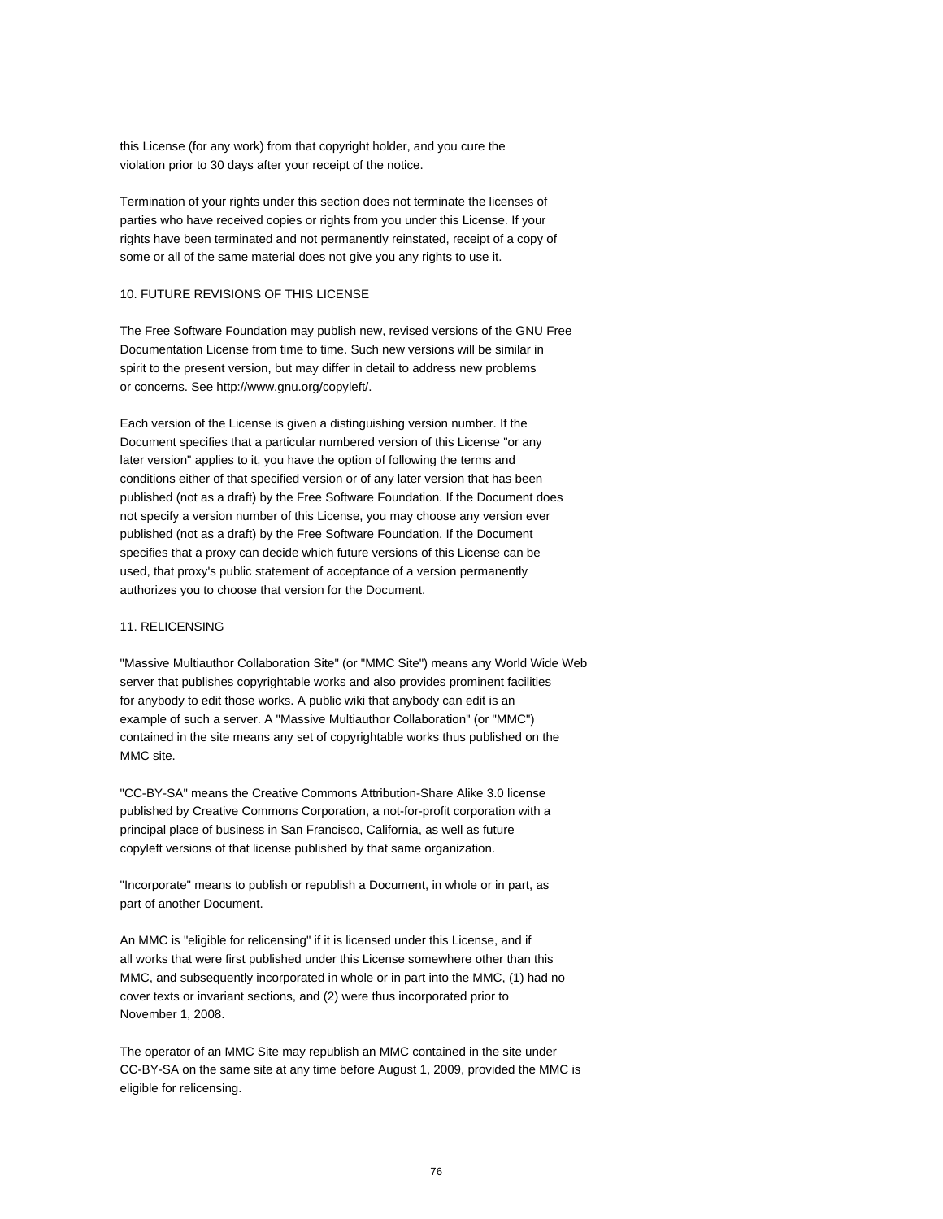this License (for any work) from that copyright holder, and you cure the violation prior to 30 days after your receipt of the notice.

Termination of your rights under this section does not terminate the licenses of parties who have received copies or rights from you under this License. If your rights have been terminated and not permanently reinstated, receipt of a copy of some or all of the same material does not give you any rights to use it.

## 10. FUTURE REVISIONS OF THIS LICENSE

The Free Software Foundation may publish new, revised versions of the GNU Free Documentation License from time to time. Such new versions will be similar in spirit to the present version, but may differ in detail to address new problems or concerns. See http://www.gnu.org/copyleft/.

Each version of the License is given a distinguishing version number. If the Document specifies that a particular numbered version of this License "or any later version" applies to it, you have the option of following the terms and conditions either of that specified version or of any later version that has been published (not as a draft) by the Free Software Foundation. If the Document does not specify a version number of this License, you may choose any version ever published (not as a draft) by the Free Software Foundation. If the Document specifies that a proxy can decide which future versions of this License can be used, that proxy's public statement of acceptance of a version permanently authorizes you to choose that version for the Document.

## 11. RELICENSING

"Massive Multiauthor Collaboration Site" (or "MMC Site") means any World Wide Web server that publishes copyrightable works and also provides prominent facilities for anybody to edit those works. A public wiki that anybody can edit is an example of such a server. A "Massive Multiauthor Collaboration" (or "MMC") contained in the site means any set of copyrightable works thus published on the MMC site.

"CC-BY-SA" means the Creative Commons Attribution-Share Alike 3.0 license published by Creative Commons Corporation, a not-for-profit corporation with a principal place of business in San Francisco, California, as well as future copyleft versions of that license published by that same organization.

"Incorporate" means to publish or republish a Document, in whole or in part, as part of another Document.

An MMC is "eligible for relicensing" if it is licensed under this License, and if all works that were first published under this License somewhere other than this MMC, and subsequently incorporated in whole or in part into the MMC, (1) had no cover texts or invariant sections, and (2) were thus incorporated prior to November 1, 2008.

The operator of an MMC Site may republish an MMC contained in the site under CC-BY-SA on the same site at any time before August 1, 2009, provided the MMC is eligible for relicensing.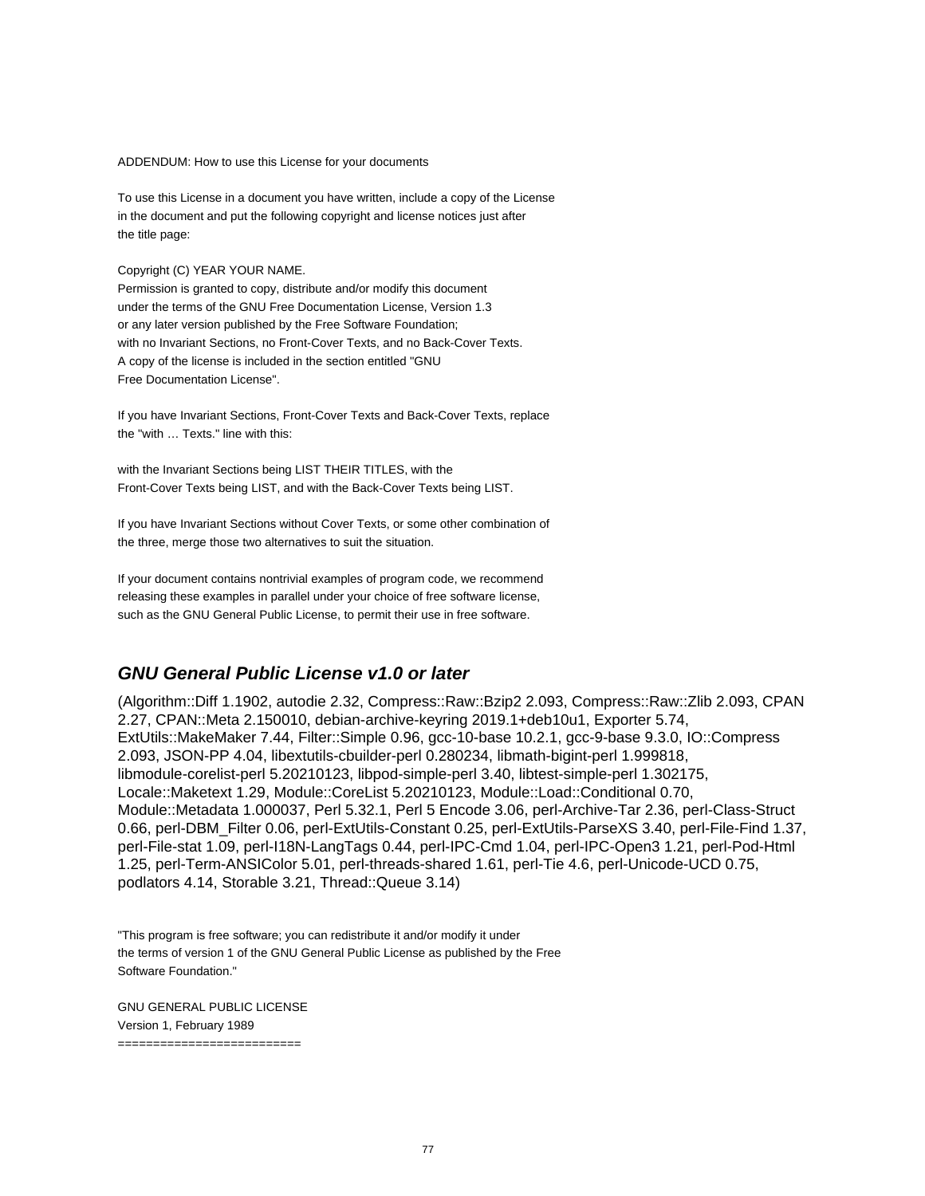ADDENDUM: How to use this License for your documents

To use this License in a document you have written, include a copy of the License
in the document and put the following copyright and license notices just after
the title page:

Copyright (C) YEAR YOUR NAME.
Permission is granted to copy, distribute and/or modify this document
under the terms of the GNU Free Documentation License, Version 1.3
or any later version published by the Free Software Foundation;
with no Invariant Sections, no Front-Cover Texts, and no Back-Cover Texts.
A copy of the license is included in the section entitled "GNU
Free Documentation License".

If you have Invariant Sections, Front-Cover Texts and Back-Cover Texts, replace
the "with … Texts." line with this:

with the Invariant Sections being LIST THEIR TITLES, with the
Front-Cover Texts being LIST, and with the Back-Cover Texts being LIST.

If you have Invariant Sections without Cover Texts, or some other combination of
the three, merge those two alternatives to suit the situation.

If your document contains nontrivial examples of program code, we recommend
releasing these examples in parallel under your choice of free software license,
such as the GNU General Public License, to permit their use in free software.

## ***GNU General Public License v1.0 or later***

(Algorithm::Diff 1.1902, autodie 2.32, Compress::Raw::Bzip2 2.093, Compress::Raw::Zlib 2.093, CPAN 2.27, CPAN::Meta 2.150010, debian-archive-keyring 2019.1+deb10u1, Exporter 5.74, ExtUtils::MakeMaker 7.44, Filter::Simple 0.96, gcc-10-base 10.2.1, gcc-9-base 9.3.0, IO::Compress 2.093, JSON-PP 4.04, libextutils-cbuilder-perl 0.280234, libmath-bigint-perl 1.999818, libmodule-corelist-perl 5.20210123, libpod-simple-perl 3.40, libtest-simple-perl 1.302175, Locale::Maketext 1.29, Module::CoreList 5.20210123, Module::Load::Conditional 0.70, Module::Metadata 1.000037, Perl 5.32.1, Perl 5 Encode 3.06, perl-Archive-Tar 2.36, perl-Class-Struct 0.66, perl-DBM_Filter 0.06, perl-ExtUtils-Constant 0.25, perl-ExtUtils-ParseXS 3.40, perl-File-Find 1.37, perl-File-stat 1.09, perl-I18N-LangTags 0.44, perl-IPC-Cmd 1.04, perl-IPC-Open3 1.21, perl-Pod-Html 1.25, perl-Term-ANSIColor 5.01, perl-threads-shared 1.61, perl-Tie 4.6, perl-Unicode-UCD 0.75, podlators 4.14, Storable 3.21, Thread::Queue 3.14)

"This program is free software; you can redistribute it and/or modify it under
the terms of version 1 of the GNU General Public License as published by the Free
Software Foundation."

GNU GENERAL PUBLIC LICENSE
Version 1, February 1989
=========================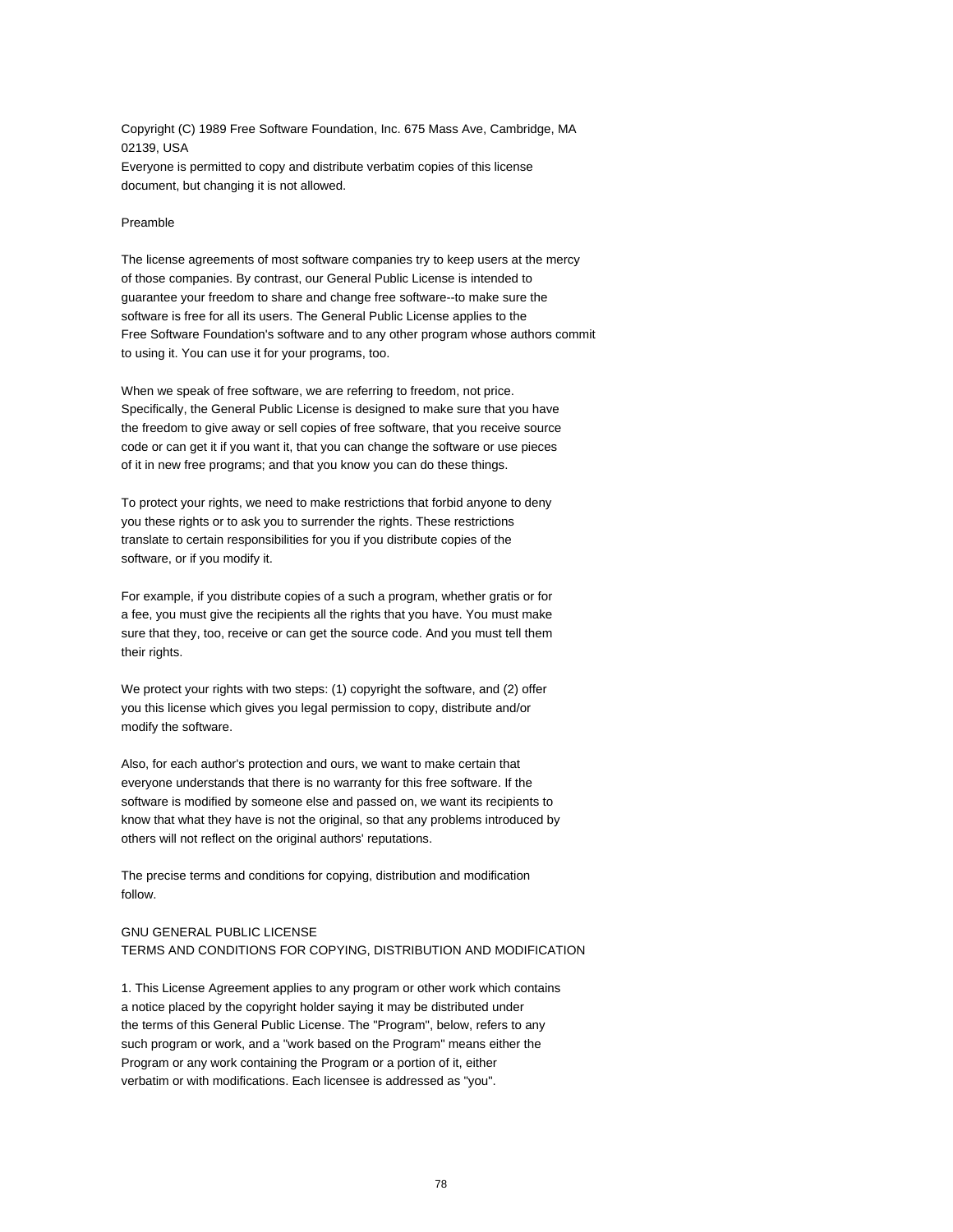Copyright (C) 1989 Free Software Foundation, Inc. 675 Mass Ave, Cambridge, MA 02139, USA
Everyone is permitted to copy and distribute verbatim copies of this license document, but changing it is not allowed.

Preamble

The license agreements of most software companies try to keep users at the mercy of those companies. By contrast, our General Public License is intended to guarantee your freedom to share and change free software--to make sure the software is free for all its users. The General Public License applies to the Free Software Foundation's software and to any other program whose authors commit to using it. You can use it for your programs, too.

When we speak of free software, we are referring to freedom, not price. Specifically, the General Public License is designed to make sure that you have the freedom to give away or sell copies of free software, that you receive source code or can get it if you want it, that you can change the software or use pieces of it in new free programs; and that you know you can do these things.

To protect your rights, we need to make restrictions that forbid anyone to deny you these rights or to ask you to surrender the rights. These restrictions translate to certain responsibilities for you if you distribute copies of the software, or if you modify it.

For example, if you distribute copies of a such a program, whether gratis or for a fee, you must give the recipients all the rights that you have. You must make sure that they, too, receive or can get the source code. And you must tell them their rights.

We protect your rights with two steps: (1) copyright the software, and (2) offer you this license which gives you legal permission to copy, distribute and/or modify the software.

Also, for each author's protection and ours, we want to make certain that everyone understands that there is no warranty for this free software. If the software is modified by someone else and passed on, we want its recipients to know that what they have is not the original, so that any problems introduced by others will not reflect on the original authors' reputations.

The precise terms and conditions for copying, distribution and modification follow.

GNU GENERAL PUBLIC LICENSE
TERMS AND CONDITIONS FOR COPYING, DISTRIBUTION AND MODIFICATION

1. This License Agreement applies to any program or other work which contains a notice placed by the copyright holder saying it may be distributed under the terms of this General Public License. The "Program", below, refers to any such program or work, and a "work based on the Program" means either the Program or any work containing the Program or a portion of it, either verbatim or with modifications. Each licensee is addressed as "you".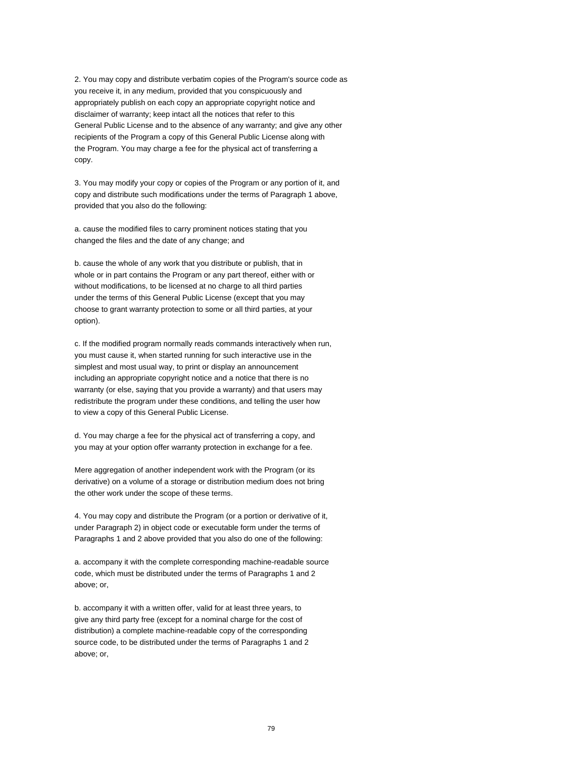2. You may copy and distribute verbatim copies of the Program's source code as you receive it, in any medium, provided that you conspicuously and appropriately publish on each copy an appropriate copyright notice and disclaimer of warranty; keep intact all the notices that refer to this General Public License and to the absence of any warranty; and give any other recipients of the Program a copy of this General Public License along with the Program. You may charge a fee for the physical act of transferring a copy.

3. You may modify your copy or copies of the Program or any portion of it, and copy and distribute such modifications under the terms of Paragraph 1 above, provided that you also do the following:

a. cause the modified files to carry prominent notices stating that you changed the files and the date of any change; and

b. cause the whole of any work that you distribute or publish, that in whole or in part contains the Program or any part thereof, either with or without modifications, to be licensed at no charge to all third parties under the terms of this General Public License (except that you may choose to grant warranty protection to some or all third parties, at your option).

c. If the modified program normally reads commands interactively when run, you must cause it, when started running for such interactive use in the simplest and most usual way, to print or display an announcement including an appropriate copyright notice and a notice that there is no warranty (or else, saying that you provide a warranty) and that users may redistribute the program under these conditions, and telling the user how to view a copy of this General Public License.

d. You may charge a fee for the physical act of transferring a copy, and you may at your option offer warranty protection in exchange for a fee.

Mere aggregation of another independent work with the Program (or its derivative) on a volume of a storage or distribution medium does not bring the other work under the scope of these terms.

4. You may copy and distribute the Program (or a portion or derivative of it, under Paragraph 2) in object code or executable form under the terms of Paragraphs 1 and 2 above provided that you also do one of the following:

a. accompany it with the complete corresponding machine-readable source code, which must be distributed under the terms of Paragraphs 1 and 2 above; or,

b. accompany it with a written offer, valid for at least three years, to give any third party free (except for a nominal charge for the cost of distribution) a complete machine-readable copy of the corresponding source code, to be distributed under the terms of Paragraphs 1 and 2 above; or,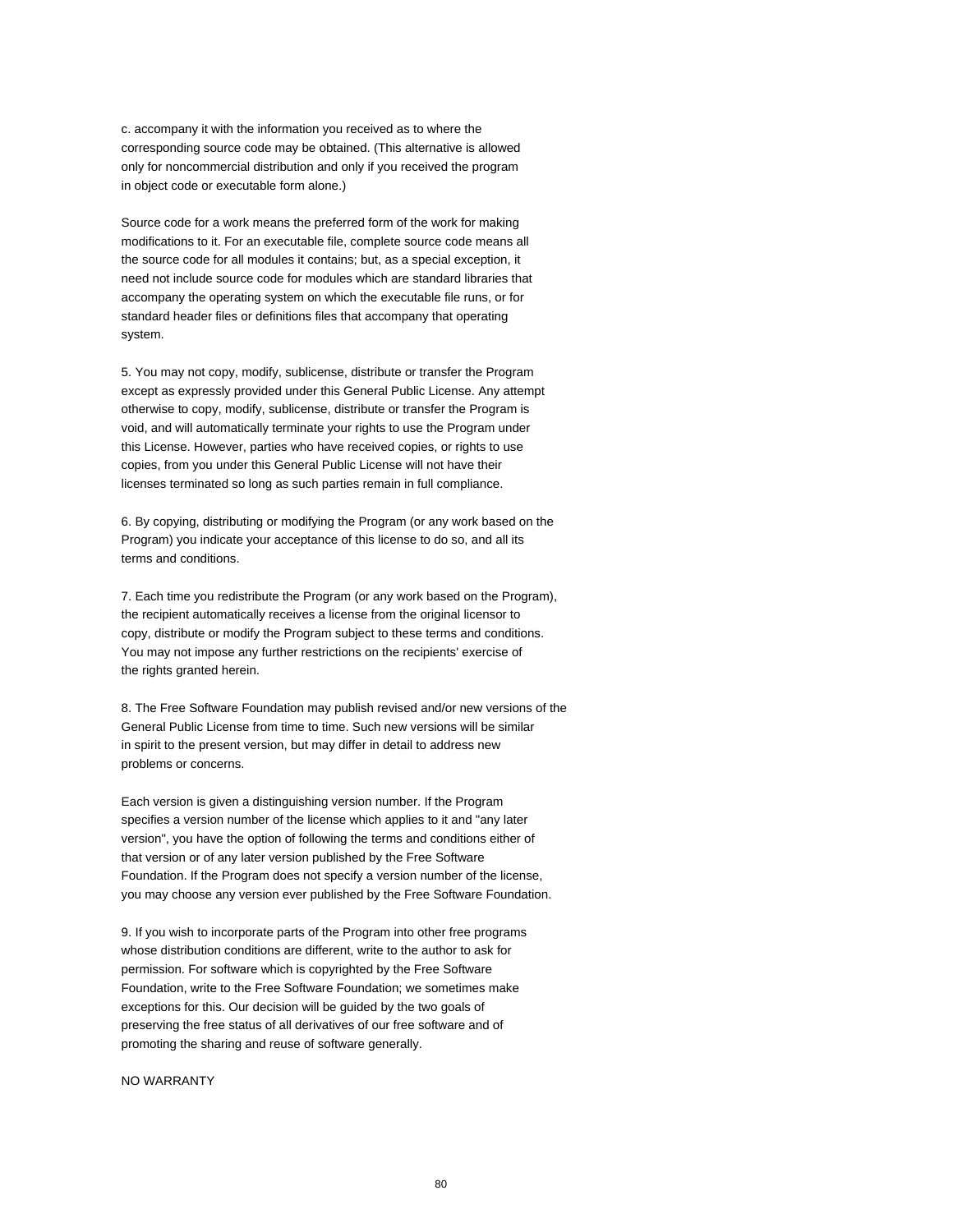c. accompany it with the information you received as to where the corresponding source code may be obtained. (This alternative is allowed only for noncommercial distribution and only if you received the program in object code or executable form alone.)

Source code for a work means the preferred form of the work for making modifications to it. For an executable file, complete source code means all the source code for all modules it contains; but, as a special exception, it need not include source code for modules which are standard libraries that accompany the operating system on which the executable file runs, or for standard header files or definitions files that accompany that operating system.

5. You may not copy, modify, sublicense, distribute or transfer the Program except as expressly provided under this General Public License. Any attempt otherwise to copy, modify, sublicense, distribute or transfer the Program is void, and will automatically terminate your rights to use the Program under this License. However, parties who have received copies, or rights to use copies, from you under this General Public License will not have their licenses terminated so long as such parties remain in full compliance.

6. By copying, distributing or modifying the Program (or any work based on the Program) you indicate your acceptance of this license to do so, and all its terms and conditions.

7. Each time you redistribute the Program (or any work based on the Program), the recipient automatically receives a license from the original licensor to copy, distribute or modify the Program subject to these terms and conditions. You may not impose any further restrictions on the recipients' exercise of the rights granted herein.

8. The Free Software Foundation may publish revised and/or new versions of the General Public License from time to time. Such new versions will be similar in spirit to the present version, but may differ in detail to address new problems or concerns.

Each version is given a distinguishing version number. If the Program specifies a version number of the license which applies to it and "any later version", you have the option of following the terms and conditions either of that version or of any later version published by the Free Software Foundation. If the Program does not specify a version number of the license, you may choose any version ever published by the Free Software Foundation.

9. If you wish to incorporate parts of the Program into other free programs whose distribution conditions are different, write to the author to ask for permission. For software which is copyrighted by the Free Software Foundation, write to the Free Software Foundation; we sometimes make exceptions for this. Our decision will be guided by the two goals of preserving the free status of all derivatives of our free software and of promoting the sharing and reuse of software generally.

NO WARRANTY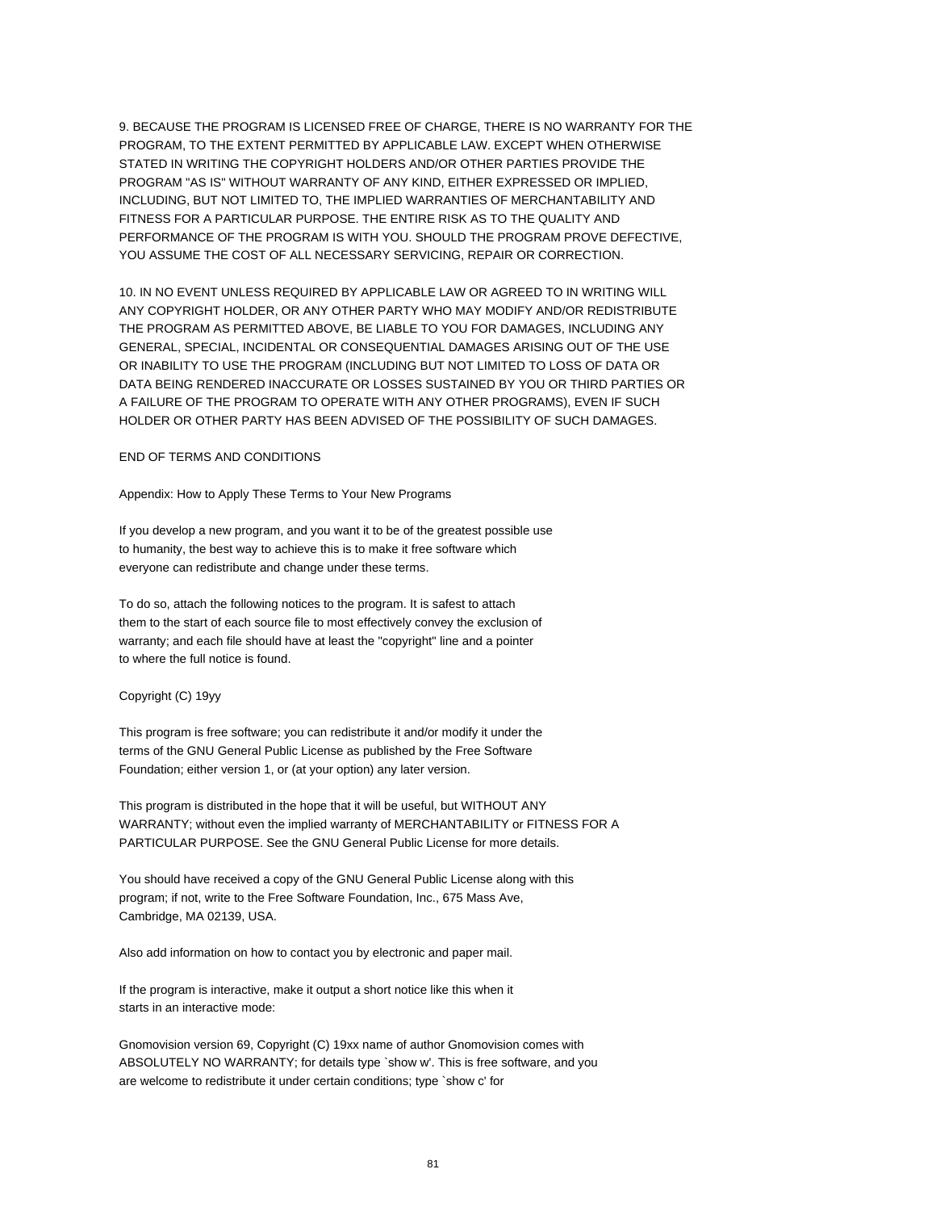9. BECAUSE THE PROGRAM IS LICENSED FREE OF CHARGE, THERE IS NO WARRANTY FOR THE PROGRAM, TO THE EXTENT PERMITTED BY APPLICABLE LAW. EXCEPT WHEN OTHERWISE STATED IN WRITING THE COPYRIGHT HOLDERS AND/OR OTHER PARTIES PROVIDE THE PROGRAM "AS IS" WITHOUT WARRANTY OF ANY KIND, EITHER EXPRESSED OR IMPLIED, INCLUDING, BUT NOT LIMITED TO, THE IMPLIED WARRANTIES OF MERCHANTABILITY AND FITNESS FOR A PARTICULAR PURPOSE. THE ENTIRE RISK AS TO THE QUALITY AND PERFORMANCE OF THE PROGRAM IS WITH YOU. SHOULD THE PROGRAM PROVE DEFECTIVE, YOU ASSUME THE COST OF ALL NECESSARY SERVICING, REPAIR OR CORRECTION.

10. IN NO EVENT UNLESS REQUIRED BY APPLICABLE LAW OR AGREED TO IN WRITING WILL ANY COPYRIGHT HOLDER, OR ANY OTHER PARTY WHO MAY MODIFY AND/OR REDISTRIBUTE THE PROGRAM AS PERMITTED ABOVE, BE LIABLE TO YOU FOR DAMAGES, INCLUDING ANY GENERAL, SPECIAL, INCIDENTAL OR CONSEQUENTIAL DAMAGES ARISING OUT OF THE USE OR INABILITY TO USE THE PROGRAM (INCLUDING BUT NOT LIMITED TO LOSS OF DATA OR DATA BEING RENDERED INACCURATE OR LOSSES SUSTAINED BY YOU OR THIRD PARTIES OR A FAILURE OF THE PROGRAM TO OPERATE WITH ANY OTHER PROGRAMS), EVEN IF SUCH HOLDER OR OTHER PARTY HAS BEEN ADVISED OF THE POSSIBILITY OF SUCH DAMAGES.

END OF TERMS AND CONDITIONS

Appendix: How to Apply These Terms to Your New Programs

If you develop a new program, and you want it to be of the greatest possible use to humanity, the best way to achieve this is to make it free software which everyone can redistribute and change under these terms.

To do so, attach the following notices to the program. It is safest to attach them to the start of each source file to most effectively convey the exclusion of warranty; and each file should have at least the "copyright" line and a pointer to where the full notice is found.

Copyright (C) 19yy

This program is free software; you can redistribute it and/or modify it under the terms of the GNU General Public License as published by the Free Software Foundation; either version 1, or (at your option) any later version.

This program is distributed in the hope that it will be useful, but WITHOUT ANY WARRANTY; without even the implied warranty of MERCHANTABILITY or FITNESS FOR A PARTICULAR PURPOSE. See the GNU General Public License for more details.

You should have received a copy of the GNU General Public License along with this program; if not, write to the Free Software Foundation, Inc., 675 Mass Ave, Cambridge, MA 02139, USA.

Also add information on how to contact you by electronic and paper mail.

If the program is interactive, make it output a short notice like this when it starts in an interactive mode:

Gnomovision version 69, Copyright (C) 19xx name of author Gnomovision comes with ABSOLUTELY NO WARRANTY; for details type `show w'. This is free software, and you are welcome to redistribute it under certain conditions; type `show c' for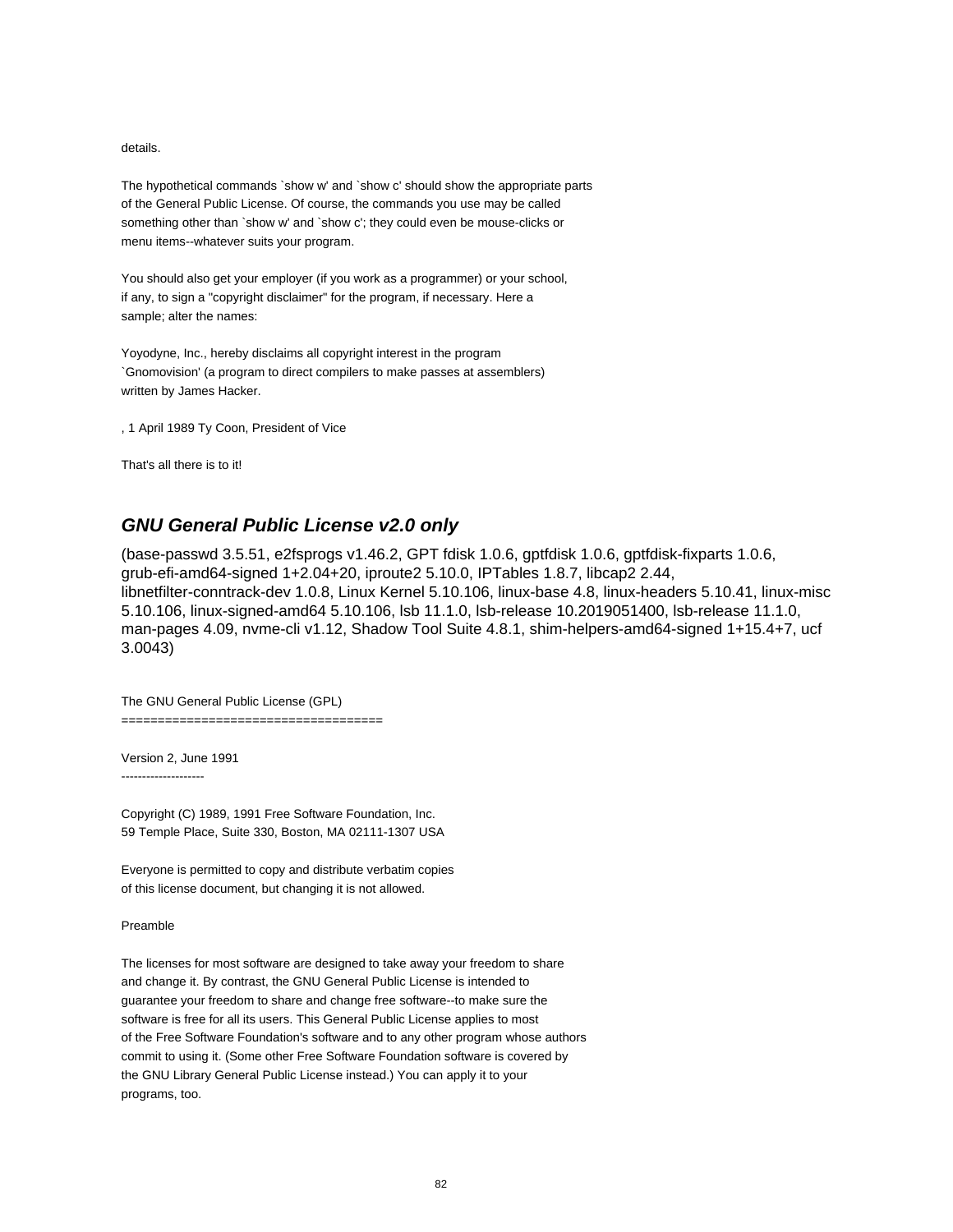details.

The hypothetical commands `show w' and `show c' should show the appropriate parts
of the General Public License. Of course, the commands you use may be called
something other than `show w' and `show c'; they could even be mouse-clicks or
menu items--whatever suits your program.

You should also get your employer (if you work as a programmer) or your school,
if any, to sign a "copyright disclaimer" for the program, if necessary. Here a
sample; alter the names:

Yoyodyne, Inc., hereby disclaims all copyright interest in the program
`Gnomovision' (a program to direct compilers to make passes at assemblers)
written by James Hacker.

, 1 April 1989 Ty Coon, President of Vice

That's all there is to it!

## ***GNU General Public License v2.0 only***

(base-passwd 3.5.51, e2fsprogs v1.46.2, GPT fdisk 1.0.6, gptfdisk 1.0.6, gptfdisk-fixparts 1.0.6, grub-efi-amd64-signed 1+2.04+20, iproute2 5.10.0, IPTables 1.8.7, libcap2 2.44, libnetfilter-conntrack-dev 1.0.8, Linux Kernel 5.10.106, linux-base 4.8, linux-headers 5.10.41, linux-misc 5.10.106, linux-signed-amd64 5.10.106, lsb 11.1.0, lsb-release 10.2019051400, lsb-release 11.1.0, man-pages 4.09, nvme-cli v1.12, Shadow Tool Suite 4.8.1, shim-helpers-amd64-signed 1+15.4+7, ucf 3.0043)

The GNU General Public License (GPL)
===================================

Version 2, June 1991
--------------------

Copyright (C) 1989, 1991 Free Software Foundation, Inc.
59 Temple Place, Suite 330, Boston, MA 02111-1307 USA

Everyone is permitted to copy and distribute verbatim copies
of this license document, but changing it is not allowed.

Preamble

The licenses for most software are designed to take away your freedom to share
and change it. By contrast, the GNU General Public License is intended to
guarantee your freedom to share and change free software--to make sure the
software is free for all its users. This General Public License applies to most
of the Free Software Foundation's software and to any other program whose authors
commit to using it. (Some other Free Software Foundation software is covered by
the GNU Library General Public License instead.) You can apply it to your
programs, too.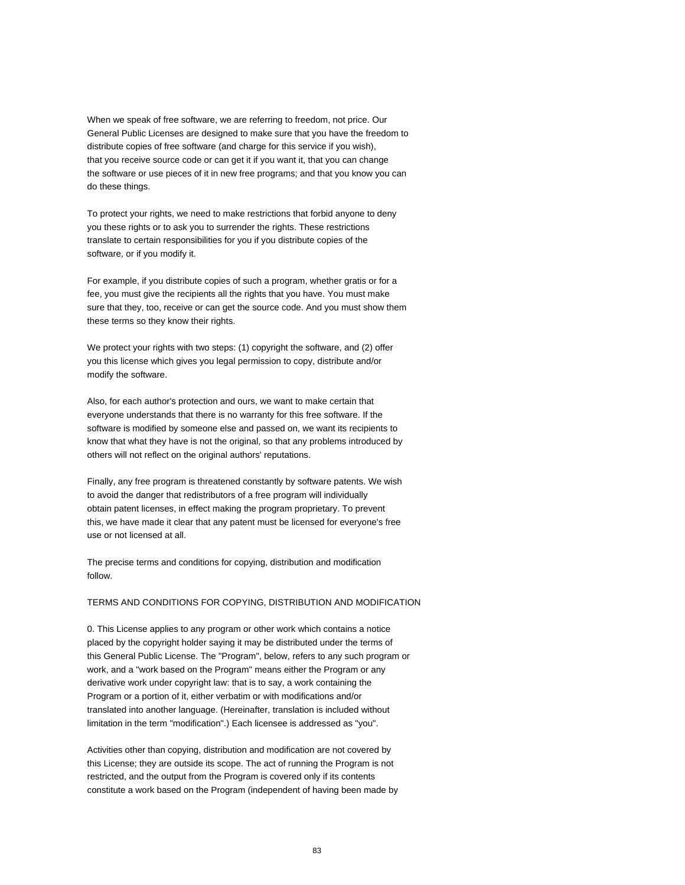When we speak of free software, we are referring to freedom, not price. Our General Public Licenses are designed to make sure that you have the freedom to distribute copies of free software (and charge for this service if you wish), that you receive source code or can get it if you want it, that you can change the software or use pieces of it in new free programs; and that you know you can do these things.

To protect your rights, we need to make restrictions that forbid anyone to deny you these rights or to ask you to surrender the rights. These restrictions translate to certain responsibilities for you if you distribute copies of the software, or if you modify it.

For example, if you distribute copies of such a program, whether gratis or for a fee, you must give the recipients all the rights that you have. You must make sure that they, too, receive or can get the source code. And you must show them these terms so they know their rights.

We protect your rights with two steps: (1) copyright the software, and (2) offer you this license which gives you legal permission to copy, distribute and/or modify the software.

Also, for each author's protection and ours, we want to make certain that everyone understands that there is no warranty for this free software. If the software is modified by someone else and passed on, we want its recipients to know that what they have is not the original, so that any problems introduced by others will not reflect on the original authors' reputations.

Finally, any free program is threatened constantly by software patents. We wish to avoid the danger that redistributors of a free program will individually obtain patent licenses, in effect making the program proprietary. To prevent this, we have made it clear that any patent must be licensed for everyone's free use or not licensed at all.

The precise terms and conditions for copying, distribution and modification follow.

TERMS AND CONDITIONS FOR COPYING, DISTRIBUTION AND MODIFICATION

0. This License applies to any program or other work which contains a notice placed by the copyright holder saying it may be distributed under the terms of this General Public License. The "Program", below, refers to any such program or work, and a "work based on the Program" means either the Program or any derivative work under copyright law: that is to say, a work containing the Program or a portion of it, either verbatim or with modifications and/or translated into another language. (Hereinafter, translation is included without limitation in the term "modification".) Each licensee is addressed as "you".

Activities other than copying, distribution and modification are not covered by this License; they are outside its scope. The act of running the Program is not restricted, and the output from the Program is covered only if its contents constitute a work based on the Program (independent of having been made by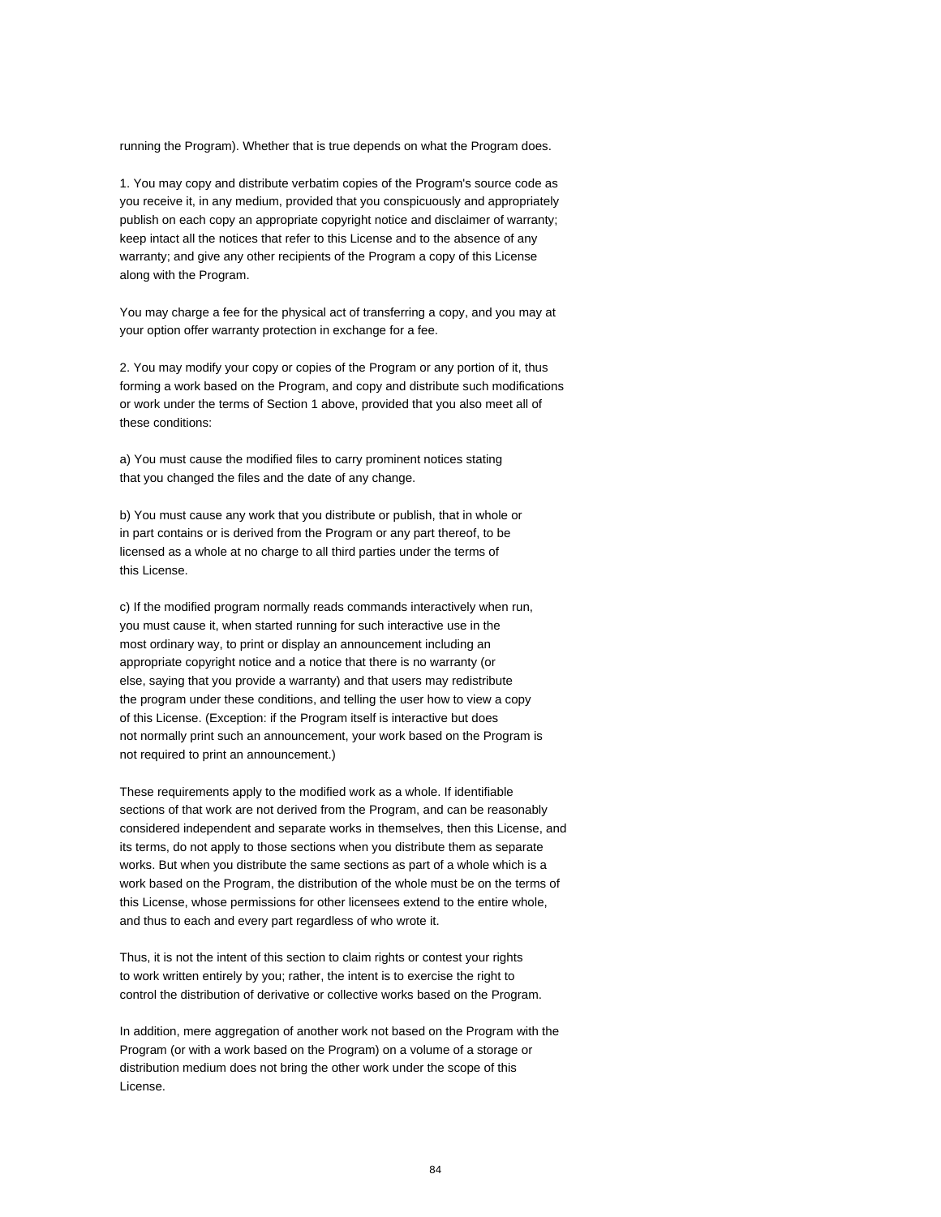running the Program). Whether that is true depends on what the Program does.

1. You may copy and distribute verbatim copies of the Program's source code as you receive it, in any medium, provided that you conspicuously and appropriately publish on each copy an appropriate copyright notice and disclaimer of warranty; keep intact all the notices that refer to this License and to the absence of any warranty; and give any other recipients of the Program a copy of this License along with the Program.

You may charge a fee for the physical act of transferring a copy, and you may at your option offer warranty protection in exchange for a fee.

2. You may modify your copy or copies of the Program or any portion of it, thus forming a work based on the Program, and copy and distribute such modifications or work under the terms of Section 1 above, provided that you also meet all of these conditions:

a) You must cause the modified files to carry prominent notices stating that you changed the files and the date of any change.

b) You must cause any work that you distribute or publish, that in whole or in part contains or is derived from the Program or any part thereof, to be licensed as a whole at no charge to all third parties under the terms of this License.

c) If the modified program normally reads commands interactively when run, you must cause it, when started running for such interactive use in the most ordinary way, to print or display an announcement including an appropriate copyright notice and a notice that there is no warranty (or else, saying that you provide a warranty) and that users may redistribute the program under these conditions, and telling the user how to view a copy of this License. (Exception: if the Program itself is interactive but does not normally print such an announcement, your work based on the Program is not required to print an announcement.)

These requirements apply to the modified work as a whole. If identifiable sections of that work are not derived from the Program, and can be reasonably considered independent and separate works in themselves, then this License, and its terms, do not apply to those sections when you distribute them as separate works. But when you distribute the same sections as part of a whole which is a work based on the Program, the distribution of the whole must be on the terms of this License, whose permissions for other licensees extend to the entire whole, and thus to each and every part regardless of who wrote it.

Thus, it is not the intent of this section to claim rights or contest your rights to work written entirely by you; rather, the intent is to exercise the right to control the distribution of derivative or collective works based on the Program.

In addition, mere aggregation of another work not based on the Program with the Program (or with a work based on the Program) on a volume of a storage or distribution medium does not bring the other work under the scope of this License.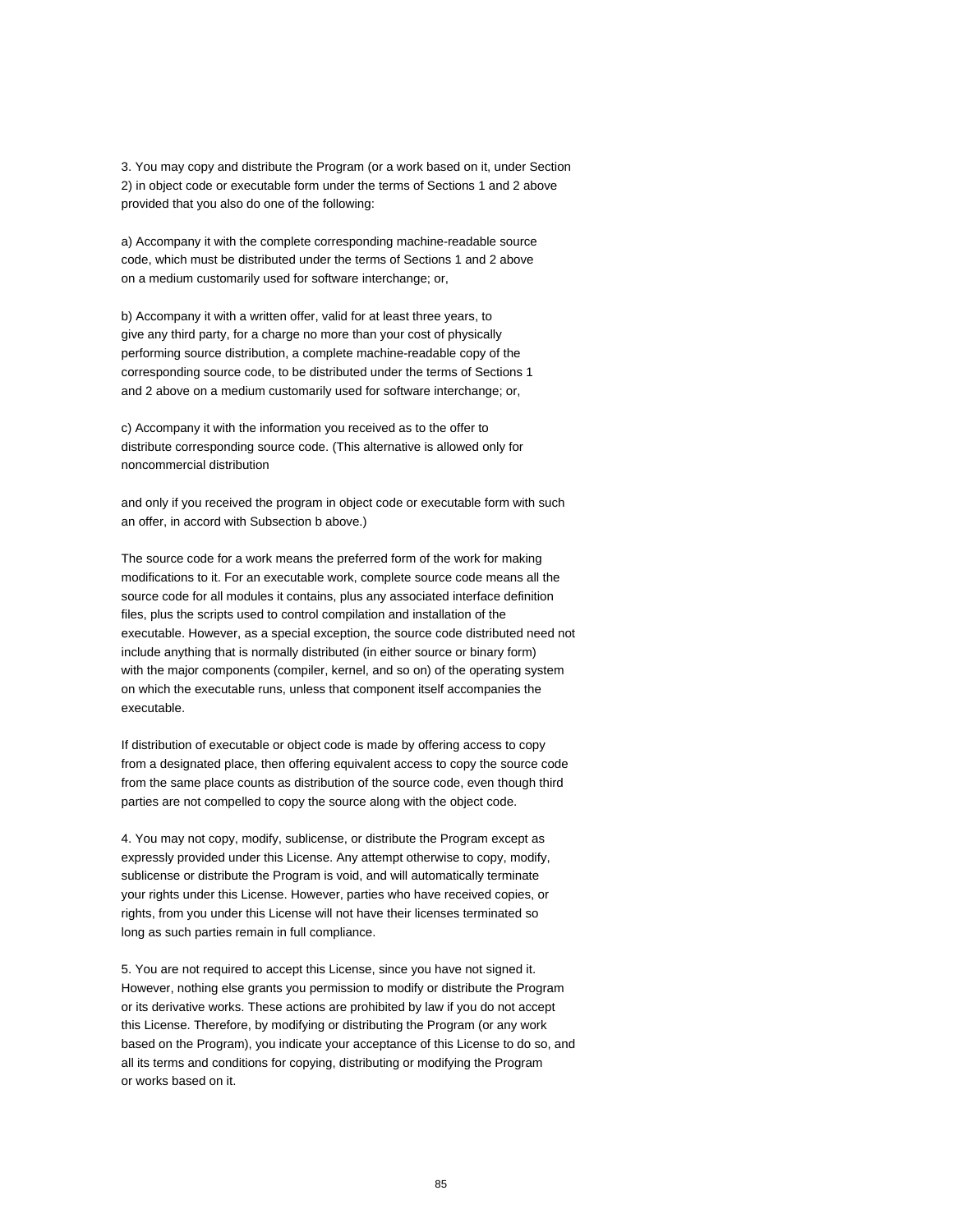3. You may copy and distribute the Program (or a work based on it, under Section 2) in object code or executable form under the terms of Sections 1 and 2 above provided that you also do one of the following:

a) Accompany it with the complete corresponding machine-readable source code, which must be distributed under the terms of Sections 1 and 2 above on a medium customarily used for software interchange; or,

b) Accompany it with a written offer, valid for at least three years, to give any third party, for a charge no more than your cost of physically performing source distribution, a complete machine-readable copy of the corresponding source code, to be distributed under the terms of Sections 1 and 2 above on a medium customarily used for software interchange; or,

c) Accompany it with the information you received as to the offer to distribute corresponding source code. (This alternative is allowed only for noncommercial distribution

and only if you received the program in object code or executable form with such an offer, in accord with Subsection b above.)

The source code for a work means the preferred form of the work for making modifications to it. For an executable work, complete source code means all the source code for all modules it contains, plus any associated interface definition files, plus the scripts used to control compilation and installation of the executable. However, as a special exception, the source code distributed need not include anything that is normally distributed (in either source or binary form) with the major components (compiler, kernel, and so on) of the operating system on which the executable runs, unless that component itself accompanies the executable.

If distribution of executable or object code is made by offering access to copy from a designated place, then offering equivalent access to copy the source code from the same place counts as distribution of the source code, even though third parties are not compelled to copy the source along with the object code.

4. You may not copy, modify, sublicense, or distribute the Program except as expressly provided under this License. Any attempt otherwise to copy, modify, sublicense or distribute the Program is void, and will automatically terminate your rights under this License. However, parties who have received copies, or rights, from you under this License will not have their licenses terminated so long as such parties remain in full compliance.

5. You are not required to accept this License, since you have not signed it. However, nothing else grants you permission to modify or distribute the Program or its derivative works. These actions are prohibited by law if you do not accept this License. Therefore, by modifying or distributing the Program (or any work based on the Program), you indicate your acceptance of this License to do so, and all its terms and conditions for copying, distributing or modifying the Program or works based on it.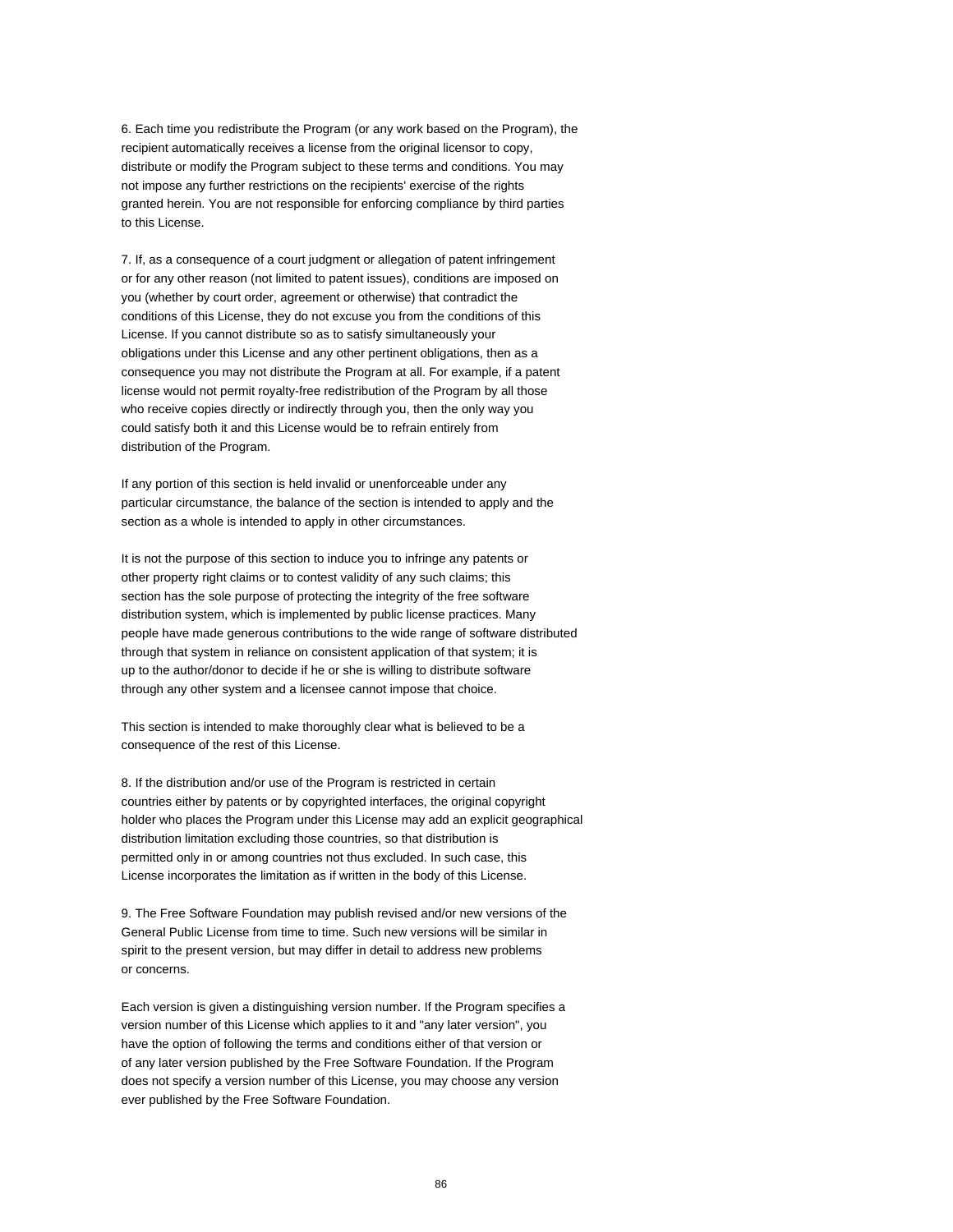6. Each time you redistribute the Program (or any work based on the Program), the recipient automatically receives a license from the original licensor to copy, distribute or modify the Program subject to these terms and conditions. You may not impose any further restrictions on the recipients' exercise of the rights granted herein. You are not responsible for enforcing compliance by third parties to this License.

7. If, as a consequence of a court judgment or allegation of patent infringement or for any other reason (not limited to patent issues), conditions are imposed on you (whether by court order, agreement or otherwise) that contradict the conditions of this License, they do not excuse you from the conditions of this License. If you cannot distribute so as to satisfy simultaneously your obligations under this License and any other pertinent obligations, then as a consequence you may not distribute the Program at all. For example, if a patent license would not permit royalty-free redistribution of the Program by all those who receive copies directly or indirectly through you, then the only way you could satisfy both it and this License would be to refrain entirely from distribution of the Program.

If any portion of this section is held invalid or unenforceable under any particular circumstance, the balance of the section is intended to apply and the section as a whole is intended to apply in other circumstances.

It is not the purpose of this section to induce you to infringe any patents or other property right claims or to contest validity of any such claims; this section has the sole purpose of protecting the integrity of the free software distribution system, which is implemented by public license practices. Many people have made generous contributions to the wide range of software distributed through that system in reliance on consistent application of that system; it is up to the author/donor to decide if he or she is willing to distribute software through any other system and a licensee cannot impose that choice.

This section is intended to make thoroughly clear what is believed to be a consequence of the rest of this License.

8. If the distribution and/or use of the Program is restricted in certain countries either by patents or by copyrighted interfaces, the original copyright holder who places the Program under this License may add an explicit geographical distribution limitation excluding those countries, so that distribution is permitted only in or among countries not thus excluded. In such case, this License incorporates the limitation as if written in the body of this License.

9. The Free Software Foundation may publish revised and/or new versions of the General Public License from time to time. Such new versions will be similar in spirit to the present version, but may differ in detail to address new problems or concerns.

Each version is given a distinguishing version number. If the Program specifies a version number of this License which applies to it and "any later version", you have the option of following the terms and conditions either of that version or of any later version published by the Free Software Foundation. If the Program does not specify a version number of this License, you may choose any version ever published by the Free Software Foundation.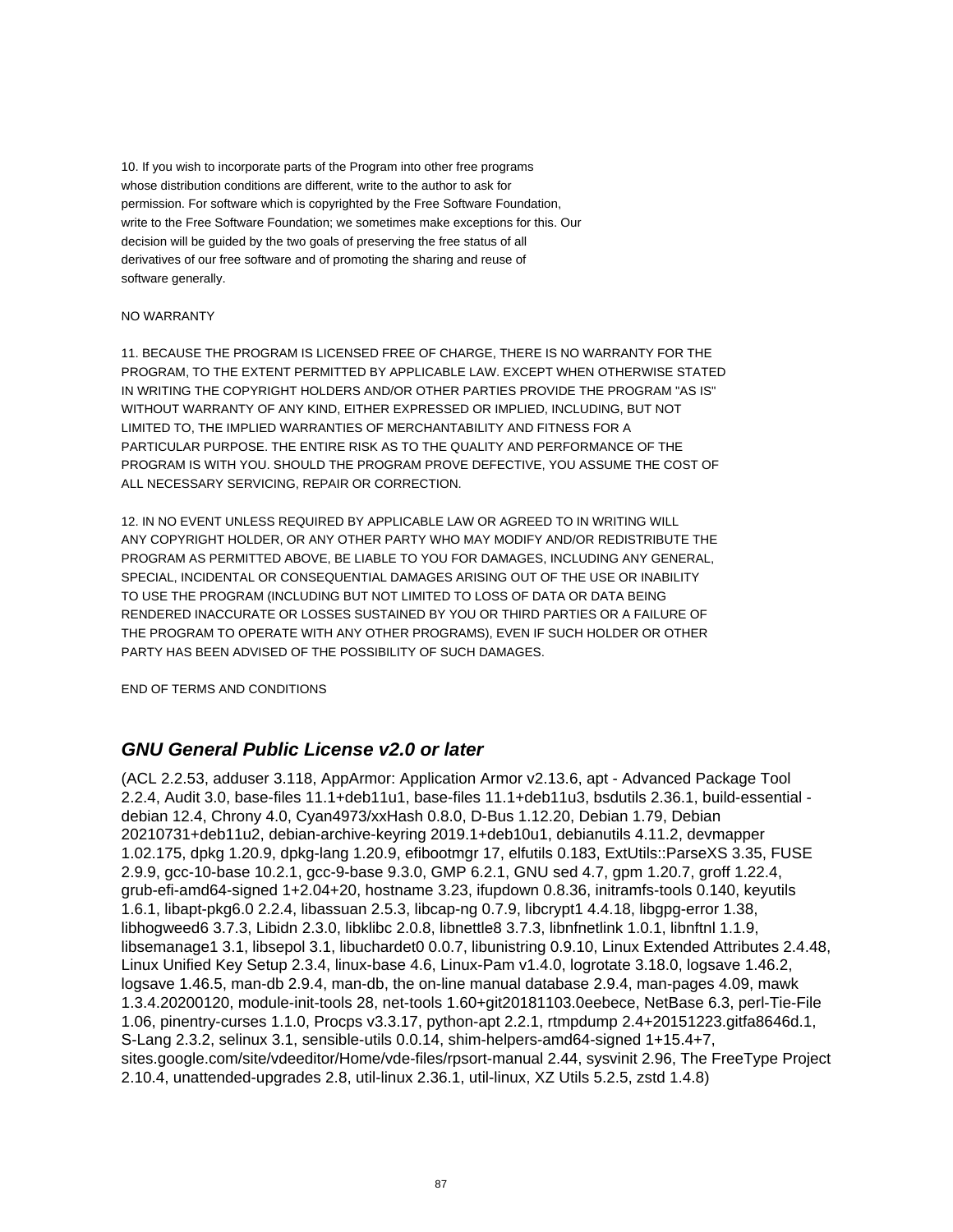10. If you wish to incorporate parts of the Program into other free programs
whose distribution conditions are different, write to the author to ask for
permission. For software which is copyrighted by the Free Software Foundation,
write to the Free Software Foundation; we sometimes make exceptions for this. Our
decision will be guided by the two goals of preserving the free status of all
derivatives of our free software and of promoting the sharing and reuse of
software generally.

NO WARRANTY

11. BECAUSE THE PROGRAM IS LICENSED FREE OF CHARGE, THERE IS NO WARRANTY FOR THE
PROGRAM, TO THE EXTENT PERMITTED BY APPLICABLE LAW. EXCEPT WHEN OTHERWISE STATED
IN WRITING THE COPYRIGHT HOLDERS AND/OR OTHER PARTIES PROVIDE THE PROGRAM "AS IS"
WITHOUT WARRANTY OF ANY KIND, EITHER EXPRESSED OR IMPLIED, INCLUDING, BUT NOT
LIMITED TO, THE IMPLIED WARRANTIES OF MERCHANTABILITY AND FITNESS FOR A
PARTICULAR PURPOSE. THE ENTIRE RISK AS TO THE QUALITY AND PERFORMANCE OF THE
PROGRAM IS WITH YOU. SHOULD THE PROGRAM PROVE DEFECTIVE, YOU ASSUME THE COST OF
ALL NECESSARY SERVICING, REPAIR OR CORRECTION.

12. IN NO EVENT UNLESS REQUIRED BY APPLICABLE LAW OR AGREED TO IN WRITING WILL
ANY COPYRIGHT HOLDER, OR ANY OTHER PARTY WHO MAY MODIFY AND/OR REDISTRIBUTE THE
PROGRAM AS PERMITTED ABOVE, BE LIABLE TO YOU FOR DAMAGES, INCLUDING ANY GENERAL,
SPECIAL, INCIDENTAL OR CONSEQUENTIAL DAMAGES ARISING OUT OF THE USE OR INABILITY
TO USE THE PROGRAM (INCLUDING BUT NOT LIMITED TO LOSS OF DATA OR DATA BEING
RENDERED INACCURATE OR LOSSES SUSTAINED BY YOU OR THIRD PARTIES OR A FAILURE OF
THE PROGRAM TO OPERATE WITH ANY OTHER PROGRAMS), EVEN IF SUCH HOLDER OR OTHER
PARTY HAS BEEN ADVISED OF THE POSSIBILITY OF SUCH DAMAGES.

END OF TERMS AND CONDITIONS

## *GNU General Public License v2.0 or later*

(ACL 2.2.53, adduser 3.118, AppArmor: Application Armor v2.13.6, apt - Advanced Package Tool 2.2.4, Audit 3.0, base-files 11.1+deb11u1, base-files 11.1+deb11u3, bsdutils 2.36.1, build-essential - debian 12.4, Chrony 4.0, Cyan4973/xxHash 0.8.0, D-Bus 1.12.20, Debian 1.79, Debian 20210731+deb11u2, debian-archive-keyring 2019.1+deb10u1, debianutils 4.11.2, devmapper 1.02.175, dpkg 1.20.9, dpkg-lang 1.20.9, efibootmgr 17, elfutils 0.183, ExtUtils::ParseXS 3.35, FUSE 2.9.9, gcc-10-base 10.2.1, gcc-9-base 9.3.0, GMP 6.2.1, GNU sed 4.7, gpm 1.20.7, groff 1.22.4, grub-efi-amd64-signed 1+2.04+20, hostname 3.23, ifupdown 0.8.36, initramfs-tools 0.140, keyutils 1.6.1, libapt-pkg6.0 2.2.4, libassuan 2.5.3, libcap-ng 0.7.9, libcrypt1 4.4.18, libgpg-error 1.38, libhogweed6 3.7.3, Libidn 2.3.0, libklibc 2.0.8, libnettle8 3.7.3, libnfnetlink 1.0.1, libnftnl 1.1.9, libsemanage1 3.1, libsepol 3.1, libuchardet0 0.0.7, libunistring 0.9.10, Linux Extended Attributes 2.4.48, Linux Unified Key Setup 2.3.4, linux-base 4.6, Linux-Pam v1.4.0, logrotate 3.18.0, logsave 1.46.2, logsave 1.46.5, man-db 2.9.4, man-db, the on-line manual database 2.9.4, man-pages 4.09, mawk 1.3.4.20200120, module-init-tools 28, net-tools 1.60+git20181103.0eebece, NetBase 6.3, perl-Tie-File 1.06, pinentry-curses 1.1.0, Procps v3.3.17, python-apt 2.2.1, rtmpdump 2.4+20151223.gitfa8646d.1, S-Lang 2.3.2, selinux 3.1, sensible-utils 0.0.14, shim-helpers-amd64-signed 1+15.4+7, sites.google.com/site/vdeeditor/Home/vde-files/rpsort-manual 2.44, sysvinit 2.96, The FreeType Project 2.10.4, unattended-upgrades 2.8, util-linux 2.36.1, util-linux, XZ Utils 5.2.5, zstd 1.4.8)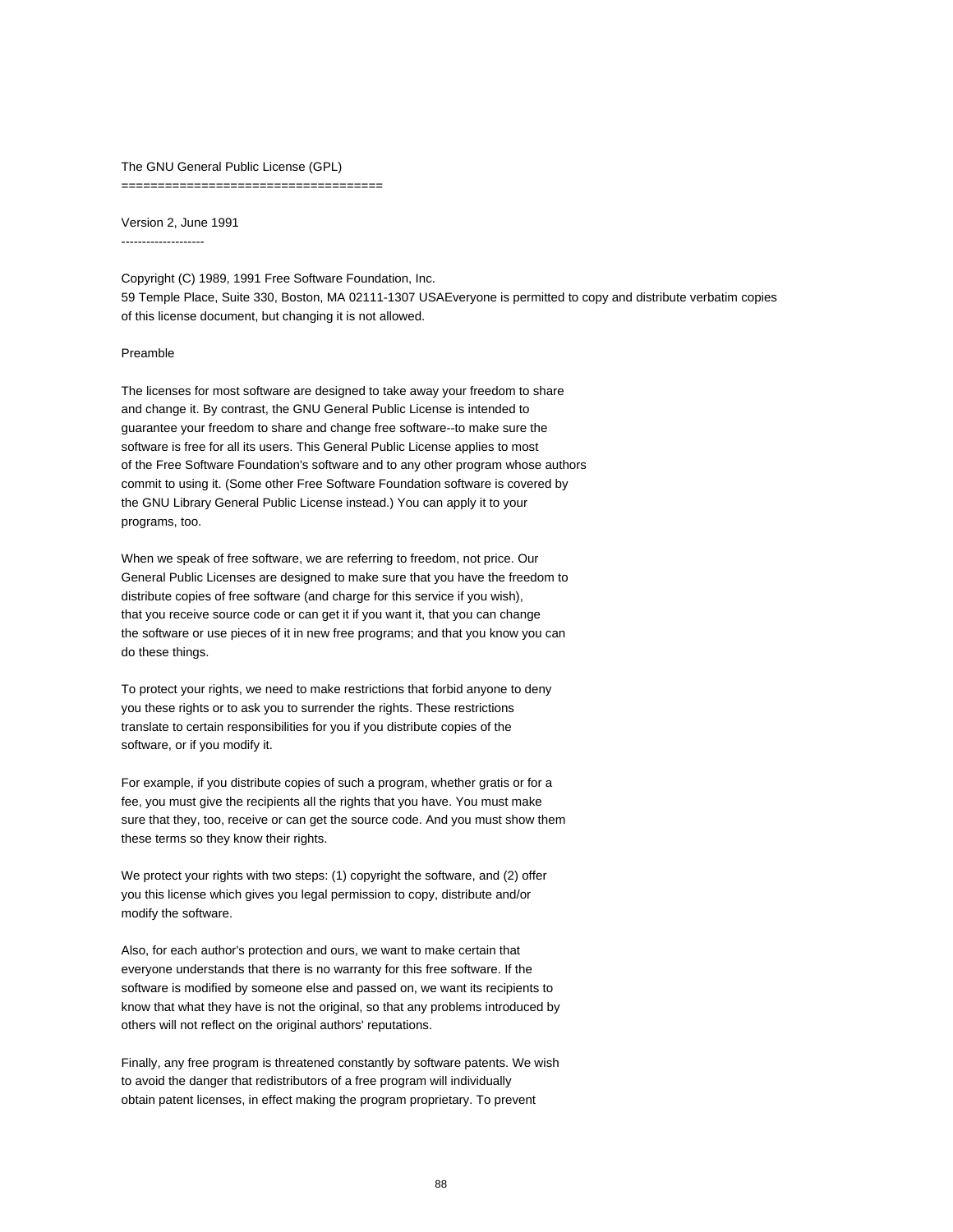# The GNU General Public License (GPL)

## Version 2, June 1991

Copyright (C) 1989, 1991 Free Software Foundation, Inc.
59 Temple Place, Suite 330, Boston, MA 02111-1307 USAEveryone is permitted to copy and distribute verbatim copies of this license document, but changing it is not allowed.

Preamble

The licenses for most software are designed to take away your freedom to share and change it. By contrast, the GNU General Public License is intended to guarantee your freedom to share and change free software--to make sure the software is free for all its users. This General Public License applies to most of the Free Software Foundation's software and to any other program whose authors commit to using it. (Some other Free Software Foundation software is covered by the GNU Library General Public License instead.) You can apply it to your programs, too.

When we speak of free software, we are referring to freedom, not price. Our General Public Licenses are designed to make sure that you have the freedom to distribute copies of free software (and charge for this service if you wish), that you receive source code or can get it if you want it, that you can change the software or use pieces of it in new free programs; and that you know you can do these things.

To protect your rights, we need to make restrictions that forbid anyone to deny you these rights or to ask you to surrender the rights. These restrictions translate to certain responsibilities for you if you distribute copies of the software, or if you modify it.

For example, if you distribute copies of such a program, whether gratis or for a fee, you must give the recipients all the rights that you have. You must make sure that they, too, receive or can get the source code. And you must show them these terms so they know their rights.

We protect your rights with two steps: (1) copyright the software, and (2) offer you this license which gives you legal permission to copy, distribute and/or modify the software.

Also, for each author's protection and ours, we want to make certain that everyone understands that there is no warranty for this free software. If the software is modified by someone else and passed on, we want its recipients to know that what they have is not the original, so that any problems introduced by others will not reflect on the original authors' reputations.

Finally, any free program is threatened constantly by software patents. We wish to avoid the danger that redistributors of a free program will individually obtain patent licenses, in effect making the program proprietary. To prevent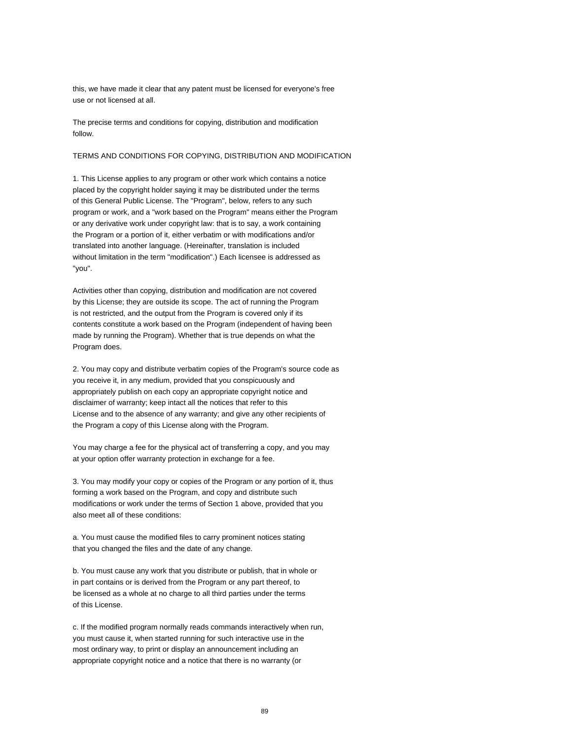this, we have made it clear that any patent must be licensed for everyone's free use or not licensed at all.

The precise terms and conditions for copying, distribution and modification follow.

TERMS AND CONDITIONS FOR COPYING, DISTRIBUTION AND MODIFICATION

1. This License applies to any program or other work which contains a notice placed by the copyright holder saying it may be distributed under the terms of this General Public License. The "Program", below, refers to any such program or work, and a "work based on the Program" means either the Program or any derivative work under copyright law: that is to say, a work containing the Program or a portion of it, either verbatim or with modifications and/or translated into another language. (Hereinafter, translation is included without limitation in the term "modification".) Each licensee is addressed as "you".

Activities other than copying, distribution and modification are not covered by this License; they are outside its scope. The act of running the Program is not restricted, and the output from the Program is covered only if its contents constitute a work based on the Program (independent of having been made by running the Program). Whether that is true depends on what the Program does.

2. You may copy and distribute verbatim copies of the Program's source code as you receive it, in any medium, provided that you conspicuously and appropriately publish on each copy an appropriate copyright notice and disclaimer of warranty; keep intact all the notices that refer to this License and to the absence of any warranty; and give any other recipients of the Program a copy of this License along with the Program.

You may charge a fee for the physical act of transferring a copy, and you may at your option offer warranty protection in exchange for a fee.

3. You may modify your copy or copies of the Program or any portion of it, thus forming a work based on the Program, and copy and distribute such modifications or work under the terms of Section 1 above, provided that you also meet all of these conditions:

a. You must cause the modified files to carry prominent notices stating that you changed the files and the date of any change.

b. You must cause any work that you distribute or publish, that in whole or in part contains or is derived from the Program or any part thereof, to be licensed as a whole at no charge to all third parties under the terms of this License.

c. If the modified program normally reads commands interactively when run, you must cause it, when started running for such interactive use in the most ordinary way, to print or display an announcement including an appropriate copyright notice and a notice that there is no warranty (or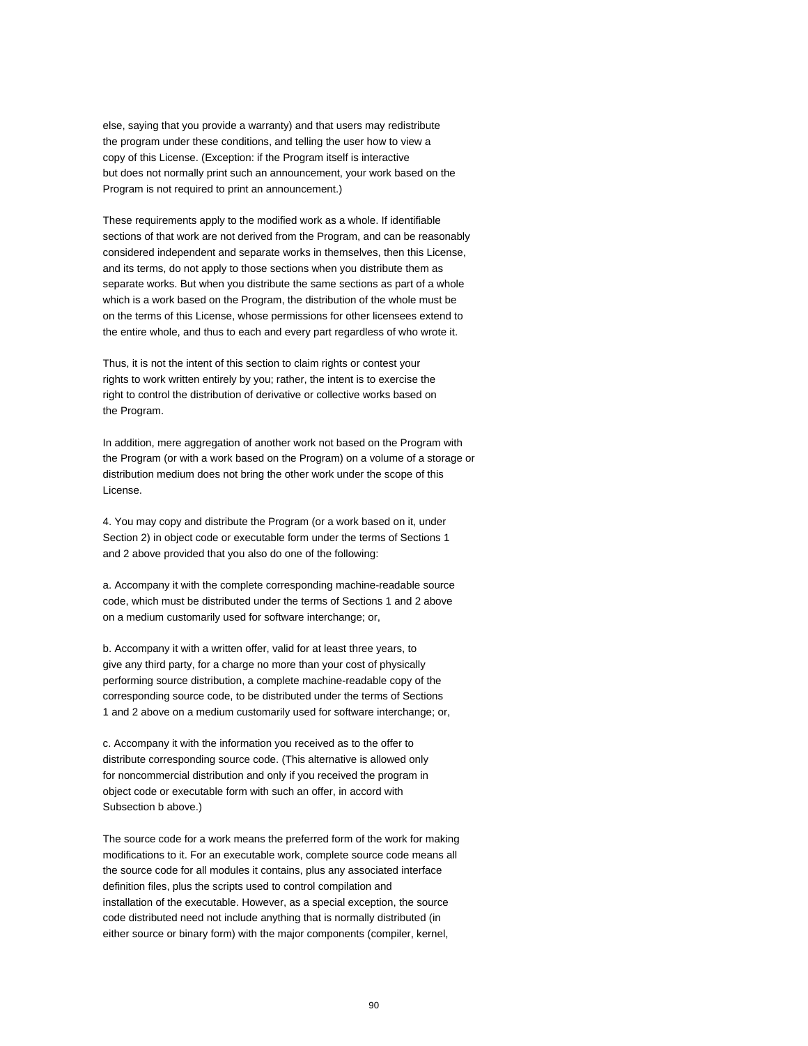else, saying that you provide a warranty) and that users may redistribute the program under these conditions, and telling the user how to view a copy of this License. (Exception: if the Program itself is interactive but does not normally print such an announcement, your work based on the Program is not required to print an announcement.)

These requirements apply to the modified work as a whole. If identifiable sections of that work are not derived from the Program, and can be reasonably considered independent and separate works in themselves, then this License, and its terms, do not apply to those sections when you distribute them as separate works. But when you distribute the same sections as part of a whole which is a work based on the Program, the distribution of the whole must be on the terms of this License, whose permissions for other licensees extend to the entire whole, and thus to each and every part regardless of who wrote it.

Thus, it is not the intent of this section to claim rights or contest your rights to work written entirely by you; rather, the intent is to exercise the right to control the distribution of derivative or collective works based on the Program.

In addition, mere aggregation of another work not based on the Program with the Program (or with a work based on the Program) on a volume of a storage or distribution medium does not bring the other work under the scope of this License.

4. You may copy and distribute the Program (or a work based on it, under Section 2) in object code or executable form under the terms of Sections 1 and 2 above provided that you also do one of the following:

a. Accompany it with the complete corresponding machine-readable source code, which must be distributed under the terms of Sections 1 and 2 above on a medium customarily used for software interchange; or,

b. Accompany it with a written offer, valid for at least three years, to give any third party, for a charge no more than your cost of physically performing source distribution, a complete machine-readable copy of the corresponding source code, to be distributed under the terms of Sections 1 and 2 above on a medium customarily used for software interchange; or,

c. Accompany it with the information you received as to the offer to distribute corresponding source code. (This alternative is allowed only for noncommercial distribution and only if you received the program in object code or executable form with such an offer, in accord with Subsection b above.)

The source code for a work means the preferred form of the work for making modifications to it. For an executable work, complete source code means all the source code for all modules it contains, plus any associated interface definition files, plus the scripts used to control compilation and installation of the executable. However, as a special exception, the source code distributed need not include anything that is normally distributed (in either source or binary form) with the major components (compiler, kernel,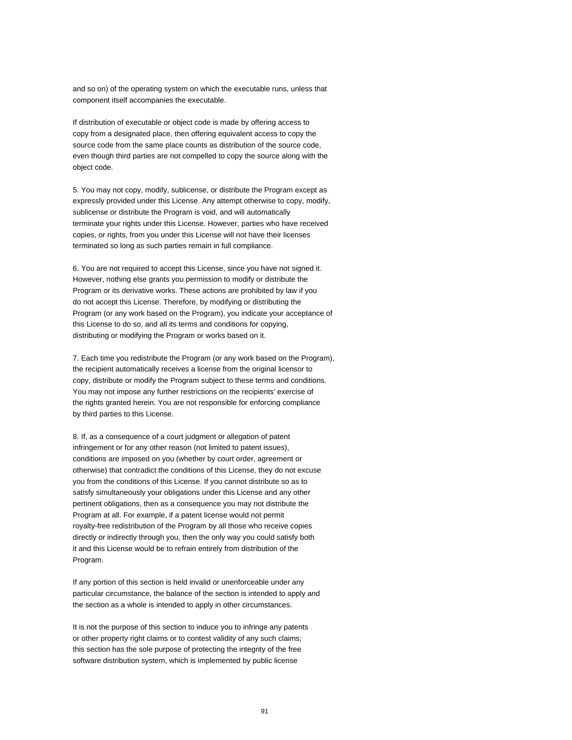and so on) of the operating system on which the executable runs, unless that component itself accompanies the executable.

If distribution of executable or object code is made by offering access to copy from a designated place, then offering equivalent access to copy the source code from the same place counts as distribution of the source code, even though third parties are not compelled to copy the source along with the object code.

5. You may not copy, modify, sublicense, or distribute the Program except as expressly provided under this License. Any attempt otherwise to copy, modify, sublicense or distribute the Program is void, and will automatically terminate your rights under this License. However, parties who have received copies, or rights, from you under this License will not have their licenses terminated so long as such parties remain in full compliance.

6. You are not required to accept this License, since you have not signed it. However, nothing else grants you permission to modify or distribute the Program or its derivative works. These actions are prohibited by law if you do not accept this License. Therefore, by modifying or distributing the Program (or any work based on the Program), you indicate your acceptance of this License to do so, and all its terms and conditions for copying, distributing or modifying the Program or works based on it.

7. Each time you redistribute the Program (or any work based on the Program), the recipient automatically receives a license from the original licensor to copy, distribute or modify the Program subject to these terms and conditions. You may not impose any further restrictions on the recipients' exercise of the rights granted herein. You are not responsible for enforcing compliance by third parties to this License.

8. If, as a consequence of a court judgment or allegation of patent infringement or for any other reason (not limited to patent issues), conditions are imposed on you (whether by court order, agreement or otherwise) that contradict the conditions of this License, they do not excuse you from the conditions of this License. If you cannot distribute so as to satisfy simultaneously your obligations under this License and any other pertinent obligations, then as a consequence you may not distribute the Program at all. For example, if a patent license would not permit royalty-free redistribution of the Program by all those who receive copies directly or indirectly through you, then the only way you could satisfy both it and this License would be to refrain entirely from distribution of the Program.

If any portion of this section is held invalid or unenforceable under any particular circumstance, the balance of the section is intended to apply and the section as a whole is intended to apply in other circumstances.

It is not the purpose of this section to induce you to infringe any patents or other property right claims or to contest validity of any such claims; this section has the sole purpose of protecting the integrity of the free software distribution system, which is implemented by public license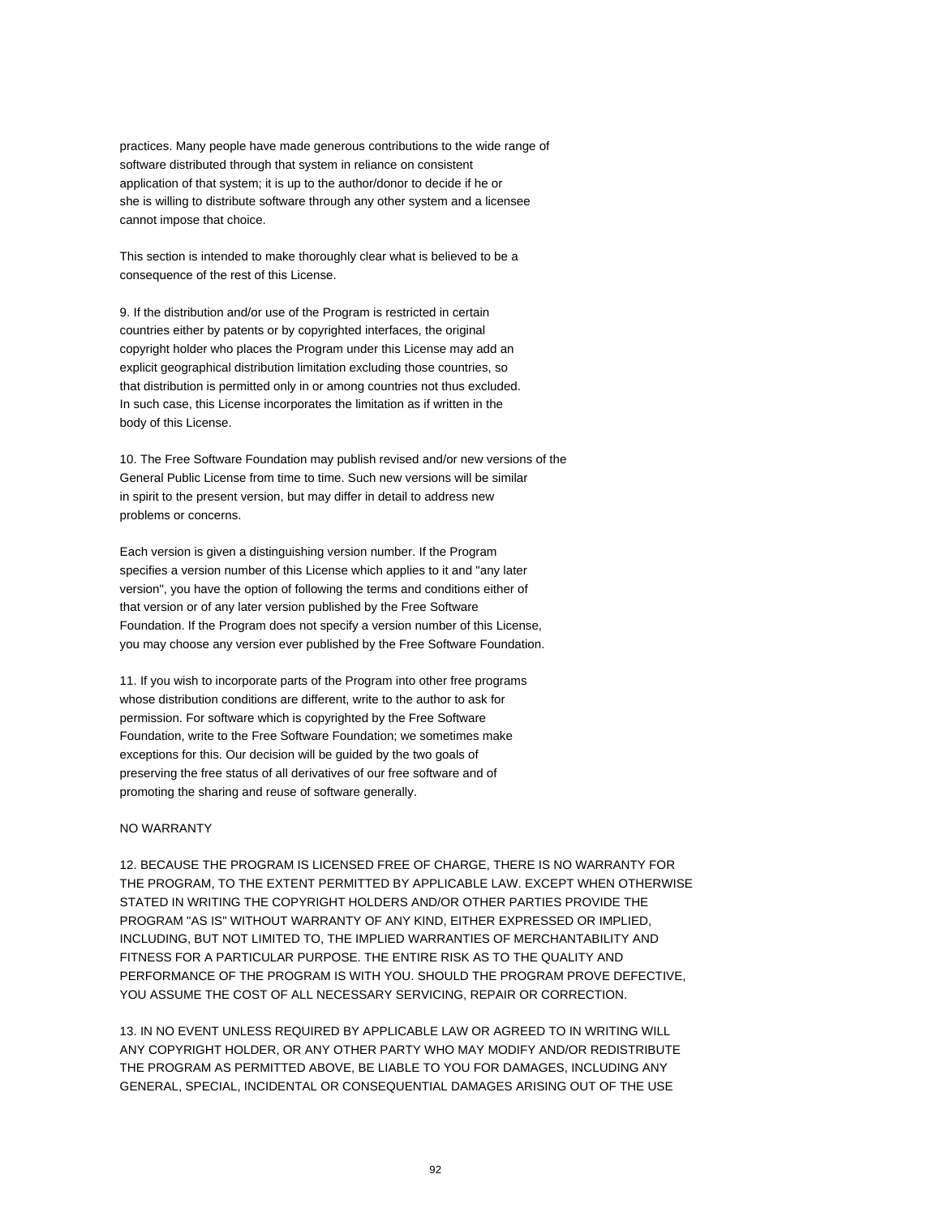practices. Many people have made generous contributions to the wide range of software distributed through that system in reliance on consistent application of that system; it is up to the author/donor to decide if he or she is willing to distribute software through any other system and a licensee cannot impose that choice.

This section is intended to make thoroughly clear what is believed to be a consequence of the rest of this License.

9. If the distribution and/or use of the Program is restricted in certain countries either by patents or by copyrighted interfaces, the original copyright holder who places the Program under this License may add an explicit geographical distribution limitation excluding those countries, so that distribution is permitted only in or among countries not thus excluded. In such case, this License incorporates the limitation as if written in the body of this License.

10. The Free Software Foundation may publish revised and/or new versions of the General Public License from time to time. Such new versions will be similar in spirit to the present version, but may differ in detail to address new problems or concerns.

Each version is given a distinguishing version number. If the Program specifies a version number of this License which applies to it and "any later version", you have the option of following the terms and conditions either of that version or of any later version published by the Free Software Foundation. If the Program does not specify a version number of this License, you may choose any version ever published by the Free Software Foundation.

11. If you wish to incorporate parts of the Program into other free programs whose distribution conditions are different, write to the author to ask for permission. For software which is copyrighted by the Free Software Foundation, write to the Free Software Foundation; we sometimes make exceptions for this. Our decision will be guided by the two goals of preserving the free status of all derivatives of our free software and of promoting the sharing and reuse of software generally.

NO WARRANTY

12. BECAUSE THE PROGRAM IS LICENSED FREE OF CHARGE, THERE IS NO WARRANTY FOR THE PROGRAM, TO THE EXTENT PERMITTED BY APPLICABLE LAW. EXCEPT WHEN OTHERWISE STATED IN WRITING THE COPYRIGHT HOLDERS AND/OR OTHER PARTIES PROVIDE THE PROGRAM "AS IS" WITHOUT WARRANTY OF ANY KIND, EITHER EXPRESSED OR IMPLIED, INCLUDING, BUT NOT LIMITED TO, THE IMPLIED WARRANTIES OF MERCHANTABILITY AND FITNESS FOR A PARTICULAR PURPOSE. THE ENTIRE RISK AS TO THE QUALITY AND PERFORMANCE OF THE PROGRAM IS WITH YOU. SHOULD THE PROGRAM PROVE DEFECTIVE, YOU ASSUME THE COST OF ALL NECESSARY SERVICING, REPAIR OR CORRECTION.

13. IN NO EVENT UNLESS REQUIRED BY APPLICABLE LAW OR AGREED TO IN WRITING WILL ANY COPYRIGHT HOLDER, OR ANY OTHER PARTY WHO MAY MODIFY AND/OR REDISTRIBUTE THE PROGRAM AS PERMITTED ABOVE, BE LIABLE TO YOU FOR DAMAGES, INCLUDING ANY GENERAL, SPECIAL, INCIDENTAL OR CONSEQUENTIAL DAMAGES ARISING OUT OF THE USE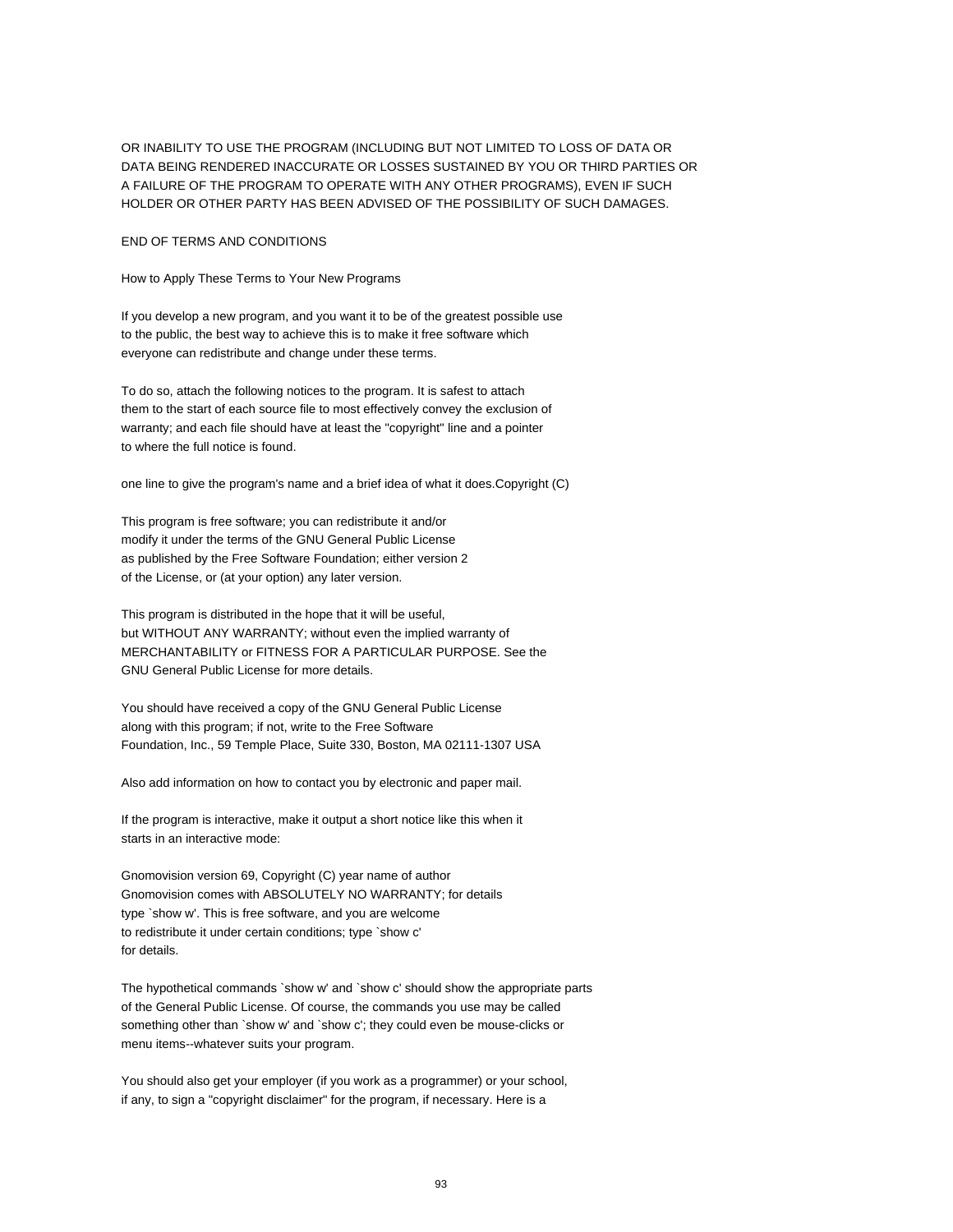OR INABILITY TO USE THE PROGRAM (INCLUDING BUT NOT LIMITED TO LOSS OF DATA OR DATA BEING RENDERED INACCURATE OR LOSSES SUSTAINED BY YOU OR THIRD PARTIES OR A FAILURE OF THE PROGRAM TO OPERATE WITH ANY OTHER PROGRAMS), EVEN IF SUCH HOLDER OR OTHER PARTY HAS BEEN ADVISED OF THE POSSIBILITY OF SUCH DAMAGES.

END OF TERMS AND CONDITIONS

How to Apply These Terms to Your New Programs

If you develop a new program, and you want it to be of the greatest possible use to the public, the best way to achieve this is to make it free software which everyone can redistribute and change under these terms.

To do so, attach the following notices to the program. It is safest to attach them to the start of each source file to most effectively convey the exclusion of warranty; and each file should have at least the "copyright" line and a pointer to where the full notice is found.

one line to give the program's name and a brief idea of what it does.Copyright (C)

This program is free software; you can redistribute it and/or modify it under the terms of the GNU General Public License as published by the Free Software Foundation; either version 2 of the License, or (at your option) any later version.

This program is distributed in the hope that it will be useful, but WITHOUT ANY WARRANTY; without even the implied warranty of MERCHANTABILITY or FITNESS FOR A PARTICULAR PURPOSE. See the GNU General Public License for more details.

You should have received a copy of the GNU General Public License along with this program; if not, write to the Free Software Foundation, Inc., 59 Temple Place, Suite 330, Boston, MA 02111-1307 USA

Also add information on how to contact you by electronic and paper mail.

If the program is interactive, make it output a short notice like this when it starts in an interactive mode:

Gnomovision version 69, Copyright (C) year name of author
Gnomovision comes with ABSOLUTELY NO WARRANTY; for details
type `show w'. This is free software, and you are welcome
to redistribute it under certain conditions; type `show c'
for details.

The hypothetical commands `show w' and `show c' should show the appropriate parts of the General Public License. Of course, the commands you use may be called something other than `show w' and `show c'; they could even be mouse-clicks or menu items--whatever suits your program.

You should also get your employer (if you work as a programmer) or your school, if any, to sign a "copyright disclaimer" for the program, if necessary. Here is a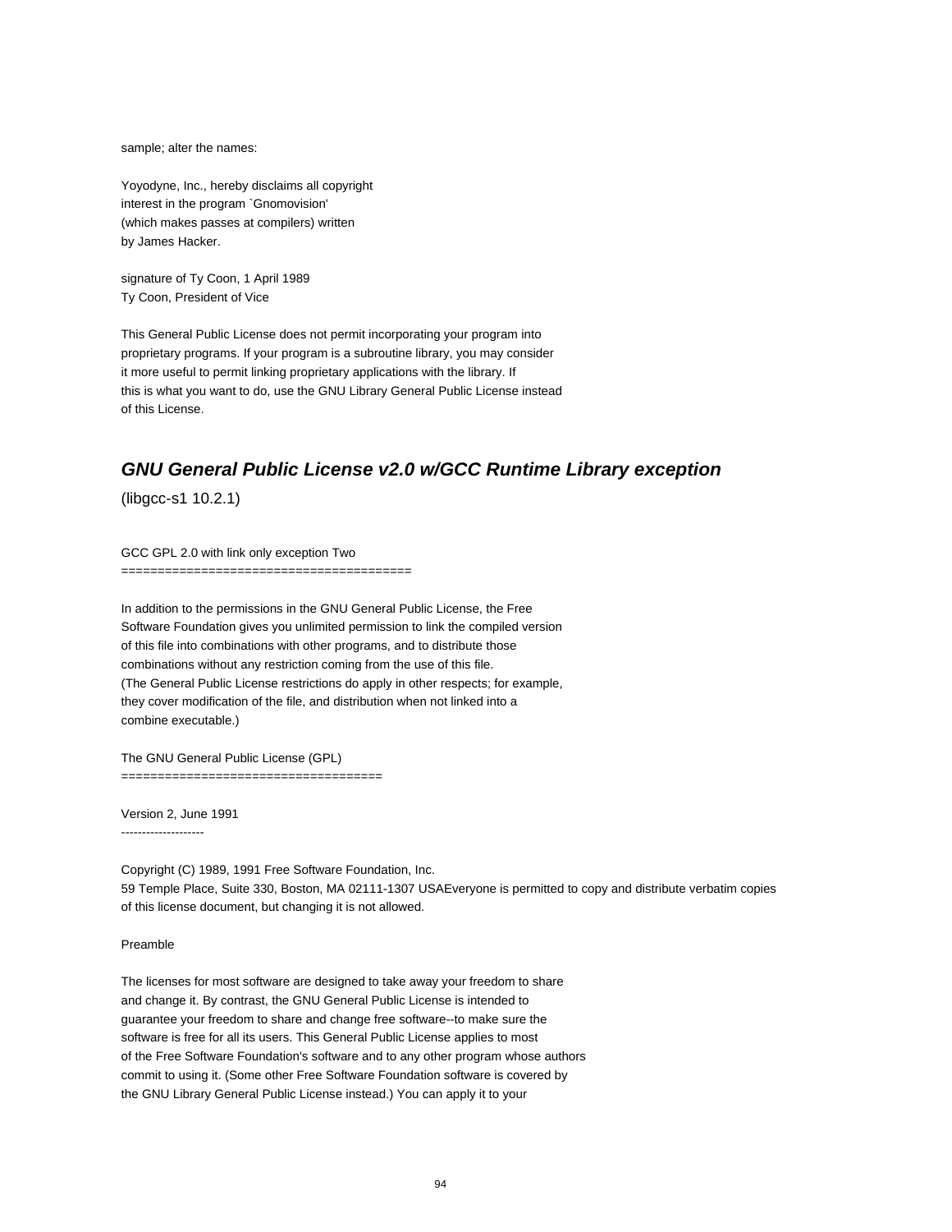sample; alter the names:

Yoyodyne, Inc., hereby disclaims all copyright
interest in the program `Gnomovision'
(which makes passes at compilers) written
by James Hacker.

signature of Ty Coon, 1 April 1989
Ty Coon, President of Vice

This General Public License does not permit incorporating your program into
proprietary programs. If your program is a subroutine library, you may consider
it more useful to permit linking proprietary applications with the library. If
this is what you want to do, use the GNU Library General Public License instead
of this License.

## ***GNU General Public License v2.0 w/GCC Runtime Library exception***

(libgcc-s1 10.2.1)

GCC GPL 2.0 with link only exception Two
========================================

In addition to the permissions in the GNU General Public License, the Free
Software Foundation gives you unlimited permission to link the compiled version
of this file into combinations with other programs, and to distribute those
combinations without any restriction coming from the use of this file.
(The General Public License restrictions do apply in other respects; for example,
they cover modification of the file, and distribution when not linked into a
combine executable.)

The GNU General Public License (GPL)
====================================

Version 2, June 1991
--------------------

Copyright (C) 1989, 1991 Free Software Foundation, Inc.
59 Temple Place, Suite 330, Boston, MA 02111-1307 USAEveryone is permitted to copy and distribute verbatim copies
of this license document, but changing it is not allowed.

Preamble

The licenses for most software are designed to take away your freedom to share
and change it. By contrast, the GNU General Public License is intended to
guarantee your freedom to share and change free software--to make sure the
software is free for all its users. This General Public License applies to most
of the Free Software Foundation's software and to any other program whose authors
commit to using it. (Some other Free Software Foundation software is covered by
the GNU Library General Public License instead.) You can apply it to your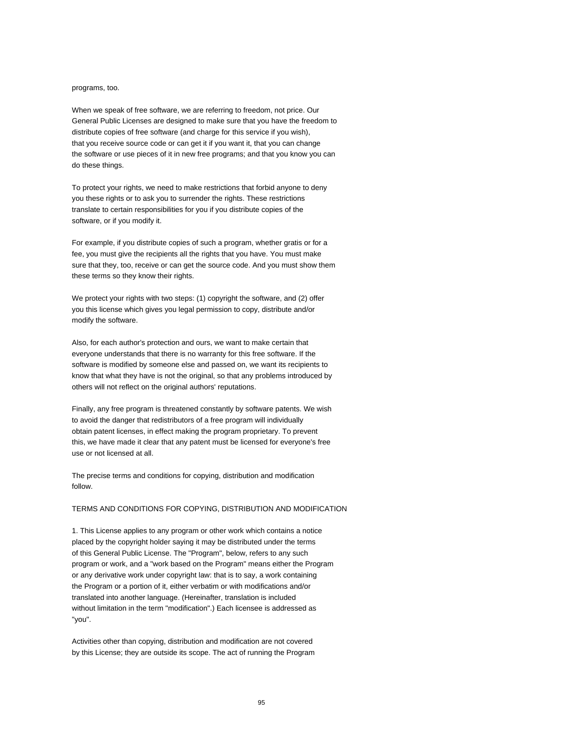programs, too.

When we speak of free software, we are referring to freedom, not price. Our General Public Licenses are designed to make sure that you have the freedom to distribute copies of free software (and charge for this service if you wish), that you receive source code or can get it if you want it, that you can change the software or use pieces of it in new free programs; and that you know you can do these things.

To protect your rights, we need to make restrictions that forbid anyone to deny you these rights or to ask you to surrender the rights. These restrictions translate to certain responsibilities for you if you distribute copies of the software, or if you modify it.

For example, if you distribute copies of such a program, whether gratis or for a fee, you must give the recipients all the rights that you have. You must make sure that they, too, receive or can get the source code. And you must show them these terms so they know their rights.

We protect your rights with two steps: (1) copyright the software, and (2) offer you this license which gives you legal permission to copy, distribute and/or modify the software.

Also, for each author's protection and ours, we want to make certain that everyone understands that there is no warranty for this free software. If the software is modified by someone else and passed on, we want its recipients to know that what they have is not the original, so that any problems introduced by others will not reflect on the original authors' reputations.

Finally, any free program is threatened constantly by software patents. We wish to avoid the danger that redistributors of a free program will individually obtain patent licenses, in effect making the program proprietary. To prevent this, we have made it clear that any patent must be licensed for everyone's free use or not licensed at all.

The precise terms and conditions for copying, distribution and modification follow.

TERMS AND CONDITIONS FOR COPYING, DISTRIBUTION AND MODIFICATION

1. This License applies to any program or other work which contains a notice placed by the copyright holder saying it may be distributed under the terms of this General Public License. The "Program", below, refers to any such program or work, and a "work based on the Program" means either the Program or any derivative work under copyright law: that is to say, a work containing the Program or a portion of it, either verbatim or with modifications and/or translated into another language. (Hereinafter, translation is included without limitation in the term "modification".) Each licensee is addressed as "you".

Activities other than copying, distribution and modification are not covered by this License; they are outside its scope. The act of running the Program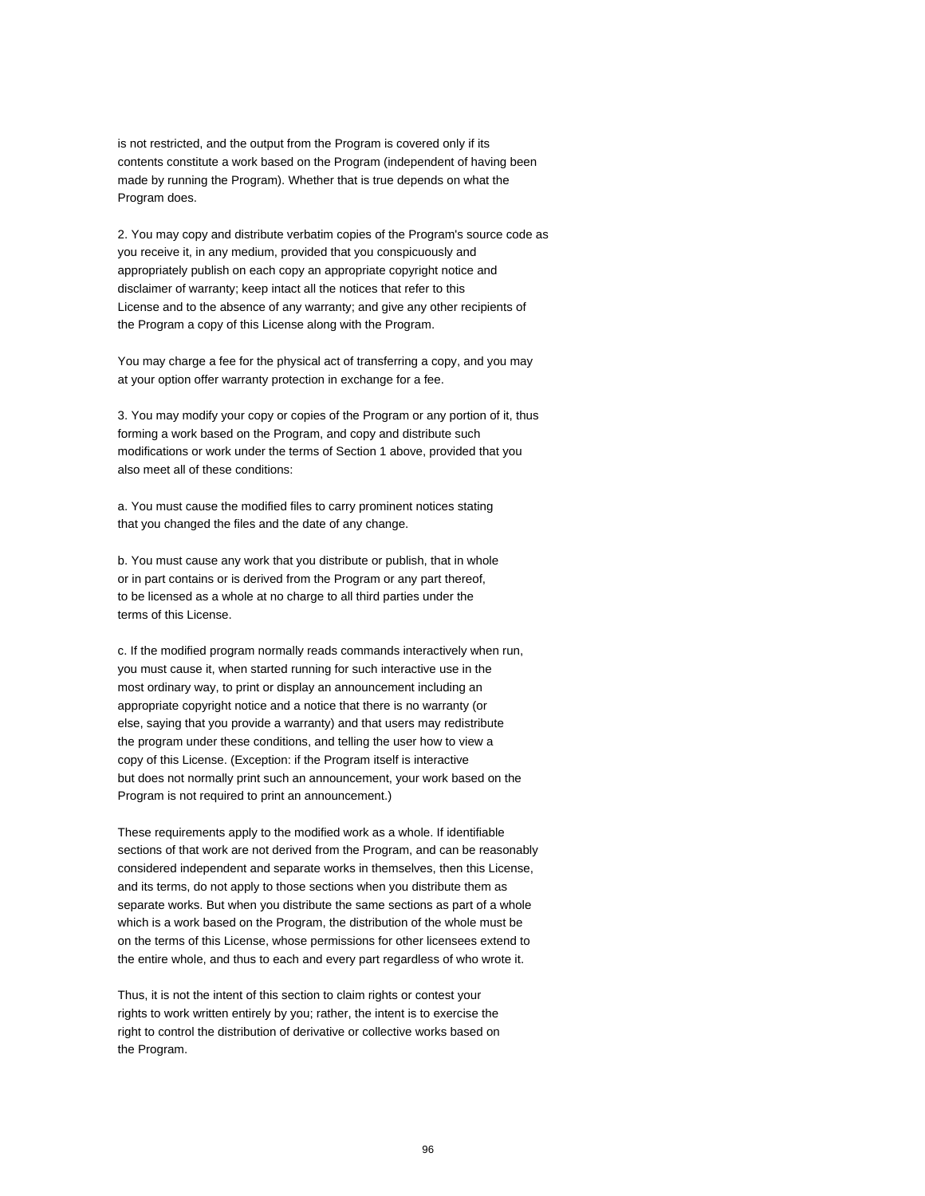is not restricted, and the output from the Program is covered only if its contents constitute a work based on the Program (independent of having been made by running the Program). Whether that is true depends on what the Program does.

2. You may copy and distribute verbatim copies of the Program's source code as you receive it, in any medium, provided that you conspicuously and appropriately publish on each copy an appropriate copyright notice and disclaimer of warranty; keep intact all the notices that refer to this License and to the absence of any warranty; and give any other recipients of the Program a copy of this License along with the Program.

You may charge a fee for the physical act of transferring a copy, and you may at your option offer warranty protection in exchange for a fee.

3. You may modify your copy or copies of the Program or any portion of it, thus forming a work based on the Program, and copy and distribute such modifications or work under the terms of Section 1 above, provided that you also meet all of these conditions:

a. You must cause the modified files to carry prominent notices stating that you changed the files and the date of any change.

b. You must cause any work that you distribute or publish, that in whole or in part contains or is derived from the Program or any part thereof, to be licensed as a whole at no charge to all third parties under the terms of this License.

c. If the modified program normally reads commands interactively when run, you must cause it, when started running for such interactive use in the most ordinary way, to print or display an announcement including an appropriate copyright notice and a notice that there is no warranty (or else, saying that you provide a warranty) and that users may redistribute the program under these conditions, and telling the user how to view a copy of this License. (Exception: if the Program itself is interactive but does not normally print such an announcement, your work based on the Program is not required to print an announcement.)

These requirements apply to the modified work as a whole. If identifiable sections of that work are not derived from the Program, and can be reasonably considered independent and separate works in themselves, then this License, and its terms, do not apply to those sections when you distribute them as separate works. But when you distribute the same sections as part of a whole which is a work based on the Program, the distribution of the whole must be on the terms of this License, whose permissions for other licensees extend to the entire whole, and thus to each and every part regardless of who wrote it.

Thus, it is not the intent of this section to claim rights or contest your rights to work written entirely by you; rather, the intent is to exercise the right to control the distribution of derivative or collective works based on the Program.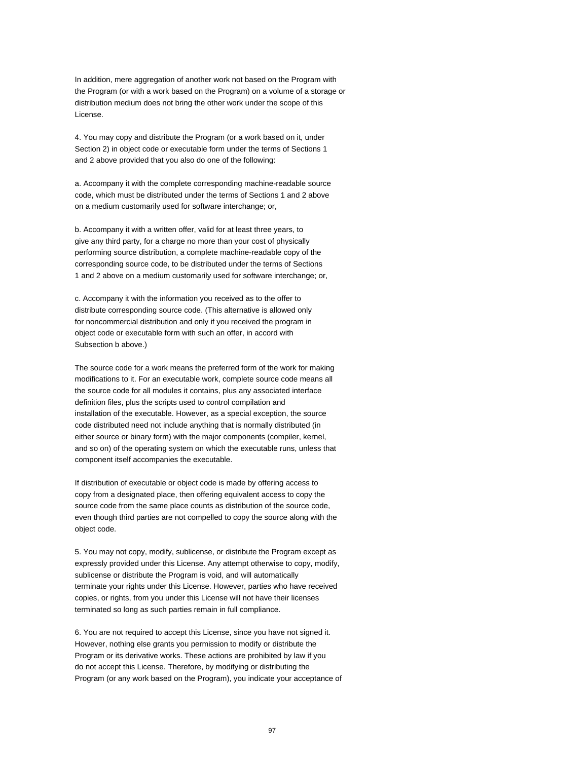In addition, mere aggregation of another work not based on the Program with the Program (or with a work based on the Program) on a volume of a storage or distribution medium does not bring the other work under the scope of this License.

4. You may copy and distribute the Program (or a work based on it, under Section 2) in object code or executable form under the terms of Sections 1 and 2 above provided that you also do one of the following:

a. Accompany it with the complete corresponding machine-readable source code, which must be distributed under the terms of Sections 1 and 2 above on a medium customarily used for software interchange; or,

b. Accompany it with a written offer, valid for at least three years, to give any third party, for a charge no more than your cost of physically performing source distribution, a complete machine-readable copy of the corresponding source code, to be distributed under the terms of Sections 1 and 2 above on a medium customarily used for software interchange; or,

c. Accompany it with the information you received as to the offer to distribute corresponding source code. (This alternative is allowed only for noncommercial distribution and only if you received the program in object code or executable form with such an offer, in accord with Subsection b above.)

The source code for a work means the preferred form of the work for making modifications to it. For an executable work, complete source code means all the source code for all modules it contains, plus any associated interface definition files, plus the scripts used to control compilation and installation of the executable. However, as a special exception, the source code distributed need not include anything that is normally distributed (in either source or binary form) with the major components (compiler, kernel, and so on) of the operating system on which the executable runs, unless that component itself accompanies the executable.

If distribution of executable or object code is made by offering access to copy from a designated place, then offering equivalent access to copy the source code from the same place counts as distribution of the source code, even though third parties are not compelled to copy the source along with the object code.

5. You may not copy, modify, sublicense, or distribute the Program except as expressly provided under this License. Any attempt otherwise to copy, modify, sublicense or distribute the Program is void, and will automatically terminate your rights under this License. However, parties who have received copies, or rights, from you under this License will not have their licenses terminated so long as such parties remain in full compliance.

6. You are not required to accept this License, since you have not signed it. However, nothing else grants you permission to modify or distribute the Program or its derivative works. These actions are prohibited by law if you do not accept this License. Therefore, by modifying or distributing the Program (or any work based on the Program), you indicate your acceptance of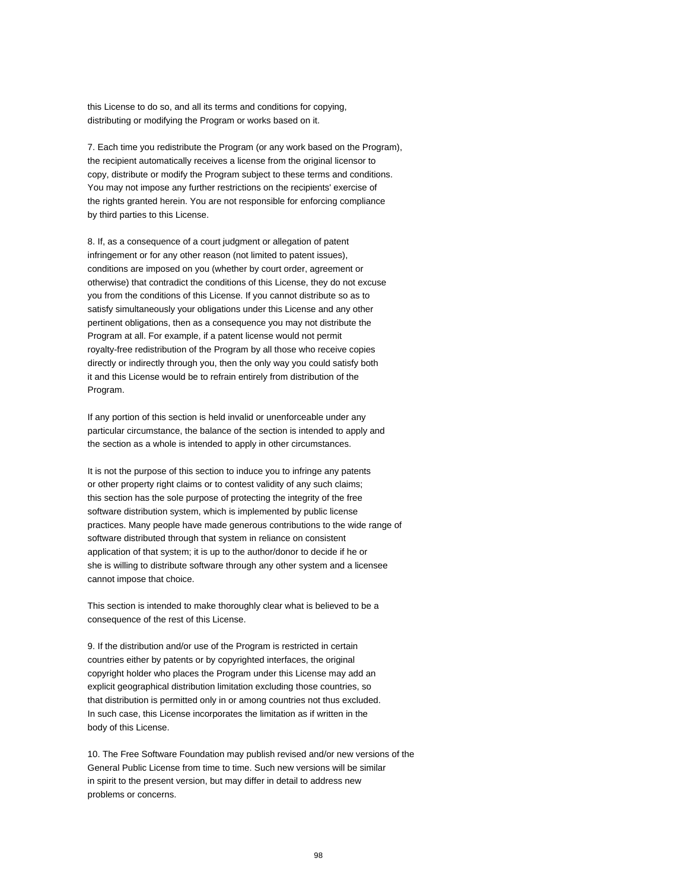this License to do so, and all its terms and conditions for copying,
distributing or modifying the Program or works based on it.

7. Each time you redistribute the Program (or any work based on the Program),
the recipient automatically receives a license from the original licensor to
copy, distribute or modify the Program subject to these terms and conditions.
You may not impose any further restrictions on the recipients' exercise of
the rights granted herein. You are not responsible for enforcing compliance
by third parties to this License.

8. If, as a consequence of a court judgment or allegation of patent
infringement or for any other reason (not limited to patent issues),
conditions are imposed on you (whether by court order, agreement or
otherwise) that contradict the conditions of this License, they do not excuse
you from the conditions of this License. If you cannot distribute so as to
satisfy simultaneously your obligations under this License and any other
pertinent obligations, then as a consequence you may not distribute the
Program at all. For example, if a patent license would not permit
royalty-free redistribution of the Program by all those who receive copies
directly or indirectly through you, then the only way you could satisfy both
it and this License would be to refrain entirely from distribution of the
Program.

If any portion of this section is held invalid or unenforceable under any
particular circumstance, the balance of the section is intended to apply and
the section as a whole is intended to apply in other circumstances.

It is not the purpose of this section to induce you to infringe any patents
or other property right claims or to contest validity of any such claims;
this section has the sole purpose of protecting the integrity of the free
software distribution system, which is implemented by public license
practices. Many people have made generous contributions to the wide range of
software distributed through that system in reliance on consistent
application of that system; it is up to the author/donor to decide if he or
she is willing to distribute software through any other system and a licensee
cannot impose that choice.

This section is intended to make thoroughly clear what is believed to be a
consequence of the rest of this License.

9. If the distribution and/or use of the Program is restricted in certain
countries either by patents or by copyrighted interfaces, the original
copyright holder who places the Program under this License may add an
explicit geographical distribution limitation excluding those countries, so
that distribution is permitted only in or among countries not thus excluded.
In such case, this License incorporates the limitation as if written in the
body of this License.

10. The Free Software Foundation may publish revised and/or new versions of the
General Public License from time to time. Such new versions will be similar
in spirit to the present version, but may differ in detail to address new
problems or concerns.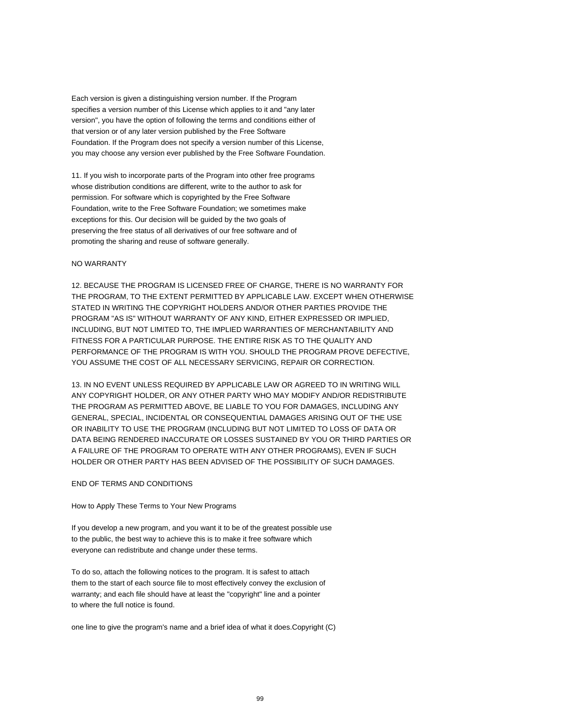Each version is given a distinguishing version number. If the Program specifies a version number of this License which applies to it and "any later version", you have the option of following the terms and conditions either of that version or of any later version published by the Free Software Foundation. If the Program does not specify a version number of this License, you may choose any version ever published by the Free Software Foundation.

11. If you wish to incorporate parts of the Program into other free programs whose distribution conditions are different, write to the author to ask for permission. For software which is copyrighted by the Free Software Foundation, write to the Free Software Foundation; we sometimes make exceptions for this. Our decision will be guided by the two goals of preserving the free status of all derivatives of our free software and of promoting the sharing and reuse of software generally.

NO WARRANTY

12. BECAUSE THE PROGRAM IS LICENSED FREE OF CHARGE, THERE IS NO WARRANTY FOR THE PROGRAM, TO THE EXTENT PERMITTED BY APPLICABLE LAW. EXCEPT WHEN OTHERWISE STATED IN WRITING THE COPYRIGHT HOLDERS AND/OR OTHER PARTIES PROVIDE THE PROGRAM "AS IS" WITHOUT WARRANTY OF ANY KIND, EITHER EXPRESSED OR IMPLIED, INCLUDING, BUT NOT LIMITED TO, THE IMPLIED WARRANTIES OF MERCHANTABILITY AND FITNESS FOR A PARTICULAR PURPOSE. THE ENTIRE RISK AS TO THE QUALITY AND PERFORMANCE OF THE PROGRAM IS WITH YOU. SHOULD THE PROGRAM PROVE DEFECTIVE, YOU ASSUME THE COST OF ALL NECESSARY SERVICING, REPAIR OR CORRECTION.

13. IN NO EVENT UNLESS REQUIRED BY APPLICABLE LAW OR AGREED TO IN WRITING WILL ANY COPYRIGHT HOLDER, OR ANY OTHER PARTY WHO MAY MODIFY AND/OR REDISTRIBUTE THE PROGRAM AS PERMITTED ABOVE, BE LIABLE TO YOU FOR DAMAGES, INCLUDING ANY GENERAL, SPECIAL, INCIDENTAL OR CONSEQUENTIAL DAMAGES ARISING OUT OF THE USE OR INABILITY TO USE THE PROGRAM (INCLUDING BUT NOT LIMITED TO LOSS OF DATA OR DATA BEING RENDERED INACCURATE OR LOSSES SUSTAINED BY YOU OR THIRD PARTIES OR A FAILURE OF THE PROGRAM TO OPERATE WITH ANY OTHER PROGRAMS), EVEN IF SUCH HOLDER OR OTHER PARTY HAS BEEN ADVISED OF THE POSSIBILITY OF SUCH DAMAGES.

END OF TERMS AND CONDITIONS

How to Apply These Terms to Your New Programs

If you develop a new program, and you want it to be of the greatest possible use to the public, the best way to achieve this is to make it free software which everyone can redistribute and change under these terms.

To do so, attach the following notices to the program. It is safest to attach them to the start of each source file to most effectively convey the exclusion of warranty; and each file should have at least the "copyright" line and a pointer to where the full notice is found.

one line to give the program's name and a brief idea of what it does.Copyright (C)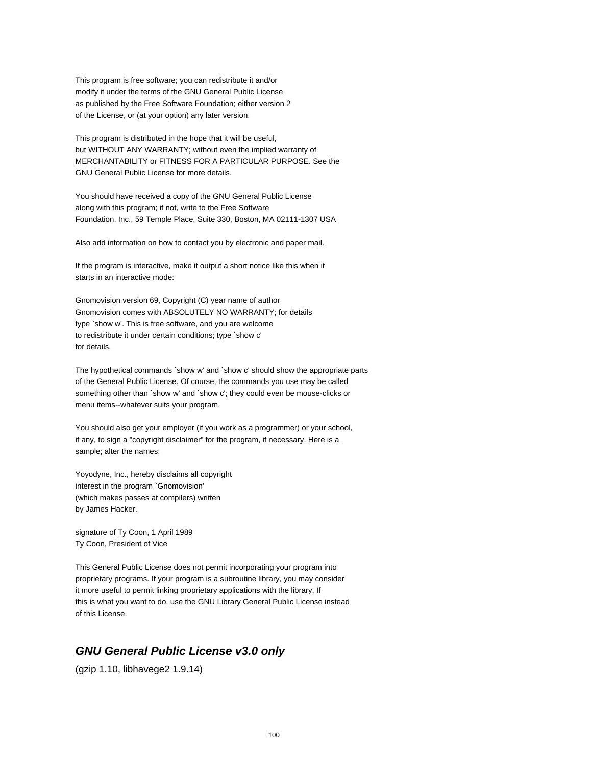This program is free software; you can redistribute it and/or
modify it under the terms of the GNU General Public License
as published by the Free Software Foundation; either version 2
of the License, or (at your option) any later version.

This program is distributed in the hope that it will be useful,
but WITHOUT ANY WARRANTY; without even the implied warranty of
MERCHANTABILITY or FITNESS FOR A PARTICULAR PURPOSE. See the
GNU General Public License for more details.

You should have received a copy of the GNU General Public License
along with this program; if not, write to the Free Software
Foundation, Inc., 59 Temple Place, Suite 330, Boston, MA 02111-1307 USA

Also add information on how to contact you by electronic and paper mail.

If the program is interactive, make it output a short notice like this when it
starts in an interactive mode:

Gnomovision version 69, Copyright (C) year name of author
Gnomovision comes with ABSOLUTELY NO WARRANTY; for details
type `show w'. This is free software, and you are welcome
to redistribute it under certain conditions; type `show c'
for details.

The hypothetical commands `show w' and `show c' should show the appropriate parts
of the General Public License. Of course, the commands you use may be called
something other than `show w' and `show c'; they could even be mouse-clicks or
menu items--whatever suits your program.

You should also get your employer (if you work as a programmer) or your school,
if any, to sign a "copyright disclaimer" for the program, if necessary. Here is a
sample; alter the names:

Yoyodyne, Inc., hereby disclaims all copyright
interest in the program `Gnomovision'
(which makes passes at compilers) written
by James Hacker.

signature of Ty Coon, 1 April 1989
Ty Coon, President of Vice

This General Public License does not permit incorporating your program into
proprietary programs. If your program is a subroutine library, you may consider
it more useful to permit linking proprietary applications with the library. If
this is what you want to do, use the GNU Library General Public License instead
of this License.

## *GNU General Public License v3.0 only*

(gzip 1.10, libhavege2 1.9.14)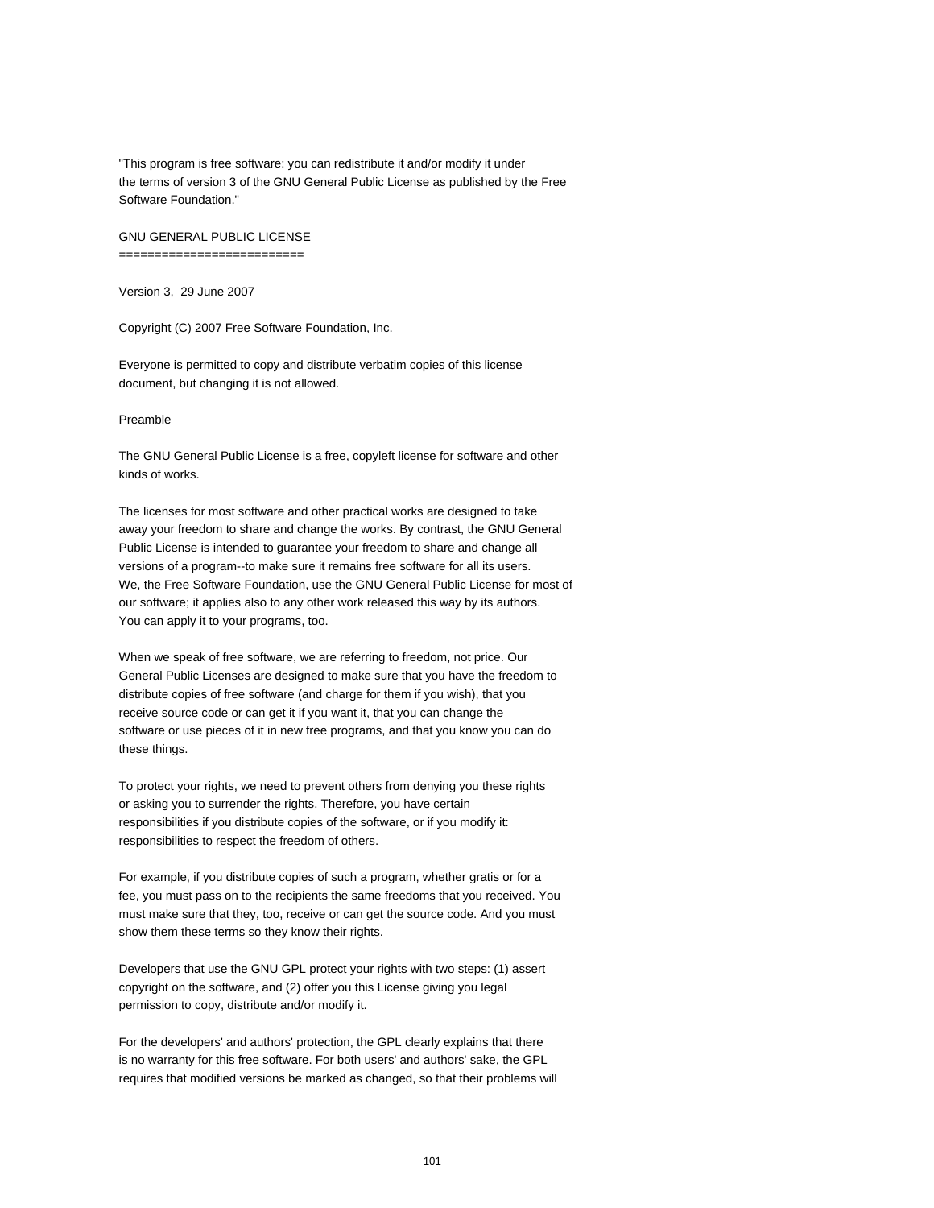"This program is free software: you can redistribute it and/or modify it under the terms of version 3 of the GNU General Public License as published by the Free Software Foundation."

# GNU GENERAL PUBLIC LICENSE

Version 3, 29 June 2007

Copyright (C) 2007 Free Software Foundation, Inc.

Everyone is permitted to copy and distribute verbatim copies of this license document, but changing it is not allowed.

Preamble

The GNU General Public License is a free, copyleft license for software and other kinds of works.

The licenses for most software and other practical works are designed to take away your freedom to share and change the works. By contrast, the GNU General Public License is intended to guarantee your freedom to share and change all versions of a program--to make sure it remains free software for all its users. We, the Free Software Foundation, use the GNU General Public License for most of our software; it applies also to any other work released this way by its authors. You can apply it to your programs, too.

When we speak of free software, we are referring to freedom, not price. Our General Public Licenses are designed to make sure that you have the freedom to distribute copies of free software (and charge for them if you wish), that you receive source code or can get it if you want it, that you can change the software or use pieces of it in new free programs, and that you know you can do these things.

To protect your rights, we need to prevent others from denying you these rights or asking you to surrender the rights. Therefore, you have certain responsibilities if you distribute copies of the software, or if you modify it: responsibilities to respect the freedom of others.

For example, if you distribute copies of such a program, whether gratis or for a fee, you must pass on to the recipients the same freedoms that you received. You must make sure that they, too, receive or can get the source code. And you must show them these terms so they know their rights.

Developers that use the GNU GPL protect your rights with two steps: (1) assert copyright on the software, and (2) offer you this License giving you legal permission to copy, distribute and/or modify it.

For the developers' and authors' protection, the GPL clearly explains that there is no warranty for this free software. For both users' and authors' sake, the GPL requires that modified versions be marked as changed, so that their problems will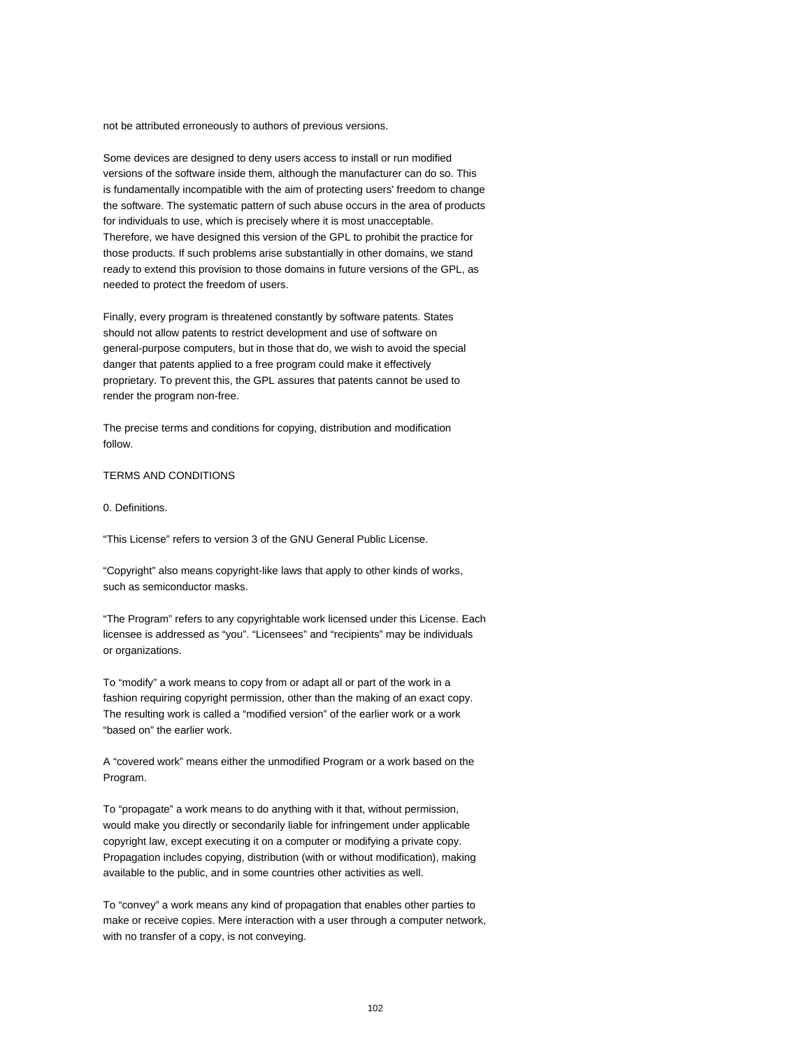not be attributed erroneously to authors of previous versions.

Some devices are designed to deny users access to install or run modified versions of the software inside them, although the manufacturer can do so. This is fundamentally incompatible with the aim of protecting users' freedom to change the software. The systematic pattern of such abuse occurs in the area of products for individuals to use, which is precisely where it is most unacceptable. Therefore, we have designed this version of the GPL to prohibit the practice for those products. If such problems arise substantially in other domains, we stand ready to extend this provision to those domains in future versions of the GPL, as needed to protect the freedom of users.

Finally, every program is threatened constantly by software patents. States should not allow patents to restrict development and use of software on general-purpose computers, but in those that do, we wish to avoid the special danger that patents applied to a free program could make it effectively proprietary. To prevent this, the GPL assures that patents cannot be used to render the program non-free.

The precise terms and conditions for copying, distribution and modification follow.

TERMS AND CONDITIONS

0. Definitions.

“This License” refers to version 3 of the GNU General Public License.

“Copyright” also means copyright-like laws that apply to other kinds of works, such as semiconductor masks.

“The Program” refers to any copyrightable work licensed under this License. Each licensee is addressed as “you”. “Licensees” and “recipients” may be individuals or organizations.

To “modify” a work means to copy from or adapt all or part of the work in a fashion requiring copyright permission, other than the making of an exact copy. The resulting work is called a “modified version” of the earlier work or a work “based on” the earlier work.

A “covered work” means either the unmodified Program or a work based on the Program.

To “propagate” a work means to do anything with it that, without permission, would make you directly or secondarily liable for infringement under applicable copyright law, except executing it on a computer or modifying a private copy. Propagation includes copying, distribution (with or without modification), making available to the public, and in some countries other activities as well.

To “convey” a work means any kind of propagation that enables other parties to make or receive copies. Mere interaction with a user through a computer network, with no transfer of a copy, is not conveying.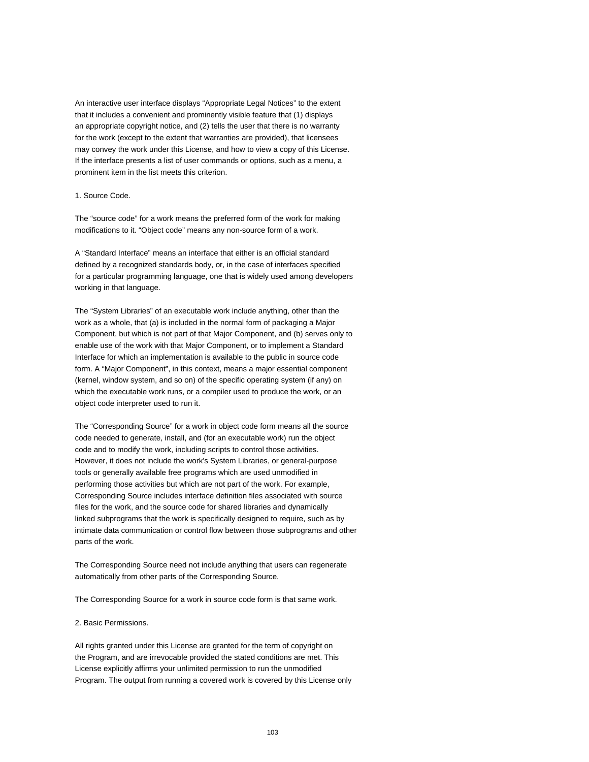An interactive user interface displays “Appropriate Legal Notices” to the extent that it includes a convenient and prominently visible feature that (1) displays an appropriate copyright notice, and (2) tells the user that there is no warranty for the work (except to the extent that warranties are provided), that licensees may convey the work under this License, and how to view a copy of this License. If the interface presents a list of user commands or options, such as a menu, a prominent item in the list meets this criterion.

1. Source Code.

The “source code” for a work means the preferred form of the work for making modifications to it. “Object code” means any non-source form of a work.

A “Standard Interface” means an interface that either is an official standard defined by a recognized standards body, or, in the case of interfaces specified for a particular programming language, one that is widely used among developers working in that language.

The “System Libraries” of an executable work include anything, other than the work as a whole, that (a) is included in the normal form of packaging a Major Component, but which is not part of that Major Component, and (b) serves only to enable use of the work with that Major Component, or to implement a Standard Interface for which an implementation is available to the public in source code form. A “Major Component”, in this context, means a major essential component (kernel, window system, and so on) of the specific operating system (if any) on which the executable work runs, or a compiler used to produce the work, or an object code interpreter used to run it.

The “Corresponding Source” for a work in object code form means all the source code needed to generate, install, and (for an executable work) run the object code and to modify the work, including scripts to control those activities. However, it does not include the work's System Libraries, or general-purpose tools or generally available free programs which are used unmodified in performing those activities but which are not part of the work. For example, Corresponding Source includes interface definition files associated with source files for the work, and the source code for shared libraries and dynamically linked subprograms that the work is specifically designed to require, such as by intimate data communication or control flow between those subprograms and other parts of the work.

The Corresponding Source need not include anything that users can regenerate automatically from other parts of the Corresponding Source.

The Corresponding Source for a work in source code form is that same work.

2. Basic Permissions.

All rights granted under this License are granted for the term of copyright on the Program, and are irrevocable provided the stated conditions are met. This License explicitly affirms your unlimited permission to run the unmodified Program. The output from running a covered work is covered by this License only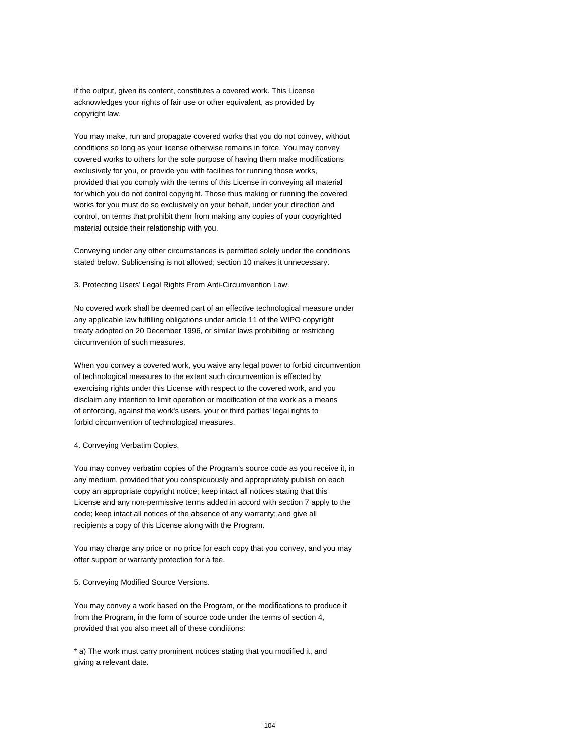if the output, given its content, constitutes a covered work. This License acknowledges your rights of fair use or other equivalent, as provided by copyright law.

You may make, run and propagate covered works that you do not convey, without conditions so long as your license otherwise remains in force. You may convey covered works to others for the sole purpose of having them make modifications exclusively for you, or provide you with facilities for running those works, provided that you comply with the terms of this License in conveying all material for which you do not control copyright. Those thus making or running the covered works for you must do so exclusively on your behalf, under your direction and control, on terms that prohibit them from making any copies of your copyrighted material outside their relationship with you.

Conveying under any other circumstances is permitted solely under the conditions stated below. Sublicensing is not allowed; section 10 makes it unnecessary.

3. Protecting Users' Legal Rights From Anti-Circumvention Law.

No covered work shall be deemed part of an effective technological measure under any applicable law fulfilling obligations under article 11 of the WIPO copyright treaty adopted on 20 December 1996, or similar laws prohibiting or restricting circumvention of such measures.

When you convey a covered work, you waive any legal power to forbid circumvention of technological measures to the extent such circumvention is effected by exercising rights under this License with respect to the covered work, and you disclaim any intention to limit operation or modification of the work as a means of enforcing, against the work's users, your or third parties' legal rights to forbid circumvention of technological measures.

4. Conveying Verbatim Copies.

You may convey verbatim copies of the Program's source code as you receive it, in any medium, provided that you conspicuously and appropriately publish on each copy an appropriate copyright notice; keep intact all notices stating that this License and any non-permissive terms added in accord with section 7 apply to the code; keep intact all notices of the absence of any warranty; and give all recipients a copy of this License along with the Program.

You may charge any price or no price for each copy that you convey, and you may offer support or warranty protection for a fee.

5. Conveying Modified Source Versions.

You may convey a work based on the Program, or the modifications to produce it from the Program, in the form of source code under the terms of section 4, provided that you also meet all of these conditions:

* a) The work must carry prominent notices stating that you modified it, and giving a relevant date.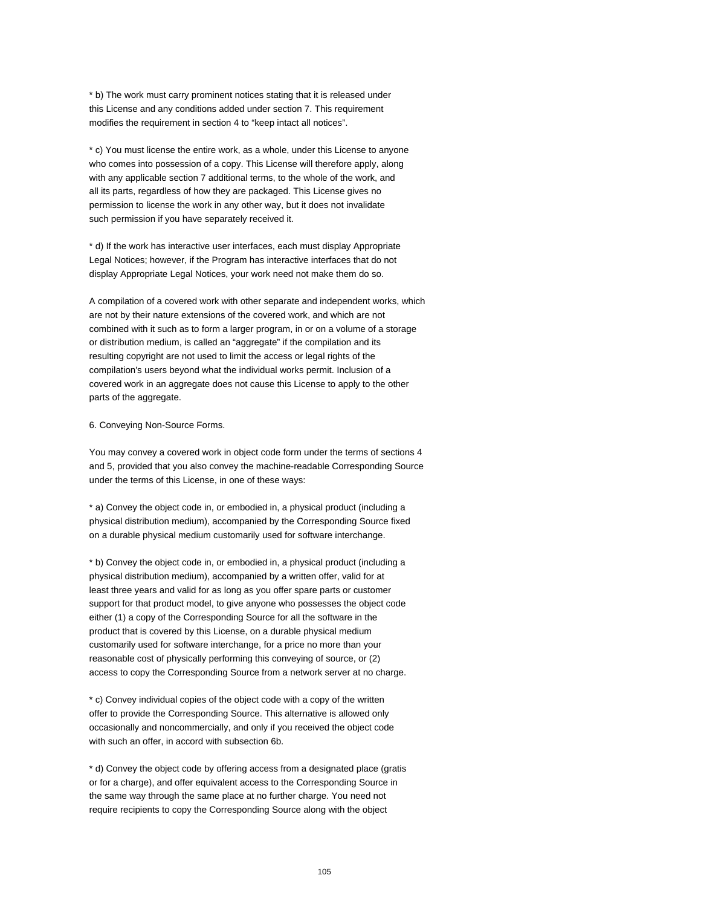* b) The work must carry prominent notices stating that it is released under this License and any conditions added under section 7. This requirement modifies the requirement in section 4 to “keep intact all notices”.

* c) You must license the entire work, as a whole, under this License to anyone who comes into possession of a copy. This License will therefore apply, along with any applicable section 7 additional terms, to the whole of the work, and all its parts, regardless of how they are packaged. This License gives no permission to license the work in any other way, but it does not invalidate such permission if you have separately received it.

* d) If the work has interactive user interfaces, each must display Appropriate Legal Notices; however, if the Program has interactive interfaces that do not display Appropriate Legal Notices, your work need not make them do so.

A compilation of a covered work with other separate and independent works, which are not by their nature extensions of the covered work, and which are not combined with it such as to form a larger program, in or on a volume of a storage or distribution medium, is called an “aggregate” if the compilation and its resulting copyright are not used to limit the access or legal rights of the compilation's users beyond what the individual works permit. Inclusion of a covered work in an aggregate does not cause this License to apply to the other parts of the aggregate.

6. Conveying Non-Source Forms.

You may convey a covered work in object code form under the terms of sections 4 and 5, provided that you also convey the machine-readable Corresponding Source under the terms of this License, in one of these ways:

* a) Convey the object code in, or embodied in, a physical product (including a physical distribution medium), accompanied by the Corresponding Source fixed on a durable physical medium customarily used for software interchange.

* b) Convey the object code in, or embodied in, a physical product (including a physical distribution medium), accompanied by a written offer, valid for at least three years and valid for as long as you offer spare parts or customer support for that product model, to give anyone who possesses the object code either (1) a copy of the Corresponding Source for all the software in the product that is covered by this License, on a durable physical medium customarily used for software interchange, for a price no more than your reasonable cost of physically performing this conveying of source, or (2) access to copy the Corresponding Source from a network server at no charge.

* c) Convey individual copies of the object code with a copy of the written offer to provide the Corresponding Source. This alternative is allowed only occasionally and noncommercially, and only if you received the object code with such an offer, in accord with subsection 6b.

* d) Convey the object code by offering access from a designated place (gratis or for a charge), and offer equivalent access to the Corresponding Source in the same way through the same place at no further charge. You need not require recipients to copy the Corresponding Source along with the object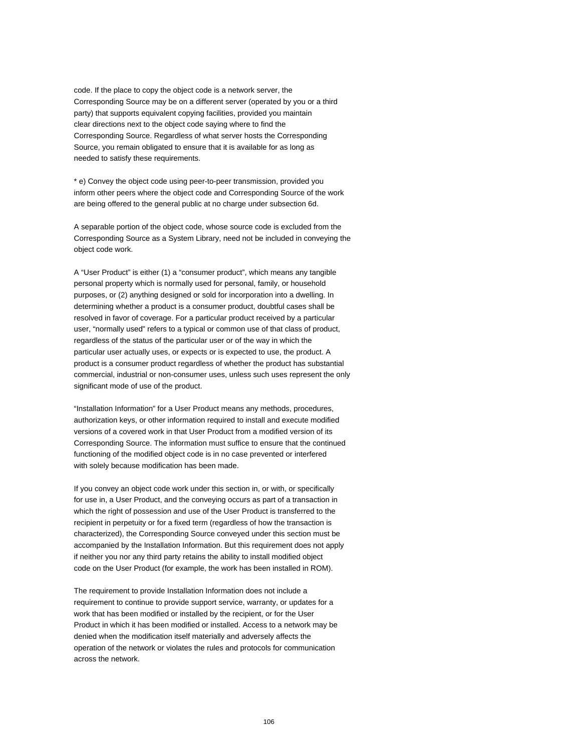code. If the place to copy the object code is a network server, the Corresponding Source may be on a different server (operated by you or a third party) that supports equivalent copying facilities, provided you maintain clear directions next to the object code saying where to find the Corresponding Source. Regardless of what server hosts the Corresponding Source, you remain obligated to ensure that it is available for as long as needed to satisfy these requirements.

* e) Convey the object code using peer-to-peer transmission, provided you inform other peers where the object code and Corresponding Source of the work are being offered to the general public at no charge under subsection 6d.

A separable portion of the object code, whose source code is excluded from the Corresponding Source as a System Library, need not be included in conveying the object code work.

A “User Product” is either (1) a “consumer product”, which means any tangible personal property which is normally used for personal, family, or household purposes, or (2) anything designed or sold for incorporation into a dwelling. In determining whether a product is a consumer product, doubtful cases shall be resolved in favor of coverage. For a particular product received by a particular user, “normally used” refers to a typical or common use of that class of product, regardless of the status of the particular user or of the way in which the particular user actually uses, or expects or is expected to use, the product. A product is a consumer product regardless of whether the product has substantial commercial, industrial or non-consumer uses, unless such uses represent the only significant mode of use of the product.

“Installation Information” for a User Product means any methods, procedures, authorization keys, or other information required to install and execute modified versions of a covered work in that User Product from a modified version of its Corresponding Source. The information must suffice to ensure that the continued functioning of the modified object code is in no case prevented or interfered with solely because modification has been made.

If you convey an object code work under this section in, or with, or specifically for use in, a User Product, and the conveying occurs as part of a transaction in which the right of possession and use of the User Product is transferred to the recipient in perpetuity or for a fixed term (regardless of how the transaction is characterized), the Corresponding Source conveyed under this section must be accompanied by the Installation Information. But this requirement does not apply if neither you nor any third party retains the ability to install modified object code on the User Product (for example, the work has been installed in ROM).

The requirement to provide Installation Information does not include a requirement to continue to provide support service, warranty, or updates for a work that has been modified or installed by the recipient, or for the User Product in which it has been modified or installed. Access to a network may be denied when the modification itself materially and adversely affects the operation of the network or violates the rules and protocols for communication across the network.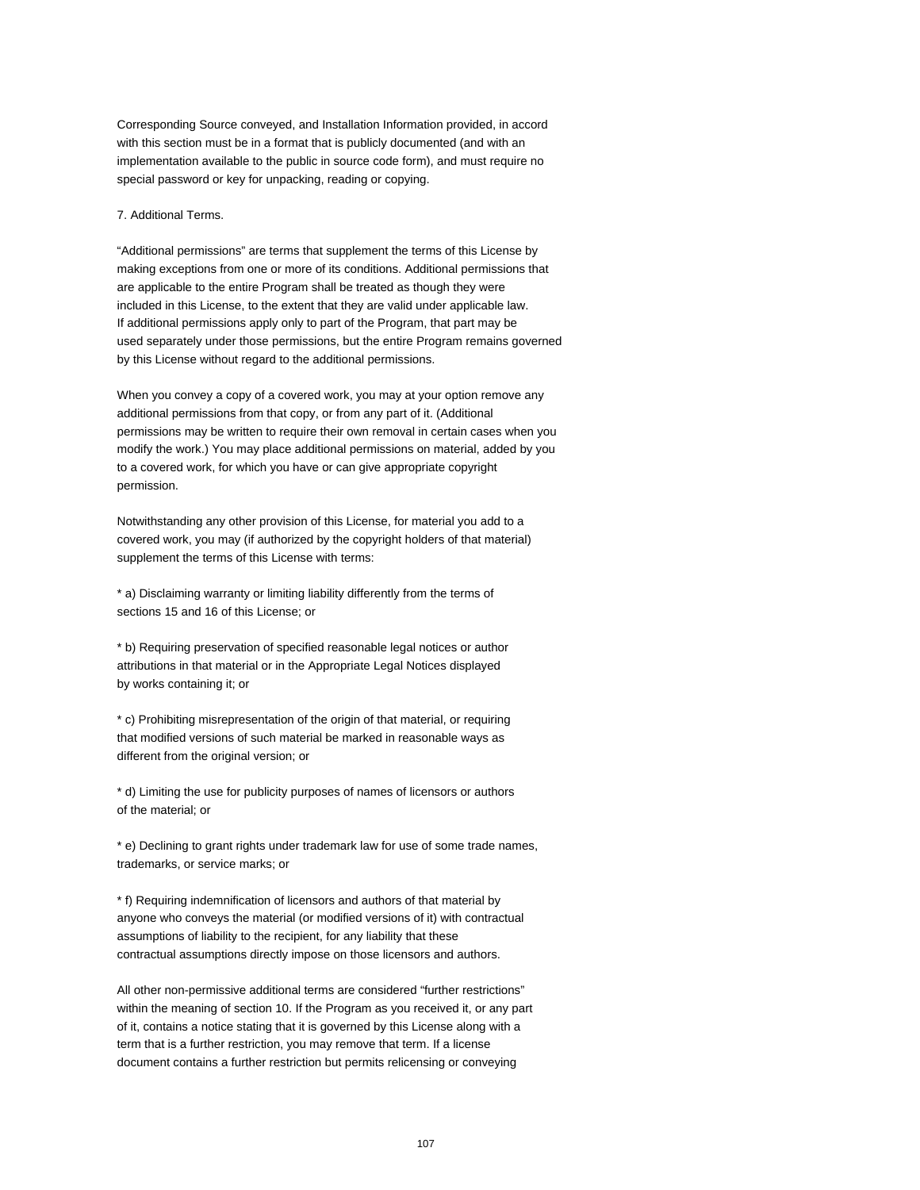Corresponding Source conveyed, and Installation Information provided, in accord with this section must be in a format that is publicly documented (and with an implementation available to the public in source code form), and must require no special password or key for unpacking, reading or copying.

7. Additional Terms.

“Additional permissions” are terms that supplement the terms of this License by making exceptions from one or more of its conditions. Additional permissions that are applicable to the entire Program shall be treated as though they were included in this License, to the extent that they are valid under applicable law. If additional permissions apply only to part of the Program, that part may be used separately under those permissions, but the entire Program remains governed by this License without regard to the additional permissions.

When you convey a copy of a covered work, you may at your option remove any additional permissions from that copy, or from any part of it. (Additional permissions may be written to require their own removal in certain cases when you modify the work.) You may place additional permissions on material, added by you to a covered work, for which you have or can give appropriate copyright permission.

Notwithstanding any other provision of this License, for material you add to a covered work, you may (if authorized by the copyright holders of that material) supplement the terms of this License with terms:

* a) Disclaiming warranty or limiting liability differently from the terms of sections 15 and 16 of this License; or

* b) Requiring preservation of specified reasonable legal notices or author attributions in that material or in the Appropriate Legal Notices displayed by works containing it; or

* c) Prohibiting misrepresentation of the origin of that material, or requiring that modified versions of such material be marked in reasonable ways as different from the original version; or

* d) Limiting the use for publicity purposes of names of licensors or authors of the material; or

* e) Declining to grant rights under trademark law for use of some trade names, trademarks, or service marks; or

* f) Requiring indemnification of licensors and authors of that material by anyone who conveys the material (or modified versions of it) with contractual assumptions of liability to the recipient, for any liability that these contractual assumptions directly impose on those licensors and authors.

All other non-permissive additional terms are considered “further restrictions” within the meaning of section 10. If the Program as you received it, or any part of it, contains a notice stating that it is governed by this License along with a term that is a further restriction, you may remove that term. If a license document contains a further restriction but permits relicensing or conveying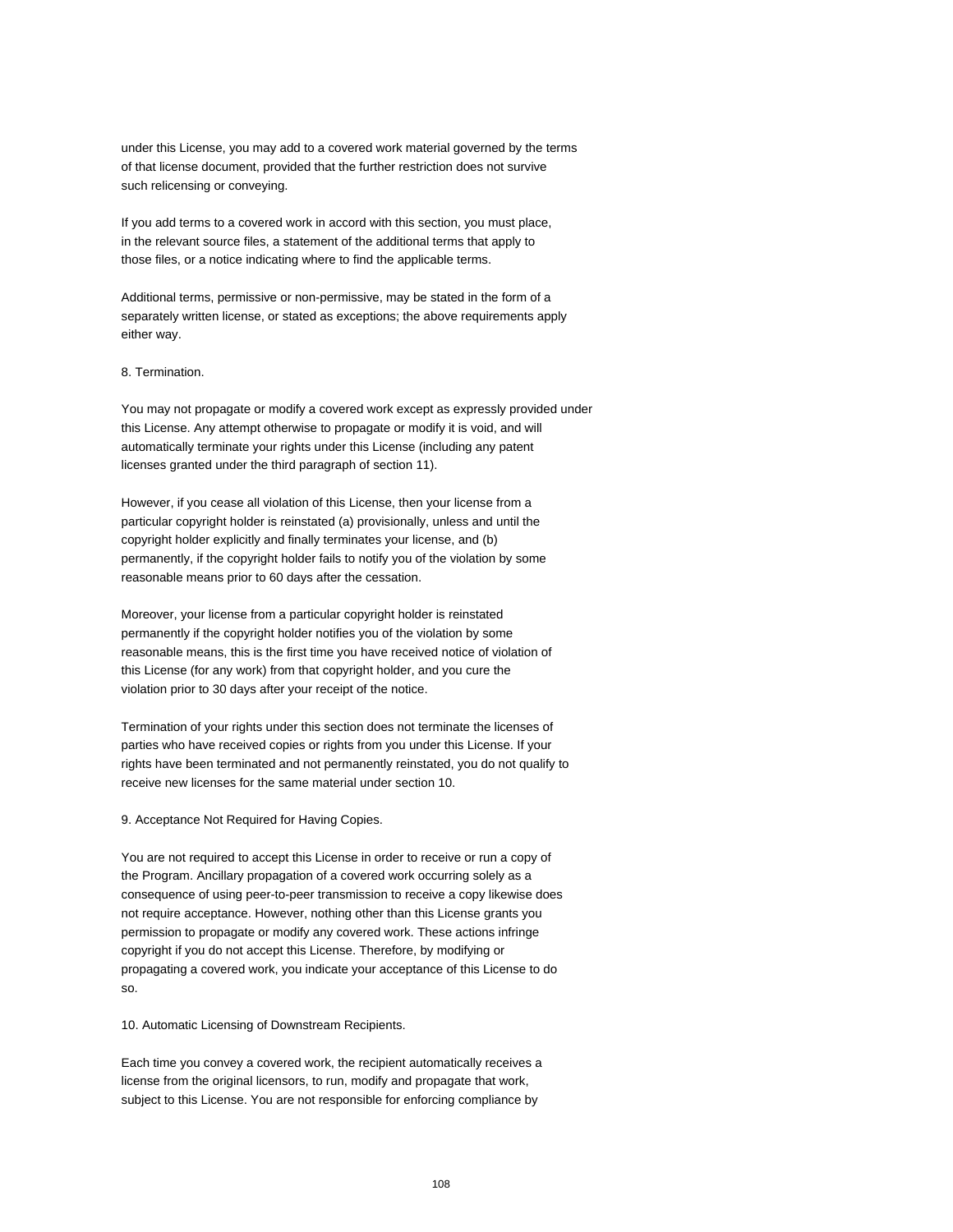under this License, you may add to a covered work material governed by the terms of that license document, provided that the further restriction does not survive such relicensing or conveying.

If you add terms to a covered work in accord with this section, you must place, in the relevant source files, a statement of the additional terms that apply to those files, or a notice indicating where to find the applicable terms.

Additional terms, permissive or non-permissive, may be stated in the form of a separately written license, or stated as exceptions; the above requirements apply either way.

8. Termination.

You may not propagate or modify a covered work except as expressly provided under this License. Any attempt otherwise to propagate or modify it is void, and will automatically terminate your rights under this License (including any patent licenses granted under the third paragraph of section 11).

However, if you cease all violation of this License, then your license from a particular copyright holder is reinstated (a) provisionally, unless and until the copyright holder explicitly and finally terminates your license, and (b) permanently, if the copyright holder fails to notify you of the violation by some reasonable means prior to 60 days after the cessation.

Moreover, your license from a particular copyright holder is reinstated permanently if the copyright holder notifies you of the violation by some reasonable means, this is the first time you have received notice of violation of this License (for any work) from that copyright holder, and you cure the violation prior to 30 days after your receipt of the notice.

Termination of your rights under this section does not terminate the licenses of parties who have received copies or rights from you under this License. If your rights have been terminated and not permanently reinstated, you do not qualify to receive new licenses for the same material under section 10.

9. Acceptance Not Required for Having Copies.

You are not required to accept this License in order to receive or run a copy of the Program. Ancillary propagation of a covered work occurring solely as a consequence of using peer-to-peer transmission to receive a copy likewise does not require acceptance. However, nothing other than this License grants you permission to propagate or modify any covered work. These actions infringe copyright if you do not accept this License. Therefore, by modifying or propagating a covered work, you indicate your acceptance of this License to do so.

10. Automatic Licensing of Downstream Recipients.

Each time you convey a covered work, the recipient automatically receives a license from the original licensors, to run, modify and propagate that work, subject to this License. You are not responsible for enforcing compliance by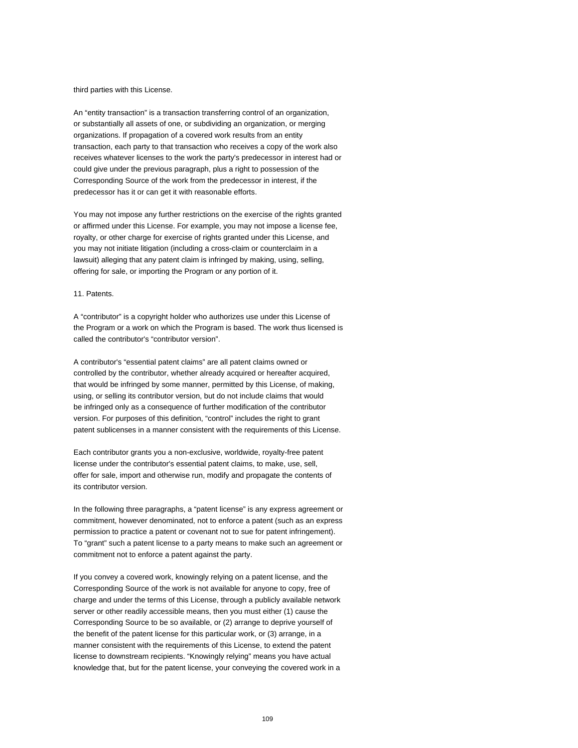third parties with this License.

An “entity transaction” is a transaction transferring control of an organization, or substantially all assets of one, or subdividing an organization, or merging organizations. If propagation of a covered work results from an entity transaction, each party to that transaction who receives a copy of the work also receives whatever licenses to the work the party's predecessor in interest had or could give under the previous paragraph, plus a right to possession of the Corresponding Source of the work from the predecessor in interest, if the predecessor has it or can get it with reasonable efforts.

You may not impose any further restrictions on the exercise of the rights granted or affirmed under this License. For example, you may not impose a license fee, royalty, or other charge for exercise of rights granted under this License, and you may not initiate litigation (including a cross-claim or counterclaim in a lawsuit) alleging that any patent claim is infringed by making, using, selling, offering for sale, or importing the Program or any portion of it.

11. Patents.

A “contributor” is a copyright holder who authorizes use under this License of the Program or a work on which the Program is based. The work thus licensed is called the contributor's “contributor version”.

A contributor's “essential patent claims” are all patent claims owned or controlled by the contributor, whether already acquired or hereafter acquired, that would be infringed by some manner, permitted by this License, of making, using, or selling its contributor version, but do not include claims that would be infringed only as a consequence of further modification of the contributor version. For purposes of this definition, “control” includes the right to grant patent sublicenses in a manner consistent with the requirements of this License.

Each contributor grants you a non-exclusive, worldwide, royalty-free patent license under the contributor's essential patent claims, to make, use, sell, offer for sale, import and otherwise run, modify and propagate the contents of its contributor version.

In the following three paragraphs, a “patent license” is any express agreement or commitment, however denominated, not to enforce a patent (such as an express permission to practice a patent or covenant not to sue for patent infringement). To “grant” such a patent license to a party means to make such an agreement or commitment not to enforce a patent against the party.

If you convey a covered work, knowingly relying on a patent license, and the Corresponding Source of the work is not available for anyone to copy, free of charge and under the terms of this License, through a publicly available network server or other readily accessible means, then you must either (1) cause the Corresponding Source to be so available, or (2) arrange to deprive yourself of the benefit of the patent license for this particular work, or (3) arrange, in a manner consistent with the requirements of this License, to extend the patent license to downstream recipients. “Knowingly relying” means you have actual knowledge that, but for the patent license, your conveying the covered work in a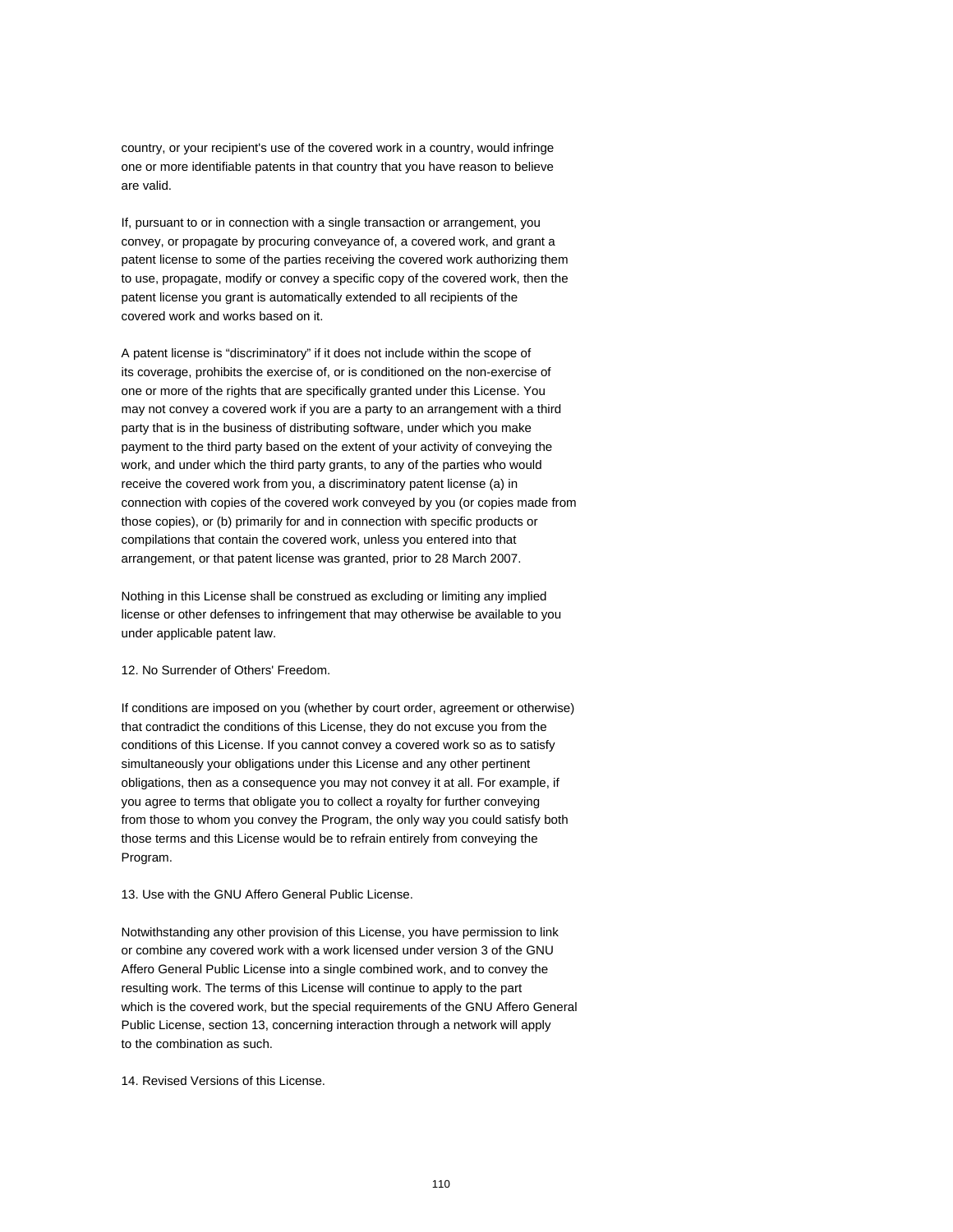country, or your recipient's use of the covered work in a country, would infringe one or more identifiable patents in that country that you have reason to believe are valid.

If, pursuant to or in connection with a single transaction or arrangement, you convey, or propagate by procuring conveyance of, a covered work, and grant a patent license to some of the parties receiving the covered work authorizing them to use, propagate, modify or convey a specific copy of the covered work, then the patent license you grant is automatically extended to all recipients of the covered work and works based on it.

A patent license is “discriminatory” if it does not include within the scope of its coverage, prohibits the exercise of, or is conditioned on the non-exercise of one or more of the rights that are specifically granted under this License. You may not convey a covered work if you are a party to an arrangement with a third party that is in the business of distributing software, under which you make payment to the third party based on the extent of your activity of conveying the work, and under which the third party grants, to any of the parties who would receive the covered work from you, a discriminatory patent license (a) in connection with copies of the covered work conveyed by you (or copies made from those copies), or (b) primarily for and in connection with specific products or compilations that contain the covered work, unless you entered into that arrangement, or that patent license was granted, prior to 28 March 2007.

Nothing in this License shall be construed as excluding or limiting any implied license or other defenses to infringement that may otherwise be available to you under applicable patent law.

12. No Surrender of Others' Freedom.

If conditions are imposed on you (whether by court order, agreement or otherwise) that contradict the conditions of this License, they do not excuse you from the conditions of this License. If you cannot convey a covered work so as to satisfy simultaneously your obligations under this License and any other pertinent obligations, then as a consequence you may not convey it at all. For example, if you agree to terms that obligate you to collect a royalty for further conveying from those to whom you convey the Program, the only way you could satisfy both those terms and this License would be to refrain entirely from conveying the Program.

13. Use with the GNU Affero General Public License.

Notwithstanding any other provision of this License, you have permission to link or combine any covered work with a work licensed under version 3 of the GNU Affero General Public License into a single combined work, and to convey the resulting work. The terms of this License will continue to apply to the part which is the covered work, but the special requirements of the GNU Affero General Public License, section 13, concerning interaction through a network will apply to the combination as such.

14. Revised Versions of this License.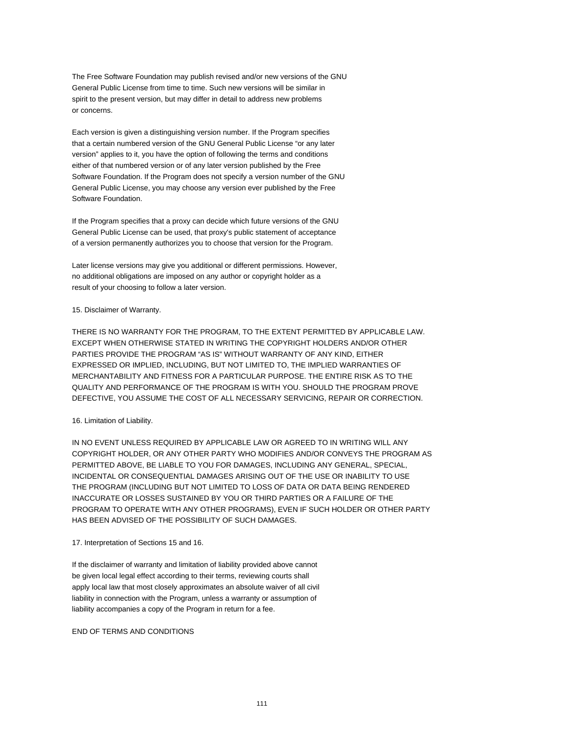The Free Software Foundation may publish revised and/or new versions of the GNU General Public License from time to time. Such new versions will be similar in spirit to the present version, but may differ in detail to address new problems or concerns.

Each version is given a distinguishing version number. If the Program specifies that a certain numbered version of the GNU General Public License "or any later version" applies to it, you have the option of following the terms and conditions either of that numbered version or of any later version published by the Free Software Foundation. If the Program does not specify a version number of the GNU General Public License, you may choose any version ever published by the Free Software Foundation.

If the Program specifies that a proxy can decide which future versions of the GNU General Public License can be used, that proxy's public statement of acceptance of a version permanently authorizes you to choose that version for the Program.

Later license versions may give you additional or different permissions. However, no additional obligations are imposed on any author or copyright holder as a result of your choosing to follow a later version.

15. Disclaimer of Warranty.

THERE IS NO WARRANTY FOR THE PROGRAM, TO THE EXTENT PERMITTED BY APPLICABLE LAW. EXCEPT WHEN OTHERWISE STATED IN WRITING THE COPYRIGHT HOLDERS AND/OR OTHER PARTIES PROVIDE THE PROGRAM "AS IS" WITHOUT WARRANTY OF ANY KIND, EITHER EXPRESSED OR IMPLIED, INCLUDING, BUT NOT LIMITED TO, THE IMPLIED WARRANTIES OF MERCHANTABILITY AND FITNESS FOR A PARTICULAR PURPOSE. THE ENTIRE RISK AS TO THE QUALITY AND PERFORMANCE OF THE PROGRAM IS WITH YOU. SHOULD THE PROGRAM PROVE DEFECTIVE, YOU ASSUME THE COST OF ALL NECESSARY SERVICING, REPAIR OR CORRECTION.

16. Limitation of Liability.

IN NO EVENT UNLESS REQUIRED BY APPLICABLE LAW OR AGREED TO IN WRITING WILL ANY COPYRIGHT HOLDER, OR ANY OTHER PARTY WHO MODIFIES AND/OR CONVEYS THE PROGRAM AS PERMITTED ABOVE, BE LIABLE TO YOU FOR DAMAGES, INCLUDING ANY GENERAL, SPECIAL, INCIDENTAL OR CONSEQUENTIAL DAMAGES ARISING OUT OF THE USE OR INABILITY TO USE THE PROGRAM (INCLUDING BUT NOT LIMITED TO LOSS OF DATA OR DATA BEING RENDERED INACCURATE OR LOSSES SUSTAINED BY YOU OR THIRD PARTIES OR A FAILURE OF THE PROGRAM TO OPERATE WITH ANY OTHER PROGRAMS), EVEN IF SUCH HOLDER OR OTHER PARTY HAS BEEN ADVISED OF THE POSSIBILITY OF SUCH DAMAGES.

17. Interpretation of Sections 15 and 16.

If the disclaimer of warranty and limitation of liability provided above cannot be given local legal effect according to their terms, reviewing courts shall apply local law that most closely approximates an absolute waiver of all civil liability in connection with the Program, unless a warranty or assumption of liability accompanies a copy of the Program in return for a fee.

END OF TERMS AND CONDITIONS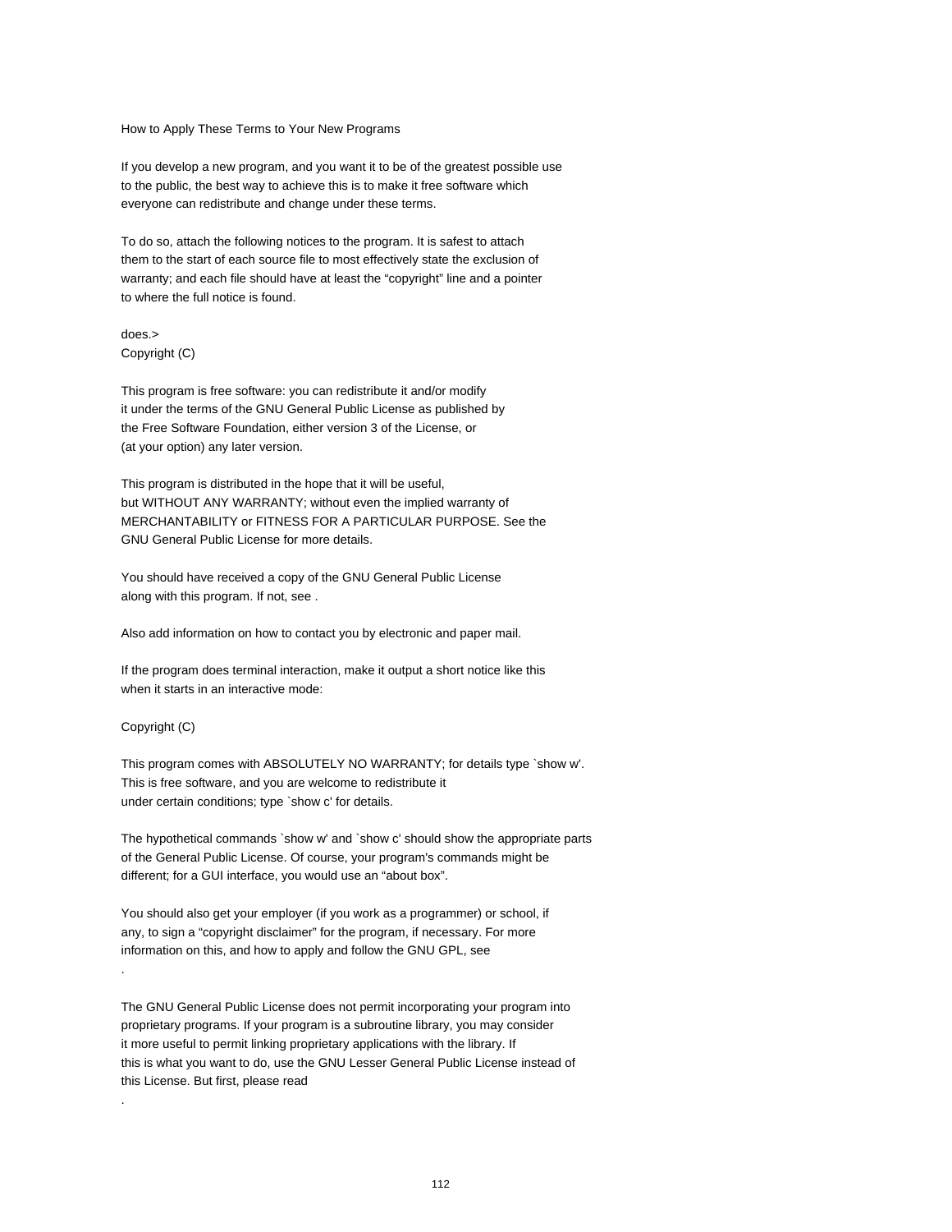How to Apply These Terms to Your New Programs

If you develop a new program, and you want it to be of the greatest possible use to the public, the best way to achieve this is to make it free software which everyone can redistribute and change under these terms.

To do so, attach the following notices to the program. It is safest to attach them to the start of each source file to most effectively state the exclusion of warranty; and each file should have at least the “copyright” line and a pointer to where the full notice is found.

does.>
Copyright (C)

This program is free software: you can redistribute it and/or modify it under the terms of the GNU General Public License as published by the Free Software Foundation, either version 3 of the License, or (at your option) any later version.

This program is distributed in the hope that it will be useful, but WITHOUT ANY WARRANTY; without even the implied warranty of MERCHANTABILITY or FITNESS FOR A PARTICULAR PURPOSE. See the GNU General Public License for more details.

You should have received a copy of the GNU General Public License along with this program. If not, see .

Also add information on how to contact you by electronic and paper mail.

If the program does terminal interaction, make it output a short notice like this when it starts in an interactive mode:

Copyright (C)

This program comes with ABSOLUTELY NO WARRANTY; for details type `show w'. This is free software, and you are welcome to redistribute it under certain conditions; type `show c' for details.

The hypothetical commands `show w' and `show c' should show the appropriate parts of the General Public License. Of course, your program's commands might be different; for a GUI interface, you would use an “about box”.

You should also get your employer (if you work as a programmer) or school, if any, to sign a “copyright disclaimer” for the program, if necessary. For more information on this, and how to apply and follow the GNU GPL, see
.

The GNU General Public License does not permit incorporating your program into proprietary programs. If your program is a subroutine library, you may consider it more useful to permit linking proprietary applications with the library. If this is what you want to do, use the GNU Lesser General Public License instead of this License. But first, please read
.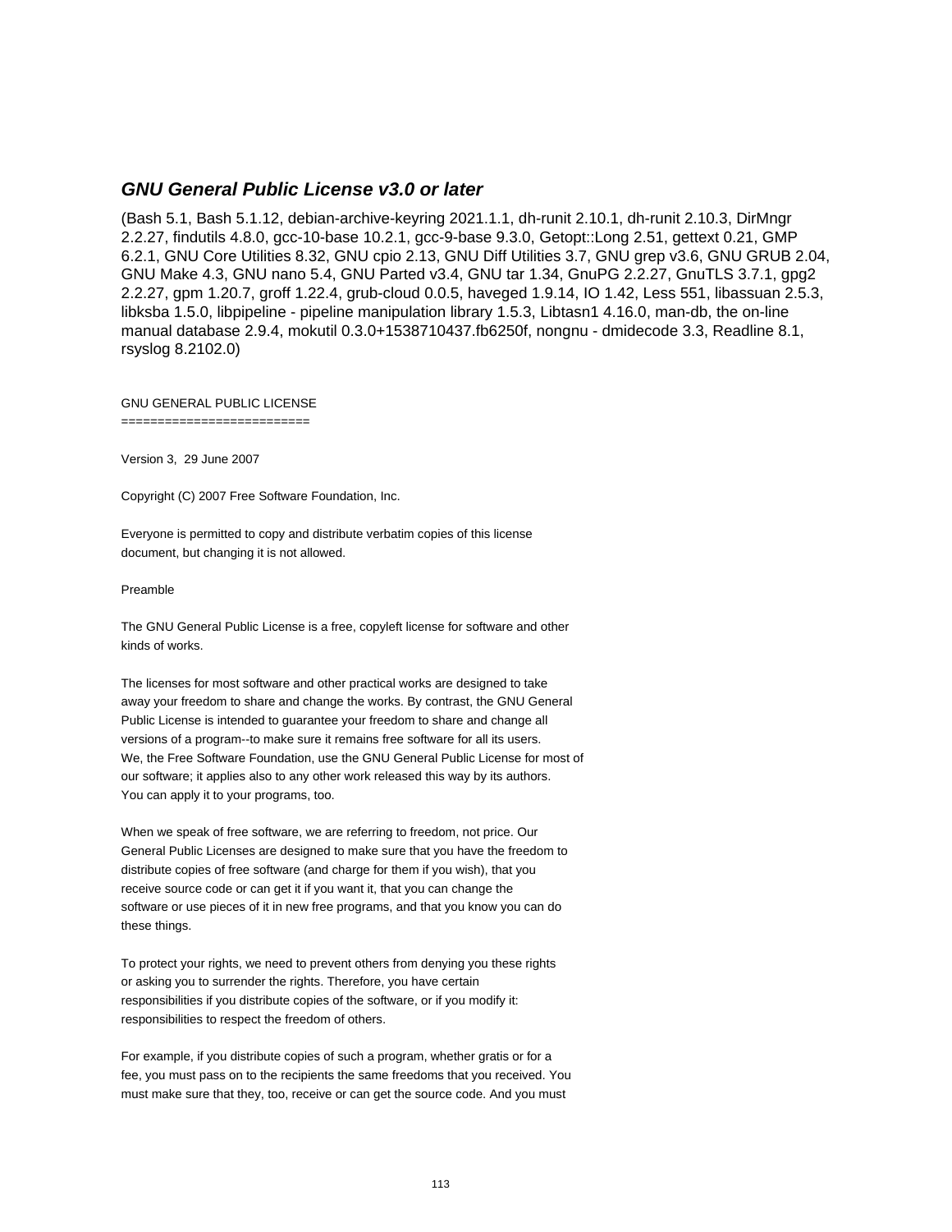## ***GNU General Public License v3.0 or later***

(Bash 5.1, Bash 5.1.12, debian-archive-keyring 2021.1.1, dh-runit 2.10.1, dh-runit 2.10.3, DirMngr 2.2.27, findutils 4.8.0, gcc-10-base 10.2.1, gcc-9-base 9.3.0, Getopt::Long 2.51, gettext 0.21, GMP 6.2.1, GNU Core Utilities 8.32, GNU cpio 2.13, GNU Diff Utilities 3.7, GNU grep v3.6, GNU GRUB 2.04, GNU Make 4.3, GNU nano 5.4, GNU Parted v3.4, GNU tar 1.34, GnuPG 2.2.27, GnuTLS 3.7.1, gpg2 2.2.27, gpm 1.20.7, groff 1.22.4, grub-cloud 0.0.5, haveged 1.9.14, IO 1.42, Less 551, libassuan 2.5.3, libksba 1.5.0, libpipeline - pipeline manipulation library 1.5.3, Libtasn1 4.16.0, man-db, the on-line manual database 2.9.4, mokutil 0.3.0+1538710437.fb6250f, nongnu - dmidecode 3.3, Readline 8.1, rsyslog 8.2102.0)

GNU GENERAL PUBLIC LICENSE
==========================

Version 3, 29 June 2007

Copyright (C) 2007 Free Software Foundation, Inc.

Everyone is permitted to copy and distribute verbatim copies of this license document, but changing it is not allowed.

Preamble

The GNU General Public License is a free, copyleft license for software and other kinds of works.

The licenses for most software and other practical works are designed to take away your freedom to share and change the works. By contrast, the GNU General Public License is intended to guarantee your freedom to share and change all versions of a program--to make sure it remains free software for all its users. We, the Free Software Foundation, use the GNU General Public License for most of our software; it applies also to any other work released this way by its authors. You can apply it to your programs, too.

When we speak of free software, we are referring to freedom, not price. Our General Public Licenses are designed to make sure that you have the freedom to distribute copies of free software (and charge for them if you wish), that you receive source code or can get it if you want it, that you can change the software or use pieces of it in new free programs, and that you know you can do these things.

To protect your rights, we need to prevent others from denying you these rights or asking you to surrender the rights. Therefore, you have certain responsibilities if you distribute copies of the software, or if you modify it: responsibilities to respect the freedom of others.

For example, if you distribute copies of such a program, whether gratis or for a fee, you must pass on to the recipients the same freedoms that you received. You must make sure that they, too, receive or can get the source code. And you must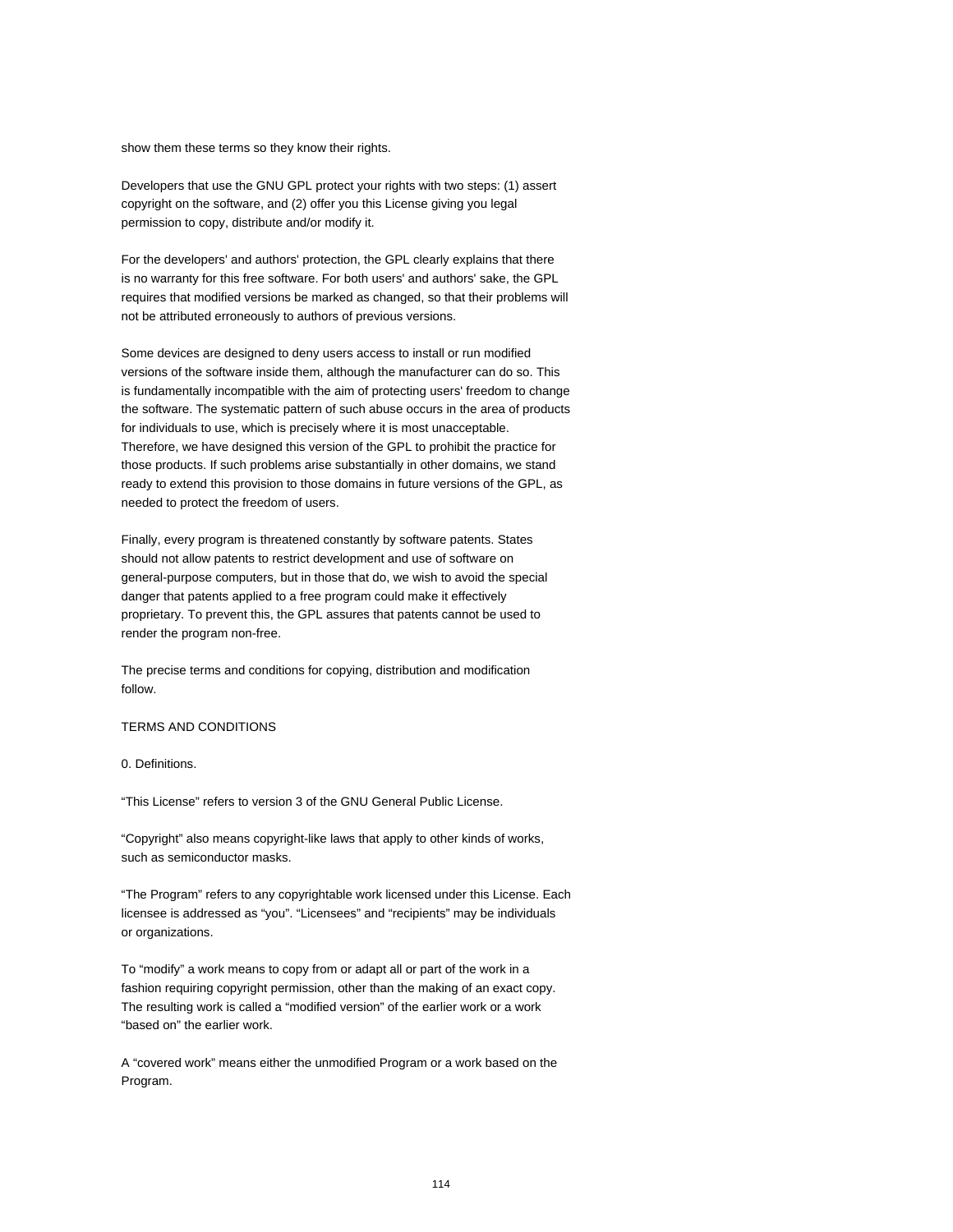show them these terms so they know their rights.

Developers that use the GNU GPL protect your rights with two steps: (1) assert copyright on the software, and (2) offer you this License giving you legal permission to copy, distribute and/or modify it.

For the developers' and authors' protection, the GPL clearly explains that there is no warranty for this free software. For both users' and authors' sake, the GPL requires that modified versions be marked as changed, so that their problems will not be attributed erroneously to authors of previous versions.

Some devices are designed to deny users access to install or run modified versions of the software inside them, although the manufacturer can do so. This is fundamentally incompatible with the aim of protecting users' freedom to change the software. The systematic pattern of such abuse occurs in the area of products for individuals to use, which is precisely where it is most unacceptable. Therefore, we have designed this version of the GPL to prohibit the practice for those products. If such problems arise substantially in other domains, we stand ready to extend this provision to those domains in future versions of the GPL, as needed to protect the freedom of users.

Finally, every program is threatened constantly by software patents. States should not allow patents to restrict development and use of software on general-purpose computers, but in those that do, we wish to avoid the special danger that patents applied to a free program could make it effectively proprietary. To prevent this, the GPL assures that patents cannot be used to render the program non-free.

The precise terms and conditions for copying, distribution and modification follow.

TERMS AND CONDITIONS

0. Definitions.

“This License” refers to version 3 of the GNU General Public License.

“Copyright” also means copyright-like laws that apply to other kinds of works, such as semiconductor masks.

“The Program” refers to any copyrightable work licensed under this License. Each licensee is addressed as “you”. “Licensees” and “recipients” may be individuals or organizations.

To “modify” a work means to copy from or adapt all or part of the work in a fashion requiring copyright permission, other than the making of an exact copy. The resulting work is called a “modified version” of the earlier work or a work “based on” the earlier work.

A “covered work” means either the unmodified Program or a work based on the Program.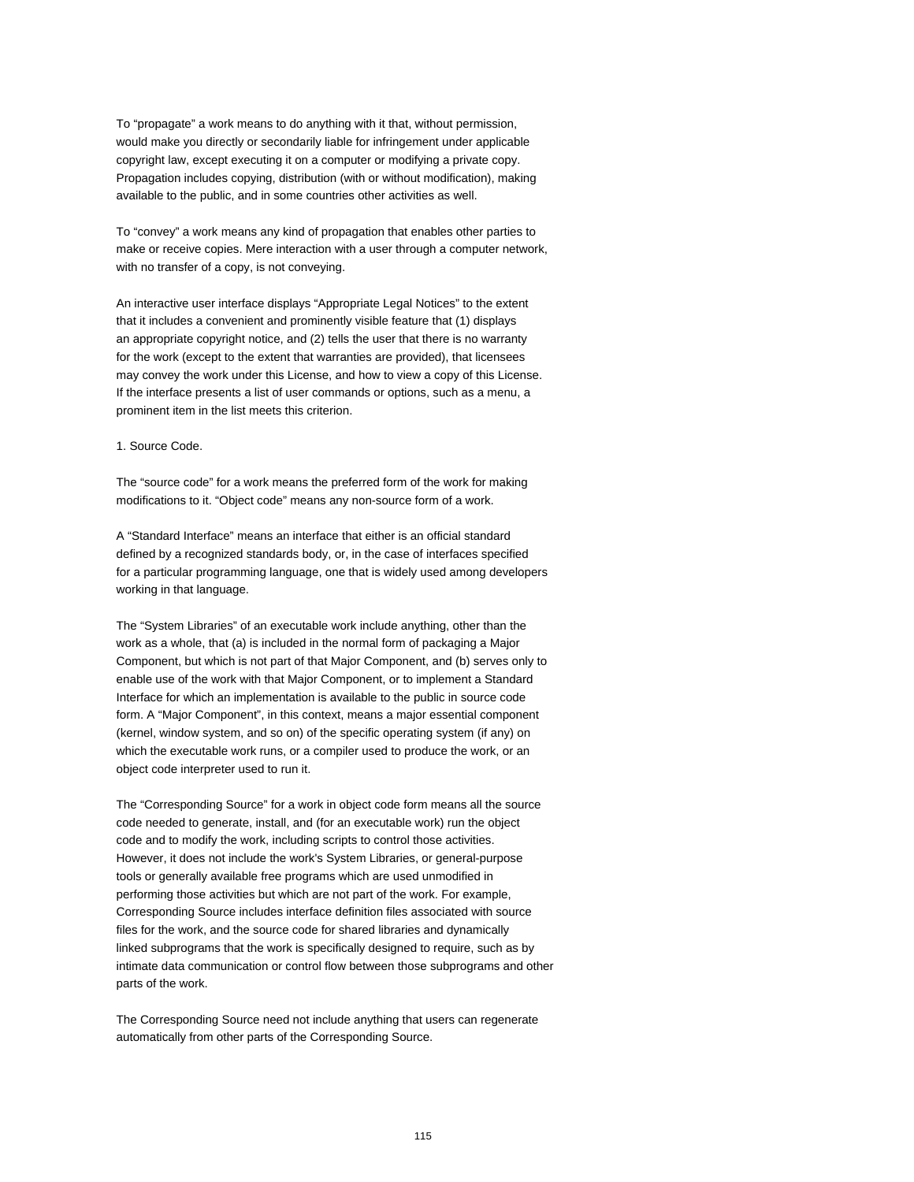To “propagate” a work means to do anything with it that, without permission, would make you directly or secondarily liable for infringement under applicable copyright law, except executing it on a computer or modifying a private copy. Propagation includes copying, distribution (with or without modification), making available to the public, and in some countries other activities as well.

To “convey” a work means any kind of propagation that enables other parties to make or receive copies. Mere interaction with a user through a computer network, with no transfer of a copy, is not conveying.

An interactive user interface displays “Appropriate Legal Notices” to the extent that it includes a convenient and prominently visible feature that (1) displays an appropriate copyright notice, and (2) tells the user that there is no warranty for the work (except to the extent that warranties are provided), that licensees may convey the work under this License, and how to view a copy of this License. If the interface presents a list of user commands or options, such as a menu, a prominent item in the list meets this criterion.

1. Source Code.

The “source code” for a work means the preferred form of the work for making modifications to it. “Object code” means any non-source form of a work.

A “Standard Interface” means an interface that either is an official standard defined by a recognized standards body, or, in the case of interfaces specified for a particular programming language, one that is widely used among developers working in that language.

The “System Libraries” of an executable work include anything, other than the work as a whole, that (a) is included in the normal form of packaging a Major Component, but which is not part of that Major Component, and (b) serves only to enable use of the work with that Major Component, or to implement a Standard Interface for which an implementation is available to the public in source code form. A “Major Component”, in this context, means a major essential component (kernel, window system, and so on) of the specific operating system (if any) on which the executable work runs, or a compiler used to produce the work, or an object code interpreter used to run it.

The “Corresponding Source” for a work in object code form means all the source code needed to generate, install, and (for an executable work) run the object code and to modify the work, including scripts to control those activities. However, it does not include the work's System Libraries, or general-purpose tools or generally available free programs which are used unmodified in performing those activities but which are not part of the work. For example, Corresponding Source includes interface definition files associated with source files for the work, and the source code for shared libraries and dynamically linked subprograms that the work is specifically designed to require, such as by intimate data communication or control flow between those subprograms and other parts of the work.

The Corresponding Source need not include anything that users can regenerate automatically from other parts of the Corresponding Source.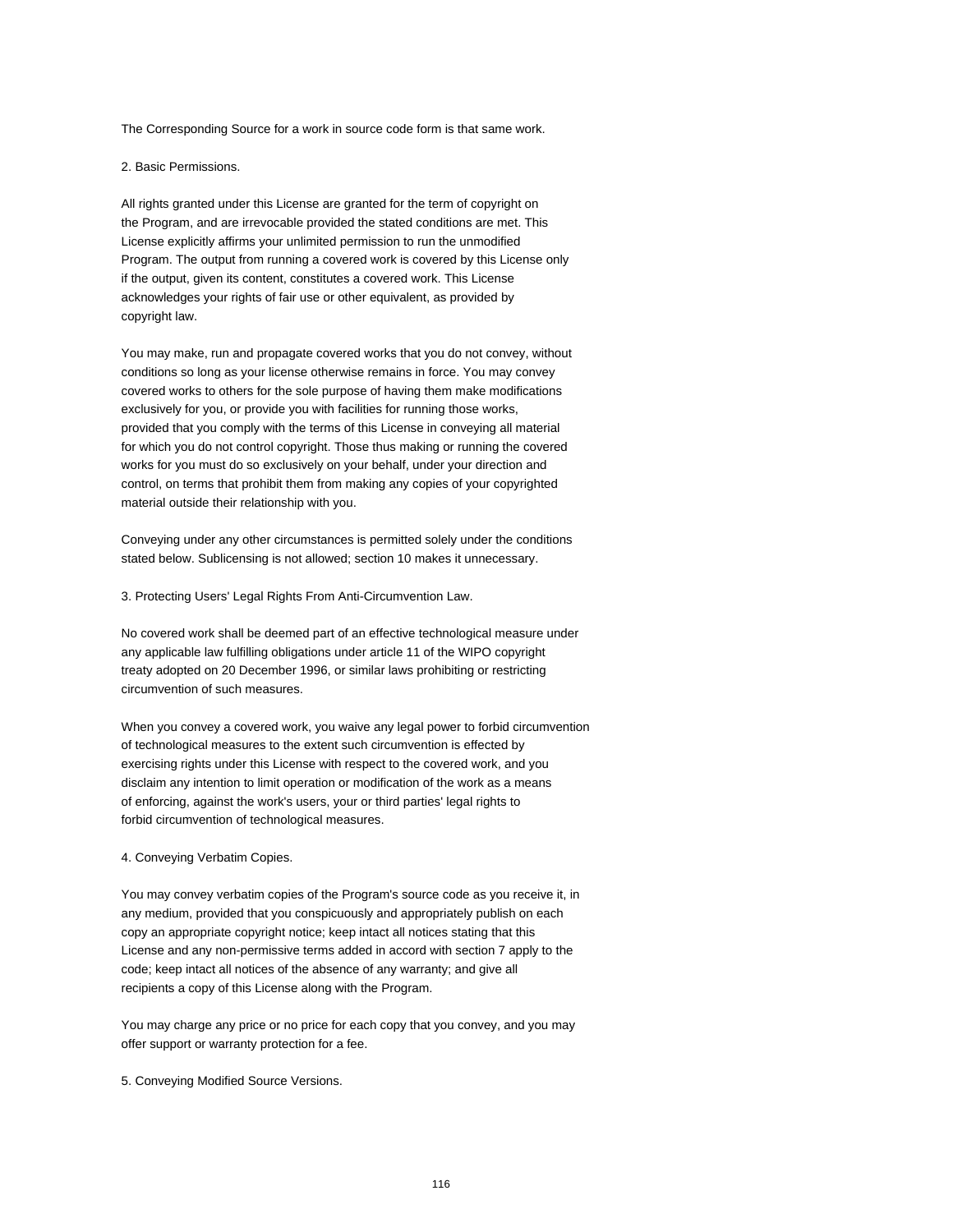The Corresponding Source for a work in source code form is that same work.

2. Basic Permissions.

All rights granted under this License are granted for the term of copyright on the Program, and are irrevocable provided the stated conditions are met. This License explicitly affirms your unlimited permission to run the unmodified Program. The output from running a covered work is covered by this License only if the output, given its content, constitutes a covered work. This License acknowledges your rights of fair use or other equivalent, as provided by copyright law.

You may make, run and propagate covered works that you do not convey, without conditions so long as your license otherwise remains in force. You may convey covered works to others for the sole purpose of having them make modifications exclusively for you, or provide you with facilities for running those works, provided that you comply with the terms of this License in conveying all material for which you do not control copyright. Those thus making or running the covered works for you must do so exclusively on your behalf, under your direction and control, on terms that prohibit them from making any copies of your copyrighted material outside their relationship with you.

Conveying under any other circumstances is permitted solely under the conditions stated below. Sublicensing is not allowed; section 10 makes it unnecessary.

3. Protecting Users' Legal Rights From Anti-Circumvention Law.

No covered work shall be deemed part of an effective technological measure under any applicable law fulfilling obligations under article 11 of the WIPO copyright treaty adopted on 20 December 1996, or similar laws prohibiting or restricting circumvention of such measures.

When you convey a covered work, you waive any legal power to forbid circumvention of technological measures to the extent such circumvention is effected by exercising rights under this License with respect to the covered work, and you disclaim any intention to limit operation or modification of the work as a means of enforcing, against the work's users, your or third parties' legal rights to forbid circumvention of technological measures.

4. Conveying Verbatim Copies.

You may convey verbatim copies of the Program's source code as you receive it, in any medium, provided that you conspicuously and appropriately publish on each copy an appropriate copyright notice; keep intact all notices stating that this License and any non-permissive terms added in accord with section 7 apply to the code; keep intact all notices of the absence of any warranty; and give all recipients a copy of this License along with the Program.

You may charge any price or no price for each copy that you convey, and you may offer support or warranty protection for a fee.

5. Conveying Modified Source Versions.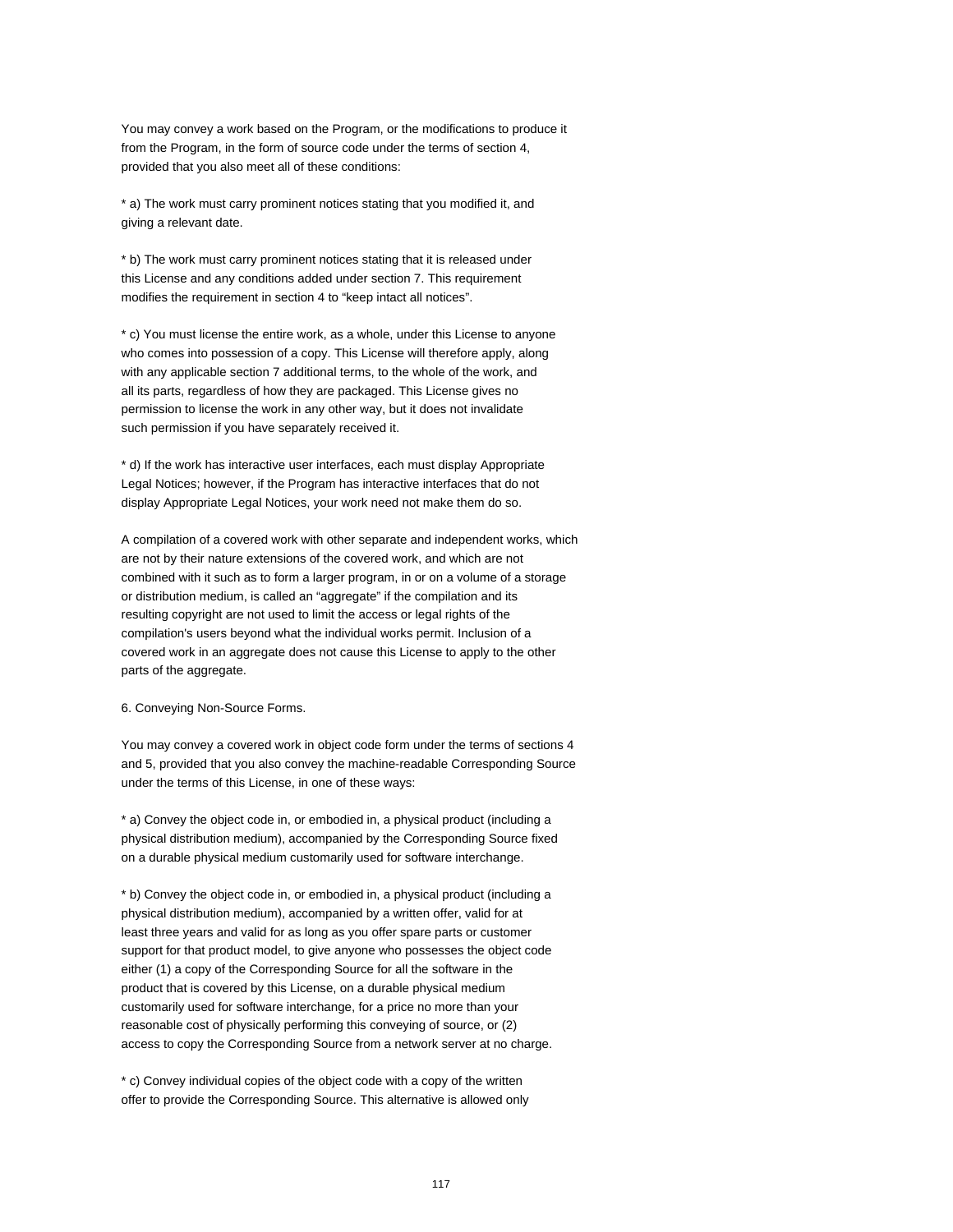You may convey a work based on the Program, or the modifications to produce it from the Program, in the form of source code under the terms of section 4, provided that you also meet all of these conditions:

* a) The work must carry prominent notices stating that you modified it, and giving a relevant date.

* b) The work must carry prominent notices stating that it is released under this License and any conditions added under section 7. This requirement modifies the requirement in section 4 to “keep intact all notices”.

* c) You must license the entire work, as a whole, under this License to anyone who comes into possession of a copy. This License will therefore apply, along with any applicable section 7 additional terms, to the whole of the work, and all its parts, regardless of how they are packaged. This License gives no permission to license the work in any other way, but it does not invalidate such permission if you have separately received it.

* d) If the work has interactive user interfaces, each must display Appropriate Legal Notices; however, if the Program has interactive interfaces that do not display Appropriate Legal Notices, your work need not make them do so.

A compilation of a covered work with other separate and independent works, which are not by their nature extensions of the covered work, and which are not combined with it such as to form a larger program, in or on a volume of a storage or distribution medium, is called an “aggregate” if the compilation and its resulting copyright are not used to limit the access or legal rights of the compilation's users beyond what the individual works permit. Inclusion of a covered work in an aggregate does not cause this License to apply to the other parts of the aggregate.

6. Conveying Non-Source Forms.

You may convey a covered work in object code form under the terms of sections 4 and 5, provided that you also convey the machine-readable Corresponding Source under the terms of this License, in one of these ways:

* a) Convey the object code in, or embodied in, a physical product (including a physical distribution medium), accompanied by the Corresponding Source fixed on a durable physical medium customarily used for software interchange.

* b) Convey the object code in, or embodied in, a physical product (including a physical distribution medium), accompanied by a written offer, valid for at least three years and valid for as long as you offer spare parts or customer support for that product model, to give anyone who possesses the object code either (1) a copy of the Corresponding Source for all the software in the product that is covered by this License, on a durable physical medium customarily used for software interchange, for a price no more than your reasonable cost of physically performing this conveying of source, or (2) access to copy the Corresponding Source from a network server at no charge.

* c) Convey individual copies of the object code with a copy of the written offer to provide the Corresponding Source. This alternative is allowed only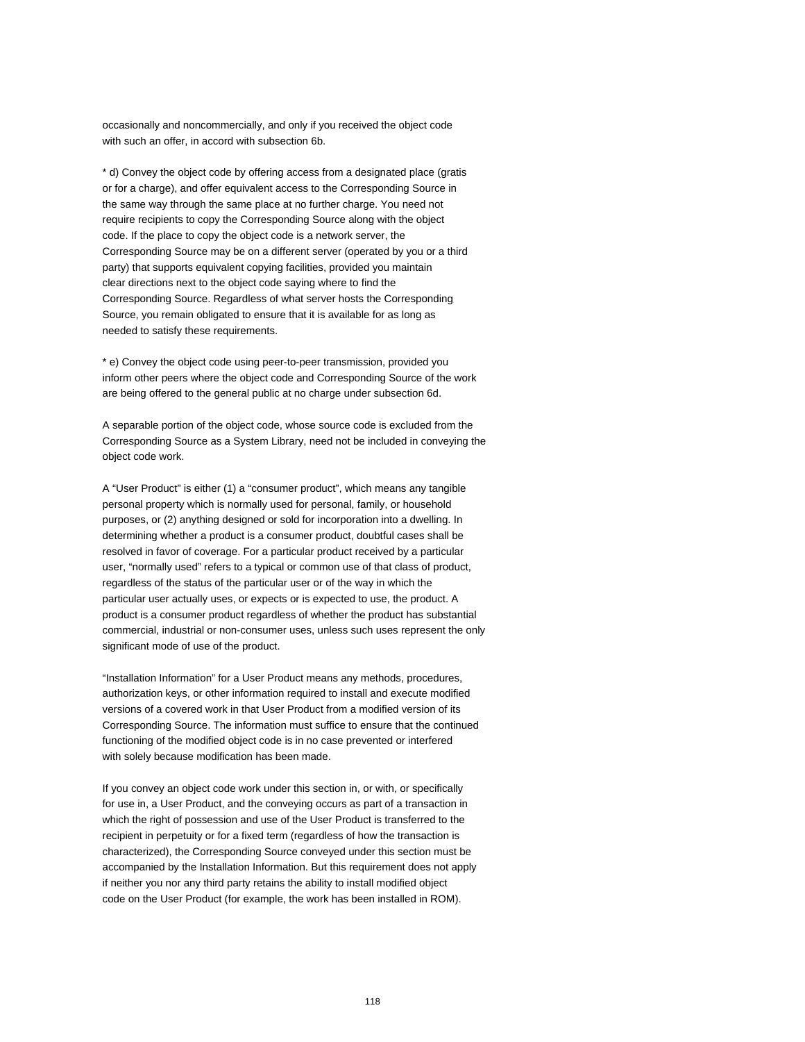occasionally and noncommercially, and only if you received the object code with such an offer, in accord with subsection 6b.

* d) Convey the object code by offering access from a designated place (gratis or for a charge), and offer equivalent access to the Corresponding Source in the same way through the same place at no further charge. You need not require recipients to copy the Corresponding Source along with the object code. If the place to copy the object code is a network server, the Corresponding Source may be on a different server (operated by you or a third party) that supports equivalent copying facilities, provided you maintain clear directions next to the object code saying where to find the Corresponding Source. Regardless of what server hosts the Corresponding Source, you remain obligated to ensure that it is available for as long as needed to satisfy these requirements.

* e) Convey the object code using peer-to-peer transmission, provided you inform other peers where the object code and Corresponding Source of the work are being offered to the general public at no charge under subsection 6d.

A separable portion of the object code, whose source code is excluded from the Corresponding Source as a System Library, need not be included in conveying the object code work.

A “User Product” is either (1) a “consumer product”, which means any tangible personal property which is normally used for personal, family, or household purposes, or (2) anything designed or sold for incorporation into a dwelling. In determining whether a product is a consumer product, doubtful cases shall be resolved in favor of coverage. For a particular product received by a particular user, “normally used” refers to a typical or common use of that class of product, regardless of the status of the particular user or of the way in which the particular user actually uses, or expects or is expected to use, the product. A product is a consumer product regardless of whether the product has substantial commercial, industrial or non-consumer uses, unless such uses represent the only significant mode of use of the product.

“Installation Information” for a User Product means any methods, procedures, authorization keys, or other information required to install and execute modified versions of a covered work in that User Product from a modified version of its Corresponding Source. The information must suffice to ensure that the continued functioning of the modified object code is in no case prevented or interfered with solely because modification has been made.

If you convey an object code work under this section in, or with, or specifically for use in, a User Product, and the conveying occurs as part of a transaction in which the right of possession and use of the User Product is transferred to the recipient in perpetuity or for a fixed term (regardless of how the transaction is characterized), the Corresponding Source conveyed under this section must be accompanied by the Installation Information. But this requirement does not apply if neither you nor any third party retains the ability to install modified object code on the User Product (for example, the work has been installed in ROM).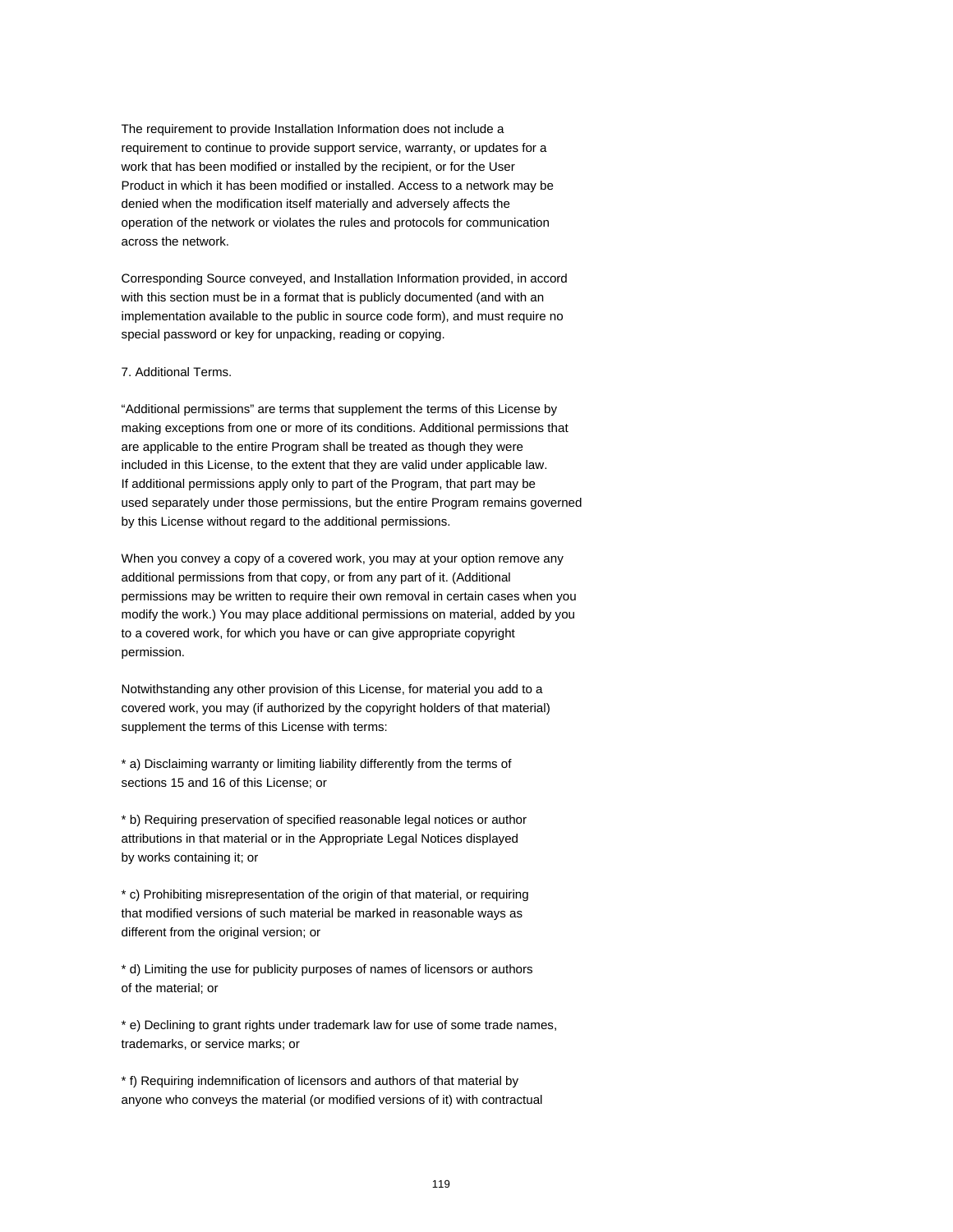The requirement to provide Installation Information does not include a requirement to continue to provide support service, warranty, or updates for a work that has been modified or installed by the recipient, or for the User Product in which it has been modified or installed. Access to a network may be denied when the modification itself materially and adversely affects the operation of the network or violates the rules and protocols for communication across the network.

Corresponding Source conveyed, and Installation Information provided, in accord with this section must be in a format that is publicly documented (and with an implementation available to the public in source code form), and must require no special password or key for unpacking, reading or copying.

7. Additional Terms.

“Additional permissions” are terms that supplement the terms of this License by making exceptions from one or more of its conditions. Additional permissions that are applicable to the entire Program shall be treated as though they were included in this License, to the extent that they are valid under applicable law. If additional permissions apply only to part of the Program, that part may be used separately under those permissions, but the entire Program remains governed by this License without regard to the additional permissions.

When you convey a copy of a covered work, you may at your option remove any additional permissions from that copy, or from any part of it. (Additional permissions may be written to require their own removal in certain cases when you modify the work.) You may place additional permissions on material, added by you to a covered work, for which you have or can give appropriate copyright permission.

Notwithstanding any other provision of this License, for material you add to a covered work, you may (if authorized by the copyright holders of that material) supplement the terms of this License with terms:

* a) Disclaiming warranty or limiting liability differently from the terms of sections 15 and 16 of this License; or

* b) Requiring preservation of specified reasonable legal notices or author attributions in that material or in the Appropriate Legal Notices displayed by works containing it; or

* c) Prohibiting misrepresentation of the origin of that material, or requiring that modified versions of such material be marked in reasonable ways as different from the original version; or

* d) Limiting the use for publicity purposes of names of licensors or authors of the material; or

* e) Declining to grant rights under trademark law for use of some trade names, trademarks, or service marks; or

* f) Requiring indemnification of licensors and authors of that material by anyone who conveys the material (or modified versions of it) with contractual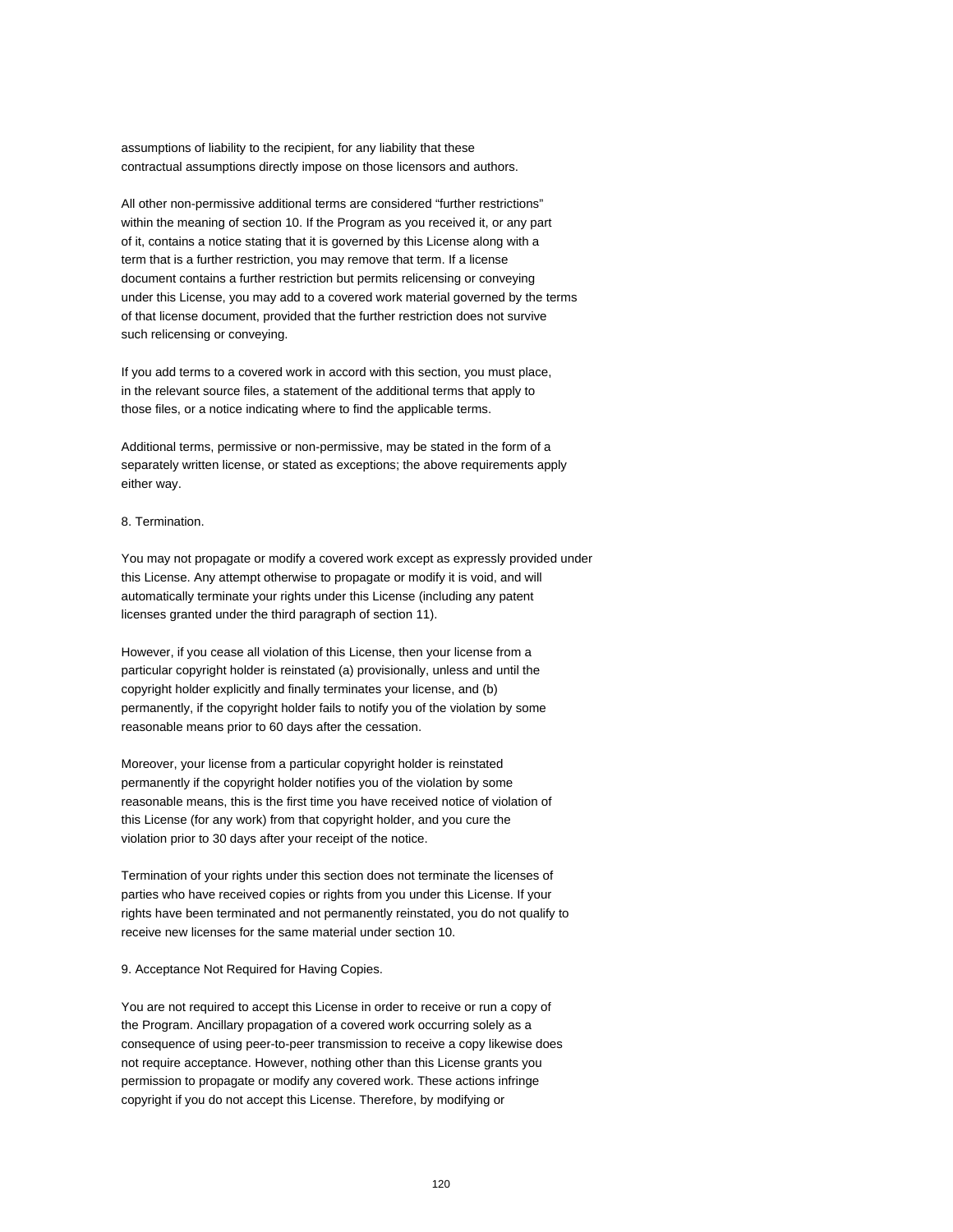assumptions of liability to the recipient, for any liability that these contractual assumptions directly impose on those licensors and authors.

All other non-permissive additional terms are considered “further restrictions” within the meaning of section 10. If the Program as you received it, or any part of it, contains a notice stating that it is governed by this License along with a term that is a further restriction, you may remove that term. If a license document contains a further restriction but permits relicensing or conveying under this License, you may add to a covered work material governed by the terms of that license document, provided that the further restriction does not survive such relicensing or conveying.

If you add terms to a covered work in accord with this section, you must place, in the relevant source files, a statement of the additional terms that apply to those files, or a notice indicating where to find the applicable terms.

Additional terms, permissive or non-permissive, may be stated in the form of a separately written license, or stated as exceptions; the above requirements apply either way.

8. Termination.

You may not propagate or modify a covered work except as expressly provided under this License. Any attempt otherwise to propagate or modify it is void, and will automatically terminate your rights under this License (including any patent licenses granted under the third paragraph of section 11).

However, if you cease all violation of this License, then your license from a particular copyright holder is reinstated (a) provisionally, unless and until the copyright holder explicitly and finally terminates your license, and (b) permanently, if the copyright holder fails to notify you of the violation by some reasonable means prior to 60 days after the cessation.

Moreover, your license from a particular copyright holder is reinstated permanently if the copyright holder notifies you of the violation by some reasonable means, this is the first time you have received notice of violation of this License (for any work) from that copyright holder, and you cure the violation prior to 30 days after your receipt of the notice.

Termination of your rights under this section does not terminate the licenses of parties who have received copies or rights from you under this License. If your rights have been terminated and not permanently reinstated, you do not qualify to receive new licenses for the same material under section 10.

9. Acceptance Not Required for Having Copies.

You are not required to accept this License in order to receive or run a copy of the Program. Ancillary propagation of a covered work occurring solely as a consequence of using peer-to-peer transmission to receive a copy likewise does not require acceptance. However, nothing other than this License grants you permission to propagate or modify any covered work. These actions infringe copyright if you do not accept this License. Therefore, by modifying or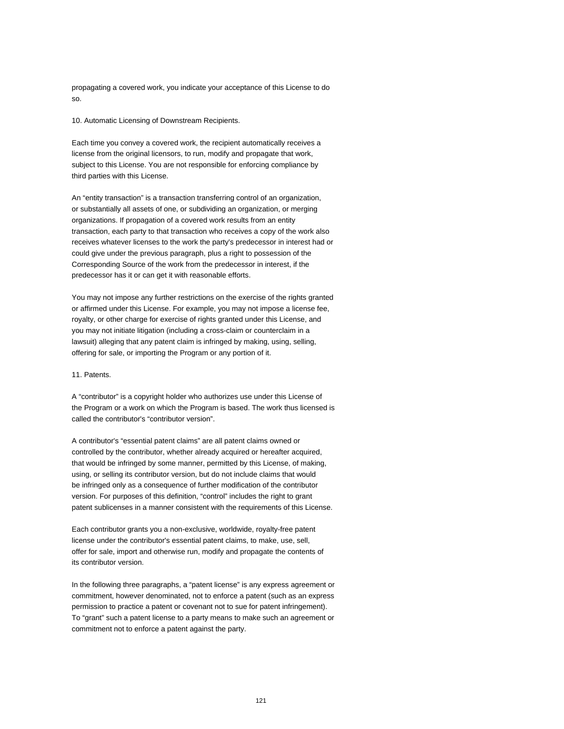propagating a covered work, you indicate your acceptance of this License to do so.

10. Automatic Licensing of Downstream Recipients.

Each time you convey a covered work, the recipient automatically receives a license from the original licensors, to run, modify and propagate that work, subject to this License. You are not responsible for enforcing compliance by third parties with this License.

An “entity transaction” is a transaction transferring control of an organization, or substantially all assets of one, or subdividing an organization, or merging organizations. If propagation of a covered work results from an entity transaction, each party to that transaction who receives a copy of the work also receives whatever licenses to the work the party's predecessor in interest had or could give under the previous paragraph, plus a right to possession of the Corresponding Source of the work from the predecessor in interest, if the predecessor has it or can get it with reasonable efforts.

You may not impose any further restrictions on the exercise of the rights granted or affirmed under this License. For example, you may not impose a license fee, royalty, or other charge for exercise of rights granted under this License, and you may not initiate litigation (including a cross-claim or counterclaim in a lawsuit) alleging that any patent claim is infringed by making, using, selling, offering for sale, or importing the Program or any portion of it.

11. Patents.

A “contributor” is a copyright holder who authorizes use under this License of the Program or a work on which the Program is based. The work thus licensed is called the contributor's “contributor version”.

A contributor's “essential patent claims” are all patent claims owned or controlled by the contributor, whether already acquired or hereafter acquired, that would be infringed by some manner, permitted by this License, of making, using, or selling its contributor version, but do not include claims that would be infringed only as a consequence of further modification of the contributor version. For purposes of this definition, “control” includes the right to grant patent sublicenses in a manner consistent with the requirements of this License.

Each contributor grants you a non-exclusive, worldwide, royalty-free patent license under the contributor's essential patent claims, to make, use, sell, offer for sale, import and otherwise run, modify and propagate the contents of its contributor version.

In the following three paragraphs, a “patent license” is any express agreement or commitment, however denominated, not to enforce a patent (such as an express permission to practice a patent or covenant not to sue for patent infringement). To “grant” such a patent license to a party means to make such an agreement or commitment not to enforce a patent against the party.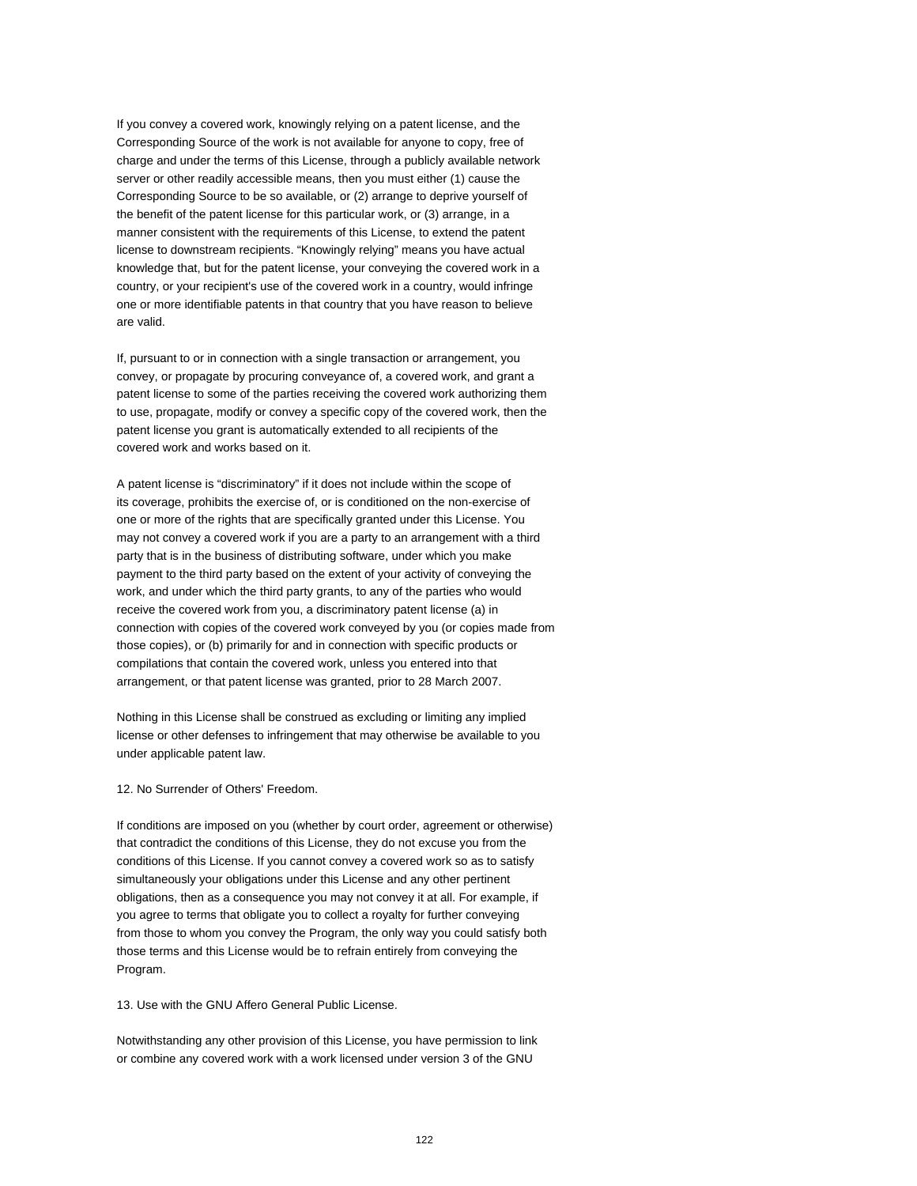If you convey a covered work, knowingly relying on a patent license, and the Corresponding Source of the work is not available for anyone to copy, free of charge and under the terms of this License, through a publicly available network server or other readily accessible means, then you must either (1) cause the Corresponding Source to be so available, or (2) arrange to deprive yourself of the benefit of the patent license for this particular work, or (3) arrange, in a manner consistent with the requirements of this License, to extend the patent license to downstream recipients. “Knowingly relying” means you have actual knowledge that, but for the patent license, your conveying the covered work in a country, or your recipient's use of the covered work in a country, would infringe one or more identifiable patents in that country that you have reason to believe are valid.

If, pursuant to or in connection with a single transaction or arrangement, you convey, or propagate by procuring conveyance of, a covered work, and grant a patent license to some of the parties receiving the covered work authorizing them to use, propagate, modify or convey a specific copy of the covered work, then the patent license you grant is automatically extended to all recipients of the covered work and works based on it.

A patent license is “discriminatory” if it does not include within the scope of its coverage, prohibits the exercise of, or is conditioned on the non-exercise of one or more of the rights that are specifically granted under this License. You may not convey a covered work if you are a party to an arrangement with a third party that is in the business of distributing software, under which you make payment to the third party based on the extent of your activity of conveying the work, and under which the third party grants, to any of the parties who would receive the covered work from you, a discriminatory patent license (a) in connection with copies of the covered work conveyed by you (or copies made from those copies), or (b) primarily for and in connection with specific products or compilations that contain the covered work, unless you entered into that arrangement, or that patent license was granted, prior to 28 March 2007.

Nothing in this License shall be construed as excluding or limiting any implied license or other defenses to infringement that may otherwise be available to you under applicable patent law.

12. No Surrender of Others' Freedom.

If conditions are imposed on you (whether by court order, agreement or otherwise) that contradict the conditions of this License, they do not excuse you from the conditions of this License. If you cannot convey a covered work so as to satisfy simultaneously your obligations under this License and any other pertinent obligations, then as a consequence you may not convey it at all. For example, if you agree to terms that obligate you to collect a royalty for further conveying from those to whom you convey the Program, the only way you could satisfy both those terms and this License would be to refrain entirely from conveying the Program.

13. Use with the GNU Affero General Public License.

Notwithstanding any other provision of this License, you have permission to link or combine any covered work with a work licensed under version 3 of the GNU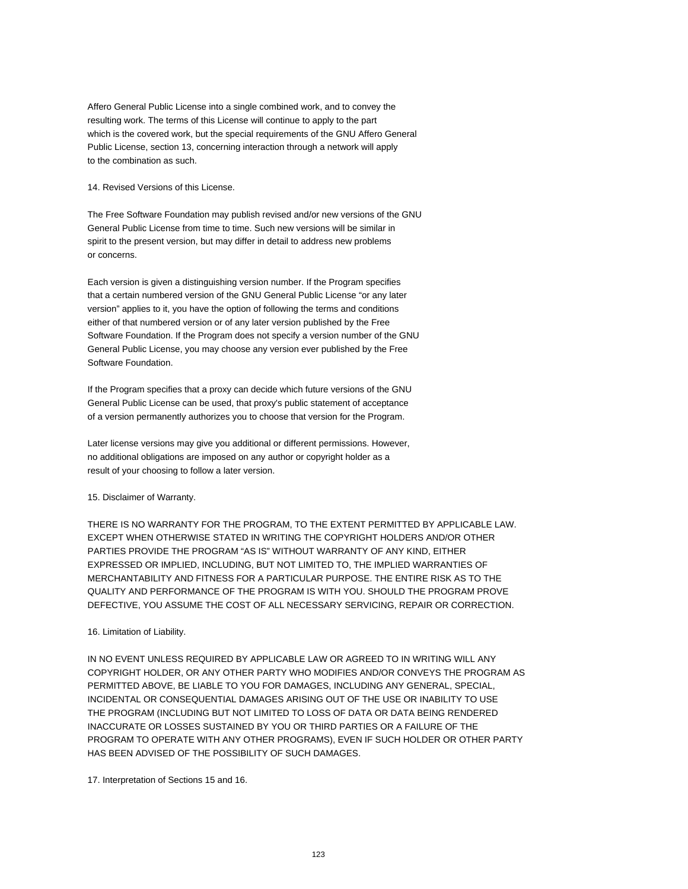Affero General Public License into a single combined work, and to convey the resulting work. The terms of this License will continue to apply to the part which is the covered work, but the special requirements of the GNU Affero General Public License, section 13, concerning interaction through a network will apply to the combination as such.

14. Revised Versions of this License.

The Free Software Foundation may publish revised and/or new versions of the GNU General Public License from time to time. Such new versions will be similar in spirit to the present version, but may differ in detail to address new problems or concerns.

Each version is given a distinguishing version number. If the Program specifies that a certain numbered version of the GNU General Public License “or any later version” applies to it, you have the option of following the terms and conditions either of that numbered version or of any later version published by the Free Software Foundation. If the Program does not specify a version number of the GNU General Public License, you may choose any version ever published by the Free Software Foundation.

If the Program specifies that a proxy can decide which future versions of the GNU General Public License can be used, that proxy's public statement of acceptance of a version permanently authorizes you to choose that version for the Program.

Later license versions may give you additional or different permissions. However, no additional obligations are imposed on any author or copyright holder as a result of your choosing to follow a later version.

15. Disclaimer of Warranty.

THERE IS NO WARRANTY FOR THE PROGRAM, TO THE EXTENT PERMITTED BY APPLICABLE LAW. EXCEPT WHEN OTHERWISE STATED IN WRITING THE COPYRIGHT HOLDERS AND/OR OTHER PARTIES PROVIDE THE PROGRAM “AS IS” WITHOUT WARRANTY OF ANY KIND, EITHER EXPRESSED OR IMPLIED, INCLUDING, BUT NOT LIMITED TO, THE IMPLIED WARRANTIES OF MERCHANTABILITY AND FITNESS FOR A PARTICULAR PURPOSE. THE ENTIRE RISK AS TO THE QUALITY AND PERFORMANCE OF THE PROGRAM IS WITH YOU. SHOULD THE PROGRAM PROVE DEFECTIVE, YOU ASSUME THE COST OF ALL NECESSARY SERVICING, REPAIR OR CORRECTION.

16. Limitation of Liability.

IN NO EVENT UNLESS REQUIRED BY APPLICABLE LAW OR AGREED TO IN WRITING WILL ANY COPYRIGHT HOLDER, OR ANY OTHER PARTY WHO MODIFIES AND/OR CONVEYS THE PROGRAM AS PERMITTED ABOVE, BE LIABLE TO YOU FOR DAMAGES, INCLUDING ANY GENERAL, SPECIAL, INCIDENTAL OR CONSEQUENTIAL DAMAGES ARISING OUT OF THE USE OR INABILITY TO USE THE PROGRAM (INCLUDING BUT NOT LIMITED TO LOSS OF DATA OR DATA BEING RENDERED INACCURATE OR LOSSES SUSTAINED BY YOU OR THIRD PARTIES OR A FAILURE OF THE PROGRAM TO OPERATE WITH ANY OTHER PROGRAMS), EVEN IF SUCH HOLDER OR OTHER PARTY HAS BEEN ADVISED OF THE POSSIBILITY OF SUCH DAMAGES.

17. Interpretation of Sections 15 and 16.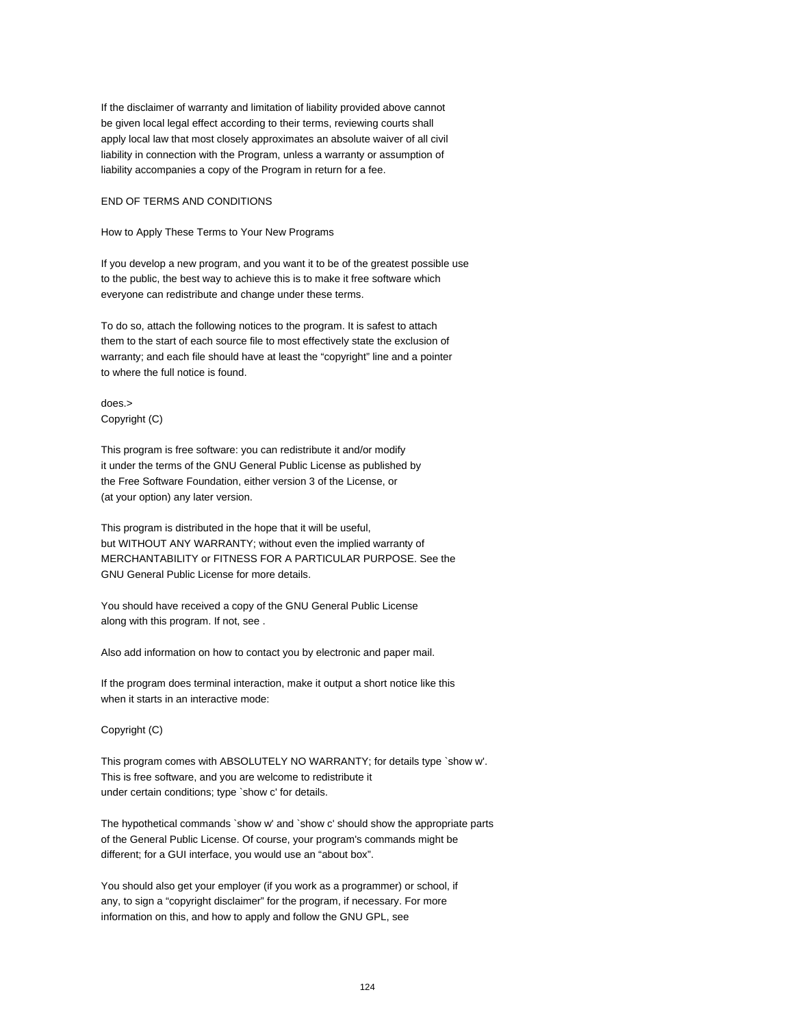If the disclaimer of warranty and limitation of liability provided above cannot be given local legal effect according to their terms, reviewing courts shall apply local law that most closely approximates an absolute waiver of all civil liability in connection with the Program, unless a warranty or assumption of liability accompanies a copy of the Program in return for a fee.

END OF TERMS AND CONDITIONS

How to Apply These Terms to Your New Programs

If you develop a new program, and you want it to be of the greatest possible use to the public, the best way to achieve this is to make it free software which everyone can redistribute and change under these terms.

To do so, attach the following notices to the program. It is safest to attach them to the start of each source file to most effectively state the exclusion of warranty; and each file should have at least the “copyright” line and a pointer to where the full notice is found.

does.>
Copyright (C)

This program is free software: you can redistribute it and/or modify it under the terms of the GNU General Public License as published by the Free Software Foundation, either version 3 of the License, or (at your option) any later version.

This program is distributed in the hope that it will be useful, but WITHOUT ANY WARRANTY; without even the implied warranty of MERCHANTABILITY or FITNESS FOR A PARTICULAR PURPOSE. See the GNU General Public License for more details.

You should have received a copy of the GNU General Public License along with this program. If not, see .

Also add information on how to contact you by electronic and paper mail.

If the program does terminal interaction, make it output a short notice like this when it starts in an interactive mode:

Copyright (C)

This program comes with ABSOLUTELY NO WARRANTY; for details type `show w'.
This is free software, and you are welcome to redistribute it
under certain conditions; type `show c' for details.

The hypothetical commands `show w' and `show c' should show the appropriate parts of the General Public License. Of course, your program's commands might be different; for a GUI interface, you would use an “about box”.

You should also get your employer (if you work as a programmer) or school, if any, to sign a “copyright disclaimer” for the program, if necessary. For more information on this, and how to apply and follow the GNU GPL, see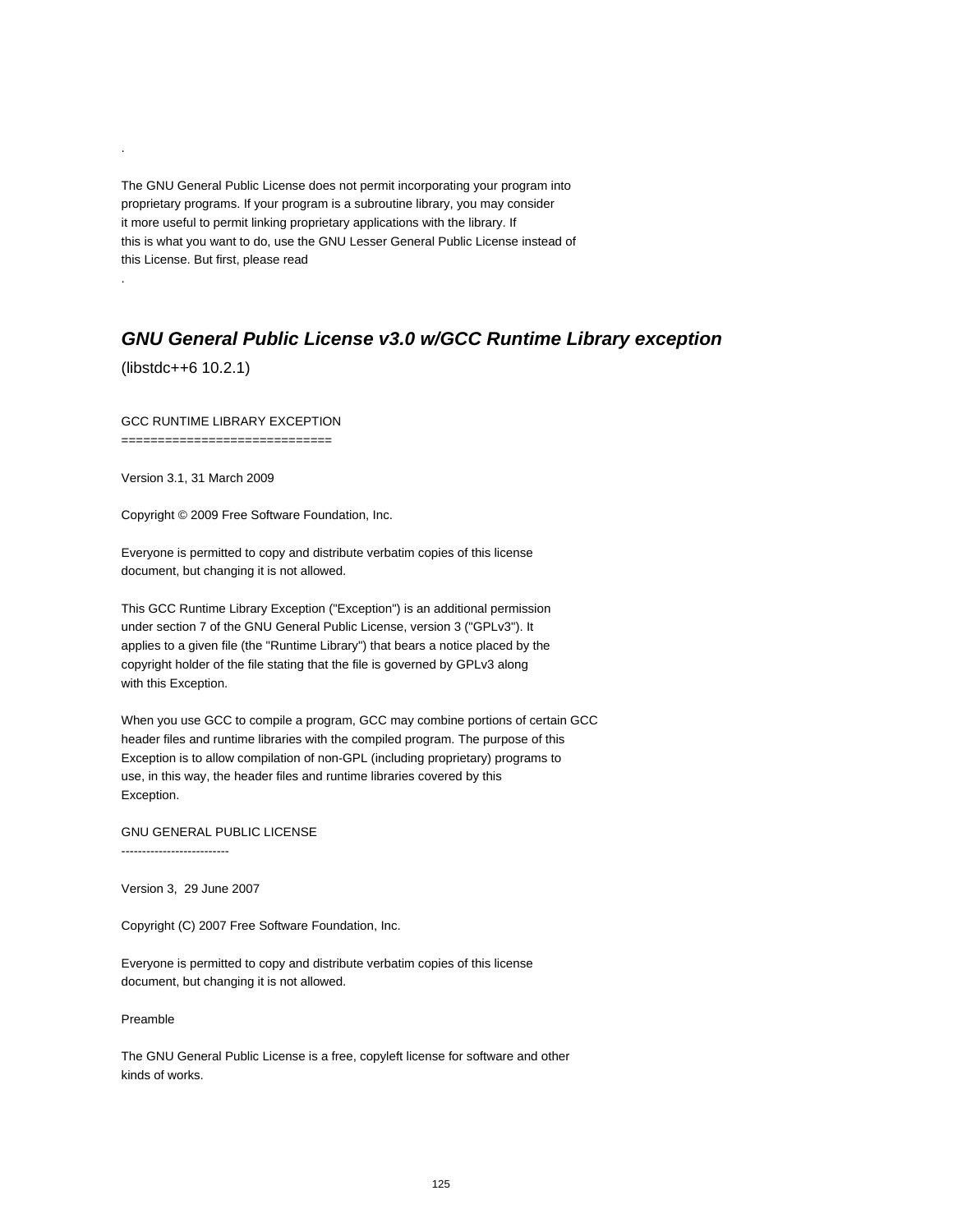.

The GNU General Public License does not permit incorporating your program into proprietary programs. If your program is a subroutine library, you may consider it more useful to permit linking proprietary applications with the library. If this is what you want to do, use the GNU Lesser General Public License instead of this License. But first, please read

.

## ***GNU General Public License v3.0 w/GCC Runtime Library exception***

(libstdc++6 10.2.1)

GCC RUNTIME LIBRARY EXCEPTION

=============================

Version 3.1, 31 March 2009

Copyright © 2009 Free Software Foundation, Inc.

Everyone is permitted to copy and distribute verbatim copies of this license document, but changing it is not allowed.

This GCC Runtime Library Exception ("Exception") is an additional permission under section 7 of the GNU General Public License, version 3 ("GPLv3"). It applies to a given file (the "Runtime Library") that bears a notice placed by the copyright holder of the file stating that the file is governed by GPLv3 along with this Exception.

When you use GCC to compile a program, GCC may combine portions of certain GCC header files and runtime libraries with the compiled program. The purpose of this Exception is to allow compilation of non-GPL (including proprietary) programs to use, in this way, the header files and runtime libraries covered by this Exception.

GNU GENERAL PUBLIC LICENSE

--------------------------

Version 3,  29 June 2007

Copyright (C) 2007 Free Software Foundation, Inc.

Everyone is permitted to copy and distribute verbatim copies of this license document, but changing it is not allowed.

Preamble

The GNU General Public License is a free, copyleft license for software and other kinds of works.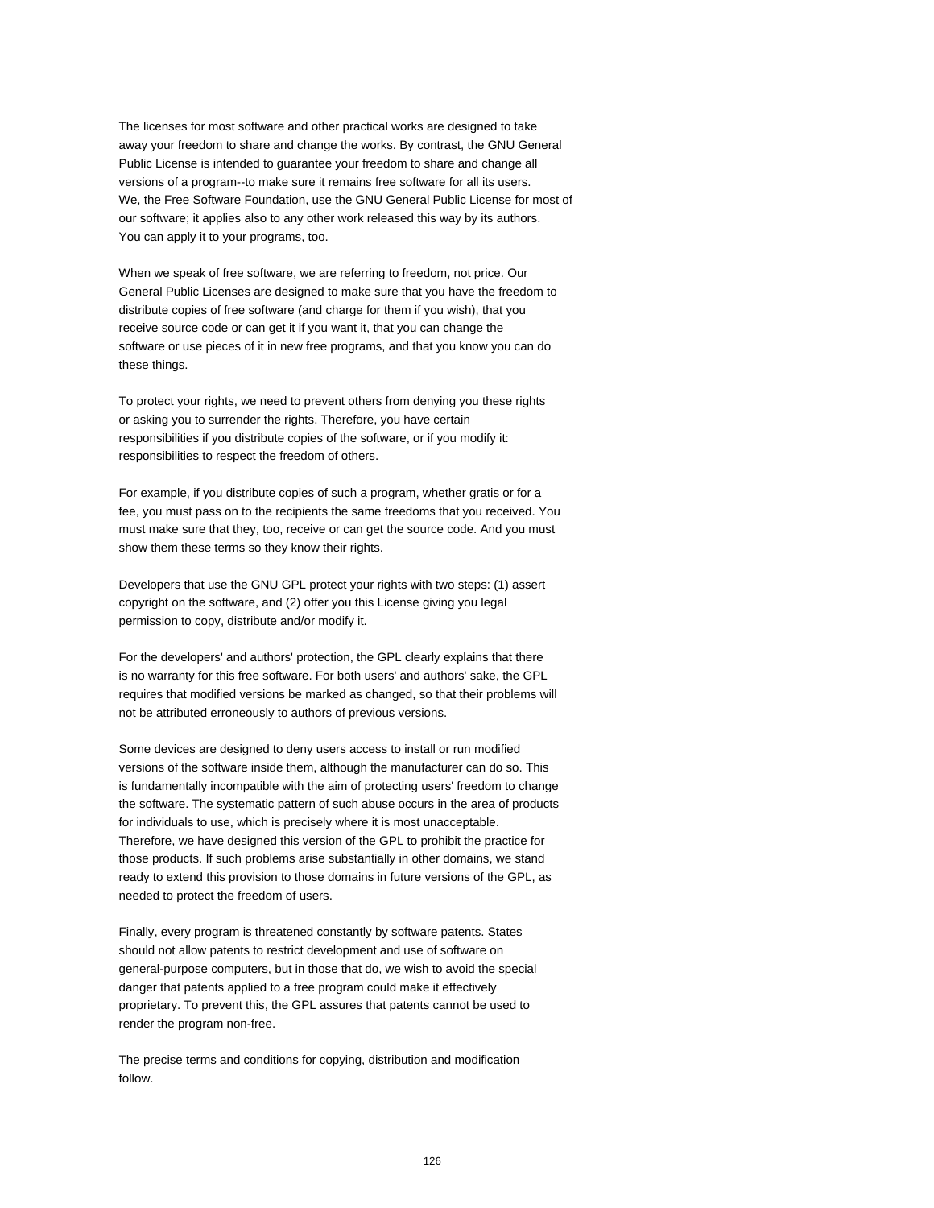The licenses for most software and other practical works are designed to take away your freedom to share and change the works. By contrast, the GNU General Public License is intended to guarantee your freedom to share and change all versions of a program--to make sure it remains free software for all its users. We, the Free Software Foundation, use the GNU General Public License for most of our software; it applies also to any other work released this way by its authors. You can apply it to your programs, too.

When we speak of free software, we are referring to freedom, not price. Our General Public Licenses are designed to make sure that you have the freedom to distribute copies of free software (and charge for them if you wish), that you receive source code or can get it if you want it, that you can change the software or use pieces of it in new free programs, and that you know you can do these things.

To protect your rights, we need to prevent others from denying you these rights or asking you to surrender the rights. Therefore, you have certain responsibilities if you distribute copies of the software, or if you modify it: responsibilities to respect the freedom of others.

For example, if you distribute copies of such a program, whether gratis or for a fee, you must pass on to the recipients the same freedoms that you received. You must make sure that they, too, receive or can get the source code. And you must show them these terms so they know their rights.

Developers that use the GNU GPL protect your rights with two steps: (1) assert copyright on the software, and (2) offer you this License giving you legal permission to copy, distribute and/or modify it.

For the developers' and authors' protection, the GPL clearly explains that there is no warranty for this free software. For both users' and authors' sake, the GPL requires that modified versions be marked as changed, so that their problems will not be attributed erroneously to authors of previous versions.

Some devices are designed to deny users access to install or run modified versions of the software inside them, although the manufacturer can do so. This is fundamentally incompatible with the aim of protecting users' freedom to change the software. The systematic pattern of such abuse occurs in the area of products for individuals to use, which is precisely where it is most unacceptable. Therefore, we have designed this version of the GPL to prohibit the practice for those products. If such problems arise substantially in other domains, we stand ready to extend this provision to those domains in future versions of the GPL, as needed to protect the freedom of users.

Finally, every program is threatened constantly by software patents. States should not allow patents to restrict development and use of software on general-purpose computers, but in those that do, we wish to avoid the special danger that patents applied to a free program could make it effectively proprietary. To prevent this, the GPL assures that patents cannot be used to render the program non-free.

The precise terms and conditions for copying, distribution and modification follow.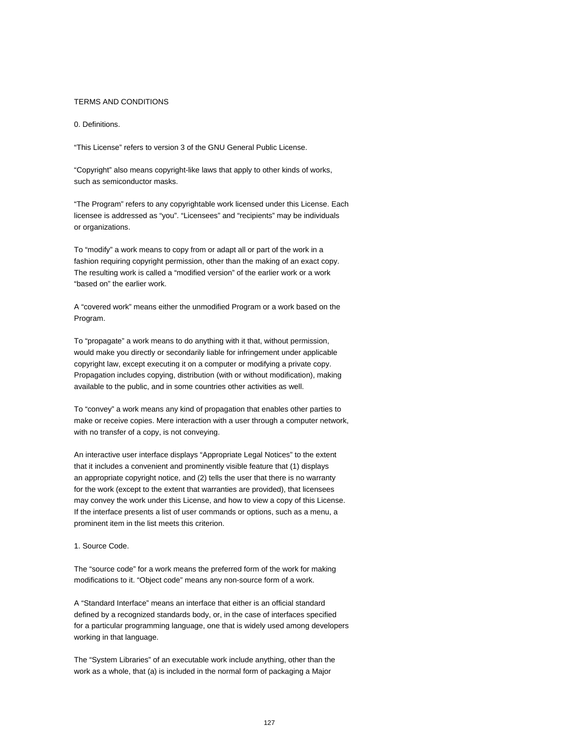## TERMS AND CONDITIONS

### 0. Definitions.

“This License” refers to version 3 of the GNU General Public License.

“Copyright” also means copyright-like laws that apply to other kinds of works, such as semiconductor masks.

“The Program” refers to any copyrightable work licensed under this License. Each licensee is addressed as “you”. “Licensees” and “recipients” may be individuals or organizations.

To “modify” a work means to copy from or adapt all or part of the work in a fashion requiring copyright permission, other than the making of an exact copy. The resulting work is called a “modified version” of the earlier work or a work “based on” the earlier work.

A “covered work” means either the unmodified Program or a work based on the Program.

To “propagate” a work means to do anything with it that, without permission, would make you directly or secondarily liable for infringement under applicable copyright law, except executing it on a computer or modifying a private copy. Propagation includes copying, distribution (with or without modification), making available to the public, and in some countries other activities as well.

To “convey” a work means any kind of propagation that enables other parties to make or receive copies. Mere interaction with a user through a computer network, with no transfer of a copy, is not conveying.

An interactive user interface displays “Appropriate Legal Notices” to the extent that it includes a convenient and prominently visible feature that (1) displays an appropriate copyright notice, and (2) tells the user that there is no warranty for the work (except to the extent that warranties are provided), that licensees may convey the work under this License, and how to view a copy of this License. If the interface presents a list of user commands or options, such as a menu, a prominent item in the list meets this criterion.

### 1. Source Code.

The “source code” for a work means the preferred form of the work for making modifications to it. “Object code” means any non-source form of a work.

A “Standard Interface” means an interface that either is an official standard defined by a recognized standards body, or, in the case of interfaces specified for a particular programming language, one that is widely used among developers working in that language.

The “System Libraries” of an executable work include anything, other than the work as a whole, that (a) is included in the normal form of packaging a Major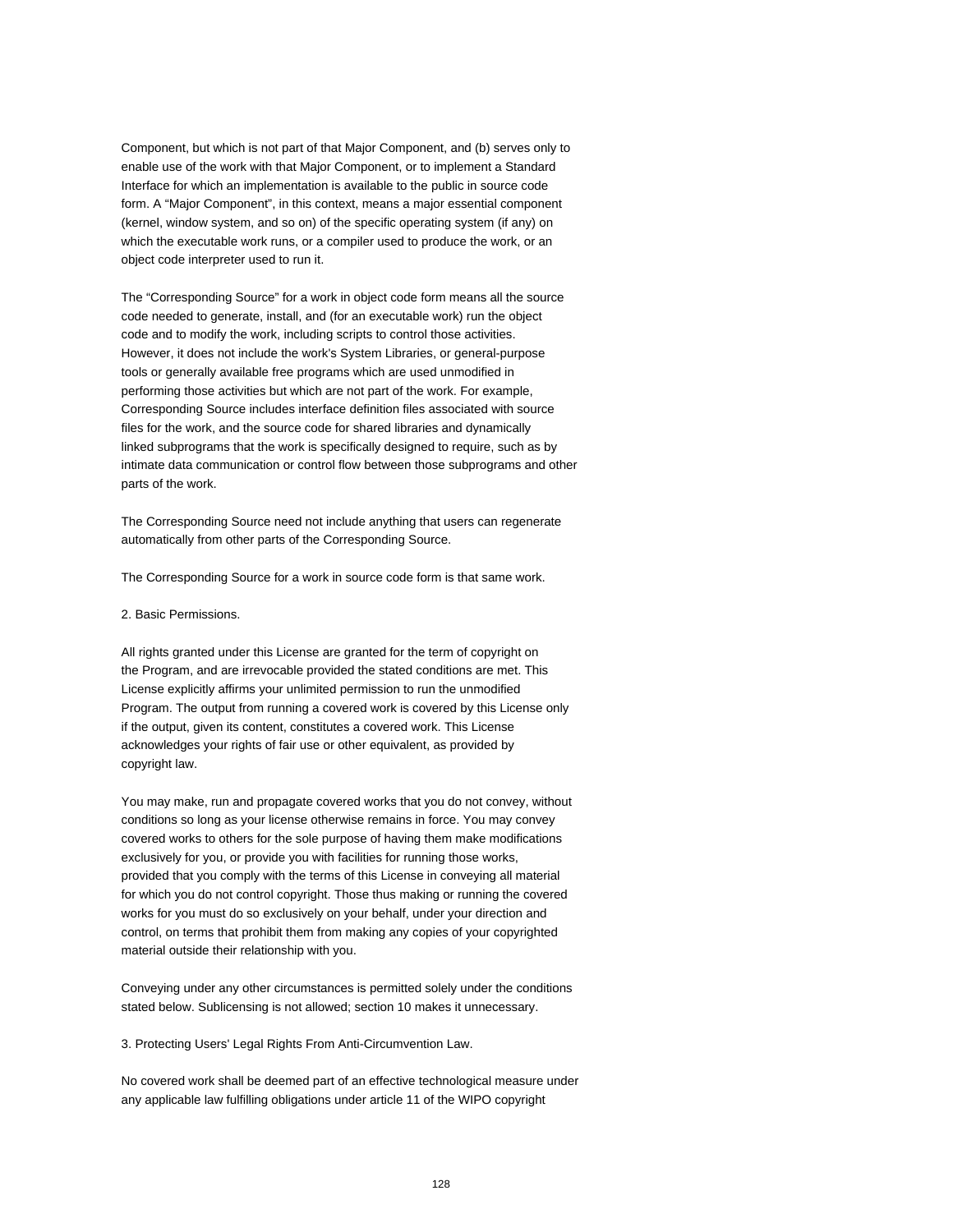Component, but which is not part of that Major Component, and (b) serves only to enable use of the work with that Major Component, or to implement a Standard Interface for which an implementation is available to the public in source code form. A “Major Component”, in this context, means a major essential component (kernel, window system, and so on) of the specific operating system (if any) on which the executable work runs, or a compiler used to produce the work, or an object code interpreter used to run it.

The “Corresponding Source” for a work in object code form means all the source code needed to generate, install, and (for an executable work) run the object code and to modify the work, including scripts to control those activities. However, it does not include the work's System Libraries, or general-purpose tools or generally available free programs which are used unmodified in performing those activities but which are not part of the work. For example, Corresponding Source includes interface definition files associated with source files for the work, and the source code for shared libraries and dynamically linked subprograms that the work is specifically designed to require, such as by intimate data communication or control flow between those subprograms and other parts of the work.

The Corresponding Source need not include anything that users can regenerate automatically from other parts of the Corresponding Source.

The Corresponding Source for a work in source code form is that same work.

2. Basic Permissions.

All rights granted under this License are granted for the term of copyright on the Program, and are irrevocable provided the stated conditions are met. This License explicitly affirms your unlimited permission to run the unmodified Program. The output from running a covered work is covered by this License only if the output, given its content, constitutes a covered work. This License acknowledges your rights of fair use or other equivalent, as provided by copyright law.

You may make, run and propagate covered works that you do not convey, without conditions so long as your license otherwise remains in force. You may convey covered works to others for the sole purpose of having them make modifications exclusively for you, or provide you with facilities for running those works, provided that you comply with the terms of this License in conveying all material for which you do not control copyright. Those thus making or running the covered works for you must do so exclusively on your behalf, under your direction and control, on terms that prohibit them from making any copies of your copyrighted material outside their relationship with you.

Conveying under any other circumstances is permitted solely under the conditions stated below. Sublicensing is not allowed; section 10 makes it unnecessary.

3. Protecting Users' Legal Rights From Anti-Circumvention Law.

No covered work shall be deemed part of an effective technological measure under any applicable law fulfilling obligations under article 11 of the WIPO copyright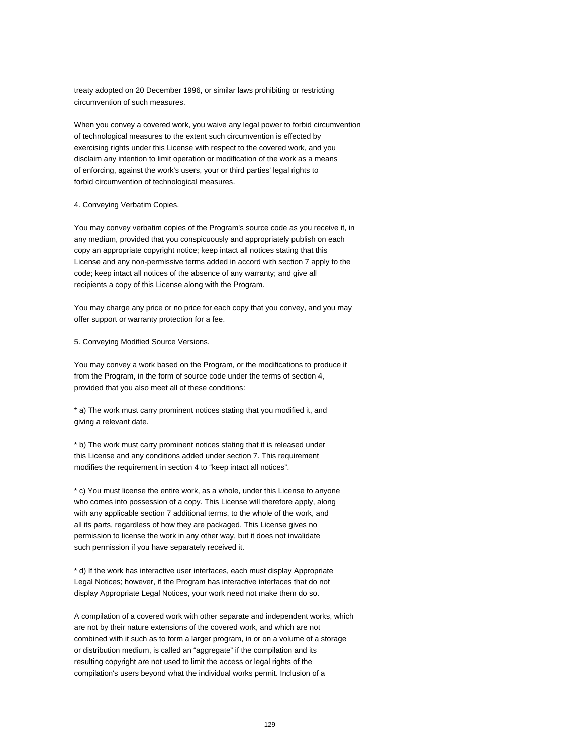treaty adopted on 20 December 1996, or similar laws prohibiting or restricting circumvention of such measures.

When you convey a covered work, you waive any legal power to forbid circumvention of technological measures to the extent such circumvention is effected by exercising rights under this License with respect to the covered work, and you disclaim any intention to limit operation or modification of the work as a means of enforcing, against the work's users, your or third parties' legal rights to forbid circumvention of technological measures.

4. Conveying Verbatim Copies.

You may convey verbatim copies of the Program's source code as you receive it, in any medium, provided that you conspicuously and appropriately publish on each copy an appropriate copyright notice; keep intact all notices stating that this License and any non-permissive terms added in accord with section 7 apply to the code; keep intact all notices of the absence of any warranty; and give all recipients a copy of this License along with the Program.

You may charge any price or no price for each copy that you convey, and you may offer support or warranty protection for a fee.

5. Conveying Modified Source Versions.

You may convey a work based on the Program, or the modifications to produce it from the Program, in the form of source code under the terms of section 4, provided that you also meet all of these conditions:

* a) The work must carry prominent notices stating that you modified it, and giving a relevant date.

* b) The work must carry prominent notices stating that it is released under this License and any conditions added under section 7. This requirement modifies the requirement in section 4 to “keep intact all notices”.

* c) You must license the entire work, as a whole, under this License to anyone who comes into possession of a copy. This License will therefore apply, along with any applicable section 7 additional terms, to the whole of the work, and all its parts, regardless of how they are packaged. This License gives no permission to license the work in any other way, but it does not invalidate such permission if you have separately received it.

* d) If the work has interactive user interfaces, each must display Appropriate Legal Notices; however, if the Program has interactive interfaces that do not display Appropriate Legal Notices, your work need not make them do so.

A compilation of a covered work with other separate and independent works, which are not by their nature extensions of the covered work, and which are not combined with it such as to form a larger program, in or on a volume of a storage or distribution medium, is called an “aggregate” if the compilation and its resulting copyright are not used to limit the access or legal rights of the compilation's users beyond what the individual works permit. Inclusion of a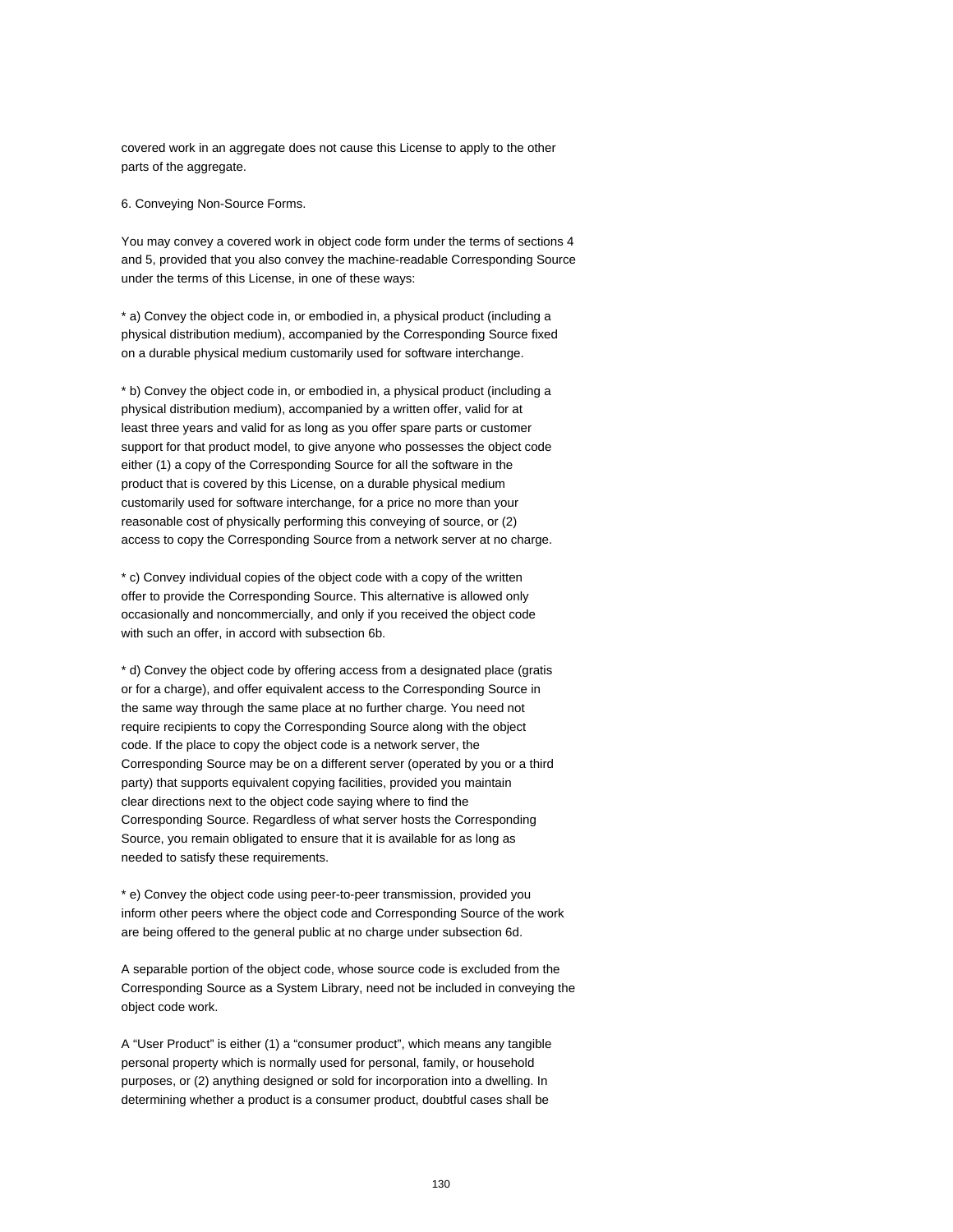covered work in an aggregate does not cause this License to apply to the other parts of the aggregate.

6. Conveying Non-Source Forms.

You may convey a covered work in object code form under the terms of sections 4 and 5, provided that you also convey the machine-readable Corresponding Source under the terms of this License, in one of these ways:

* a) Convey the object code in, or embodied in, a physical product (including a physical distribution medium), accompanied by the Corresponding Source fixed on a durable physical medium customarily used for software interchange.

* b) Convey the object code in, or embodied in, a physical product (including a physical distribution medium), accompanied by a written offer, valid for at least three years and valid for as long as you offer spare parts or customer support for that product model, to give anyone who possesses the object code either (1) a copy of the Corresponding Source for all the software in the product that is covered by this License, on a durable physical medium customarily used for software interchange, for a price no more than your reasonable cost of physically performing this conveying of source, or (2) access to copy the Corresponding Source from a network server at no charge.

* c) Convey individual copies of the object code with a copy of the written offer to provide the Corresponding Source. This alternative is allowed only occasionally and noncommercially, and only if you received the object code with such an offer, in accord with subsection 6b.

* d) Convey the object code by offering access from a designated place (gratis or for a charge), and offer equivalent access to the Corresponding Source in the same way through the same place at no further charge. You need not require recipients to copy the Corresponding Source along with the object code. If the place to copy the object code is a network server, the Corresponding Source may be on a different server (operated by you or a third party) that supports equivalent copying facilities, provided you maintain clear directions next to the object code saying where to find the Corresponding Source. Regardless of what server hosts the Corresponding Source, you remain obligated to ensure that it is available for as long as needed to satisfy these requirements.

* e) Convey the object code using peer-to-peer transmission, provided you inform other peers where the object code and Corresponding Source of the work are being offered to the general public at no charge under subsection 6d.

A separable portion of the object code, whose source code is excluded from the Corresponding Source as a System Library, need not be included in conveying the object code work.

A “User Product” is either (1) a “consumer product”, which means any tangible personal property which is normally used for personal, family, or household purposes, or (2) anything designed or sold for incorporation into a dwelling. In determining whether a product is a consumer product, doubtful cases shall be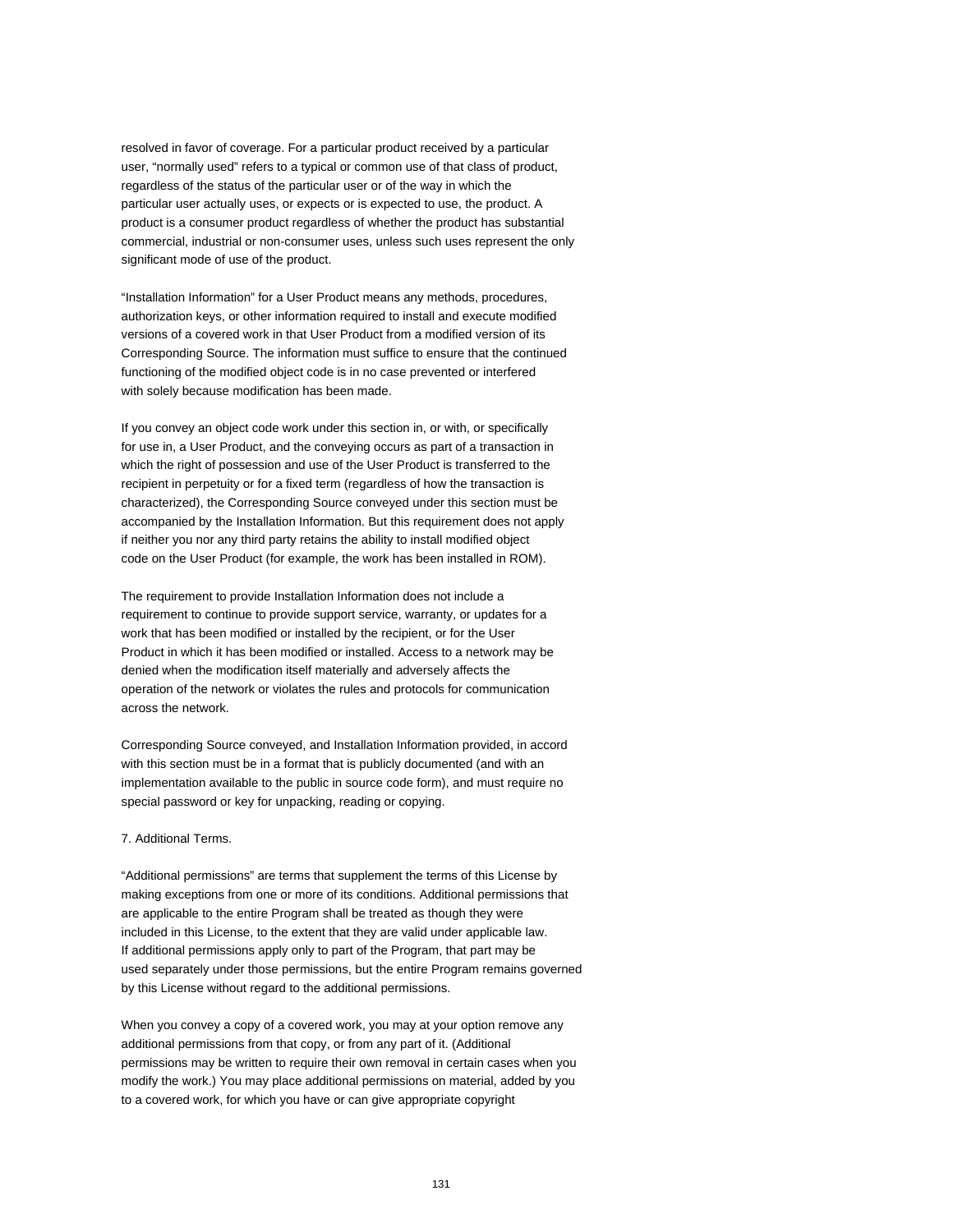resolved in favor of coverage. For a particular product received by a particular user, “normally used” refers to a typical or common use of that class of product, regardless of the status of the particular user or of the way in which the particular user actually uses, or expects or is expected to use, the product. A product is a consumer product regardless of whether the product has substantial commercial, industrial or non-consumer uses, unless such uses represent the only significant mode of use of the product.

“Installation Information” for a User Product means any methods, procedures, authorization keys, or other information required to install and execute modified versions of a covered work in that User Product from a modified version of its Corresponding Source. The information must suffice to ensure that the continued functioning of the modified object code is in no case prevented or interfered with solely because modification has been made.

If you convey an object code work under this section in, or with, or specifically for use in, a User Product, and the conveying occurs as part of a transaction in which the right of possession and use of the User Product is transferred to the recipient in perpetuity or for a fixed term (regardless of how the transaction is characterized), the Corresponding Source conveyed under this section must be accompanied by the Installation Information. But this requirement does not apply if neither you nor any third party retains the ability to install modified object code on the User Product (for example, the work has been installed in ROM).

The requirement to provide Installation Information does not include a requirement to continue to provide support service, warranty, or updates for a work that has been modified or installed by the recipient, or for the User Product in which it has been modified or installed. Access to a network may be denied when the modification itself materially and adversely affects the operation of the network or violates the rules and protocols for communication across the network.

Corresponding Source conveyed, and Installation Information provided, in accord with this section must be in a format that is publicly documented (and with an implementation available to the public in source code form), and must require no special password or key for unpacking, reading or copying.

7. Additional Terms.

“Additional permissions” are terms that supplement the terms of this License by making exceptions from one or more of its conditions. Additional permissions that are applicable to the entire Program shall be treated as though they were included in this License, to the extent that they are valid under applicable law. If additional permissions apply only to part of the Program, that part may be used separately under those permissions, but the entire Program remains governed by this License without regard to the additional permissions.

When you convey a copy of a covered work, you may at your option remove any additional permissions from that copy, or from any part of it. (Additional permissions may be written to require their own removal in certain cases when you modify the work.) You may place additional permissions on material, added by you to a covered work, for which you have or can give appropriate copyright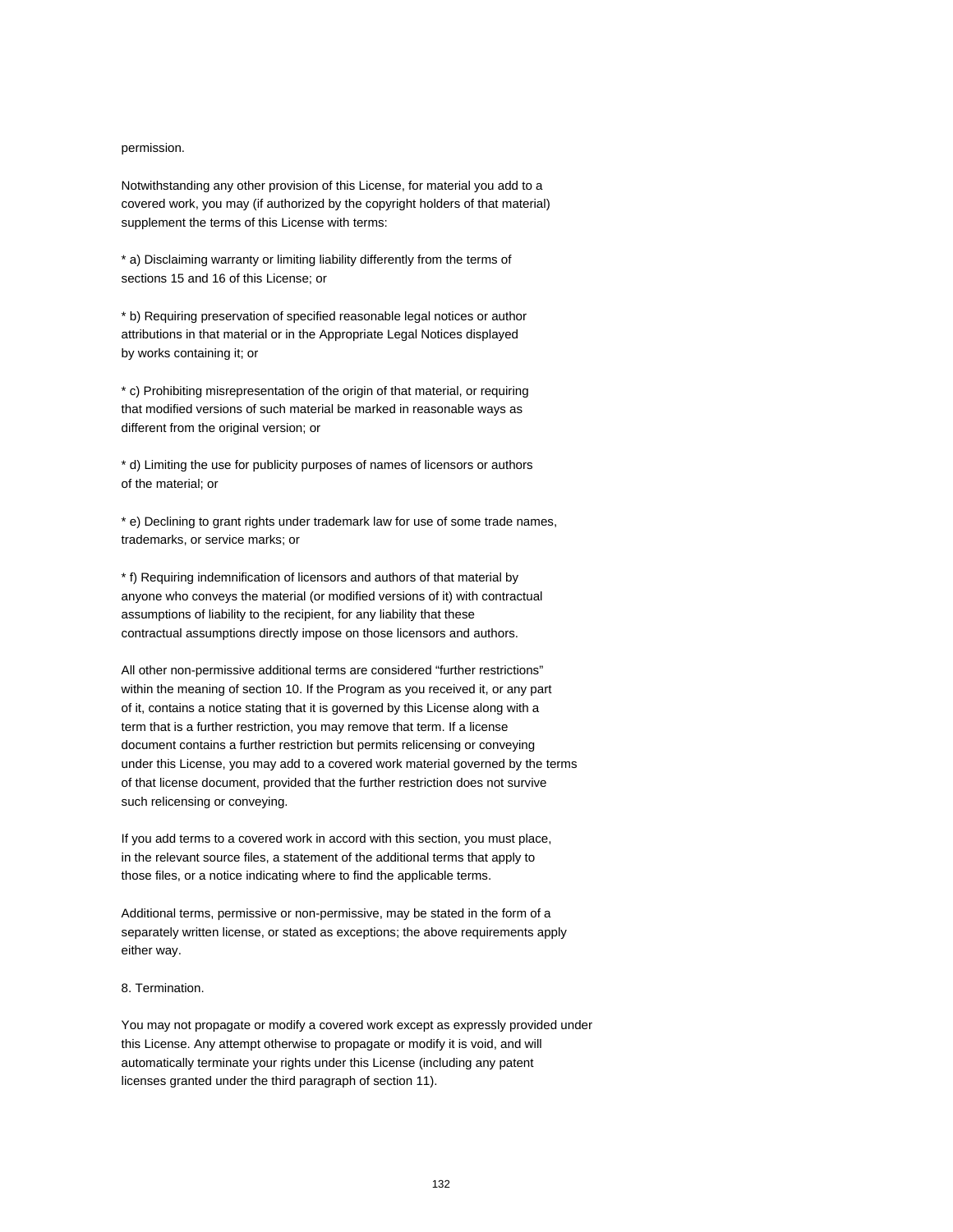permission.

Notwithstanding any other provision of this License, for material you add to a covered work, you may (if authorized by the copyright holders of that material) supplement the terms of this License with terms:

* a) Disclaiming warranty or limiting liability differently from the terms of sections 15 and 16 of this License; or

* b) Requiring preservation of specified reasonable legal notices or author attributions in that material or in the Appropriate Legal Notices displayed by works containing it; or

* c) Prohibiting misrepresentation of the origin of that material, or requiring that modified versions of such material be marked in reasonable ways as different from the original version; or

* d) Limiting the use for publicity purposes of names of licensors or authors of the material; or

* e) Declining to grant rights under trademark law for use of some trade names, trademarks, or service marks; or

* f) Requiring indemnification of licensors and authors of that material by anyone who conveys the material (or modified versions of it) with contractual assumptions of liability to the recipient, for any liability that these contractual assumptions directly impose on those licensors and authors.

All other non-permissive additional terms are considered “further restrictions” within the meaning of section 10. If the Program as you received it, or any part of it, contains a notice stating that it is governed by this License along with a term that is a further restriction, you may remove that term. If a license document contains a further restriction but permits relicensing or conveying under this License, you may add to a covered work material governed by the terms of that license document, provided that the further restriction does not survive such relicensing or conveying.

If you add terms to a covered work in accord with this section, you must place, in the relevant source files, a statement of the additional terms that apply to those files, or a notice indicating where to find the applicable terms.

Additional terms, permissive or non-permissive, may be stated in the form of a separately written license, or stated as exceptions; the above requirements apply either way.

8. Termination.

You may not propagate or modify a covered work except as expressly provided under this License. Any attempt otherwise to propagate or modify it is void, and will automatically terminate your rights under this License (including any patent licenses granted under the third paragraph of section 11).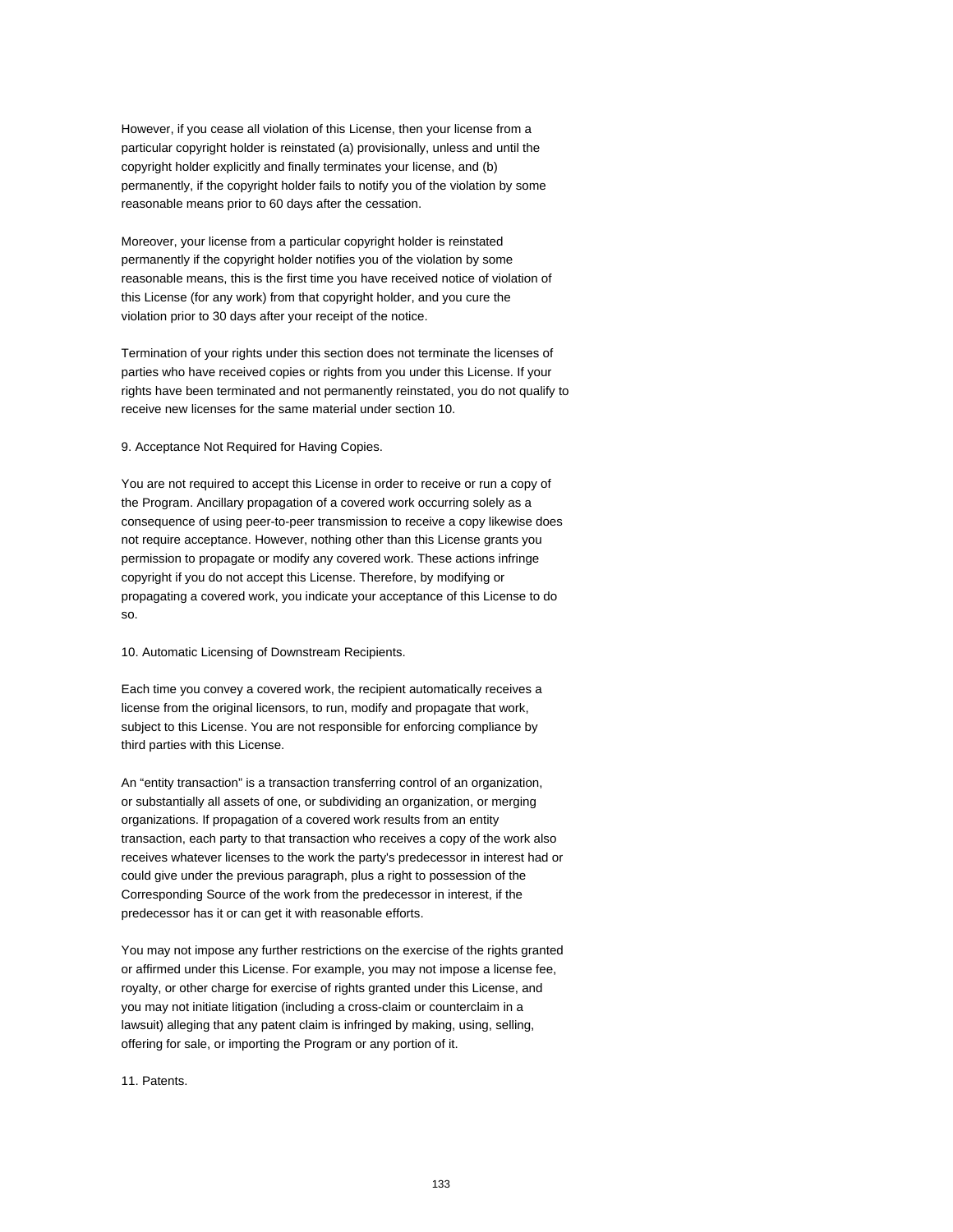However, if you cease all violation of this License, then your license from a particular copyright holder is reinstated (a) provisionally, unless and until the copyright holder explicitly and finally terminates your license, and (b) permanently, if the copyright holder fails to notify you of the violation by some reasonable means prior to 60 days after the cessation.

Moreover, your license from a particular copyright holder is reinstated permanently if the copyright holder notifies you of the violation by some reasonable means, this is the first time you have received notice of violation of this License (for any work) from that copyright holder, and you cure the violation prior to 30 days after your receipt of the notice.

Termination of your rights under this section does not terminate the licenses of parties who have received copies or rights from you under this License. If your rights have been terminated and not permanently reinstated, you do not qualify to receive new licenses for the same material under section 10.

9. Acceptance Not Required for Having Copies.

You are not required to accept this License in order to receive or run a copy of the Program. Ancillary propagation of a covered work occurring solely as a consequence of using peer-to-peer transmission to receive a copy likewise does not require acceptance. However, nothing other than this License grants you permission to propagate or modify any covered work. These actions infringe copyright if you do not accept this License. Therefore, by modifying or propagating a covered work, you indicate your acceptance of this License to do so.

10. Automatic Licensing of Downstream Recipients.

Each time you convey a covered work, the recipient automatically receives a license from the original licensors, to run, modify and propagate that work, subject to this License. You are not responsible for enforcing compliance by third parties with this License.

An “entity transaction” is a transaction transferring control of an organization, or substantially all assets of one, or subdividing an organization, or merging organizations. If propagation of a covered work results from an entity transaction, each party to that transaction who receives a copy of the work also receives whatever licenses to the work the party's predecessor in interest had or could give under the previous paragraph, plus a right to possession of the Corresponding Source of the work from the predecessor in interest, if the predecessor has it or can get it with reasonable efforts.

You may not impose any further restrictions on the exercise of the rights granted or affirmed under this License. For example, you may not impose a license fee, royalty, or other charge for exercise of rights granted under this License, and you may not initiate litigation (including a cross-claim or counterclaim in a lawsuit) alleging that any patent claim is infringed by making, using, selling, offering for sale, or importing the Program or any portion of it.

11. Patents.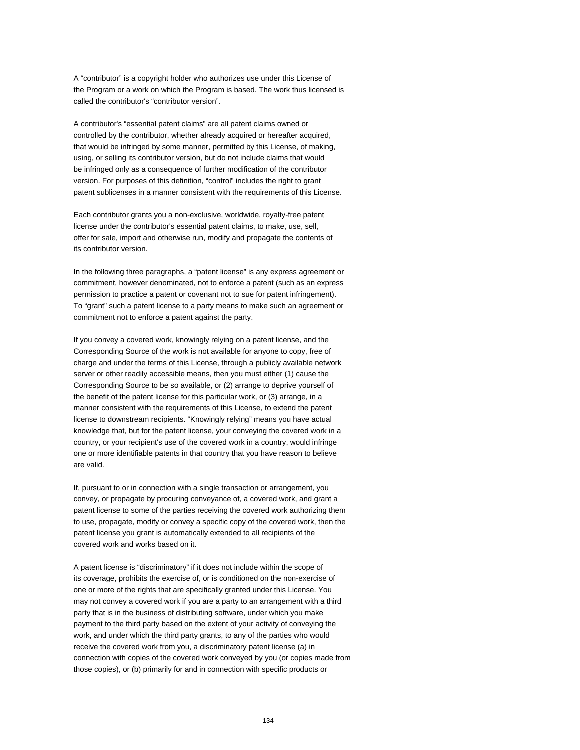A “contributor” is a copyright holder who authorizes use under this License of the Program or a work on which the Program is based. The work thus licensed is called the contributor's “contributor version”.

A contributor's “essential patent claims” are all patent claims owned or controlled by the contributor, whether already acquired or hereafter acquired, that would be infringed by some manner, permitted by this License, of making, using, or selling its contributor version, but do not include claims that would be infringed only as a consequence of further modification of the contributor version. For purposes of this definition, “control” includes the right to grant patent sublicenses in a manner consistent with the requirements of this License.

Each contributor grants you a non-exclusive, worldwide, royalty-free patent license under the contributor's essential patent claims, to make, use, sell, offer for sale, import and otherwise run, modify and propagate the contents of its contributor version.

In the following three paragraphs, a “patent license” is any express agreement or commitment, however denominated, not to enforce a patent (such as an express permission to practice a patent or covenant not to sue for patent infringement). To “grant” such a patent license to a party means to make such an agreement or commitment not to enforce a patent against the party.

If you convey a covered work, knowingly relying on a patent license, and the Corresponding Source of the work is not available for anyone to copy, free of charge and under the terms of this License, through a publicly available network server or other readily accessible means, then you must either (1) cause the Corresponding Source to be so available, or (2) arrange to deprive yourself of the benefit of the patent license for this particular work, or (3) arrange, in a manner consistent with the requirements of this License, to extend the patent license to downstream recipients. “Knowingly relying” means you have actual knowledge that, but for the patent license, your conveying the covered work in a country, or your recipient's use of the covered work in a country, would infringe one or more identifiable patents in that country that you have reason to believe are valid.

If, pursuant to or in connection with a single transaction or arrangement, you convey, or propagate by procuring conveyance of, a covered work, and grant a patent license to some of the parties receiving the covered work authorizing them to use, propagate, modify or convey a specific copy of the covered work, then the patent license you grant is automatically extended to all recipients of the covered work and works based on it.

A patent license is “discriminatory” if it does not include within the scope of its coverage, prohibits the exercise of, or is conditioned on the non-exercise of one or more of the rights that are specifically granted under this License. You may not convey a covered work if you are a party to an arrangement with a third party that is in the business of distributing software, under which you make payment to the third party based on the extent of your activity of conveying the work, and under which the third party grants, to any of the parties who would receive the covered work from you, a discriminatory patent license (a) in connection with copies of the covered work conveyed by you (or copies made from those copies), or (b) primarily for and in connection with specific products or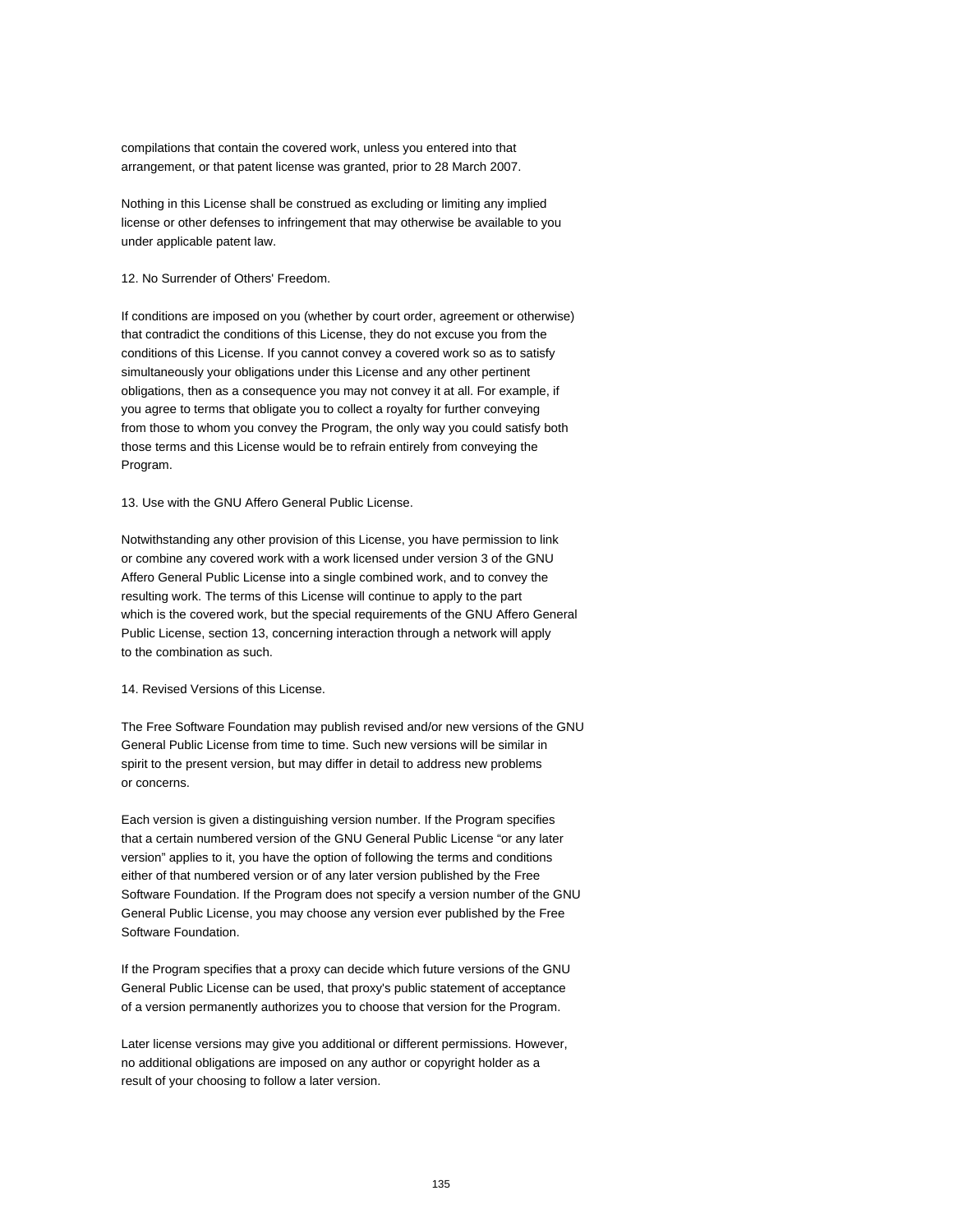compilations that contain the covered work, unless you entered into that arrangement, or that patent license was granted, prior to 28 March 2007.

Nothing in this License shall be construed as excluding or limiting any implied license or other defenses to infringement that may otherwise be available to you under applicable patent law.

12. No Surrender of Others' Freedom.

If conditions are imposed on you (whether by court order, agreement or otherwise) that contradict the conditions of this License, they do not excuse you from the conditions of this License. If you cannot convey a covered work so as to satisfy simultaneously your obligations under this License and any other pertinent obligations, then as a consequence you may not convey it at all. For example, if you agree to terms that obligate you to collect a royalty for further conveying from those to whom you convey the Program, the only way you could satisfy both those terms and this License would be to refrain entirely from conveying the Program.

13. Use with the GNU Affero General Public License.

Notwithstanding any other provision of this License, you have permission to link or combine any covered work with a work licensed under version 3 of the GNU Affero General Public License into a single combined work, and to convey the resulting work. The terms of this License will continue to apply to the part which is the covered work, but the special requirements of the GNU Affero General Public License, section 13, concerning interaction through a network will apply to the combination as such.

14. Revised Versions of this License.

The Free Software Foundation may publish revised and/or new versions of the GNU General Public License from time to time. Such new versions will be similar in spirit to the present version, but may differ in detail to address new problems or concerns.

Each version is given a distinguishing version number. If the Program specifies that a certain numbered version of the GNU General Public License “or any later version” applies to it, you have the option of following the terms and conditions either of that numbered version or of any later version published by the Free Software Foundation. If the Program does not specify a version number of the GNU General Public License, you may choose any version ever published by the Free Software Foundation.

If the Program specifies that a proxy can decide which future versions of the GNU General Public License can be used, that proxy's public statement of acceptance of a version permanently authorizes you to choose that version for the Program.

Later license versions may give you additional or different permissions. However, no additional obligations are imposed on any author or copyright holder as a result of your choosing to follow a later version.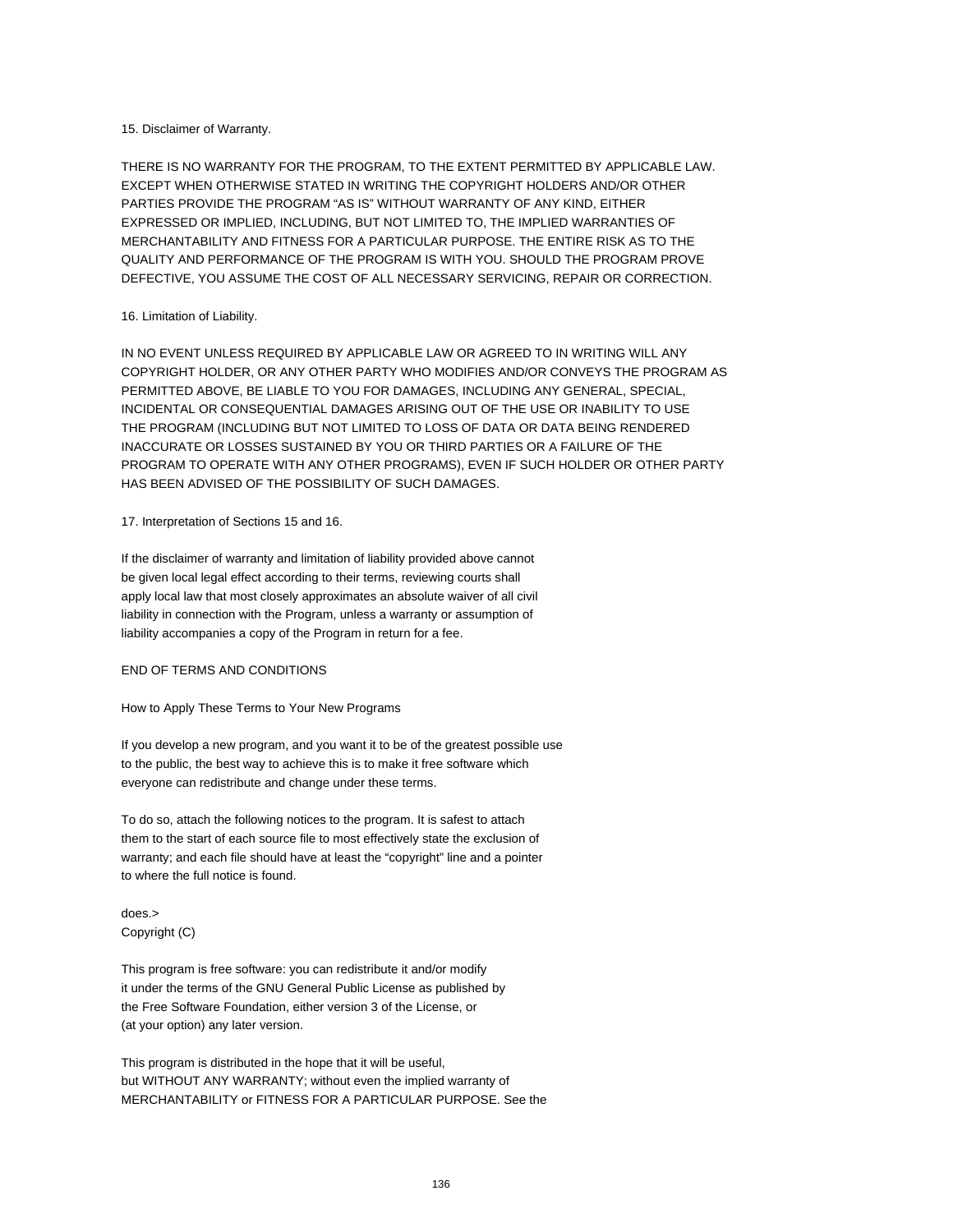15. Disclaimer of Warranty.

THERE IS NO WARRANTY FOR THE PROGRAM, TO THE EXTENT PERMITTED BY APPLICABLE LAW. EXCEPT WHEN OTHERWISE STATED IN WRITING THE COPYRIGHT HOLDERS AND/OR OTHER PARTIES PROVIDE THE PROGRAM “AS IS” WITHOUT WARRANTY OF ANY KIND, EITHER EXPRESSED OR IMPLIED, INCLUDING, BUT NOT LIMITED TO, THE IMPLIED WARRANTIES OF MERCHANTABILITY AND FITNESS FOR A PARTICULAR PURPOSE. THE ENTIRE RISK AS TO THE QUALITY AND PERFORMANCE OF THE PROGRAM IS WITH YOU. SHOULD THE PROGRAM PROVE DEFECTIVE, YOU ASSUME THE COST OF ALL NECESSARY SERVICING, REPAIR OR CORRECTION.

16. Limitation of Liability.

IN NO EVENT UNLESS REQUIRED BY APPLICABLE LAW OR AGREED TO IN WRITING WILL ANY COPYRIGHT HOLDER, OR ANY OTHER PARTY WHO MODIFIES AND/OR CONVEYS THE PROGRAM AS PERMITTED ABOVE, BE LIABLE TO YOU FOR DAMAGES, INCLUDING ANY GENERAL, SPECIAL, INCIDENTAL OR CONSEQUENTIAL DAMAGES ARISING OUT OF THE USE OR INABILITY TO USE THE PROGRAM (INCLUDING BUT NOT LIMITED TO LOSS OF DATA OR DATA BEING RENDERED INACCURATE OR LOSSES SUSTAINED BY YOU OR THIRD PARTIES OR A FAILURE OF THE PROGRAM TO OPERATE WITH ANY OTHER PROGRAMS), EVEN IF SUCH HOLDER OR OTHER PARTY HAS BEEN ADVISED OF THE POSSIBILITY OF SUCH DAMAGES.

17. Interpretation of Sections 15 and 16.

If the disclaimer of warranty and limitation of liability provided above cannot
be given local legal effect according to their terms, reviewing courts shall
apply local law that most closely approximates an absolute waiver of all civil
liability in connection with the Program, unless a warranty or assumption of
liability accompanies a copy of the Program in return for a fee.

END OF TERMS AND CONDITIONS

How to Apply These Terms to Your New Programs

If you develop a new program, and you want it to be of the greatest possible use
to the public, the best way to achieve this is to make it free software which
everyone can redistribute and change under these terms.

To do so, attach the following notices to the program. It is safest to attach
them to the start of each source file to most effectively state the exclusion of
warranty; and each file should have at least the “copyright” line and a pointer
to where the full notice is found.

does.>
Copyright (C)

This program is free software: you can redistribute it and/or modify
it under the terms of the GNU General Public License as published by
the Free Software Foundation, either version 3 of the License, or
(at your option) any later version.

This program is distributed in the hope that it will be useful,
but WITHOUT ANY WARRANTY; without even the implied warranty of
MERCHANTABILITY or FITNESS FOR A PARTICULAR PURPOSE. See the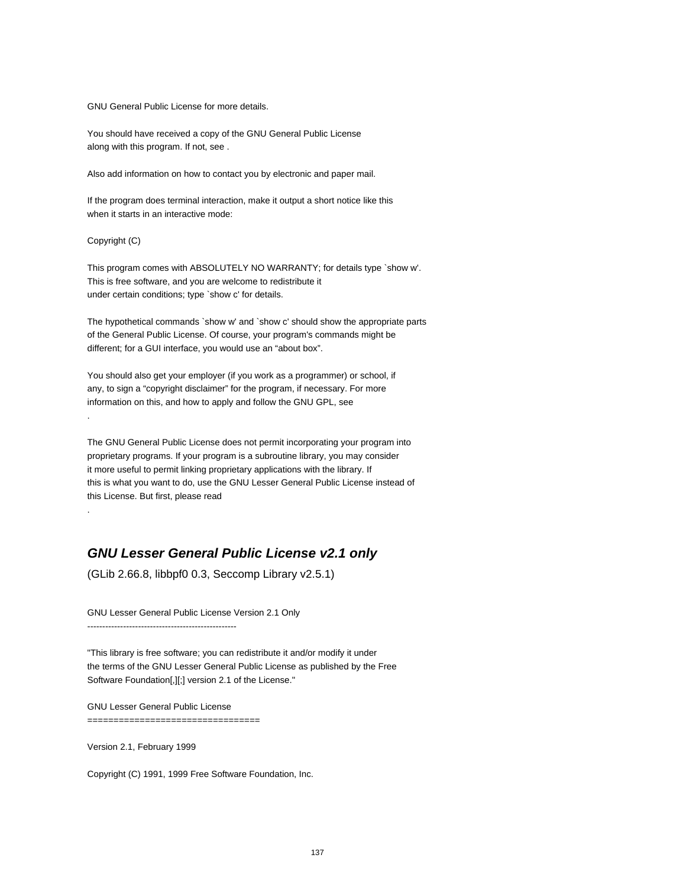GNU General Public License for more details.

You should have received a copy of the GNU General Public License
along with this program. If not, see .

Also add information on how to contact you by electronic and paper mail.

If the program does terminal interaction, make it output a short notice like this
when it starts in an interactive mode:

Copyright (C)

This program comes with ABSOLUTELY NO WARRANTY; for details type `show w'.
This is free software, and you are welcome to redistribute it
under certain conditions; type `show c' for details.

The hypothetical commands `show w' and `show c' should show the appropriate parts
of the General Public License. Of course, your program's commands might be
different; for a GUI interface, you would use an “about box”.

You should also get your employer (if you work as a programmer) or school, if
any, to sign a “copyright disclaimer” for the program, if necessary. For more
information on this, and how to apply and follow the GNU GPL, see
.

The GNU General Public License does not permit incorporating your program into
proprietary programs. If your program is a subroutine library, you may consider
it more useful to permit linking proprietary applications with the library. If
this is what you want to do, use the GNU Lesser General Public License instead of
this License. But first, please read
.

## *GNU Lesser General Public License v2.1 only*

(GLib 2.66.8, libbpf0 0.3, Seccomp Library v2.5.1)

GNU Lesser General Public License Version 2.1 Only
--------------------------------------------------

"This library is free software; you can redistribute it and/or modify it under
the terms of the GNU Lesser General Public License as published by the Free
Software Foundation[,][;] version 2.1 of the License."

GNU Lesser General Public License
=================================

Version 2.1, February 1999

Copyright (C) 1991, 1999 Free Software Foundation, Inc.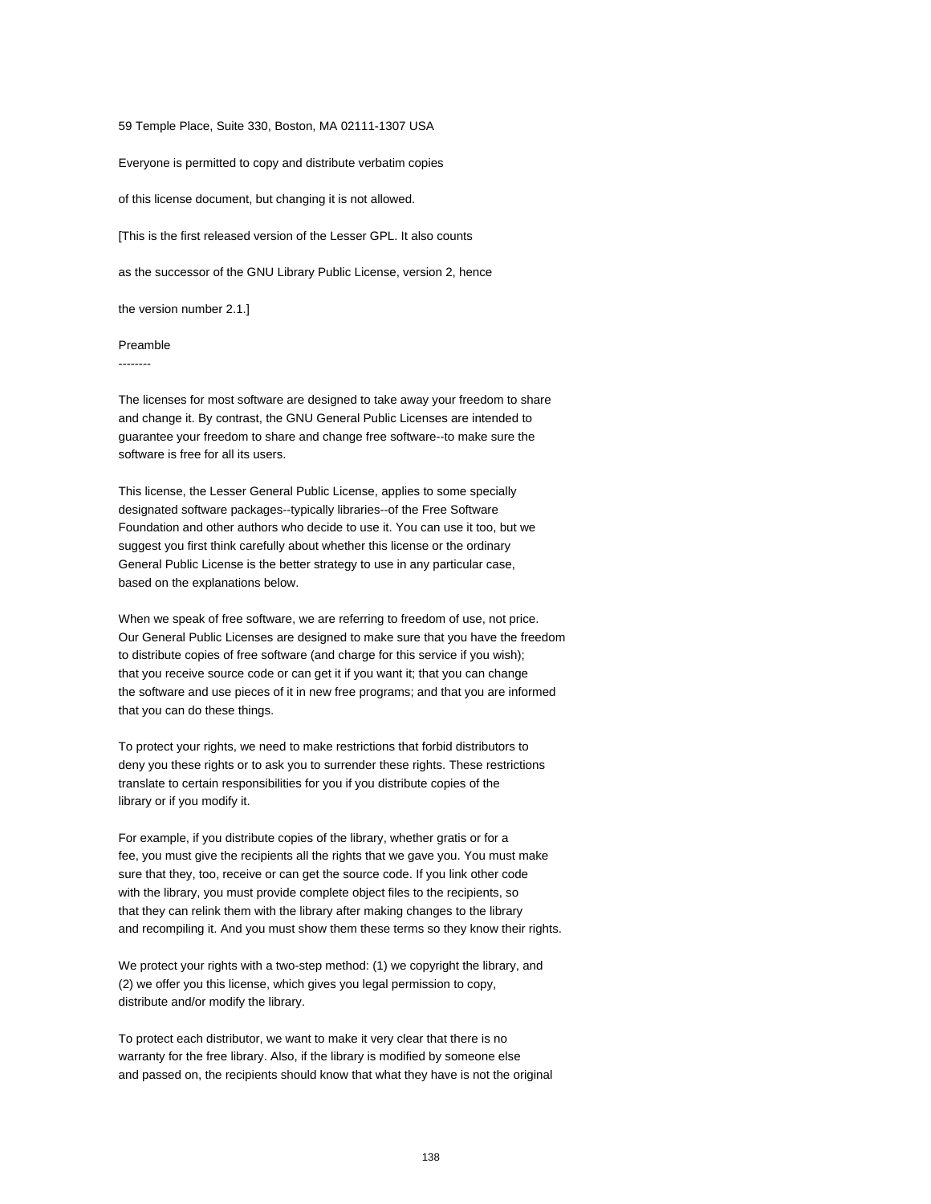59 Temple Place, Suite 330, Boston, MA 02111-1307 USA

Everyone is permitted to copy and distribute verbatim copies

of this license document, but changing it is not allowed.

[This is the first released version of the Lesser GPL. It also counts

as the successor of the GNU Library Public License, version 2, hence

the version number 2.1.]

## Preamble

The licenses for most software are designed to take away your freedom to share and change it. By contrast, the GNU General Public Licenses are intended to guarantee your freedom to share and change free software--to make sure the software is free for all its users.

This license, the Lesser General Public License, applies to some specially designated software packages--typically libraries--of the Free Software Foundation and other authors who decide to use it. You can use it too, but we suggest you first think carefully about whether this license or the ordinary General Public License is the better strategy to use in any particular case, based on the explanations below.

When we speak of free software, we are referring to freedom of use, not price. Our General Public Licenses are designed to make sure that you have the freedom to distribute copies of free software (and charge for this service if you wish); that you receive source code or can get it if you want it; that you can change the software and use pieces of it in new free programs; and that you are informed that you can do these things.

To protect your rights, we need to make restrictions that forbid distributors to deny you these rights or to ask you to surrender these rights. These restrictions translate to certain responsibilities for you if you distribute copies of the library or if you modify it.

For example, if you distribute copies of the library, whether gratis or for a fee, you must give the recipients all the rights that we gave you. You must make sure that they, too, receive or can get the source code. If you link other code with the library, you must provide complete object files to the recipients, so that they can relink them with the library after making changes to the library and recompiling it. And you must show them these terms so they know their rights.

We protect your rights with a two-step method: (1) we copyright the library, and (2) we offer you this license, which gives you legal permission to copy, distribute and/or modify the library.

To protect each distributor, we want to make it very clear that there is no warranty for the free library. Also, if the library is modified by someone else and passed on, the recipients should know that what they have is not the original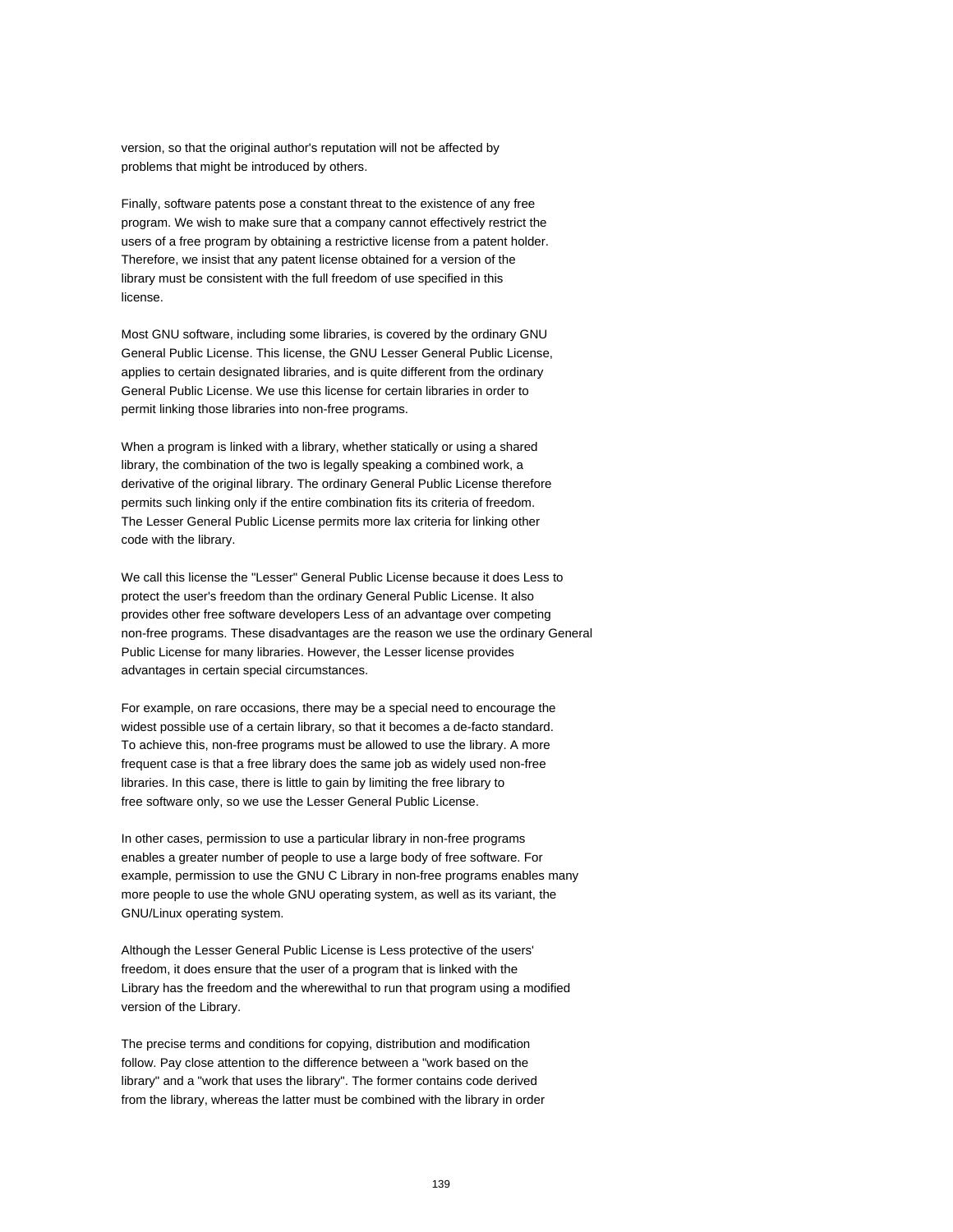version, so that the original author's reputation will not be affected by problems that might be introduced by others.

Finally, software patents pose a constant threat to the existence of any free program. We wish to make sure that a company cannot effectively restrict the users of a free program by obtaining a restrictive license from a patent holder. Therefore, we insist that any patent license obtained for a version of the library must be consistent with the full freedom of use specified in this license.

Most GNU software, including some libraries, is covered by the ordinary GNU General Public License. This license, the GNU Lesser General Public License, applies to certain designated libraries, and is quite different from the ordinary General Public License. We use this license for certain libraries in order to permit linking those libraries into non-free programs.

When a program is linked with a library, whether statically or using a shared library, the combination of the two is legally speaking a combined work, a derivative of the original library. The ordinary General Public License therefore permits such linking only if the entire combination fits its criteria of freedom. The Lesser General Public License permits more lax criteria for linking other code with the library.

We call this license the "Lesser" General Public License because it does Less to protect the user's freedom than the ordinary General Public License. It also provides other free software developers Less of an advantage over competing non-free programs. These disadvantages are the reason we use the ordinary General Public License for many libraries. However, the Lesser license provides advantages in certain special circumstances.

For example, on rare occasions, there may be a special need to encourage the widest possible use of a certain library, so that it becomes a de-facto standard. To achieve this, non-free programs must be allowed to use the library. A more frequent case is that a free library does the same job as widely used non-free libraries. In this case, there is little to gain by limiting the free library to free software only, so we use the Lesser General Public License.

In other cases, permission to use a particular library in non-free programs enables a greater number of people to use a large body of free software. For example, permission to use the GNU C Library in non-free programs enables many more people to use the whole GNU operating system, as well as its variant, the GNU/Linux operating system.

Although the Lesser General Public License is Less protective of the users' freedom, it does ensure that the user of a program that is linked with the Library has the freedom and the wherewithal to run that program using a modified version of the Library.

The precise terms and conditions for copying, distribution and modification follow. Pay close attention to the difference between a "work based on the library" and a "work that uses the library". The former contains code derived from the library, whereas the latter must be combined with the library in order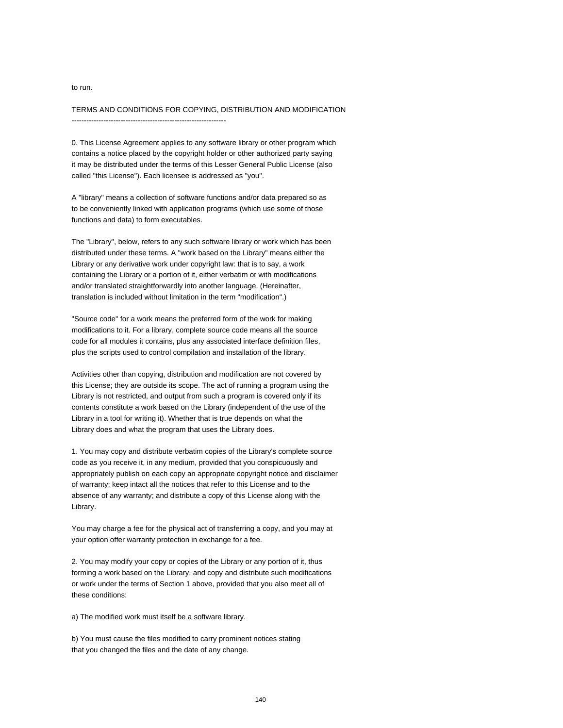to run.

TERMS AND CONDITIONS FOR COPYING, DISTRIBUTION AND MODIFICATION
---------------------------------------------------------------

0. This License Agreement applies to any software library or other program which contains a notice placed by the copyright holder or other authorized party saying it may be distributed under the terms of this Lesser General Public License (also called "this License"). Each licensee is addressed as "you".

A "library" means a collection of software functions and/or data prepared so as to be conveniently linked with application programs (which use some of those functions and data) to form executables.

The "Library", below, refers to any such software library or work which has been distributed under these terms. A "work based on the Library" means either the Library or any derivative work under copyright law: that is to say, a work containing the Library or a portion of it, either verbatim or with modifications and/or translated straightforwardly into another language. (Hereinafter, translation is included without limitation in the term "modification".)

"Source code" for a work means the preferred form of the work for making modifications to it. For a library, complete source code means all the source code for all modules it contains, plus any associated interface definition files, plus the scripts used to control compilation and installation of the library.

Activities other than copying, distribution and modification are not covered by this License; they are outside its scope. The act of running a program using the Library is not restricted, and output from such a program is covered only if its contents constitute a work based on the Library (independent of the use of the Library in a tool for writing it). Whether that is true depends on what the Library does and what the program that uses the Library does.

1. You may copy and distribute verbatim copies of the Library's complete source code as you receive it, in any medium, provided that you conspicuously and appropriately publish on each copy an appropriate copyright notice and disclaimer of warranty; keep intact all the notices that refer to this License and to the absence of any warranty; and distribute a copy of this License along with the Library.

You may charge a fee for the physical act of transferring a copy, and you may at your option offer warranty protection in exchange for a fee.

2. You may modify your copy or copies of the Library or any portion of it, thus forming a work based on the Library, and copy and distribute such modifications or work under the terms of Section 1 above, provided that you also meet all of these conditions:

a) The modified work must itself be a software library.

b) You must cause the files modified to carry prominent notices stating that you changed the files and the date of any change.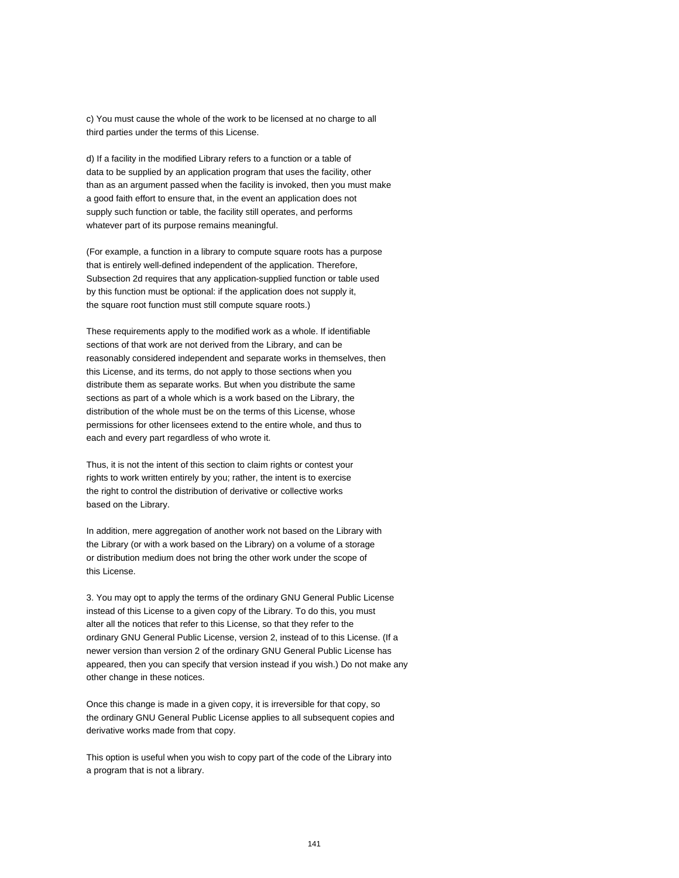c) You must cause the whole of the work to be licensed at no charge to all third parties under the terms of this License.

d) If a facility in the modified Library refers to a function or a table of data to be supplied by an application program that uses the facility, other than as an argument passed when the facility is invoked, then you must make a good faith effort to ensure that, in the event an application does not supply such function or table, the facility still operates, and performs whatever part of its purpose remains meaningful.

(For example, a function in a library to compute square roots has a purpose that is entirely well-defined independent of the application. Therefore, Subsection 2d requires that any application-supplied function or table used by this function must be optional: if the application does not supply it, the square root function must still compute square roots.)

These requirements apply to the modified work as a whole. If identifiable sections of that work are not derived from the Library, and can be reasonably considered independent and separate works in themselves, then this License, and its terms, do not apply to those sections when you distribute them as separate works. But when you distribute the same sections as part of a whole which is a work based on the Library, the distribution of the whole must be on the terms of this License, whose permissions for other licensees extend to the entire whole, and thus to each and every part regardless of who wrote it.

Thus, it is not the intent of this section to claim rights or contest your rights to work written entirely by you; rather, the intent is to exercise the right to control the distribution of derivative or collective works based on the Library.

In addition, mere aggregation of another work not based on the Library with the Library (or with a work based on the Library) on a volume of a storage or distribution medium does not bring the other work under the scope of this License.

3. You may opt to apply the terms of the ordinary GNU General Public License instead of this License to a given copy of the Library. To do this, you must alter all the notices that refer to this License, so that they refer to the ordinary GNU General Public License, version 2, instead of to this License. (If a newer version than version 2 of the ordinary GNU General Public License has appeared, then you can specify that version instead if you wish.) Do not make any other change in these notices.

Once this change is made in a given copy, it is irreversible for that copy, so the ordinary GNU General Public License applies to all subsequent copies and derivative works made from that copy.

This option is useful when you wish to copy part of the code of the Library into a program that is not a library.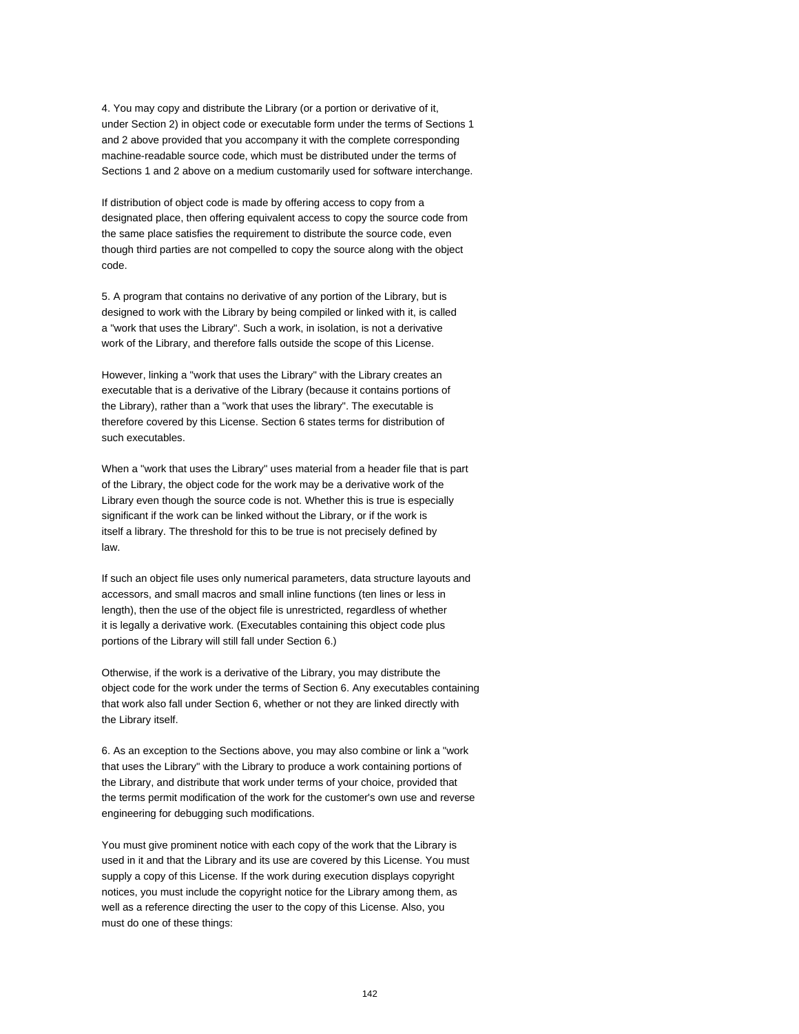4. You may copy and distribute the Library (or a portion or derivative of it, under Section 2) in object code or executable form under the terms of Sections 1 and 2 above provided that you accompany it with the complete corresponding machine-readable source code, which must be distributed under the terms of Sections 1 and 2 above on a medium customarily used for software interchange.

If distribution of object code is made by offering access to copy from a designated place, then offering equivalent access to copy the source code from the same place satisfies the requirement to distribute the source code, even though third parties are not compelled to copy the source along with the object code.

5. A program that contains no derivative of any portion of the Library, but is designed to work with the Library by being compiled or linked with it, is called a "work that uses the Library". Such a work, in isolation, is not a derivative work of the Library, and therefore falls outside the scope of this License.

However, linking a "work that uses the Library" with the Library creates an executable that is a derivative of the Library (because it contains portions of the Library), rather than a "work that uses the library". The executable is therefore covered by this License. Section 6 states terms for distribution of such executables.

When a "work that uses the Library" uses material from a header file that is part of the Library, the object code for the work may be a derivative work of the Library even though the source code is not. Whether this is true is especially significant if the work can be linked without the Library, or if the work is itself a library. The threshold for this to be true is not precisely defined by law.

If such an object file uses only numerical parameters, data structure layouts and accessors, and small macros and small inline functions (ten lines or less in length), then the use of the object file is unrestricted, regardless of whether it is legally a derivative work. (Executables containing this object code plus portions of the Library will still fall under Section 6.)

Otherwise, if the work is a derivative of the Library, you may distribute the object code for the work under the terms of Section 6. Any executables containing that work also fall under Section 6, whether or not they are linked directly with the Library itself.

6. As an exception to the Sections above, you may also combine or link a "work that uses the Library" with the Library to produce a work containing portions of the Library, and distribute that work under terms of your choice, provided that the terms permit modification of the work for the customer's own use and reverse engineering for debugging such modifications.

You must give prominent notice with each copy of the work that the Library is used in it and that the Library and its use are covered by this License. You must supply a copy of this License. If the work during execution displays copyright notices, you must include the copyright notice for the Library among them, as well as a reference directing the user to the copy of this License. Also, you must do one of these things: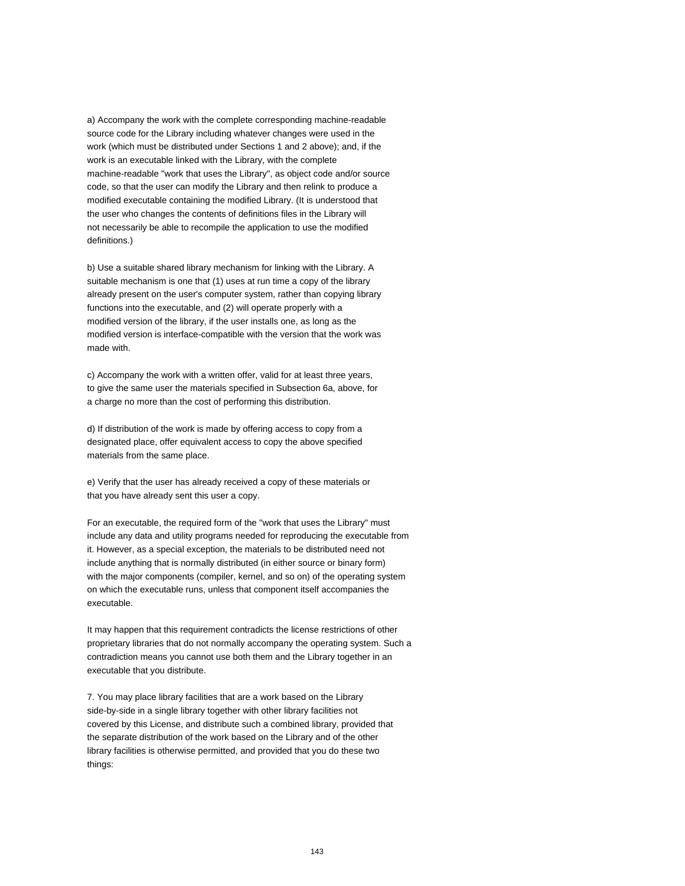a) Accompany the work with the complete corresponding machine-readable source code for the Library including whatever changes were used in the work (which must be distributed under Sections 1 and 2 above); and, if the work is an executable linked with the Library, with the complete machine-readable "work that uses the Library", as object code and/or source code, so that the user can modify the Library and then relink to produce a modified executable containing the modified Library. (It is understood that the user who changes the contents of definitions files in the Library will not necessarily be able to recompile the application to use the modified definitions.)

b) Use a suitable shared library mechanism for linking with the Library. A suitable mechanism is one that (1) uses at run time a copy of the library already present on the user's computer system, rather than copying library functions into the executable, and (2) will operate properly with a modified version of the library, if the user installs one, as long as the modified version is interface-compatible with the version that the work was made with.

c) Accompany the work with a written offer, valid for at least three years, to give the same user the materials specified in Subsection 6a, above, for a charge no more than the cost of performing this distribution.

d) If distribution of the work is made by offering access to copy from a designated place, offer equivalent access to copy the above specified materials from the same place.

e) Verify that the user has already received a copy of these materials or that you have already sent this user a copy.

For an executable, the required form of the "work that uses the Library" must include any data and utility programs needed for reproducing the executable from it. However, as a special exception, the materials to be distributed need not include anything that is normally distributed (in either source or binary form) with the major components (compiler, kernel, and so on) of the operating system on which the executable runs, unless that component itself accompanies the executable.

It may happen that this requirement contradicts the license restrictions of other proprietary libraries that do not normally accompany the operating system. Such a contradiction means you cannot use both them and the Library together in an executable that you distribute.

7. You may place library facilities that are a work based on the Library side-by-side in a single library together with other library facilities not covered by this License, and distribute such a combined library, provided that the separate distribution of the work based on the Library and of the other library facilities is otherwise permitted, and provided that you do these two things: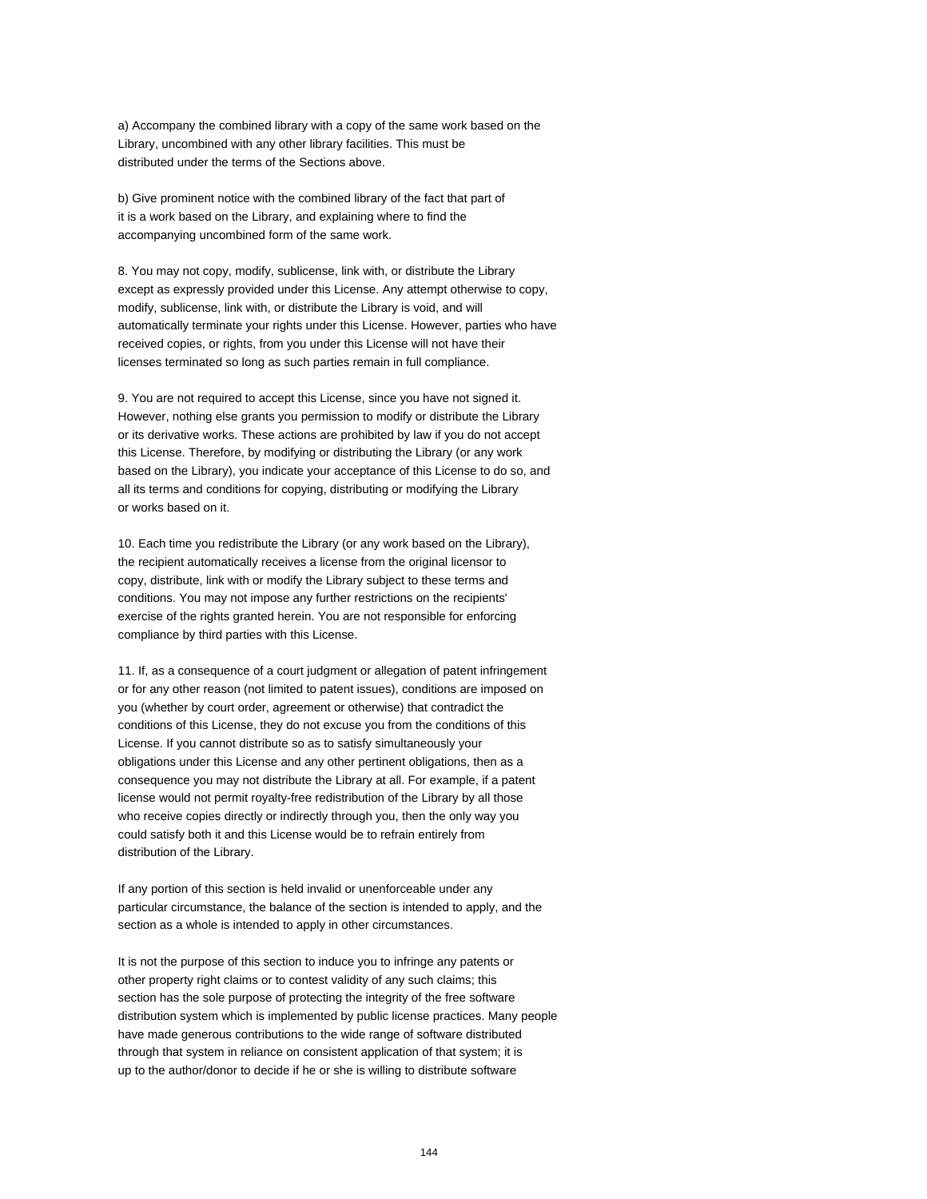a) Accompany the combined library with a copy of the same work based on the Library, uncombined with any other library facilities. This must be distributed under the terms of the Sections above.

b) Give prominent notice with the combined library of the fact that part of it is a work based on the Library, and explaining where to find the accompanying uncombined form of the same work.

8. You may not copy, modify, sublicense, link with, or distribute the Library except as expressly provided under this License. Any attempt otherwise to copy, modify, sublicense, link with, or distribute the Library is void, and will automatically terminate your rights under this License. However, parties who have received copies, or rights, from you under this License will not have their licenses terminated so long as such parties remain in full compliance.

9. You are not required to accept this License, since you have not signed it. However, nothing else grants you permission to modify or distribute the Library or its derivative works. These actions are prohibited by law if you do not accept this License. Therefore, by modifying or distributing the Library (or any work based on the Library), you indicate your acceptance of this License to do so, and all its terms and conditions for copying, distributing or modifying the Library or works based on it.

10. Each time you redistribute the Library (or any work based on the Library), the recipient automatically receives a license from the original licensor to copy, distribute, link with or modify the Library subject to these terms and conditions. You may not impose any further restrictions on the recipients' exercise of the rights granted herein. You are not responsible for enforcing compliance by third parties with this License.

11. If, as a consequence of a court judgment or allegation of patent infringement or for any other reason (not limited to patent issues), conditions are imposed on you (whether by court order, agreement or otherwise) that contradict the conditions of this License, they do not excuse you from the conditions of this License. If you cannot distribute so as to satisfy simultaneously your obligations under this License and any other pertinent obligations, then as a consequence you may not distribute the Library at all. For example, if a patent license would not permit royalty-free redistribution of the Library by all those who receive copies directly or indirectly through you, then the only way you could satisfy both it and this License would be to refrain entirely from distribution of the Library.

If any portion of this section is held invalid or unenforceable under any particular circumstance, the balance of the section is intended to apply, and the section as a whole is intended to apply in other circumstances.

It is not the purpose of this section to induce you to infringe any patents or other property right claims or to contest validity of any such claims; this section has the sole purpose of protecting the integrity of the free software distribution system which is implemented by public license practices. Many people have made generous contributions to the wide range of software distributed through that system in reliance on consistent application of that system; it is up to the author/donor to decide if he or she is willing to distribute software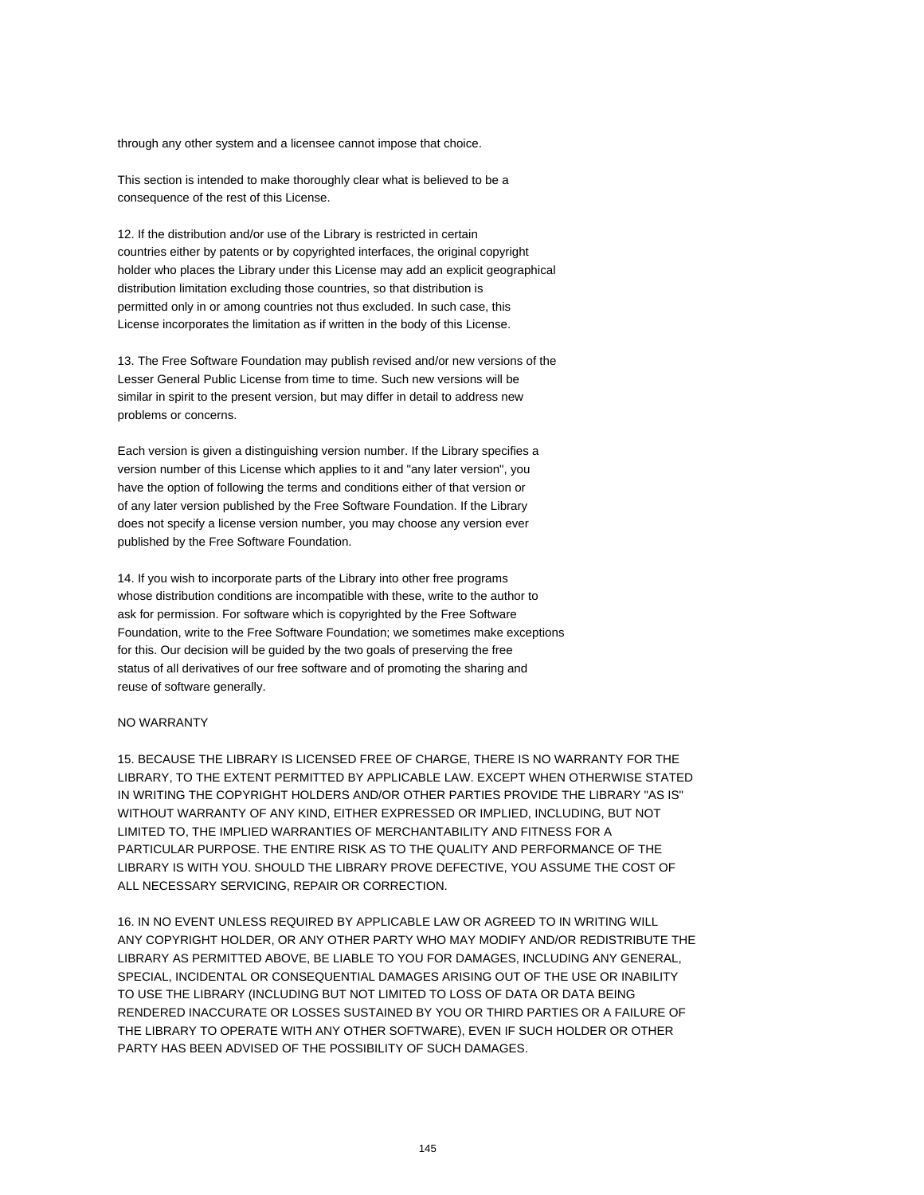through any other system and a licensee cannot impose that choice.

This section is intended to make thoroughly clear what is believed to be a consequence of the rest of this License.

12. If the distribution and/or use of the Library is restricted in certain countries either by patents or by copyrighted interfaces, the original copyright holder who places the Library under this License may add an explicit geographical distribution limitation excluding those countries, so that distribution is permitted only in or among countries not thus excluded. In such case, this License incorporates the limitation as if written in the body of this License.

13. The Free Software Foundation may publish revised and/or new versions of the Lesser General Public License from time to time. Such new versions will be similar in spirit to the present version, but may differ in detail to address new problems or concerns.

Each version is given a distinguishing version number. If the Library specifies a version number of this License which applies to it and "any later version", you have the option of following the terms and conditions either of that version or of any later version published by the Free Software Foundation. If the Library does not specify a license version number, you may choose any version ever published by the Free Software Foundation.

14. If you wish to incorporate parts of the Library into other free programs whose distribution conditions are incompatible with these, write to the author to ask for permission. For software which is copyrighted by the Free Software Foundation, write to the Free Software Foundation; we sometimes make exceptions for this. Our decision will be guided by the two goals of preserving the free status of all derivatives of our free software and of promoting the sharing and reuse of software generally.

NO WARRANTY

15. BECAUSE THE LIBRARY IS LICENSED FREE OF CHARGE, THERE IS NO WARRANTY FOR THE LIBRARY, TO THE EXTENT PERMITTED BY APPLICABLE LAW. EXCEPT WHEN OTHERWISE STATED IN WRITING THE COPYRIGHT HOLDERS AND/OR OTHER PARTIES PROVIDE THE LIBRARY "AS IS" WITHOUT WARRANTY OF ANY KIND, EITHER EXPRESSED OR IMPLIED, INCLUDING, BUT NOT LIMITED TO, THE IMPLIED WARRANTIES OF MERCHANTABILITY AND FITNESS FOR A PARTICULAR PURPOSE. THE ENTIRE RISK AS TO THE QUALITY AND PERFORMANCE OF THE LIBRARY IS WITH YOU. SHOULD THE LIBRARY PROVE DEFECTIVE, YOU ASSUME THE COST OF ALL NECESSARY SERVICING, REPAIR OR CORRECTION.

16. IN NO EVENT UNLESS REQUIRED BY APPLICABLE LAW OR AGREED TO IN WRITING WILL ANY COPYRIGHT HOLDER, OR ANY OTHER PARTY WHO MAY MODIFY AND/OR REDISTRIBUTE THE LIBRARY AS PERMITTED ABOVE, BE LIABLE TO YOU FOR DAMAGES, INCLUDING ANY GENERAL, SPECIAL, INCIDENTAL OR CONSEQUENTIAL DAMAGES ARISING OUT OF THE USE OR INABILITY TO USE THE LIBRARY (INCLUDING BUT NOT LIMITED TO LOSS OF DATA OR DATA BEING RENDERED INACCURATE OR LOSSES SUSTAINED BY YOU OR THIRD PARTIES OR A FAILURE OF THE LIBRARY TO OPERATE WITH ANY OTHER SOFTWARE), EVEN IF SUCH HOLDER OR OTHER PARTY HAS BEEN ADVISED OF THE POSSIBILITY OF SUCH DAMAGES.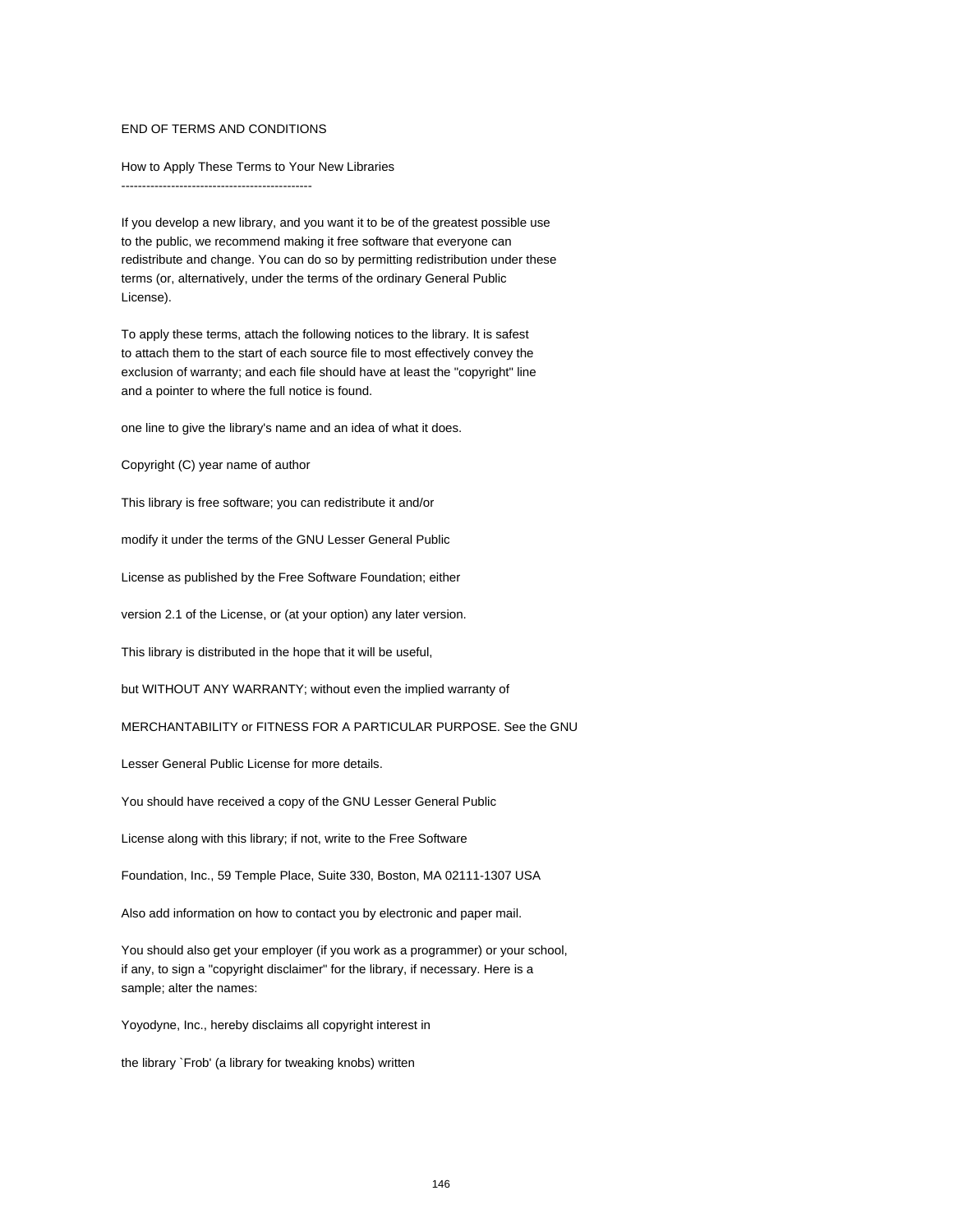END OF TERMS AND CONDITIONS

How to Apply These Terms to Your New Libraries
----------------------------------------------

If you develop a new library, and you want it to be of the greatest possible use to the public, we recommend making it free software that everyone can redistribute and change. You can do so by permitting redistribution under these terms (or, alternatively, under the terms of the ordinary General Public License).

To apply these terms, attach the following notices to the library. It is safest to attach them to the start of each source file to most effectively convey the exclusion of warranty; and each file should have at least the "copyright" line and a pointer to where the full notice is found.

one line to give the library's name and an idea of what it does.

Copyright (C) year name of author

This library is free software; you can redistribute it and/or

modify it under the terms of the GNU Lesser General Public

License as published by the Free Software Foundation; either

version 2.1 of the License, or (at your option) any later version.

This library is distributed in the hope that it will be useful,

but WITHOUT ANY WARRANTY; without even the implied warranty of

MERCHANTABILITY or FITNESS FOR A PARTICULAR PURPOSE. See the GNU

Lesser General Public License for more details.

You should have received a copy of the GNU Lesser General Public

License along with this library; if not, write to the Free Software

Foundation, Inc., 59 Temple Place, Suite 330, Boston, MA 02111-1307 USA

Also add information on how to contact you by electronic and paper mail.

You should also get your employer (if you work as a programmer) or your school, if any, to sign a "copyright disclaimer" for the library, if necessary. Here is a sample; alter the names:

Yoyodyne, Inc., hereby disclaims all copyright interest in

the library `Frob' (a library for tweaking knobs) written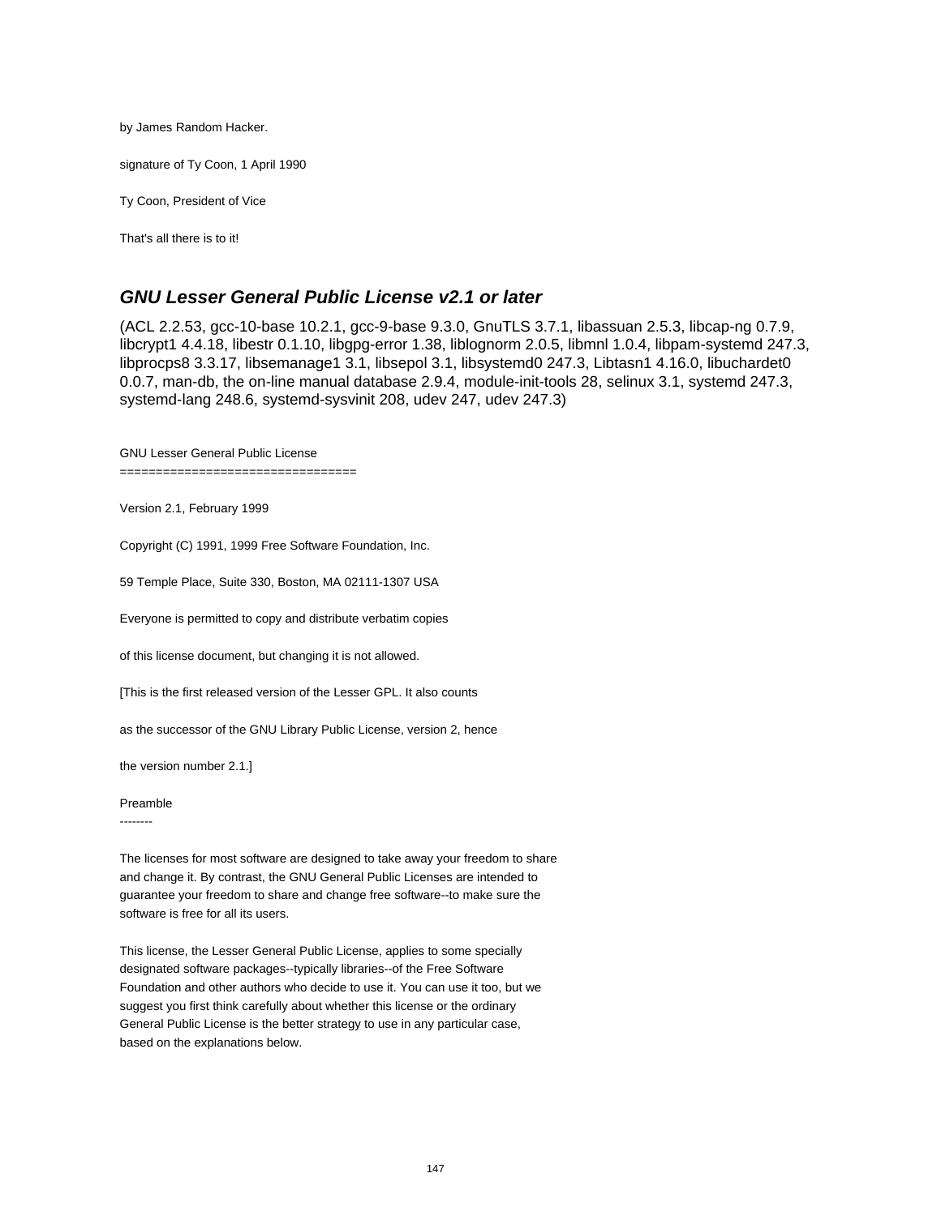by James Random Hacker.

signature of Ty Coon, 1 April 1990

Ty Coon, President of Vice

That's all there is to it!

## GNU Lesser General Public License v2.1 or later

(ACL 2.2.53, gcc-10-base 10.2.1, gcc-9-base 9.3.0, GnuTLS 3.7.1, libassuan 2.5.3, libcap-ng 0.7.9, libcrypt1 4.4.18, libestr 0.1.10, libgpg-error 1.38, liblognorm 2.0.5, libmnl 1.0.4, libpam-systemd 247.3, libprocps8 3.3.17, libsemanage1 3.1, libsepol 3.1, libsystemd0 247.3, Libtasn1 4.16.0, libuchardet0 0.0.7, man-db, the on-line manual database 2.9.4, module-init-tools 28, selinux 3.1, systemd 247.3, systemd-lang 248.6, systemd-sysvinit 208, udev 247, udev 247.3)

GNU Lesser General Public License
=================================

Version 2.1, February 1999

Copyright (C) 1991, 1999 Free Software Foundation, Inc.

59 Temple Place, Suite 330, Boston, MA 02111-1307 USA

Everyone is permitted to copy and distribute verbatim copies

of this license document, but changing it is not allowed.

[This is the first released version of the Lesser GPL. It also counts

as the successor of the GNU Library Public License, version 2, hence

the version number 2.1.]

Preamble
--------

The licenses for most software are designed to take away your freedom to share and change it. By contrast, the GNU General Public Licenses are intended to guarantee your freedom to share and change free software--to make sure the software is free for all its users.

This license, the Lesser General Public License, applies to some specially designated software packages--typically libraries--of the Free Software Foundation and other authors who decide to use it. You can use it too, but we suggest you first think carefully about whether this license or the ordinary General Public License is the better strategy to use in any particular case, based on the explanations below.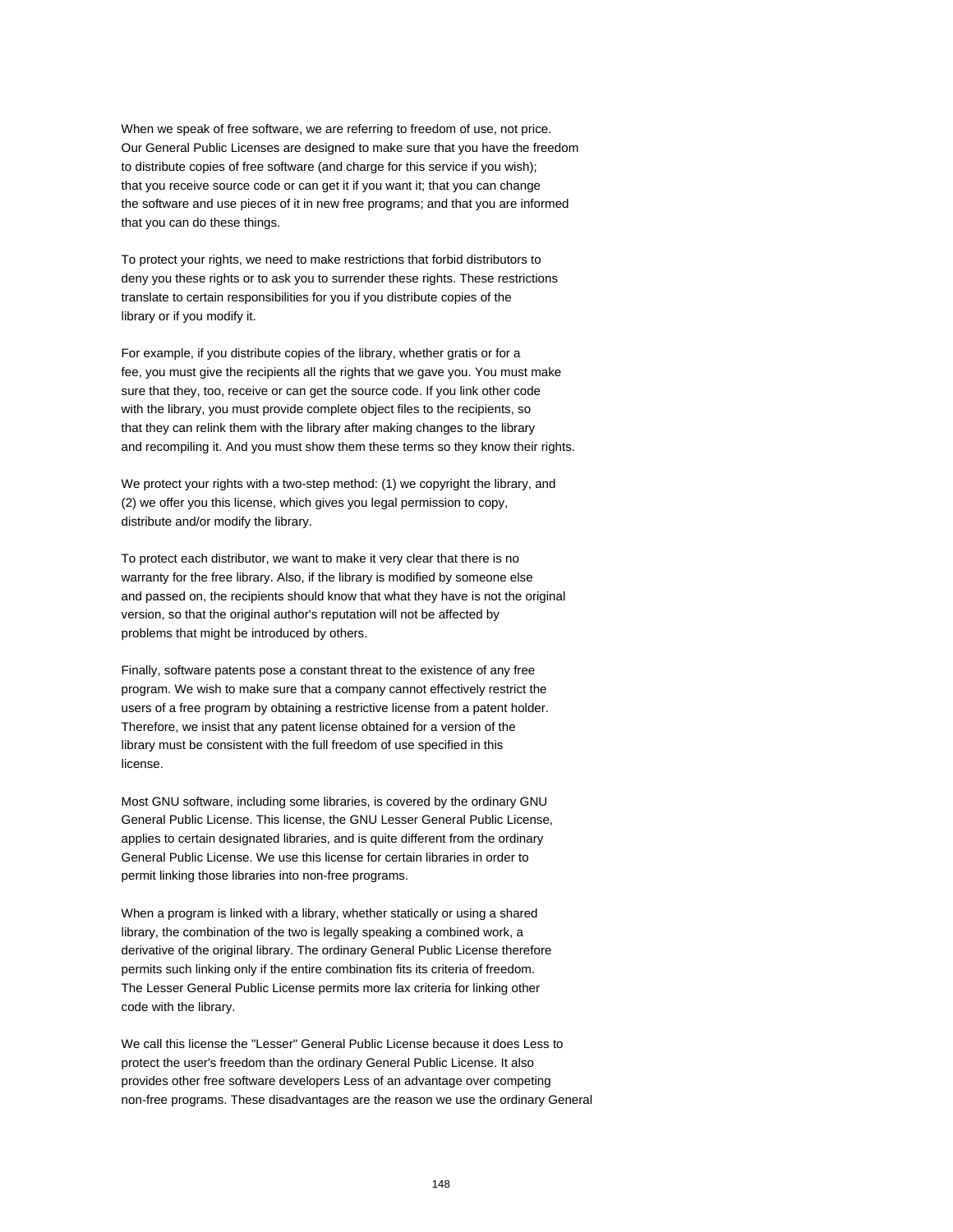When we speak of free software, we are referring to freedom of use, not price. Our General Public Licenses are designed to make sure that you have the freedom to distribute copies of free software (and charge for this service if you wish); that you receive source code or can get it if you want it; that you can change the software and use pieces of it in new free programs; and that you are informed that you can do these things.

To protect your rights, we need to make restrictions that forbid distributors to deny you these rights or to ask you to surrender these rights. These restrictions translate to certain responsibilities for you if you distribute copies of the library or if you modify it.

For example, if you distribute copies of the library, whether gratis or for a fee, you must give the recipients all the rights that we gave you. You must make sure that they, too, receive or can get the source code. If you link other code with the library, you must provide complete object files to the recipients, so that they can relink them with the library after making changes to the library and recompiling it. And you must show them these terms so they know their rights.

We protect your rights with a two-step method: (1) we copyright the library, and (2) we offer you this license, which gives you legal permission to copy, distribute and/or modify the library.

To protect each distributor, we want to make it very clear that there is no warranty for the free library. Also, if the library is modified by someone else and passed on, the recipients should know that what they have is not the original version, so that the original author's reputation will not be affected by problems that might be introduced by others.

Finally, software patents pose a constant threat to the existence of any free program. We wish to make sure that a company cannot effectively restrict the users of a free program by obtaining a restrictive license from a patent holder. Therefore, we insist that any patent license obtained for a version of the library must be consistent with the full freedom of use specified in this license.

Most GNU software, including some libraries, is covered by the ordinary GNU General Public License. This license, the GNU Lesser General Public License, applies to certain designated libraries, and is quite different from the ordinary General Public License. We use this license for certain libraries in order to permit linking those libraries into non-free programs.

When a program is linked with a library, whether statically or using a shared library, the combination of the two is legally speaking a combined work, a derivative of the original library. The ordinary General Public License therefore permits such linking only if the entire combination fits its criteria of freedom. The Lesser General Public License permits more lax criteria for linking other code with the library.

We call this license the "Lesser" General Public License because it does Less to protect the user's freedom than the ordinary General Public License. It also provides other free software developers Less of an advantage over competing non-free programs. These disadvantages are the reason we use the ordinary General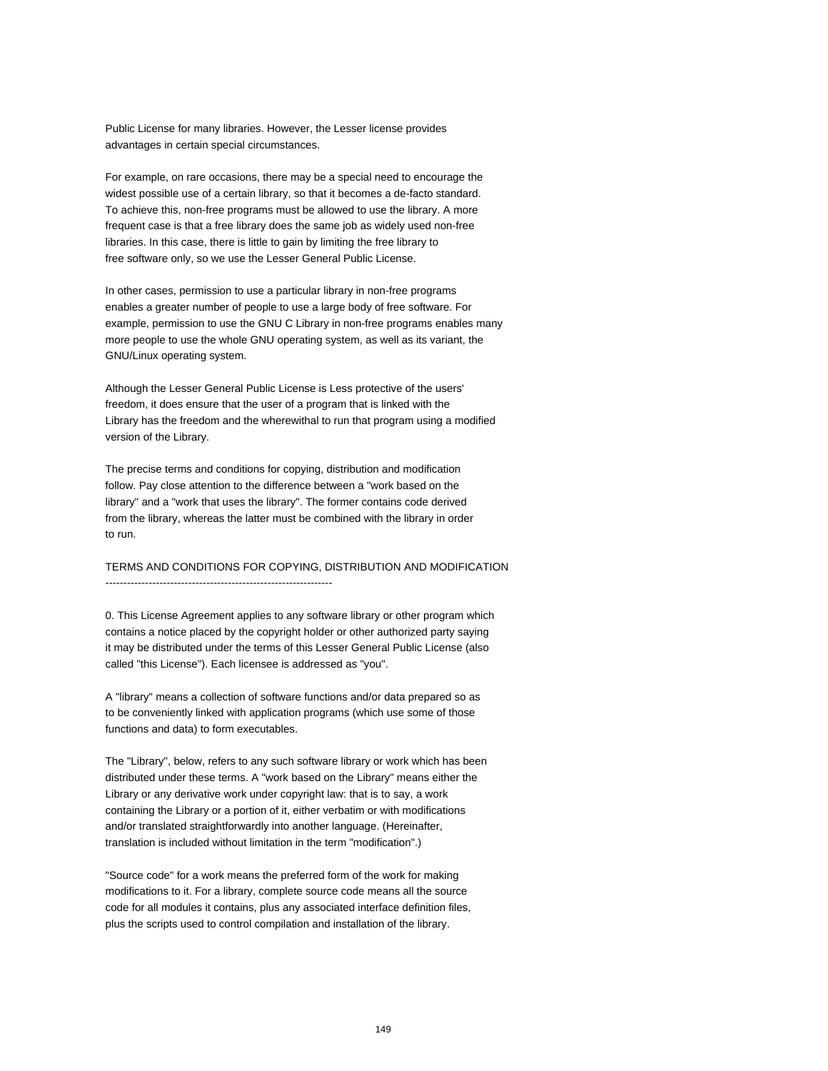Public License for many libraries. However, the Lesser license provides advantages in certain special circumstances.

For example, on rare occasions, there may be a special need to encourage the widest possible use of a certain library, so that it becomes a de-facto standard. To achieve this, non-free programs must be allowed to use the library. A more frequent case is that a free library does the same job as widely used non-free libraries. In this case, there is little to gain by limiting the free library to free software only, so we use the Lesser General Public License.

In other cases, permission to use a particular library in non-free programs enables a greater number of people to use a large body of free software. For example, permission to use the GNU C Library in non-free programs enables many more people to use the whole GNU operating system, as well as its variant, the GNU/Linux operating system.

Although the Lesser General Public License is Less protective of the users' freedom, it does ensure that the user of a program that is linked with the Library has the freedom and the wherewithal to run that program using a modified version of the Library.

The precise terms and conditions for copying, distribution and modification follow. Pay close attention to the difference between a "work based on the library" and a "work that uses the library". The former contains code derived from the library, whereas the latter must be combined with the library in order to run.

TERMS AND CONDITIONS FOR COPYING, DISTRIBUTION AND MODIFICATION
---------------------------------------------------------------

0. This License Agreement applies to any software library or other program which contains a notice placed by the copyright holder or other authorized party saying it may be distributed under the terms of this Lesser General Public License (also called "this License"). Each licensee is addressed as "you".

A "library" means a collection of software functions and/or data prepared so as to be conveniently linked with application programs (which use some of those functions and data) to form executables.

The "Library", below, refers to any such software library or work which has been distributed under these terms. A "work based on the Library" means either the Library or any derivative work under copyright law: that is to say, a work containing the Library or a portion of it, either verbatim or with modifications and/or translated straightforwardly into another language. (Hereinafter, translation is included without limitation in the term "modification".)

"Source code" for a work means the preferred form of the work for making modifications to it. For a library, complete source code means all the source code for all modules it contains, plus any associated interface definition files, plus the scripts used to control compilation and installation of the library.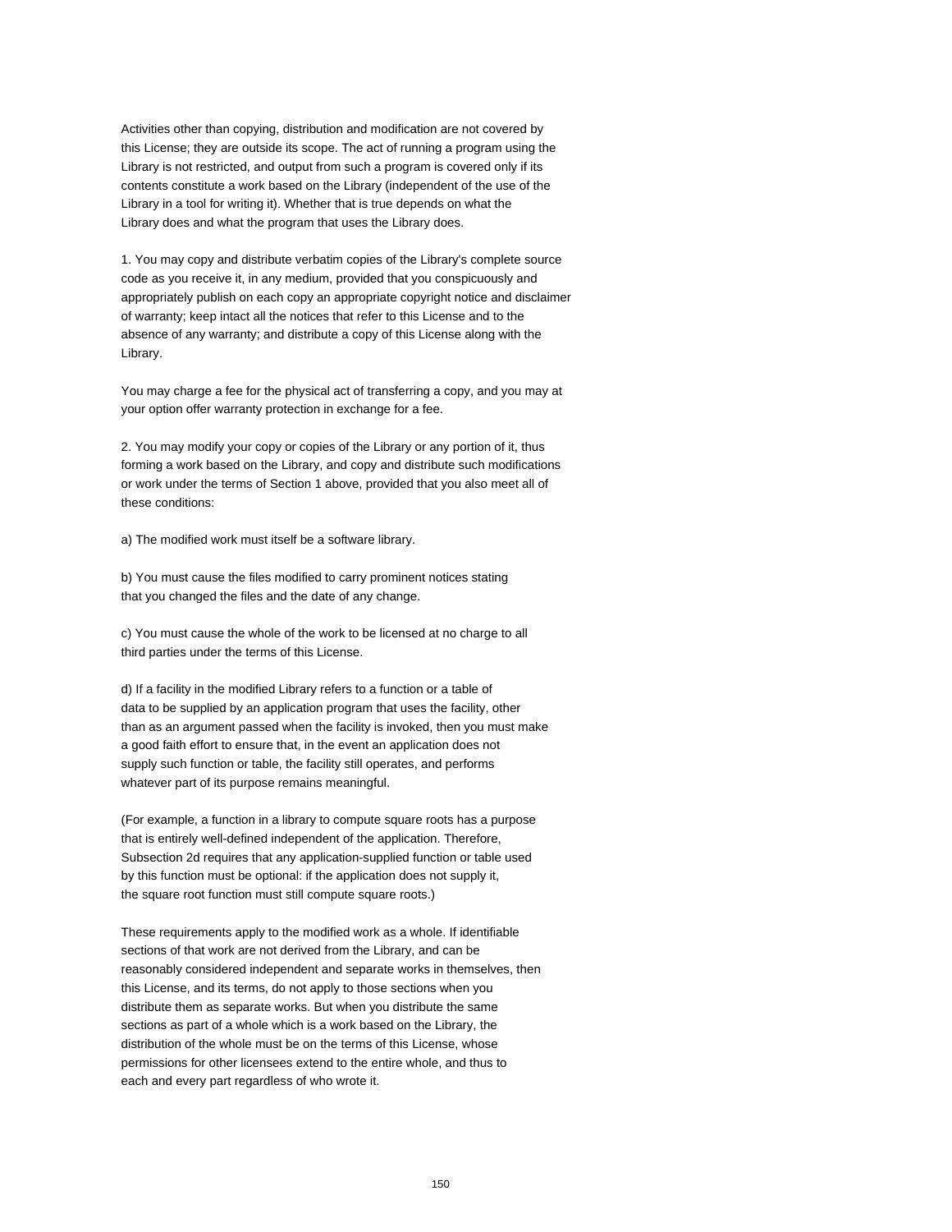Activities other than copying, distribution and modification are not covered by this License; they are outside its scope. The act of running a program using the Library is not restricted, and output from such a program is covered only if its contents constitute a work based on the Library (independent of the use of the Library in a tool for writing it). Whether that is true depends on what the Library does and what the program that uses the Library does.

1. You may copy and distribute verbatim copies of the Library's complete source code as you receive it, in any medium, provided that you conspicuously and appropriately publish on each copy an appropriate copyright notice and disclaimer of warranty; keep intact all the notices that refer to this License and to the absence of any warranty; and distribute a copy of this License along with the Library.

You may charge a fee for the physical act of transferring a copy, and you may at your option offer warranty protection in exchange for a fee.

2. You may modify your copy or copies of the Library or any portion of it, thus forming a work based on the Library, and copy and distribute such modifications or work under the terms of Section 1 above, provided that you also meet all of these conditions:

a) The modified work must itself be a software library.

b) You must cause the files modified to carry prominent notices stating that you changed the files and the date of any change.

c) You must cause the whole of the work to be licensed at no charge to all third parties under the terms of this License.

d) If a facility in the modified Library refers to a function or a table of data to be supplied by an application program that uses the facility, other than as an argument passed when the facility is invoked, then you must make a good faith effort to ensure that, in the event an application does not supply such function or table, the facility still operates, and performs whatever part of its purpose remains meaningful.

(For example, a function in a library to compute square roots has a purpose that is entirely well-defined independent of the application. Therefore, Subsection 2d requires that any application-supplied function or table used by this function must be optional: if the application does not supply it, the square root function must still compute square roots.)

These requirements apply to the modified work as a whole. If identifiable sections of that work are not derived from the Library, and can be reasonably considered independent and separate works in themselves, then this License, and its terms, do not apply to those sections when you distribute them as separate works. But when you distribute the same sections as part of a whole which is a work based on the Library, the distribution of the whole must be on the terms of this License, whose permissions for other licensees extend to the entire whole, and thus to each and every part regardless of who wrote it.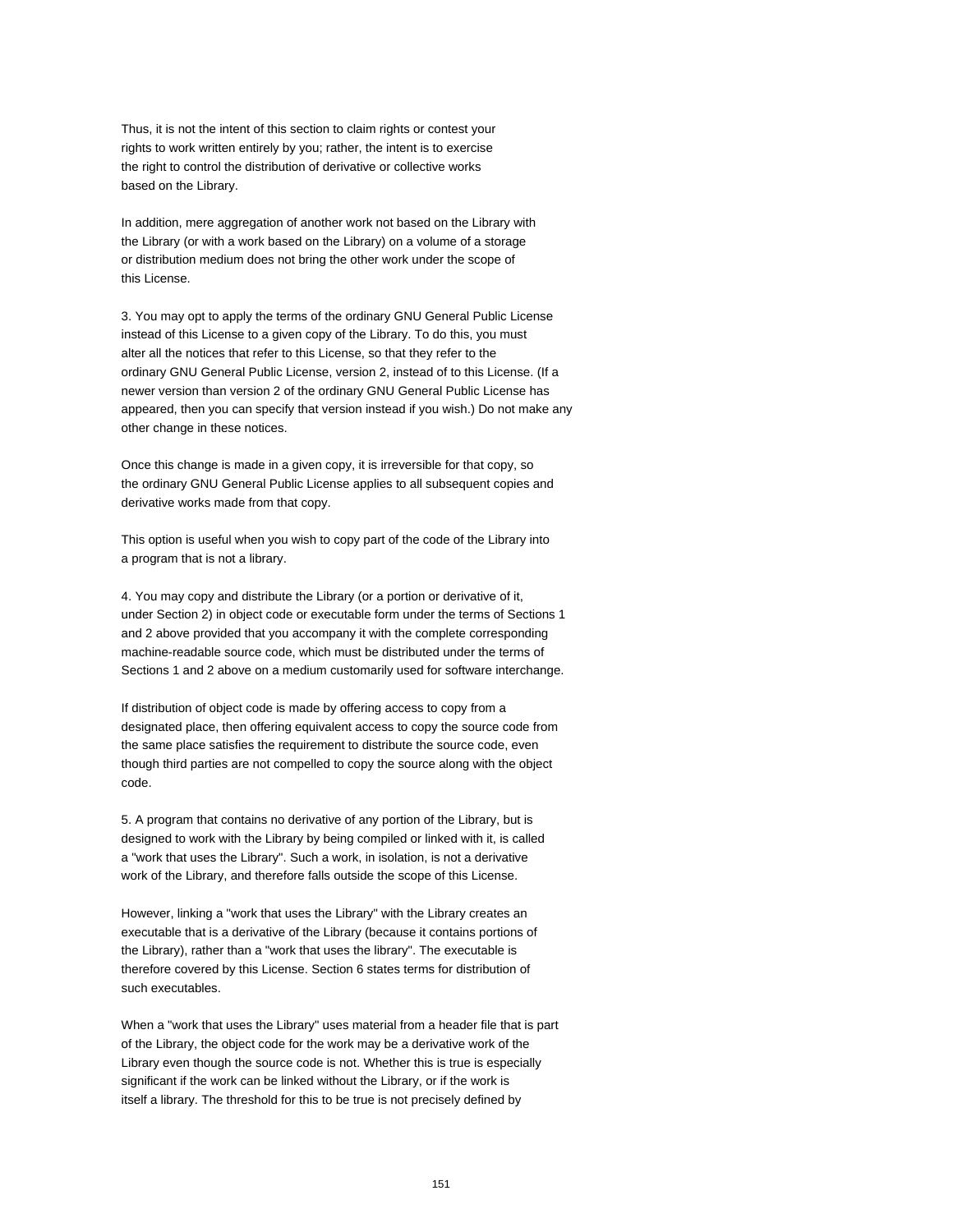Thus, it is not the intent of this section to claim rights or contest your rights to work written entirely by you; rather, the intent is to exercise the right to control the distribution of derivative or collective works based on the Library.

In addition, mere aggregation of another work not based on the Library with the Library (or with a work based on the Library) on a volume of a storage or distribution medium does not bring the other work under the scope of this License.

3. You may opt to apply the terms of the ordinary GNU General Public License instead of this License to a given copy of the Library. To do this, you must alter all the notices that refer to this License, so that they refer to the ordinary GNU General Public License, version 2, instead of to this License. (If a newer version than version 2 of the ordinary GNU General Public License has appeared, then you can specify that version instead if you wish.) Do not make any other change in these notices.

Once this change is made in a given copy, it is irreversible for that copy, so the ordinary GNU General Public License applies to all subsequent copies and derivative works made from that copy.

This option is useful when you wish to copy part of the code of the Library into a program that is not a library.

4. You may copy and distribute the Library (or a portion or derivative of it, under Section 2) in object code or executable form under the terms of Sections 1 and 2 above provided that you accompany it with the complete corresponding machine-readable source code, which must be distributed under the terms of Sections 1 and 2 above on a medium customarily used for software interchange.

If distribution of object code is made by offering access to copy from a designated place, then offering equivalent access to copy the source code from the same place satisfies the requirement to distribute the source code, even though third parties are not compelled to copy the source along with the object code.

5. A program that contains no derivative of any portion of the Library, but is designed to work with the Library by being compiled or linked with it, is called a "work that uses the Library". Such a work, in isolation, is not a derivative work of the Library, and therefore falls outside the scope of this License.

However, linking a "work that uses the Library" with the Library creates an executable that is a derivative of the Library (because it contains portions of the Library), rather than a "work that uses the library". The executable is therefore covered by this License. Section 6 states terms for distribution of such executables.

When a "work that uses the Library" uses material from a header file that is part of the Library, the object code for the work may be a derivative work of the Library even though the source code is not. Whether this is true is especially significant if the work can be linked without the Library, or if the work is itself a library. The threshold for this to be true is not precisely defined by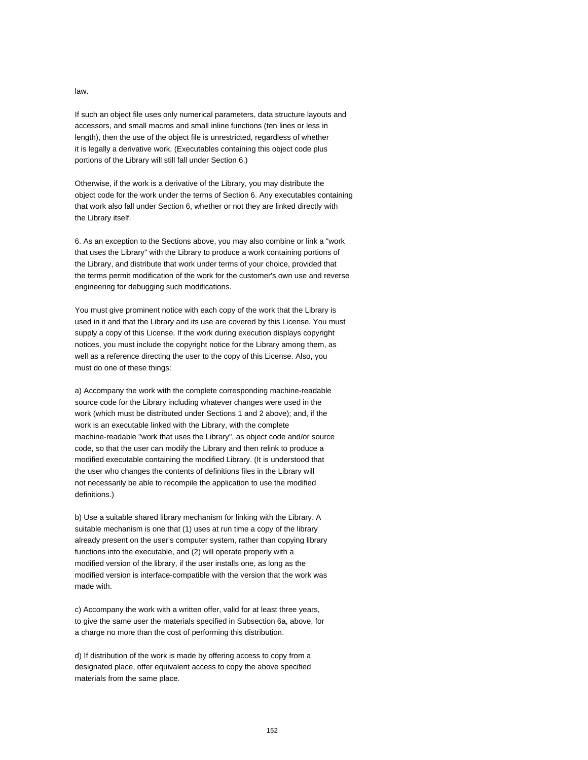law.

If such an object file uses only numerical parameters, data structure layouts and accessors, and small macros and small inline functions (ten lines or less in length), then the use of the object file is unrestricted, regardless of whether it is legally a derivative work. (Executables containing this object code plus portions of the Library will still fall under Section 6.)

Otherwise, if the work is a derivative of the Library, you may distribute the object code for the work under the terms of Section 6. Any executables containing that work also fall under Section 6, whether or not they are linked directly with the Library itself.

6. As an exception to the Sections above, you may also combine or link a "work that uses the Library" with the Library to produce a work containing portions of the Library, and distribute that work under terms of your choice, provided that the terms permit modification of the work for the customer's own use and reverse engineering for debugging such modifications.

You must give prominent notice with each copy of the work that the Library is used in it and that the Library and its use are covered by this License. You must supply a copy of this License. If the work during execution displays copyright notices, you must include the copyright notice for the Library among them, as well as a reference directing the user to the copy of this License. Also, you must do one of these things:

a) Accompany the work with the complete corresponding machine-readable source code for the Library including whatever changes were used in the work (which must be distributed under Sections 1 and 2 above); and, if the work is an executable linked with the Library, with the complete machine-readable "work that uses the Library", as object code and/or source code, so that the user can modify the Library and then relink to produce a modified executable containing the modified Library. (It is understood that the user who changes the contents of definitions files in the Library will not necessarily be able to recompile the application to use the modified definitions.)

b) Use a suitable shared library mechanism for linking with the Library. A suitable mechanism is one that (1) uses at run time a copy of the library already present on the user's computer system, rather than copying library functions into the executable, and (2) will operate properly with a modified version of the library, if the user installs one, as long as the modified version is interface-compatible with the version that the work was made with.

c) Accompany the work with a written offer, valid for at least three years, to give the same user the materials specified in Subsection 6a, above, for a charge no more than the cost of performing this distribution.

d) If distribution of the work is made by offering access to copy from a designated place, offer equivalent access to copy the above specified materials from the same place.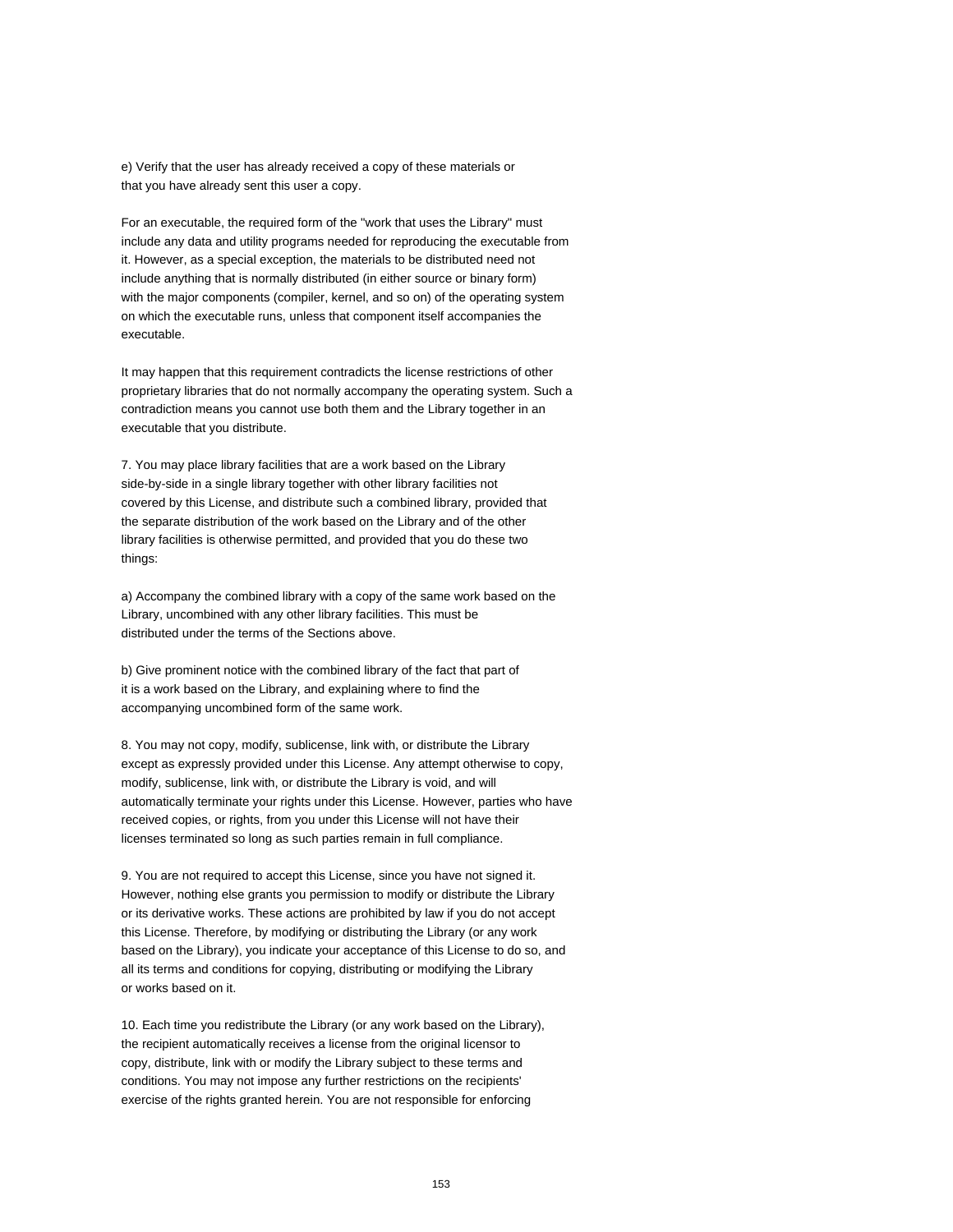e) Verify that the user has already received a copy of these materials or that you have already sent this user a copy.

For an executable, the required form of the "work that uses the Library" must include any data and utility programs needed for reproducing the executable from it. However, as a special exception, the materials to be distributed need not include anything that is normally distributed (in either source or binary form) with the major components (compiler, kernel, and so on) of the operating system on which the executable runs, unless that component itself accompanies the executable.

It may happen that this requirement contradicts the license restrictions of other proprietary libraries that do not normally accompany the operating system. Such a contradiction means you cannot use both them and the Library together in an executable that you distribute.

7. You may place library facilities that are a work based on the Library side-by-side in a single library together with other library facilities not covered by this License, and distribute such a combined library, provided that the separate distribution of the work based on the Library and of the other library facilities is otherwise permitted, and provided that you do these two things:

a) Accompany the combined library with a copy of the same work based on the Library, uncombined with any other library facilities. This must be distributed under the terms of the Sections above.

b) Give prominent notice with the combined library of the fact that part of it is a work based on the Library, and explaining where to find the accompanying uncombined form of the same work.

8. You may not copy, modify, sublicense, link with, or distribute the Library except as expressly provided under this License. Any attempt otherwise to copy, modify, sublicense, link with, or distribute the Library is void, and will automatically terminate your rights under this License. However, parties who have received copies, or rights, from you under this License will not have their licenses terminated so long as such parties remain in full compliance.

9. You are not required to accept this License, since you have not signed it. However, nothing else grants you permission to modify or distribute the Library or its derivative works. These actions are prohibited by law if you do not accept this License. Therefore, by modifying or distributing the Library (or any work based on the Library), you indicate your acceptance of this License to do so, and all its terms and conditions for copying, distributing or modifying the Library or works based on it.

10. Each time you redistribute the Library (or any work based on the Library), the recipient automatically receives a license from the original licensor to copy, distribute, link with or modify the Library subject to these terms and conditions. You may not impose any further restrictions on the recipients' exercise of the rights granted herein. You are not responsible for enforcing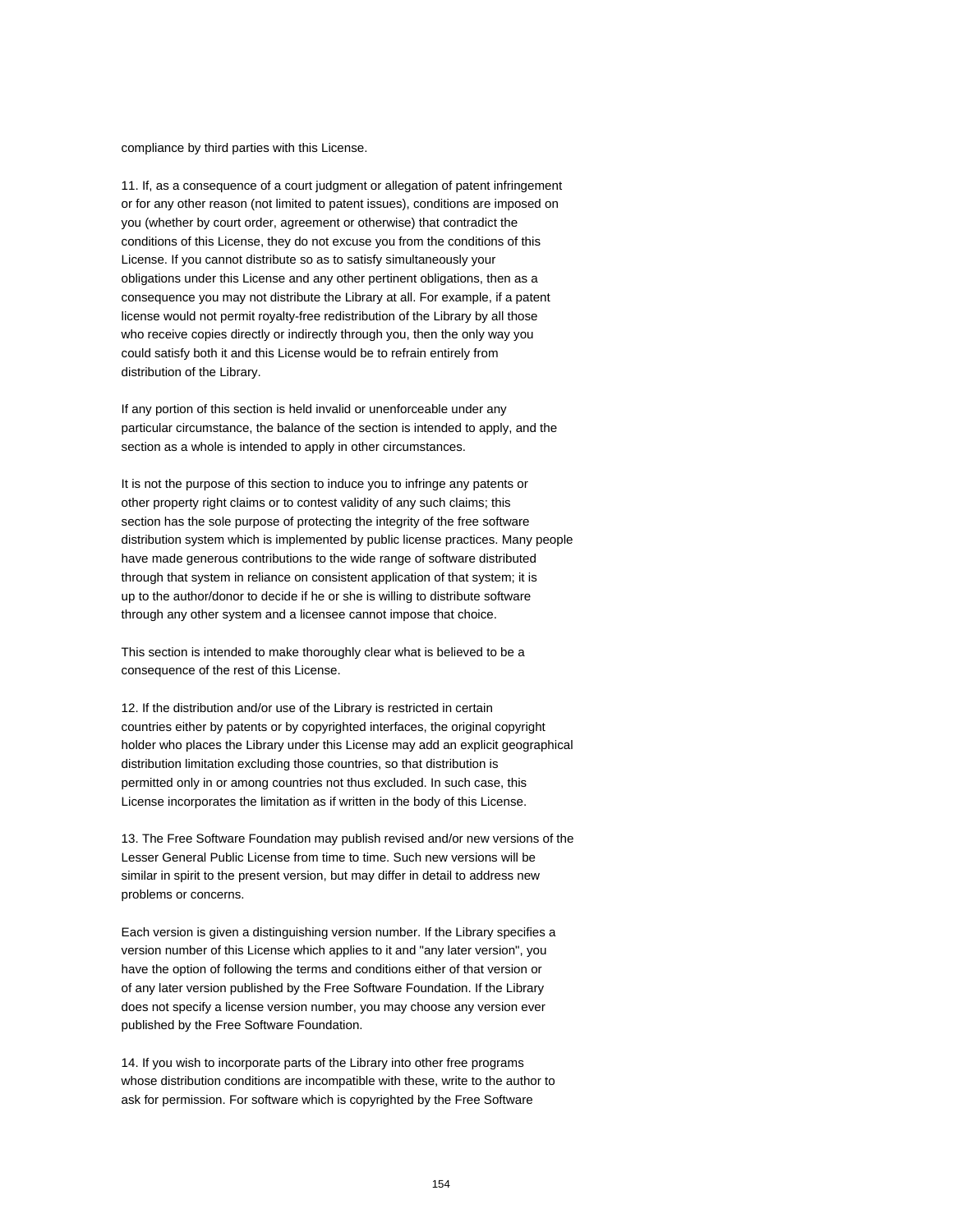compliance by third parties with this License.

11. If, as a consequence of a court judgment or allegation of patent infringement or for any other reason (not limited to patent issues), conditions are imposed on you (whether by court order, agreement or otherwise) that contradict the conditions of this License, they do not excuse you from the conditions of this License. If you cannot distribute so as to satisfy simultaneously your obligations under this License and any other pertinent obligations, then as a consequence you may not distribute the Library at all. For example, if a patent license would not permit royalty-free redistribution of the Library by all those who receive copies directly or indirectly through you, then the only way you could satisfy both it and this License would be to refrain entirely from distribution of the Library.

If any portion of this section is held invalid or unenforceable under any particular circumstance, the balance of the section is intended to apply, and the section as a whole is intended to apply in other circumstances.

It is not the purpose of this section to induce you to infringe any patents or other property right claims or to contest validity of any such claims; this section has the sole purpose of protecting the integrity of the free software distribution system which is implemented by public license practices. Many people have made generous contributions to the wide range of software distributed through that system in reliance on consistent application of that system; it is up to the author/donor to decide if he or she is willing to distribute software through any other system and a licensee cannot impose that choice.

This section is intended to make thoroughly clear what is believed to be a consequence of the rest of this License.

12. If the distribution and/or use of the Library is restricted in certain countries either by patents or by copyrighted interfaces, the original copyright holder who places the Library under this License may add an explicit geographical distribution limitation excluding those countries, so that distribution is permitted only in or among countries not thus excluded. In such case, this License incorporates the limitation as if written in the body of this License.

13. The Free Software Foundation may publish revised and/or new versions of the Lesser General Public License from time to time. Such new versions will be similar in spirit to the present version, but may differ in detail to address new problems or concerns.

Each version is given a distinguishing version number. If the Library specifies a version number of this License which applies to it and "any later version", you have the option of following the terms and conditions either of that version or of any later version published by the Free Software Foundation. If the Library does not specify a license version number, you may choose any version ever published by the Free Software Foundation.

14. If you wish to incorporate parts of the Library into other free programs whose distribution conditions are incompatible with these, write to the author to ask for permission. For software which is copyrighted by the Free Software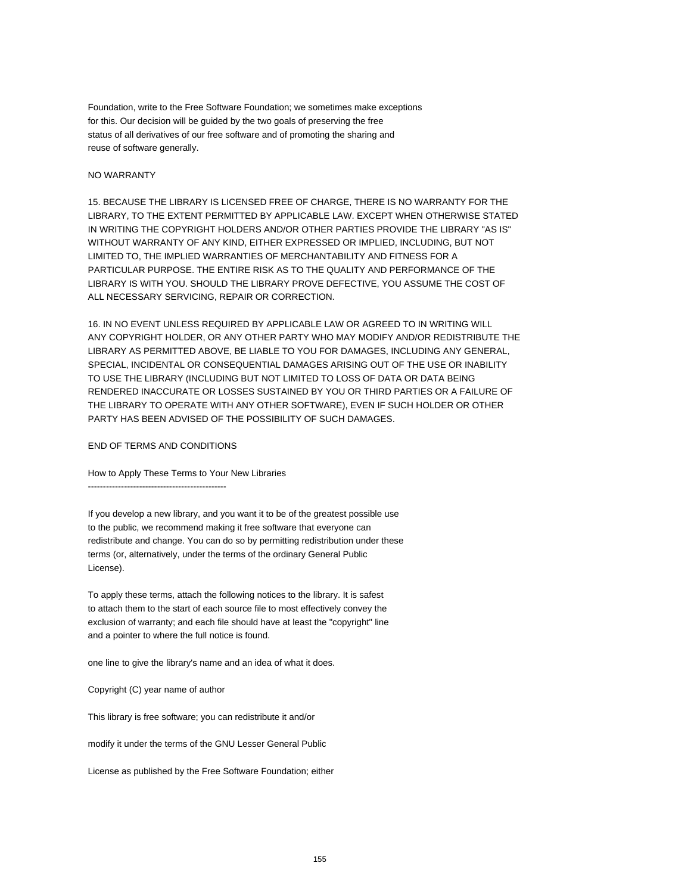Foundation, write to the Free Software Foundation; we sometimes make exceptions for this. Our decision will be guided by the two goals of preserving the free status of all derivatives of our free software and of promoting the sharing and reuse of software generally.

NO WARRANTY

15. BECAUSE THE LIBRARY IS LICENSED FREE OF CHARGE, THERE IS NO WARRANTY FOR THE LIBRARY, TO THE EXTENT PERMITTED BY APPLICABLE LAW. EXCEPT WHEN OTHERWISE STATED IN WRITING THE COPYRIGHT HOLDERS AND/OR OTHER PARTIES PROVIDE THE LIBRARY "AS IS" WITHOUT WARRANTY OF ANY KIND, EITHER EXPRESSED OR IMPLIED, INCLUDING, BUT NOT LIMITED TO, THE IMPLIED WARRANTIES OF MERCHANTABILITY AND FITNESS FOR A PARTICULAR PURPOSE. THE ENTIRE RISK AS TO THE QUALITY AND PERFORMANCE OF THE LIBRARY IS WITH YOU. SHOULD THE LIBRARY PROVE DEFECTIVE, YOU ASSUME THE COST OF ALL NECESSARY SERVICING, REPAIR OR CORRECTION.

16. IN NO EVENT UNLESS REQUIRED BY APPLICABLE LAW OR AGREED TO IN WRITING WILL ANY COPYRIGHT HOLDER, OR ANY OTHER PARTY WHO MAY MODIFY AND/OR REDISTRIBUTE THE LIBRARY AS PERMITTED ABOVE, BE LIABLE TO YOU FOR DAMAGES, INCLUDING ANY GENERAL, SPECIAL, INCIDENTAL OR CONSEQUENTIAL DAMAGES ARISING OUT OF THE USE OR INABILITY TO USE THE LIBRARY (INCLUDING BUT NOT LIMITED TO LOSS OF DATA OR DATA BEING RENDERED INACCURATE OR LOSSES SUSTAINED BY YOU OR THIRD PARTIES OR A FAILURE OF THE LIBRARY TO OPERATE WITH ANY OTHER SOFTWARE), EVEN IF SUCH HOLDER OR OTHER PARTY HAS BEEN ADVISED OF THE POSSIBILITY OF SUCH DAMAGES.

END OF TERMS AND CONDITIONS

How to Apply These Terms to Your New Libraries
----------------------------------------------

If you develop a new library, and you want it to be of the greatest possible use to the public, we recommend making it free software that everyone can redistribute and change. You can do so by permitting redistribution under these terms (or, alternatively, under the terms of the ordinary General Public License).

To apply these terms, attach the following notices to the library. It is safest to attach them to the start of each source file to most effectively convey the exclusion of warranty; and each file should have at least the "copyright" line and a pointer to where the full notice is found.

one line to give the library's name and an idea of what it does.

Copyright (C) year name of author

This library is free software; you can redistribute it and/or

modify it under the terms of the GNU Lesser General Public

License as published by the Free Software Foundation; either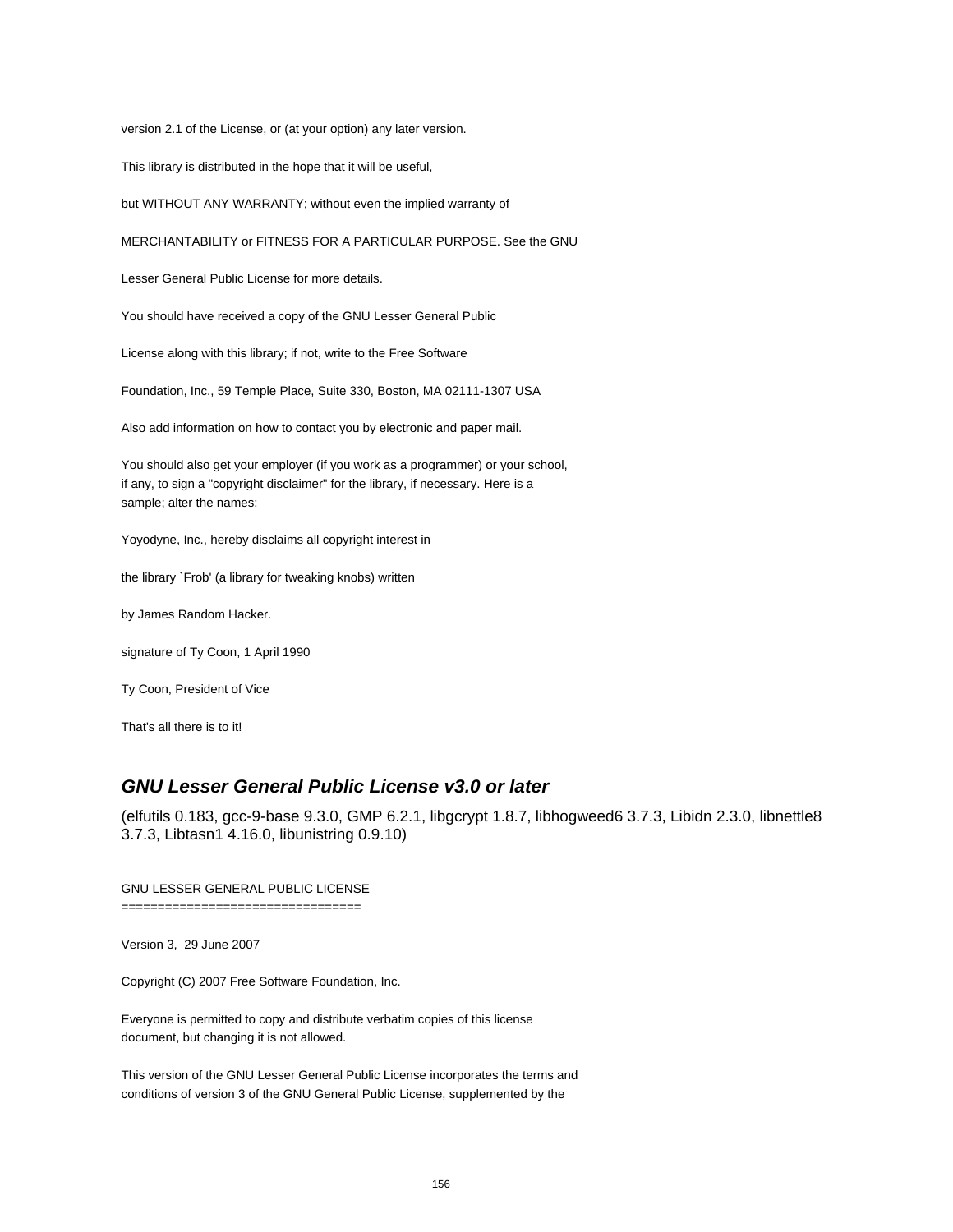version 2.1 of the License, or (at your option) any later version.

This library is distributed in the hope that it will be useful,

but WITHOUT ANY WARRANTY; without even the implied warranty of

MERCHANTABILITY or FITNESS FOR A PARTICULAR PURPOSE. See the GNU

Lesser General Public License for more details.

You should have received a copy of the GNU Lesser General Public

License along with this library; if not, write to the Free Software

Foundation, Inc., 59 Temple Place, Suite 330, Boston, MA 02111-1307 USA

Also add information on how to contact you by electronic and paper mail.

You should also get your employer (if you work as a programmer) or your school, if any, to sign a "copyright disclaimer" for the library, if necessary. Here is a sample; alter the names:

Yoyodyne, Inc., hereby disclaims all copyright interest in

the library `Frob' (a library for tweaking knobs) written

by James Random Hacker.

signature of Ty Coon, 1 April 1990

Ty Coon, President of Vice

That's all there is to it!

## ***GNU Lesser General Public License v3.0 or later***

(elfutils 0.183, gcc-9-base 9.3.0, GMP 6.2.1, libgcrypt 1.8.7, libhogweed6 3.7.3, Libidn 2.3.0, libnettle8 3.7.3, Libtasn1 4.16.0, libunistring 0.9.10)

GNU LESSER GENERAL PUBLIC LICENSE
=================================

Version 3, 29 June 2007

Copyright (C) 2007 Free Software Foundation, Inc.

Everyone is permitted to copy and distribute verbatim copies of this license document, but changing it is not allowed.

This version of the GNU Lesser General Public License incorporates the terms and conditions of version 3 of the GNU General Public License, supplemented by the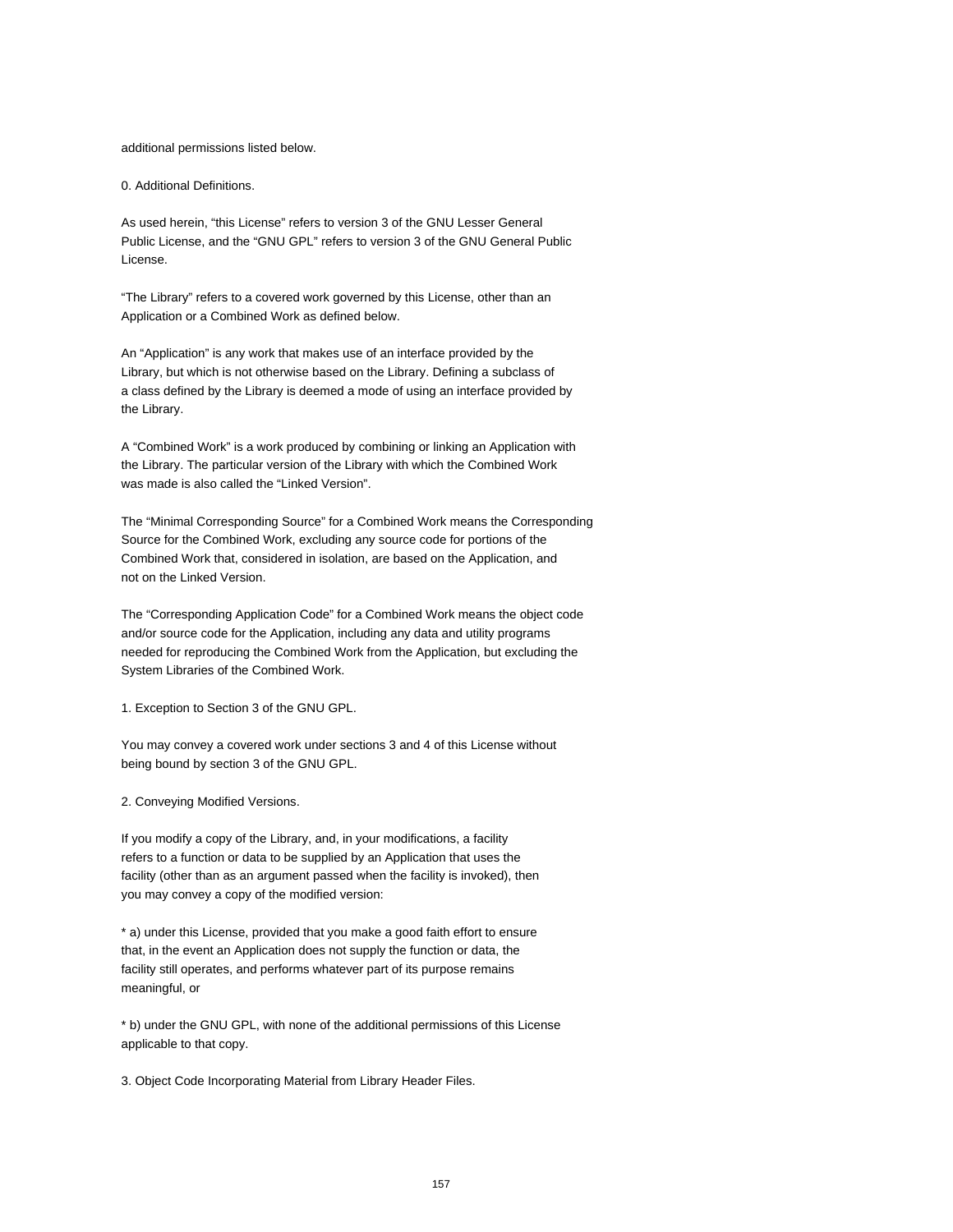additional permissions listed below.

0. Additional Definitions.

As used herein, “this License” refers to version 3 of the GNU Lesser General Public License, and the “GNU GPL” refers to version 3 of the GNU General Public License.

“The Library” refers to a covered work governed by this License, other than an Application or a Combined Work as defined below.

An “Application” is any work that makes use of an interface provided by the Library, but which is not otherwise based on the Library. Defining a subclass of a class defined by the Library is deemed a mode of using an interface provided by the Library.

A “Combined Work” is a work produced by combining or linking an Application with the Library. The particular version of the Library with which the Combined Work was made is also called the “Linked Version”.

The “Minimal Corresponding Source” for a Combined Work means the Corresponding Source for the Combined Work, excluding any source code for portions of the Combined Work that, considered in isolation, are based on the Application, and not on the Linked Version.

The “Corresponding Application Code” for a Combined Work means the object code and/or source code for the Application, including any data and utility programs needed for reproducing the Combined Work from the Application, but excluding the System Libraries of the Combined Work.

1. Exception to Section 3 of the GNU GPL.

You may convey a covered work under sections 3 and 4 of this License without being bound by section 3 of the GNU GPL.

2. Conveying Modified Versions.

If you modify a copy of the Library, and, in your modifications, a facility refers to a function or data to be supplied by an Application that uses the facility (other than as an argument passed when the facility is invoked), then you may convey a copy of the modified version:

* a) under this License, provided that you make a good faith effort to ensure that, in the event an Application does not supply the function or data, the facility still operates, and performs whatever part of its purpose remains meaningful, or

* b) under the GNU GPL, with none of the additional permissions of this License applicable to that copy.

3. Object Code Incorporating Material from Library Header Files.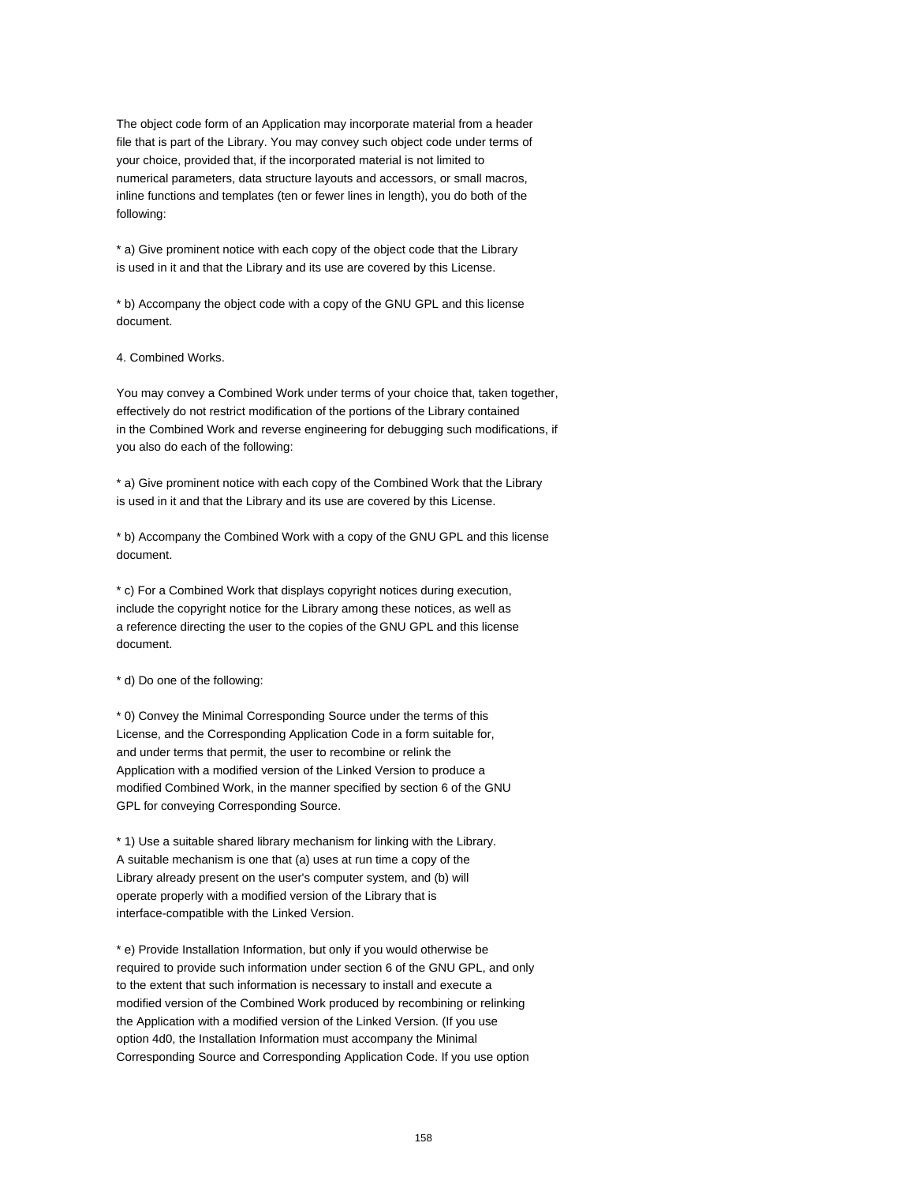The object code form of an Application may incorporate material from a header file that is part of the Library. You may convey such object code under terms of your choice, provided that, if the incorporated material is not limited to numerical parameters, data structure layouts and accessors, or small macros, inline functions and templates (ten or fewer lines in length), you do both of the following:

* a) Give prominent notice with each copy of the object code that the Library is used in it and that the Library and its use are covered by this License.

* b) Accompany the object code with a copy of the GNU GPL and this license document.

4. Combined Works.

You may convey a Combined Work under terms of your choice that, taken together, effectively do not restrict modification of the portions of the Library contained in the Combined Work and reverse engineering for debugging such modifications, if you also do each of the following:

* a) Give prominent notice with each copy of the Combined Work that the Library is used in it and that the Library and its use are covered by this License.

* b) Accompany the Combined Work with a copy of the GNU GPL and this license document.

* c) For a Combined Work that displays copyright notices during execution, include the copyright notice for the Library among these notices, as well as a reference directing the user to the copies of the GNU GPL and this license document.

* d) Do one of the following:

* 0) Convey the Minimal Corresponding Source under the terms of this License, and the Corresponding Application Code in a form suitable for, and under terms that permit, the user to recombine or relink the Application with a modified version of the Linked Version to produce a modified Combined Work, in the manner specified by section 6 of the GNU GPL for conveying Corresponding Source.

* 1) Use a suitable shared library mechanism for linking with the Library. A suitable mechanism is one that (a) uses at run time a copy of the Library already present on the user's computer system, and (b) will operate properly with a modified version of the Library that is interface-compatible with the Linked Version.

* e) Provide Installation Information, but only if you would otherwise be required to provide such information under section 6 of the GNU GPL, and only to the extent that such information is necessary to install and execute a modified version of the Combined Work produced by recombining or relinking the Application with a modified version of the Linked Version. (If you use option 4d0, the Installation Information must accompany the Minimal Corresponding Source and Corresponding Application Code. If you use option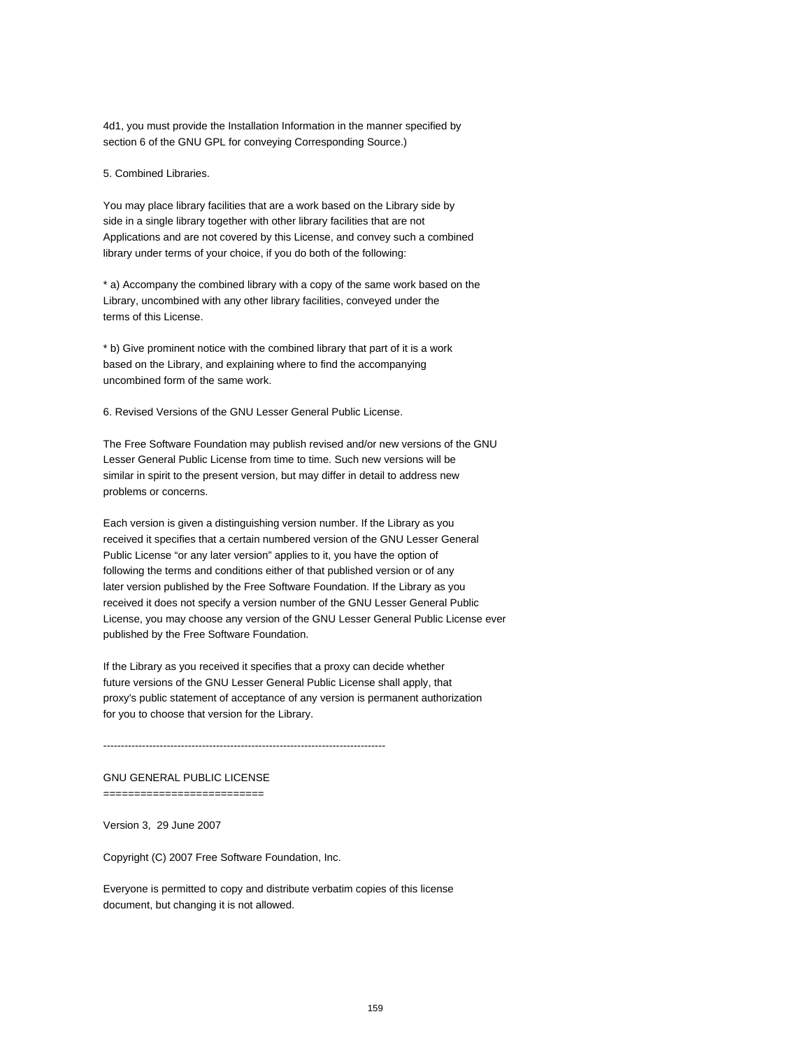4d1, you must provide the Installation Information in the manner specified by section 6 of the GNU GPL for conveying Corresponding Source.)

5. Combined Libraries.

You may place library facilities that are a work based on the Library side by side in a single library together with other library facilities that are not Applications and are not covered by this License, and convey such a combined library under terms of your choice, if you do both of the following:

* a) Accompany the combined library with a copy of the same work based on the Library, uncombined with any other library facilities, conveyed under the terms of this License.

* b) Give prominent notice with the combined library that part of it is a work based on the Library, and explaining where to find the accompanying uncombined form of the same work.

6. Revised Versions of the GNU Lesser General Public License.

The Free Software Foundation may publish revised and/or new versions of the GNU Lesser General Public License from time to time. Such new versions will be similar in spirit to the present version, but may differ in detail to address new problems or concerns.

Each version is given a distinguishing version number. If the Library as you received it specifies that a certain numbered version of the GNU Lesser General Public License “or any later version” applies to it, you have the option of following the terms and conditions either of that published version or of any later version published by the Free Software Foundation. If the Library as you received it does not specify a version number of the GNU Lesser General Public License, you may choose any version of the GNU Lesser General Public License ever published by the Free Software Foundation.

If the Library as you received it specifies that a proxy can decide whether future versions of the GNU Lesser General Public License shall apply, that proxy's public statement of acceptance of any version is permanent authorization for you to choose that version for the Library.

--------------------------------------------------------------------------------

# GNU GENERAL PUBLIC LICENSE

Version 3, 29 June 2007

Copyright (C) 2007 Free Software Foundation, Inc.

Everyone is permitted to copy and distribute verbatim copies of this license document, but changing it is not allowed.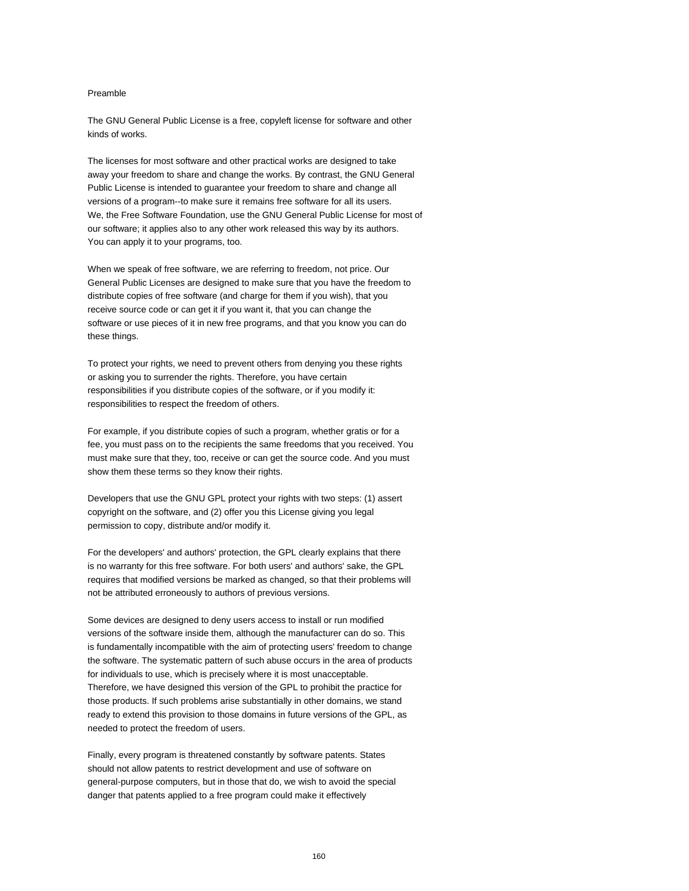Preamble

The GNU General Public License is a free, copyleft license for software and other kinds of works.

The licenses for most software and other practical works are designed to take away your freedom to share and change the works. By contrast, the GNU General Public License is intended to guarantee your freedom to share and change all versions of a program--to make sure it remains free software for all its users. We, the Free Software Foundation, use the GNU General Public License for most of our software; it applies also to any other work released this way by its authors. You can apply it to your programs, too.

When we speak of free software, we are referring to freedom, not price. Our General Public Licenses are designed to make sure that you have the freedom to distribute copies of free software (and charge for them if you wish), that you receive source code or can get it if you want it, that you can change the software or use pieces of it in new free programs, and that you know you can do these things.

To protect your rights, we need to prevent others from denying you these rights or asking you to surrender the rights. Therefore, you have certain responsibilities if you distribute copies of the software, or if you modify it: responsibilities to respect the freedom of others.

For example, if you distribute copies of such a program, whether gratis or for a fee, you must pass on to the recipients the same freedoms that you received. You must make sure that they, too, receive or can get the source code. And you must show them these terms so they know their rights.

Developers that use the GNU GPL protect your rights with two steps: (1) assert copyright on the software, and (2) offer you this License giving you legal permission to copy, distribute and/or modify it.

For the developers' and authors' protection, the GPL clearly explains that there is no warranty for this free software. For both users' and authors' sake, the GPL requires that modified versions be marked as changed, so that their problems will not be attributed erroneously to authors of previous versions.

Some devices are designed to deny users access to install or run modified versions of the software inside them, although the manufacturer can do so. This is fundamentally incompatible with the aim of protecting users' freedom to change the software. The systematic pattern of such abuse occurs in the area of products for individuals to use, which is precisely where it is most unacceptable. Therefore, we have designed this version of the GPL to prohibit the practice for those products. If such problems arise substantially in other domains, we stand ready to extend this provision to those domains in future versions of the GPL, as needed to protect the freedom of users.

Finally, every program is threatened constantly by software patents. States should not allow patents to restrict development and use of software on general-purpose computers, but in those that do, we wish to avoid the special danger that patents applied to a free program could make it effectively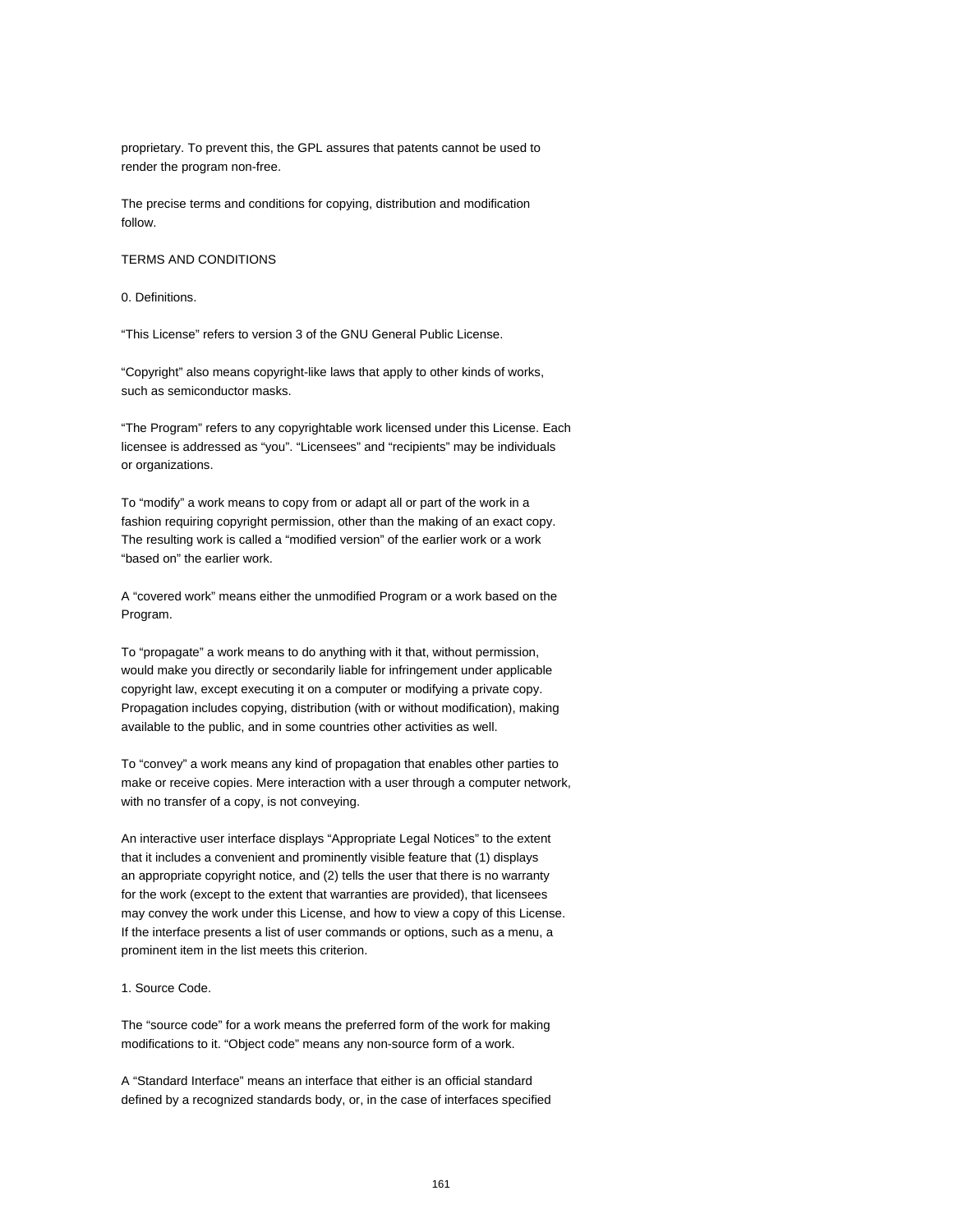proprietary. To prevent this, the GPL assures that patents cannot be used to render the program non-free.

The precise terms and conditions for copying, distribution and modification follow.

TERMS AND CONDITIONS

0. Definitions.

“This License” refers to version 3 of the GNU General Public License.

“Copyright” also means copyright-like laws that apply to other kinds of works, such as semiconductor masks.

“The Program” refers to any copyrightable work licensed under this License. Each licensee is addressed as “you”. “Licensees” and “recipients” may be individuals or organizations.

To “modify” a work means to copy from or adapt all or part of the work in a fashion requiring copyright permission, other than the making of an exact copy. The resulting work is called a “modified version” of the earlier work or a work “based on” the earlier work.

A “covered work” means either the unmodified Program or a work based on the Program.

To “propagate” a work means to do anything with it that, without permission, would make you directly or secondarily liable for infringement under applicable copyright law, except executing it on a computer or modifying a private copy. Propagation includes copying, distribution (with or without modification), making available to the public, and in some countries other activities as well.

To “convey” a work means any kind of propagation that enables other parties to make or receive copies. Mere interaction with a user through a computer network, with no transfer of a copy, is not conveying.

An interactive user interface displays “Appropriate Legal Notices” to the extent that it includes a convenient and prominently visible feature that (1) displays an appropriate copyright notice, and (2) tells the user that there is no warranty for the work (except to the extent that warranties are provided), that licensees may convey the work under this License, and how to view a copy of this License. If the interface presents a list of user commands or options, such as a menu, a prominent item in the list meets this criterion.

1. Source Code.

The “source code” for a work means the preferred form of the work for making modifications to it. “Object code” means any non-source form of a work.

A “Standard Interface” means an interface that either is an official standard defined by a recognized standards body, or, in the case of interfaces specified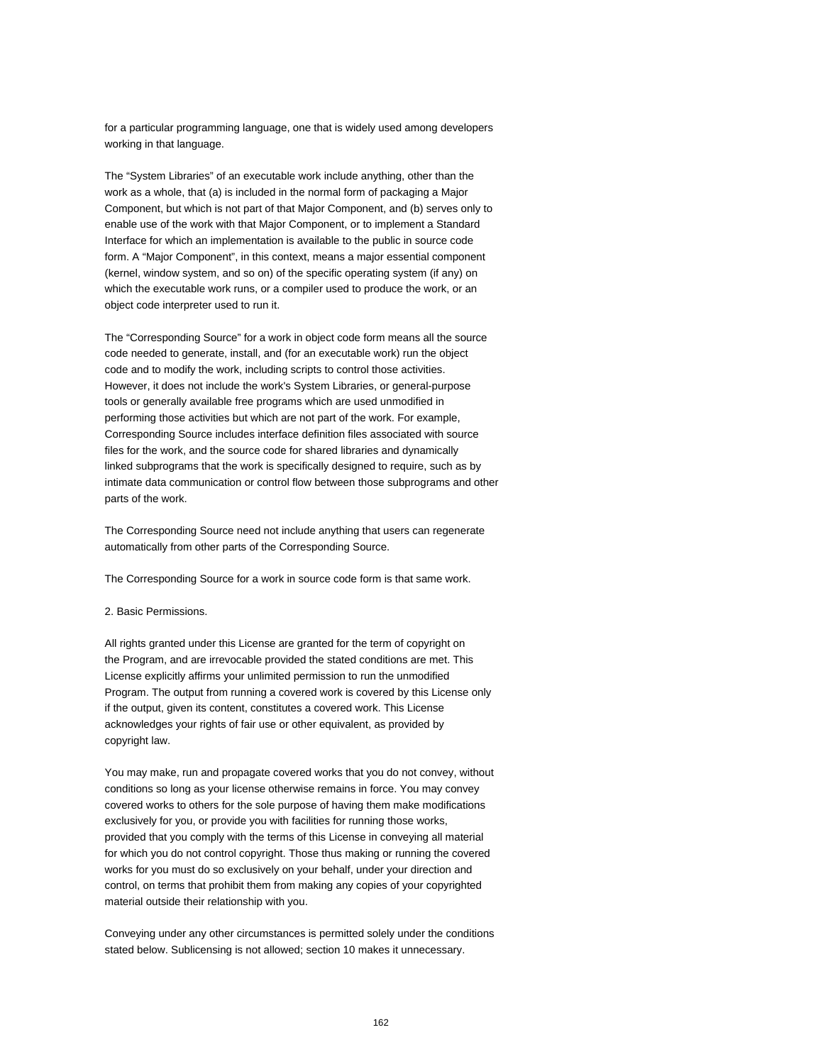for a particular programming language, one that is widely used among developers working in that language.

The “System Libraries” of an executable work include anything, other than the work as a whole, that (a) is included in the normal form of packaging a Major Component, but which is not part of that Major Component, and (b) serves only to enable use of the work with that Major Component, or to implement a Standard Interface for which an implementation is available to the public in source code form. A “Major Component”, in this context, means a major essential component (kernel, window system, and so on) of the specific operating system (if any) on which the executable work runs, or a compiler used to produce the work, or an object code interpreter used to run it.

The “Corresponding Source” for a work in object code form means all the source code needed to generate, install, and (for an executable work) run the object code and to modify the work, including scripts to control those activities. However, it does not include the work's System Libraries, or general-purpose tools or generally available free programs which are used unmodified in performing those activities but which are not part of the work. For example, Corresponding Source includes interface definition files associated with source files for the work, and the source code for shared libraries and dynamically linked subprograms that the work is specifically designed to require, such as by intimate data communication or control flow between those subprograms and other parts of the work.

The Corresponding Source need not include anything that users can regenerate automatically from other parts of the Corresponding Source.

The Corresponding Source for a work in source code form is that same work.

2. Basic Permissions.

All rights granted under this License are granted for the term of copyright on the Program, and are irrevocable provided the stated conditions are met. This License explicitly affirms your unlimited permission to run the unmodified Program. The output from running a covered work is covered by this License only if the output, given its content, constitutes a covered work. This License acknowledges your rights of fair use or other equivalent, as provided by copyright law.

You may make, run and propagate covered works that you do not convey, without conditions so long as your license otherwise remains in force. You may convey covered works to others for the sole purpose of having them make modifications exclusively for you, or provide you with facilities for running those works, provided that you comply with the terms of this License in conveying all material for which you do not control copyright. Those thus making or running the covered works for you must do so exclusively on your behalf, under your direction and control, on terms that prohibit them from making any copies of your copyrighted material outside their relationship with you.

Conveying under any other circumstances is permitted solely under the conditions stated below. Sublicensing is not allowed; section 10 makes it unnecessary.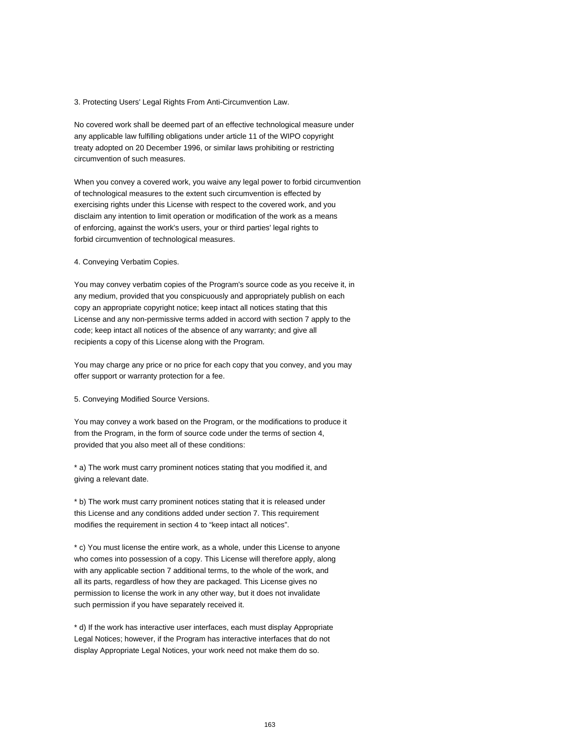3. Protecting Users' Legal Rights From Anti-Circumvention Law.

No covered work shall be deemed part of an effective technological measure under any applicable law fulfilling obligations under article 11 of the WIPO copyright treaty adopted on 20 December 1996, or similar laws prohibiting or restricting circumvention of such measures.

When you convey a covered work, you waive any legal power to forbid circumvention of technological measures to the extent such circumvention is effected by exercising rights under this License with respect to the covered work, and you disclaim any intention to limit operation or modification of the work as a means of enforcing, against the work's users, your or third parties' legal rights to forbid circumvention of technological measures.

4. Conveying Verbatim Copies.

You may convey verbatim copies of the Program's source code as you receive it, in any medium, provided that you conspicuously and appropriately publish on each copy an appropriate copyright notice; keep intact all notices stating that this License and any non-permissive terms added in accord with section 7 apply to the code; keep intact all notices of the absence of any warranty; and give all recipients a copy of this License along with the Program.

You may charge any price or no price for each copy that you convey, and you may offer support or warranty protection for a fee.

5. Conveying Modified Source Versions.

You may convey a work based on the Program, or the modifications to produce it from the Program, in the form of source code under the terms of section 4, provided that you also meet all of these conditions:

* a) The work must carry prominent notices stating that you modified it, and giving a relevant date.

* b) The work must carry prominent notices stating that it is released under this License and any conditions added under section 7. This requirement modifies the requirement in section 4 to "keep intact all notices".

* c) You must license the entire work, as a whole, under this License to anyone who comes into possession of a copy. This License will therefore apply, along with any applicable section 7 additional terms, to the whole of the work, and all its parts, regardless of how they are packaged. This License gives no permission to license the work in any other way, but it does not invalidate such permission if you have separately received it.

* d) If the work has interactive user interfaces, each must display Appropriate Legal Notices; however, if the Program has interactive interfaces that do not display Appropriate Legal Notices, your work need not make them do so.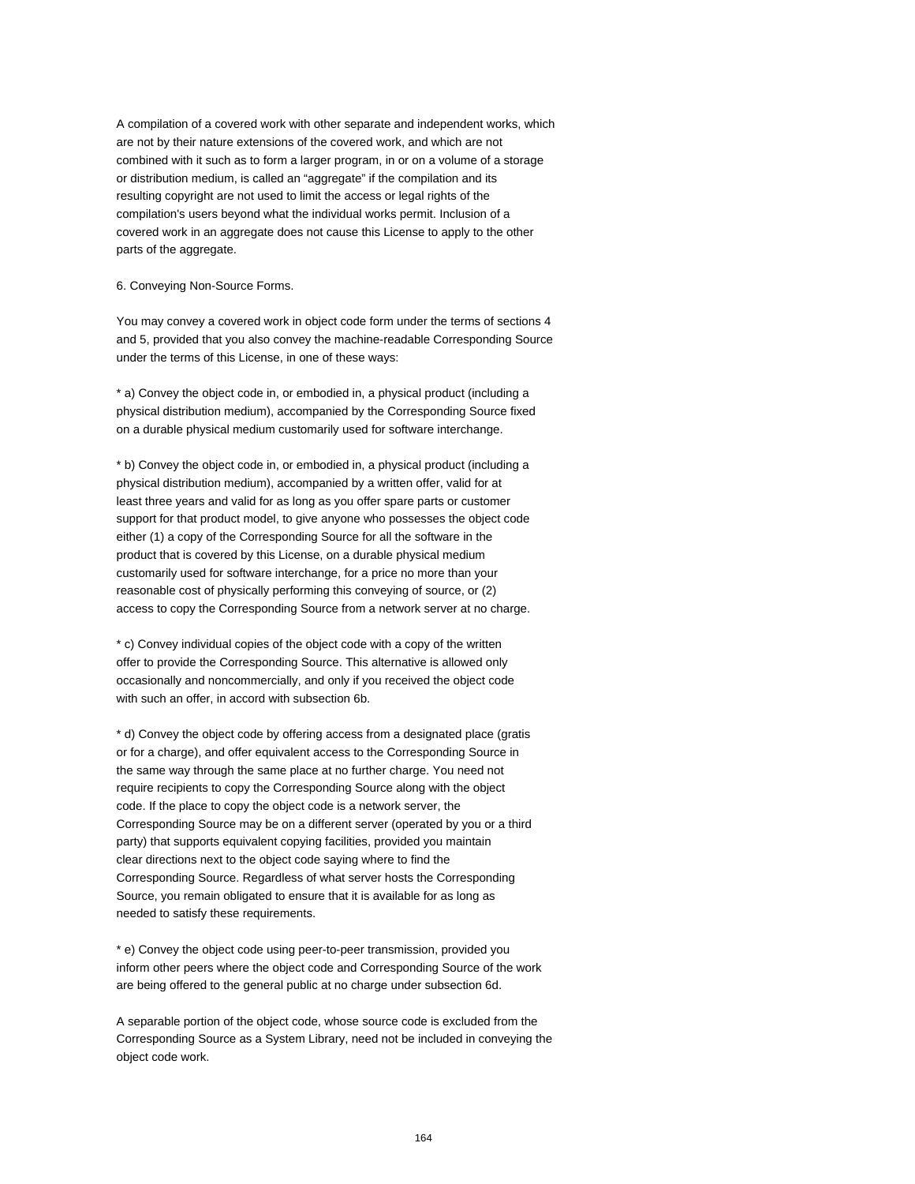A compilation of a covered work with other separate and independent works, which are not by their nature extensions of the covered work, and which are not combined with it such as to form a larger program, in or on a volume of a storage or distribution medium, is called an “aggregate” if the compilation and its resulting copyright are not used to limit the access or legal rights of the compilation's users beyond what the individual works permit. Inclusion of a covered work in an aggregate does not cause this License to apply to the other parts of the aggregate.

6. Conveying Non-Source Forms.

You may convey a covered work in object code form under the terms of sections 4 and 5, provided that you also convey the machine-readable Corresponding Source under the terms of this License, in one of these ways:

* a) Convey the object code in, or embodied in, a physical product (including a physical distribution medium), accompanied by the Corresponding Source fixed on a durable physical medium customarily used for software interchange.

* b) Convey the object code in, or embodied in, a physical product (including a physical distribution medium), accompanied by a written offer, valid for at least three years and valid for as long as you offer spare parts or customer support for that product model, to give anyone who possesses the object code either (1) a copy of the Corresponding Source for all the software in the product that is covered by this License, on a durable physical medium customarily used for software interchange, for a price no more than your reasonable cost of physically performing this conveying of source, or (2) access to copy the Corresponding Source from a network server at no charge.

* c) Convey individual copies of the object code with a copy of the written offer to provide the Corresponding Source. This alternative is allowed only occasionally and noncommercially, and only if you received the object code with such an offer, in accord with subsection 6b.

* d) Convey the object code by offering access from a designated place (gratis or for a charge), and offer equivalent access to the Corresponding Source in the same way through the same place at no further charge. You need not require recipients to copy the Corresponding Source along with the object code. If the place to copy the object code is a network server, the Corresponding Source may be on a different server (operated by you or a third party) that supports equivalent copying facilities, provided you maintain clear directions next to the object code saying where to find the Corresponding Source. Regardless of what server hosts the Corresponding Source, you remain obligated to ensure that it is available for as long as needed to satisfy these requirements.

* e) Convey the object code using peer-to-peer transmission, provided you inform other peers where the object code and Corresponding Source of the work are being offered to the general public at no charge under subsection 6d.

A separable portion of the object code, whose source code is excluded from the Corresponding Source as a System Library, need not be included in conveying the object code work.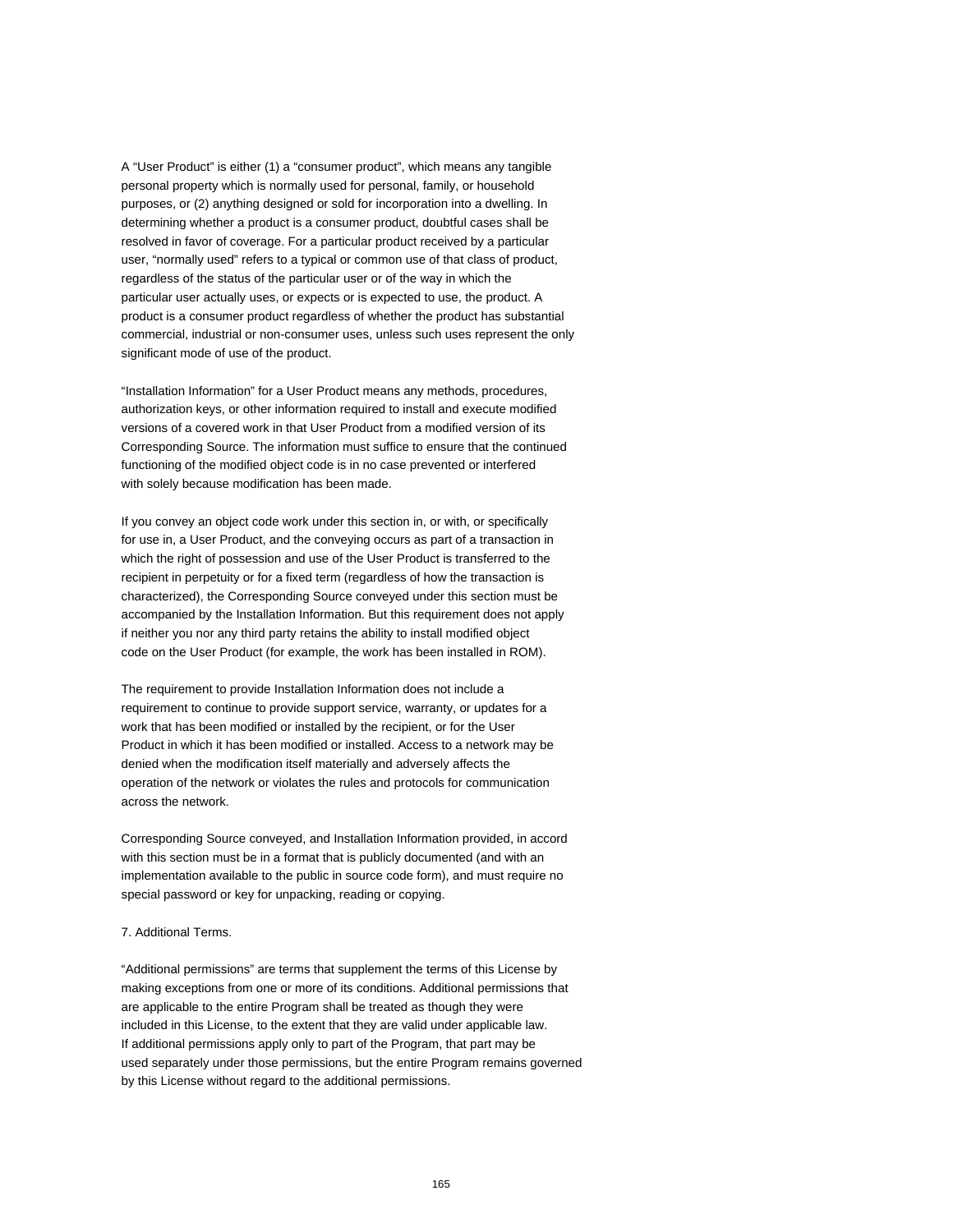A “User Product” is either (1) a “consumer product”, which means any tangible personal property which is normally used for personal, family, or household purposes, or (2) anything designed or sold for incorporation into a dwelling. In determining whether a product is a consumer product, doubtful cases shall be resolved in favor of coverage. For a particular product received by a particular user, “normally used” refers to a typical or common use of that class of product, regardless of the status of the particular user or of the way in which the particular user actually uses, or expects or is expected to use, the product. A product is a consumer product regardless of whether the product has substantial commercial, industrial or non-consumer uses, unless such uses represent the only significant mode of use of the product.

“Installation Information” for a User Product means any methods, procedures, authorization keys, or other information required to install and execute modified versions of a covered work in that User Product from a modified version of its Corresponding Source. The information must suffice to ensure that the continued functioning of the modified object code is in no case prevented or interfered with solely because modification has been made.

If you convey an object code work under this section in, or with, or specifically for use in, a User Product, and the conveying occurs as part of a transaction in which the right of possession and use of the User Product is transferred to the recipient in perpetuity or for a fixed term (regardless of how the transaction is characterized), the Corresponding Source conveyed under this section must be accompanied by the Installation Information. But this requirement does not apply if neither you nor any third party retains the ability to install modified object code on the User Product (for example, the work has been installed in ROM).

The requirement to provide Installation Information does not include a requirement to continue to provide support service, warranty, or updates for a work that has been modified or installed by the recipient, or for the User Product in which it has been modified or installed. Access to a network may be denied when the modification itself materially and adversely affects the operation of the network or violates the rules and protocols for communication across the network.

Corresponding Source conveyed, and Installation Information provided, in accord with this section must be in a format that is publicly documented (and with an implementation available to the public in source code form), and must require no special password or key for unpacking, reading or copying.

7. Additional Terms.

“Additional permissions” are terms that supplement the terms of this License by making exceptions from one or more of its conditions. Additional permissions that are applicable to the entire Program shall be treated as though they were included in this License, to the extent that they are valid under applicable law. If additional permissions apply only to part of the Program, that part may be used separately under those permissions, but the entire Program remains governed by this License without regard to the additional permissions.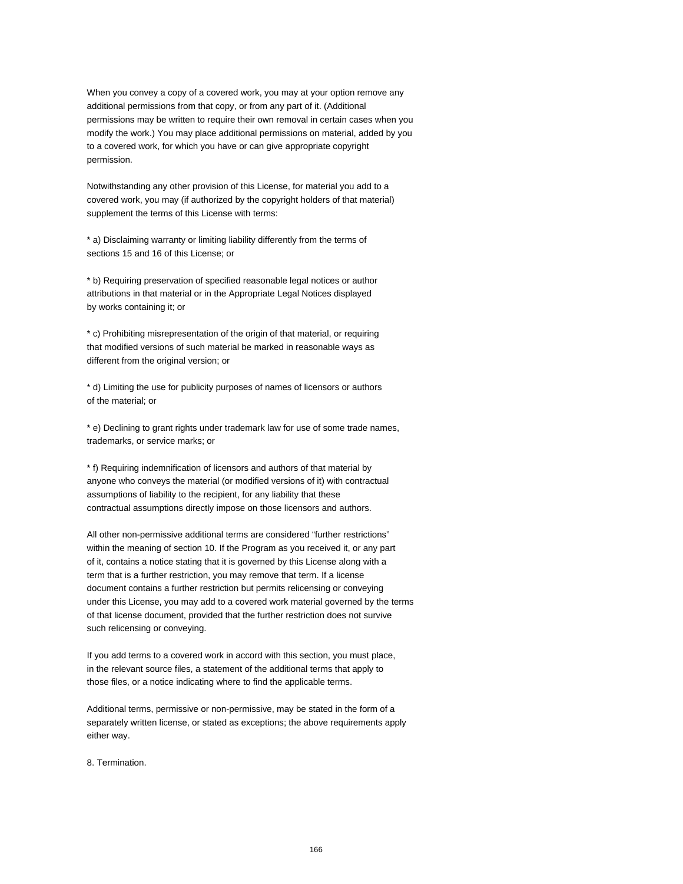When you convey a copy of a covered work, you may at your option remove any additional permissions from that copy, or from any part of it. (Additional permissions may be written to require their own removal in certain cases when you modify the work.) You may place additional permissions on material, added by you to a covered work, for which you have or can give appropriate copyright permission.

Notwithstanding any other provision of this License, for material you add to a covered work, you may (if authorized by the copyright holders of that material) supplement the terms of this License with terms:

* a) Disclaiming warranty or limiting liability differently from the terms of sections 15 and 16 of this License; or

* b) Requiring preservation of specified reasonable legal notices or author attributions in that material or in the Appropriate Legal Notices displayed by works containing it; or

* c) Prohibiting misrepresentation of the origin of that material, or requiring that modified versions of such material be marked in reasonable ways as different from the original version; or

* d) Limiting the use for publicity purposes of names of licensors or authors of the material; or

* e) Declining to grant rights under trademark law for use of some trade names, trademarks, or service marks; or

* f) Requiring indemnification of licensors and authors of that material by anyone who conveys the material (or modified versions of it) with contractual assumptions of liability to the recipient, for any liability that these contractual assumptions directly impose on those licensors and authors.

All other non-permissive additional terms are considered “further restrictions” within the meaning of section 10. If the Program as you received it, or any part of it, contains a notice stating that it is governed by this License along with a term that is a further restriction, you may remove that term. If a license document contains a further restriction but permits relicensing or conveying under this License, you may add to a covered work material governed by the terms of that license document, provided that the further restriction does not survive such relicensing or conveying.

If you add terms to a covered work in accord with this section, you must place, in the relevant source files, a statement of the additional terms that apply to those files, or a notice indicating where to find the applicable terms.

Additional terms, permissive or non-permissive, may be stated in the form of a separately written license, or stated as exceptions; the above requirements apply either way.

8. Termination.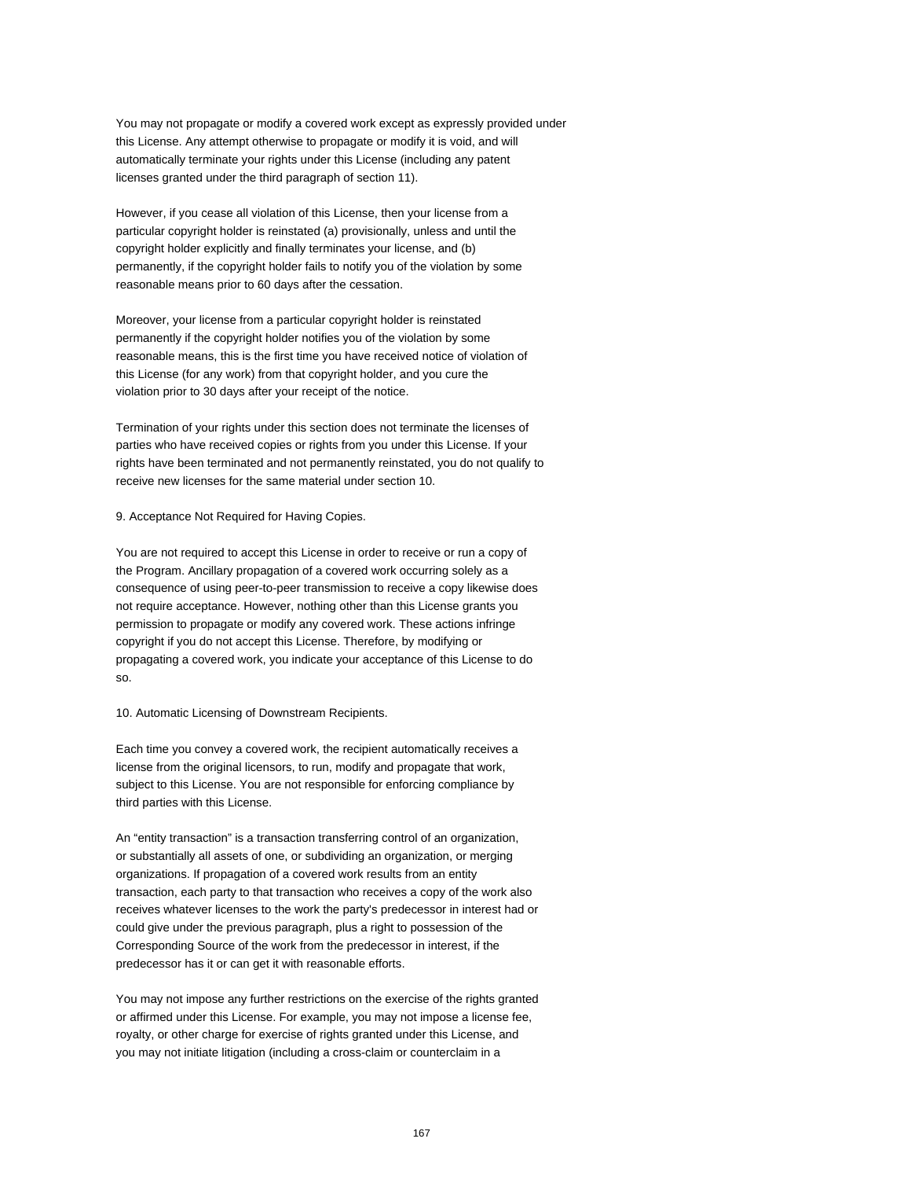You may not propagate or modify a covered work except as expressly provided under this License. Any attempt otherwise to propagate or modify it is void, and will automatically terminate your rights under this License (including any patent licenses granted under the third paragraph of section 11).

However, if you cease all violation of this License, then your license from a particular copyright holder is reinstated (a) provisionally, unless and until the copyright holder explicitly and finally terminates your license, and (b) permanently, if the copyright holder fails to notify you of the violation by some reasonable means prior to 60 days after the cessation.

Moreover, your license from a particular copyright holder is reinstated permanently if the copyright holder notifies you of the violation by some reasonable means, this is the first time you have received notice of violation of this License (for any work) from that copyright holder, and you cure the violation prior to 30 days after your receipt of the notice.

Termination of your rights under this section does not terminate the licenses of parties who have received copies or rights from you under this License. If your rights have been terminated and not permanently reinstated, you do not qualify to receive new licenses for the same material under section 10.

9. Acceptance Not Required for Having Copies.

You are not required to accept this License in order to receive or run a copy of the Program. Ancillary propagation of a covered work occurring solely as a consequence of using peer-to-peer transmission to receive a copy likewise does not require acceptance. However, nothing other than this License grants you permission to propagate or modify any covered work. These actions infringe copyright if you do not accept this License. Therefore, by modifying or propagating a covered work, you indicate your acceptance of this License to do so.

10. Automatic Licensing of Downstream Recipients.

Each time you convey a covered work, the recipient automatically receives a license from the original licensors, to run, modify and propagate that work, subject to this License. You are not responsible for enforcing compliance by third parties with this License.

An “entity transaction” is a transaction transferring control of an organization, or substantially all assets of one, or subdividing an organization, or merging organizations. If propagation of a covered work results from an entity transaction, each party to that transaction who receives a copy of the work also receives whatever licenses to the work the party's predecessor in interest had or could give under the previous paragraph, plus a right to possession of the Corresponding Source of the work from the predecessor in interest, if the predecessor has it or can get it with reasonable efforts.

You may not impose any further restrictions on the exercise of the rights granted or affirmed under this License. For example, you may not impose a license fee, royalty, or other charge for exercise of rights granted under this License, and you may not initiate litigation (including a cross-claim or counterclaim in a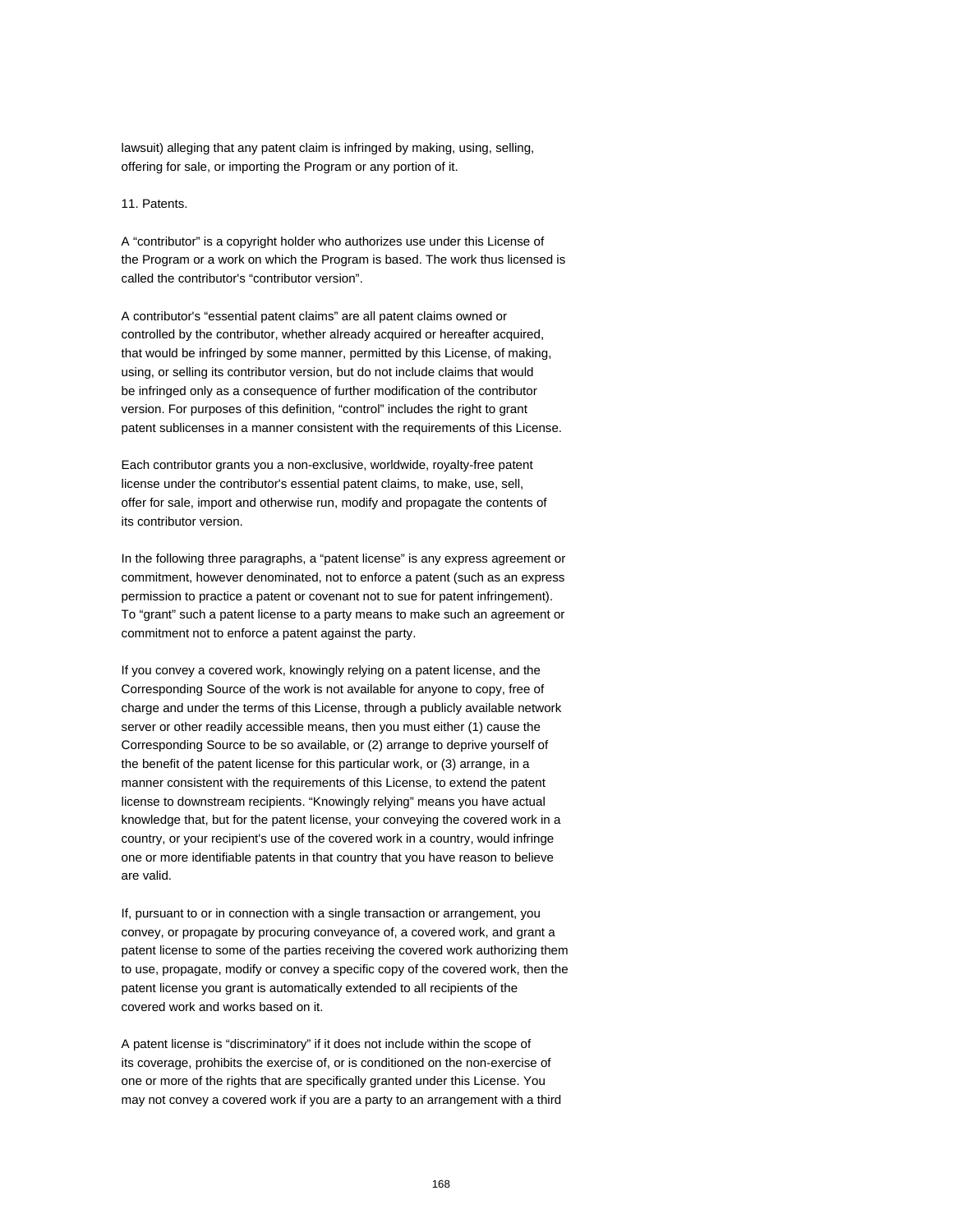lawsuit) alleging that any patent claim is infringed by making, using, selling, offering for sale, or importing the Program or any portion of it.

11. Patents.

A “contributor” is a copyright holder who authorizes use under this License of the Program or a work on which the Program is based. The work thus licensed is called the contributor's “contributor version”.

A contributor's “essential patent claims” are all patent claims owned or controlled by the contributor, whether already acquired or hereafter acquired, that would be infringed by some manner, permitted by this License, of making, using, or selling its contributor version, but do not include claims that would be infringed only as a consequence of further modification of the contributor version. For purposes of this definition, “control” includes the right to grant patent sublicenses in a manner consistent with the requirements of this License.

Each contributor grants you a non-exclusive, worldwide, royalty-free patent license under the contributor's essential patent claims, to make, use, sell, offer for sale, import and otherwise run, modify and propagate the contents of its contributor version.

In the following three paragraphs, a “patent license” is any express agreement or commitment, however denominated, not to enforce a patent (such as an express permission to practice a patent or covenant not to sue for patent infringement). To “grant” such a patent license to a party means to make such an agreement or commitment not to enforce a patent against the party.

If you convey a covered work, knowingly relying on a patent license, and the Corresponding Source of the work is not available for anyone to copy, free of charge and under the terms of this License, through a publicly available network server or other readily accessible means, then you must either (1) cause the Corresponding Source to be so available, or (2) arrange to deprive yourself of the benefit of the patent license for this particular work, or (3) arrange, in a manner consistent with the requirements of this License, to extend the patent license to downstream recipients. “Knowingly relying” means you have actual knowledge that, but for the patent license, your conveying the covered work in a country, or your recipient's use of the covered work in a country, would infringe one or more identifiable patents in that country that you have reason to believe are valid.

If, pursuant to or in connection with a single transaction or arrangement, you convey, or propagate by procuring conveyance of, a covered work, and grant a patent license to some of the parties receiving the covered work authorizing them to use, propagate, modify or convey a specific copy of the covered work, then the patent license you grant is automatically extended to all recipients of the covered work and works based on it.

A patent license is “discriminatory” if it does not include within the scope of its coverage, prohibits the exercise of, or is conditioned on the non-exercise of one or more of the rights that are specifically granted under this License. You may not convey a covered work if you are a party to an arrangement with a third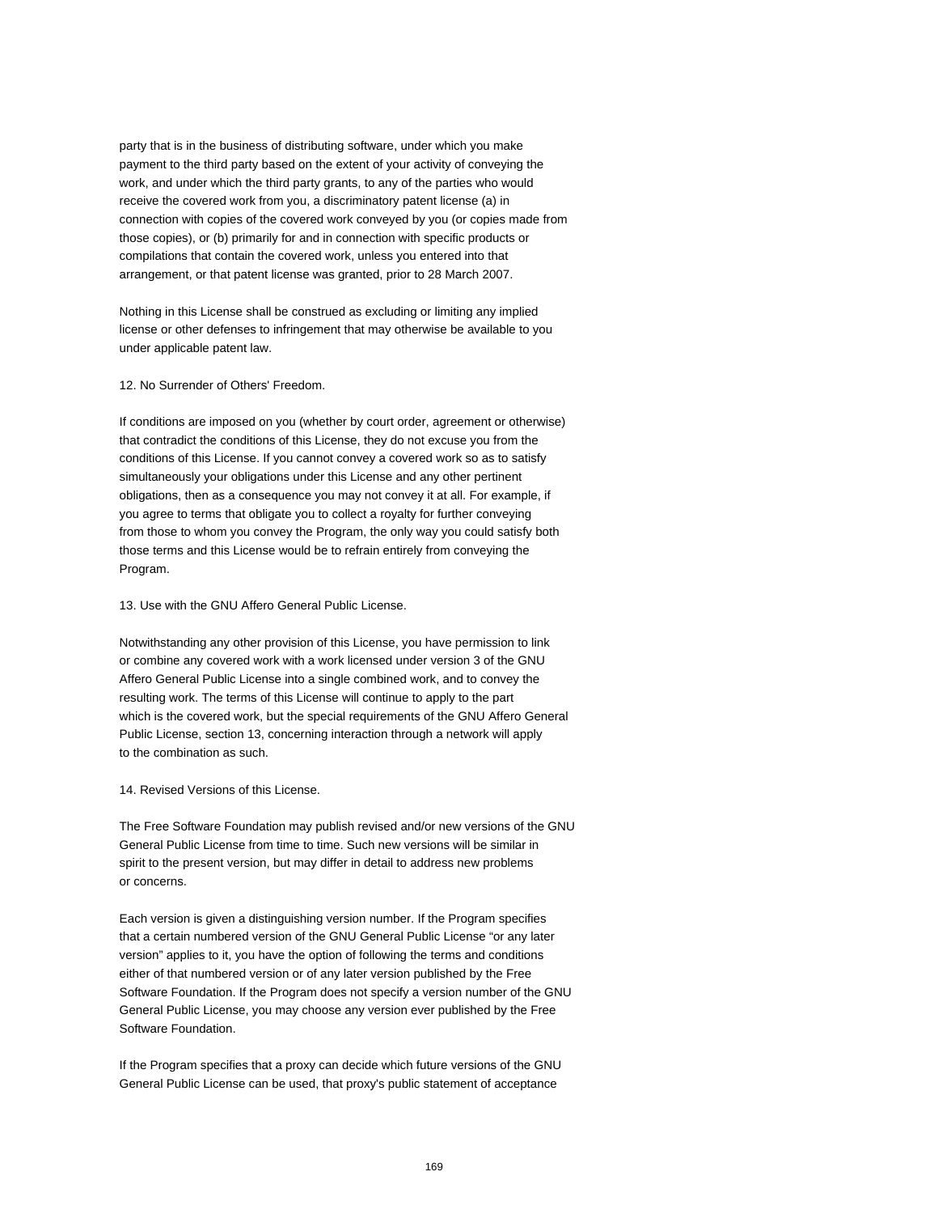party that is in the business of distributing software, under which you make payment to the third party based on the extent of your activity of conveying the work, and under which the third party grants, to any of the parties who would receive the covered work from you, a discriminatory patent license (a) in connection with copies of the covered work conveyed by you (or copies made from those copies), or (b) primarily for and in connection with specific products or compilations that contain the covered work, unless you entered into that arrangement, or that patent license was granted, prior to 28 March 2007.

Nothing in this License shall be construed as excluding or limiting any implied license or other defenses to infringement that may otherwise be available to you under applicable patent law.

12. No Surrender of Others' Freedom.

If conditions are imposed on you (whether by court order, agreement or otherwise) that contradict the conditions of this License, they do not excuse you from the conditions of this License. If you cannot convey a covered work so as to satisfy simultaneously your obligations under this License and any other pertinent obligations, then as a consequence you may not convey it at all. For example, if you agree to terms that obligate you to collect a royalty for further conveying from those to whom you convey the Program, the only way you could satisfy both those terms and this License would be to refrain entirely from conveying the Program.

13. Use with the GNU Affero General Public License.

Notwithstanding any other provision of this License, you have permission to link or combine any covered work with a work licensed under version 3 of the GNU Affero General Public License into a single combined work, and to convey the resulting work. The terms of this License will continue to apply to the part which is the covered work, but the special requirements of the GNU Affero General Public License, section 13, concerning interaction through a network will apply to the combination as such.

14. Revised Versions of this License.

The Free Software Foundation may publish revised and/or new versions of the GNU General Public License from time to time. Such new versions will be similar in spirit to the present version, but may differ in detail to address new problems or concerns.

Each version is given a distinguishing version number. If the Program specifies that a certain numbered version of the GNU General Public License “or any later version” applies to it, you have the option of following the terms and conditions either of that numbered version or of any later version published by the Free Software Foundation. If the Program does not specify a version number of the GNU General Public License, you may choose any version ever published by the Free Software Foundation.

If the Program specifies that a proxy can decide which future versions of the GNU General Public License can be used, that proxy's public statement of acceptance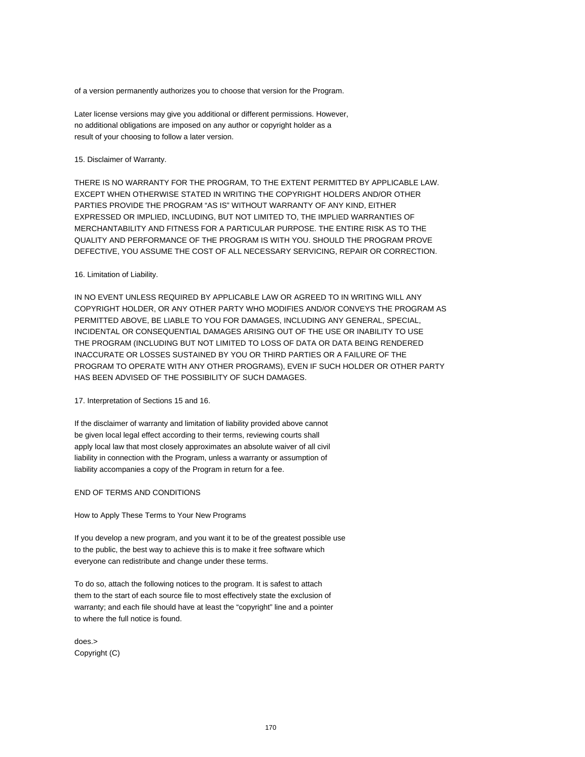of a version permanently authorizes you to choose that version for the Program.

Later license versions may give you additional or different permissions. However, no additional obligations are imposed on any author or copyright holder as a result of your choosing to follow a later version.

15. Disclaimer of Warranty.

THERE IS NO WARRANTY FOR THE PROGRAM, TO THE EXTENT PERMITTED BY APPLICABLE LAW. EXCEPT WHEN OTHERWISE STATED IN WRITING THE COPYRIGHT HOLDERS AND/OR OTHER PARTIES PROVIDE THE PROGRAM “AS IS” WITHOUT WARRANTY OF ANY KIND, EITHER EXPRESSED OR IMPLIED, INCLUDING, BUT NOT LIMITED TO, THE IMPLIED WARRANTIES OF MERCHANTABILITY AND FITNESS FOR A PARTICULAR PURPOSE. THE ENTIRE RISK AS TO THE QUALITY AND PERFORMANCE OF THE PROGRAM IS WITH YOU. SHOULD THE PROGRAM PROVE DEFECTIVE, YOU ASSUME THE COST OF ALL NECESSARY SERVICING, REPAIR OR CORRECTION.

16. Limitation of Liability.

IN NO EVENT UNLESS REQUIRED BY APPLICABLE LAW OR AGREED TO IN WRITING WILL ANY COPYRIGHT HOLDER, OR ANY OTHER PARTY WHO MODIFIES AND/OR CONVEYS THE PROGRAM AS PERMITTED ABOVE, BE LIABLE TO YOU FOR DAMAGES, INCLUDING ANY GENERAL, SPECIAL, INCIDENTAL OR CONSEQUENTIAL DAMAGES ARISING OUT OF THE USE OR INABILITY TO USE THE PROGRAM (INCLUDING BUT NOT LIMITED TO LOSS OF DATA OR DATA BEING RENDERED INACCURATE OR LOSSES SUSTAINED BY YOU OR THIRD PARTIES OR A FAILURE OF THE PROGRAM TO OPERATE WITH ANY OTHER PROGRAMS), EVEN IF SUCH HOLDER OR OTHER PARTY HAS BEEN ADVISED OF THE POSSIBILITY OF SUCH DAMAGES.

17. Interpretation of Sections 15 and 16.

If the disclaimer of warranty and limitation of liability provided above cannot be given local legal effect according to their terms, reviewing courts shall apply local law that most closely approximates an absolute waiver of all civil liability in connection with the Program, unless a warranty or assumption of liability accompanies a copy of the Program in return for a fee.

END OF TERMS AND CONDITIONS

How to Apply These Terms to Your New Programs

If you develop a new program, and you want it to be of the greatest possible use to the public, the best way to achieve this is to make it free software which everyone can redistribute and change under these terms.

To do so, attach the following notices to the program. It is safest to attach them to the start of each source file to most effectively state the exclusion of warranty; and each file should have at least the “copyright” line and a pointer to where the full notice is found.

does.>
Copyright (C)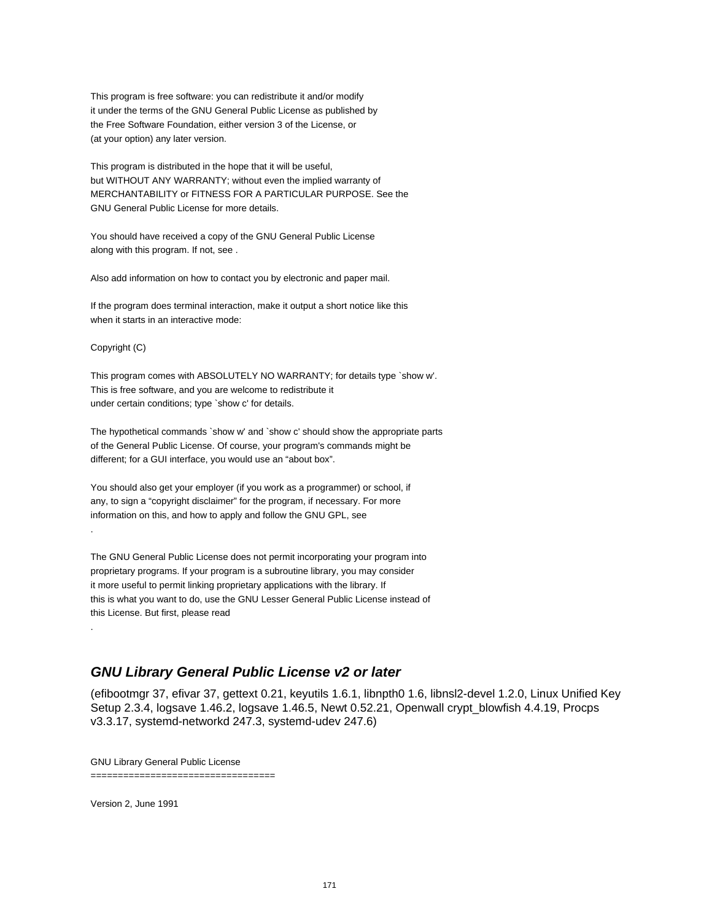This program is free software: you can redistribute it and/or modify
it under the terms of the GNU General Public License as published by
the Free Software Foundation, either version 3 of the License, or
(at your option) any later version.

This program is distributed in the hope that it will be useful,
but WITHOUT ANY WARRANTY; without even the implied warranty of
MERCHANTABILITY or FITNESS FOR A PARTICULAR PURPOSE. See the
GNU General Public License for more details.

You should have received a copy of the GNU General Public License
along with this program. If not, see .

Also add information on how to contact you by electronic and paper mail.

If the program does terminal interaction, make it output a short notice like this
when it starts in an interactive mode:

Copyright (C)

This program comes with ABSOLUTELY NO WARRANTY; for details type `show w'.
This is free software, and you are welcome to redistribute it
under certain conditions; type `show c' for details.

The hypothetical commands `show w' and `show c' should show the appropriate parts
of the General Public License. Of course, your program's commands might be
different; for a GUI interface, you would use an "about box".

You should also get your employer (if you work as a programmer) or school, if
any, to sign a "copyright disclaimer" for the program, if necessary. For more
information on this, and how to apply and follow the GNU GPL, see
.

The GNU General Public License does not permit incorporating your program into
proprietary programs. If your program is a subroutine library, you may consider
it more useful to permit linking proprietary applications with the library. If
this is what you want to do, use the GNU Lesser General Public License instead of
this License. But first, please read
.

## *GNU Library General Public License v2 or later*

(efibootmgr 37, efivar 37, gettext 0.21, keyutils 1.6.1, libnpth0 1.6, libnsl2-devel 1.2.0, Linux Unified Key Setup 2.3.4, logsave 1.46.2, logsave 1.46.5, Newt 0.52.21, Openwall crypt_blowfish 4.4.19, Procps v3.3.17, systemd-networkd 247.3, systemd-udev 247.6)

GNU Library General Public License
==================================

Version 2, June 1991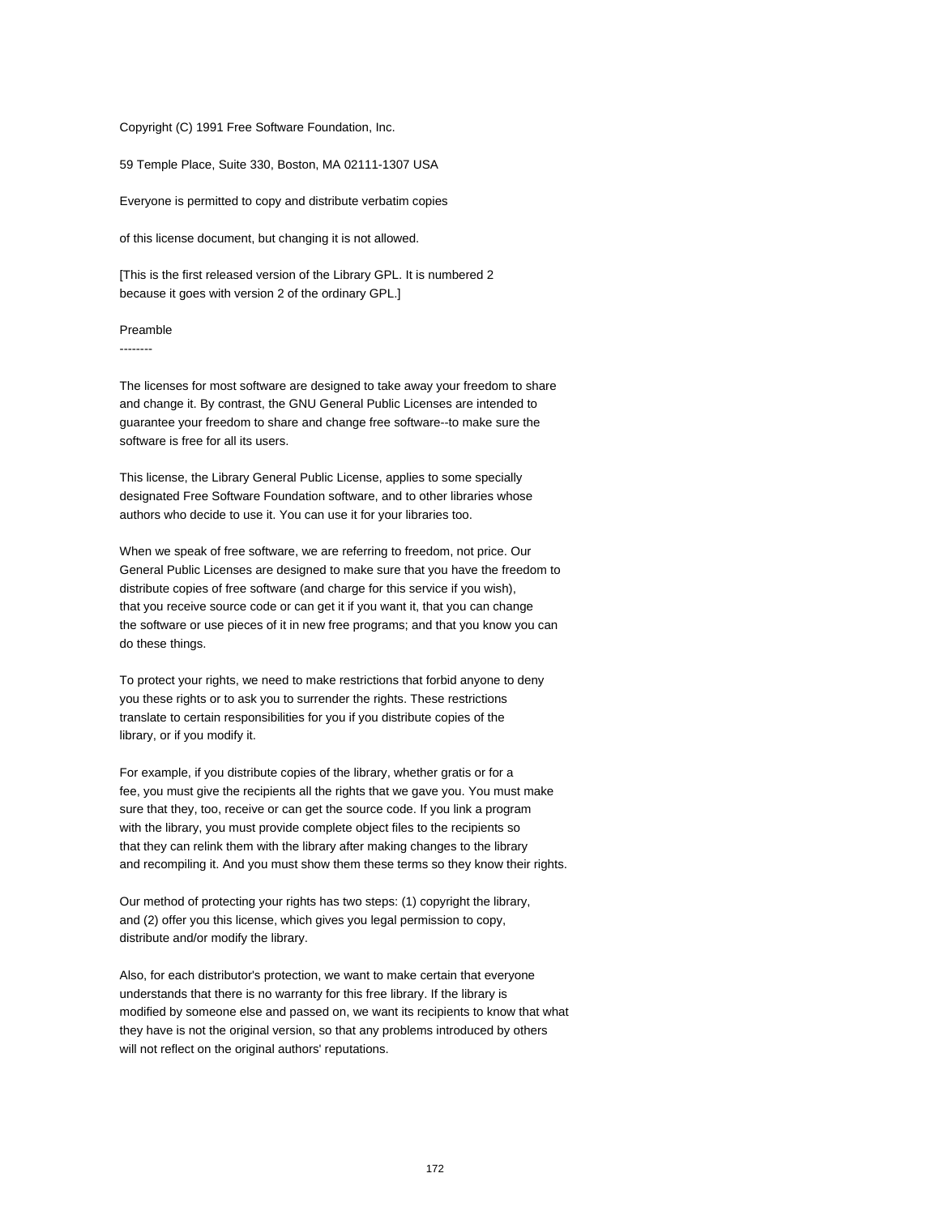Copyright (C) 1991 Free Software Foundation, Inc.

59 Temple Place, Suite 330, Boston, MA 02111-1307 USA

Everyone is permitted to copy and distribute verbatim copies

of this license document, but changing it is not allowed.

[This is the first released version of the Library GPL. It is numbered 2 because it goes with version 2 of the ordinary GPL.]

Preamble
--------

The licenses for most software are designed to take away your freedom to share and change it. By contrast, the GNU General Public Licenses are intended to guarantee your freedom to share and change free software--to make sure the software is free for all its users.

This license, the Library General Public License, applies to some specially designated Free Software Foundation software, and to other libraries whose authors who decide to use it. You can use it for your libraries too.

When we speak of free software, we are referring to freedom, not price. Our General Public Licenses are designed to make sure that you have the freedom to distribute copies of free software (and charge for this service if you wish), that you receive source code or can get it if you want it, that you can change the software or use pieces of it in new free programs; and that you know you can do these things.

To protect your rights, we need to make restrictions that forbid anyone to deny you these rights or to ask you to surrender the rights. These restrictions translate to certain responsibilities for you if you distribute copies of the library, or if you modify it.

For example, if you distribute copies of the library, whether gratis or for a fee, you must give the recipients all the rights that we gave you. You must make sure that they, too, receive or can get the source code. If you link a program with the library, you must provide complete object files to the recipients so that they can relink them with the library after making changes to the library and recompiling it. And you must show them these terms so they know their rights.

Our method of protecting your rights has two steps: (1) copyright the library, and (2) offer you this license, which gives you legal permission to copy, distribute and/or modify the library.

Also, for each distributor's protection, we want to make certain that everyone understands that there is no warranty for this free library. If the library is modified by someone else and passed on, we want its recipients to know that what they have is not the original version, so that any problems introduced by others will not reflect on the original authors' reputations.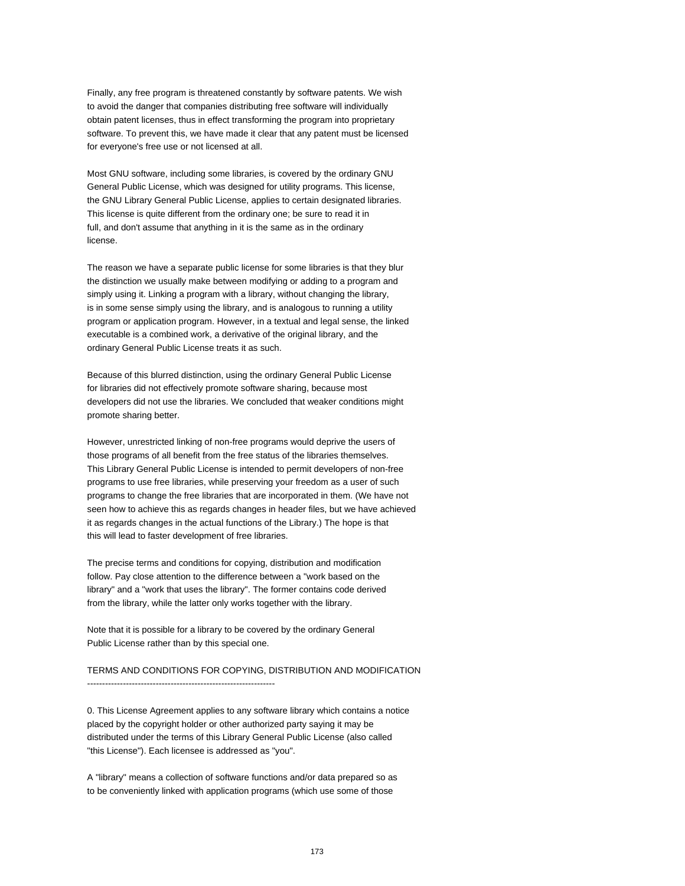Finally, any free program is threatened constantly by software patents. We wish to avoid the danger that companies distributing free software will individually obtain patent licenses, thus in effect transforming the program into proprietary software. To prevent this, we have made it clear that any patent must be licensed for everyone's free use or not licensed at all.

Most GNU software, including some libraries, is covered by the ordinary GNU General Public License, which was designed for utility programs. This license, the GNU Library General Public License, applies to certain designated libraries. This license is quite different from the ordinary one; be sure to read it in full, and don't assume that anything in it is the same as in the ordinary license.

The reason we have a separate public license for some libraries is that they blur the distinction we usually make between modifying or adding to a program and simply using it. Linking a program with a library, without changing the library, is in some sense simply using the library, and is analogous to running a utility program or application program. However, in a textual and legal sense, the linked executable is a combined work, a derivative of the original library, and the ordinary General Public License treats it as such.

Because of this blurred distinction, using the ordinary General Public License for libraries did not effectively promote software sharing, because most developers did not use the libraries. We concluded that weaker conditions might promote sharing better.

However, unrestricted linking of non-free programs would deprive the users of those programs of all benefit from the free status of the libraries themselves. This Library General Public License is intended to permit developers of non-free programs to use free libraries, while preserving your freedom as a user of such programs to change the free libraries that are incorporated in them. (We have not seen how to achieve this as regards changes in header files, but we have achieved it as regards changes in the actual functions of the Library.) The hope is that this will lead to faster development of free libraries.

The precise terms and conditions for copying, distribution and modification follow. Pay close attention to the difference between a "work based on the library" and a "work that uses the library". The former contains code derived from the library, while the latter only works together with the library.

Note that it is possible for a library to be covered by the ordinary General Public License rather than by this special one.

## TERMS AND CONDITIONS FOR COPYING, DISTRIBUTION AND MODIFICATION

0. This License Agreement applies to any software library which contains a notice placed by the copyright holder or other authorized party saying it may be distributed under the terms of this Library General Public License (also called "this License"). Each licensee is addressed as "you".

A "library" means a collection of software functions and/or data prepared so as to be conveniently linked with application programs (which use some of those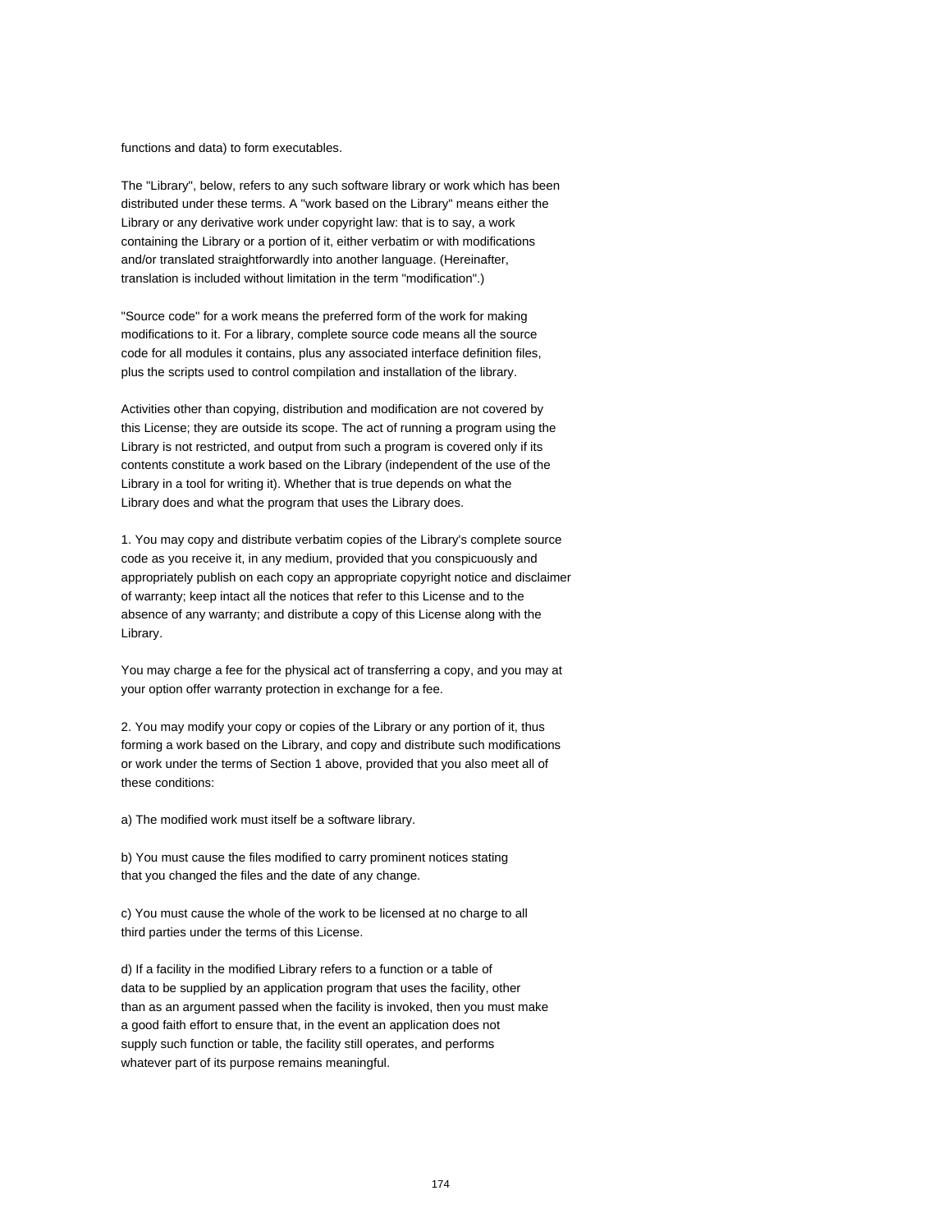functions and data) to form executables.

The "Library", below, refers to any such software library or work which has been distributed under these terms. A "work based on the Library" means either the Library or any derivative work under copyright law: that is to say, a work containing the Library or a portion of it, either verbatim or with modifications and/or translated straightforwardly into another language. (Hereinafter, translation is included without limitation in the term "modification".)

"Source code" for a work means the preferred form of the work for making modifications to it. For a library, complete source code means all the source code for all modules it contains, plus any associated interface definition files, plus the scripts used to control compilation and installation of the library.

Activities other than copying, distribution and modification are not covered by this License; they are outside its scope. The act of running a program using the Library is not restricted, and output from such a program is covered only if its contents constitute a work based on the Library (independent of the use of the Library in a tool for writing it). Whether that is true depends on what the Library does and what the program that uses the Library does.

1. You may copy and distribute verbatim copies of the Library's complete source code as you receive it, in any medium, provided that you conspicuously and appropriately publish on each copy an appropriate copyright notice and disclaimer of warranty; keep intact all the notices that refer to this License and to the absence of any warranty; and distribute a copy of this License along with the Library.

You may charge a fee for the physical act of transferring a copy, and you may at your option offer warranty protection in exchange for a fee.

2. You may modify your copy or copies of the Library or any portion of it, thus forming a work based on the Library, and copy and distribute such modifications or work under the terms of Section 1 above, provided that you also meet all of these conditions:

a) The modified work must itself be a software library.

b) You must cause the files modified to carry prominent notices stating that you changed the files and the date of any change.

c) You must cause the whole of the work to be licensed at no charge to all third parties under the terms of this License.

d) If a facility in the modified Library refers to a function or a table of data to be supplied by an application program that uses the facility, other than as an argument passed when the facility is invoked, then you must make a good faith effort to ensure that, in the event an application does not supply such function or table, the facility still operates, and performs whatever part of its purpose remains meaningful.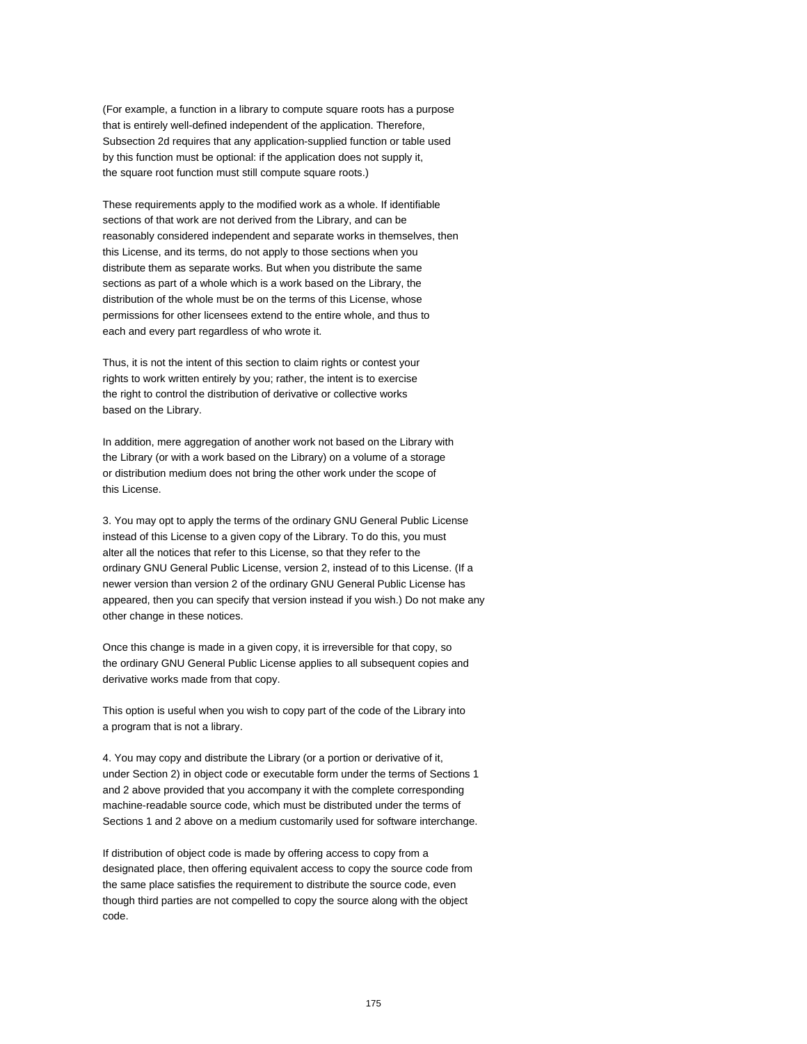(For example, a function in a library to compute square roots has a purpose that is entirely well-defined independent of the application. Therefore, Subsection 2d requires that any application-supplied function or table used by this function must be optional: if the application does not supply it, the square root function must still compute square roots.)

These requirements apply to the modified work as a whole. If identifiable sections of that work are not derived from the Library, and can be reasonably considered independent and separate works in themselves, then this License, and its terms, do not apply to those sections when you distribute them as separate works. But when you distribute the same sections as part of a whole which is a work based on the Library, the distribution of the whole must be on the terms of this License, whose permissions for other licensees extend to the entire whole, and thus to each and every part regardless of who wrote it.

Thus, it is not the intent of this section to claim rights or contest your rights to work written entirely by you; rather, the intent is to exercise the right to control the distribution of derivative or collective works based on the Library.

In addition, mere aggregation of another work not based on the Library with the Library (or with a work based on the Library) on a volume of a storage or distribution medium does not bring the other work under the scope of this License.

3. You may opt to apply the terms of the ordinary GNU General Public License instead of this License to a given copy of the Library. To do this, you must alter all the notices that refer to this License, so that they refer to the ordinary GNU General Public License, version 2, instead of to this License. (If a newer version than version 2 of the ordinary GNU General Public License has appeared, then you can specify that version instead if you wish.) Do not make any other change in these notices.

Once this change is made in a given copy, it is irreversible for that copy, so the ordinary GNU General Public License applies to all subsequent copies and derivative works made from that copy.

This option is useful when you wish to copy part of the code of the Library into a program that is not a library.

4. You may copy and distribute the Library (or a portion or derivative of it, under Section 2) in object code or executable form under the terms of Sections 1 and 2 above provided that you accompany it with the complete corresponding machine-readable source code, which must be distributed under the terms of Sections 1 and 2 above on a medium customarily used for software interchange.

If distribution of object code is made by offering access to copy from a designated place, then offering equivalent access to copy the source code from the same place satisfies the requirement to distribute the source code, even though third parties are not compelled to copy the source along with the object code.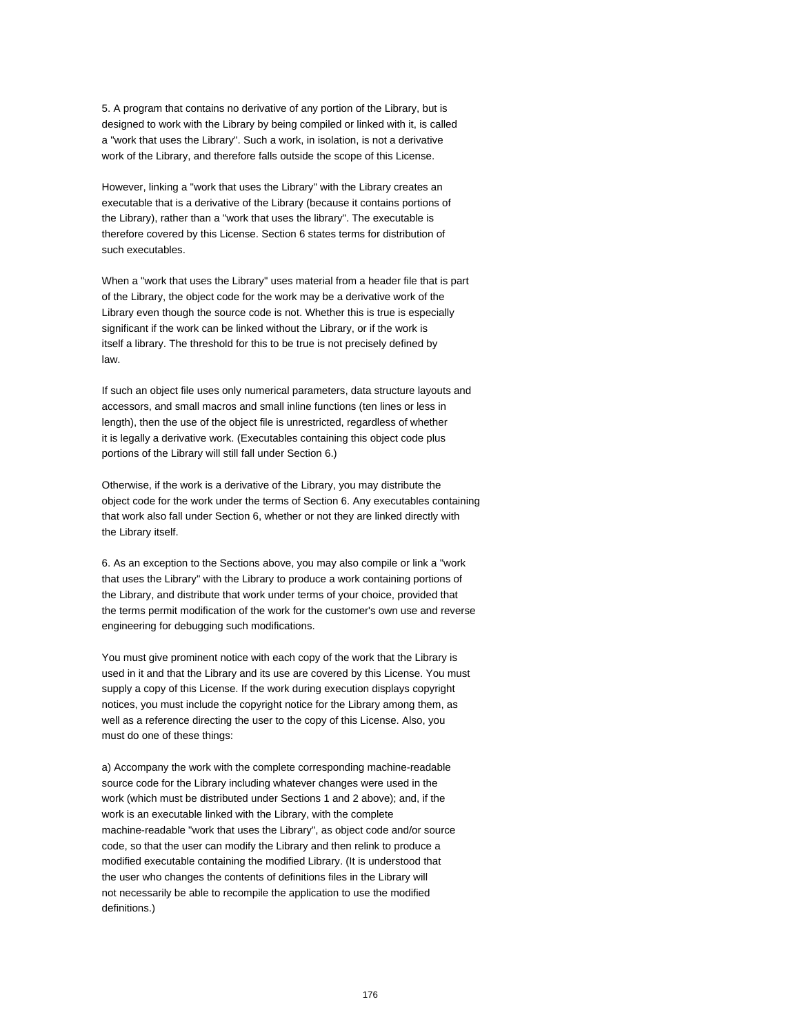5. A program that contains no derivative of any portion of the Library, but is designed to work with the Library by being compiled or linked with it, is called a "work that uses the Library". Such a work, in isolation, is not a derivative work of the Library, and therefore falls outside the scope of this License.

However, linking a "work that uses the Library" with the Library creates an executable that is a derivative of the Library (because it contains portions of the Library), rather than a "work that uses the library". The executable is therefore covered by this License. Section 6 states terms for distribution of such executables.

When a "work that uses the Library" uses material from a header file that is part of the Library, the object code for the work may be a derivative work of the Library even though the source code is not. Whether this is true is especially significant if the work can be linked without the Library, or if the work is itself a library. The threshold for this to be true is not precisely defined by law.

If such an object file uses only numerical parameters, data structure layouts and accessors, and small macros and small inline functions (ten lines or less in length), then the use of the object file is unrestricted, regardless of whether it is legally a derivative work. (Executables containing this object code plus portions of the Library will still fall under Section 6.)

Otherwise, if the work is a derivative of the Library, you may distribute the object code for the work under the terms of Section 6. Any executables containing that work also fall under Section 6, whether or not they are linked directly with the Library itself.

6. As an exception to the Sections above, you may also compile or link a "work that uses the Library" with the Library to produce a work containing portions of the Library, and distribute that work under terms of your choice, provided that the terms permit modification of the work for the customer's own use and reverse engineering for debugging such modifications.

You must give prominent notice with each copy of the work that the Library is used in it and that the Library and its use are covered by this License. You must supply a copy of this License. If the work during execution displays copyright notices, you must include the copyright notice for the Library among them, as well as a reference directing the user to the copy of this License. Also, you must do one of these things:

a) Accompany the work with the complete corresponding machine-readable source code for the Library including whatever changes were used in the work (which must be distributed under Sections 1 and 2 above); and, if the work is an executable linked with the Library, with the complete machine-readable "work that uses the Library", as object code and/or source code, so that the user can modify the Library and then relink to produce a modified executable containing the modified Library. (It is understood that the user who changes the contents of definitions files in the Library will not necessarily be able to recompile the application to use the modified definitions.)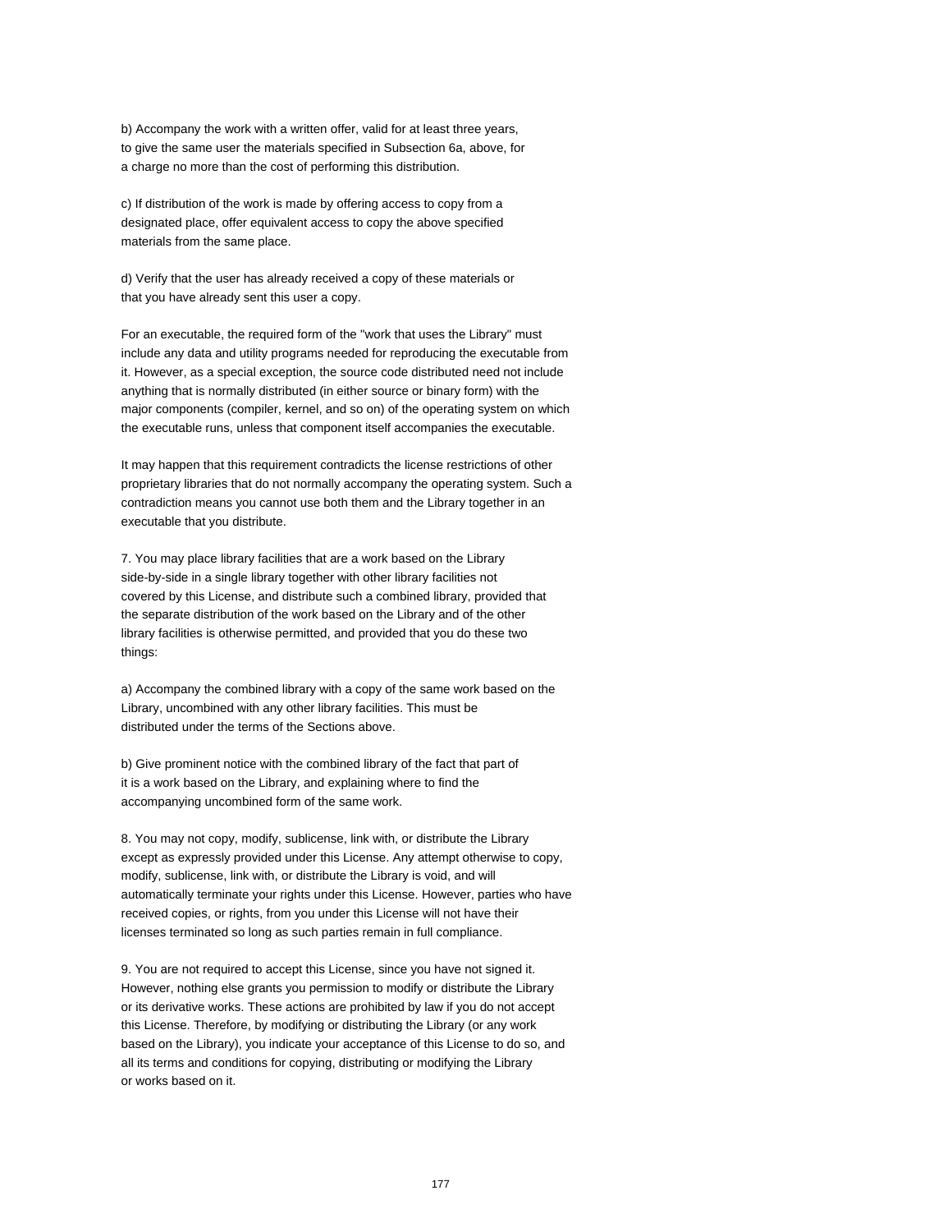b) Accompany the work with a written offer, valid for at least three years, to give the same user the materials specified in Subsection 6a, above, for a charge no more than the cost of performing this distribution.

c) If distribution of the work is made by offering access to copy from a designated place, offer equivalent access to copy the above specified materials from the same place.

d) Verify that the user has already received a copy of these materials or that you have already sent this user a copy.

For an executable, the required form of the "work that uses the Library" must include any data and utility programs needed for reproducing the executable from it. However, as a special exception, the source code distributed need not include anything that is normally distributed (in either source or binary form) with the major components (compiler, kernel, and so on) of the operating system on which the executable runs, unless that component itself accompanies the executable.

It may happen that this requirement contradicts the license restrictions of other proprietary libraries that do not normally accompany the operating system. Such a contradiction means you cannot use both them and the Library together in an executable that you distribute.

7. You may place library facilities that are a work based on the Library side-by-side in a single library together with other library facilities not covered by this License, and distribute such a combined library, provided that the separate distribution of the work based on the Library and of the other library facilities is otherwise permitted, and provided that you do these two things:

a) Accompany the combined library with a copy of the same work based on the Library, uncombined with any other library facilities. This must be distributed under the terms of the Sections above.

b) Give prominent notice with the combined library of the fact that part of it is a work based on the Library, and explaining where to find the accompanying uncombined form of the same work.

8. You may not copy, modify, sublicense, link with, or distribute the Library except as expressly provided under this License. Any attempt otherwise to copy, modify, sublicense, link with, or distribute the Library is void, and will automatically terminate your rights under this License. However, parties who have received copies, or rights, from you under this License will not have their licenses terminated so long as such parties remain in full compliance.

9. You are not required to accept this License, since you have not signed it. However, nothing else grants you permission to modify or distribute the Library or its derivative works. These actions are prohibited by law if you do not accept this License. Therefore, by modifying or distributing the Library (or any work based on the Library), you indicate your acceptance of this License to do so, and all its terms and conditions for copying, distributing or modifying the Library or works based on it.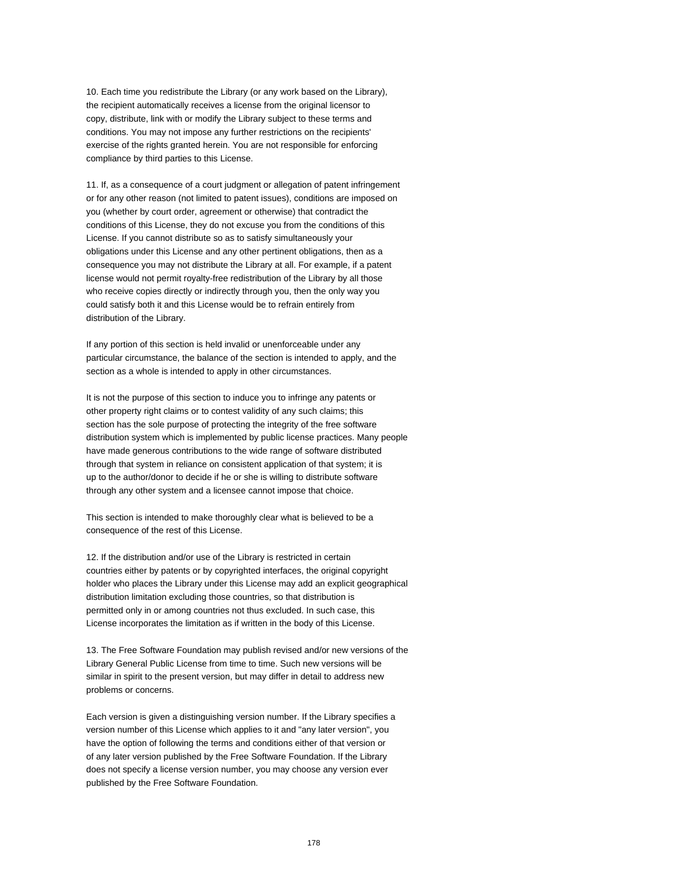10. Each time you redistribute the Library (or any work based on the Library), the recipient automatically receives a license from the original licensor to copy, distribute, link with or modify the Library subject to these terms and conditions. You may not impose any further restrictions on the recipients' exercise of the rights granted herein. You are not responsible for enforcing compliance by third parties to this License.

11. If, as a consequence of a court judgment or allegation of patent infringement or for any other reason (not limited to patent issues), conditions are imposed on you (whether by court order, agreement or otherwise) that contradict the conditions of this License, they do not excuse you from the conditions of this License. If you cannot distribute so as to satisfy simultaneously your obligations under this License and any other pertinent obligations, then as a consequence you may not distribute the Library at all. For example, if a patent license would not permit royalty-free redistribution of the Library by all those who receive copies directly or indirectly through you, then the only way you could satisfy both it and this License would be to refrain entirely from distribution of the Library.

If any portion of this section is held invalid or unenforceable under any particular circumstance, the balance of the section is intended to apply, and the section as a whole is intended to apply in other circumstances.

It is not the purpose of this section to induce you to infringe any patents or other property right claims or to contest validity of any such claims; this section has the sole purpose of protecting the integrity of the free software distribution system which is implemented by public license practices. Many people have made generous contributions to the wide range of software distributed through that system in reliance on consistent application of that system; it is up to the author/donor to decide if he or she is willing to distribute software through any other system and a licensee cannot impose that choice.

This section is intended to make thoroughly clear what is believed to be a consequence of the rest of this License.

12. If the distribution and/or use of the Library is restricted in certain countries either by patents or by copyrighted interfaces, the original copyright holder who places the Library under this License may add an explicit geographical distribution limitation excluding those countries, so that distribution is permitted only in or among countries not thus excluded. In such case, this License incorporates the limitation as if written in the body of this License.

13. The Free Software Foundation may publish revised and/or new versions of the Library General Public License from time to time. Such new versions will be similar in spirit to the present version, but may differ in detail to address new problems or concerns.

Each version is given a distinguishing version number. If the Library specifies a version number of this License which applies to it and "any later version", you have the option of following the terms and conditions either of that version or of any later version published by the Free Software Foundation. If the Library does not specify a license version number, you may choose any version ever published by the Free Software Foundation.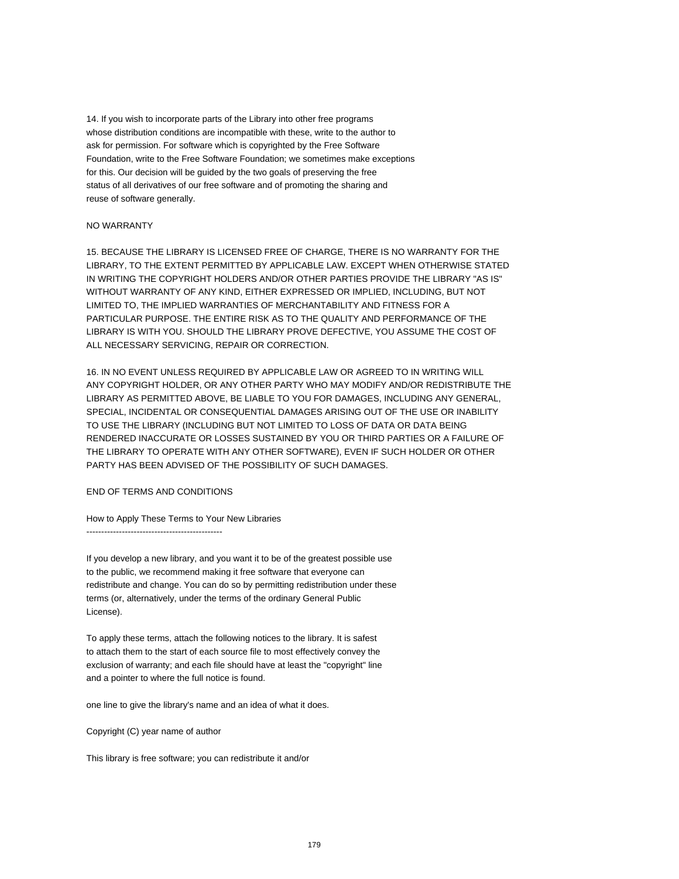14. If you wish to incorporate parts of the Library into other free programs whose distribution conditions are incompatible with these, write to the author to ask for permission. For software which is copyrighted by the Free Software Foundation, write to the Free Software Foundation; we sometimes make exceptions for this. Our decision will be guided by the two goals of preserving the free status of all derivatives of our free software and of promoting the sharing and reuse of software generally.

NO WARRANTY

15. BECAUSE THE LIBRARY IS LICENSED FREE OF CHARGE, THERE IS NO WARRANTY FOR THE LIBRARY, TO THE EXTENT PERMITTED BY APPLICABLE LAW. EXCEPT WHEN OTHERWISE STATED IN WRITING THE COPYRIGHT HOLDERS AND/OR OTHER PARTIES PROVIDE THE LIBRARY "AS IS" WITHOUT WARRANTY OF ANY KIND, EITHER EXPRESSED OR IMPLIED, INCLUDING, BUT NOT LIMITED TO, THE IMPLIED WARRANTIES OF MERCHANTABILITY AND FITNESS FOR A PARTICULAR PURPOSE. THE ENTIRE RISK AS TO THE QUALITY AND PERFORMANCE OF THE LIBRARY IS WITH YOU. SHOULD THE LIBRARY PROVE DEFECTIVE, YOU ASSUME THE COST OF ALL NECESSARY SERVICING, REPAIR OR CORRECTION.

16. IN NO EVENT UNLESS REQUIRED BY APPLICABLE LAW OR AGREED TO IN WRITING WILL ANY COPYRIGHT HOLDER, OR ANY OTHER PARTY WHO MAY MODIFY AND/OR REDISTRIBUTE THE LIBRARY AS PERMITTED ABOVE, BE LIABLE TO YOU FOR DAMAGES, INCLUDING ANY GENERAL, SPECIAL, INCIDENTAL OR CONSEQUENTIAL DAMAGES ARISING OUT OF THE USE OR INABILITY TO USE THE LIBRARY (INCLUDING BUT NOT LIMITED TO LOSS OF DATA OR DATA BEING RENDERED INACCURATE OR LOSSES SUSTAINED BY YOU OR THIRD PARTIES OR A FAILURE OF THE LIBRARY TO OPERATE WITH ANY OTHER SOFTWARE), EVEN IF SUCH HOLDER OR OTHER PARTY HAS BEEN ADVISED OF THE POSSIBILITY OF SUCH DAMAGES.

END OF TERMS AND CONDITIONS

How to Apply These Terms to Your New Libraries
----------------------------------------------

If you develop a new library, and you want it to be of the greatest possible use to the public, we recommend making it free software that everyone can redistribute and change. You can do so by permitting redistribution under these terms (or, alternatively, under the terms of the ordinary General Public License).

To apply these terms, attach the following notices to the library. It is safest to attach them to the start of each source file to most effectively convey the exclusion of warranty; and each file should have at least the "copyright" line and a pointer to where the full notice is found.

one line to give the library's name and an idea of what it does.

Copyright (C) year name of author

This library is free software; you can redistribute it and/or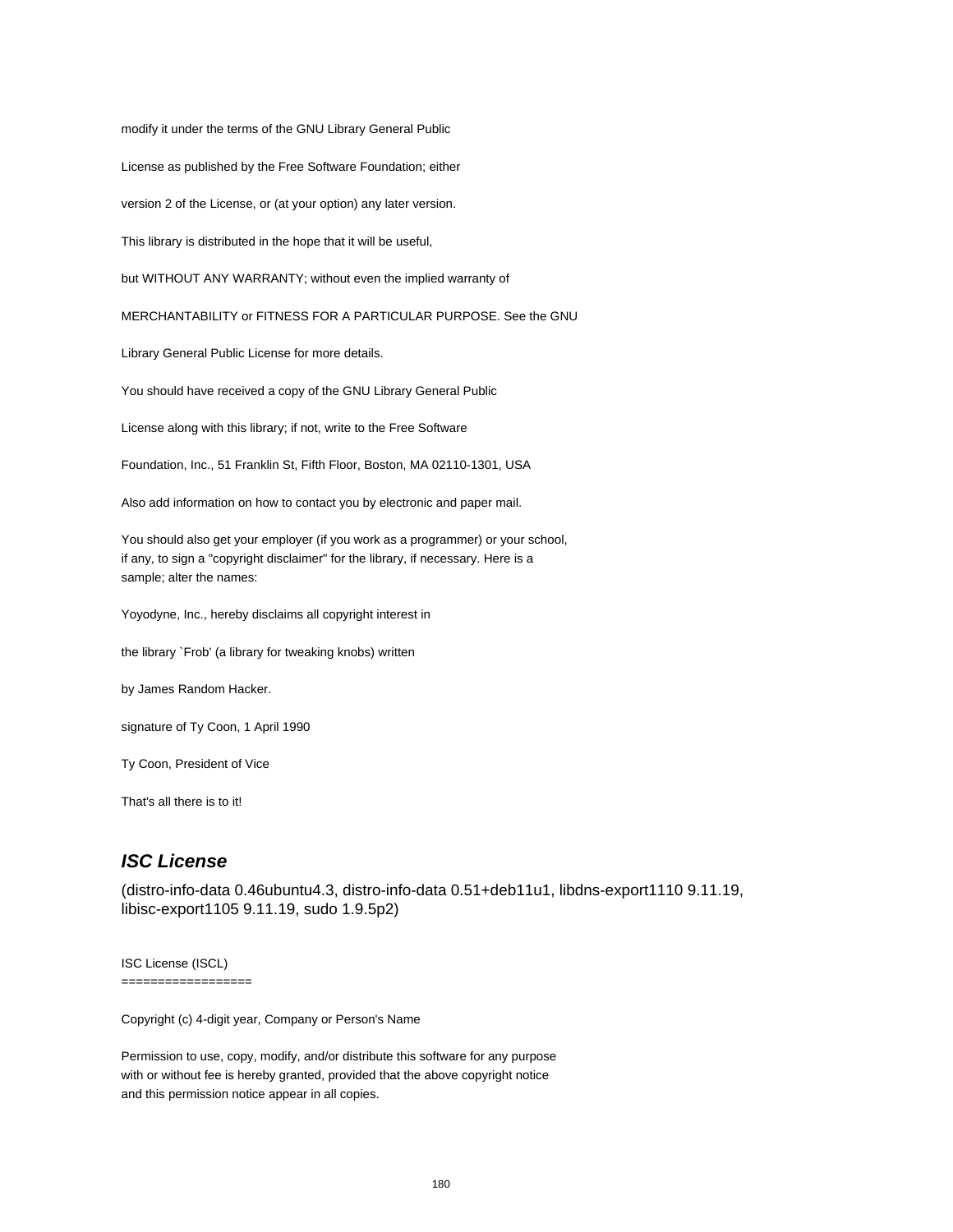modify it under the terms of the GNU Library General Public

License as published by the Free Software Foundation; either

version 2 of the License, or (at your option) any later version.

This library is distributed in the hope that it will be useful,

but WITHOUT ANY WARRANTY; without even the implied warranty of

MERCHANTABILITY or FITNESS FOR A PARTICULAR PURPOSE. See the GNU

Library General Public License for more details.

You should have received a copy of the GNU Library General Public

License along with this library; if not, write to the Free Software

Foundation, Inc., 51 Franklin St, Fifth Floor, Boston, MA 02110-1301, USA

Also add information on how to contact you by electronic and paper mail.

You should also get your employer (if you work as a programmer) or your school,
if any, to sign a "copyright disclaimer" for the library, if necessary. Here is a
sample; alter the names:

Yoyodyne, Inc., hereby disclaims all copyright interest in

the library `Frob' (a library for tweaking knobs) written

by James Random Hacker.

signature of Ty Coon, 1 April 1990

Ty Coon, President of Vice

That's all there is to it!

## *ISC License*

(distro-info-data 0.46ubuntu4.3, distro-info-data 0.51+deb11u1, libdns-export1110 9.11.19, libisc-export1105 9.11.19, sudo 1.9.5p2)

ISC License (ISCL)
==================

Copyright (c) 4-digit year, Company or Person's Name

Permission to use, copy, modify, and/or distribute this software for any purpose
with or without fee is hereby granted, provided that the above copyright notice
and this permission notice appear in all copies.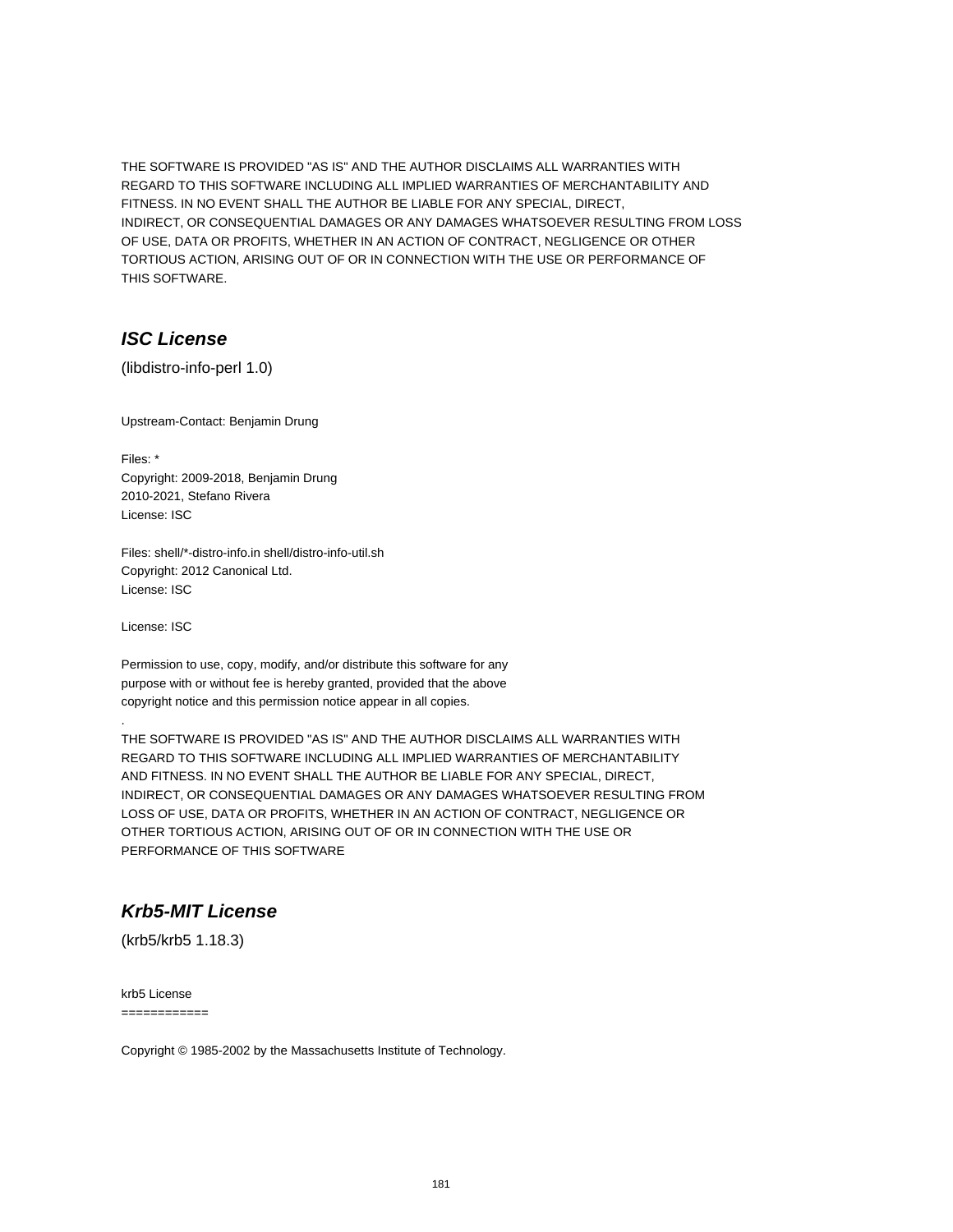THE SOFTWARE IS PROVIDED "AS IS" AND THE AUTHOR DISCLAIMS ALL WARRANTIES WITH REGARD TO THIS SOFTWARE INCLUDING ALL IMPLIED WARRANTIES OF MERCHANTABILITY AND FITNESS. IN NO EVENT SHALL THE AUTHOR BE LIABLE FOR ANY SPECIAL, DIRECT, INDIRECT, OR CONSEQUENTIAL DAMAGES OR ANY DAMAGES WHATSOEVER RESULTING FROM LOSS OF USE, DATA OR PROFITS, WHETHER IN AN ACTION OF CONTRACT, NEGLIGENCE OR OTHER TORTIOUS ACTION, ARISING OUT OF OR IN CONNECTION WITH THE USE OR PERFORMANCE OF THIS SOFTWARE.

## ***ISC License***

(libdistro-info-perl 1.0)

Upstream-Contact: Benjamin Drung

Files: *
Copyright: 2009-2018, Benjamin Drung
2010-2021, Stefano Rivera
License: ISC

Files: shell/*-distro-info.in shell/distro-info-util.sh
Copyright: 2012 Canonical Ltd.
License: ISC

License: ISC

Permission to use, copy, modify, and/or distribute this software for any purpose with or without fee is hereby granted, provided that the above copyright notice and this permission notice appear in all copies.

.

THE SOFTWARE IS PROVIDED "AS IS" AND THE AUTHOR DISCLAIMS ALL WARRANTIES WITH REGARD TO THIS SOFTWARE INCLUDING ALL IMPLIED WARRANTIES OF MERCHANTABILITY AND FITNESS. IN NO EVENT SHALL THE AUTHOR BE LIABLE FOR ANY SPECIAL, DIRECT, INDIRECT, OR CONSEQUENTIAL DAMAGES OR ANY DAMAGES WHATSOEVER RESULTING FROM LOSS OF USE, DATA OR PROFITS, WHETHER IN AN ACTION OF CONTRACT, NEGLIGENCE OR OTHER TORTIOUS ACTION, ARISING OUT OF OR IN CONNECTION WITH THE USE OR PERFORMANCE OF THIS SOFTWARE

## ***Krb5-MIT License***

(krb5/krb5 1.18.3)

krb5 License
============

Copyright © 1985-2002 by the Massachusetts Institute of Technology.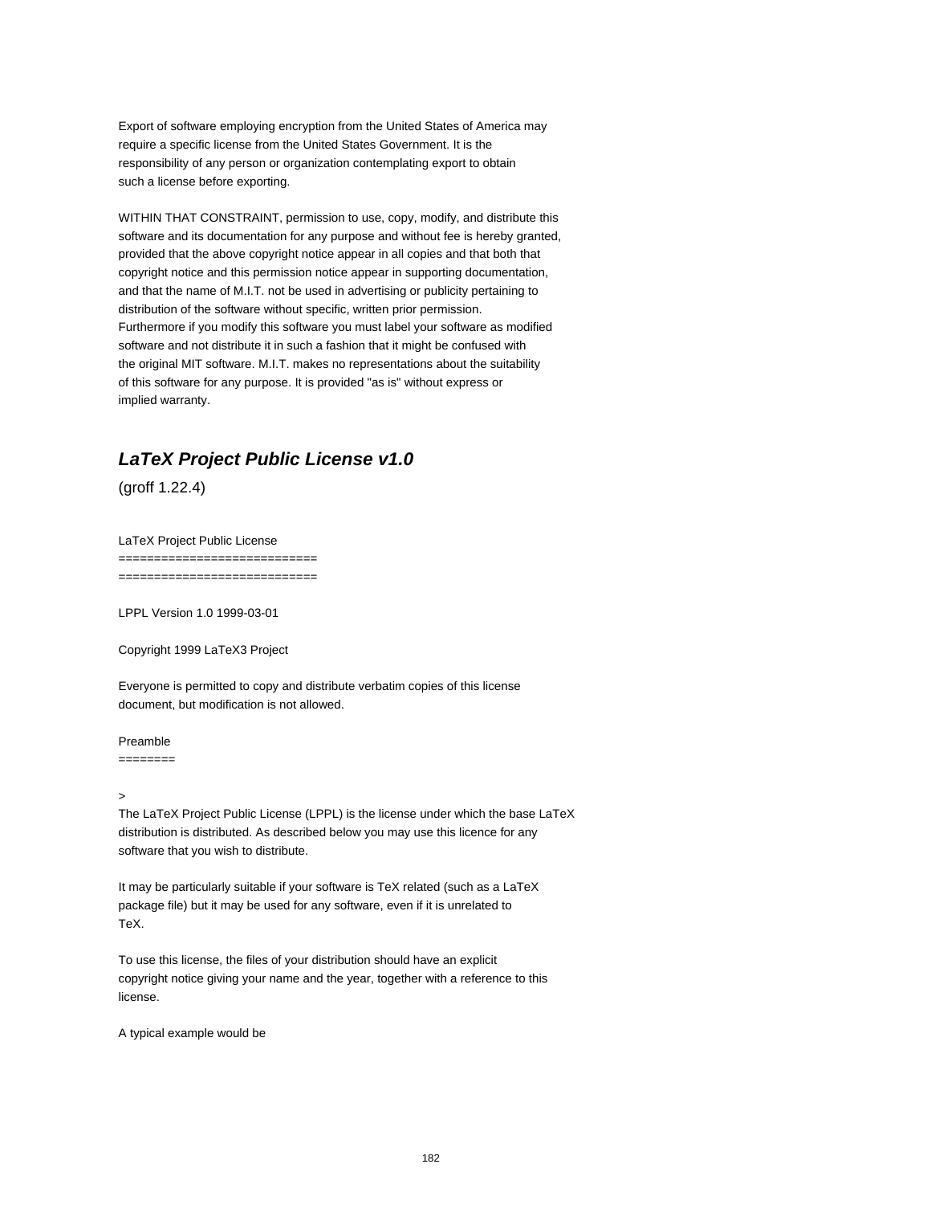Export of software employing encryption from the United States of America may require a specific license from the United States Government. It is the responsibility of any person or organization contemplating export to obtain such a license before exporting.

WITHIN THAT CONSTRAINT, permission to use, copy, modify, and distribute this software and its documentation for any purpose and without fee is hereby granted, provided that the above copyright notice appear in all copies and that both that copyright notice and this permission notice appear in supporting documentation, and that the name of M.I.T. not be used in advertising or publicity pertaining to distribution of the software without specific, written prior permission. Furthermore if you modify this software you must label your software as modified software and not distribute it in such a fashion that it might be confused with the original MIT software. M.I.T. makes no representations about the suitability of this software for any purpose. It is provided "as is" without express or implied warranty.

## ***LaTeX Project Public License v1.0***

(groff 1.22.4)

LaTeX Project Public License
============================
============================

LPPL Version 1.0 1999-03-01

Copyright 1999 LaTeX3 Project

Everyone is permitted to copy and distribute verbatim copies of this license document, but modification is not allowed.

Preamble
========

>
The LaTeX Project Public License (LPPL) is the license under which the base LaTeX distribution is distributed. As described below you may use this licence for any software that you wish to distribute.

It may be particularly suitable if your software is TeX related (such as a LaTeX package file) but it may be used for any software, even if it is unrelated to TeX.

To use this license, the files of your distribution should have an explicit copyright notice giving your name and the year, together with a reference to this license.

A typical example would be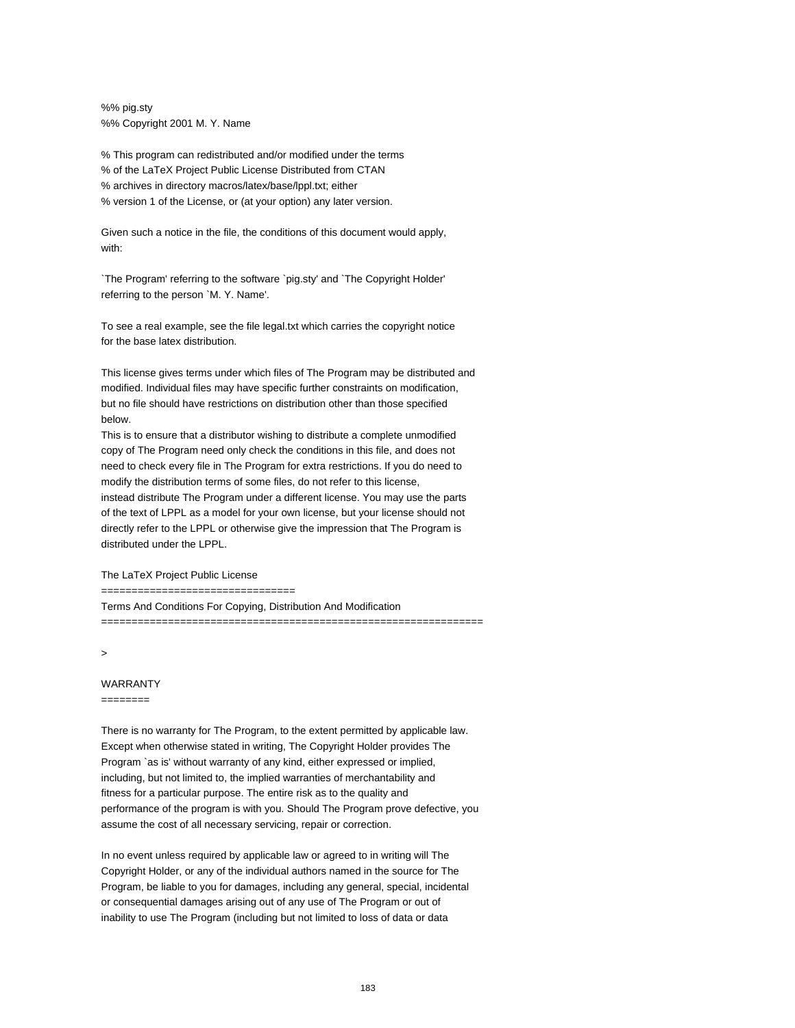%% pig.sty
%% Copyright 2001 M. Y. Name

% This program can redistributed and/or modified under the terms
% of the LaTeX Project Public License Distributed from CTAN
% archives in directory macros/latex/base/lppl.txt; either
% version 1 of the License, or (at your option) any later version.

Given such a notice in the file, the conditions of this document would apply, with:

`The Program' referring to the software `pig.sty' and `The Copyright Holder' referring to the person `M. Y. Name'.

To see a real example, see the file legal.txt which carries the copyright notice for the base latex distribution.

This license gives terms under which files of The Program may be distributed and modified. Individual files may have specific further constraints on modification, but no file should have restrictions on distribution other than those specified below.
This is to ensure that a distributor wishing to distribute a complete unmodified copy of The Program need only check the conditions in this file, and does not need to check every file in The Program for extra restrictions. If you do need to modify the distribution terms of some files, do not refer to this license, instead distribute The Program under a different license. You may use the parts of the text of LPPL as a model for your own license, but your license should not directly refer to the LPPL or otherwise give the impression that The Program is distributed under the LPPL.

The LaTeX Project Public License
================================
Terms And Conditions For Copying, Distribution And Modification
===============================================================

>

WARRANTY
========

There is no warranty for The Program, to the extent permitted by applicable law. Except when otherwise stated in writing, The Copyright Holder provides The Program `as is' without warranty of any kind, either expressed or implied, including, but not limited to, the implied warranties of merchantability and fitness for a particular purpose. The entire risk as to the quality and performance of the program is with you. Should The Program prove defective, you assume the cost of all necessary servicing, repair or correction.

In no event unless required by applicable law or agreed to in writing will The Copyright Holder, or any of the individual authors named in the source for The Program, be liable to you for damages, including any general, special, incidental or consequential damages arising out of any use of The Program or out of inability to use The Program (including but not limited to loss of data or data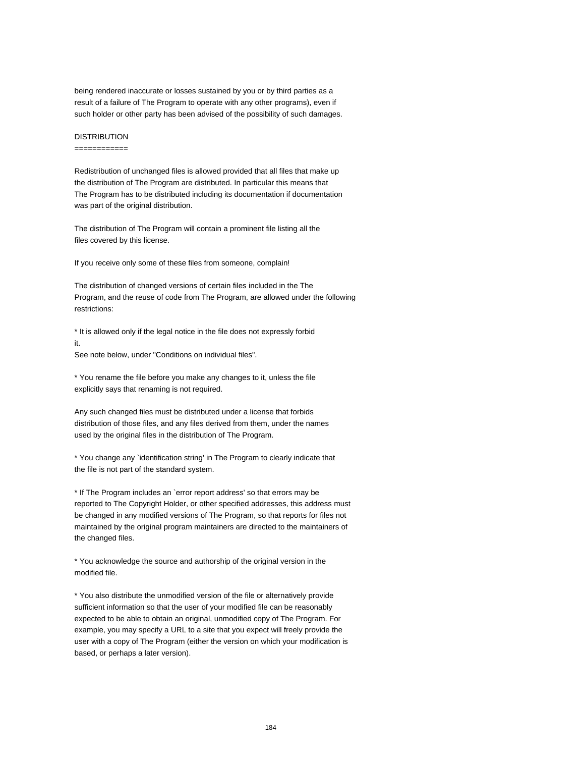being rendered inaccurate or losses sustained by you or by third parties as a result of a failure of The Program to operate with any other programs), even if such holder or other party has been advised of the possibility of such damages.

DISTRIBUTION
============

Redistribution of unchanged files is allowed provided that all files that make up the distribution of The Program are distributed. In particular this means that The Program has to be distributed including its documentation if documentation was part of the original distribution.

The distribution of The Program will contain a prominent file listing all the files covered by this license.

If you receive only some of these files from someone, complain!

The distribution of changed versions of certain files included in the The Program, and the reuse of code from The Program, are allowed under the following restrictions:

* It is allowed only if the legal notice in the file does not expressly forbid it.
See note below, under "Conditions on individual files".

* You rename the file before you make any changes to it, unless the file explicitly says that renaming is not required.

Any such changed files must be distributed under a license that forbids distribution of those files, and any files derived from them, under the names used by the original files in the distribution of The Program.

* You change any `identification string' in The Program to clearly indicate that the file is not part of the standard system.

* If The Program includes an `error report address' so that errors may be reported to The Copyright Holder, or other specified addresses, this address must be changed in any modified versions of The Program, so that reports for files not maintained by the original program maintainers are directed to the maintainers of the changed files.

* You acknowledge the source and authorship of the original version in the modified file.

* You also distribute the unmodified version of the file or alternatively provide sufficient information so that the user of your modified file can be reasonably expected to be able to obtain an original, unmodified copy of The Program. For example, you may specify a URL to a site that you expect will freely provide the user with a copy of The Program (either the version on which your modification is based, or perhaps a later version).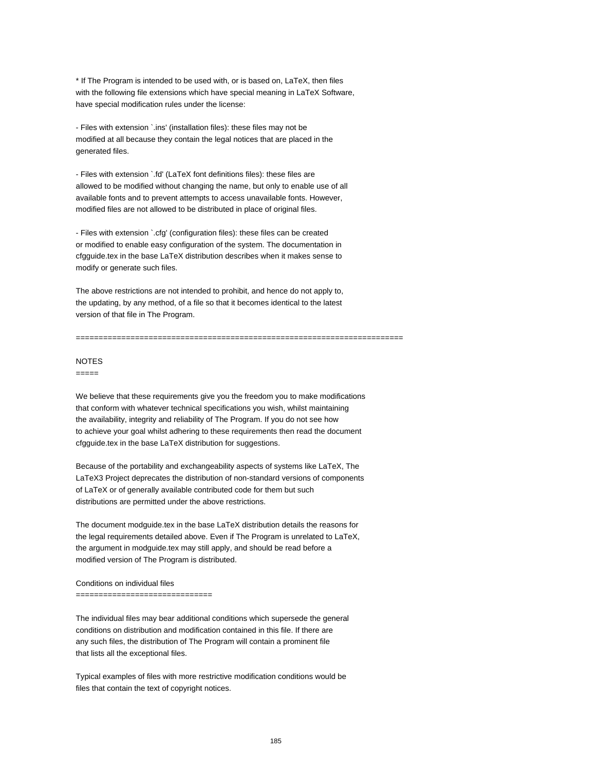* If The Program is intended to be used with, or is based on, LaTeX, then files with the following file extensions which have special meaning in LaTeX Software, have special modification rules under the license:

- Files with extension `.ins' (installation files): these files may not be modified at all because they contain the legal notices that are placed in the generated files.

- Files with extension `.fd' (LaTeX font definitions files): these files are allowed to be modified without changing the name, but only to enable use of all available fonts and to prevent attempts to access unavailable fonts. However, modified files are not allowed to be distributed in place of original files.

- Files with extension `.cfg' (configuration files): these files can be created or modified to enable easy configuration of the system. The documentation in cfgguide.tex in the base LaTeX distribution describes when it makes sense to modify or generate such files.

The above restrictions are not intended to prohibit, and hence do not apply to, the updating, by any method, of a file so that it becomes identical to the latest version of that file in The Program.

=======================================================================

NOTES
=====

We believe that these requirements give you the freedom you to make modifications that conform with whatever technical specifications you wish, whilst maintaining the availability, integrity and reliability of The Program. If you do not see how to achieve your goal whilst adhering to these requirements then read the document cfgguide.tex in the base LaTeX distribution for suggestions.

Because of the portability and exchangeability aspects of systems like LaTeX, The LaTeX3 Project deprecates the distribution of non-standard versions of components of LaTeX or of generally available contributed code for them but such distributions are permitted under the above restrictions.

The document modguide.tex in the base LaTeX distribution details the reasons for the legal requirements detailed above. Even if The Program is unrelated to LaTeX, the argument in modguide.tex may still apply, and should be read before a modified version of The Program is distributed.

Conditions on individual files
==============================

The individual files may bear additional conditions which supersede the general conditions on distribution and modification contained in this file. If there are any such files, the distribution of The Program will contain a prominent file that lists all the exceptional files.

Typical examples of files with more restrictive modification conditions would be files that contain the text of copyright notices.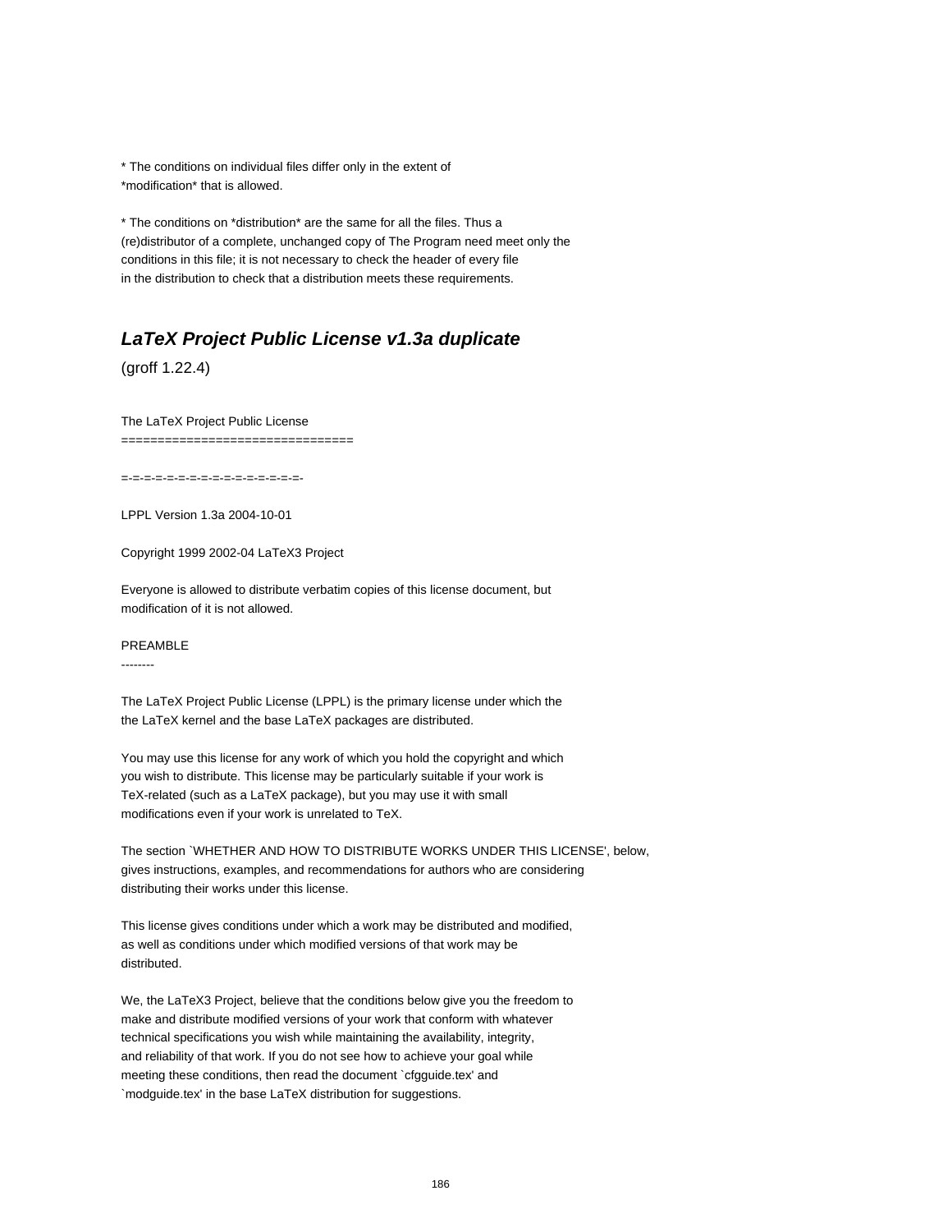* The conditions on individual files differ only in the extent of
*modification* that is allowed.

* The conditions on *distribution* are the same for all the files. Thus a
(re)distributor of a complete, unchanged copy of The Program need meet only the
conditions in this file; it is not necessary to check the header of every file
in the distribution to check that a distribution meets these requirements.

## *LaTeX Project Public License v1.3a duplicate*

(groff 1.22.4)

The LaTeX Project Public License
===============================

=-=-=-=-=-=-=-=-=-=-=-=-=-=-=-=-

LPPL Version 1.3a 2004-10-01

Copyright 1999 2002-04 LaTeX3 Project

Everyone is allowed to distribute verbatim copies of this license document, but
modification of it is not allowed.

PREAMBLE
--------

The LaTeX Project Public License (LPPL) is the primary license under which the
the LaTeX kernel and the base LaTeX packages are distributed.

You may use this license for any work of which you hold the copyright and which
you wish to distribute. This license may be particularly suitable if your work is
TeX-related (such as a LaTeX package), but you may use it with small
modifications even if your work is unrelated to TeX.

The section `WHETHER AND HOW TO DISTRIBUTE WORKS UNDER THIS LICENSE', below,
gives instructions, examples, and recommendations for authors who are considering
distributing their works under this license.

This license gives conditions under which a work may be distributed and modified,
as well as conditions under which modified versions of that work may be
distributed.

We, the LaTeX3 Project, believe that the conditions below give you the freedom to
make and distribute modified versions of your work that conform with whatever
technical specifications you wish while maintaining the availability, integrity,
and reliability of that work. If you do not see how to achieve your goal while
meeting these conditions, then read the document `cfgguide.tex' and
`modguide.tex' in the base LaTeX distribution for suggestions.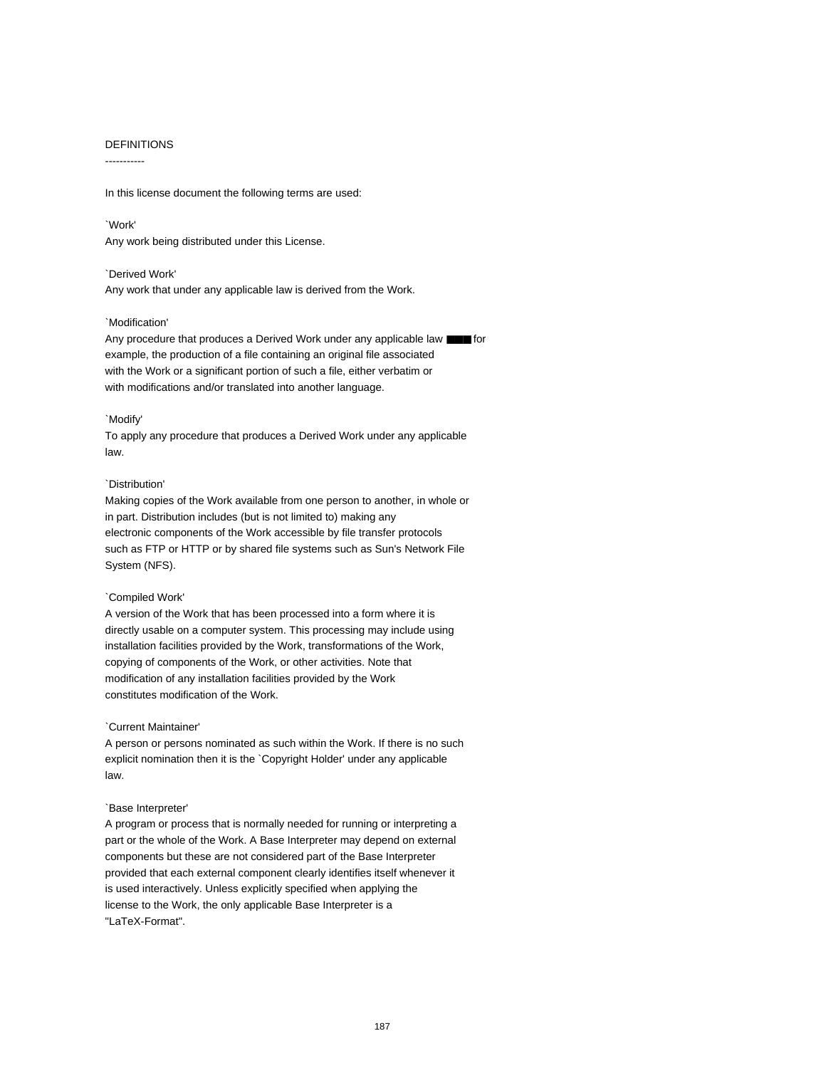DEFINITIONS
-----------

In this license document the following terms are used:

`Work'
Any work being distributed under this License.

`Derived Work'
Any work that under any applicable law is derived from the Work.

`Modification'
Any procedure that produces a Derived Work under any applicable law ■■■ for example, the production of a file containing an original file associated with the Work or a significant portion of such a file, either verbatim or with modifications and/or translated into another language.

`Modify'
To apply any procedure that produces a Derived Work under any applicable law.

`Distribution'
Making copies of the Work available from one person to another, in whole or in part. Distribution includes (but is not limited to) making any electronic components of the Work accessible by file transfer protocols such as FTP or HTTP or by shared file systems such as Sun's Network File System (NFS).

`Compiled Work'
A version of the Work that has been processed into a form where it is directly usable on a computer system. This processing may include using installation facilities provided by the Work, transformations of the Work, copying of components of the Work, or other activities. Note that modification of any installation facilities provided by the Work constitutes modification of the Work.

`Current Maintainer'
A person or persons nominated as such within the Work. If there is no such explicit nomination then it is the `Copyright Holder' under any applicable law.

`Base Interpreter'
A program or process that is normally needed for running or interpreting a part or the whole of the Work. A Base Interpreter may depend on external components but these are not considered part of the Base Interpreter provided that each external component clearly identifies itself whenever it is used interactively. Unless explicitly specified when applying the license to the Work, the only applicable Base Interpreter is a "LaTeX-Format".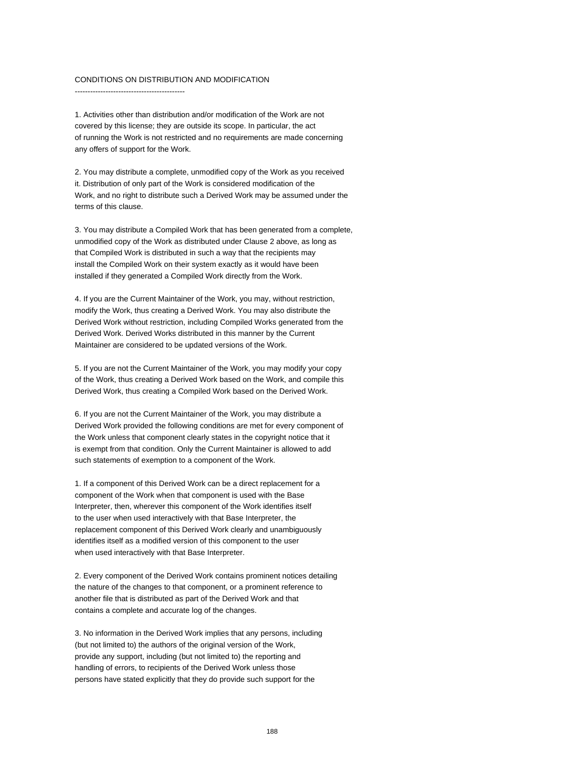CONDITIONS ON DISTRIBUTION AND MODIFICATION

-------------------------------------------

1. Activities other than distribution and/or modification of the Work are not covered by this license; they are outside its scope. In particular, the act of running the Work is not restricted and no requirements are made concerning any offers of support for the Work.

2. You may distribute a complete, unmodified copy of the Work as you received it. Distribution of only part of the Work is considered modification of the Work, and no right to distribute such a Derived Work may be assumed under the terms of this clause.

3. You may distribute a Compiled Work that has been generated from a complete, unmodified copy of the Work as distributed under Clause 2 above, as long as that Compiled Work is distributed in such a way that the recipients may install the Compiled Work on their system exactly as it would have been installed if they generated a Compiled Work directly from the Work.

4. If you are the Current Maintainer of the Work, you may, without restriction, modify the Work, thus creating a Derived Work. You may also distribute the Derived Work without restriction, including Compiled Works generated from the Derived Work. Derived Works distributed in this manner by the Current Maintainer are considered to be updated versions of the Work.

5. If you are not the Current Maintainer of the Work, you may modify your copy of the Work, thus creating a Derived Work based on the Work, and compile this Derived Work, thus creating a Compiled Work based on the Derived Work.

6. If you are not the Current Maintainer of the Work, you may distribute a Derived Work provided the following conditions are met for every component of the Work unless that component clearly states in the copyright notice that it is exempt from that condition. Only the Current Maintainer is allowed to add such statements of exemption to a component of the Work.

1. If a component of this Derived Work can be a direct replacement for a component of the Work when that component is used with the Base Interpreter, then, wherever this component of the Work identifies itself to the user when used interactively with that Base Interpreter, the replacement component of this Derived Work clearly and unambiguously identifies itself as a modified version of this component to the user when used interactively with that Base Interpreter.

2. Every component of the Derived Work contains prominent notices detailing the nature of the changes to that component, or a prominent reference to another file that is distributed as part of the Derived Work and that contains a complete and accurate log of the changes.

3. No information in the Derived Work implies that any persons, including (but not limited to) the authors of the original version of the Work, provide any support, including (but not limited to) the reporting and handling of errors, to recipients of the Derived Work unless those persons have stated explicitly that they do provide such support for the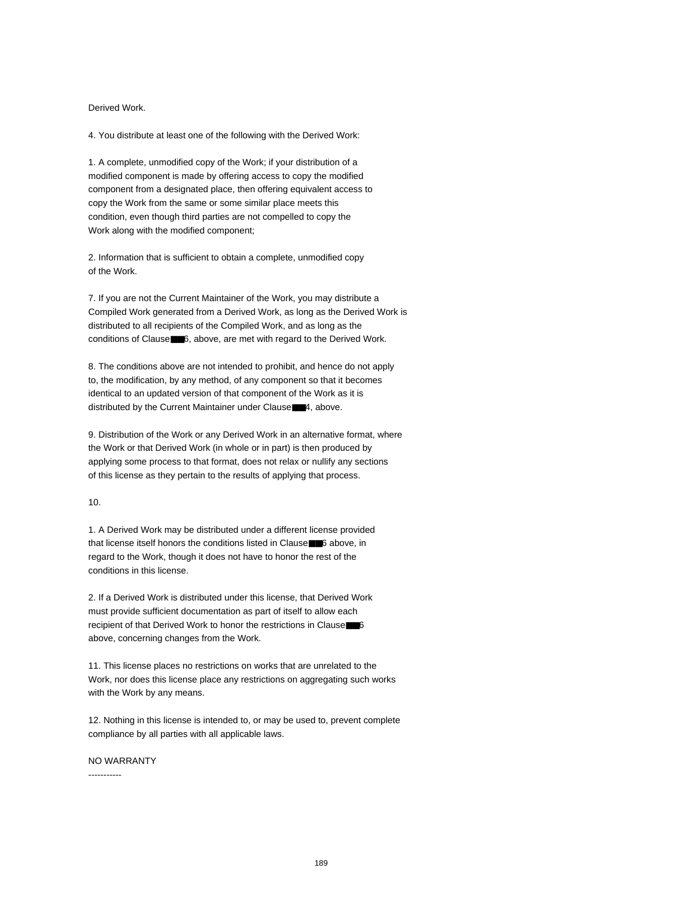Derived Work.

4. You distribute at least one of the following with the Derived Work:

1. A complete, unmodified copy of the Work; if your distribution of a modified component is made by offering access to copy the modified component from a designated place, then offering equivalent access to copy the Work from the same or some similar place meets this condition, even though third parties are not compelled to copy the Work along with the modified component;

2. Information that is sufficient to obtain a complete, unmodified copy of the Work.

7. If you are not the Current Maintainer of the Work, you may distribute a Compiled Work generated from a Derived Work, as long as the Derived Work is distributed to all recipients of the Compiled Work, and as long as the conditions of Clause 6, above, are met with regard to the Derived Work.

8. The conditions above are not intended to prohibit, and hence do not apply to, the modification, by any method, of any component so that it becomes identical to an updated version of that component of the Work as it is distributed by the Current Maintainer under Clause 4, above.

9. Distribution of the Work or any Derived Work in an alternative format, where the Work or that Derived Work (in whole or in part) is then produced by applying some process to that format, does not relax or nullify any sections of this license as they pertain to the results of applying that process.

10.

1. A Derived Work may be distributed under a different license provided that license itself honors the conditions listed in Clause 6 above, in regard to the Work, though it does not have to honor the rest of the conditions in this license.

2. If a Derived Work is distributed under this license, that Derived Work must provide sufficient documentation as part of itself to allow each recipient of that Derived Work to honor the restrictions in Clause 6 above, concerning changes from the Work.

11. This license places no restrictions on works that are unrelated to the Work, nor does this license place any restrictions on aggregating such works with the Work by any means.

12. Nothing in this license is intended to, or may be used to, prevent complete compliance by all parties with all applicable laws.

NO WARRANTY
-----------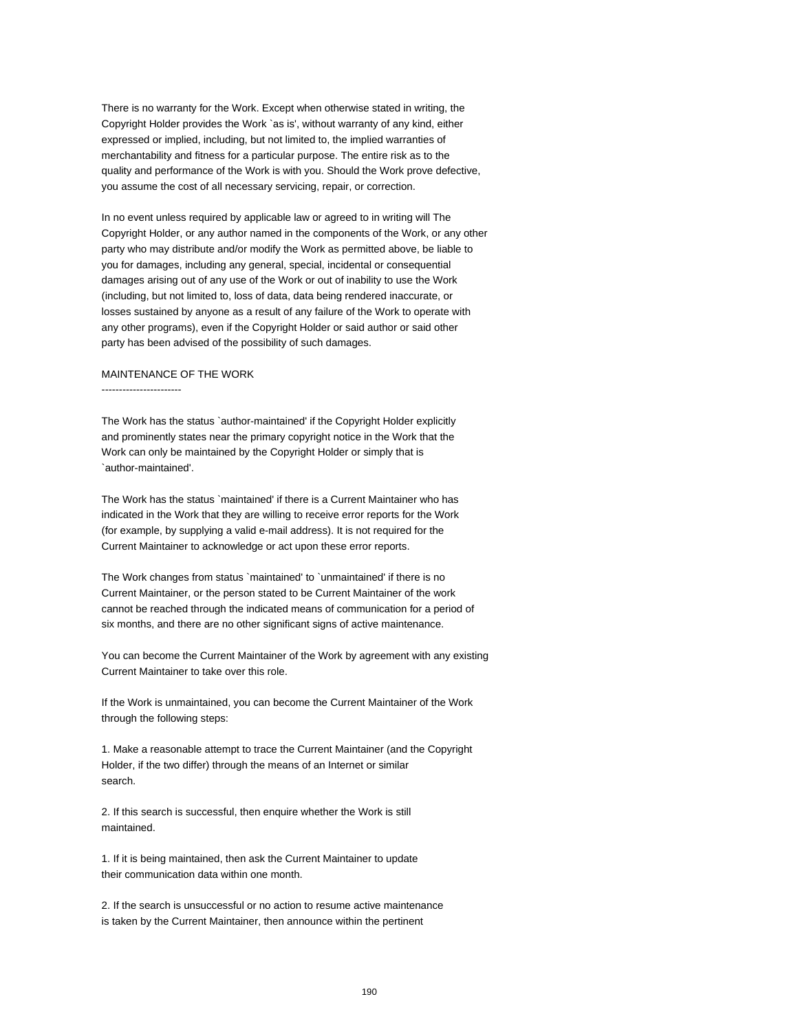There is no warranty for the Work. Except when otherwise stated in writing, the Copyright Holder provides the Work `as is', without warranty of any kind, either expressed or implied, including, but not limited to, the implied warranties of merchantability and fitness for a particular purpose. The entire risk as to the quality and performance of the Work is with you. Should the Work prove defective, you assume the cost of all necessary servicing, repair, or correction.

In no event unless required by applicable law or agreed to in writing will The Copyright Holder, or any author named in the components of the Work, or any other party who may distribute and/or modify the Work as permitted above, be liable to you for damages, including any general, special, incidental or consequential damages arising out of any use of the Work or out of inability to use the Work (including, but not limited to, loss of data, data being rendered inaccurate, or losses sustained by anyone as a result of any failure of the Work to operate with any other programs), even if the Copyright Holder or said author or said other party has been advised of the possibility of such damages.

## MAINTENANCE OF THE WORK

The Work has the status `author-maintained' if the Copyright Holder explicitly and prominently states near the primary copyright notice in the Work that the Work can only be maintained by the Copyright Holder or simply that is `author-maintained'.

The Work has the status `maintained' if there is a Current Maintainer who has indicated in the Work that they are willing to receive error reports for the Work (for example, by supplying a valid e-mail address). It is not required for the Current Maintainer to acknowledge or act upon these error reports.

The Work changes from status `maintained' to `unmaintained' if there is no Current Maintainer, or the person stated to be Current Maintainer of the work cannot be reached through the indicated means of communication for a period of six months, and there are no other significant signs of active maintenance.

You can become the Current Maintainer of the Work by agreement with any existing Current Maintainer to take over this role.

If the Work is unmaintained, you can become the Current Maintainer of the Work through the following steps:

1. Make a reasonable attempt to trace the Current Maintainer (and the Copyright Holder, if the two differ) through the means of an Internet or similar search.

2. If this search is successful, then enquire whether the Work is still maintained.

1. If it is being maintained, then ask the Current Maintainer to update their communication data within one month.

2. If the search is unsuccessful or no action to resume active maintenance is taken by the Current Maintainer, then announce within the pertinent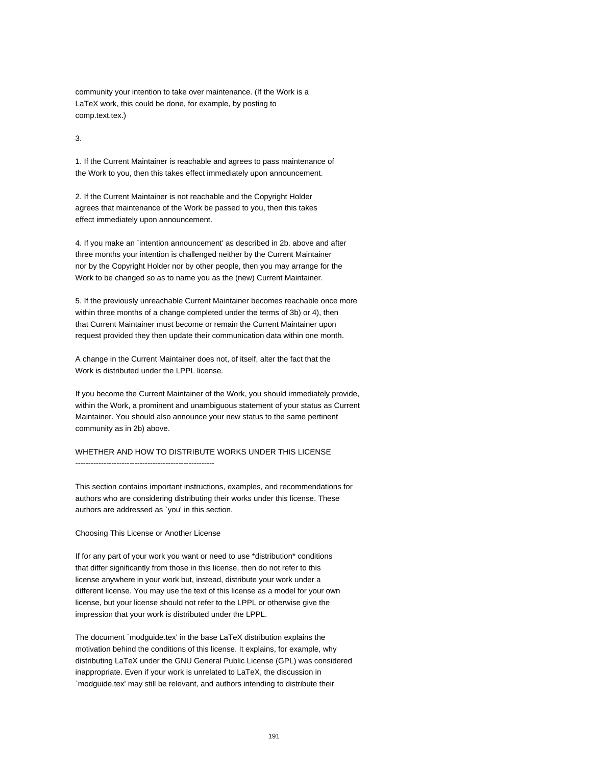community your intention to take over maintenance. (If the Work is a LaTeX work, this could be done, for example, by posting to comp.text.tex.)

3.

1. If the Current Maintainer is reachable and agrees to pass maintenance of the Work to you, then this takes effect immediately upon announcement.

2. If the Current Maintainer is not reachable and the Copyright Holder agrees that maintenance of the Work be passed to you, then this takes effect immediately upon announcement.

4. If you make an `intention announcement' as described in 2b. above and after three months your intention is challenged neither by the Current Maintainer nor by the Copyright Holder nor by other people, then you may arrange for the Work to be changed so as to name you as the (new) Current Maintainer.

5. If the previously unreachable Current Maintainer becomes reachable once more within three months of a change completed under the terms of 3b) or 4), then that Current Maintainer must become or remain the Current Maintainer upon request provided they then update their communication data within one month.

A change in the Current Maintainer does not, of itself, alter the fact that the Work is distributed under the LPPL license.

If you become the Current Maintainer of the Work, you should immediately provide, within the Work, a prominent and unambiguous statement of your status as Current Maintainer. You should also announce your new status to the same pertinent community as in 2b) above.

WHETHER AND HOW TO DISTRIBUTE WORKS UNDER THIS LICENSE
------------------------------------------------------

This section contains important instructions, examples, and recommendations for authors who are considering distributing their works under this license. These authors are addressed as `you' in this section.

Choosing This License or Another License

If for any part of your work you want or need to use *distribution* conditions that differ significantly from those in this license, then do not refer to this license anywhere in your work but, instead, distribute your work under a different license. You may use the text of this license as a model for your own license, but your license should not refer to the LPPL or otherwise give the impression that your work is distributed under the LPPL.

The document `modguide.tex' in the base LaTeX distribution explains the motivation behind the conditions of this license. It explains, for example, why distributing LaTeX under the GNU General Public License (GPL) was considered inappropriate. Even if your work is unrelated to LaTeX, the discussion in `modguide.tex' may still be relevant, and authors intending to distribute their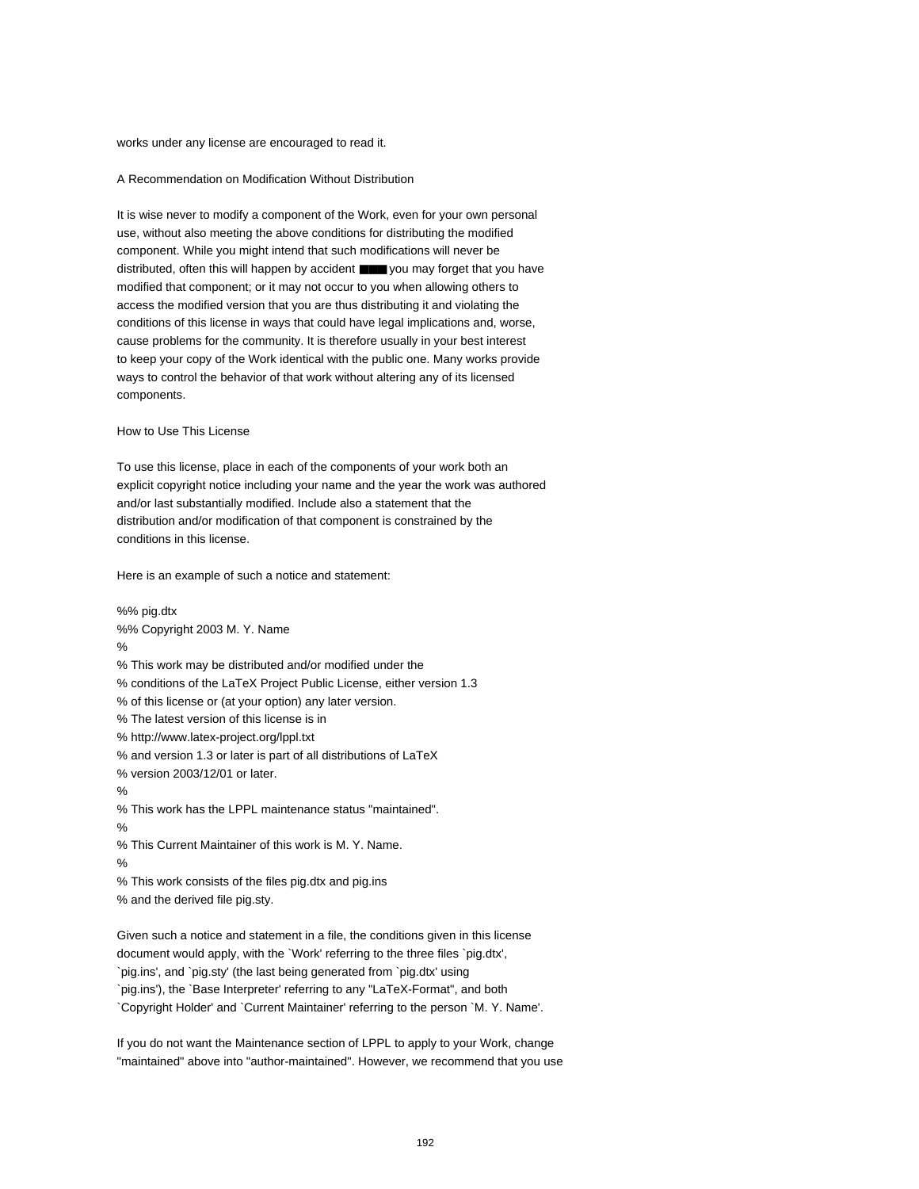works under any license are encouraged to read it.

## A Recommendation on Modification Without Distribution

It is wise never to modify a component of the Work, even for your own personal use, without also meeting the above conditions for distributing the modified component. While you might intend that such modifications will never be distributed, often this will happen by accident ■■■ you may forget that you have modified that component; or it may not occur to you when allowing others to access the modified version that you are thus distributing it and violating the conditions of this license in ways that could have legal implications and, worse, cause problems for the community. It is therefore usually in your best interest to keep your copy of the Work identical with the public one. Many works provide ways to control the behavior of that work without altering any of its licensed components.

## How to Use This License

To use this license, place in each of the components of your work both an explicit copyright notice including your name and the year the work was authored and/or last substantially modified. Include also a statement that the distribution and/or modification of that component is constrained by the conditions in this license.

Here is an example of such a notice and statement:

```
%% pig.dtx
%% Copyright 2003 M. Y. Name
%
% This work may be distributed and/or modified under the
% conditions of the LaTeX Project Public License, either version 1.3
% of this license or (at your option) any later version.
% The latest version of this license is in
% http://www.latex-project.org/lppl.txt
% and version 1.3 or later is part of all distributions of LaTeX
% version 2003/12/01 or later.
%
% This work has the LPPL maintenance status "maintained".
%
% This Current Maintainer of this work is M. Y. Name.
%
% This work consists of the files pig.dtx and pig.ins
% and the derived file pig.sty.
```

Given such a notice and statement in a file, the conditions given in this license document would apply, with the `Work' referring to the three files `pig.dtx', `pig.ins', and `pig.sty' (the last being generated from `pig.dtx' using `pig.ins'), the `Base Interpreter' referring to any "LaTeX-Format", and both `Copyright Holder' and `Current Maintainer' referring to the person `M. Y. Name'.

If you do not want the Maintenance section of LPPL to apply to your Work, change "maintained" above into "author-maintained". However, we recommend that you use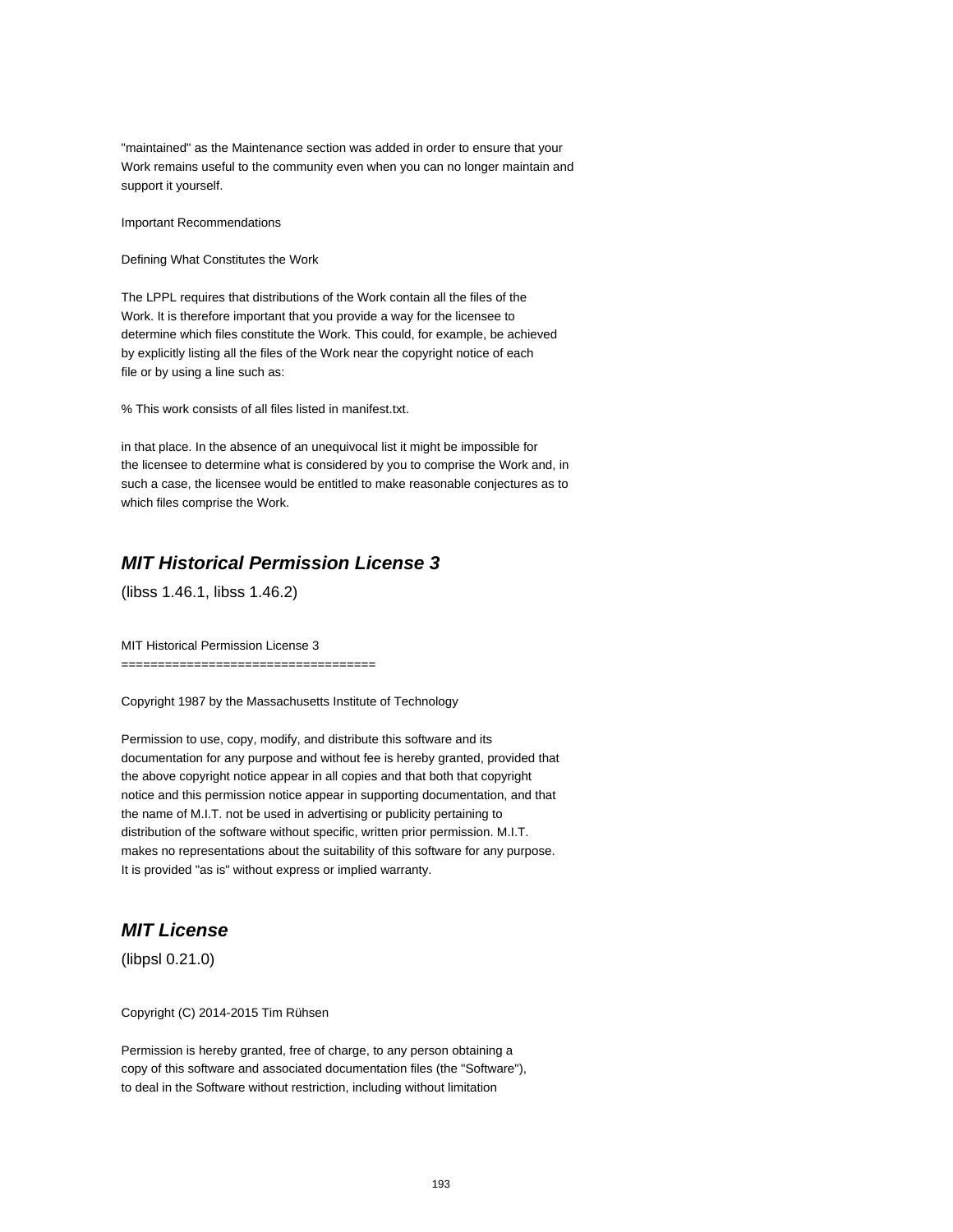"maintained" as the Maintenance section was added in order to ensure that your Work remains useful to the community even when you can no longer maintain and support it yourself.

Important Recommendations

Defining What Constitutes the Work

The LPPL requires that distributions of the Work contain all the files of the Work. It is therefore important that you provide a way for the licensee to determine which files constitute the Work. This could, for example, be achieved by explicitly listing all the files of the Work near the copyright notice of each file or by using a line such as:

% This work consists of all files listed in manifest.txt.

in that place. In the absence of an unequivocal list it might be impossible for the licensee to determine what is considered by you to comprise the Work and, in such a case, the licensee would be entitled to make reasonable conjectures as to which files comprise the Work.

## *MIT Historical Permission License 3*

(libss 1.46.1, libss 1.46.2)

MIT Historical Permission License 3
===================================

Copyright 1987 by the Massachusetts Institute of Technology

Permission to use, copy, modify, and distribute this software and its documentation for any purpose and without fee is hereby granted, provided that the above copyright notice appear in all copies and that both that copyright notice and this permission notice appear in supporting documentation, and that the name of M.I.T. not be used in advertising or publicity pertaining to distribution of the software without specific, written prior permission. M.I.T. makes no representations about the suitability of this software for any purpose. It is provided "as is" without express or implied warranty.

## *MIT License*

(libpsl 0.21.0)

Copyright (C) 2014-2015 Tim Rühsen

Permission is hereby granted, free of charge, to any person obtaining a copy of this software and associated documentation files (the "Software"), to deal in the Software without restriction, including without limitation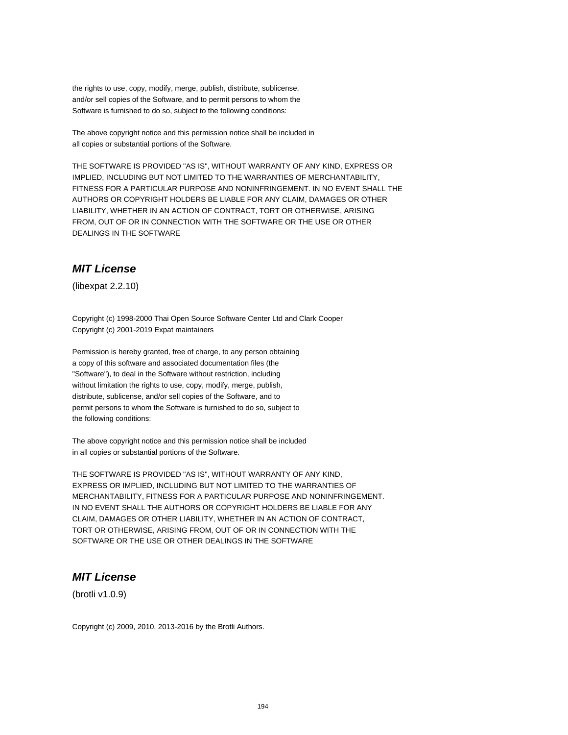the rights to use, copy, modify, merge, publish, distribute, sublicense,
and/or sell copies of the Software, and to permit persons to whom the
Software is furnished to do so, subject to the following conditions:

The above copyright notice and this permission notice shall be included in
all copies or substantial portions of the Software.

THE SOFTWARE IS PROVIDED "AS IS", WITHOUT WARRANTY OF ANY KIND, EXPRESS OR
IMPLIED, INCLUDING BUT NOT LIMITED TO THE WARRANTIES OF MERCHANTABILITY,
FITNESS FOR A PARTICULAR PURPOSE AND NONINFRINGEMENT. IN NO EVENT SHALL THE
AUTHORS OR COPYRIGHT HOLDERS BE LIABLE FOR ANY CLAIM, DAMAGES OR OTHER
LIABILITY, WHETHER IN AN ACTION OF CONTRACT, TORT OR OTHERWISE, ARISING
FROM, OUT OF OR IN CONNECTION WITH THE SOFTWARE OR THE USE OR OTHER
DEALINGS IN THE SOFTWARE

## *MIT License*

(libexpat 2.2.10)

Copyright (c) 1998-2000 Thai Open Source Software Center Ltd and Clark Cooper
Copyright (c) 2001-2019 Expat maintainers

Permission is hereby granted, free of charge, to any person obtaining
a copy of this software and associated documentation files (the
"Software"), to deal in the Software without restriction, including
without limitation the rights to use, copy, modify, merge, publish,
distribute, sublicense, and/or sell copies of the Software, and to
permit persons to whom the Software is furnished to do so, subject to
the following conditions:

The above copyright notice and this permission notice shall be included
in all copies or substantial portions of the Software.

THE SOFTWARE IS PROVIDED "AS IS", WITHOUT WARRANTY OF ANY KIND,
EXPRESS OR IMPLIED, INCLUDING BUT NOT LIMITED TO THE WARRANTIES OF
MERCHANTABILITY, FITNESS FOR A PARTICULAR PURPOSE AND NONINFRINGEMENT.
IN NO EVENT SHALL THE AUTHORS OR COPYRIGHT HOLDERS BE LIABLE FOR ANY
CLAIM, DAMAGES OR OTHER LIABILITY, WHETHER IN AN ACTION OF CONTRACT,
TORT OR OTHERWISE, ARISING FROM, OUT OF OR IN CONNECTION WITH THE
SOFTWARE OR THE USE OR OTHER DEALINGS IN THE SOFTWARE

## *MIT License*

(brotli v1.0.9)

Copyright (c) 2009, 2010, 2013-2016 by the Brotli Authors.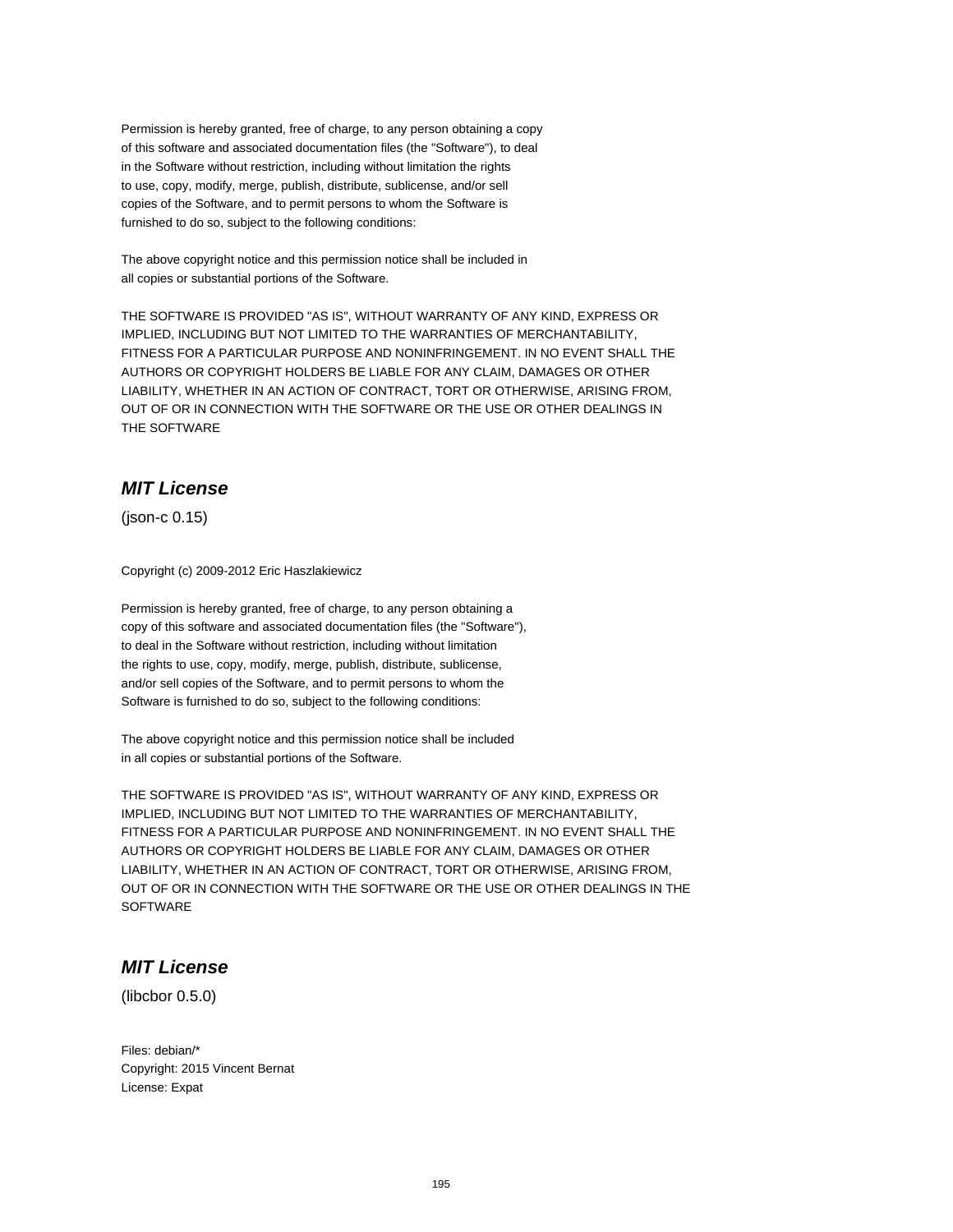Permission is hereby granted, free of charge, to any person obtaining a copy
of this software and associated documentation files (the "Software"), to deal
in the Software without restriction, including without limitation the rights
to use, copy, modify, merge, publish, distribute, sublicense, and/or sell
copies of the Software, and to permit persons to whom the Software is
furnished to do so, subject to the following conditions:

The above copyright notice and this permission notice shall be included in
all copies or substantial portions of the Software.

THE SOFTWARE IS PROVIDED "AS IS", WITHOUT WARRANTY OF ANY KIND, EXPRESS OR
IMPLIED, INCLUDING BUT NOT LIMITED TO THE WARRANTIES OF MERCHANTABILITY,
FITNESS FOR A PARTICULAR PURPOSE AND NONINFRINGEMENT. IN NO EVENT SHALL THE
AUTHORS OR COPYRIGHT HOLDERS BE LIABLE FOR ANY CLAIM, DAMAGES OR OTHER
LIABILITY, WHETHER IN AN ACTION OF CONTRACT, TORT OR OTHERWISE, ARISING FROM,
OUT OF OR IN CONNECTION WITH THE SOFTWARE OR THE USE OR OTHER DEALINGS IN
THE SOFTWARE

## *MIT License*

(json-c 0.15)

Copyright (c) 2009-2012 Eric Haszlakiewicz

Permission is hereby granted, free of charge, to any person obtaining a
copy of this software and associated documentation files (the "Software"),
to deal in the Software without restriction, including without limitation
the rights to use, copy, modify, merge, publish, distribute, sublicense,
and/or sell copies of the Software, and to permit persons to whom the
Software is furnished to do so, subject to the following conditions:

The above copyright notice and this permission notice shall be included
in all copies or substantial portions of the Software.

THE SOFTWARE IS PROVIDED "AS IS", WITHOUT WARRANTY OF ANY KIND, EXPRESS OR
IMPLIED, INCLUDING BUT NOT LIMITED TO THE WARRANTIES OF MERCHANTABILITY,
FITNESS FOR A PARTICULAR PURPOSE AND NONINFRINGEMENT. IN NO EVENT SHALL THE
AUTHORS OR COPYRIGHT HOLDERS BE LIABLE FOR ANY CLAIM, DAMAGES OR OTHER
LIABILITY, WHETHER IN AN ACTION OF CONTRACT, TORT OR OTHERWISE, ARISING FROM,
OUT OF OR IN CONNECTION WITH THE SOFTWARE OR THE USE OR OTHER DEALINGS IN THE
SOFTWARE

## *MIT License*

(libcbor 0.5.0)

Files: debian/*
Copyright: 2015 Vincent Bernat
License: Expat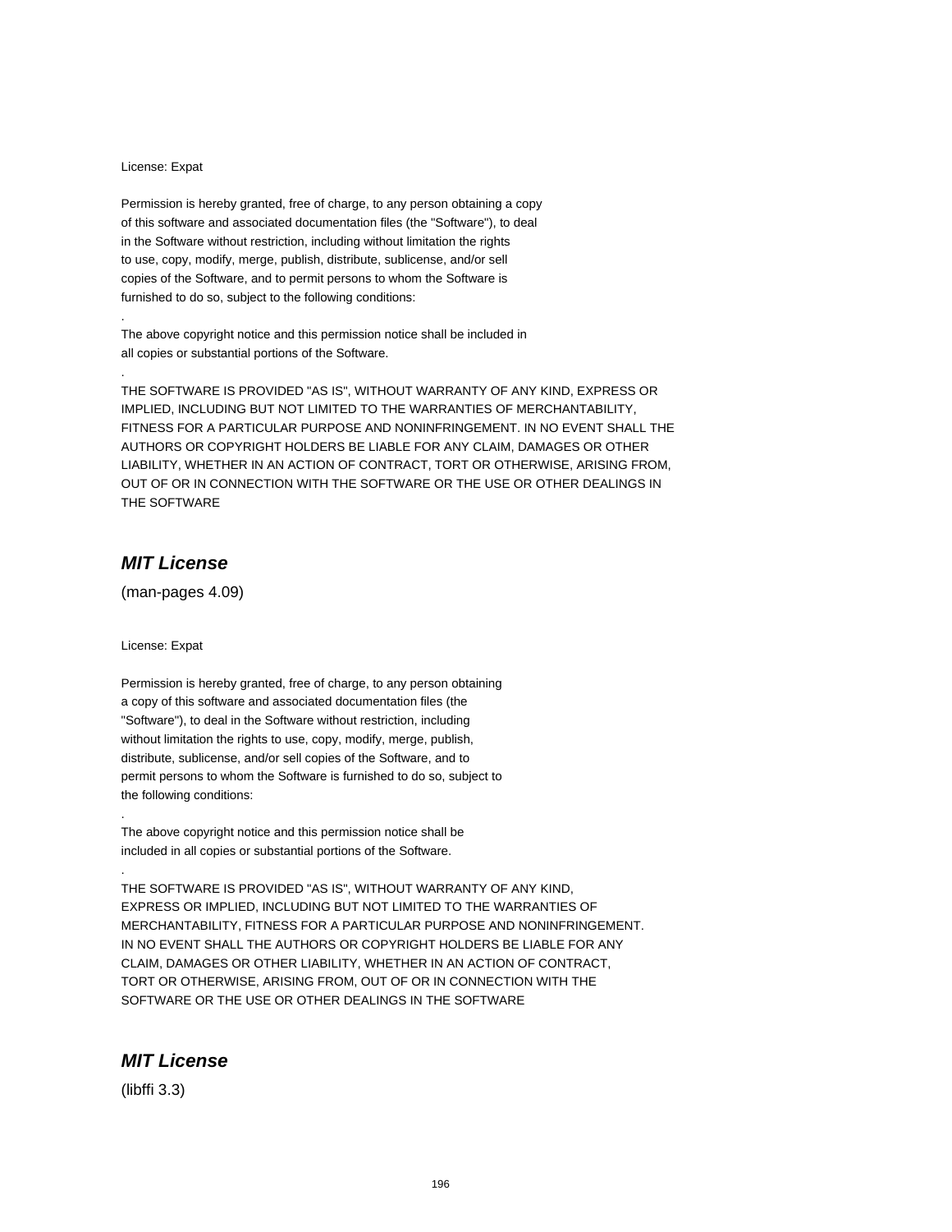License: Expat

Permission is hereby granted, free of charge, to any person obtaining a copy
of this software and associated documentation files (the "Software"), to deal
in the Software without restriction, including without limitation the rights
to use, copy, modify, merge, publish, distribute, sublicense, and/or sell
copies of the Software, and to permit persons to whom the Software is
furnished to do so, subject to the following conditions:

.

The above copyright notice and this permission notice shall be included in
all copies or substantial portions of the Software.

.

THE SOFTWARE IS PROVIDED "AS IS", WITHOUT WARRANTY OF ANY KIND, EXPRESS OR
IMPLIED, INCLUDING BUT NOT LIMITED TO THE WARRANTIES OF MERCHANTABILITY,
FITNESS FOR A PARTICULAR PURPOSE AND NONINFRINGEMENT. IN NO EVENT SHALL THE
AUTHORS OR COPYRIGHT HOLDERS BE LIABLE FOR ANY CLAIM, DAMAGES OR OTHER
LIABILITY, WHETHER IN AN ACTION OF CONTRACT, TORT OR OTHERWISE, ARISING FROM,
OUT OF OR IN CONNECTION WITH THE SOFTWARE OR THE USE OR OTHER DEALINGS IN
THE SOFTWARE

## *MIT License*

(man-pages 4.09)

License: Expat

Permission is hereby granted, free of charge, to any person obtaining
a copy of this software and associated documentation files (the
"Software"), to deal in the Software without restriction, including
without limitation the rights to use, copy, modify, merge, publish,
distribute, sublicense, and/or sell copies of the Software, and to
permit persons to whom the Software is furnished to do so, subject to
the following conditions:

.

The above copyright notice and this permission notice shall be
included in all copies or substantial portions of the Software.

.

THE SOFTWARE IS PROVIDED "AS IS", WITHOUT WARRANTY OF ANY KIND,
EXPRESS OR IMPLIED, INCLUDING BUT NOT LIMITED TO THE WARRANTIES OF
MERCHANTABILITY, FITNESS FOR A PARTICULAR PURPOSE AND NONINFRINGEMENT.
IN NO EVENT SHALL THE AUTHORS OR COPYRIGHT HOLDERS BE LIABLE FOR ANY
CLAIM, DAMAGES OR OTHER LIABILITY, WHETHER IN AN ACTION OF CONTRACT,
TORT OR OTHERWISE, ARISING FROM, OUT OF OR IN CONNECTION WITH THE
SOFTWARE OR THE USE OR OTHER DEALINGS IN THE SOFTWARE

## *MIT License*

(libffi 3.3)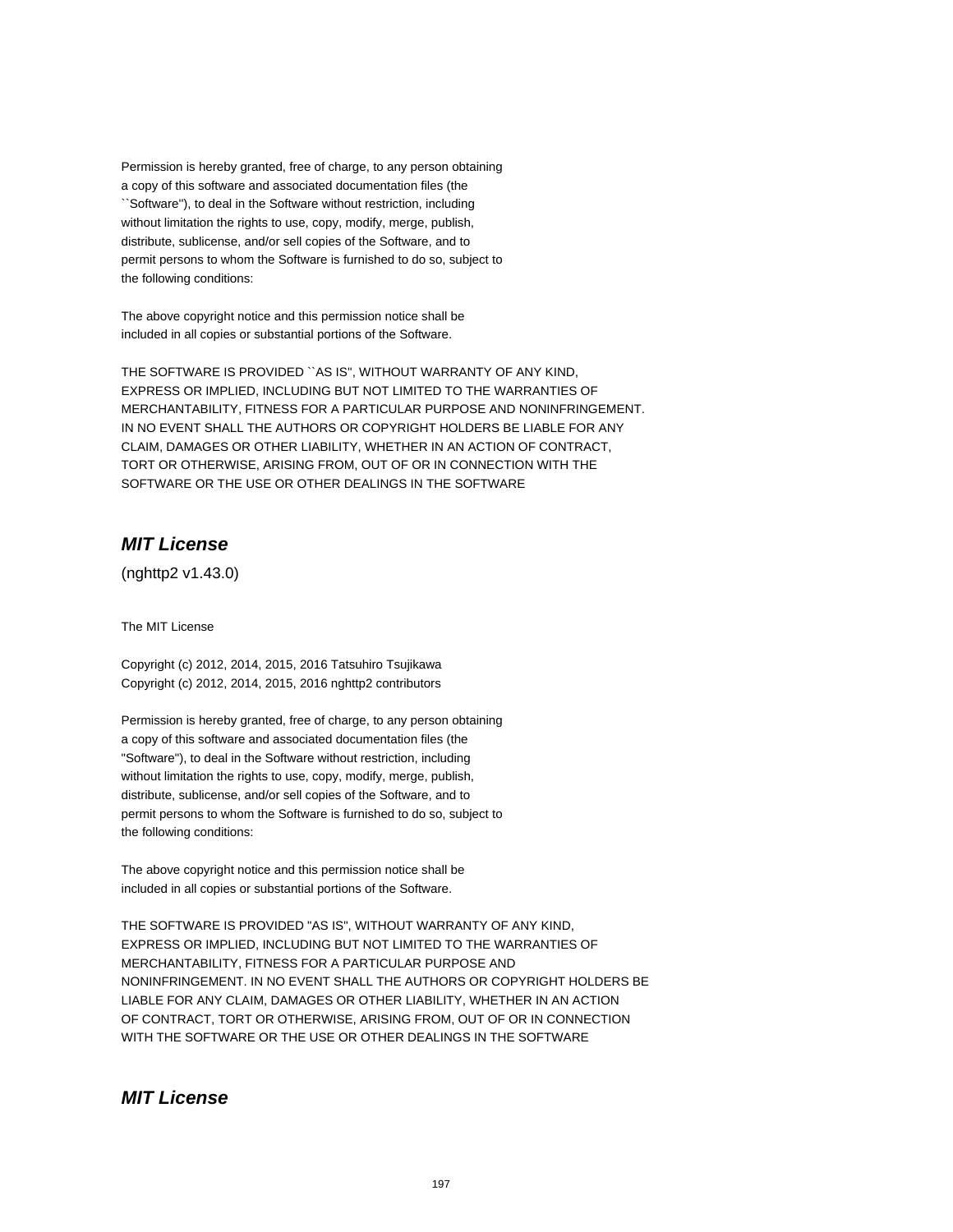Permission is hereby granted, free of charge, to any person obtaining
a copy of this software and associated documentation files (the
``Software''), to deal in the Software without restriction, including
without limitation the rights to use, copy, modify, merge, publish,
distribute, sublicense, and/or sell copies of the Software, and to
permit persons to whom the Software is furnished to do so, subject to
the following conditions:

The above copyright notice and this permission notice shall be
included in all copies or substantial portions of the Software.

THE SOFTWARE IS PROVIDED ``AS IS'', WITHOUT WARRANTY OF ANY KIND,
EXPRESS OR IMPLIED, INCLUDING BUT NOT LIMITED TO THE WARRANTIES OF
MERCHANTABILITY, FITNESS FOR A PARTICULAR PURPOSE AND NONINFRINGEMENT.
IN NO EVENT SHALL THE AUTHORS OR COPYRIGHT HOLDERS BE LIABLE FOR ANY
CLAIM, DAMAGES OR OTHER LIABILITY, WHETHER IN AN ACTION OF CONTRACT,
TORT OR OTHERWISE, ARISING FROM, OUT OF OR IN CONNECTION WITH THE
SOFTWARE OR THE USE OR OTHER DEALINGS IN THE SOFTWARE

## *MIT License*

(nghttp2 v1.43.0)

The MIT License

Copyright (c) 2012, 2014, 2015, 2016 Tatsuhiro Tsujikawa
Copyright (c) 2012, 2014, 2015, 2016 nghttp2 contributors

Permission is hereby granted, free of charge, to any person obtaining
a copy of this software and associated documentation files (the
"Software"), to deal in the Software without restriction, including
without limitation the rights to use, copy, modify, merge, publish,
distribute, sublicense, and/or sell copies of the Software, and to
permit persons to whom the Software is furnished to do so, subject to
the following conditions:

The above copyright notice and this permission notice shall be
included in all copies or substantial portions of the Software.

THE SOFTWARE IS PROVIDED "AS IS", WITHOUT WARRANTY OF ANY KIND,
EXPRESS OR IMPLIED, INCLUDING BUT NOT LIMITED TO THE WARRANTIES OF
MERCHANTABILITY, FITNESS FOR A PARTICULAR PURPOSE AND
NONINFRINGEMENT. IN NO EVENT SHALL THE AUTHORS OR COPYRIGHT HOLDERS BE
LIABLE FOR ANY CLAIM, DAMAGES OR OTHER LIABILITY, WHETHER IN AN ACTION
OF CONTRACT, TORT OR OTHERWISE, ARISING FROM, OUT OF OR IN CONNECTION
WITH THE SOFTWARE OR THE USE OR OTHER DEALINGS IN THE SOFTWARE

## *MIT License*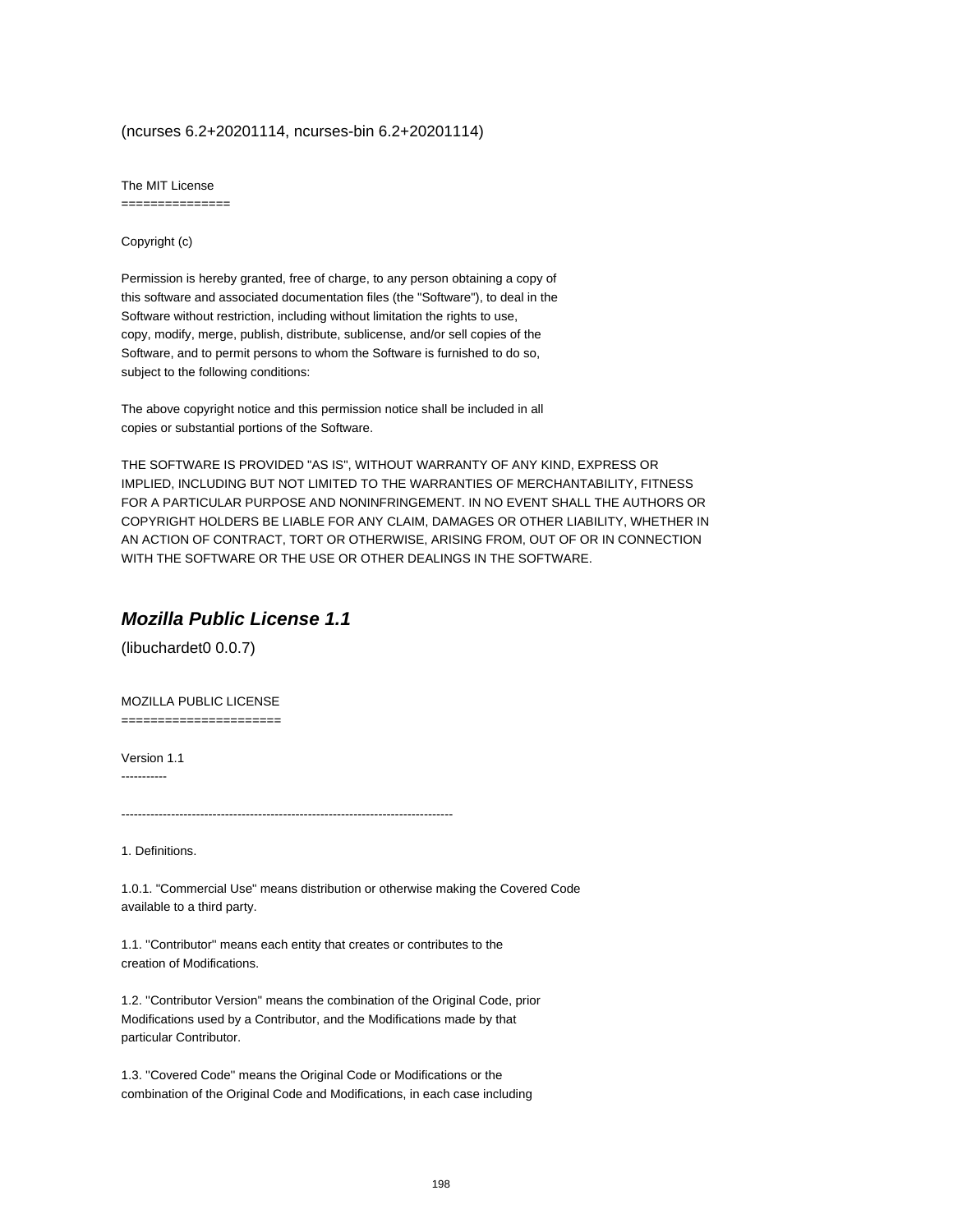(ncurses 6.2+20201114, ncurses-bin 6.2+20201114)

The MIT License
===============

Copyright (c)

Permission is hereby granted, free of charge, to any person obtaining a copy of
this software and associated documentation files (the "Software"), to deal in the
Software without restriction, including without limitation the rights to use,
copy, modify, merge, publish, distribute, sublicense, and/or sell copies of the
Software, and to permit persons to whom the Software is furnished to do so,
subject to the following conditions:

The above copyright notice and this permission notice shall be included in all
copies or substantial portions of the Software.

THE SOFTWARE IS PROVIDED "AS IS", WITHOUT WARRANTY OF ANY KIND, EXPRESS OR
IMPLIED, INCLUDING BUT NOT LIMITED TO THE WARRANTIES OF MERCHANTABILITY, FITNESS
FOR A PARTICULAR PURPOSE AND NONINFRINGEMENT. IN NO EVENT SHALL THE AUTHORS OR
COPYRIGHT HOLDERS BE LIABLE FOR ANY CLAIM, DAMAGES OR OTHER LIABILITY, WHETHER IN
AN ACTION OF CONTRACT, TORT OR OTHERWISE, ARISING FROM, OUT OF OR IN CONNECTION
WITH THE SOFTWARE OR THE USE OR OTHER DEALINGS IN THE SOFTWARE.

## ***Mozilla Public License 1.1***

(libuchardet0 0.0.7)

MOZILLA PUBLIC LICENSE
======================

Version 1.1
-----------

--------------------------------------------------------------------------------

1. Definitions.

1.0.1. "Commercial Use" means distribution or otherwise making the Covered Code
available to a third party.

1.1. ''Contributor'' means each entity that creates or contributes to the
creation of Modifications.

1.2. ''Contributor Version'' means the combination of the Original Code, prior
Modifications used by a Contributor, and the Modifications made by that
particular Contributor.

1.3. ''Covered Code'' means the Original Code or Modifications or the
combination of the Original Code and Modifications, in each case including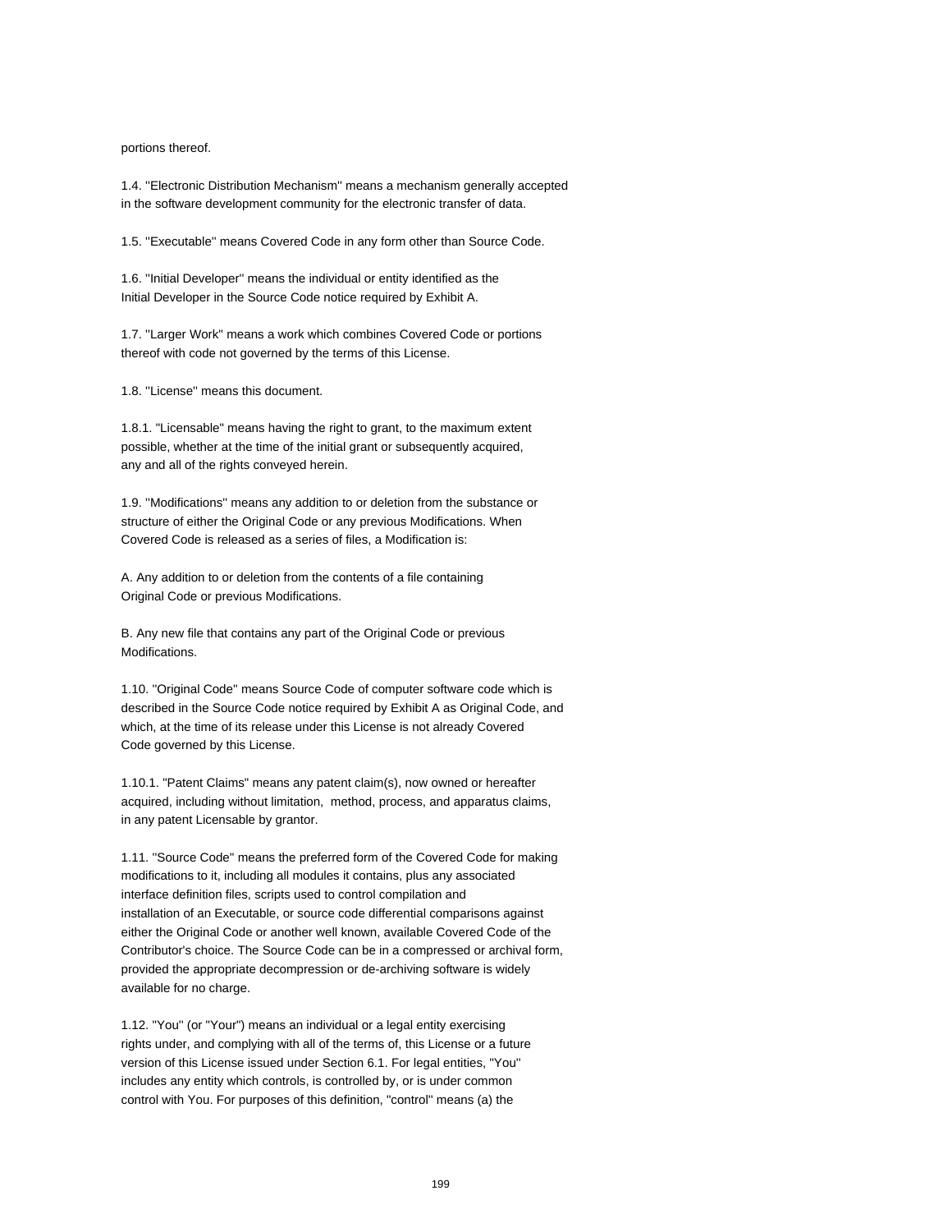portions thereof.

1.4. ''Electronic Distribution Mechanism'' means a mechanism generally accepted in the software development community for the electronic transfer of data.

1.5. ''Executable'' means Covered Code in any form other than Source Code.

1.6. ''Initial Developer'' means the individual or entity identified as the Initial Developer in the Source Code notice required by Exhibit A.

1.7. ''Larger Work'' means a work which combines Covered Code or portions thereof with code not governed by the terms of this License.

1.8. ''License'' means this document.

1.8.1. "Licensable" means having the right to grant, to the maximum extent possible, whether at the time of the initial grant or subsequently acquired, any and all of the rights conveyed herein.

1.9. ''Modifications'' means any addition to or deletion from the substance or structure of either the Original Code or any previous Modifications. When Covered Code is released as a series of files, a Modification is:

A. Any addition to or deletion from the contents of a file containing Original Code or previous Modifications.

B. Any new file that contains any part of the Original Code or previous Modifications.

1.10. ''Original Code'' means Source Code of computer software code which is described in the Source Code notice required by Exhibit A as Original Code, and which, at the time of its release under this License is not already Covered Code governed by this License.

1.10.1. "Patent Claims" means any patent claim(s), now owned or hereafter acquired, including without limitation, method, process, and apparatus claims, in any patent Licensable by grantor.

1.11. ''Source Code'' means the preferred form of the Covered Code for making modifications to it, including all modules it contains, plus any associated interface definition files, scripts used to control compilation and installation of an Executable, or source code differential comparisons against either the Original Code or another well known, available Covered Code of the Contributor's choice. The Source Code can be in a compressed or archival form, provided the appropriate decompression or de-archiving software is widely available for no charge.

1.12. "You'' (or "Your") means an individual or a legal entity exercising rights under, and complying with all of the terms of, this License or a future version of this License issued under Section 6.1. For legal entities, "You'' includes any entity which controls, is controlled by, or is under common control with You. For purposes of this definition, "control'' means (a) the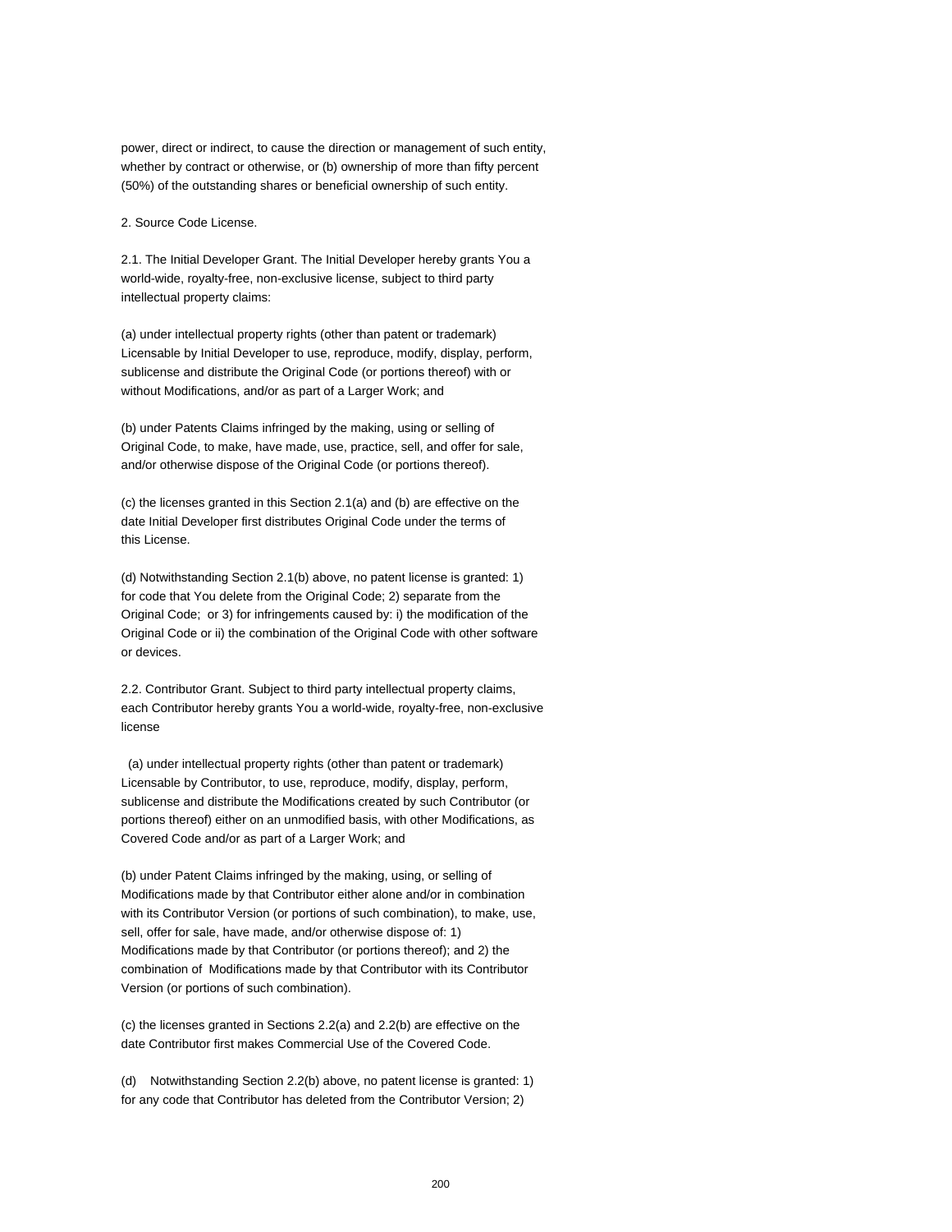power, direct or indirect, to cause the direction or management of such entity, whether by contract or otherwise, or (b) ownership of more than fifty percent (50%) of the outstanding shares or beneficial ownership of such entity.

2. Source Code License.

2.1. The Initial Developer Grant. The Initial Developer hereby grants You a world-wide, royalty-free, non-exclusive license, subject to third party intellectual property claims:

(a) under intellectual property rights (other than patent or trademark) Licensable by Initial Developer to use, reproduce, modify, display, perform, sublicense and distribute the Original Code (or portions thereof) with or without Modifications, and/or as part of a Larger Work; and

(b) under Patents Claims infringed by the making, using or selling of Original Code, to make, have made, use, practice, sell, and offer for sale, and/or otherwise dispose of the Original Code (or portions thereof).

(c) the licenses granted in this Section 2.1(a) and (b) are effective on the date Initial Developer first distributes Original Code under the terms of this License.

(d) Notwithstanding Section 2.1(b) above, no patent license is granted: 1) for code that You delete from the Original Code; 2) separate from the Original Code; or 3) for infringements caused by: i) the modification of the Original Code or ii) the combination of the Original Code with other software or devices.

2.2. Contributor Grant. Subject to third party intellectual property claims, each Contributor hereby grants You a world-wide, royalty-free, non-exclusive license

(a) under intellectual property rights (other than patent or trademark) Licensable by Contributor, to use, reproduce, modify, display, perform, sublicense and distribute the Modifications created by such Contributor (or portions thereof) either on an unmodified basis, with other Modifications, as Covered Code and/or as part of a Larger Work; and

(b) under Patent Claims infringed by the making, using, or selling of Modifications made by that Contributor either alone and/or in combination with its Contributor Version (or portions of such combination), to make, use, sell, offer for sale, have made, and/or otherwise dispose of: 1) Modifications made by that Contributor (or portions thereof); and 2) the combination of Modifications made by that Contributor with its Contributor Version (or portions of such combination).

(c) the licenses granted in Sections 2.2(a) and 2.2(b) are effective on the date Contributor first makes Commercial Use of the Covered Code.

(d) Notwithstanding Section 2.2(b) above, no patent license is granted: 1) for any code that Contributor has deleted from the Contributor Version; 2)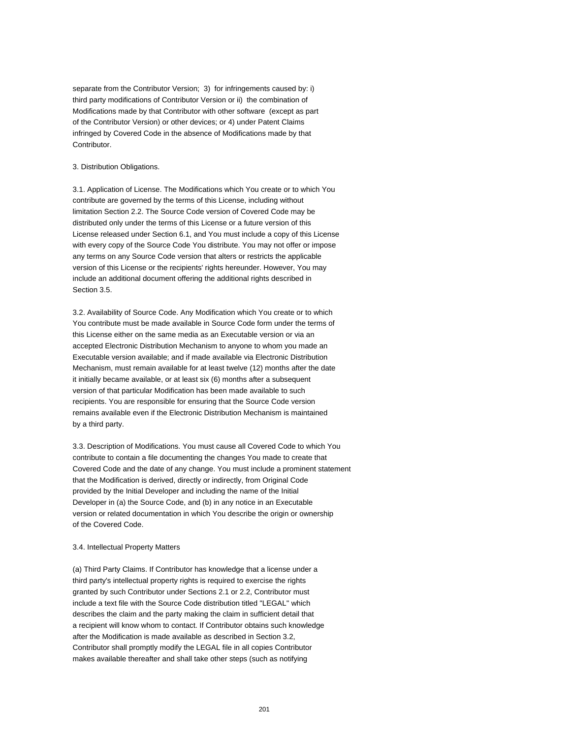separate from the Contributor Version; 3) for infringements caused by: i) third party modifications of Contributor Version or ii) the combination of Modifications made by that Contributor with other software (except as part of the Contributor Version) or other devices; or 4) under Patent Claims infringed by Covered Code in the absence of Modifications made by that Contributor.

3. Distribution Obligations.

3.1. Application of License. The Modifications which You create or to which You contribute are governed by the terms of this License, including without limitation Section 2.2. The Source Code version of Covered Code may be distributed only under the terms of this License or a future version of this License released under Section 6.1, and You must include a copy of this License with every copy of the Source Code You distribute. You may not offer or impose any terms on any Source Code version that alters or restricts the applicable version of this License or the recipients' rights hereunder. However, You may include an additional document offering the additional rights described in Section 3.5.

3.2. Availability of Source Code. Any Modification which You create or to which You contribute must be made available in Source Code form under the terms of this License either on the same media as an Executable version or via an accepted Electronic Distribution Mechanism to anyone to whom you made an Executable version available; and if made available via Electronic Distribution Mechanism, must remain available for at least twelve (12) months after the date it initially became available, or at least six (6) months after a subsequent version of that particular Modification has been made available to such recipients. You are responsible for ensuring that the Source Code version remains available even if the Electronic Distribution Mechanism is maintained by a third party.

3.3. Description of Modifications. You must cause all Covered Code to which You contribute to contain a file documenting the changes You made to create that Covered Code and the date of any change. You must include a prominent statement that the Modification is derived, directly or indirectly, from Original Code provided by the Initial Developer and including the name of the Initial Developer in (a) the Source Code, and (b) in any notice in an Executable version or related documentation in which You describe the origin or ownership of the Covered Code.

3.4. Intellectual Property Matters

(a) Third Party Claims. If Contributor has knowledge that a license under a third party's intellectual property rights is required to exercise the rights granted by such Contributor under Sections 2.1 or 2.2, Contributor must include a text file with the Source Code distribution titled "LEGAL" which describes the claim and the party making the claim in sufficient detail that a recipient will know whom to contact. If Contributor obtains such knowledge after the Modification is made available as described in Section 3.2, Contributor shall promptly modify the LEGAL file in all copies Contributor makes available thereafter and shall take other steps (such as notifying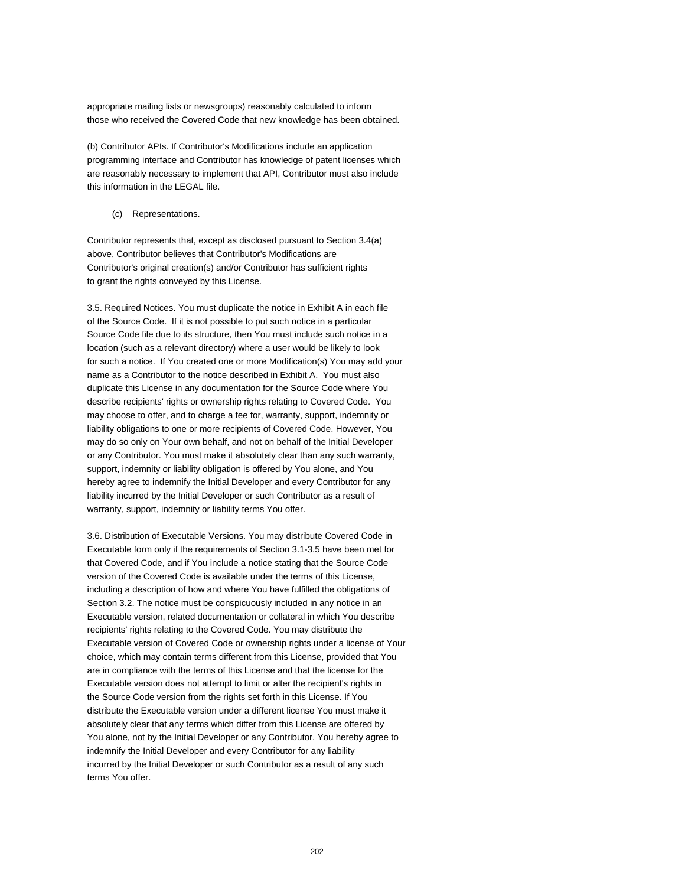appropriate mailing lists or newsgroups) reasonably calculated to inform those who received the Covered Code that new knowledge has been obtained.

(b) Contributor APIs. If Contributor's Modifications include an application programming interface and Contributor has knowledge of patent licenses which are reasonably necessary to implement that API, Contributor must also include this information in the LEGAL file.

(c) Representations.

Contributor represents that, except as disclosed pursuant to Section 3.4(a) above, Contributor believes that Contributor's Modifications are Contributor's original creation(s) and/or Contributor has sufficient rights to grant the rights conveyed by this License.

3.5. Required Notices. You must duplicate the notice in Exhibit A in each file of the Source Code. If it is not possible to put such notice in a particular Source Code file due to its structure, then You must include such notice in a location (such as a relevant directory) where a user would be likely to look for such a notice. If You created one or more Modification(s) You may add your name as a Contributor to the notice described in Exhibit A. You must also duplicate this License in any documentation for the Source Code where You describe recipients' rights or ownership rights relating to Covered Code. You may choose to offer, and to charge a fee for, warranty, support, indemnity or liability obligations to one or more recipients of Covered Code. However, You may do so only on Your own behalf, and not on behalf of the Initial Developer or any Contributor. You must make it absolutely clear than any such warranty, support, indemnity or liability obligation is offered by You alone, and You hereby agree to indemnify the Initial Developer and every Contributor for any liability incurred by the Initial Developer or such Contributor as a result of warranty, support, indemnity or liability terms You offer.

3.6. Distribution of Executable Versions. You may distribute Covered Code in Executable form only if the requirements of Section 3.1-3.5 have been met for that Covered Code, and if You include a notice stating that the Source Code version of the Covered Code is available under the terms of this License, including a description of how and where You have fulfilled the obligations of Section 3.2. The notice must be conspicuously included in any notice in an Executable version, related documentation or collateral in which You describe recipients' rights relating to the Covered Code. You may distribute the Executable version of Covered Code or ownership rights under a license of Your choice, which may contain terms different from this License, provided that You are in compliance with the terms of this License and that the license for the Executable version does not attempt to limit or alter the recipient's rights in the Source Code version from the rights set forth in this License. If You distribute the Executable version under a different license You must make it absolutely clear that any terms which differ from this License are offered by You alone, not by the Initial Developer or any Contributor. You hereby agree to indemnify the Initial Developer and every Contributor for any liability incurred by the Initial Developer or such Contributor as a result of any such terms You offer.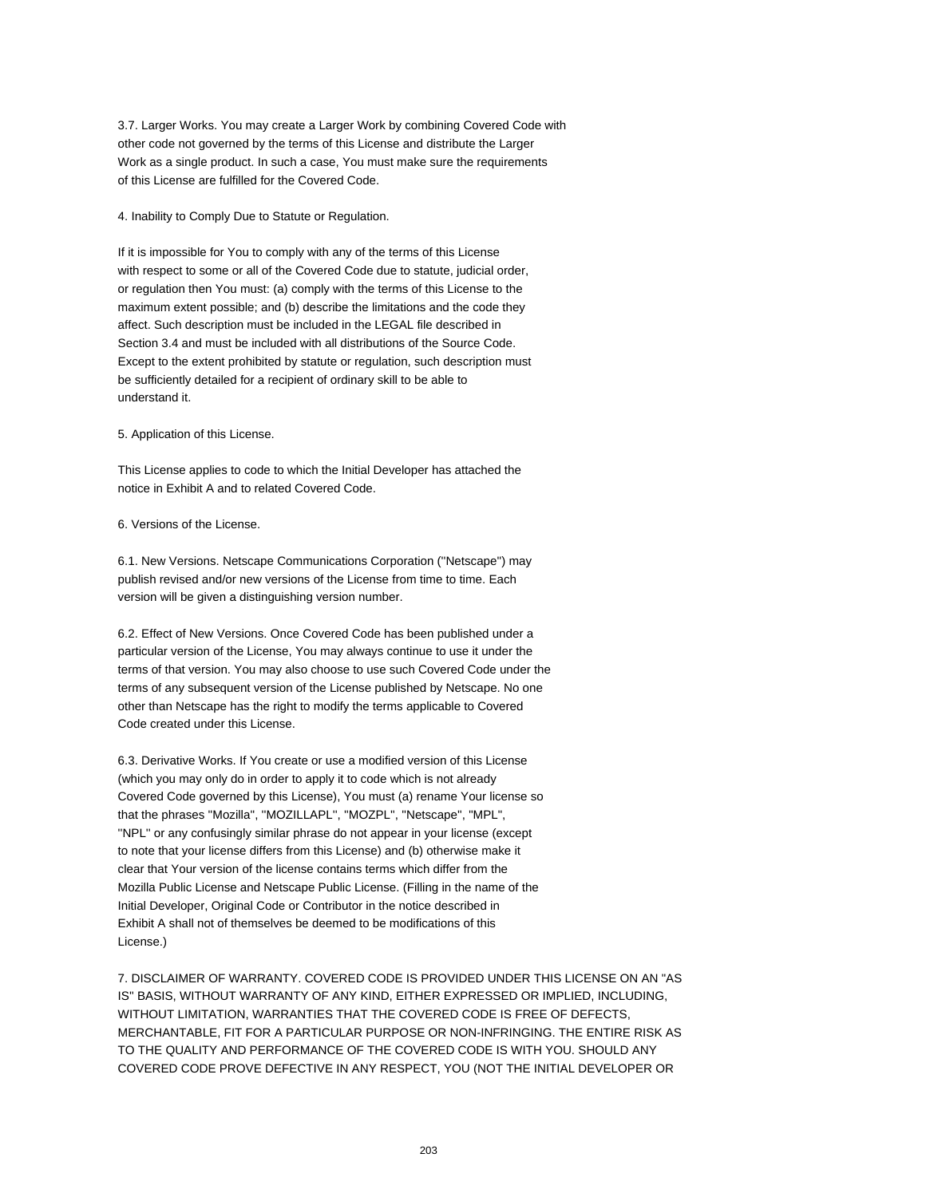3.7. Larger Works. You may create a Larger Work by combining Covered Code with other code not governed by the terms of this License and distribute the Larger Work as a single product. In such a case, You must make sure the requirements of this License are fulfilled for the Covered Code.

4. Inability to Comply Due to Statute or Regulation.

If it is impossible for You to comply with any of the terms of this License with respect to some or all of the Covered Code due to statute, judicial order, or regulation then You must: (a) comply with the terms of this License to the maximum extent possible; and (b) describe the limitations and the code they affect. Such description must be included in the LEGAL file described in Section 3.4 and must be included with all distributions of the Source Code. Except to the extent prohibited by statute or regulation, such description must be sufficiently detailed for a recipient of ordinary skill to be able to understand it.

5. Application of this License.

This License applies to code to which the Initial Developer has attached the notice in Exhibit A and to related Covered Code.

6. Versions of the License.

6.1. New Versions. Netscape Communications Corporation (''Netscape'') may publish revised and/or new versions of the License from time to time. Each version will be given a distinguishing version number.

6.2. Effect of New Versions. Once Covered Code has been published under a particular version of the License, You may always continue to use it under the terms of that version. You may also choose to use such Covered Code under the terms of any subsequent version of the License published by Netscape. No one other than Netscape has the right to modify the terms applicable to Covered Code created under this License.

6.3. Derivative Works. If You create or use a modified version of this License (which you may only do in order to apply it to code which is not already Covered Code governed by this License), You must (a) rename Your license so that the phrases ''Mozilla'', ''MOZILLAPL'', ''MOZPL'', ''Netscape'', "MPL", ''NPL'' or any confusingly similar phrase do not appear in your license (except to note that your license differs from this License) and (b) otherwise make it clear that Your version of the license contains terms which differ from the Mozilla Public License and Netscape Public License. (Filling in the name of the Initial Developer, Original Code or Contributor in the notice described in Exhibit A shall not of themselves be deemed to be modifications of this License.)

7. DISCLAIMER OF WARRANTY. COVERED CODE IS PROVIDED UNDER THIS LICENSE ON AN "AS IS" BASIS, WITHOUT WARRANTY OF ANY KIND, EITHER EXPRESSED OR IMPLIED, INCLUDING, WITHOUT LIMITATION, WARRANTIES THAT THE COVERED CODE IS FREE OF DEFECTS, MERCHANTABLE, FIT FOR A PARTICULAR PURPOSE OR NON-INFRINGING. THE ENTIRE RISK AS TO THE QUALITY AND PERFORMANCE OF THE COVERED CODE IS WITH YOU. SHOULD ANY COVERED CODE PROVE DEFECTIVE IN ANY RESPECT, YOU (NOT THE INITIAL DEVELOPER OR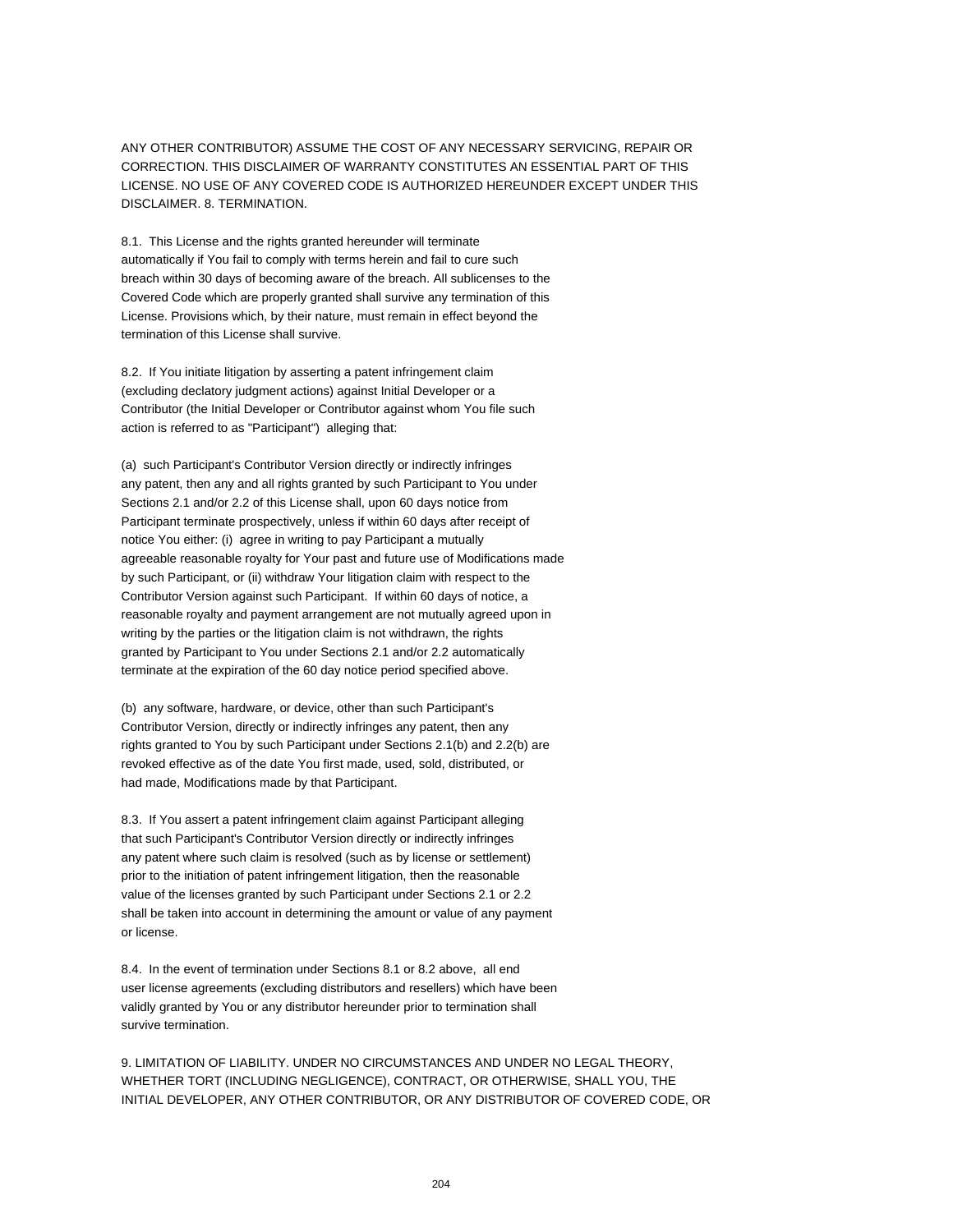ANY OTHER CONTRIBUTOR) ASSUME THE COST OF ANY NECESSARY SERVICING, REPAIR OR CORRECTION. THIS DISCLAIMER OF WARRANTY CONSTITUTES AN ESSENTIAL PART OF THIS LICENSE. NO USE OF ANY COVERED CODE IS AUTHORIZED HEREUNDER EXCEPT UNDER THIS DISCLAIMER. 8. TERMINATION.

8.1. This License and the rights granted hereunder will terminate automatically if You fail to comply with terms herein and fail to cure such breach within 30 days of becoming aware of the breach. All sublicenses to the Covered Code which are properly granted shall survive any termination of this License. Provisions which, by their nature, must remain in effect beyond the termination of this License shall survive.

8.2. If You initiate litigation by asserting a patent infringement claim (excluding declatory judgment actions) against Initial Developer or a Contributor (the Initial Developer or Contributor against whom You file such action is referred to as "Participant") alleging that:

(a) such Participant's Contributor Version directly or indirectly infringes any patent, then any and all rights granted by such Participant to You under Sections 2.1 and/or 2.2 of this License shall, upon 60 days notice from Participant terminate prospectively, unless if within 60 days after receipt of notice You either: (i) agree in writing to pay Participant a mutually agreeable reasonable royalty for Your past and future use of Modifications made by such Participant, or (ii) withdraw Your litigation claim with respect to the Contributor Version against such Participant. If within 60 days of notice, a reasonable royalty and payment arrangement are not mutually agreed upon in writing by the parties or the litigation claim is not withdrawn, the rights granted by Participant to You under Sections 2.1 and/or 2.2 automatically terminate at the expiration of the 60 day notice period specified above.

(b) any software, hardware, or device, other than such Participant's Contributor Version, directly or indirectly infringes any patent, then any rights granted to You by such Participant under Sections 2.1(b) and 2.2(b) are revoked effective as of the date You first made, used, sold, distributed, or had made, Modifications made by that Participant.

8.3. If You assert a patent infringement claim against Participant alleging that such Participant's Contributor Version directly or indirectly infringes any patent where such claim is resolved (such as by license or settlement) prior to the initiation of patent infringement litigation, then the reasonable value of the licenses granted by such Participant under Sections 2.1 or 2.2 shall be taken into account in determining the amount or value of any payment or license.

8.4. In the event of termination under Sections 8.1 or 8.2 above, all end user license agreements (excluding distributors and resellers) which have been validly granted by You or any distributor hereunder prior to termination shall survive termination.

9. LIMITATION OF LIABILITY. UNDER NO CIRCUMSTANCES AND UNDER NO LEGAL THEORY, WHETHER TORT (INCLUDING NEGLIGENCE), CONTRACT, OR OTHERWISE, SHALL YOU, THE INITIAL DEVELOPER, ANY OTHER CONTRIBUTOR, OR ANY DISTRIBUTOR OF COVERED CODE, OR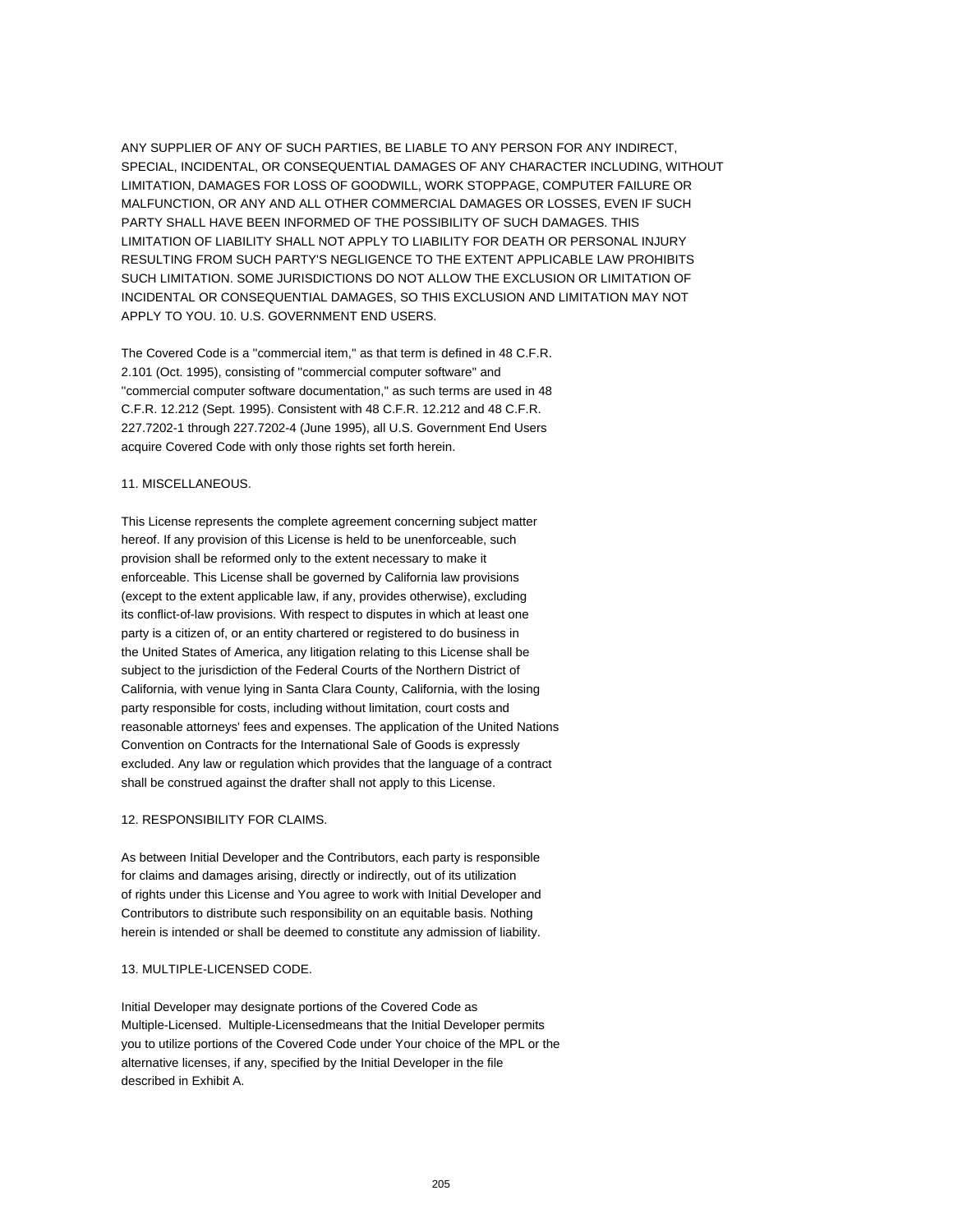ANY SUPPLIER OF ANY OF SUCH PARTIES, BE LIABLE TO ANY PERSON FOR ANY INDIRECT, SPECIAL, INCIDENTAL, OR CONSEQUENTIAL DAMAGES OF ANY CHARACTER INCLUDING, WITHOUT LIMITATION, DAMAGES FOR LOSS OF GOODWILL, WORK STOPPAGE, COMPUTER FAILURE OR MALFUNCTION, OR ANY AND ALL OTHER COMMERCIAL DAMAGES OR LOSSES, EVEN IF SUCH PARTY SHALL HAVE BEEN INFORMED OF THE POSSIBILITY OF SUCH DAMAGES. THIS LIMITATION OF LIABILITY SHALL NOT APPLY TO LIABILITY FOR DEATH OR PERSONAL INJURY RESULTING FROM SUCH PARTY'S NEGLIGENCE TO THE EXTENT APPLICABLE LAW PROHIBITS SUCH LIMITATION. SOME JURISDICTIONS DO NOT ALLOW THE EXCLUSION OR LIMITATION OF INCIDENTAL OR CONSEQUENTIAL DAMAGES, SO THIS EXCLUSION AND LIMITATION MAY NOT APPLY TO YOU. 10. U.S. GOVERNMENT END USERS.

The Covered Code is a ''commercial item,'' as that term is defined in 48 C.F.R. 2.101 (Oct. 1995), consisting of ''commercial computer software'' and ''commercial computer software documentation,'' as such terms are used in 48 C.F.R. 12.212 (Sept. 1995). Consistent with 48 C.F.R. 12.212 and 48 C.F.R. 227.7202-1 through 227.7202-4 (June 1995), all U.S. Government End Users acquire Covered Code with only those rights set forth herein.

11. MISCELLANEOUS.

This License represents the complete agreement concerning subject matter hereof. If any provision of this License is held to be unenforceable, such provision shall be reformed only to the extent necessary to make it enforceable. This License shall be governed by California law provisions (except to the extent applicable law, if any, provides otherwise), excluding its conflict-of-law provisions. With respect to disputes in which at least one party is a citizen of, or an entity chartered or registered to do business in the United States of America, any litigation relating to this License shall be subject to the jurisdiction of the Federal Courts of the Northern District of California, with venue lying in Santa Clara County, California, with the losing party responsible for costs, including without limitation, court costs and reasonable attorneys' fees and expenses. The application of the United Nations Convention on Contracts for the International Sale of Goods is expressly excluded. Any law or regulation which provides that the language of a contract shall be construed against the drafter shall not apply to this License.

12. RESPONSIBILITY FOR CLAIMS.

As between Initial Developer and the Contributors, each party is responsible for claims and damages arising, directly or indirectly, out of its utilization of rights under this License and You agree to work with Initial Developer and Contributors to distribute such responsibility on an equitable basis. Nothing herein is intended or shall be deemed to constitute any admission of liability.

13. MULTIPLE-LICENSED CODE.

Initial Developer may designate portions of the Covered Code as Multiple-Licensed. Multiple-Licensedmeans that the Initial Developer permits you to utilize portions of the Covered Code under Your choice of the MPL or the alternative licenses, if any, specified by the Initial Developer in the file described in Exhibit A.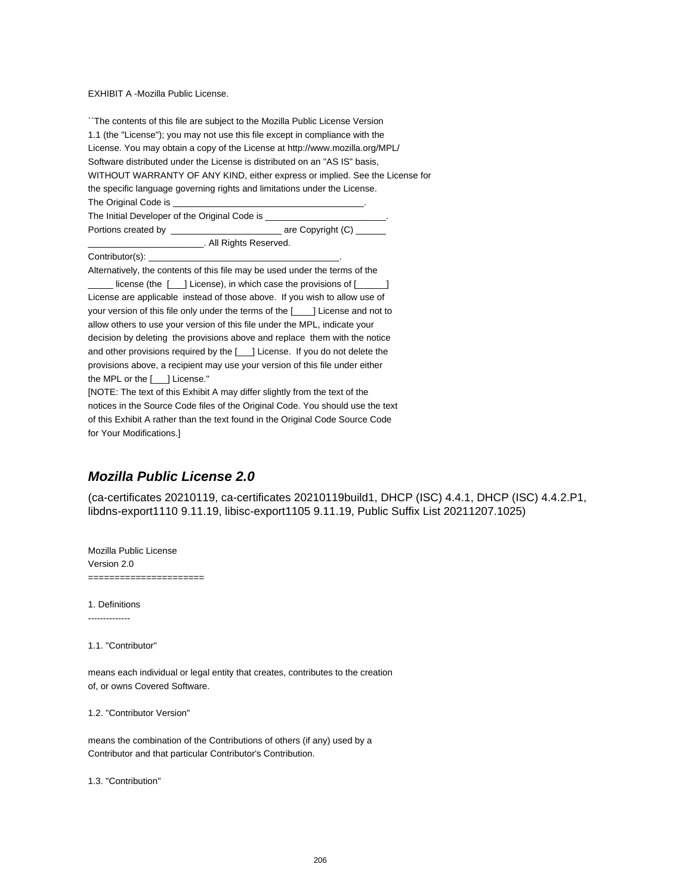EXHIBIT A -Mozilla Public License.

``The contents of this file are subject to the Mozilla Public License Version
1.1 (the "License"); you may not use this file except in compliance with the
License. You may obtain a copy of the License at http://www.mozilla.org/MPL/
Software distributed under the License is distributed on an "AS IS" basis,
WITHOUT WARRANTY OF ANY KIND, either express or implied. See the License for
the specific language governing rights and limitations under the License.
The Original Code is ______________________________________.
The Initial Developer of the Original Code is ________________________.
Portions created by ______________________ are Copyright (C) ______
_______________________. All Rights Reserved.
Contributor(s): ______________________________________.
Alternatively, the contents of this file may be used under the terms of the
_____ license (the [___] License), in which case the provisions of [______]
License are applicable instead of those above. If you wish to allow use of
your version of this file only under the terms of the [____] License and not to
allow others to use your version of this file under the MPL, indicate your
decision by deleting the provisions above and replace them with the notice
and other provisions required by the [___] License. If you do not delete the
provisions above, a recipient may use your version of this file under either
the MPL or the [___] License."
[NOTE: The text of this Exhibit A may differ slightly from the text of the
notices in the Source Code files of the Original Code. You should use the text
of this Exhibit A rather than the text found in the Original Code Source Code
for Your Modifications.]

## ***Mozilla Public License 2.0***

(ca-certificates 20210119, ca-certificates 20210119build1, DHCP (ISC) 4.4.1, DHCP (ISC) 4.4.2.P1, libdns-export1110 9.11.19, libisc-export1105 9.11.19, Public Suffix List 20211207.1025)

Mozilla Public License
Version 2.0
==================================

1. Definitions
--------------

1.1. "Contributor"

means each individual or legal entity that creates, contributes to the creation
of, or owns Covered Software.

1.2. "Contributor Version"

means the combination of the Contributions of others (if any) used by a
Contributor and that particular Contributor's Contribution.

1.3. "Contribution"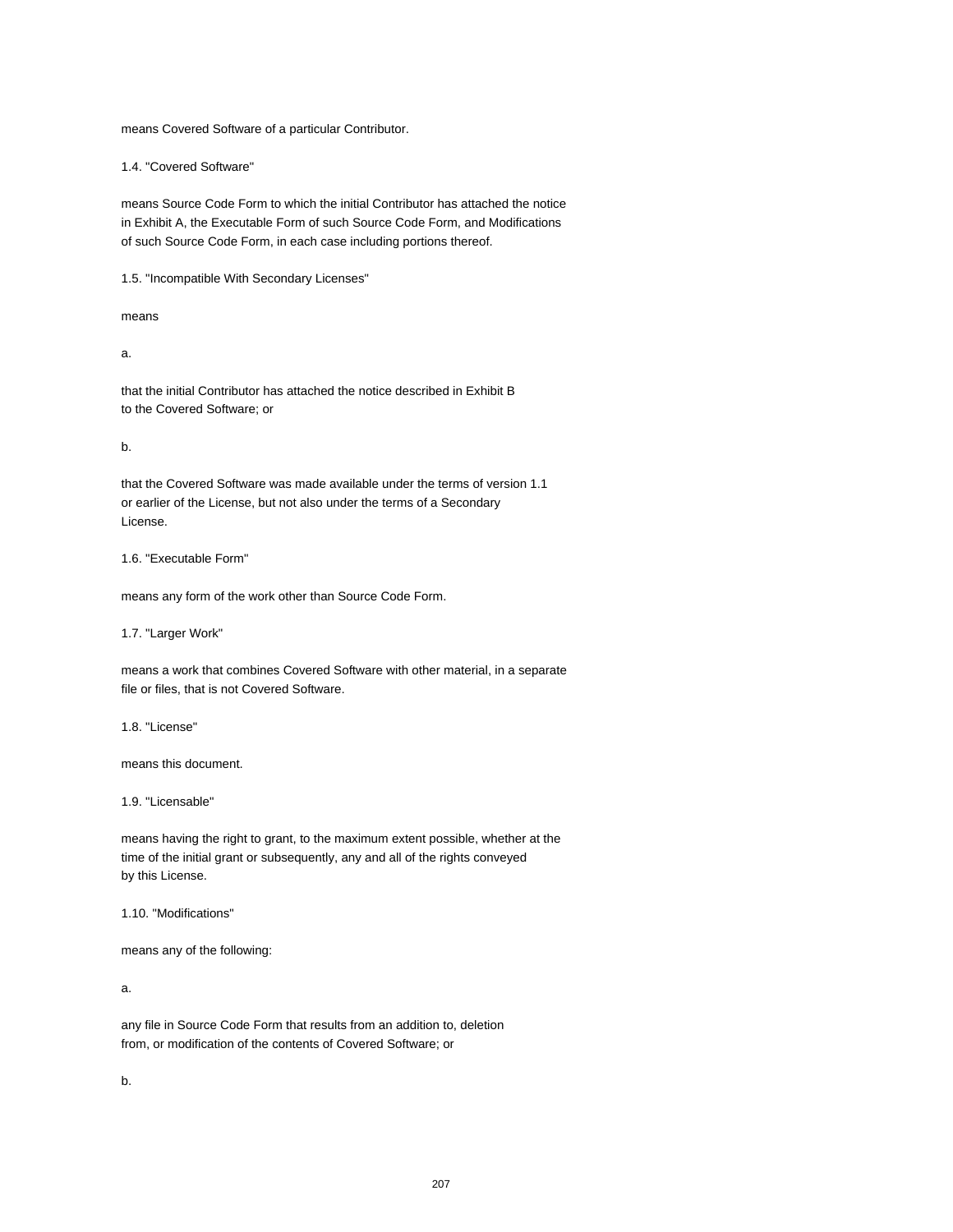means Covered Software of a particular Contributor.

1.4. "Covered Software"

means Source Code Form to which the initial Contributor has attached the notice in Exhibit A, the Executable Form of such Source Code Form, and Modifications of such Source Code Form, in each case including portions thereof.

1.5. "Incompatible With Secondary Licenses"

means

a.

that the initial Contributor has attached the notice described in Exhibit B to the Covered Software; or

b.

that the Covered Software was made available under the terms of version 1.1 or earlier of the License, but not also under the terms of a Secondary License.

1.6. "Executable Form"

means any form of the work other than Source Code Form.

1.7. "Larger Work"

means a work that combines Covered Software with other material, in a separate file or files, that is not Covered Software.

1.8. "License"

means this document.

1.9. "Licensable"

means having the right to grant, to the maximum extent possible, whether at the time of the initial grant or subsequently, any and all of the rights conveyed by this License.

1.10. "Modifications"

means any of the following:

a.

any file in Source Code Form that results from an addition to, deletion from, or modification of the contents of Covered Software; or

b.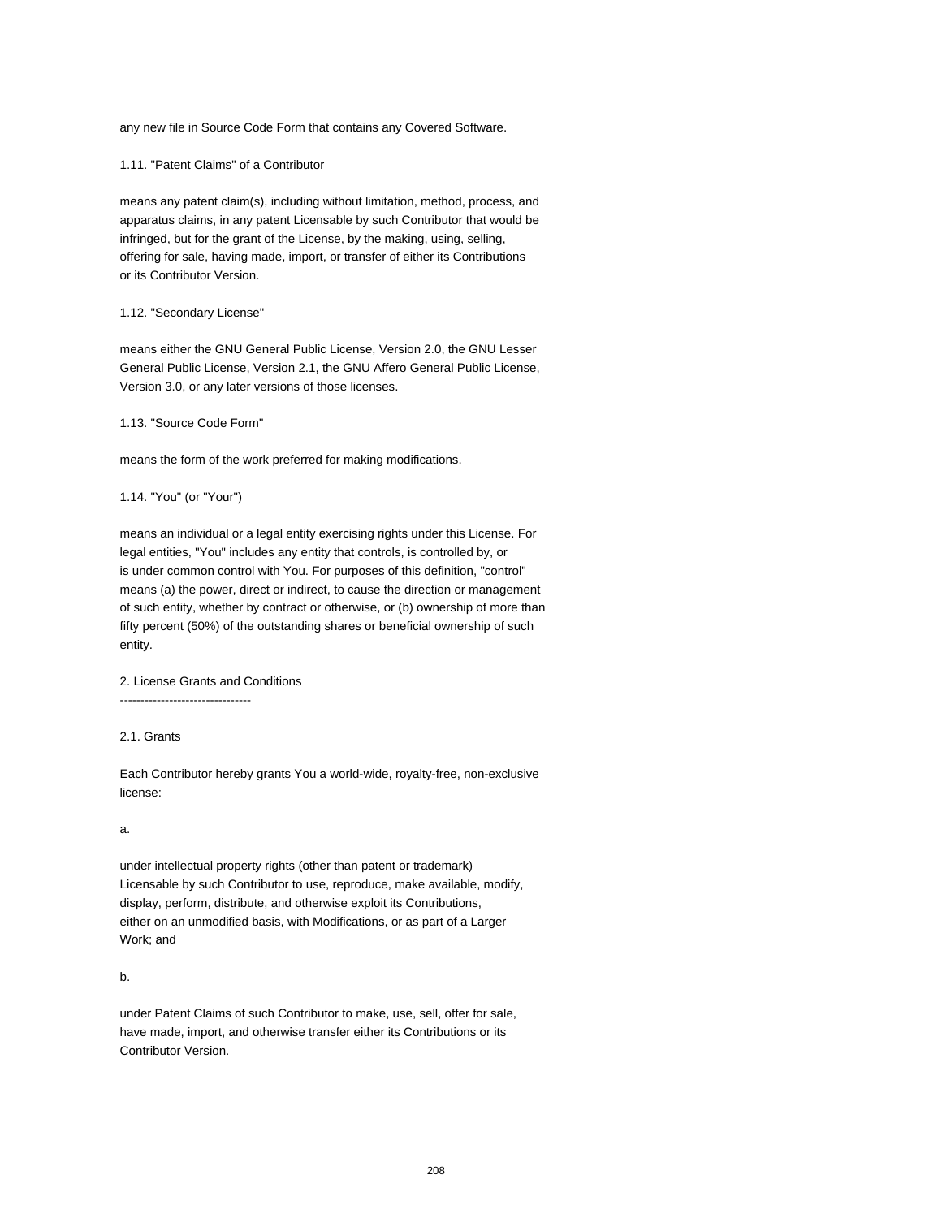any new file in Source Code Form that contains any Covered Software.

1.11. "Patent Claims" of a Contributor

means any patent claim(s), including without limitation, method, process, and apparatus claims, in any patent Licensable by such Contributor that would be infringed, but for the grant of the License, by the making, using, selling, offering for sale, having made, import, or transfer of either its Contributions or its Contributor Version.

1.12. "Secondary License"

means either the GNU General Public License, Version 2.0, the GNU Lesser General Public License, Version 2.1, the GNU Affero General Public License, Version 3.0, or any later versions of those licenses.

1.13. "Source Code Form"

means the form of the work preferred for making modifications.

1.14. "You" (or "Your")

means an individual or a legal entity exercising rights under this License. For legal entities, "You" includes any entity that controls, is controlled by, or is under common control with You. For purposes of this definition, "control" means (a) the power, direct or indirect, to cause the direction or management of such entity, whether by contract or otherwise, or (b) ownership of more than fifty percent (50%) of the outstanding shares or beneficial ownership of such entity.

## 2. License Grants and Conditions

2.1. Grants

Each Contributor hereby grants You a world-wide, royalty-free, non-exclusive license:

a.

under intellectual property rights (other than patent or trademark) Licensable by such Contributor to use, reproduce, make available, modify, display, perform, distribute, and otherwise exploit its Contributions, either on an unmodified basis, with Modifications, or as part of a Larger Work; and

b.

under Patent Claims of such Contributor to make, use, sell, offer for sale, have made, import, and otherwise transfer either its Contributions or its Contributor Version.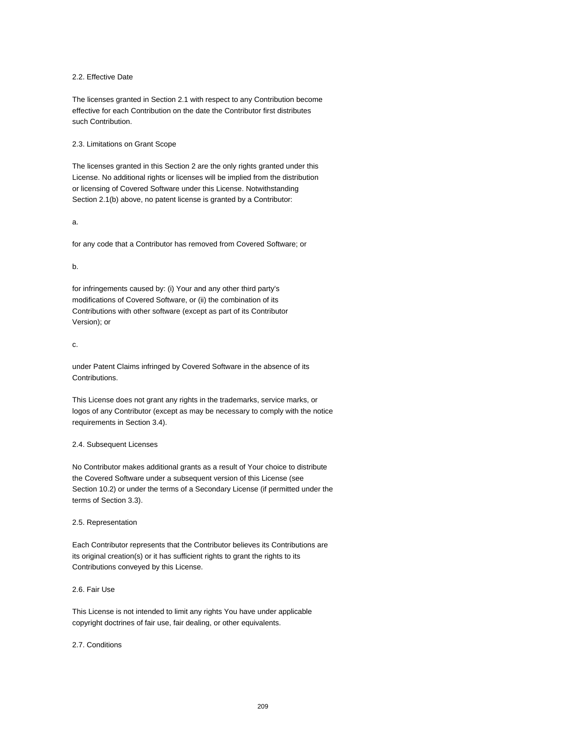2.2. Effective Date

The licenses granted in Section 2.1 with respect to any Contribution become effective for each Contribution on the date the Contributor first distributes such Contribution.

2.3. Limitations on Grant Scope

The licenses granted in this Section 2 are the only rights granted under this License. No additional rights or licenses will be implied from the distribution or licensing of Covered Software under this License. Notwithstanding Section 2.1(b) above, no patent license is granted by a Contributor:

a.

for any code that a Contributor has removed from Covered Software; or

b.

for infringements caused by: (i) Your and any other third party's modifications of Covered Software, or (ii) the combination of its Contributions with other software (except as part of its Contributor Version); or

c.

under Patent Claims infringed by Covered Software in the absence of its Contributions.

This License does not grant any rights in the trademarks, service marks, or logos of any Contributor (except as may be necessary to comply with the notice requirements in Section 3.4).

2.4. Subsequent Licenses

No Contributor makes additional grants as a result of Your choice to distribute the Covered Software under a subsequent version of this License (see Section 10.2) or under the terms of a Secondary License (if permitted under the terms of Section 3.3).

2.5. Representation

Each Contributor represents that the Contributor believes its Contributions are its original creation(s) or it has sufficient rights to grant the rights to its Contributions conveyed by this License.

2.6. Fair Use

This License is not intended to limit any rights You have under applicable copyright doctrines of fair use, fair dealing, or other equivalents.

2.7. Conditions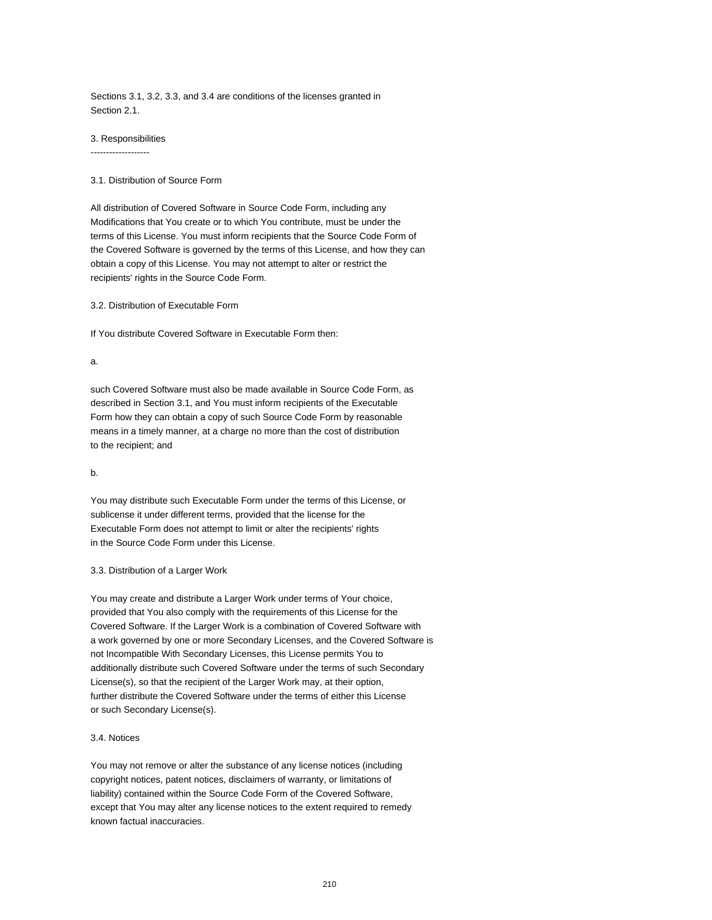Sections 3.1, 3.2, 3.3, and 3.4 are conditions of the licenses granted in Section 2.1.

## 3. Responsibilities

-------------------

### 3.1. Distribution of Source Form

All distribution of Covered Software in Source Code Form, including any Modifications that You create or to which You contribute, must be under the terms of this License. You must inform recipients that the Source Code Form of the Covered Software is governed by the terms of this License, and how they can obtain a copy of this License. You may not attempt to alter or restrict the recipients' rights in the Source Code Form.

### 3.2. Distribution of Executable Form

If You distribute Covered Software in Executable Form then:

a.

such Covered Software must also be made available in Source Code Form, as described in Section 3.1, and You must inform recipients of the Executable Form how they can obtain a copy of such Source Code Form by reasonable means in a timely manner, at a charge no more than the cost of distribution to the recipient; and

b.

You may distribute such Executable Form under the terms of this License, or sublicense it under different terms, provided that the license for the Executable Form does not attempt to limit or alter the recipients' rights in the Source Code Form under this License.

### 3.3. Distribution of a Larger Work

You may create and distribute a Larger Work under terms of Your choice, provided that You also comply with the requirements of this License for the Covered Software. If the Larger Work is a combination of Covered Software with a work governed by one or more Secondary Licenses, and the Covered Software is not Incompatible With Secondary Licenses, this License permits You to additionally distribute such Covered Software under the terms of such Secondary License(s), so that the recipient of the Larger Work may, at their option, further distribute the Covered Software under the terms of either this License or such Secondary License(s).

### 3.4. Notices

You may not remove or alter the substance of any license notices (including copyright notices, patent notices, disclaimers of warranty, or limitations of liability) contained within the Source Code Form of the Covered Software, except that You may alter any license notices to the extent required to remedy known factual inaccuracies.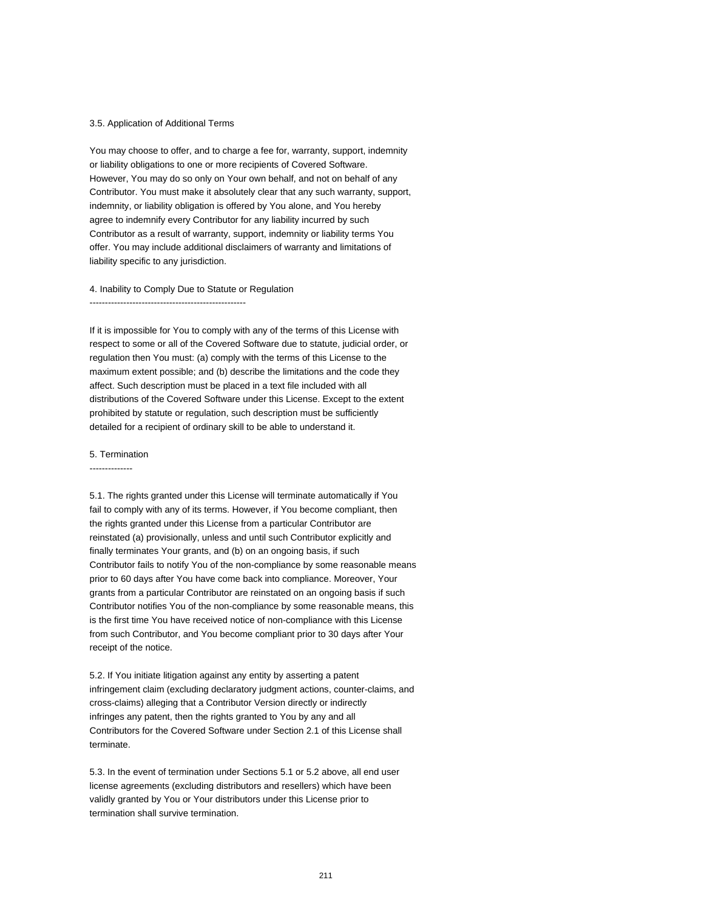3.5. Application of Additional Terms

You may choose to offer, and to charge a fee for, warranty, support, indemnity or liability obligations to one or more recipients of Covered Software. However, You may do so only on Your own behalf, and not on behalf of any Contributor. You must make it absolutely clear that any such warranty, support, indemnity, or liability obligation is offered by You alone, and You hereby agree to indemnify every Contributor for any liability incurred by such Contributor as a result of warranty, support, indemnity or liability terms You offer. You may include additional disclaimers of warranty and limitations of liability specific to any jurisdiction.

## 4. Inability to Comply Due to Statute or Regulation

If it is impossible for You to comply with any of the terms of this License with respect to some or all of the Covered Software due to statute, judicial order, or regulation then You must: (a) comply with the terms of this License to the maximum extent possible; and (b) describe the limitations and the code they affect. Such description must be placed in a text file included with all distributions of the Covered Software under this License. Except to the extent prohibited by statute or regulation, such description must be sufficiently detailed for a recipient of ordinary skill to be able to understand it.

## 5. Termination

5.1. The rights granted under this License will terminate automatically if You fail to comply with any of its terms. However, if You become compliant, then the rights granted under this License from a particular Contributor are reinstated (a) provisionally, unless and until such Contributor explicitly and finally terminates Your grants, and (b) on an ongoing basis, if such Contributor fails to notify You of the non-compliance by some reasonable means prior to 60 days after You have come back into compliance. Moreover, Your grants from a particular Contributor are reinstated on an ongoing basis if such Contributor notifies You of the non-compliance by some reasonable means, this is the first time You have received notice of non-compliance with this License from such Contributor, and You become compliant prior to 30 days after Your receipt of the notice.

5.2. If You initiate litigation against any entity by asserting a patent infringement claim (excluding declaratory judgment actions, counter-claims, and cross-claims) alleging that a Contributor Version directly or indirectly infringes any patent, then the rights granted to You by any and all Contributors for the Covered Software under Section 2.1 of this License shall terminate.

5.3. In the event of termination under Sections 5.1 or 5.2 above, all end user license agreements (excluding distributors and resellers) which have been validly granted by You or Your distributors under this License prior to termination shall survive termination.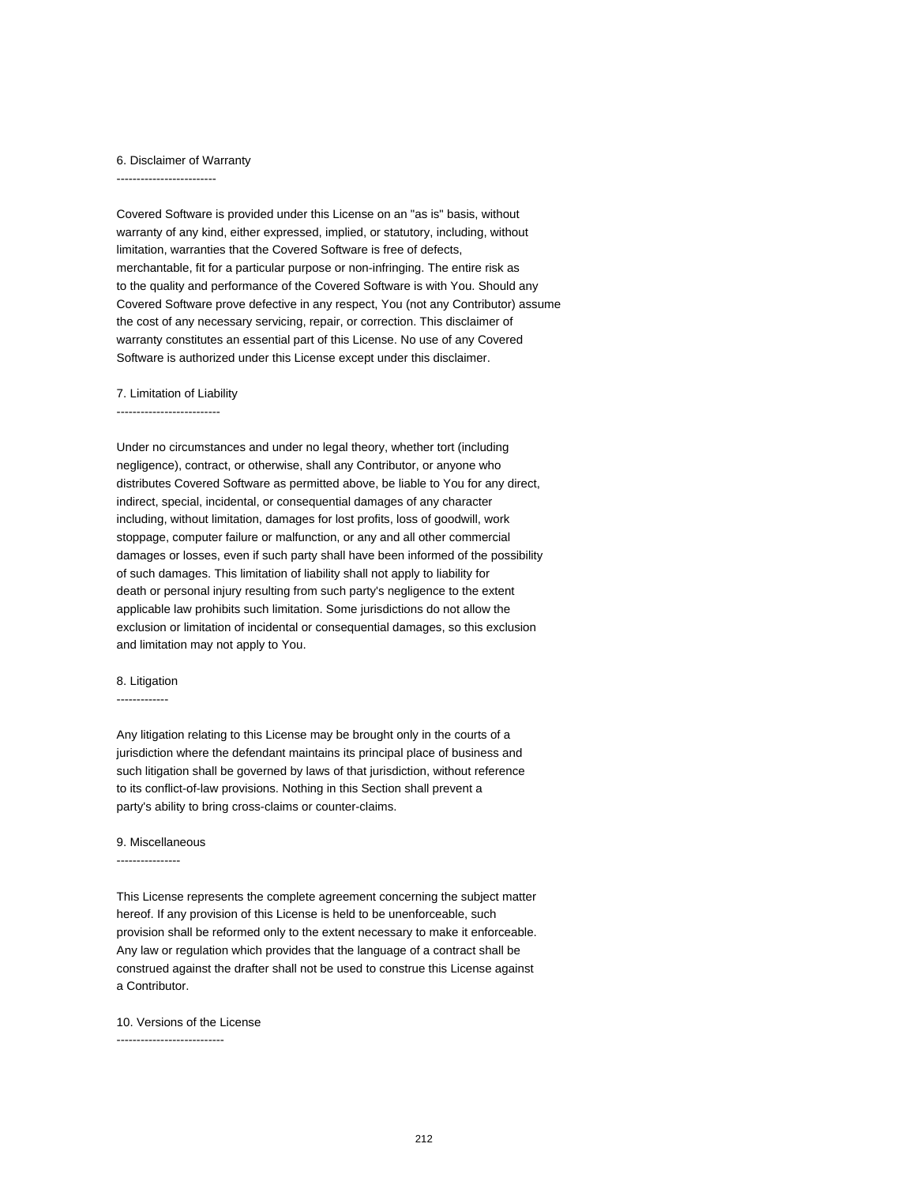## 6. Disclaimer of Warranty

Covered Software is provided under this License on an "as is" basis, without warranty of any kind, either expressed, implied, or statutory, including, without limitation, warranties that the Covered Software is free of defects, merchantable, fit for a particular purpose or non-infringing. The entire risk as to the quality and performance of the Covered Software is with You. Should any Covered Software prove defective in any respect, You (not any Contributor) assume the cost of any necessary servicing, repair, or correction. This disclaimer of warranty constitutes an essential part of this License. No use of any Covered Software is authorized under this License except under this disclaimer.

## 7. Limitation of Liability

Under no circumstances and under no legal theory, whether tort (including negligence), contract, or otherwise, shall any Contributor, or anyone who distributes Covered Software as permitted above, be liable to You for any direct, indirect, special, incidental, or consequential damages of any character including, without limitation, damages for lost profits, loss of goodwill, work stoppage, computer failure or malfunction, or any and all other commercial damages or losses, even if such party shall have been informed of the possibility of such damages. This limitation of liability shall not apply to liability for death or personal injury resulting from such party's negligence to the extent applicable law prohibits such limitation. Some jurisdictions do not allow the exclusion or limitation of incidental or consequential damages, so this exclusion and limitation may not apply to You.

## 8. Litigation

Any litigation relating to this License may be brought only in the courts of a jurisdiction where the defendant maintains its principal place of business and such litigation shall be governed by laws of that jurisdiction, without reference to its conflict-of-law provisions. Nothing in this Section shall prevent a party's ability to bring cross-claims or counter-claims.

## 9. Miscellaneous

This License represents the complete agreement concerning the subject matter hereof. If any provision of this License is held to be unenforceable, such provision shall be reformed only to the extent necessary to make it enforceable. Any law or regulation which provides that the language of a contract shall be construed against the drafter shall not be used to construe this License against a Contributor.

## 10. Versions of the License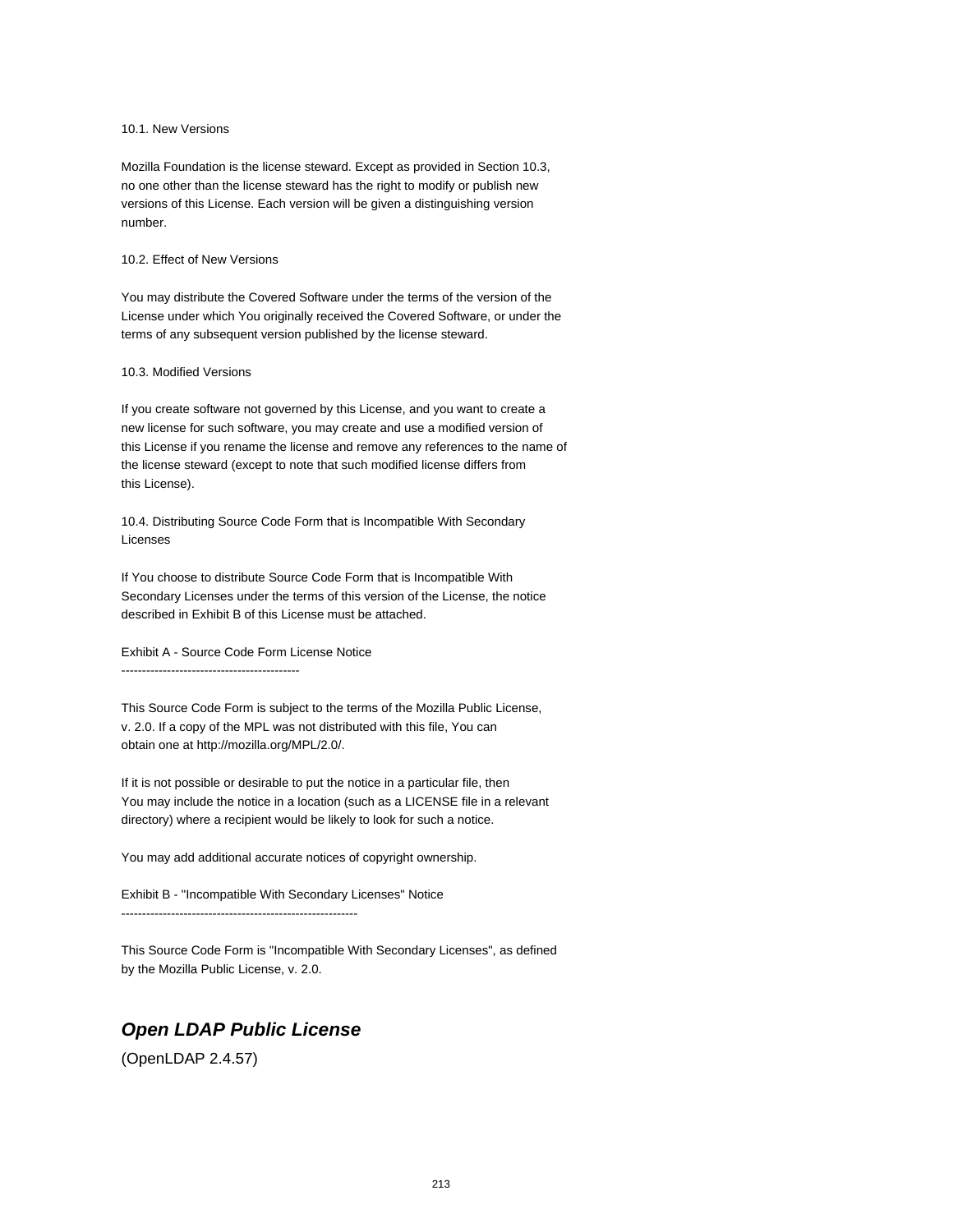10.1. New Versions

Mozilla Foundation is the license steward. Except as provided in Section 10.3, no one other than the license steward has the right to modify or publish new versions of this License. Each version will be given a distinguishing version number.

10.2. Effect of New Versions

You may distribute the Covered Software under the terms of the version of the License under which You originally received the Covered Software, or under the terms of any subsequent version published by the license steward.

10.3. Modified Versions

If you create software not governed by this License, and you want to create a new license for such software, you may create and use a modified version of this License if you rename the license and remove any references to the name of the license steward (except to note that such modified license differs from this License).

10.4. Distributing Source Code Form that is Incompatible With Secondary Licenses

If You choose to distribute Source Code Form that is Incompatible With Secondary Licenses under the terms of this version of the License, the notice described in Exhibit B of this License must be attached.

Exhibit A - Source Code Form License Notice
-------------------------------------------

This Source Code Form is subject to the terms of the Mozilla Public License, v. 2.0. If a copy of the MPL was not distributed with this file, You can obtain one at http://mozilla.org/MPL/2.0/.

If it is not possible or desirable to put the notice in a particular file, then You may include the notice in a location (such as a LICENSE file in a relevant directory) where a recipient would be likely to look for such a notice.

You may add additional accurate notices of copyright ownership.

Exhibit B - "Incompatible With Secondary Licenses" Notice
---------------------------------------------------------

This Source Code Form is "Incompatible With Secondary Licenses", as defined by the Mozilla Public License, v. 2.0.

## ***Open LDAP Public License***

(OpenLDAP 2.4.57)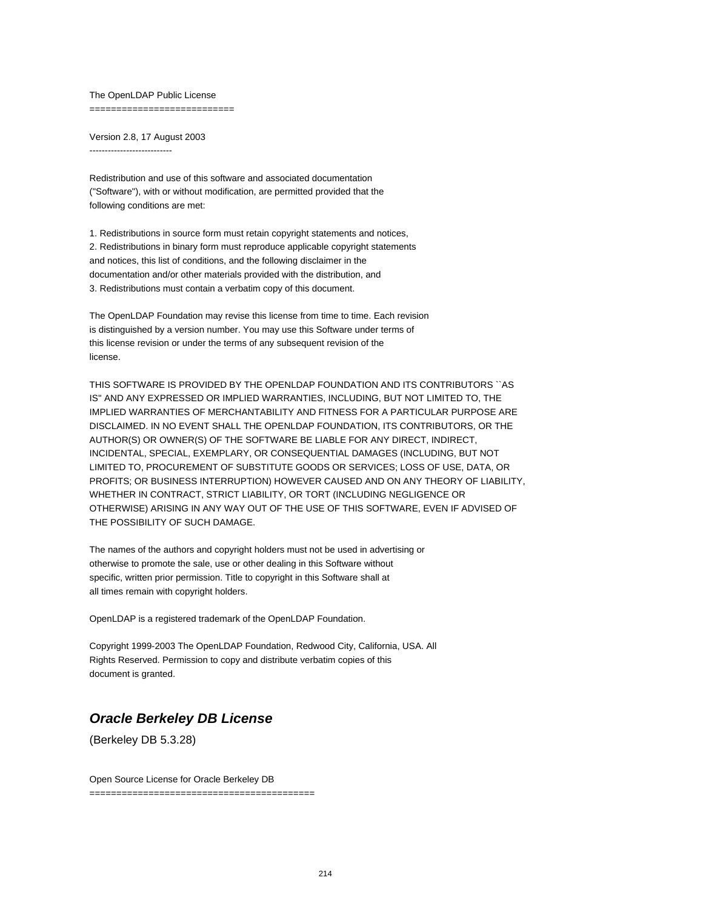The OpenLDAP Public License
==========================

Version 2.8, 17 August 2003
---------------------------

Redistribution and use of this software and associated documentation ("Software"), with or without modification, are permitted provided that the following conditions are met:

1. Redistributions in source form must retain copyright statements and notices,
2. Redistributions in binary form must reproduce applicable copyright statements and notices, this list of conditions, and the following disclaimer in the documentation and/or other materials provided with the distribution, and
3. Redistributions must contain a verbatim copy of this document.

The OpenLDAP Foundation may revise this license from time to time. Each revision is distinguished by a version number. You may use this Software under terms of this license revision or under the terms of any subsequent revision of the license.

THIS SOFTWARE IS PROVIDED BY THE OPENLDAP FOUNDATION AND ITS CONTRIBUTORS ``AS IS'' AND ANY EXPRESSED OR IMPLIED WARRANTIES, INCLUDING, BUT NOT LIMITED TO, THE IMPLIED WARRANTIES OF MERCHANTABILITY AND FITNESS FOR A PARTICULAR PURPOSE ARE DISCLAIMED. IN NO EVENT SHALL THE OPENLDAP FOUNDATION, ITS CONTRIBUTORS, OR THE AUTHOR(S) OR OWNER(S) OF THE SOFTWARE BE LIABLE FOR ANY DIRECT, INDIRECT, INCIDENTAL, SPECIAL, EXEMPLARY, OR CONSEQUENTIAL DAMAGES (INCLUDING, BUT NOT LIMITED TO, PROCUREMENT OF SUBSTITUTE GOODS OR SERVICES; LOSS OF USE, DATA, OR PROFITS; OR BUSINESS INTERRUPTION) HOWEVER CAUSED AND ON ANY THEORY OF LIABILITY, WHETHER IN CONTRACT, STRICT LIABILITY, OR TORT (INCLUDING NEGLIGENCE OR OTHERWISE) ARISING IN ANY WAY OUT OF THE USE OF THIS SOFTWARE, EVEN IF ADVISED OF THE POSSIBILITY OF SUCH DAMAGE.

The names of the authors and copyright holders must not be used in advertising or otherwise to promote the sale, use or other dealing in this Software without specific, written prior permission. Title to copyright in this Software shall at all times remain with copyright holders.

OpenLDAP is a registered trademark of the OpenLDAP Foundation.

Copyright 1999-2003 The OpenLDAP Foundation, Redwood City, California, USA. All Rights Reserved. Permission to copy and distribute verbatim copies of this document is granted.

## ***Oracle Berkeley DB License***

(Berkeley DB 5.3.28)

Open Source License for Oracle Berkeley DB
=========================================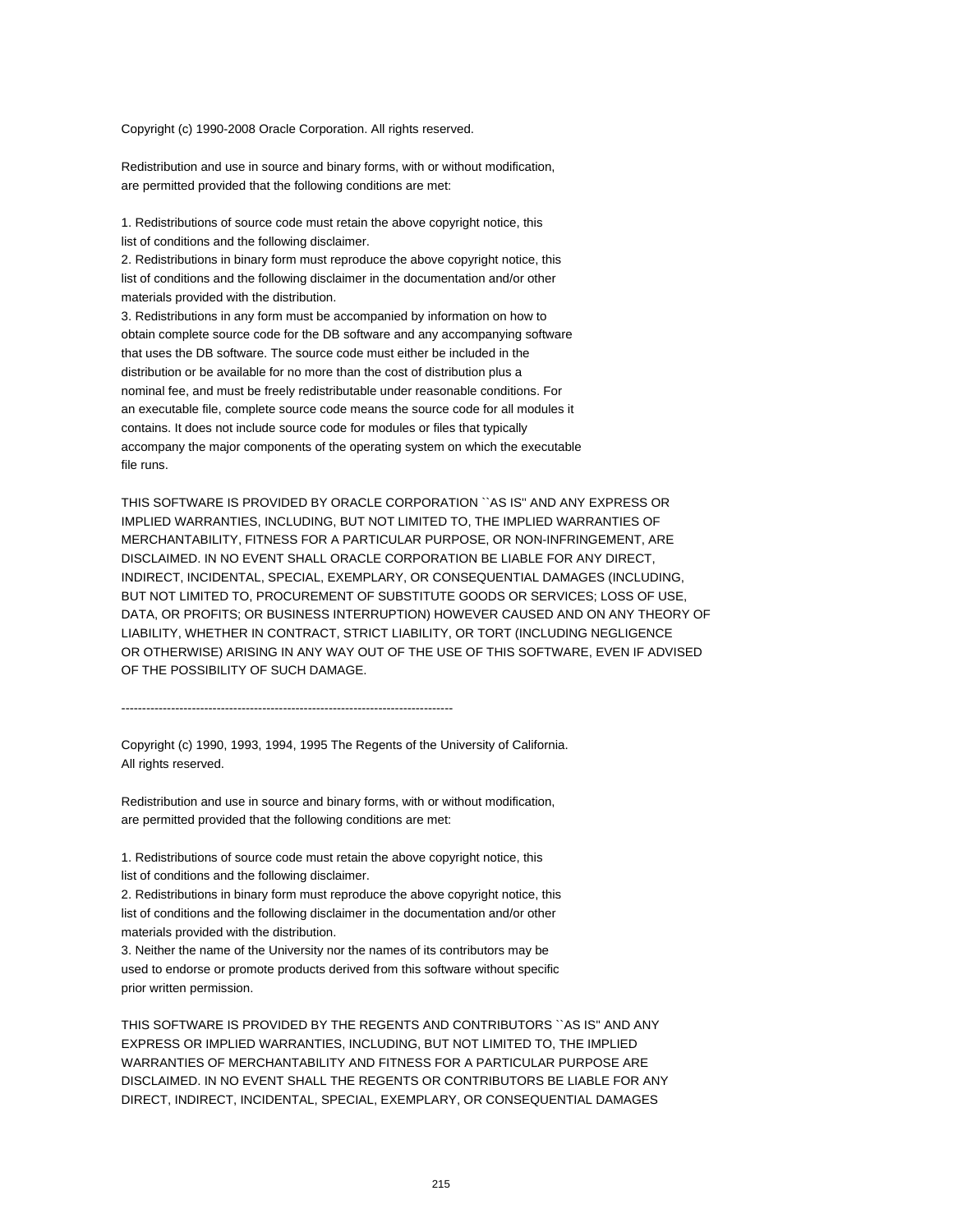Copyright (c) 1990-2008 Oracle Corporation. All rights reserved.

Redistribution and use in source and binary forms, with or without modification,
are permitted provided that the following conditions are met:

1. Redistributions of source code must retain the above copyright notice, this
list of conditions and the following disclaimer.
2. Redistributions in binary form must reproduce the above copyright notice, this
list of conditions and the following disclaimer in the documentation and/or other
materials provided with the distribution.
3. Redistributions in any form must be accompanied by information on how to
obtain complete source code for the DB software and any accompanying software
that uses the DB software. The source code must either be included in the
distribution or be available for no more than the cost of distribution plus a
nominal fee, and must be freely redistributable under reasonable conditions. For
an executable file, complete source code means the source code for all modules it
contains. It does not include source code for modules or files that typically
accompany the major components of the operating system on which the executable
file runs.

THIS SOFTWARE IS PROVIDED BY ORACLE CORPORATION ``AS IS'' AND ANY EXPRESS OR
IMPLIED WARRANTIES, INCLUDING, BUT NOT LIMITED TO, THE IMPLIED WARRANTIES OF
MERCHANTABILITY, FITNESS FOR A PARTICULAR PURPOSE, OR NON-INFRINGEMENT, ARE
DISCLAIMED. IN NO EVENT SHALL ORACLE CORPORATION BE LIABLE FOR ANY DIRECT,
INDIRECT, INCIDENTAL, SPECIAL, EXEMPLARY, OR CONSEQUENTIAL DAMAGES (INCLUDING,
BUT NOT LIMITED TO, PROCUREMENT OF SUBSTITUTE GOODS OR SERVICES; LOSS OF USE,
DATA, OR PROFITS; OR BUSINESS INTERRUPTION) HOWEVER CAUSED AND ON ANY THEORY OF
LIABILITY, WHETHER IN CONTRACT, STRICT LIABILITY, OR TORT (INCLUDING NEGLIGENCE
OR OTHERWISE) ARISING IN ANY WAY OUT OF THE USE OF THIS SOFTWARE, EVEN IF ADVISED
OF THE POSSIBILITY OF SUCH DAMAGE.

--------------------------------------------------------------------------------

Copyright (c) 1990, 1993, 1994, 1995 The Regents of the University of California.
All rights reserved.

Redistribution and use in source and binary forms, with or without modification,
are permitted provided that the following conditions are met:

1. Redistributions of source code must retain the above copyright notice, this
list of conditions and the following disclaimer.
2. Redistributions in binary form must reproduce the above copyright notice, this
list of conditions and the following disclaimer in the documentation and/or other
materials provided with the distribution.
3. Neither the name of the University nor the names of its contributors may be
used to endorse or promote products derived from this software without specific
prior written permission.

THIS SOFTWARE IS PROVIDED BY THE REGENTS AND CONTRIBUTORS ``AS IS'' AND ANY
EXPRESS OR IMPLIED WARRANTIES, INCLUDING, BUT NOT LIMITED TO, THE IMPLIED
WARRANTIES OF MERCHANTABILITY AND FITNESS FOR A PARTICULAR PURPOSE ARE
DISCLAIMED. IN NO EVENT SHALL THE REGENTS OR CONTRIBUTORS BE LIABLE FOR ANY
DIRECT, INDIRECT, INCIDENTAL, SPECIAL, EXEMPLARY, OR CONSEQUENTIAL DAMAGES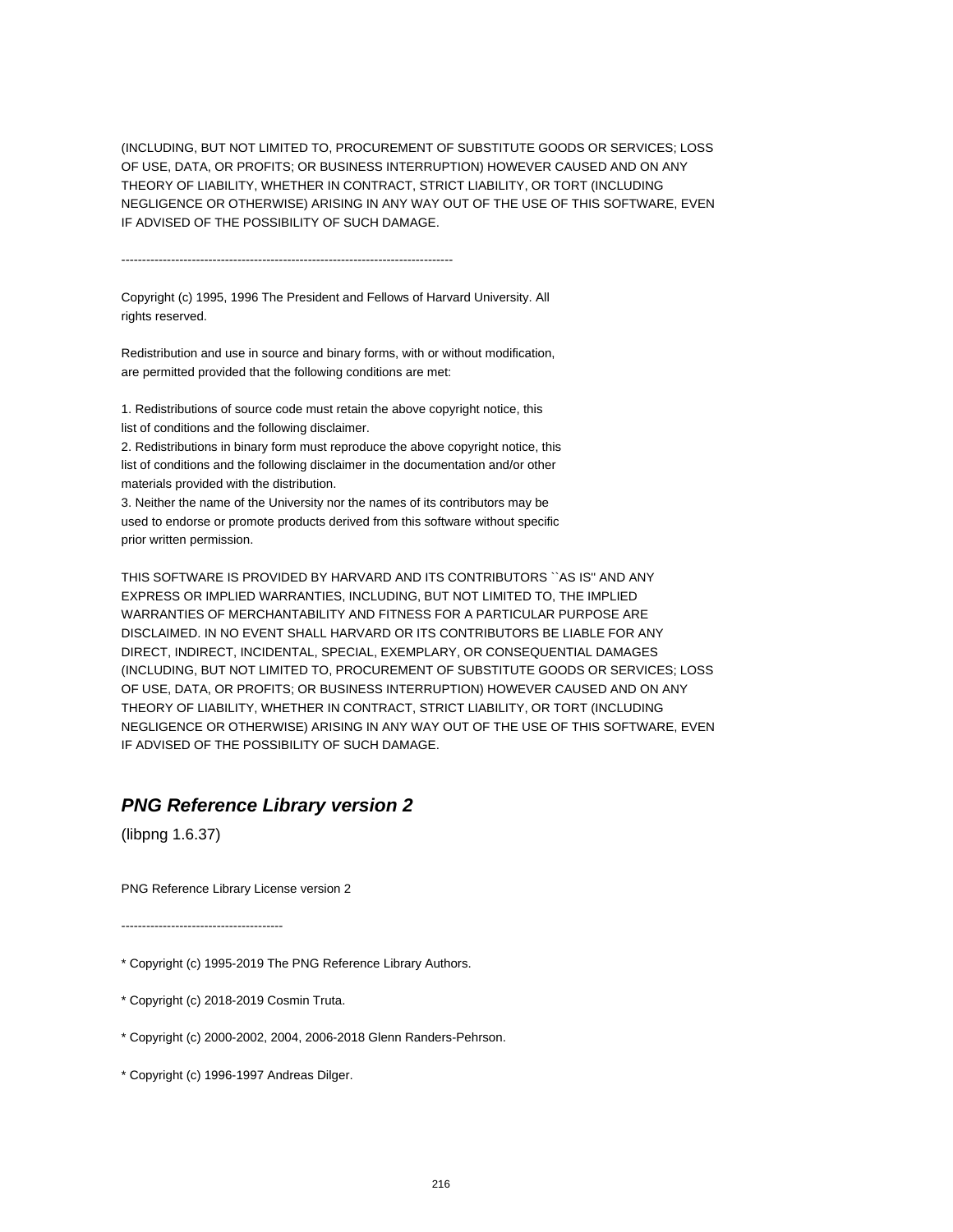(INCLUDING, BUT NOT LIMITED TO, PROCUREMENT OF SUBSTITUTE GOODS OR SERVICES; LOSS OF USE, DATA, OR PROFITS; OR BUSINESS INTERRUPTION) HOWEVER CAUSED AND ON ANY THEORY OF LIABILITY, WHETHER IN CONTRACT, STRICT LIABILITY, OR TORT (INCLUDING NEGLIGENCE OR OTHERWISE) ARISING IN ANY WAY OUT OF THE USE OF THIS SOFTWARE, EVEN IF ADVISED OF THE POSSIBILITY OF SUCH DAMAGE.

--------------------------------------------------------------------------------

Copyright (c) 1995, 1996 The President and Fellows of Harvard University. All rights reserved.

Redistribution and use in source and binary forms, with or without modification, are permitted provided that the following conditions are met:

1. Redistributions of source code must retain the above copyright notice, this list of conditions and the following disclaimer.
2. Redistributions in binary form must reproduce the above copyright notice, this list of conditions and the following disclaimer in the documentation and/or other materials provided with the distribution.
3. Neither the name of the University nor the names of its contributors may be used to endorse or promote products derived from this software without specific prior written permission.

THIS SOFTWARE IS PROVIDED BY HARVARD AND ITS CONTRIBUTORS ``AS IS'' AND ANY EXPRESS OR IMPLIED WARRANTIES, INCLUDING, BUT NOT LIMITED TO, THE IMPLIED WARRANTIES OF MERCHANTABILITY AND FITNESS FOR A PARTICULAR PURPOSE ARE DISCLAIMED. IN NO EVENT SHALL HARVARD OR ITS CONTRIBUTORS BE LIABLE FOR ANY DIRECT, INDIRECT, INCIDENTAL, SPECIAL, EXEMPLARY, OR CONSEQUENTIAL DAMAGES (INCLUDING, BUT NOT LIMITED TO, PROCUREMENT OF SUBSTITUTE GOODS OR SERVICES; LOSS OF USE, DATA, OR PROFITS; OR BUSINESS INTERRUPTION) HOWEVER CAUSED AND ON ANY THEORY OF LIABILITY, WHETHER IN CONTRACT, STRICT LIABILITY, OR TORT (INCLUDING NEGLIGENCE OR OTHERWISE) ARISING IN ANY WAY OUT OF THE USE OF THIS SOFTWARE, EVEN IF ADVISED OF THE POSSIBILITY OF SUCH DAMAGE.

## ***PNG Reference Library version 2***

(libpng 1.6.37)

PNG Reference Library License version 2

---------------------------------------

* Copyright (c) 1995-2019 The PNG Reference Library Authors.

* Copyright (c) 2018-2019 Cosmin Truta.

* Copyright (c) 2000-2002, 2004, 2006-2018 Glenn Randers-Pehrson.

* Copyright (c) 1996-1997 Andreas Dilger.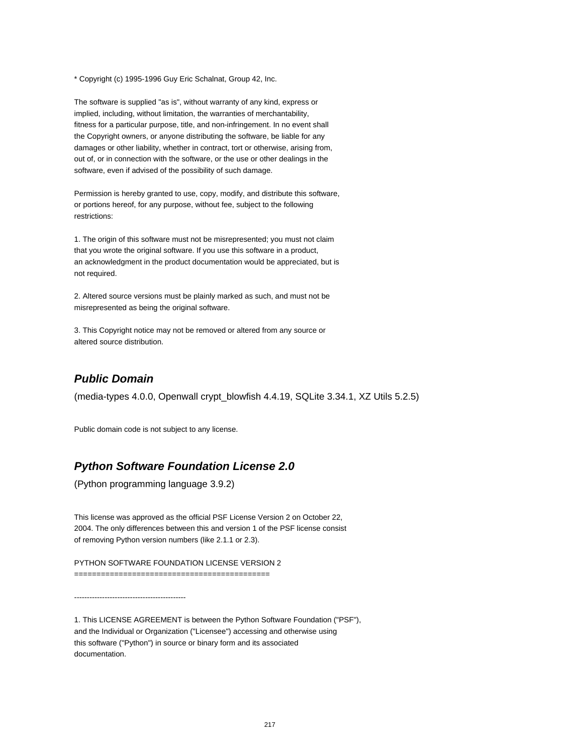* Copyright (c) 1995-1996 Guy Eric Schalnat, Group 42, Inc.

The software is supplied "as is", without warranty of any kind, express or implied, including, without limitation, the warranties of merchantability, fitness for a particular purpose, title, and non-infringement. In no event shall the Copyright owners, or anyone distributing the software, be liable for any damages or other liability, whether in contract, tort or otherwise, arising from, out of, or in connection with the software, or the use or other dealings in the software, even if advised of the possibility of such damage.

Permission is hereby granted to use, copy, modify, and distribute this software, or portions hereof, for any purpose, without fee, subject to the following restrictions:

1. The origin of this software must not be misrepresented; you must not claim that you wrote the original software. If you use this software in a product, an acknowledgment in the product documentation would be appreciated, but is not required.

2. Altered source versions must be plainly marked as such, and must not be misrepresented as being the original software.

3. This Copyright notice may not be removed or altered from any source or altered source distribution.

## ***Public Domain***

(media-types 4.0.0, Openwall crypt_blowfish 4.4.19, SQLite 3.34.1, XZ Utils 5.2.5)

Public domain code is not subject to any license.

## ***Python Software Foundation License 2.0***

(Python programming language 3.9.2)

This license was approved as the official PSF License Version 2 on October 22, 2004. The only differences between this and version 1 of the PSF license consist of removing Python version numbers (like 2.1.1 or 2.3).

PYTHON SOFTWARE FOUNDATION LICENSE VERSION 2
============================================

--------------------------------------------

1. This LICENSE AGREEMENT is between the Python Software Foundation ("PSF"), and the Individual or Organization ("Licensee") accessing and otherwise using this software ("Python") in source or binary form and its associated documentation.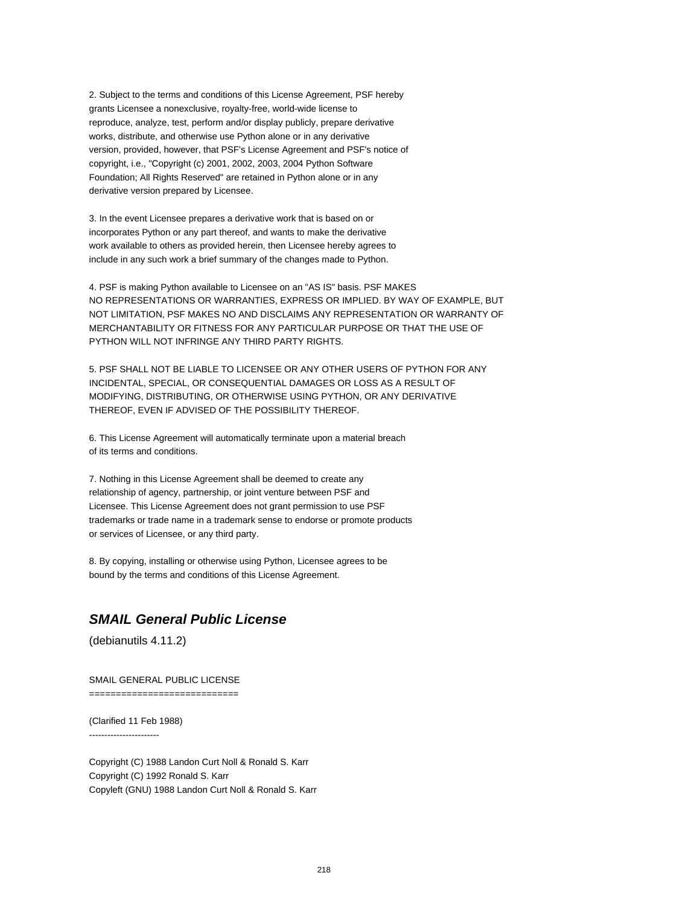2. Subject to the terms and conditions of this License Agreement, PSF hereby grants Licensee a nonexclusive, royalty-free, world-wide license to reproduce, analyze, test, perform and/or display publicly, prepare derivative works, distribute, and otherwise use Python alone or in any derivative version, provided, however, that PSF's License Agreement and PSF's notice of copyright, i.e., "Copyright (c) 2001, 2002, 2003, 2004 Python Software Foundation; All Rights Reserved" are retained in Python alone or in any derivative version prepared by Licensee.

3. In the event Licensee prepares a derivative work that is based on or incorporates Python or any part thereof, and wants to make the derivative work available to others as provided herein, then Licensee hereby agrees to include in any such work a brief summary of the changes made to Python.

4. PSF is making Python available to Licensee on an "AS IS" basis. PSF MAKES NO REPRESENTATIONS OR WARRANTIES, EXPRESS OR IMPLIED. BY WAY OF EXAMPLE, BUT NOT LIMITATION, PSF MAKES NO AND DISCLAIMS ANY REPRESENTATION OR WARRANTY OF MERCHANTABILITY OR FITNESS FOR ANY PARTICULAR PURPOSE OR THAT THE USE OF PYTHON WILL NOT INFRINGE ANY THIRD PARTY RIGHTS.

5. PSF SHALL NOT BE LIABLE TO LICENSEE OR ANY OTHER USERS OF PYTHON FOR ANY INCIDENTAL, SPECIAL, OR CONSEQUENTIAL DAMAGES OR LOSS AS A RESULT OF MODIFYING, DISTRIBUTING, OR OTHERWISE USING PYTHON, OR ANY DERIVATIVE THEREOF, EVEN IF ADVISED OF THE POSSIBILITY THEREOF.

6. This License Agreement will automatically terminate upon a material breach of its terms and conditions.

7. Nothing in this License Agreement shall be deemed to create any relationship of agency, partnership, or joint venture between PSF and Licensee. This License Agreement does not grant permission to use PSF trademarks or trade name in a trademark sense to endorse or promote products or services of Licensee, or any third party.

8. By copying, installing or otherwise using Python, Licensee agrees to be bound by the terms and conditions of this License Agreement.

## ***SMAIL General Public License***

(debianutils 4.11.2)

SMAIL GENERAL PUBLIC LICENSE
===========================

(Clarified 11 Feb 1988)
-----------------------

Copyright (C) 1988 Landon Curt Noll & Ronald S. Karr
Copyright (C) 1992 Ronald S. Karr
Copyleft (GNU) 1988 Landon Curt Noll & Ronald S. Karr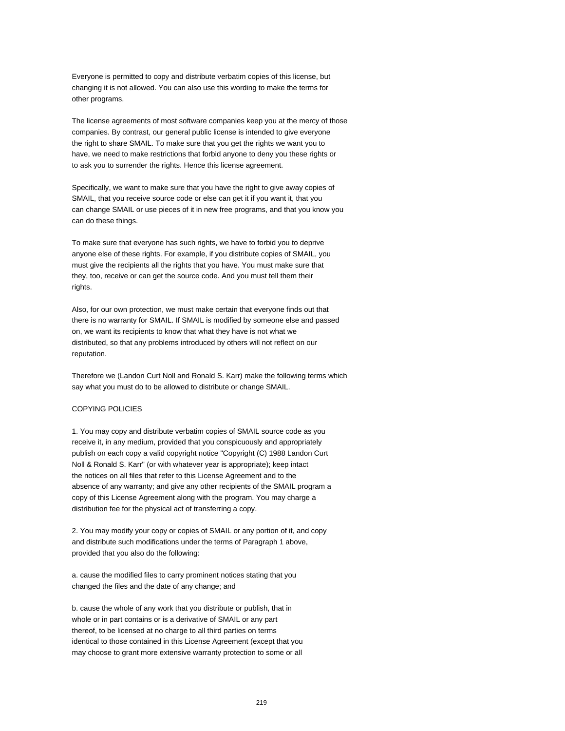Everyone is permitted to copy and distribute verbatim copies of this license, but changing it is not allowed. You can also use this wording to make the terms for other programs.

The license agreements of most software companies keep you at the mercy of those companies. By contrast, our general public license is intended to give everyone the right to share SMAIL. To make sure that you get the rights we want you to have, we need to make restrictions that forbid anyone to deny you these rights or to ask you to surrender the rights. Hence this license agreement.

Specifically, we want to make sure that you have the right to give away copies of SMAIL, that you receive source code or else can get it if you want it, that you can change SMAIL or use pieces of it in new free programs, and that you know you can do these things.

To make sure that everyone has such rights, we have to forbid you to deprive anyone else of these rights. For example, if you distribute copies of SMAIL, you must give the recipients all the rights that you have. You must make sure that they, too, receive or can get the source code. And you must tell them their rights.

Also, for our own protection, we must make certain that everyone finds out that there is no warranty for SMAIL. If SMAIL is modified by someone else and passed on, we want its recipients to know that what they have is not what we distributed, so that any problems introduced by others will not reflect on our reputation.

Therefore we (Landon Curt Noll and Ronald S. Karr) make the following terms which say what you must do to be allowed to distribute or change SMAIL.

COPYING POLICIES

1. You may copy and distribute verbatim copies of SMAIL source code as you receive it, in any medium, provided that you conspicuously and appropriately publish on each copy a valid copyright notice "Copyright (C) 1988 Landon Curt Noll & Ronald S. Karr" (or with whatever year is appropriate); keep intact the notices on all files that refer to this License Agreement and to the absence of any warranty; and give any other recipients of the SMAIL program a copy of this License Agreement along with the program. You may charge a distribution fee for the physical act of transferring a copy.

2. You may modify your copy or copies of SMAIL or any portion of it, and copy and distribute such modifications under the terms of Paragraph 1 above, provided that you also do the following:

a. cause the modified files to carry prominent notices stating that you changed the files and the date of any change; and

b. cause the whole of any work that you distribute or publish, that in whole or in part contains or is a derivative of SMAIL or any part thereof, to be licensed at no charge to all third parties on terms identical to those contained in this License Agreement (except that you may choose to grant more extensive warranty protection to some or all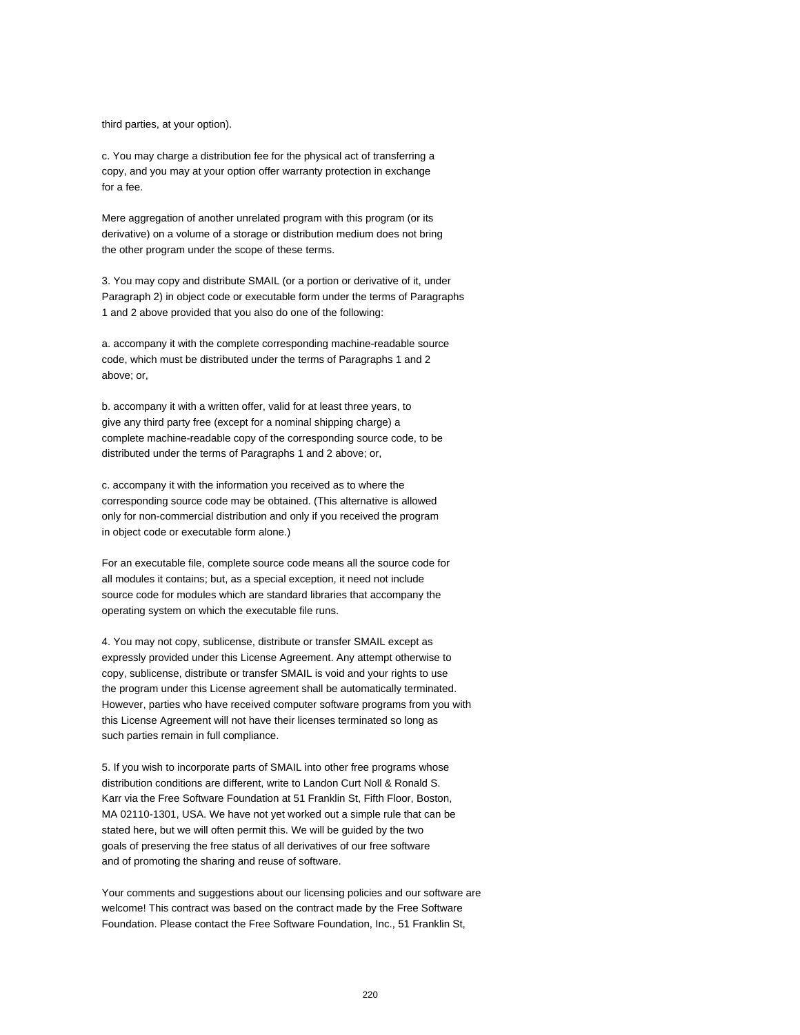third parties, at your option).

c. You may charge a distribution fee for the physical act of transferring a copy, and you may at your option offer warranty protection in exchange for a fee.

Mere aggregation of another unrelated program with this program (or its derivative) on a volume of a storage or distribution medium does not bring the other program under the scope of these terms.

3. You may copy and distribute SMAIL (or a portion or derivative of it, under Paragraph 2) in object code or executable form under the terms of Paragraphs 1 and 2 above provided that you also do one of the following:

a. accompany it with the complete corresponding machine-readable source code, which must be distributed under the terms of Paragraphs 1 and 2 above; or,

b. accompany it with a written offer, valid for at least three years, to give any third party free (except for a nominal shipping charge) a complete machine-readable copy of the corresponding source code, to be distributed under the terms of Paragraphs 1 and 2 above; or,

c. accompany it with the information you received as to where the corresponding source code may be obtained. (This alternative is allowed only for non-commercial distribution and only if you received the program in object code or executable form alone.)

For an executable file, complete source code means all the source code for all modules it contains; but, as a special exception, it need not include source code for modules which are standard libraries that accompany the operating system on which the executable file runs.

4. You may not copy, sublicense, distribute or transfer SMAIL except as expressly provided under this License Agreement. Any attempt otherwise to copy, sublicense, distribute or transfer SMAIL is void and your rights to use the program under this License agreement shall be automatically terminated. However, parties who have received computer software programs from you with this License Agreement will not have their licenses terminated so long as such parties remain in full compliance.

5. If you wish to incorporate parts of SMAIL into other free programs whose distribution conditions are different, write to Landon Curt Noll & Ronald S. Karr via the Free Software Foundation at 51 Franklin St, Fifth Floor, Boston, MA 02110-1301, USA. We have not yet worked out a simple rule that can be stated here, but we will often permit this. We will be guided by the two goals of preserving the free status of all derivatives of our free software and of promoting the sharing and reuse of software.

Your comments and suggestions about our licensing policies and our software are welcome! This contract was based on the contract made by the Free Software Foundation. Please contact the Free Software Foundation, Inc., 51 Franklin St,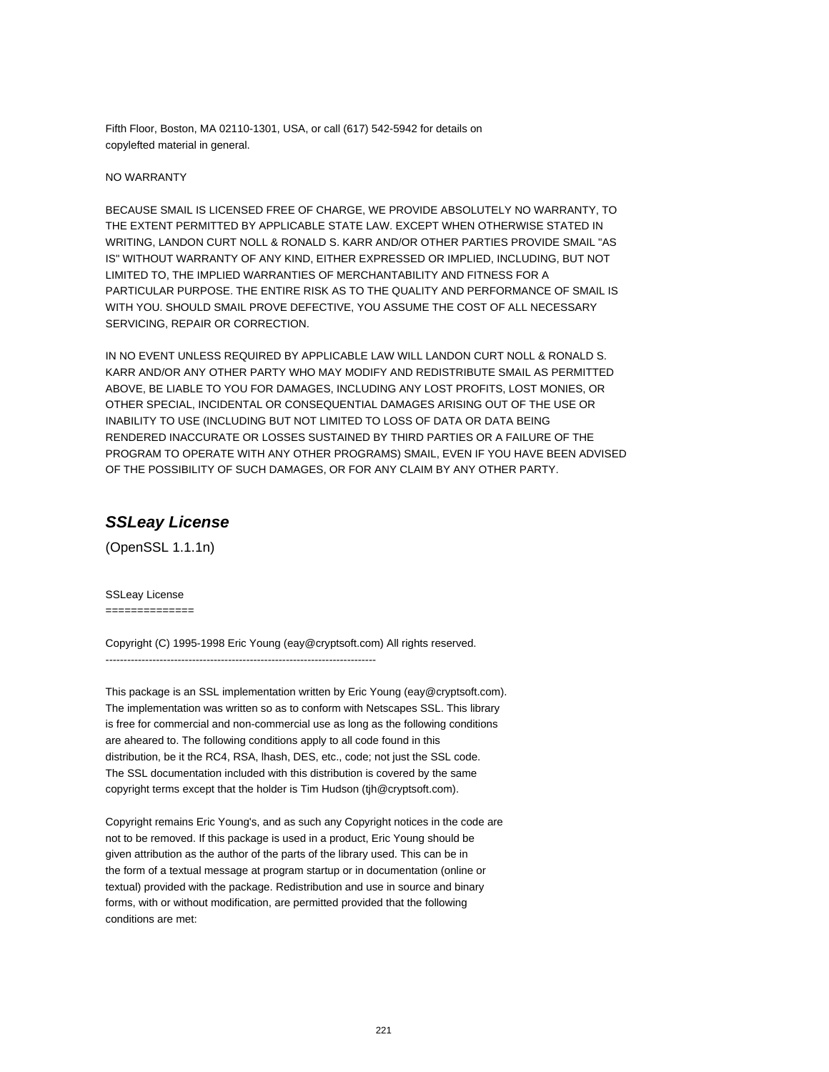Fifth Floor, Boston, MA 02110-1301, USA, or call (617) 542-5942 for details on
copylefted material in general.

NO WARRANTY

BECAUSE SMAIL IS LICENSED FREE OF CHARGE, WE PROVIDE ABSOLUTELY NO WARRANTY, TO THE EXTENT PERMITTED BY APPLICABLE STATE LAW. EXCEPT WHEN OTHERWISE STATED IN WRITING, LANDON CURT NOLL & RONALD S. KARR AND/OR OTHER PARTIES PROVIDE SMAIL "AS IS" WITHOUT WARRANTY OF ANY KIND, EITHER EXPRESSED OR IMPLIED, INCLUDING, BUT NOT LIMITED TO, THE IMPLIED WARRANTIES OF MERCHANTABILITY AND FITNESS FOR A PARTICULAR PURPOSE. THE ENTIRE RISK AS TO THE QUALITY AND PERFORMANCE OF SMAIL IS WITH YOU. SHOULD SMAIL PROVE DEFECTIVE, YOU ASSUME THE COST OF ALL NECESSARY SERVICING, REPAIR OR CORRECTION.

IN NO EVENT UNLESS REQUIRED BY APPLICABLE LAW WILL LANDON CURT NOLL & RONALD S. KARR AND/OR ANY OTHER PARTY WHO MAY MODIFY AND REDISTRIBUTE SMAIL AS PERMITTED ABOVE, BE LIABLE TO YOU FOR DAMAGES, INCLUDING ANY LOST PROFITS, LOST MONIES, OR OTHER SPECIAL, INCIDENTAL OR CONSEQUENTIAL DAMAGES ARISING OUT OF THE USE OR INABILITY TO USE (INCLUDING BUT NOT LIMITED TO LOSS OF DATA OR DATA BEING RENDERED INACCURATE OR LOSSES SUSTAINED BY THIRD PARTIES OR A FAILURE OF THE PROGRAM TO OPERATE WITH ANY OTHER PROGRAMS) SMAIL, EVEN IF YOU HAVE BEEN ADVISED OF THE POSSIBILITY OF SUCH DAMAGES, OR FOR ANY CLAIM BY ANY OTHER PARTY.

## ***SSLeay License***

(OpenSSL 1.1.1n)

SSLeay License
==============

Copyright (C) 1995-1998 Eric Young (eay@cryptsoft.com) All rights reserved.
---------------------------------------------------------------------------

This package is an SSL implementation written by Eric Young (eay@cryptsoft.com). The implementation was written so as to conform with Netscapes SSL. This library is free for commercial and non-commercial use as long as the following conditions are aheared to. The following conditions apply to all code found in this distribution, be it the RC4, RSA, lhash, DES, etc., code; not just the SSL code. The SSL documentation included with this distribution is covered by the same copyright terms except that the holder is Tim Hudson (tjh@cryptsoft.com).

Copyright remains Eric Young's, and as such any Copyright notices in the code are not to be removed. If this package is used in a product, Eric Young should be given attribution as the author of the parts of the library used. This can be in the form of a textual message at program startup or in documentation (online or textual) provided with the package. Redistribution and use in source and binary forms, with or without modification, are permitted provided that the following conditions are met: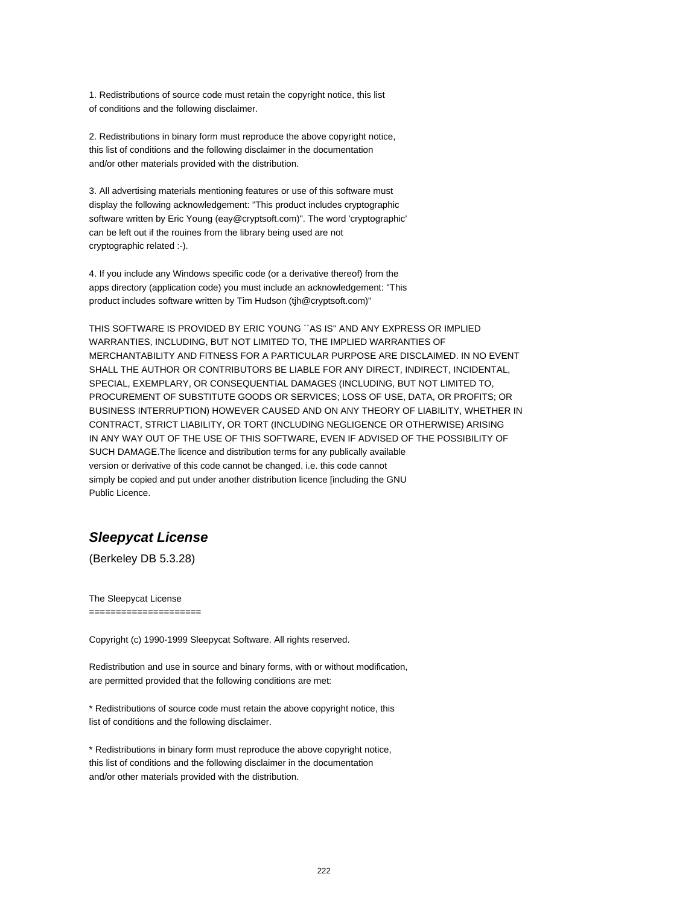1. Redistributions of source code must retain the copyright notice, this list of conditions and the following disclaimer.

2. Redistributions in binary form must reproduce the above copyright notice, this list of conditions and the following disclaimer in the documentation and/or other materials provided with the distribution.

3. All advertising materials mentioning features or use of this software must display the following acknowledgement: "This product includes cryptographic software written by Eric Young (eay@cryptsoft.com)". The word 'cryptographic' can be left out if the rouines from the library being used are not cryptographic related :-).

4. If you include any Windows specific code (or a derivative thereof) from the apps directory (application code) you must include an acknowledgement: "This product includes software written by Tim Hudson (tjh@cryptsoft.com)"

THIS SOFTWARE IS PROVIDED BY ERIC YOUNG ``AS IS'' AND ANY EXPRESS OR IMPLIED WARRANTIES, INCLUDING, BUT NOT LIMITED TO, THE IMPLIED WARRANTIES OF MERCHANTABILITY AND FITNESS FOR A PARTICULAR PURPOSE ARE DISCLAIMED. IN NO EVENT SHALL THE AUTHOR OR CONTRIBUTORS BE LIABLE FOR ANY DIRECT, INDIRECT, INCIDENTAL, SPECIAL, EXEMPLARY, OR CONSEQUENTIAL DAMAGES (INCLUDING, BUT NOT LIMITED TO, PROCUREMENT OF SUBSTITUTE GOODS OR SERVICES; LOSS OF USE, DATA, OR PROFITS; OR BUSINESS INTERRUPTION) HOWEVER CAUSED AND ON ANY THEORY OF LIABILITY, WHETHER IN CONTRACT, STRICT LIABILITY, OR TORT (INCLUDING NEGLIGENCE OR OTHERWISE) ARISING IN ANY WAY OUT OF THE USE OF THIS SOFTWARE, EVEN IF ADVISED OF THE POSSIBILITY OF SUCH DAMAGE.The licence and distribution terms for any publically available version or derivative of this code cannot be changed. i.e. this code cannot simply be copied and put under another distribution licence [including the GNU Public Licence.

## ***Sleepycat License***

(Berkeley DB 5.3.28)

The Sleepycat License
=====================

Copyright (c) 1990-1999 Sleepycat Software. All rights reserved.

Redistribution and use in source and binary forms, with or without modification, are permitted provided that the following conditions are met:

* Redistributions of source code must retain the above copyright notice, this list of conditions and the following disclaimer.

* Redistributions in binary form must reproduce the above copyright notice, this list of conditions and the following disclaimer in the documentation and/or other materials provided with the distribution.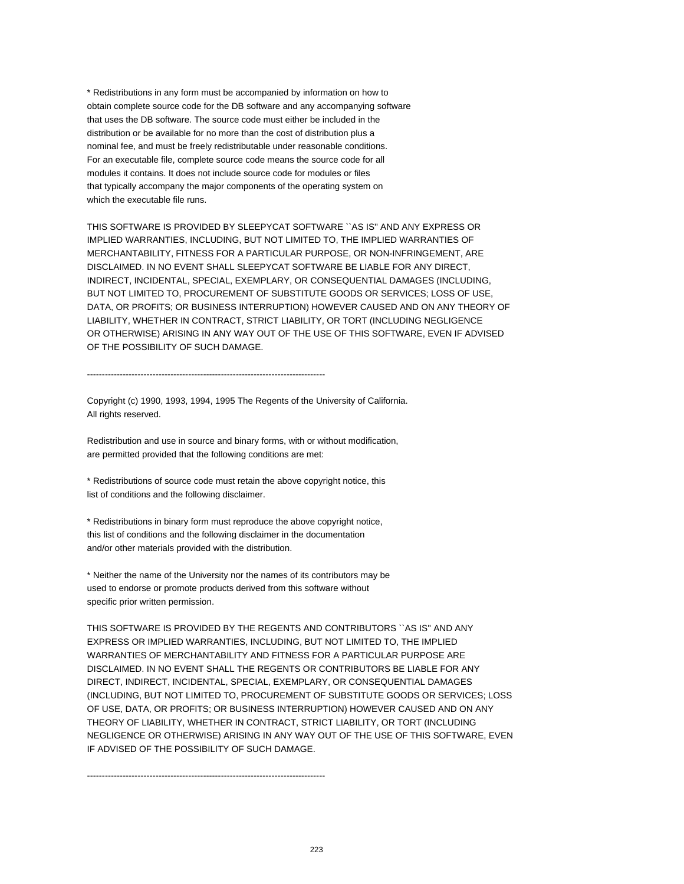* Redistributions in any form must be accompanied by information on how to
obtain complete source code for the DB software and any accompanying software
that uses the DB software. The source code must either be included in the
distribution or be available for no more than the cost of distribution plus a
nominal fee, and must be freely redistributable under reasonable conditions.
For an executable file, complete source code means the source code for all
modules it contains. It does not include source code for modules or files
that typically accompany the major components of the operating system on
which the executable file runs.

THIS SOFTWARE IS PROVIDED BY SLEEPYCAT SOFTWARE ``AS IS'' AND ANY EXPRESS OR
IMPLIED WARRANTIES, INCLUDING, BUT NOT LIMITED TO, THE IMPLIED WARRANTIES OF
MERCHANTABILITY, FITNESS FOR A PARTICULAR PURPOSE, OR NON-INFRINGEMENT, ARE
DISCLAIMED. IN NO EVENT SHALL SLEEPYCAT SOFTWARE BE LIABLE FOR ANY DIRECT,
INDIRECT, INCIDENTAL, SPECIAL, EXEMPLARY, OR CONSEQUENTIAL DAMAGES (INCLUDING,
BUT NOT LIMITED TO, PROCUREMENT OF SUBSTITUTE GOODS OR SERVICES; LOSS OF USE,
DATA, OR PROFITS; OR BUSINESS INTERRUPTION) HOWEVER CAUSED AND ON ANY THEORY OF
LIABILITY, WHETHER IN CONTRACT, STRICT LIABILITY, OR TORT (INCLUDING NEGLIGENCE
OR OTHERWISE) ARISING IN ANY WAY OUT OF THE USE OF THIS SOFTWARE, EVEN IF ADVISED
OF THE POSSIBILITY OF SUCH DAMAGE.

--------------------------------------------------------------------------------

Copyright (c) 1990, 1993, 1994, 1995 The Regents of the University of California.
All rights reserved.

Redistribution and use in source and binary forms, with or without modification,
are permitted provided that the following conditions are met:

* Redistributions of source code must retain the above copyright notice, this
list of conditions and the following disclaimer.

* Redistributions in binary form must reproduce the above copyright notice,
this list of conditions and the following disclaimer in the documentation
and/or other materials provided with the distribution.

* Neither the name of the University nor the names of its contributors may be
used to endorse or promote products derived from this software without
specific prior written permission.

THIS SOFTWARE IS PROVIDED BY THE REGENTS AND CONTRIBUTORS ``AS IS'' AND ANY
EXPRESS OR IMPLIED WARRANTIES, INCLUDING, BUT NOT LIMITED TO, THE IMPLIED
WARRANTIES OF MERCHANTABILITY AND FITNESS FOR A PARTICULAR PURPOSE ARE
DISCLAIMED. IN NO EVENT SHALL THE REGENTS OR CONTRIBUTORS BE LIABLE FOR ANY
DIRECT, INDIRECT, INCIDENTAL, SPECIAL, EXEMPLARY, OR CONSEQUENTIAL DAMAGES
(INCLUDING, BUT NOT LIMITED TO, PROCUREMENT OF SUBSTITUTE GOODS OR SERVICES; LOSS
OF USE, DATA, OR PROFITS; OR BUSINESS INTERRUPTION) HOWEVER CAUSED AND ON ANY
THEORY OF LIABILITY, WHETHER IN CONTRACT, STRICT LIABILITY, OR TORT (INCLUDING
NEGLIGENCE OR OTHERWISE) ARISING IN ANY WAY OUT OF THE USE OF THIS SOFTWARE, EVEN
IF ADVISED OF THE POSSIBILITY OF SUCH DAMAGE.

--------------------------------------------------------------------------------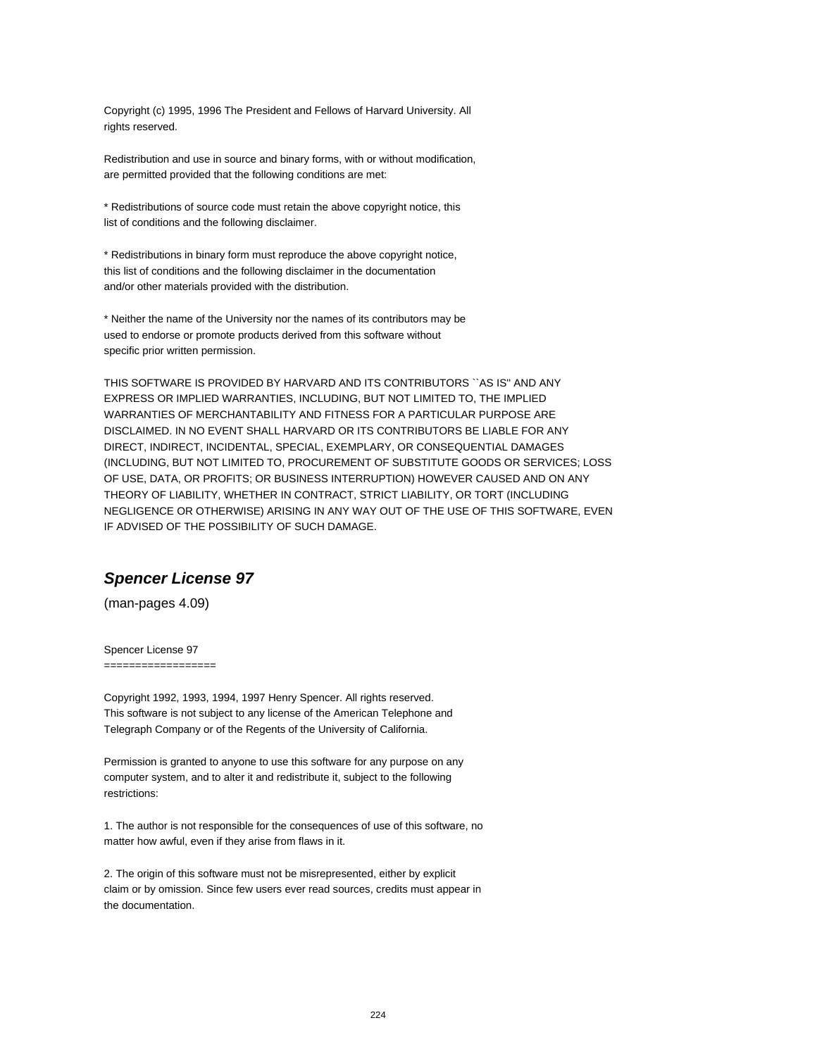Copyright (c) 1995, 1996 The President and Fellows of Harvard University. All rights reserved.

Redistribution and use in source and binary forms, with or without modification, are permitted provided that the following conditions are met:

* Redistributions of source code must retain the above copyright notice, this list of conditions and the following disclaimer.

* Redistributions in binary form must reproduce the above copyright notice, this list of conditions and the following disclaimer in the documentation and/or other materials provided with the distribution.

* Neither the name of the University nor the names of its contributors may be used to endorse or promote products derived from this software without specific prior written permission.

THIS SOFTWARE IS PROVIDED BY HARVARD AND ITS CONTRIBUTORS ``AS IS'' AND ANY EXPRESS OR IMPLIED WARRANTIES, INCLUDING, BUT NOT LIMITED TO, THE IMPLIED WARRANTIES OF MERCHANTABILITY AND FITNESS FOR A PARTICULAR PURPOSE ARE DISCLAIMED. IN NO EVENT SHALL HARVARD OR ITS CONTRIBUTORS BE LIABLE FOR ANY DIRECT, INDIRECT, INCIDENTAL, SPECIAL, EXEMPLARY, OR CONSEQUENTIAL DAMAGES (INCLUDING, BUT NOT LIMITED TO, PROCUREMENT OF SUBSTITUTE GOODS OR SERVICES; LOSS OF USE, DATA, OR PROFITS; OR BUSINESS INTERRUPTION) HOWEVER CAUSED AND ON ANY THEORY OF LIABILITY, WHETHER IN CONTRACT, STRICT LIABILITY, OR TORT (INCLUDING NEGLIGENCE OR OTHERWISE) ARISING IN ANY WAY OUT OF THE USE OF THIS SOFTWARE, EVEN IF ADVISED OF THE POSSIBILITY OF SUCH DAMAGE.

## *Spencer License 97*

(man-pages 4.09)

Spencer License 97
==================

Copyright 1992, 1993, 1994, 1997 Henry Spencer. All rights reserved. This software is not subject to any license of the American Telephone and Telegraph Company or of the Regents of the University of California.

Permission is granted to anyone to use this software for any purpose on any computer system, and to alter it and redistribute it, subject to the following restrictions:

1. The author is not responsible for the consequences of use of this software, no matter how awful, even if they arise from flaws in it.

2. The origin of this software must not be misrepresented, either by explicit claim or by omission. Since few users ever read sources, credits must appear in the documentation.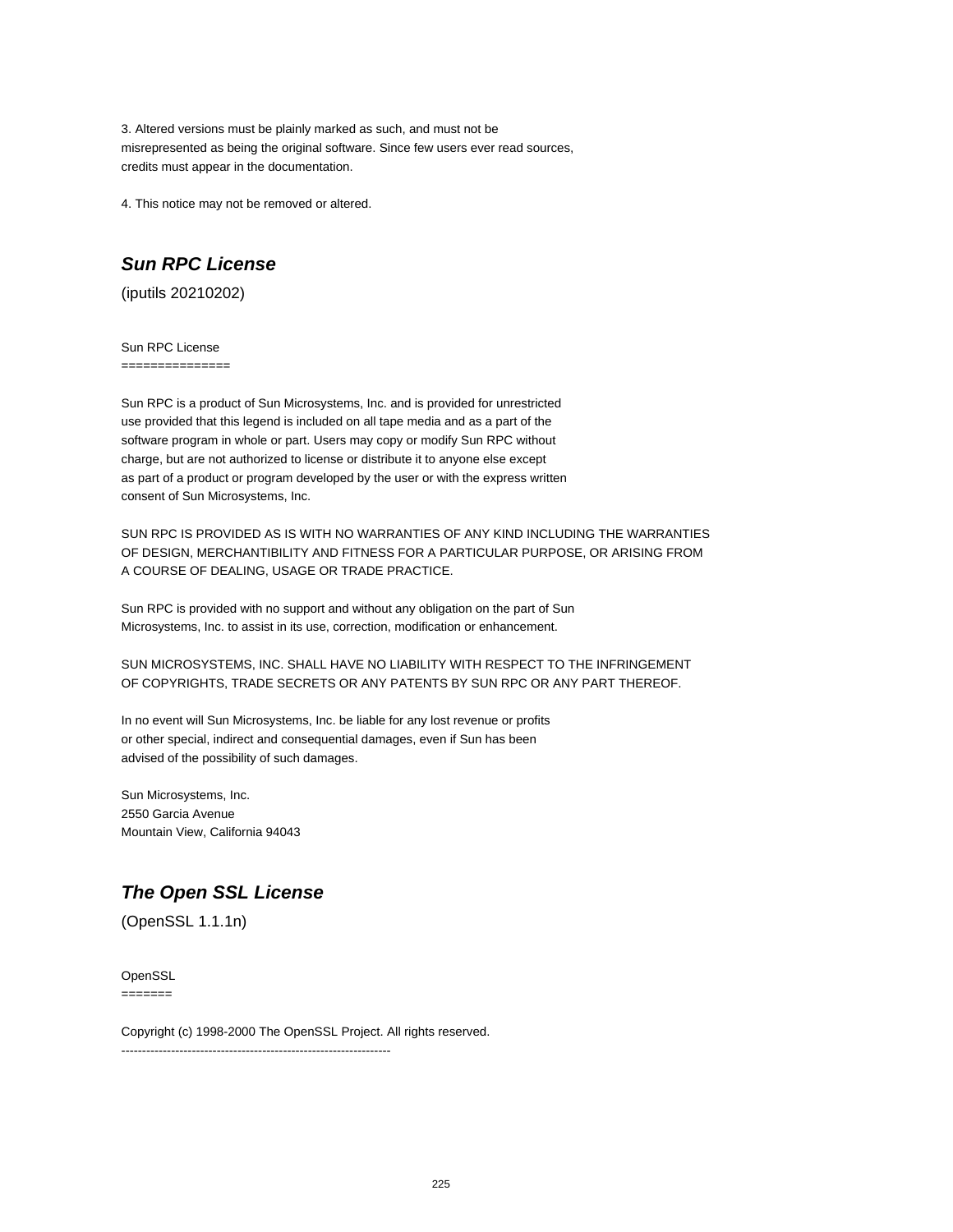3. Altered versions must be plainly marked as such, and must not be
misrepresented as being the original software. Since few users ever read sources,
credits must appear in the documentation.

4. This notice may not be removed or altered.

## ***Sun RPC License***

(iputils 20210202)

Sun RPC License
===============

Sun RPC is a product of Sun Microsystems, Inc. and is provided for unrestricted
use provided that this legend is included on all tape media and as a part of the
software program in whole or part. Users may copy or modify Sun RPC without
charge, but are not authorized to license or distribute it to anyone else except
as part of a product or program developed by the user or with the express written
consent of Sun Microsystems, Inc.

SUN RPC IS PROVIDED AS IS WITH NO WARRANTIES OF ANY KIND INCLUDING THE WARRANTIES
OF DESIGN, MERCHANTIBILITY AND FITNESS FOR A PARTICULAR PURPOSE, OR ARISING FROM
A COURSE OF DEALING, USAGE OR TRADE PRACTICE.

Sun RPC is provided with no support and without any obligation on the part of Sun
Microsystems, Inc. to assist in its use, correction, modification or enhancement.

SUN MICROSYSTEMS, INC. SHALL HAVE NO LIABILITY WITH RESPECT TO THE INFRINGEMENT
OF COPYRIGHTS, TRADE SECRETS OR ANY PATENTS BY SUN RPC OR ANY PART THEREOF.

In no event will Sun Microsystems, Inc. be liable for any lost revenue or profits
or other special, indirect and consequential damages, even if Sun has been
advised of the possibility of such damages.

Sun Microsystems, Inc.
2550 Garcia Avenue
Mountain View, California 94043

## ***The Open SSL License***

(OpenSSL 1.1.1n)

OpenSSL
=======

Copyright (c) 1998-2000 The OpenSSL Project. All rights reserved.
\---------------------------------------------------------------------------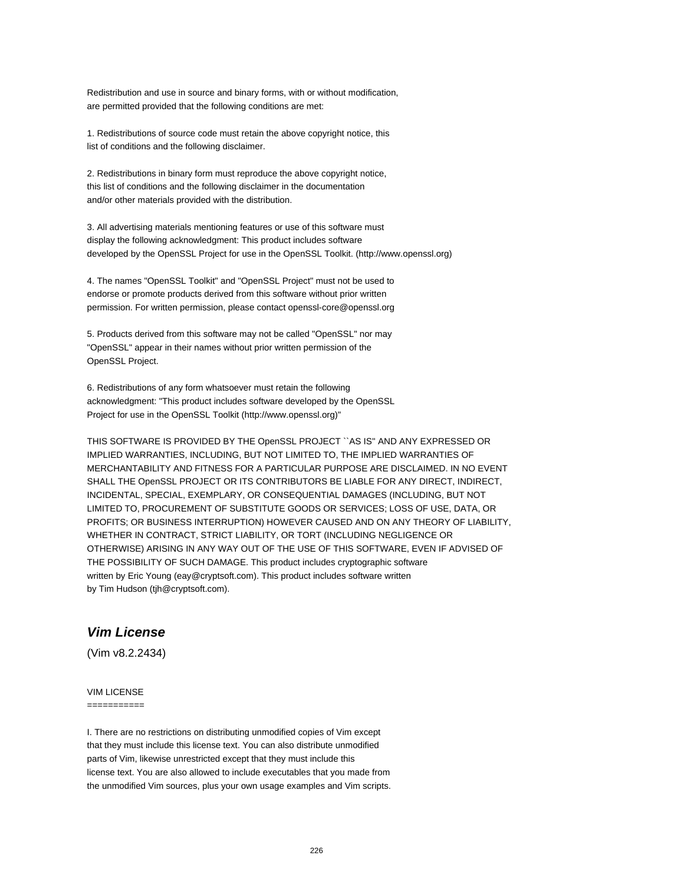Redistribution and use in source and binary forms, with or without modification,
are permitted provided that the following conditions are met:

1. Redistributions of source code must retain the above copyright notice, this
list of conditions and the following disclaimer.

2. Redistributions in binary form must reproduce the above copyright notice,
this list of conditions and the following disclaimer in the documentation
and/or other materials provided with the distribution.

3. All advertising materials mentioning features or use of this software must
display the following acknowledgment: This product includes software
developed by the OpenSSL Project for use in the OpenSSL Toolkit. (http://www.openssl.org)

4. The names "OpenSSL Toolkit" and "OpenSSL Project" must not be used to
endorse or promote products derived from this software without prior written
permission. For written permission, please contact openssl-core@openssl.org

5. Products derived from this software may not be called "OpenSSL" nor may
"OpenSSL" appear in their names without prior written permission of the
OpenSSL Project.

6. Redistributions of any form whatsoever must retain the following
acknowledgment: "This product includes software developed by the OpenSSL
Project for use in the OpenSSL Toolkit (http://www.openssl.org)"

THIS SOFTWARE IS PROVIDED BY THE OpenSSL PROJECT ``AS IS'' AND ANY EXPRESSED OR
IMPLIED WARRANTIES, INCLUDING, BUT NOT LIMITED TO, THE IMPLIED WARRANTIES OF
MERCHANTABILITY AND FITNESS FOR A PARTICULAR PURPOSE ARE DISCLAIMED. IN NO EVENT
SHALL THE OpenSSL PROJECT OR ITS CONTRIBUTORS BE LIABLE FOR ANY DIRECT, INDIRECT,
INCIDENTAL, SPECIAL, EXEMPLARY, OR CONSEQUENTIAL DAMAGES (INCLUDING, BUT NOT
LIMITED TO, PROCUREMENT OF SUBSTITUTE GOODS OR SERVICES; LOSS OF USE, DATA, OR
PROFITS; OR BUSINESS INTERRUPTION) HOWEVER CAUSED AND ON ANY THEORY OF LIABILITY,
WHETHER IN CONTRACT, STRICT LIABILITY, OR TORT (INCLUDING NEGLIGENCE OR
OTHERWISE) ARISING IN ANY WAY OUT OF THE USE OF THIS SOFTWARE, EVEN IF ADVISED OF
THE POSSIBILITY OF SUCH DAMAGE. This product includes cryptographic software
written by Eric Young (eay@cryptsoft.com). This product includes software written
by Tim Hudson (tjh@cryptsoft.com).

## *Vim License*

(Vim v8.2.2434)

VIM LICENSE
===========

I. There are no restrictions on distributing unmodified copies of Vim except
that they must include this license text. You can also distribute unmodified
parts of Vim, likewise unrestricted except that they must include this
license text. You are also allowed to include executables that you made from
the unmodified Vim sources, plus your own usage examples and Vim scripts.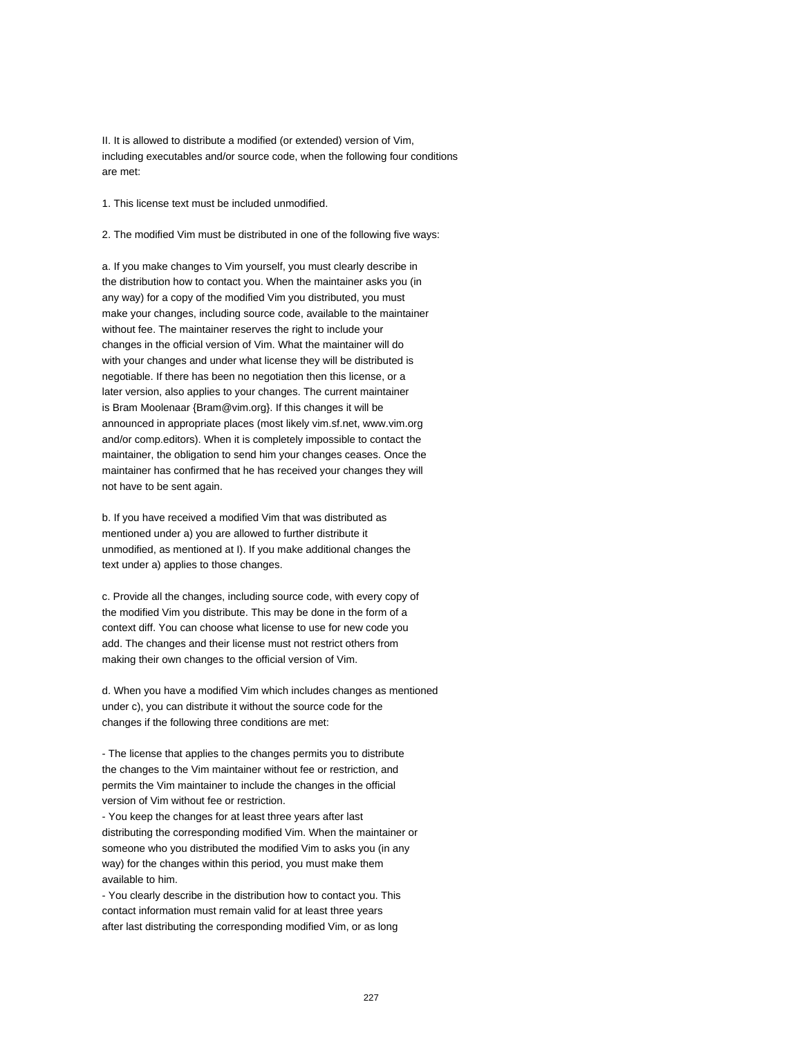II. It is allowed to distribute a modified (or extended) version of Vim, including executables and/or source code, when the following four conditions are met:

1. This license text must be included unmodified.

2. The modified Vim must be distributed in one of the following five ways:

a. If you make changes to Vim yourself, you must clearly describe in the distribution how to contact you. When the maintainer asks you (in any way) for a copy of the modified Vim you distributed, you must make your changes, including source code, available to the maintainer without fee. The maintainer reserves the right to include your changes in the official version of Vim. What the maintainer will do with your changes and under what license they will be distributed is negotiable. If there has been no negotiation then this license, or a later version, also applies to your changes. The current maintainer is Bram Moolenaar {Bram@vim.org}. If this changes it will be announced in appropriate places (most likely vim.sf.net, www.vim.org and/or comp.editors). When it is completely impossible to contact the maintainer, the obligation to send him your changes ceases. Once the maintainer has confirmed that he has received your changes they will not have to be sent again.

b. If you have received a modified Vim that was distributed as mentioned under a) you are allowed to further distribute it unmodified, as mentioned at I). If you make additional changes the text under a) applies to those changes.

c. Provide all the changes, including source code, with every copy of the modified Vim you distribute. This may be done in the form of a context diff. You can choose what license to use for new code you add. The changes and their license must not restrict others from making their own changes to the official version of Vim.

d. When you have a modified Vim which includes changes as mentioned under c), you can distribute it without the source code for the changes if the following three conditions are met:

- The license that applies to the changes permits you to distribute the changes to the Vim maintainer without fee or restriction, and permits the Vim maintainer to include the changes in the official version of Vim without fee or restriction.
- You keep the changes for at least three years after last distributing the corresponding modified Vim. When the maintainer or someone who you distributed the modified Vim to asks you (in any way) for the changes within this period, you must make them available to him.
- You clearly describe in the distribution how to contact you. This contact information must remain valid for at least three years after last distributing the corresponding modified Vim, or as long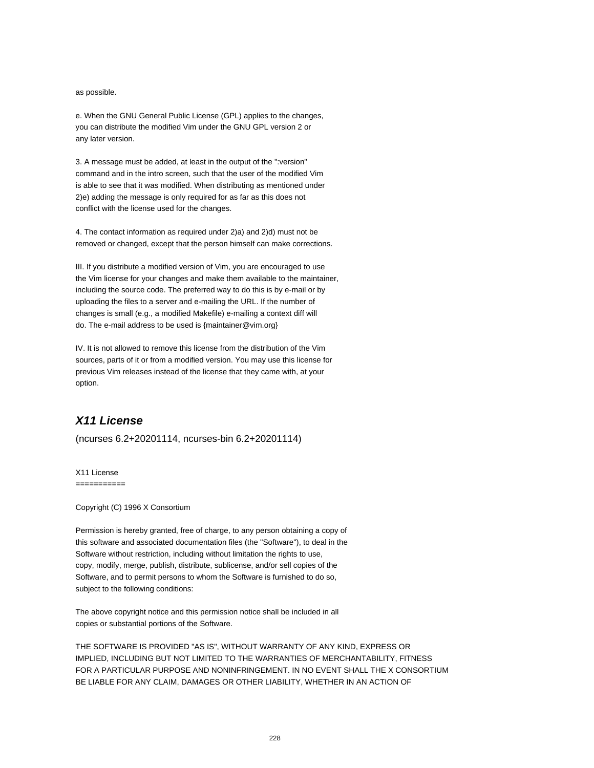as possible.

e. When the GNU General Public License (GPL) applies to the changes,
you can distribute the modified Vim under the GNU GPL version 2 or
any later version.

3. A message must be added, at least in the output of the ":version"
command and in the intro screen, such that the user of the modified Vim
is able to see that it was modified. When distributing as mentioned under
2)e) adding the message is only required for as far as this does not
conflict with the license used for the changes.

4. The contact information as required under 2)a) and 2)d) must not be
removed or changed, except that the person himself can make corrections.

III. If you distribute a modified version of Vim, you are encouraged to use
the Vim license for your changes and make them available to the maintainer,
including the source code. The preferred way to do this is by e-mail or by
uploading the files to a server and e-mailing the URL. If the number of
changes is small (e.g., a modified Makefile) e-mailing a context diff will
do. The e-mail address to be used is {maintainer@vim.org}

IV. It is not allowed to remove this license from the distribution of the Vim
sources, parts of it or from a modified version. You may use this license for
previous Vim releases instead of the license that they came with, at your
option.

## ***X11 License***

(ncurses 6.2+20201114, ncurses-bin 6.2+20201114)

X11 License
===========

Copyright (C) 1996 X Consortium

Permission is hereby granted, free of charge, to any person obtaining a copy of
this software and associated documentation files (the "Software"), to deal in the
Software without restriction, including without limitation the rights to use,
copy, modify, merge, publish, distribute, sublicense, and/or sell copies of the
Software, and to permit persons to whom the Software is furnished to do so,
subject to the following conditions:

The above copyright notice and this permission notice shall be included in all
copies or substantial portions of the Software.

THE SOFTWARE IS PROVIDED "AS IS", WITHOUT WARRANTY OF ANY KIND, EXPRESS OR
IMPLIED, INCLUDING BUT NOT LIMITED TO THE WARRANTIES OF MERCHANTABILITY, FITNESS
FOR A PARTICULAR PURPOSE AND NONINFRINGEMENT. IN NO EVENT SHALL THE X CONSORTIUM
BE LIABLE FOR ANY CLAIM, DAMAGES OR OTHER LIABILITY, WHETHER IN AN ACTION OF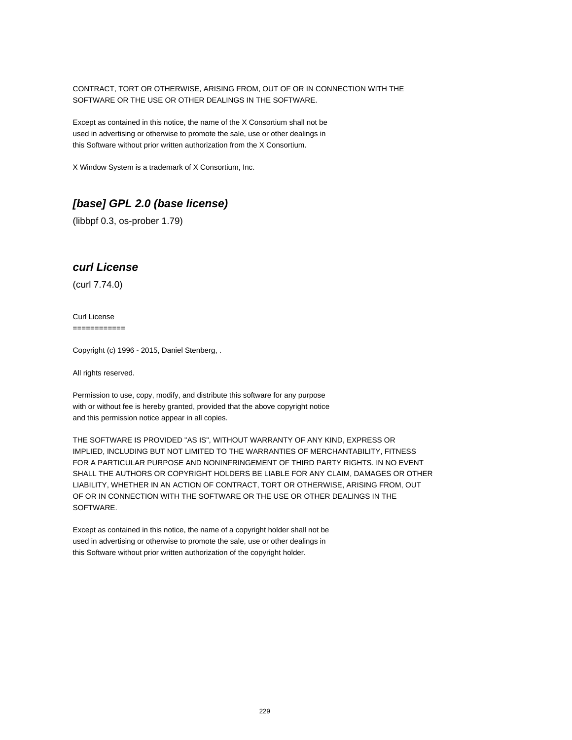CONTRACT, TORT OR OTHERWISE, ARISING FROM, OUT OF OR IN CONNECTION WITH THE
SOFTWARE OR THE USE OR OTHER DEALINGS IN THE SOFTWARE.

Except as contained in this notice, the name of the X Consortium shall not be
used in advertising or otherwise to promote the sale, use or other dealings in
this Software without prior written authorization from the X Consortium.

X Window System is a trademark of X Consortium, Inc.

## *[base] GPL 2.0 (base license)*

(libbpf 0.3, os-prober 1.79)

## *curl License*

(curl 7.74.0)

Curl License
============

Copyright (c) 1996 - 2015, Daniel Stenberg, .

All rights reserved.

Permission to use, copy, modify, and distribute this software for any purpose
with or without fee is hereby granted, provided that the above copyright notice
and this permission notice appear in all copies.

THE SOFTWARE IS PROVIDED "AS IS", WITHOUT WARRANTY OF ANY KIND, EXPRESS OR
IMPLIED, INCLUDING BUT NOT LIMITED TO THE WARRANTIES OF MERCHANTABILITY, FITNESS
FOR A PARTICULAR PURPOSE AND NONINFRINGEMENT OF THIRD PARTY RIGHTS. IN NO EVENT
SHALL THE AUTHORS OR COPYRIGHT HOLDERS BE LIABLE FOR ANY CLAIM, DAMAGES OR OTHER
LIABILITY, WHETHER IN AN ACTION OF CONTRACT, TORT OR OTHERWISE, ARISING FROM, OUT
OF OR IN CONNECTION WITH THE SOFTWARE OR THE USE OR OTHER DEALINGS IN THE
SOFTWARE.

Except as contained in this notice, the name of a copyright holder shall not be
used in advertising or otherwise to promote the sale, use or other dealings in
this Software without prior written authorization of the copyright holder.